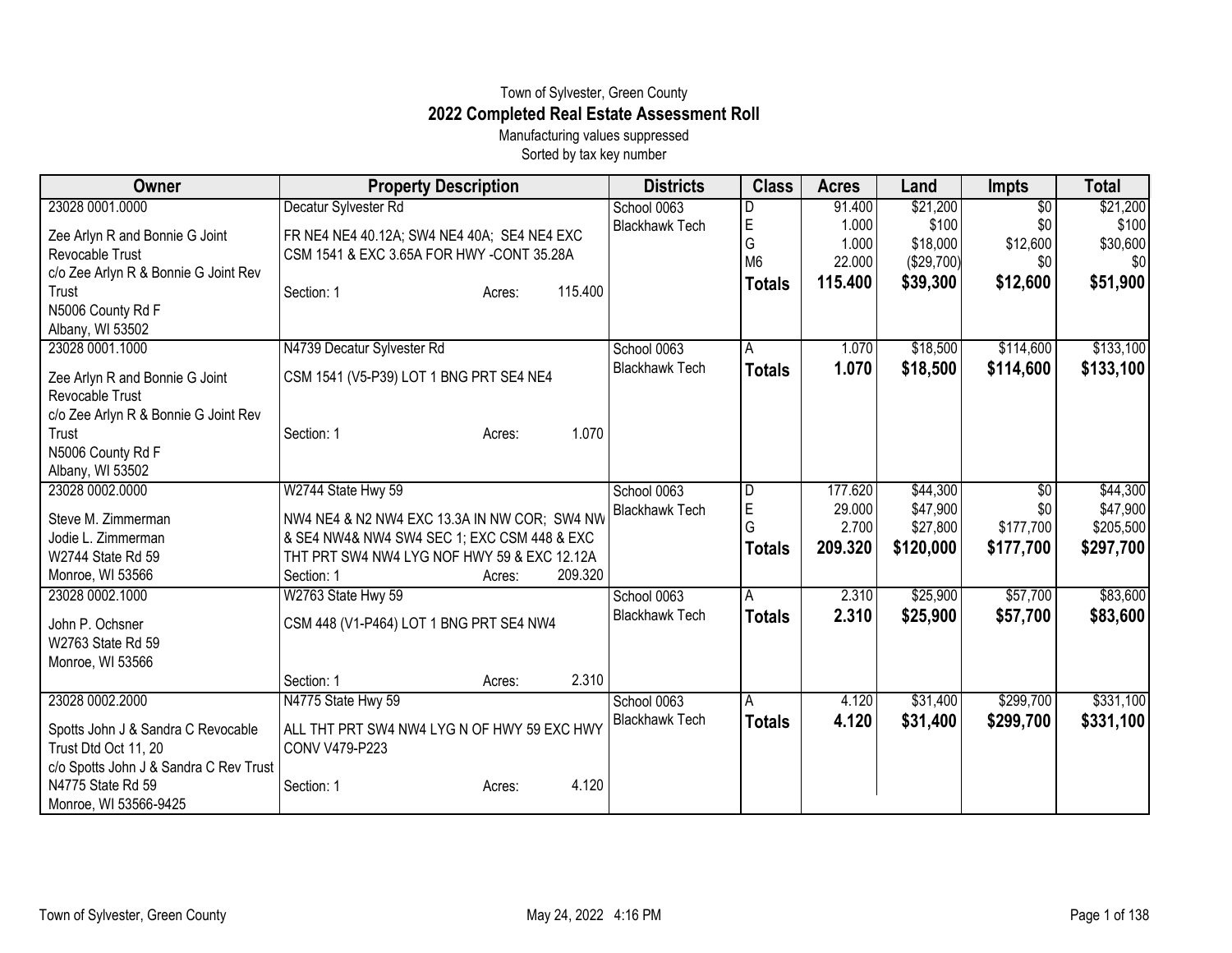Town of Sylvester, Green County

# 2022 Completed Real Estate Assessment Roll

Manufacturing values suppressed

Sorted by tax key number

| Owner | Property Description | Districts | Class | Acres | Land | Impts | Total |
|---|---|---|---|---|---|---|---|
| 23028 0001.0000 | Decatur Sylvester Rd | School 0063 | D | 91.400 | $21,200 | $0 | $21,200 |
| Zee Arlyn R and Bonnie G Joint Revocable Trust | FR NE4 NE4 40.12A; SW4 NE4 40A; SE4 NE4 EXC CSM 1541 & EXC 3.65A FOR HWY -CONT 35.28A | Blackhawk Tech | E | 1.000 | $100 | $0 | $100 |
| c/o Zee Arlyn R & Bonnie G Joint Rev Trust | | | G | 1.000 | $18,000 | $12,600 | $30,600 |
| N5006 County Rd F | Section: 1 Acres: 115.400 | | M6 | 22.000 | ($29,700) | $0 | $0 |
| Albany, WI 53502 | | | **Totals** | **115.400** | **$39,300** | **$12,600** | **$51,900** |
| 23028 0001.1000 | N4739 Decatur Sylvester Rd | School 0063 | A | 1.070 | $18,500 | $114,600 | $133,100 |
| Zee Arlyn R and Bonnie G Joint Revocable Trust | CSM 1541 (V5-P39) LOT 1 BNG PRT SE4 NE4 | Blackhawk Tech | **Totals** | **1.070** | **$18,500** | **$114,600** | **$133,100** |
| c/o Zee Arlyn R & Bonnie G Joint Rev Trust | Section: 1 Acres: 1.070 | | | | | | |
| N5006 County Rd F | | | | | | | |
| Albany, WI 53502 | | | | | | | |
| 23028 0002.0000 | W2744 State Hwy 59 | School 0063 | D | 177.620 | $44,300 | $0 | $44,300 |
| Steve M. Zimmerman | NW4 NE4 & N2 NW4 EXC 13.3A IN NW COR; SW4 NW & SE4 NW4& NW4 SW4 SEC 1; EXC CSM 448 & EXC THT PRT SW4 NW4 LYG NOF HWY 59 & EXC 12.12A | Blackhawk Tech | E | 29.000 | $47,900 | $0 | $47,900 |
| Jodie L. Zimmerman | | | G | 2.700 | $27,800 | $177,700 | $205,500 |
| W2744 State Rd 59 | | | **Totals** | **209.320** | **$120,000** | **$177,700** | **$297,700** |
| Monroe, WI 53566 | Section: 1 Acres: 209.320 | | | | | | |
| 23028 0002.1000 | W2763 State Hwy 59 | School 0063 | A | 2.310 | $25,900 | $57,700 | $83,600 |
| John P. Ochsner | CSM 448 (V1-P464) LOT 1 BNG PRT SE4 NW4 | Blackhawk Tech | **Totals** | **2.310** | **$25,900** | **$57,700** | **$83,600** |
| W2763 State Rd 59 | | | | | | | |
| Monroe, WI 53566 | Section: 1 Acres: 2.310 | | | | | | |
| 23028 0002.2000 | N4775 State Hwy 59 | School 0063 | A | 4.120 | $31,400 | $299,700 | $331,100 |
| Spotts John J & Sandra C Revocable Trust Dtd Oct 11, 20 | ALL THT PRT SW4 NW4 LYG N OF HWY 59 EXC HWY CONV V479-P223 | Blackhawk Tech | **Totals** | **4.120** | **$31,400** | **$299,700** | **$331,100** |
| c/o Spotts John J & Sandra C Rev Trust | | | | | | | |
| N4775 State Rd 59 | Section: 1 Acres: 4.120 | | | | | | |
| Monroe, WI 53566-9425 | | | | | | | |

Town of Sylvester, Green County May 24, 2022 4:16 PM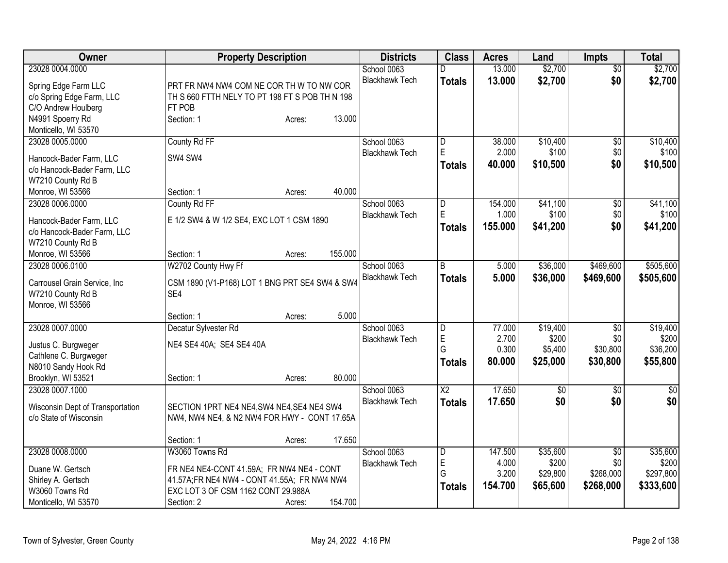| Owner | Property Description | Districts | Class | Acres | Land | Impts | Total |
|---|---|---|---|---|---|---|---|
| 23028 0004.0000<br><br>Spring Edge Farm LLC<br>c/o Spring Edge Farm, LLC<br>C/O Andrew Houlberg<br>N4991 Spoerry Rd<br>Monticello, WI 53570 | PRT FR NW4 NW4 COM NE COR TH W TO NW COR TH S 660 FTTH NELY TO PT 198 FT S POB TH N 198 FT POB<br>Section: 1 Acres: 13.000 | School 0063<br>Blackhawk Tech | D<br>**Totals** | 13.000<br>**13.000** | $2,700<br>**$2,700** | $0<br>**$0** | $2,700<br>**$2,700** |
| 23028 0005.0000<br><br>Hancock-Bader Farm, LLC<br>c/o Hancock-Bader Farm, LLC<br>W7210 County Rd B<br>Monroe, WI 53566 | County Rd FF<br>SW4 SW4<br>Section: 1 Acres: 40.000 | School 0063<br>Blackhawk Tech | D<br>E<br>**Totals** | 38.000<br>2.000<br>**40.000** | $10,400<br>$100<br>**$10,500** | $0<br>$0<br>**$0** | $10,400<br>$100<br>**$10,500** |
| 23028 0006.0000<br><br>Hancock-Bader Farm, LLC<br>c/o Hancock-Bader Farm, LLC<br>W7210 County Rd B<br>Monroe, WI 53566 | County Rd FF<br>E 1/2 SW4 & W 1/2 SE4, EXC LOT 1 CSM 1890<br>Section: 1 Acres: 155.000 | School 0063<br>Blackhawk Tech | D<br>E<br>**Totals** | 154.000<br>1.000<br>**155.000** | $41,100<br>$100<br>**$41,200** | $0<br>$0<br>**$0** | $41,100<br>$100<br>**$41,200** |
| 23028 0006.0100<br><br>Carrousel Grain Service, Inc<br>W7210 County Rd B<br>Monroe, WI 53566 | W2702 County Hwy Ff<br>CSM 1890 (V1-P168) LOT 1 BNG PRT SE4 SW4 & SW4 SE4<br>Section: 1 Acres: 5.000 | School 0063<br>Blackhawk Tech | B<br>**Totals** | 5.000<br>**5.000** | $36,000<br>**$36,000** | $469,600<br>**$469,600** | $505,600<br>**$505,600** |
| 23028 0007.0000<br><br>Justus C. Burgweger<br>Cathlene C. Burgweger<br>N8010 Sandy Hook Rd<br>Brooklyn, WI 53521 | Decatur Sylvester Rd<br>NE4 SE4 40A; SE4 SE4 40A<br>Section: 1 Acres: 80.000 | School 0063<br>Blackhawk Tech | D<br>E<br>G<br>**Totals** | 77.000<br>2.700<br>0.300<br>**80.000** | $19,400<br>$200<br>$5,400<br>**$25,000** | $0<br>$0<br>$30,800<br>**$30,800** | $19,400<br>$200<br>$36,200<br>**$55,800** |
| 23028 0007.1000<br><br>Wisconsin Dept of Transportation<br>c/o State of Wisconsin | SECTION 1PRT NE4 NE4,SW4 NE4,SE4 NE4 SW4 NW4, NW4 NE4, & N2 NW4 FOR HWY - CONT 17.65A<br>Section: 1 Acres: 17.650 | School 0063<br>Blackhawk Tech | X2<br>**Totals** | 17.650<br>**17.650** | $0<br>**$0** | $0<br>**$0** | $0<br>**$0** |
| 23028 0008.0000<br><br>Duane W. Gertsch<br>Shirley A. Gertsch<br>W3060 Towns Rd<br>Monticello, WI 53570 | W3060 Towns Rd<br>FR NE4 NE4-CONT 41.59A; FR NW4 NE4 - CONT 41.57A;FR NE4 NW4 - CONT 41.55A; FR NW4 NW4 EXC LOT 3 OF CSM 1162 CONT 29.988A<br>Section: 2 Acres: 154.700 | School 0063<br>Blackhawk Tech | D<br>E<br>G<br>**Totals** | 147.500<br>4.000<br>3.200<br>**154.700** | $35,600<br>$200<br>$29,800<br>**$65,600** | $0<br>$0<br>$268,000<br>**$268,000** | $35,600<br>$200<br>$297,800<br>**$333,600** |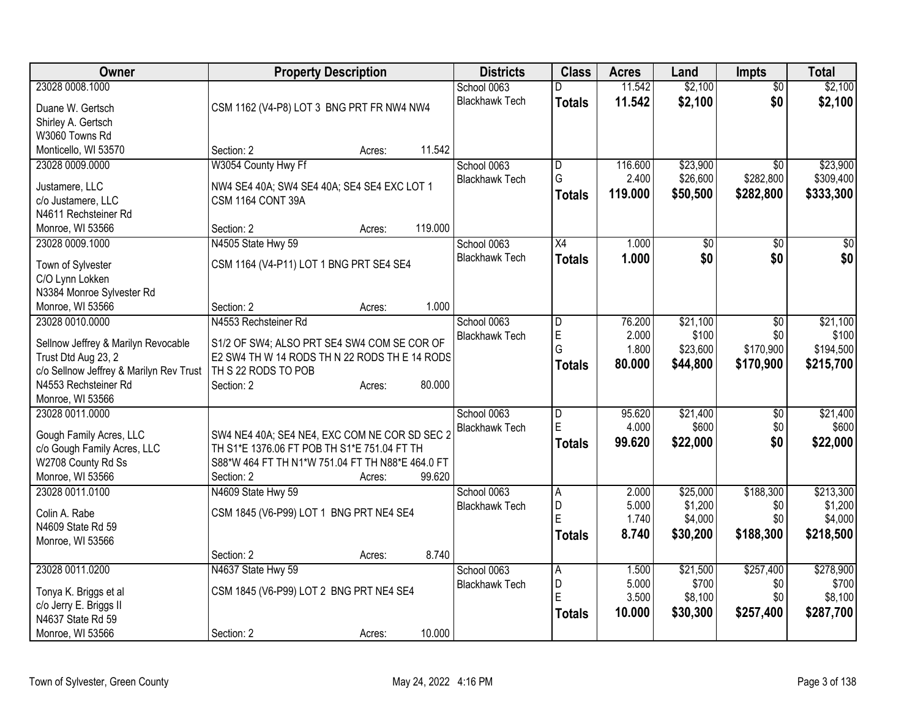| Owner | Property Description | Districts | Class | Acres | Land | Impts | Total |
|---|---|---|---|---|---|---|---|
| 23028 0008.1000<br>Duane W. Gertsch<br>Shirley A. Gertsch<br>W3060 Towns Rd<br>Monticello, WI 53570 | CSM 1162 (V4-P8) LOT 3 BNG PRT FR NW4 NW4<br>Section: 2 Acres: 11.542 | School 0063<br>Blackhawk Tech | D<br>**Totals** | 11.542<br>**11.542** | $2,100<br>**$2,100** | $0<br>**$0** | $2,100<br>**$2,100** |
| 23028 0009.0000<br>Justamere, LLC<br>c/o Justamere, LLC<br>N4611 Rechsteiner Rd<br>Monroe, WI 53566 | W3054 County Hwy Ff<br>NW4 SE4 40A; SW4 SE4 40A; SE4 SE4 EXC LOT 1 CSM 1164 CONT 39A<br>Section: 2 Acres: 119.000 | School 0063<br>Blackhawk Tech | D<br>G<br>**Totals** | 116.600<br>2.400<br>**119.000** | $23,900<br>$26,600<br>**$50,500** | $0<br>$282,800<br>**$282,800** | $23,900<br>$309,400<br>**$333,300** |
| 23028 0009.1000<br>Town of Sylvester<br>C/O Lynn Lokken<br>N3384 Monroe Sylvester Rd<br>Monroe, WI 53566 | N4505 State Hwy 59<br>CSM 1164 (V4-P11) LOT 1 BNG PRT SE4 SE4<br>Section: 2 Acres: 1.000 | School 0063<br>Blackhawk Tech | X4<br>**Totals** | 1.000<br>**1.000** | $0<br>**$0** | $0<br>**$0** | $0<br>**$0** |
| 23028 0010.0000<br>Sellnow Jeffrey & Marilyn Revocable Trust Dtd Aug 23, 2<br>c/o Sellnow Jeffrey & Marilyn Rev Trust<br>N4553 Rechsteiner Rd<br>Monroe, WI 53566 | N4553 Rechsteiner Rd<br>S1/2 OF SW4; ALSO PRT SE4 SW4 COM SE COR OF E2 SW4 TH W 14 RODS TH N 22 RODS TH E 14 RODS TH S 22 RODS TO POB<br>Section: 2 Acres: 80.000 | School 0063<br>Blackhawk Tech | D<br>E<br>G<br>**Totals** | 76.200<br>2.000<br>1.800<br>**80.000** | $21,100<br>$100<br>$23,600<br>**$44,800** | $0<br>$0<br>$170,900<br>**$170,900** | $21,100<br>$100<br>$194,500<br>**$215,700** |
| 23028 0011.0000<br>Gough Family Acres, LLC<br>c/o Gough Family Acres, LLC<br>W2708 County Rd Ss<br>Monroe, WI 53566 | SW4 NE4 40A; SE4 NE4, EXC COM NE COR SD SEC 2 TH S1*E 1376.06 FT POB TH S1*E 751.04 FT TH S88*W 464 FT TH N1*W 751.04 FT TH N88*E 464.0 FT<br>Section: 2 Acres: 99.620 | School 0063<br>Blackhawk Tech | D<br>E<br>**Totals** | 95.620<br>4.000<br>**99.620** | $21,400<br>$600<br>**$22,000** | $0<br>$0<br>**$0** | $21,400<br>$600<br>**$22,000** |
| 23028 0011.0100<br>Colin A. Rabe<br>N4609 State Rd 59<br>Monroe, WI 53566 | N4609 State Hwy 59<br>CSM 1845 (V6-P99) LOT 1 BNG PRT NE4 SE4<br>Section: 2 Acres: 8.740 | School 0063<br>Blackhawk Tech | A<br>D<br>E<br>**Totals** | 2.000<br>5.000<br>1.740<br>**8.740** | $25,000<br>$1,200<br>$4,000<br>**$30,200** | $188,300<br>$0<br>$0<br>**$188,300** | $213,300<br>$1,200<br>$4,000<br>**$218,500** |
| 23028 0011.0200<br>Tonya K. Briggs et al<br>c/o Jerry E. Briggs II<br>N4637 State Rd 59<br>Monroe, WI 53566 | N4637 State Hwy 59<br>CSM 1845 (V6-P99) LOT 2 BNG PRT NE4 SE4<br>Section: 2 Acres: 10.000 | School 0063<br>Blackhawk Tech | A<br>D<br>E<br>**Totals** | 1.500<br>5.000<br>3.500<br>**10.000** | $21,500<br>$700<br>$8,100<br>**$30,300** | $257,400<br>$0<br>$0<br>**$257,400** | $278,900<br>$700<br>$8,100<br>**$287,700** |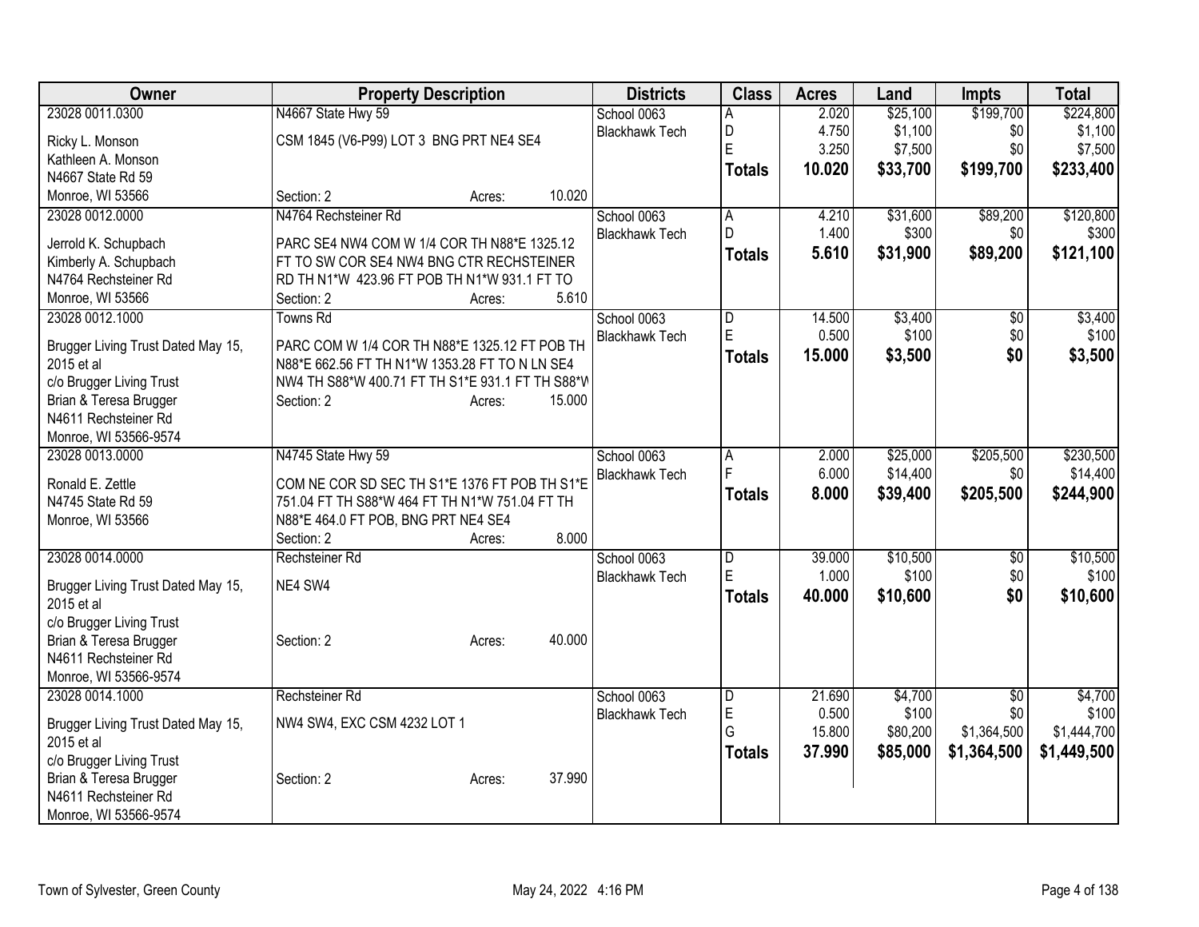| Owner | Property Description | Districts | Class | Acres | Land | Impts | Total |
|---|---|---|---|---|---|---|---|
| 23028 0011.0300<br>Ricky L. Monson<br>Kathleen A. Monson<br>N4667 State Rd 59<br>Monroe, WI 53566 | N4667 State Hwy 59<br>CSM 1845 (V6-P99) LOT 3 BNG PRT NE4 SE4<br>Section: 2 Acres: 10.020 | School 0063<br>Blackhawk Tech | A<br>D<br>E<br>**Totals** | 2.020<br>4.750<br>3.250<br>**10.020** | $25,100<br>$1,100<br>$7,500<br>**$33,700** | $199,700<br>$0<br>$0<br>**$199,700** | $224,800<br>$1,100<br>$7,500<br>**$233,400** |
| 23028 0012.0000<br>Jerrold K. Schupbach<br>Kimberly A. Schupbach<br>N4764 Rechsteiner Rd<br>Monroe, WI 53566 | N4764 Rechsteiner Rd<br>PARC SE4 NW4 COM W 1/4 COR TH N88*E 1325.12 FT TO SW COR SE4 NW4 BNG CTR RECHSTEINER RD TH N1*W 423.96 FT POB TH N1*W 931.1 FT TO<br>Section: 2 Acres: 5.610 | School 0063<br>Blackhawk Tech | A<br>D<br>**Totals** | 4.210<br>1.400<br>**5.610** | $31,600<br>$300<br>**$31,900** | $89,200<br>$0<br>**$89,200** | $120,800<br>$300<br>**$121,100** |
| 23028 0012.1000<br>Brugger Living Trust Dated May 15, 2015 et al<br>c/o Brugger Living Trust<br>Brian & Teresa Brugger<br>N4611 Rechsteiner Rd<br>Monroe, WI 53566-9574 | Towns Rd<br>PARC COM W 1/4 COR TH N88*E 1325.12 FT POB TH N88*E 662.56 FT TH N1*W 1353.28 FT TO N LN SE4 NW4 TH S88*W 400.71 FT TH S1*E 931.1 FT TH S88*W<br>Section: 2 Acres: 15.000 | School 0063<br>Blackhawk Tech | D<br>E<br>**Totals** | 14.500<br>0.500<br>**15.000** | $3,400<br>$100<br>**$3,500** | $0<br>$0<br>**$0** | $3,400<br>$100<br>**$3,500** |
| 23028 0013.0000<br>Ronald E. Zettle<br>N4745 State Rd 59<br>Monroe, WI 53566 | N4745 State Hwy 59<br>COM NE COR SD SEC TH S1*E 1376 FT POB TH S1*E 751.04 FT TH S88*W 464 FT TH N1*W 751.04 FT TH N88*E 464.0 FT POB, BNG PRT NE4 SE4<br>Section: 2 Acres: 8.000 | School 0063<br>Blackhawk Tech | A<br>F<br>**Totals** | 2.000<br>6.000<br>**8.000** | $25,000<br>$14,400<br>**$39,400** | $205,500<br>$0<br>**$205,500** | $230,500<br>$14,400<br>**$244,900** |
| 23028 0014.0000<br>Brugger Living Trust Dated May 15, 2015 et al<br>c/o Brugger Living Trust<br>Brian & Teresa Brugger<br>N4611 Rechsteiner Rd<br>Monroe, WI 53566-9574 | Rechsteiner Rd<br>NE4 SW4<br>Section: 2 Acres: 40.000 | School 0063<br>Blackhawk Tech | D<br>E<br>**Totals** | 39.000<br>1.000<br>**40.000** | $10,500<br>$100<br>**$10,600** | $0<br>$0<br>**$0** | $10,500<br>$100<br>**$10,600** |
| 23028 0014.1000<br>Brugger Living Trust Dated May 15, 2015 et al<br>c/o Brugger Living Trust<br>Brian & Teresa Brugger<br>N4611 Rechsteiner Rd<br>Monroe, WI 53566-9574 | Rechsteiner Rd<br>NW4 SW4, EXC CSM 4232 LOT 1<br>Section: 2 Acres: 37.990 | School 0063<br>Blackhawk Tech | D<br>E<br>G<br>**Totals** | 21.690<br>0.500<br>15.800<br>**37.990** | $4,700<br>$100<br>$80,200<br>**$85,000** | $0<br>$0<br>$1,364,500<br>**$1,364,500** | $4,700<br>$100<br>$1,444,700<br>**$1,449,500** |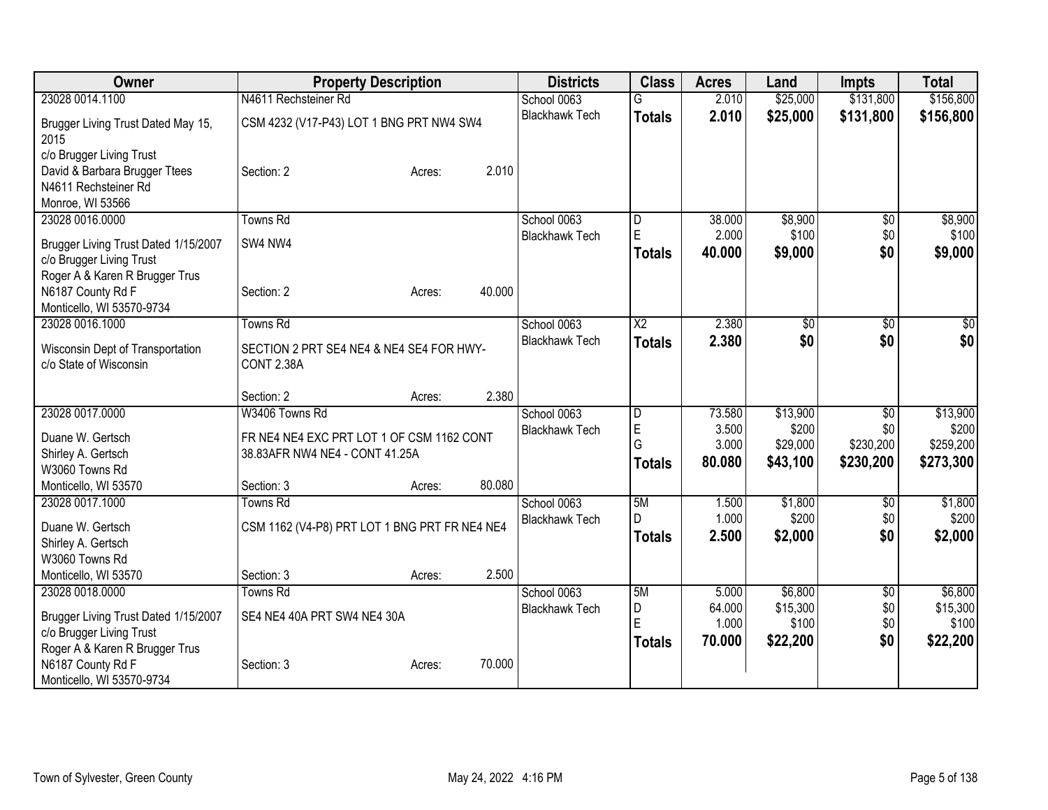| Owner | Property Description | Districts | Class | Acres | Land | Impts | Total |
|---|---|---|---|---|---|---|---|
| 23028 0014.1100 | N4611 Rechsteiner Rd | School 0063 | G | 2.010 | $25,000 | $131,800 | $156,800 |
| Brugger Living Trust Dated May 15, 2015 | CSM 4232 (V17-P43) LOT 1 BNG PRT NW4 SW4 | Blackhawk Tech | **Totals** | **2.010** | **$25,000** | **$131,800** | **$156,800** |
| c/o Brugger Living Trust | | | | | | | |
| David & Barbara Brugger Ttees | Section: 2 Acres: 2.010 | | | | | | |
| N4611 Rechsteiner Rd | | | | | | | |
| Monroe, WI 53566 | | | | | | | |
| 23028 0016.0000 | Towns Rd | School 0063 | D | 38.000 | $8,900 | $0 | $8,900 |
| Brugger Living Trust Dated 1/15/2007 | SW4 NW4 | Blackhawk Tech | E | 2.000 | $100 | $0 | $100 |
| c/o Brugger Living Trust | | | **Totals** | **40.000** | **$9,000** | **$0** | **$9,000** |
| Roger A & Karen R Brugger Trus | | | | | | | |
| N6187 County Rd F | Section: 2 Acres: 40.000 | | | | | | |
| Monticello, WI 53570-9734 | | | | | | | |
| 23028 0016.1000 | Towns Rd | School 0063 | X2 | 2.380 | $0 | $0 | $0 |
| Wisconsin Dept of Transportation | SECTION 2 PRT SE4 NE4 & NE4 SE4 FOR HWY-CONT 2.38A | Blackhawk Tech | **Totals** | **2.380** | **$0** | **$0** | **$0** |
| c/o State of Wisconsin | | | | | | | |
| | Section: 2 Acres: 2.380 | | | | | | |
| 23028 0017.0000 | W3406 Towns Rd | School 0063 | D | 73.580 | $13,900 | $0 | $13,900 |
| Duane W. Gertsch | FR NE4 NE4 EXC PRT LOT 1 OF CSM 1162 CONT 38.83AFR NW4 NE4 - CONT 41.25A | Blackhawk Tech | E | 3.500 | $200 | $0 | $200 |
| Shirley A. Gertsch | | | G | 3.000 | $29,000 | $230,200 | $259,200 |
| W3060 Towns Rd | | | **Totals** | **80.080** | **$43,100** | **$230,200** | **$273,300** |
| Monticello, WI 53570 | Section: 3 Acres: 80.080 | | | | | | |
| 23028 0017.1000 | Towns Rd | School 0063 | 5M | 1.500 | $1,800 | $0 | $1,800 |
| Duane W. Gertsch | CSM 1162 (V4-P8) PRT LOT 1 BNG PRT FR NE4 NE4 | Blackhawk Tech | D | 1.000 | $200 | $0 | $200 |
| Shirley A. Gertsch | | | **Totals** | **2.500** | **$2,000** | **$0** | **$2,000** |
| W3060 Towns Rd | | | | | | | |
| Monticello, WI 53570 | Section: 3 Acres: 2.500 | | | | | | |
| 23028 0018.0000 | Towns Rd | School 0063 | 5M | 5.000 | $6,800 | $0 | $6,800 |
| Brugger Living Trust Dated 1/15/2007 | SE4 NE4 40A PRT SW4 NE4 30A | Blackhawk Tech | D | 64.000 | $15,300 | $0 | $15,300 |
| c/o Brugger Living Trust | | | E | 1.000 | $100 | $0 | $100 |
| Roger A & Karen R Brugger Trus | | | **Totals** | **70.000** | **$22,200** | **$0** | **$22,200** |
| N6187 County Rd F | Section: 3 Acres: 70.000 | | | | | | |
| Monticello, WI 53570-9734 | | | | | | | |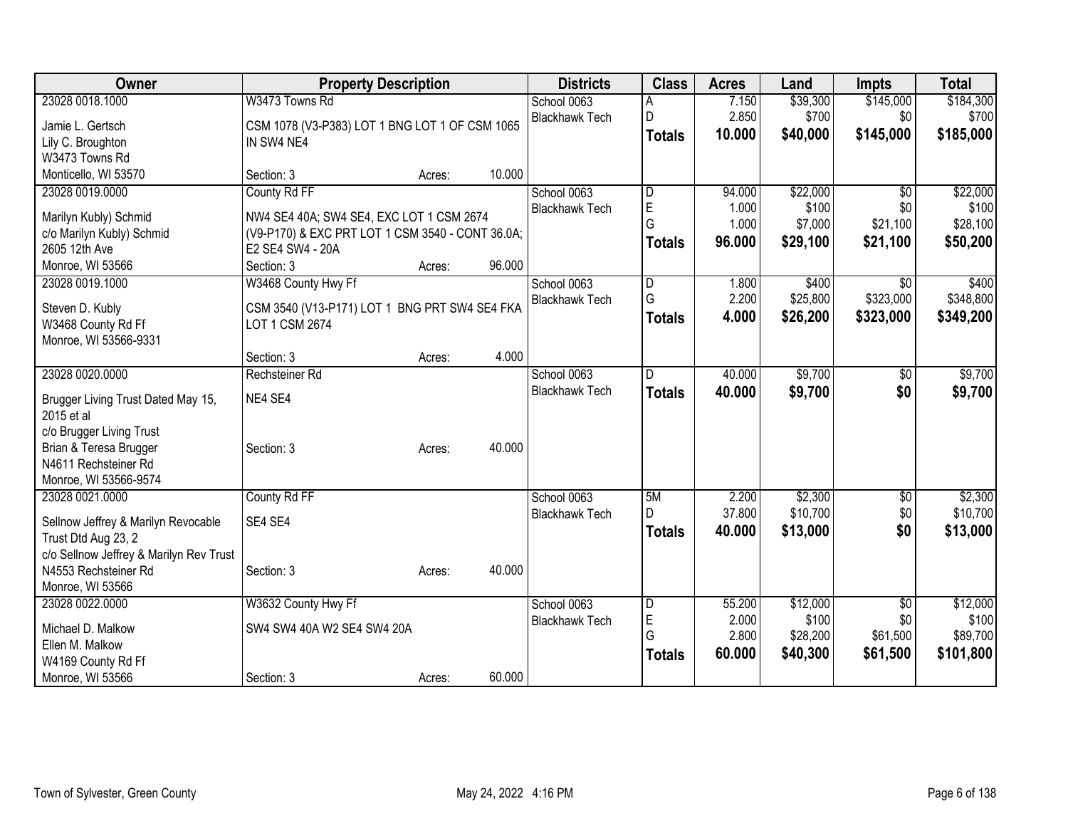| Owner | Property Description | Districts | Class | Acres | Land | Impts | Total |
|---|---|---|---|---|---|---|---|
| 23028 0018.1000<br>Jamie L. Gertsch<br>Lily C. Broughton<br>W3473 Towns Rd<br>Monticello, WI 53570 | W3473 Towns Rd<br>CSM 1078 (V3-P383) LOT 1 BNG LOT 1 OF CSM 1065 IN SW4 NE4<br>Section: 3 Acres: 10.000 | School 0063<br>Blackhawk Tech | A<br>D<br>**Totals** | 7.150<br>2.850<br>**10.000** | $39,300<br>$700<br>**$40,000** | $145,000<br>$0<br>**$145,000** | $184,300<br>$700<br>**$185,000** |
| 23028 0019.0000<br>Marilyn Kubly) Schmid<br>c/o Marilyn Kubly) Schmid<br>2605 12th Ave<br>Monroe, WI 53566 | County Rd FF<br>NW4 SE4 40A; SW4 SE4, EXC LOT 1 CSM 2674 (V9-P170) & EXC PRT LOT 1 CSM 3540 - CONT 36.0A; E2 SE4 SW4 - 20A<br>Section: 3 Acres: 96.000 | School 0063<br>Blackhawk Tech | D<br>E<br>G<br>**Totals** | 94.000<br>1.000<br>1.000<br>**96.000** | $22,000<br>$100<br>$7,000<br>**$29,100** | $0<br>$0<br>$21,100<br>**$21,100** | $22,000<br>$100<br>$28,100<br>**$50,200** |
| 23028 0019.1000<br>Steven D. Kubly<br>W3468 County Rd Ff<br>Monroe, WI 53566-9331 | W3468 County Hwy Ff<br>CSM 3540 (V13-P171) LOT 1 BNG PRT SW4 SE4 FKA LOT 1 CSM 2674<br>Section: 3 Acres: 4.000 | School 0063<br>Blackhawk Tech | D<br>G<br>**Totals** | 1.800<br>2.200<br>**4.000** | $400<br>$25,800<br>**$26,200** | $0<br>$323,000<br>**$323,000** | $400<br>$348,800<br>**$349,200** |
| 23028 0020.0000<br>Brugger Living Trust Dated May 15, 2015 et al<br>c/o Brugger Living Trust<br>Brian & Teresa Brugger<br>N4611 Rechsteiner Rd<br>Monroe, WI 53566-9574 | Rechsteiner Rd<br>NE4 SE4<br>Section: 3 Acres: 40.000 | School 0063<br>Blackhawk Tech | D<br>**Totals** | 40.000<br>**40.000** | $9,700<br>**$9,700** | $0<br>**$0** | $9,700<br>**$9,700** |
| 23028 0021.0000<br>Sellnow Jeffrey & Marilyn Revocable Trust Dtd Aug 23, 2<br>c/o Sellnow Jeffrey & Marilyn Rev Trust<br>N4553 Rechsteiner Rd<br>Monroe, WI 53566 | County Rd FF<br>SE4 SE4<br>Section: 3 Acres: 40.000 | School 0063<br>Blackhawk Tech | 5M<br>D<br>**Totals** | 2.200<br>37.800<br>**40.000** | $2,300<br>$10,700<br>**$13,000** | $0<br>$0<br>**$0** | $2,300<br>$10,700<br>**$13,000** |
| 23028 0022.0000<br>Michael D. Malkow<br>Ellen M. Malkow<br>W4169 County Rd Ff<br>Monroe, WI 53566 | W3632 County Hwy Ff<br>SW4 SW4 40A W2 SE4 SW4 20A<br>Section: 3 Acres: 60.000 | School 0063<br>Blackhawk Tech | D<br>E<br>G<br>**Totals** | 55.200<br>2.000<br>2.800<br>**60.000** | $12,000<br>$100<br>$28,200<br>**$40,300** | $0<br>$0<br>$61,500<br>**$61,500** | $12,000<br>$100<br>$89,700<br>**$101,800** |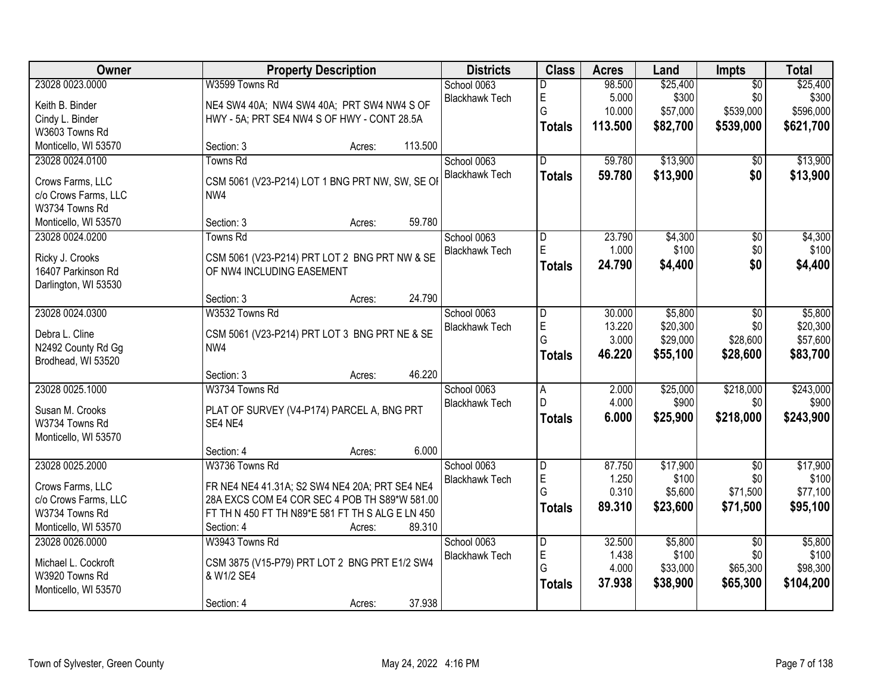| Owner | Property Description | Districts | Class | Acres | Land | Impts | Total |
|---|---|---|---|---|---|---|---|
| 23028 0023.0000<br>Keith B. Binder<br>Cindy L. Binder<br>W3603 Towns Rd<br>Monticello, WI 53570 | W3599 Towns Rd<br>NE4 SW4 40A; NW4 SW4 40A; PRT SW4 NW4 S OF HWY - 5A; PRT SE4 NW4 S OF HWY - CONT 28.5A<br>Section: 3 Acres: 113.500 | School 0063<br>Blackhawk Tech | D<br>E<br>G<br>**Totals** | 98.500<br>5.000<br>10.000<br>**113.500** | $25,400<br>$300<br>$57,000<br>**$82,700** | $0<br>$0<br>$539,000<br>**$539,000** | $25,400<br>$300<br>$596,000<br>**$621,700** |
| 23028 0024.0100<br>Crows Farms, LLC<br>c/o Crows Farms, LLC<br>W3734 Towns Rd<br>Monticello, WI 53570 | Towns Rd<br>CSM 5061 (V23-P214) LOT 1 BNG PRT NW, SW, SE OF NW4<br>Section: 3 Acres: 59.780 | School 0063<br>Blackhawk Tech | D<br>**Totals** | 59.780<br>**59.780** | $13,900<br>**$13,900** | $0<br>**$0** | $13,900<br>**$13,900** |
| 23028 0024.0200<br>Ricky J. Crooks<br>16407 Parkinson Rd<br>Darlington, WI 53530 | Towns Rd<br>CSM 5061 (V23-P214) PRT LOT 2 BNG PRT NW & SE OF NW4 INCLUDING EASEMENT<br>Section: 3 Acres: 24.790 | School 0063<br>Blackhawk Tech | D<br>E<br>**Totals** | 23.790<br>1.000<br>**24.790** | $4,300<br>$100<br>**$4,400** | $0<br>$0<br>**$0** | $4,300<br>$100<br>**$4,400** |
| 23028 0024.0300<br>Debra L. Cline<br>N2492 County Rd Gg<br>Brodhead, WI 53520 | W3532 Towns Rd<br>CSM 5061 (V23-P214) PRT LOT 3 BNG PRT NE & SE NW4<br>Section: 3 Acres: 46.220 | School 0063<br>Blackhawk Tech | D<br>E<br>G<br>**Totals** | 30.000<br>13.220<br>3.000<br>**46.220** | $5,800<br>$20,300<br>$29,000<br>**$55,100** | $0<br>$0<br>$28,600<br>**$28,600** | $5,800<br>$20,300<br>$57,600<br>**$83,700** |
| 23028 0025.1000<br>Susan M. Crooks<br>W3734 Towns Rd<br>Monticello, WI 53570 | W3734 Towns Rd<br>PLAT OF SURVEY (V4-P174) PARCEL A, BNG PRT SE4 NE4<br>Section: 4 Acres: 6.000 | School 0063<br>Blackhawk Tech | A<br>D<br>**Totals** | 2.000<br>4.000<br>**6.000** | $25,000<br>$900<br>**$25,900** | $218,000<br>$0<br>**$218,000** | $243,000<br>$900<br>**$243,900** |
| 23028 0025.2000<br>Crows Farms, LLC<br>c/o Crows Farms, LLC<br>W3734 Towns Rd<br>Monticello, WI 53570 | W3736 Towns Rd<br>FR NE4 NE4 41.31A; S2 SW4 NE4 20A; PRT SE4 NE4 28A EXCS COM E4 COR SEC 4 POB TH S89*W 581.00 FT TH N 450 FT TH N89*E 581 FT TH S ALG E LN 450<br>Section: 4 Acres: 89.310 | School 0063<br>Blackhawk Tech | D<br>E<br>G<br>**Totals** | 87.750<br>1.250<br>0.310<br>**89.310** | $17,900<br>$100<br>$5,600<br>**$23,600** | $0<br>$0<br>$71,500<br>**$71,500** | $17,900<br>$100<br>$77,100<br>**$95,100** |
| 23028 0026.0000<br>Michael L. Cockroft<br>W3920 Towns Rd<br>Monticello, WI 53570 | W3943 Towns Rd<br>CSM 3875 (V15-P79) PRT LOT 2 BNG PRT E1/2 SW4 & W1/2 SE4<br>Section: 4 Acres: 37.938 | School 0063<br>Blackhawk Tech | D<br>E<br>G<br>**Totals** | 32.500<br>1.438<br>4.000<br>**37.938** | $5,800<br>$100<br>$33,000<br>**$38,900** | $0<br>$0<br>$65,300<br>**$65,300** | $5,800<br>$100<br>$98,300<br>**$104,200** |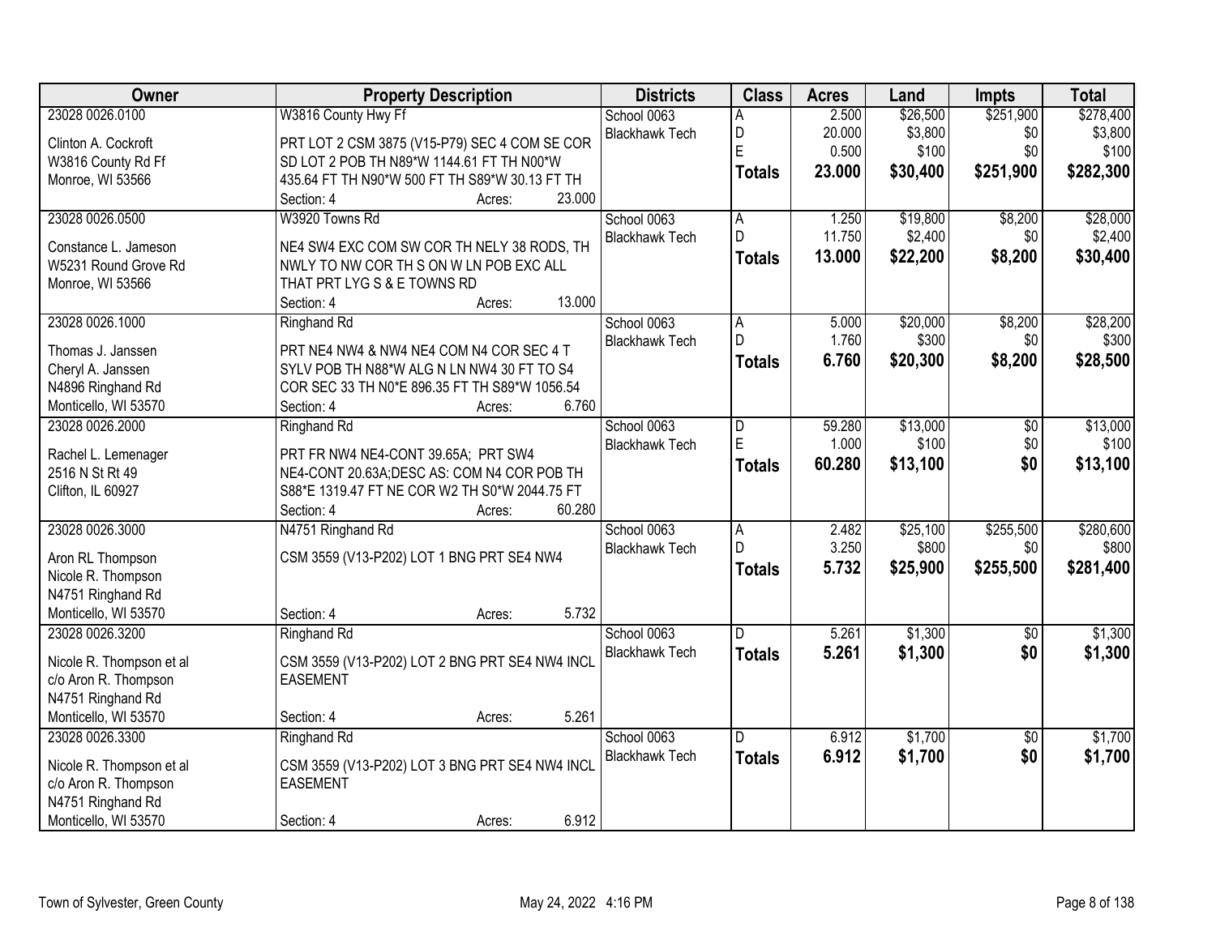| Owner | Property Description | Districts | Class | Acres | Land | Impts | Total |
|---|---|---|---|---|---|---|---|
| 23028 0026.0100<br><br>Clinton A. Cockroft<br>W3816 County Rd Ff<br>Monroe, WI 53566 | W3816 County Hwy Ff<br><br>PRT LOT 2 CSM 3875 (V15-P79) SEC 4 COM SE COR SD LOT 2 POB TH N89*W 1144.61 FT TH N00*W 435.64 FT TH N90*W 500 FT TH S89*W 30.13 FT TH<br>Section: 4 Acres: 23.000 | School 0063<br>Blackhawk Tech | A<br>D<br>E<br>**Totals** | 2.500<br>20.000<br>0.500<br>**23.000** | $26,500<br>$3,800<br>$100<br>**$30,400** | $251,900<br>$0<br>$0<br>**$251,900** | $278,400<br>$3,800<br>$100<br>**$282,300** |
| 23028 0026.0500<br><br>Constance L. Jameson<br>W5231 Round Grove Rd<br>Monroe, WI 53566 | W3920 Towns Rd<br><br>NE4 SW4 EXC COM SW COR TH NELY 38 RODS, TH NWLY TO NW COR TH S ON W LN POB EXC ALL THAT PRT LYG S & E TOWNS RD<br>Section: 4 Acres: 13.000 | School 0063<br>Blackhawk Tech | A<br>D<br>**Totals** | 1.250<br>11.750<br>**13.000** | $19,800<br>$2,400<br>**$22,200** | $8,200<br>$0<br>**$8,200** | $28,000<br>$2,400<br>**$30,400** |
| 23028 0026.1000<br><br>Thomas J. Janssen<br>Cheryl A. Janssen<br>N4896 Ringhand Rd<br>Monticello, WI 53570 | Ringhand Rd<br><br>PRT NE4 NW4 & NW4 NE4 COM N4 COR SEC 4 T SYLV POB TH N88*W ALG N LN NW4 30 FT TO S4 COR SEC 33 TH N0*E 896.35 FT TH S89*W 1056.54<br>Section: 4 Acres: 6.760 | School 0063<br>Blackhawk Tech | A<br>D<br>**Totals** | 5.000<br>1.760<br>**6.760** | $20,000<br>$300<br>**$20,300** | $8,200<br>$0<br>**$8,200** | $28,200<br>$300<br>**$28,500** |
| 23028 0026.2000<br><br>Rachel L. Lemenager<br>2516 N St Rt 49<br>Clifton, IL 60927 | Ringhand Rd<br><br>PRT FR NW4 NE4-CONT 39.65A; PRT SW4 NE4-CONT 20.63A;DESC AS: COM N4 COR POB TH S88*E 1319.47 FT NE COR W2 TH S0*W 2044.75 FT<br>Section: 4 Acres: 60.280 | School 0063<br>Blackhawk Tech | D<br>E<br>**Totals** | 59.280<br>1.000<br>**60.280** | $13,000<br>$100<br>**$13,100** | $0<br>$0<br>**$0** | $13,000<br>$100<br>**$13,100** |
| 23028 0026.3000<br><br>Aron RL Thompson<br>Nicole R. Thompson<br>N4751 Ringhand Rd<br>Monticello, WI 53570 | N4751 Ringhand Rd<br><br>CSM 3559 (V13-P202) LOT 1 BNG PRT SE4 NW4<br><br>Section: 4 Acres: 5.732 | School 0063<br>Blackhawk Tech | A<br>D<br>**Totals** | 2.482<br>3.250<br>**5.732** | $25,100<br>$800<br>**$25,900** | $255,500<br>$0<br>**$255,500** | $280,600<br>$800<br>**$281,400** |
| 23028 0026.3200<br><br>Nicole R. Thompson et al<br>c/o Aron R. Thompson<br>N4751 Ringhand Rd<br>Monticello, WI 53570 | Ringhand Rd<br><br>CSM 3559 (V13-P202) LOT 2 BNG PRT SE4 NW4 INCL EASEMENT<br><br>Section: 4 Acres: 5.261 | School 0063<br>Blackhawk Tech | D<br>**Totals** | 5.261<br>**5.261** | $1,300<br>**$1,300** | $0<br>**$0** | $1,300<br>**$1,300** |
| 23028 0026.3300<br><br>Nicole R. Thompson et al<br>c/o Aron R. Thompson<br>N4751 Ringhand Rd<br>Monticello, WI 53570 | Ringhand Rd<br><br>CSM 3559 (V13-P202) LOT 3 BNG PRT SE4 NW4 INCL EASEMENT<br><br>Section: 4 Acres: 6.912 | School 0063<br>Blackhawk Tech | D<br>**Totals** | 6.912<br>**6.912** | $1,700<br>**$1,700** | $0<br>**$0** | $1,700<br>**$1,700** |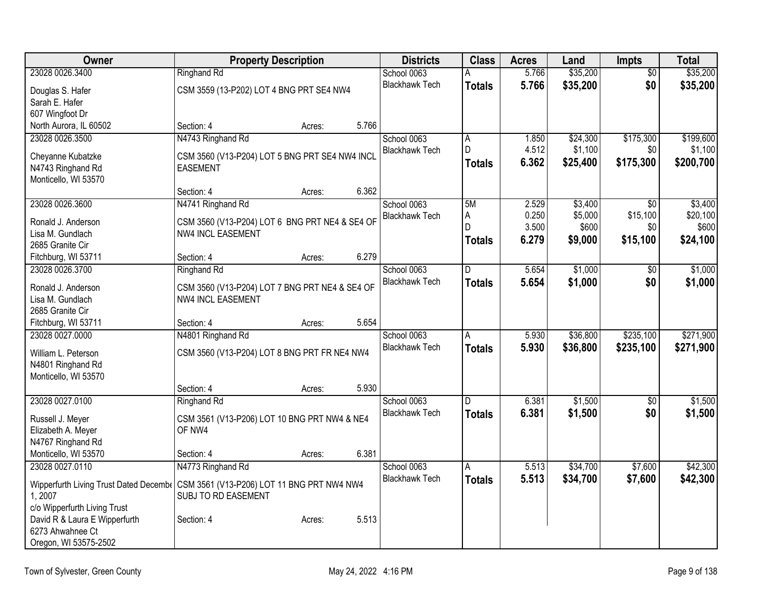| Owner | Property Description | Districts | Class | Acres | Land | Impts | Total |
|---|---|---|---|---|---|---|---|
| 23028 0026.3400<br>Douglas S. Hafer<br>Sarah E. Hafer<br>607 Wingfoot Dr<br>North Aurora, IL 60502 | Ringhand Rd<br>CSM 3559 (13-P202) LOT 4 BNG PRT SE4 NW4<br>Section: 4 Acres: 5.766 | School 0063<br>Blackhawk Tech | A<br>**Totals** | 5.766<br>**5.766** | $35,200<br>**$35,200** | $0<br>**$0** | $35,200<br>**$35,200** |
| 23028 0026.3500<br>Cheyanne Kubatzke<br>N4743 Ringhand Rd<br>Monticello, WI 53570 | N4743 Ringhand Rd<br>CSM 3560 (V13-P204) LOT 5 BNG PRT SE4 NW4 INCL EASEMENT<br>Section: 4 Acres: 6.362 | School 0063<br>Blackhawk Tech | A<br>D<br>**Totals** | 1.850<br>4.512<br>**6.362** | $24,300<br>$1,100<br>**$25,400** | $175,300<br>$0<br>**$175,300** | $199,600<br>$1,100<br>**$200,700** |
| 23028 0026.3600<br>Ronald J. Anderson<br>Lisa M. Gundlach<br>2685 Granite Cir<br>Fitchburg, WI 53711 | N4741 Ringhand Rd<br>CSM 3560 (V13-P204) LOT 6 BNG PRT NE4 & SE4 OF NW4 INCL EASEMENT<br>Section: 4 Acres: 6.279 | School 0063<br>Blackhawk Tech | 5M<br>A<br>D<br>**Totals** | 2.529<br>0.250<br>3.500<br>**6.279** | $3,400<br>$5,000<br>$600<br>**$9,000** | $0<br>$15,100<br>$0<br>**$15,100** | $3,400<br>$20,100<br>$600<br>**$24,100** |
| 23028 0026.3700<br>Ronald J. Anderson<br>Lisa M. Gundlach<br>2685 Granite Cir<br>Fitchburg, WI 53711 | Ringhand Rd<br>CSM 3560 (V13-P204) LOT 7 BNG PRT NE4 & SE4 OF NW4 INCL EASEMENT<br>Section: 4 Acres: 5.654 | School 0063<br>Blackhawk Tech | D<br>**Totals** | 5.654<br>**5.654** | $1,000<br>**$1,000** | $0<br>**$0** | $1,000<br>**$1,000** |
| 23028 0027.0000<br>William L. Peterson<br>N4801 Ringhand Rd<br>Monticello, WI 53570 | N4801 Ringhand Rd<br>CSM 3560 (V13-P204) LOT 8 BNG PRT FR NE4 NW4<br>Section: 4 Acres: 5.930 | School 0063<br>Blackhawk Tech | A<br>**Totals** | 5.930<br>**5.930** | $36,800<br>**$36,800** | $235,100<br>**$235,100** | $271,900<br>**$271,900** |
| 23028 0027.0100<br>Russell J. Meyer<br>Elizabeth A. Meyer<br>N4767 Ringhand Rd<br>Monticello, WI 53570 | Ringhand Rd<br>CSM 3561 (V13-P206) LOT 10 BNG PRT NW4 & NE4 OF NW4<br>Section: 4 Acres: 6.381 | School 0063<br>Blackhawk Tech | D<br>**Totals** | 6.381<br>**6.381** | $1,500<br>**$1,500** | $0<br>**$0** | $1,500<br>**$1,500** |
| 23028 0027.0110<br>Wipperfurth Living Trust Dated Decembe 1, 2007<br>c/o Wipperfurth Living Trust<br>David R & Laura E Wipperfurth<br>6273 Ahwahnee Ct<br>Oregon, WI 53575-2502 | N4773 Ringhand Rd<br>CSM 3561 (V13-P206) LOT 11 BNG PRT NW4 NW4 SUBJ TO RD EASEMENT<br>Section: 4 Acres: 5.513 | School 0063<br>Blackhawk Tech | A<br>**Totals** | 5.513<br>**5.513** | $34,700<br>**$34,700** | $7,600<br>**$7,600** | $42,300<br>**$42,300** |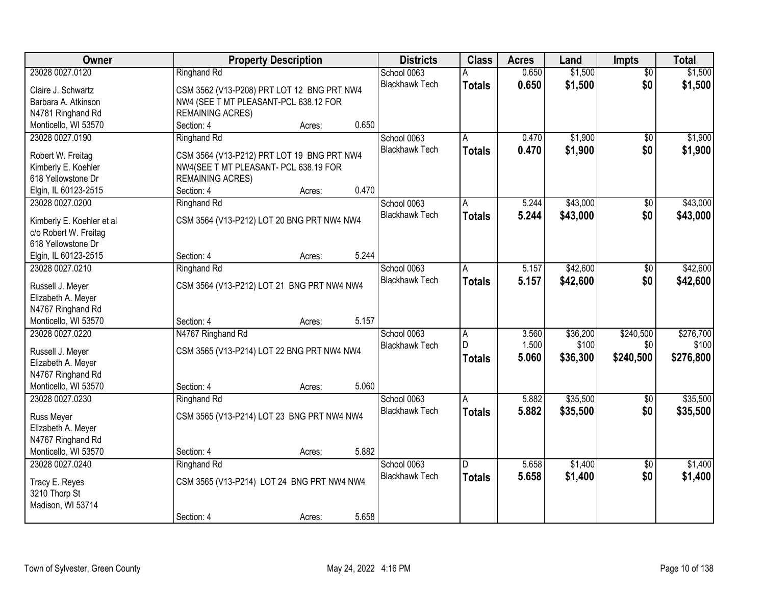| Owner | Property Description | Districts | Class | Acres | Land | Impts | Total |
|---|---|---|---|---|---|---|---|
| 23028 0027.0120<br>Claire J. Schwartz<br>Barbara A. Atkinson<br>N4781 Ringhand Rd<br>Monticello, WI 53570 | Ringhand Rd<br>CSM 3562 (V13-P208) PRT LOT 12 BNG PRT NW4 NW4 (SEE T MT PLEASANT-PCL 638.12 FOR REMAINING ACRES)<br>Section: 4 Acres: 0.650 | School 0063<br>Blackhawk Tech | A<br>**Totals** | 0.650<br>**0.650** | $1,500<br>**$1,500** | $0<br>**$0** | $1,500<br>**$1,500** |
| 23028 0027.0190<br>Robert W. Freitag<br>Kimberly E. Koehler<br>618 Yellowstone Dr<br>Elgin, IL 60123-2515 | Ringhand Rd<br>CSM 3564 (V13-P212) PRT LOT 19 BNG PRT NW4 NW4(SEE T MT PLEASANT- PCL 638.19 FOR REMAINING ACRES)<br>Section: 4 Acres: 0.470 | School 0063<br>Blackhawk Tech | A<br>**Totals** | 0.470<br>**0.470** | $1,900<br>**$1,900** | $0<br>**$0** | $1,900<br>**$1,900** |
| 23028 0027.0200<br>Kimberly E. Koehler et al<br>c/o Robert W. Freitag<br>618 Yellowstone Dr<br>Elgin, IL 60123-2515 | Ringhand Rd<br>CSM 3564 (V13-P212) LOT 20 BNG PRT NW4 NW4<br>Section: 4 Acres: 5.244 | School 0063<br>Blackhawk Tech | A<br>**Totals** | 5.244<br>**5.244** | $43,000<br>**$43,000** | $0<br>**$0** | $43,000<br>**$43,000** |
| 23028 0027.0210<br>Russell J. Meyer<br>Elizabeth A. Meyer<br>N4767 Ringhand Rd<br>Monticello, WI 53570 | Ringhand Rd<br>CSM 3564 (V13-P212) LOT 21 BNG PRT NW4 NW4<br>Section: 4 Acres: 5.157 | School 0063<br>Blackhawk Tech | A<br>**Totals** | 5.157<br>**5.157** | $42,600<br>**$42,600** | $0<br>**$0** | $42,600<br>**$42,600** |
| 23028 0027.0220<br>Russell J. Meyer<br>Elizabeth A. Meyer<br>N4767 Ringhand Rd<br>Monticello, WI 53570 | N4767 Ringhand Rd<br>CSM 3565 (V13-P214) LOT 22 BNG PRT NW4 NW4<br>Section: 4 Acres: 5.060 | School 0063<br>Blackhawk Tech | A<br>D<br>**Totals** | 3.560<br>1.500<br>**5.060** | $36,200<br>$100<br>**$36,300** | $240,500<br>$0<br>**$240,500** | $276,700<br>$100<br>**$276,800** |
| 23028 0027.0230<br>Russ Meyer<br>Elizabeth A. Meyer<br>N4767 Ringhand Rd<br>Monticello, WI 53570 | Ringhand Rd<br>CSM 3565 (V13-P214) LOT 23 BNG PRT NW4 NW4<br>Section: 4 Acres: 5.882 | School 0063<br>Blackhawk Tech | A<br>**Totals** | 5.882<br>**5.882** | $35,500<br>**$35,500** | $0<br>**$0** | $35,500<br>**$35,500** |
| 23028 0027.0240<br>Tracy E. Reyes<br>3210 Thorp St<br>Madison, WI 53714 | Ringhand Rd<br>CSM 3565 (V13-P214) LOT 24 BNG PRT NW4 NW4<br>Section: 4 Acres: 5.658 | School 0063<br>Blackhawk Tech | D<br>**Totals** | 5.658<br>**5.658** | $1,400<br>**$1,400** | $0<br>**$0** | $1,400<br>**$1,400** |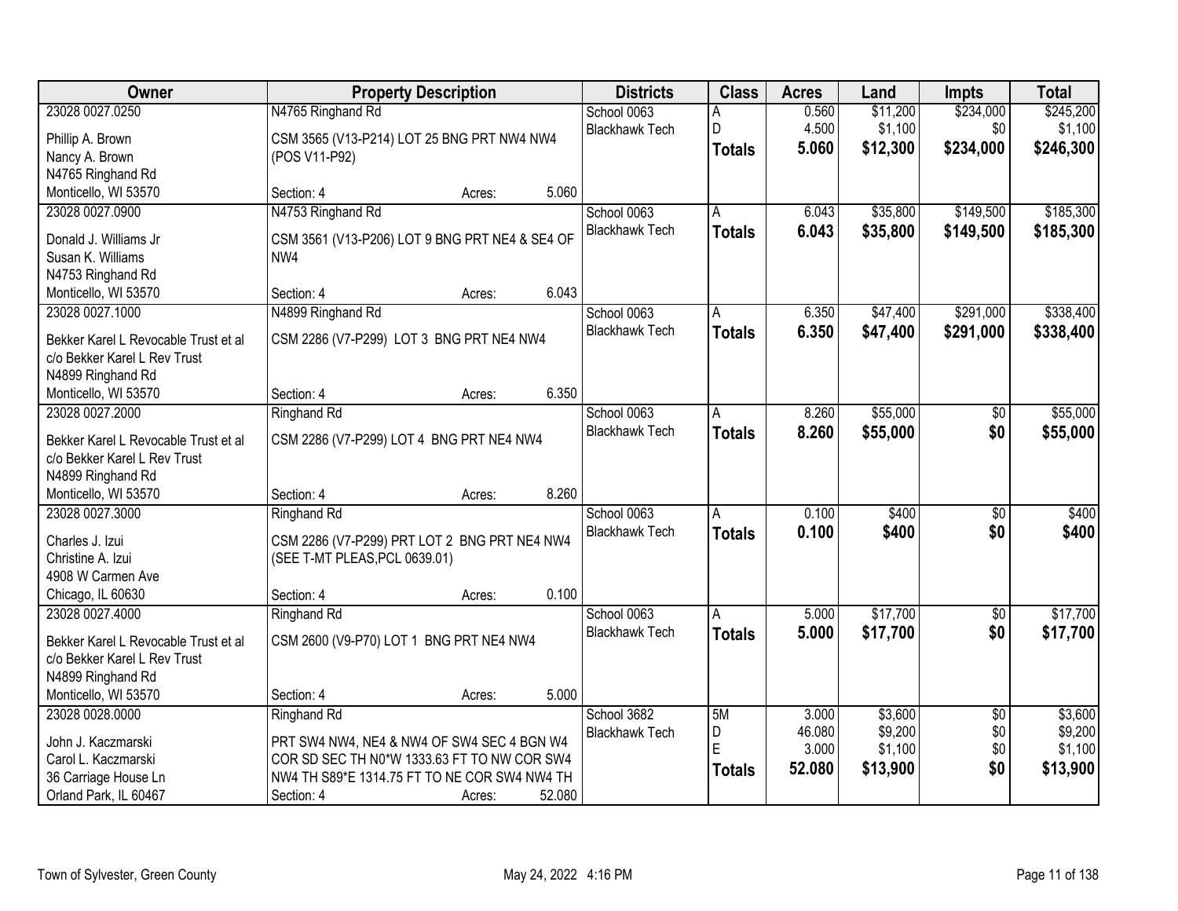| Owner | Property Description | Districts | Class | Acres | Land | Impts | Total |
|---|---|---|---|---|---|---|---|
| 23028 0027.0250<br>Phillip A. Brown<br>Nancy A. Brown<br>N4765 Ringhand Rd<br>Monticello, WI 53570 | N4765 Ringhand Rd<br>CSM 3565 (V13-P214) LOT 25 BNG PRT NW4 NW4 (POS V11-P92)<br>Section: 4 Acres: 5.060 | School 0063<br>Blackhawk Tech | A<br>D<br>**Totals** | 0.560<br>4.500<br>**5.060** | $11,200<br>$1,100<br>**$12,300** | $234,000<br>$0<br>**$234,000** | $245,200<br>$1,100<br>**$246,300** |
| 23028 0027.0900<br>Donald J. Williams Jr<br>Susan K. Williams<br>N4753 Ringhand Rd<br>Monticello, WI 53570 | N4753 Ringhand Rd<br>CSM 3561 (V13-P206) LOT 9 BNG PRT NE4 & SE4 OF NW4<br>Section: 4 Acres: 6.043 | School 0063<br>Blackhawk Tech | A<br>**Totals** | 6.043<br>**6.043** | $35,800<br>**$35,800** | $149,500<br>**$149,500** | $185,300<br>**$185,300** |
| 23028 0027.1000<br>Bekker Karel L Revocable Trust et al<br>c/o Bekker Karel L Rev Trust<br>N4899 Ringhand Rd<br>Monticello, WI 53570 | N4899 Ringhand Rd<br>CSM 2286 (V7-P299) LOT 3 BNG PRT NE4 NW4<br>Section: 4 Acres: 6.350 | School 0063<br>Blackhawk Tech | A<br>**Totals** | 6.350<br>**6.350** | $47,400<br>**$47,400** | $291,000<br>**$291,000** | $338,400<br>**$338,400** |
| 23028 0027.2000<br>Bekker Karel L Revocable Trust et al<br>c/o Bekker Karel L Rev Trust<br>N4899 Ringhand Rd<br>Monticello, WI 53570 | Ringhand Rd<br>CSM 2286 (V7-P299) LOT 4 BNG PRT NE4 NW4<br>Section: 4 Acres: 8.260 | School 0063<br>Blackhawk Tech | A<br>**Totals** | 8.260<br>**8.260** | $55,000<br>**$55,000** | $0<br>**$0** | $55,000<br>**$55,000** |
| 23028 0027.3000<br>Charles J. Izui<br>Christine A. Izui<br>4908 W Carmen Ave<br>Chicago, IL 60630 | Ringhand Rd<br>CSM 2286 (V7-P299) PRT LOT 2 BNG PRT NE4 NW4 (SEE T-MT PLEAS,PCL 0639.01)<br>Section: 4 Acres: 0.100 | School 0063<br>Blackhawk Tech | A<br>**Totals** | 0.100<br>**0.100** | $400<br>**$400** | $0<br>**$0** | $400<br>**$400** |
| 23028 0027.4000<br>Bekker Karel L Revocable Trust et al<br>c/o Bekker Karel L Rev Trust<br>N4899 Ringhand Rd<br>Monticello, WI 53570 | Ringhand Rd<br>CSM 2600 (V9-P70) LOT 1 BNG PRT NE4 NW4<br>Section: 4 Acres: 5.000 | School 0063<br>Blackhawk Tech | A<br>**Totals** | 5.000<br>**5.000** | $17,700<br>**$17,700** | $0<br>**$0** | $17,700<br>**$17,700** |
| 23028 0028.0000<br>John J. Kaczmarski<br>Carol L. Kaczmarski<br>36 Carriage House Ln<br>Orland Park, IL 60467 | Ringhand Rd<br>PRT SW4 NW4, NE4 & NW4 OF SW4 SEC 4 BGN W4 COR SD SEC TH N0*W 1333.63 FT TO NW COR SW4 NW4 TH S89*E 1314.75 FT TO NE COR SW4 NW4 TH<br>Section: 4 Acres: 52.080 | School 3682<br>Blackhawk Tech | 5M<br>D<br>E<br>**Totals** | 3.000<br>46.080<br>3.000<br>**52.080** | $3,600<br>$9,200<br>$1,100<br>**$13,900** | $0<br>$0<br>$0<br>**$0** | $3,600<br>$9,200<br>$1,100<br>**$13,900** |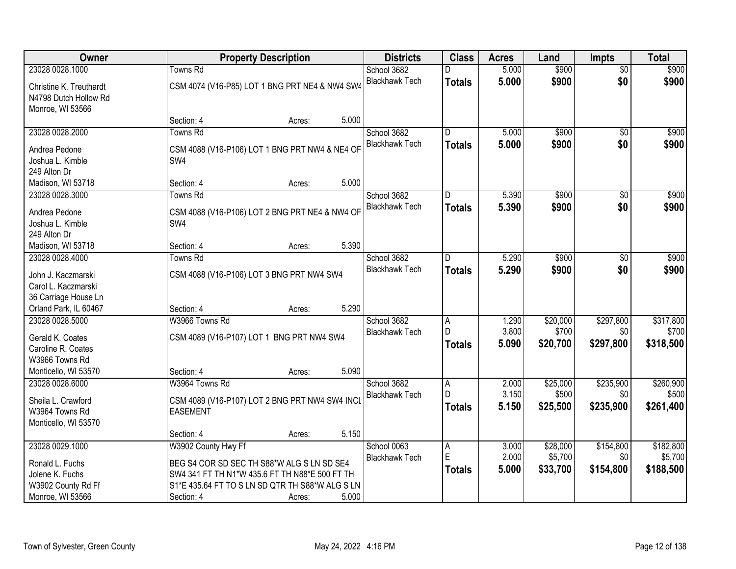| Owner | Property Description | Districts | Class | Acres | Land | Impts | Total |
|---|---|---|---|---|---|---|---|
| 23028 0028.1000<br>Christine K. Treuthardt<br>N4798 Dutch Hollow Rd<br>Monroe, WI 53566 | Towns Rd<br>CSM 4074 (V16-P85) LOT 1 BNG PRT NE4 & NW4 SW4<br>Section: 4 Acres: 5.000 | School 3682<br>Blackhawk Tech | D<br>**Totals** | 5.000<br>**5.000** | $900<br>**$900** | $0<br>**$0** | $900<br>**$900** |
| 23028 0028.2000<br>Andrea Pedone<br>Joshua L. Kimble<br>249 Alton Dr<br>Madison, WI 53718 | Towns Rd<br>CSM 4088 (V16-P106) LOT 1 BNG PRT NW4 & NE4 OF SW4<br>Section: 4 Acres: 5.000 | School 3682<br>Blackhawk Tech | D<br>**Totals** | 5.000<br>**5.000** | $900<br>**$900** | $0<br>**$0** | $900<br>**$900** |
| 23028 0028.3000<br>Andrea Pedone<br>Joshua L. Kimble<br>249 Alton Dr<br>Madison, WI 53718 | Towns Rd<br>CSM 4088 (V16-P106) LOT 2 BNG PRT NE4 & NW4 OF SW4<br>Section: 4 Acres: 5.390 | School 3682<br>Blackhawk Tech | D<br>**Totals** | 5.390<br>**5.390** | $900<br>**$900** | $0<br>**$0** | $900<br>**$900** |
| 23028 0028.4000<br>John J. Kaczmarski<br>Carol L. Kaczmarski<br>36 Carriage House Ln<br>Orland Park, IL 60467 | Towns Rd<br>CSM 4088 (V16-P106) LOT 3 BNG PRT NW4 SW4<br>Section: 4 Acres: 5.290 | School 3682<br>Blackhawk Tech | D<br>**Totals** | 5.290<br>**5.290** | $900<br>**$900** | $0<br>**$0** | $900<br>**$900** |
| 23028 0028.5000<br>Gerald K. Coates<br>Caroline R. Coates<br>W3966 Towns Rd<br>Monticello, WI 53570 | W3966 Towns Rd<br>CSM 4089 (V16-P107) LOT 1 BNG PRT NW4 SW4<br>Section: 4 Acres: 5.090 | School 3682<br>Blackhawk Tech | A<br>D<br>**Totals** | 1.290<br>3.800<br>**5.090** | $20,000<br>$700<br>**$20,700** | $297,800<br>$0<br>**$297,800** | $317,800<br>$700<br>**$318,500** |
| 23028 0028.6000<br>Sheila L. Crawford<br>W3964 Towns Rd<br>Monticello, WI 53570 | W3964 Towns Rd<br>CSM 4089 (V16-P107) LOT 2 BNG PRT NW4 SW4 INCL EASEMENT<br>Section: 4 Acres: 5.150 | School 3682<br>Blackhawk Tech | A<br>D<br>**Totals** | 2.000<br>3.150<br>**5.150** | $25,000<br>$500<br>**$25,500** | $235,900<br>$0<br>**$235,900** | $260,900<br>$500<br>**$261,400** |
| 23028 0029.1000<br>Ronald L. Fuchs<br>Jolene K. Fuchs<br>W3902 County Rd Ff<br>Monroe, WI 53566 | W3902 County Hwy Ff<br>BEG S4 COR SD SEC TH S88*W ALG S LN SD SE4 SW4 341 FT TH N1*W 435.6 FT TH N88*E 500 FT TH S1*E 435.64 FT TO S LN SD QTR TH S88*W ALG S LN<br>Section: 4 Acres: 5.000 | School 0063<br>Blackhawk Tech | A<br>E<br>**Totals** | 3.000<br>2.000<br>**5.000** | $28,000<br>$5,700<br>**$33,700** | $154,800<br>$0<br>**$154,800** | $182,800<br>$5,700<br>**$188,500** |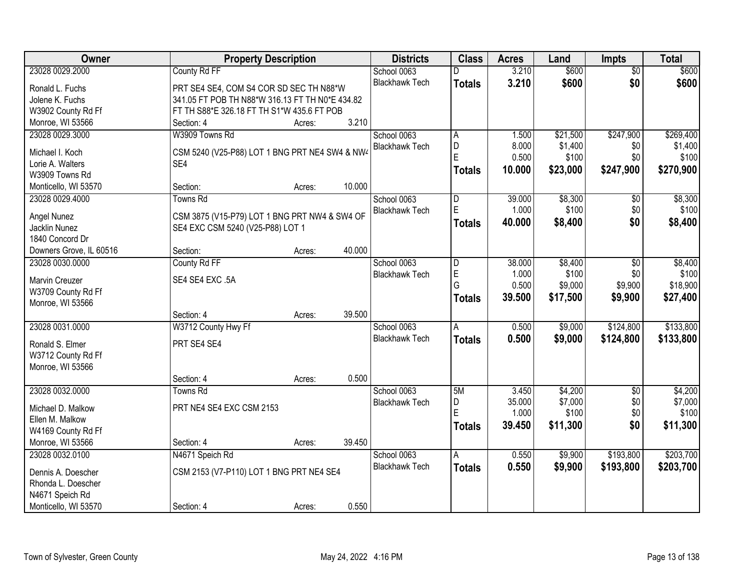| Owner | Property Description | Districts | Class | Acres | Land | Impts | Total |
|---|---|---|---|---|---|---|---|
| 23028 0029.2000<br>Ronald L. Fuchs<br>Jolene K. Fuchs<br>W3902 County Rd Ff<br>Monroe, WI 53566 | County Rd FF<br>PRT SE4 SE4, COM S4 COR SD SEC TH N88*W 341.05 FT POB TH N88*W 316.13 FT TH N0*E 434.82 FT TH S88*E 326.18 FT TH S1*W 435.6 FT POB<br>Section: 4 Acres: 3.210 | School 0063<br>Blackhawk Tech | D<br>**Totals** | 3.210<br>**3.210** | $600<br>**$600** | $0<br>**$0** | $600<br>**$600** |
| 23028 0029.3000<br>Michael I. Koch<br>Lorie A. Walters<br>W3909 Towns Rd<br>Monticello, WI 53570 | W3909 Towns Rd<br>CSM 5240 (V25-P88) LOT 1 BNG PRT NE4 SW4 & NW4 SE4<br>Section: Acres: 10.000 | School 0063<br>Blackhawk Tech | A<br>D<br>E<br>**Totals** | 1.500<br>8.000<br>0.500<br>**10.000** | $21,500<br>$1,400<br>$100<br>**$23,000** | $247,900<br>$0<br>$0<br>**$247,900** | $269,400<br>$1,400<br>$100<br>**$270,900** |
| 23028 0029.4000<br>Angel Nunez<br>Jacklin Nunez<br>1840 Concord Dr<br>Downers Grove, IL 60516 | Towns Rd<br>CSM 3875 (V15-P79) LOT 1 BNG PRT NW4 & SW4 OF SE4 EXC CSM 5240 (V25-P88) LOT 1<br>Section: Acres: 40.000 | School 0063<br>Blackhawk Tech | D<br>E<br>**Totals** | 39.000<br>1.000<br>**40.000** | $8,300<br>$100<br>**$8,400** | $0<br>$0<br>**$0** | $8,300<br>$100<br>**$8,400** |
| 23028 0030.0000<br>Marvin Creuzer<br>W3709 County Rd Ff<br>Monroe, WI 53566 | County Rd FF<br>SE4 SE4 EXC .5A<br>Section: 4 Acres: 39.500 | School 0063<br>Blackhawk Tech | D<br>E<br>G<br>**Totals** | 38.000<br>1.000<br>0.500<br>**39.500** | $8,400<br>$100<br>$9,000<br>**$17,500** | $0<br>$0<br>$9,900<br>**$9,900** | $8,400<br>$100<br>$18,900<br>**$27,400** |
| 23028 0031.0000<br>Ronald S. Elmer<br>W3712 County Rd Ff<br>Monroe, WI 53566 | W3712 County Hwy Ff<br>PRT SE4 SE4<br>Section: 4 Acres: 0.500 | School 0063<br>Blackhawk Tech | A<br>**Totals** | 0.500<br>**0.500** | $9,000<br>**$9,000** | $124,800<br>**$124,800** | $133,800<br>**$133,800** |
| 23028 0032.0000<br>Michael D. Malkow<br>Ellen M. Malkow<br>W4169 County Rd Ff<br>Monroe, WI 53566 | Towns Rd<br>PRT NE4 SE4 EXC CSM 2153<br>Section: 4 Acres: 39.450 | School 0063<br>Blackhawk Tech | 5M<br>D<br>E<br>**Totals** | 3.450<br>35.000<br>1.000<br>**39.450** | $4,200<br>$7,000<br>$100<br>**$11,300** | $0<br>$0<br>$0<br>**$0** | $4,200<br>$7,000<br>$100<br>**$11,300** |
| 23028 0032.0100<br>Dennis A. Doescher<br>Rhonda L. Doescher<br>N4671 Speich Rd<br>Monticello, WI 53570 | N4671 Speich Rd<br>CSM 2153 (V7-P110) LOT 1 BNG PRT NE4 SE4<br>Section: 4 Acres: 0.550 | School 0063<br>Blackhawk Tech | A<br>**Totals** | 0.550<br>**0.550** | $9,900<br>**$9,900** | $193,800<br>**$193,800** | $203,700<br>**$203,700** |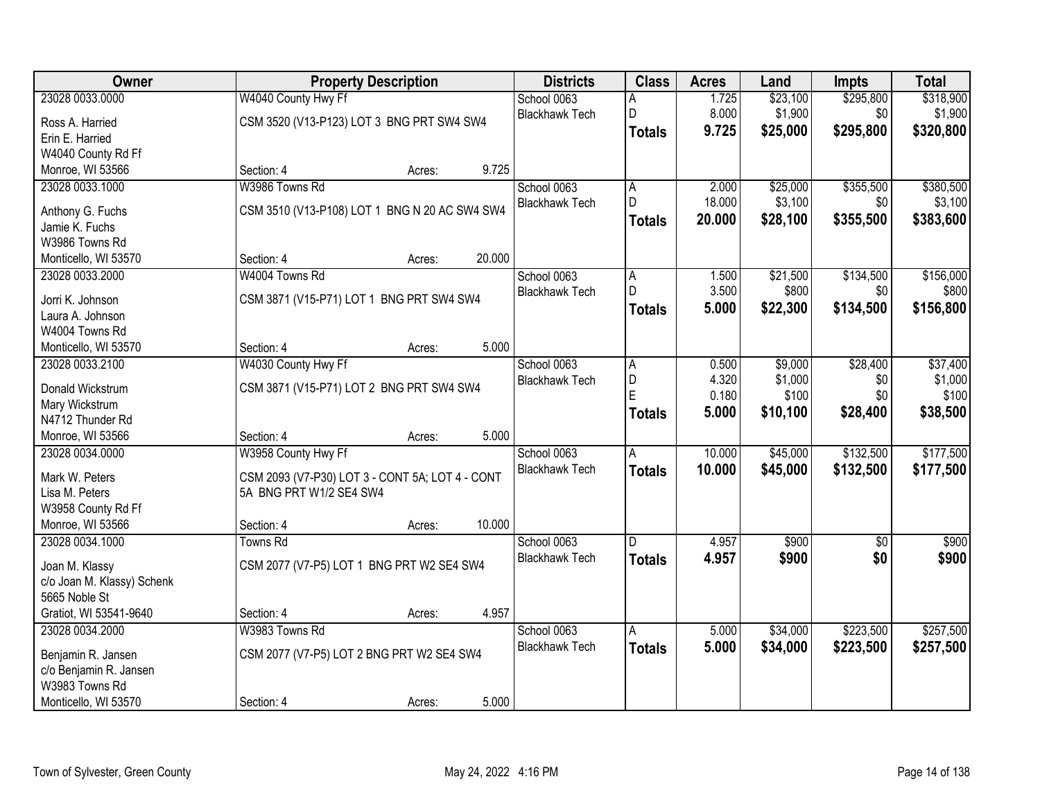| Owner | Property Description | Districts | Class | Acres | Land | Impts | Total |
|---|---|---|---|---|---|---|---|
| 23028 0033.0000 | W4040 County Hwy Ff | School 0063 | A | 1.725 | $23,100 | $295,800 | $318,900 |
| Ross A. Harried | CSM 3520 (V13-P123) LOT 3 BNG PRT SW4 SW4 | Blackhawk Tech | D | 8.000 | $1,900 | $0 | $1,900 |
| Erin E. Harried | | | **Totals** | **9.725** | **$25,000** | **$295,800** | **$320,800** |
| W4040 County Rd Ff | | | | | | | |
| Monroe, WI 53566 | Section: 4 Acres: 9.725 | | | | | | |
| 23028 0033.1000 | W3986 Towns Rd | School 0063 | A | 2.000 | $25,000 | $355,500 | $380,500 |
| Anthony G. Fuchs | CSM 3510 (V13-P108) LOT 1 BNG N 20 AC SW4 SW4 | Blackhawk Tech | D | 18.000 | $3,100 | $0 | $3,100 |
| Jamie K. Fuchs | | | **Totals** | **20.000** | **$28,100** | **$355,500** | **$383,600** |
| W3986 Towns Rd | | | | | | | |
| Monticello, WI 53570 | Section: 4 Acres: 20.000 | | | | | | |
| 23028 0033.2000 | W4004 Towns Rd | School 0063 | A | 1.500 | $21,500 | $134,500 | $156,000 |
| Jorri K. Johnson | CSM 3871 (V15-P71) LOT 1 BNG PRT SW4 SW4 | Blackhawk Tech | D | 3.500 | $800 | $0 | $800 |
| Laura A. Johnson | | | **Totals** | **5.000** | **$22,300** | **$134,500** | **$156,800** |
| W4004 Towns Rd | | | | | | | |
| Monticello, WI 53570 | Section: 4 Acres: 5.000 | | | | | | |
| 23028 0033.2100 | W4030 County Hwy Ff | School 0063 | A | 0.500 | $9,000 | $28,400 | $37,400 |
| Donald Wickstrum | CSM 3871 (V15-P71) LOT 2 BNG PRT SW4 SW4 | Blackhawk Tech | D | 4.320 | $1,000 | $0 | $1,000 |
| Mary Wickstrum | | | E | 0.180 | $100 | $0 | $100 |
| N4712 Thunder Rd | | | **Totals** | **5.000** | **$10,100** | **$28,400** | **$38,500** |
| Monroe, WI 53566 | Section: 4 Acres: 5.000 | | | | | | |
| 23028 0034.0000 | W3958 County Hwy Ff | School 0063 | A | 10.000 | $45,000 | $132,500 | $177,500 |
| Mark W. Peters | CSM 2093 (V7-P30) LOT 3 - CONT 5A; LOT 4 - CONT 5A BNG PRT W1/2 SE4 SW4 | Blackhawk Tech | **Totals** | **10.000** | **$45,000** | **$132,500** | **$177,500** |
| Lisa M. Peters | | | | | | | |
| W3958 County Rd Ff | | | | | | | |
| Monroe, WI 53566 | Section: 4 Acres: 10.000 | | | | | | |
| 23028 0034.1000 | Towns Rd | School 0063 | D | 4.957 | $900 | $0 | $900 |
| Joan M. Klassy | CSM 2077 (V7-P5) LOT 1 BNG PRT W2 SE4 SW4 | Blackhawk Tech | **Totals** | **4.957** | **$900** | **$0** | **$900** |
| c/o Joan M. Klassy) Schenk | | | | | | | |
| 5665 Noble St | | | | | | | |
| Gratiot, WI 53541-9640 | Section: 4 Acres: 4.957 | | | | | | |
| 23028 0034.2000 | W3983 Towns Rd | School 0063 | A | 5.000 | $34,000 | $223,500 | $257,500 |
| Benjamin R. Jansen | CSM 2077 (V7-P5) LOT 2 BNG PRT W2 SE4 SW4 | Blackhawk Tech | **Totals** | **5.000** | **$34,000** | **$223,500** | **$257,500** |
| c/o Benjamin R. Jansen | | | | | | | |
| W3983 Towns Rd | | | | | | | |
| Monticello, WI 53570 | Section: 4 Acres: 5.000 | | | | | | |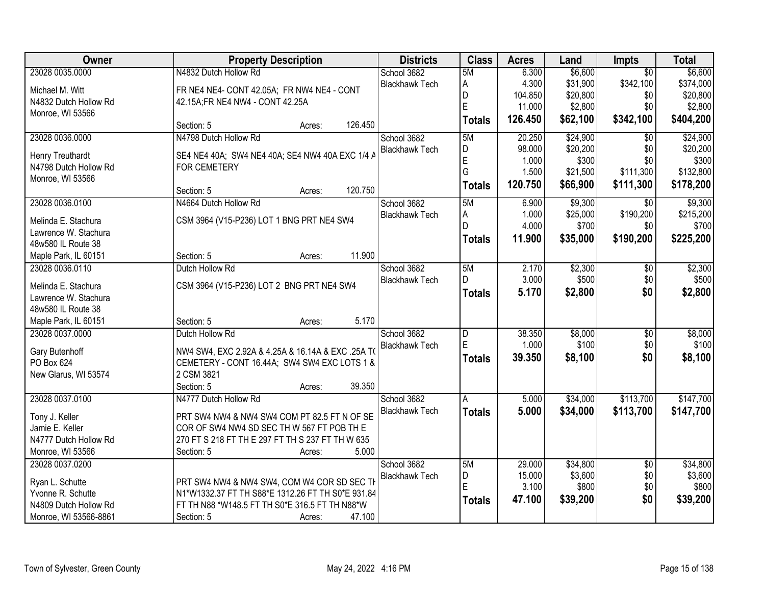| Owner | Property Description | Districts | Class | Acres | Land | Impts | Total |
|---|---|---|---|---|---|---|---|
| 23028 0035.0000 | N4832 Dutch Hollow Rd | School 3682 | 5M | 6.300 | $6,600 | $0 | $6,600 |
| Michael M. Witt | FR NE4 NE4- CONT 42.05A; FR NW4 NE4 - CONT | Blackhawk Tech | A | 4.300 | $31,900 | $342,100 | $374,000 |
| N4832 Dutch Hollow Rd | 42.15A;FR NE4 NW4 - CONT 42.25A | | D | 104.850 | $20,800 | $0 | $20,800 |
| Monroe, WI 53566 | | | E | 11.000 | $2,800 | $0 | $2,800 |
| | Section: 5 Acres: 126.450 | | **Totals** | **126.450** | **$62,100** | **$342,100** | **$404,200** |
| 23028 0036.0000 | N4798 Dutch Hollow Rd | School 3682 | 5M | 20.250 | $24,900 | $0 | $24,900 |
| Henry Treuthardt | SE4 NE4 40A; SW4 NE4 40A; SE4 NW4 40A EXC 1/4 A | Blackhawk Tech | D | 98.000 | $20,200 | $0 | $20,200 |
| N4798 Dutch Hollow Rd | FOR CEMETERY | | E | 1.000 | $300 | $0 | $300 |
| Monroe, WI 53566 | | | G | 1.500 | $21,500 | $111,300 | $132,800 |
| | Section: 5 Acres: 120.750 | | **Totals** | **120.750** | **$66,900** | **$111,300** | **$178,200** |
| 23028 0036.0100 | N4664 Dutch Hollow Rd | School 3682 | 5M | 6.900 | $9,300 | $0 | $9,300 |
| Melinda E. Stachura | CSM 3964 (V15-P236) LOT 1 BNG PRT NE4 SW4 | Blackhawk Tech | A | 1.000 | $25,000 | $190,200 | $215,200 |
| Lawrence W. Stachura | | | D | 4.000 | $700 | $0 | $700 |
| 48w580 IL Route 38 | | | **Totals** | **11.900** | **$35,000** | **$190,200** | **$225,200** |
| Maple Park, IL 60151 | Section: 5 Acres: 11.900 | | | | | | |
| 23028 0036.0110 | Dutch Hollow Rd | School 3682 | 5M | 2.170 | $2,300 | $0 | $2,300 |
| Melinda E. Stachura | CSM 3964 (V15-P236) LOT 2 BNG PRT NE4 SW4 | Blackhawk Tech | D | 3.000 | $500 | $0 | $500 |
| Lawrence W. Stachura | | | **Totals** | **5.170** | **$2,800** | **$0** | **$2,800** |
| 48w580 IL Route 38 | | | | | | | |
| Maple Park, IL 60151 | Section: 5 Acres: 5.170 | | | | | | |
| 23028 0037.0000 | Dutch Hollow Rd | School 3682 | D | 38.350 | $8,000 | $0 | $8,000 |
| Gary Butenhoff | NW4 SW4, EXC 2.92A & 4.25A & 16.14A & EXC .25A T( | Blackhawk Tech | E | 1.000 | $100 | $0 | $100 |
| PO Box 624 | CEMETERY - CONT 16.44A; SW4 SW4 EXC LOTS 1 & | | **Totals** | **39.350** | **$8,100** | **$0** | **$8,100** |
| New Glarus, WI 53574 | 2 CSM 3821 | | | | | | |
| | Section: 5 Acres: 39.350 | | | | | | |
| 23028 0037.0100 | N4777 Dutch Hollow Rd | School 3682 | A | 5.000 | $34,000 | $113,700 | $147,700 |
| Tony J. Keller | PRT SW4 NW4 & NW4 SW4 COM PT 82.5 FT N OF SE | Blackhawk Tech | **Totals** | **5.000** | **$34,000** | **$113,700** | **$147,700** |
| Jamie E. Keller | COR OF SW4 NW4 SD SEC TH W 567 FT POB TH E | | | | | | |
| N4777 Dutch Hollow Rd | 270 FT S 218 FT TH E 297 FT TH S 237 FT TH W 635 | | | | | | |
| Monroe, WI 53566 | Section: 5 Acres: 5.000 | | | | | | |
| 23028 0037.0200 | | School 3682 | 5M | 29.000 | $34,800 | $0 | $34,800 |
| Ryan L. Schutte | PRT SW4 NW4 & NW4 SW4, COM W4 COR SD SEC TH | Blackhawk Tech | D | 15.000 | $3,600 | $0 | $3,600 |
| Yvonne R. Schutte | N1*W1332.37 FT TH S88*E 1312.26 FT TH S0*E 931.84 | | E | 3.100 | $800 | $0 | $800 |
| N4809 Dutch Hollow Rd | FT TH N88 *W148.5 FT TH S0*E 316.5 FT TH N88*W | | **Totals** | **47.100** | **$39,200** | **$0** | **$39,200** |
| Monroe, WI 53566-8861 | Section: 5 Acres: 47.100 | | | | | | |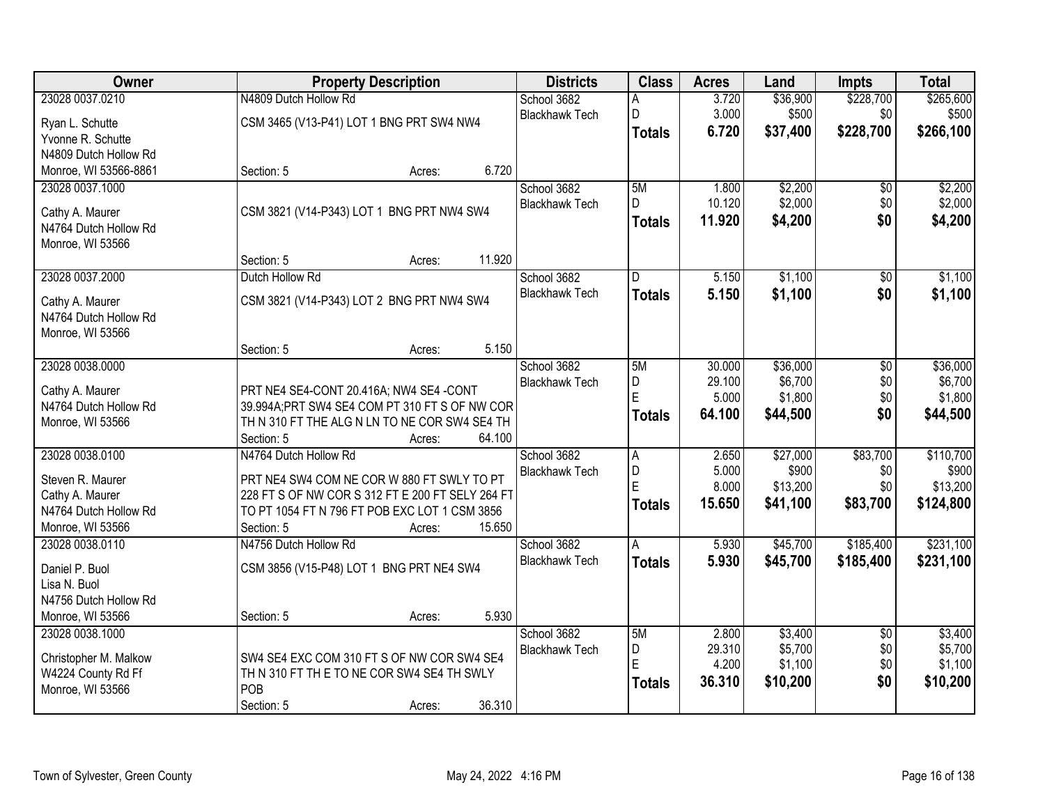| Owner | Property Description | Districts | Class | Acres | Land | Impts | Total |
|---|---|---|---|---|---|---|---|
| 23028 0037.0210<br>Ryan L. Schutte<br>Yvonne R. Schutte<br>N4809 Dutch Hollow Rd<br>Monroe, WI 53566-8861 | N4809 Dutch Hollow Rd<br>CSM 3465 (V13-P41) LOT 1 BNG PRT SW4 NW4<br>Section: 5 Acres: 6.720 | School 3682<br>Blackhawk Tech | A<br>D<br>**Totals** | 3.720<br>3.000<br>**6.720** | $36,900<br>$500<br>**$37,400** | $228,700<br>$0<br>**$228,700** | $265,600<br>$500<br>**$266,100** |
| 23028 0037.1000<br>Cathy A. Maurer<br>N4764 Dutch Hollow Rd<br>Monroe, WI 53566 | CSM 3821 (V14-P343) LOT 1 BNG PRT NW4 SW4<br>Section: 5 Acres: 11.920 | School 3682<br>Blackhawk Tech | 5M<br>D<br>**Totals** | 1.800<br>10.120<br>**11.920** | $2,200<br>$2,000<br>**$4,200** | $0<br>$0<br>**$0** | $2,200<br>$2,000<br>**$4,200** |
| 23028 0037.2000<br>Cathy A. Maurer<br>N4764 Dutch Hollow Rd<br>Monroe, WI 53566 | Dutch Hollow Rd<br>CSM 3821 (V14-P343) LOT 2 BNG PRT NW4 SW4<br>Section: 5 Acres: 5.150 | School 3682<br>Blackhawk Tech | D<br>**Totals** | 5.150<br>**5.150** | $1,100<br>**$1,100** | $0<br>**$0** | $1,100<br>**$1,100** |
| 23028 0038.0000<br>Cathy A. Maurer<br>N4764 Dutch Hollow Rd<br>Monroe, WI 53566 | PRT NE4 SE4-CONT 20.416A; NW4 SE4 -CONT 39.994A;PRT SW4 SE4 COM PT 310 FT S OF NW COR TH N 310 FT THE ALG N LN TO NE COR SW4 SE4 TH<br>Section: 5 Acres: 64.100 | School 3682<br>Blackhawk Tech | 5M<br>D<br>E<br>**Totals** | 30.000<br>29.100<br>5.000<br>**64.100** | $36,000<br>$6,700<br>$1,800<br>**$44,500** | $0<br>$0<br>$0<br>**$0** | $36,000<br>$6,700<br>$1,800<br>**$44,500** |
| 23028 0038.0100<br>Steven R. Maurer<br>Cathy A. Maurer<br>N4764 Dutch Hollow Rd<br>Monroe, WI 53566 | N4764 Dutch Hollow Rd<br>PRT NE4 SW4 COM NE COR W 880 FT SWLY TO PT 228 FT S OF NW COR S 312 FT E 200 FT SELY 264 FT TO PT 1054 FT N 796 FT POB EXC LOT 1 CSM 3856<br>Section: 5 Acres: 15.650 | School 3682<br>Blackhawk Tech | A<br>D<br>E<br>**Totals** | 2.650<br>5.000<br>8.000<br>**15.650** | $27,000<br>$900<br>$13,200<br>**$41,100** | $83,700<br>$0<br>$0<br>**$83,700** | $110,700<br>$900<br>$13,200<br>**$124,800** |
| 23028 0038.0110<br>Daniel P. Buol<br>Lisa N. Buol<br>N4756 Dutch Hollow Rd<br>Monroe, WI 53566 | N4756 Dutch Hollow Rd<br>CSM 3856 (V15-P48) LOT 1 BNG PRT NE4 SW4<br>Section: 5 Acres: 5.930 | School 3682<br>Blackhawk Tech | A<br>**Totals** | 5.930<br>**5.930** | $45,700<br>**$45,700** | $185,400<br>**$185,400** | $231,100<br>**$231,100** |
| 23028 0038.1000<br>Christopher M. Malkow<br>W4224 County Rd Ff<br>Monroe, WI 53566 | SW4 SE4 EXC COM 310 FT S OF NW COR SW4 SE4 TH N 310 FT TH E TO NE COR SW4 SE4 TH SWLY POB<br>Section: 5 Acres: 36.310 | School 3682<br>Blackhawk Tech | 5M<br>D<br>E<br>**Totals** | 2.800<br>29.310<br>4.200<br>**36.310** | $3,400<br>$5,700<br>$1,100<br>**$10,200** | $0<br>$0<br>$0<br>**$0** | $3,400<br>$5,700<br>$1,100<br>**$10,200** |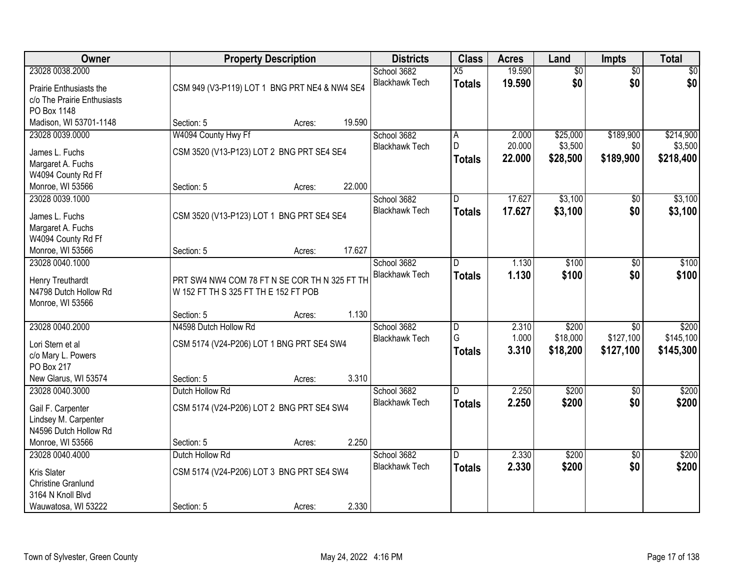| Owner | Property Description | Districts | Class | Acres | Land | Impts | Total |
|---|---|---|---|---|---|---|---|
| 23028 0038.2000<br>Prairie Enthusiasts the<br>c/o The Prairie Enthusiasts<br>PO Box 1148<br>Madison, WI 53701-1148 | CSM 949 (V3-P119) LOT 1 BNG PRT NE4 & NW4 SE4<br>Section: 5 Acres: 19.590 | School 3682<br>Blackhawk Tech | X5<br>**Totals** | 19.590<br>**19.590** | $0<br>**$0** | $0<br>**$0** | $0<br>**$0** |
| 23028 0039.0000<br>James L. Fuchs<br>Margaret A. Fuchs<br>W4094 County Rd Ff<br>Monroe, WI 53566 | W4094 County Hwy Ff<br>CSM 3520 (V13-P123) LOT 2 BNG PRT SE4 SE4<br>Section: 5 Acres: 22.000 | School 3682<br>Blackhawk Tech | A<br>D<br>**Totals** | 2.000<br>20.000<br>**22.000** | $25,000<br>$3,500<br>**$28,500** | $189,900<br>$0<br>**$189,900** | $214,900<br>$3,500<br>**$218,400** |
| 23028 0039.1000<br>James L. Fuchs<br>Margaret A. Fuchs<br>W4094 County Rd Ff<br>Monroe, WI 53566 | CSM 3520 (V13-P123) LOT 1 BNG PRT SE4 SE4<br>Section: 5 Acres: 17.627 | School 3682<br>Blackhawk Tech | D<br>**Totals** | 17.627<br>**17.627** | $3,100<br>**$3,100** | $0<br>**$0** | $3,100<br>**$3,100** |
| 23028 0040.1000<br>Henry Treuthardt<br>N4798 Dutch Hollow Rd<br>Monroe, WI 53566 | PRT SW4 NW4 COM 78 FT N SE COR TH N 325 FT TH W 152 FT TH S 325 FT TH E 152 FT POB<br>Section: 5 Acres: 1.130 | School 3682<br>Blackhawk Tech | D<br>**Totals** | 1.130<br>**1.130** | $100<br>**$100** | $0<br>**$0** | $100<br>**$100** |
| 23028 0040.2000<br>Lori Stern et al<br>c/o Mary L. Powers<br>PO Box 217<br>New Glarus, WI 53574 | N4598 Dutch Hollow Rd<br>CSM 5174 (V24-P206) LOT 1 BNG PRT SE4 SW4<br>Section: 5 Acres: 3.310 | School 3682<br>Blackhawk Tech | D<br>G<br>**Totals** | 2.310<br>1.000<br>**3.310** | $200<br>$18,000<br>**$18,200** | $0<br>$127,100<br>**$127,100** | $200<br>$145,100<br>**$145,300** |
| 23028 0040.3000<br>Gail F. Carpenter<br>Lindsey M. Carpenter<br>N4596 Dutch Hollow Rd<br>Monroe, WI 53566 | Dutch Hollow Rd<br>CSM 5174 (V24-P206) LOT 2 BNG PRT SE4 SW4<br>Section: 5 Acres: 2.250 | School 3682<br>Blackhawk Tech | D<br>**Totals** | 2.250<br>**2.250** | $200<br>**$200** | $0<br>**$0** | $200<br>**$200** |
| 23028 0040.4000<br>Kris Slater<br>Christine Granlund<br>3164 N Knoll Blvd<br>Wauwatosa, WI 53222 | Dutch Hollow Rd<br>CSM 5174 (V24-P206) LOT 3 BNG PRT SE4 SW4<br>Section: 5 Acres: 2.330 | School 3682<br>Blackhawk Tech | D<br>**Totals** | 2.330<br>**2.330** | $200<br>**$200** | $0<br>**$0** | $200<br>**$200** |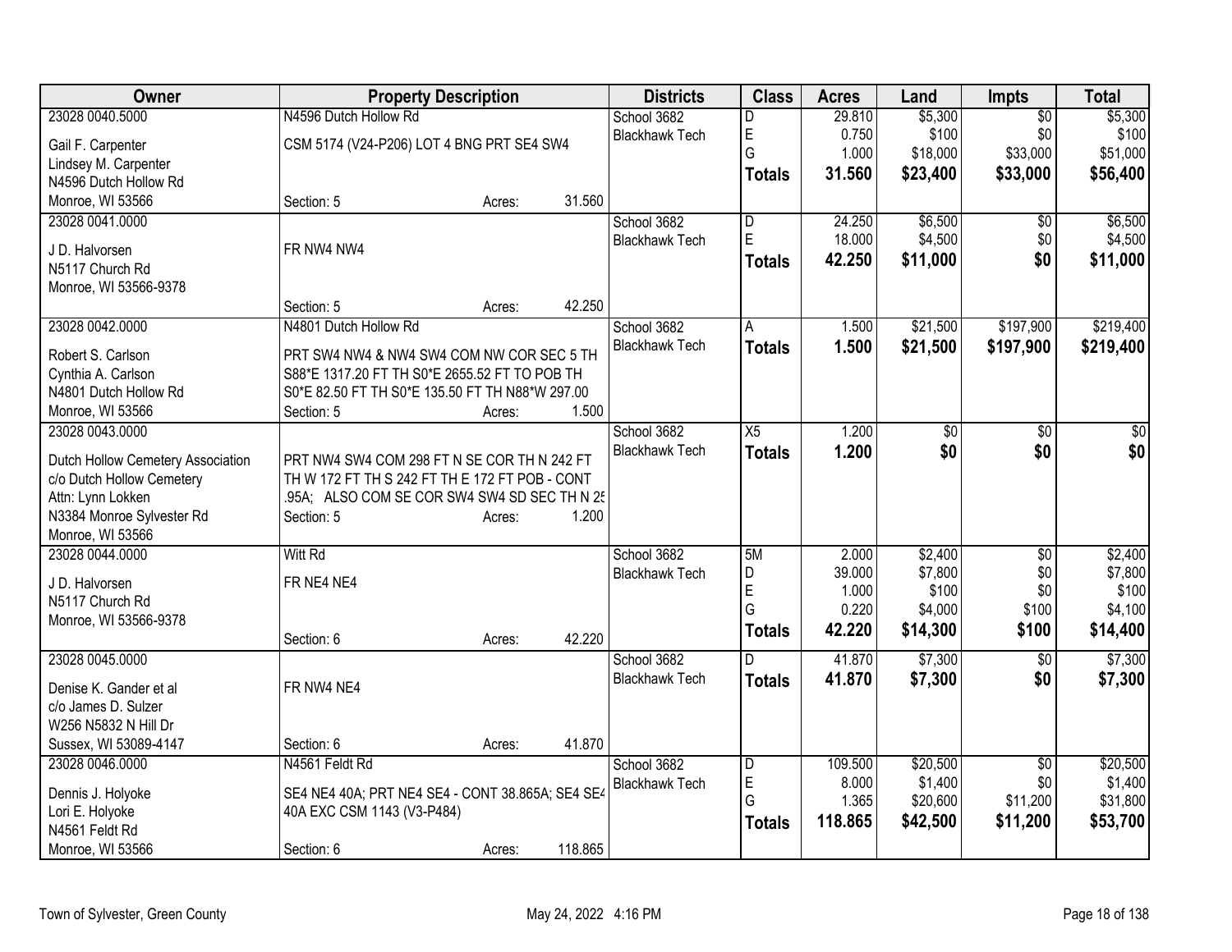| Owner | Property Description | | | Districts | Class | Acres | Land | Impts | Total |
|---|---|---|---|---|---|---|---|---|---|
| 23028 0040.5000 | N4596 Dutch Hollow Rd | | | School 3682 | D | 29.810 | $5,300 | $0 | $5,300 |
| Gail F. Carpenter | CSM 5174 (V24-P206) LOT 4 BNG PRT SE4 SW4 | | | Blackhawk Tech | E | 0.750 | $100 | $0 | $100 |
| Lindsey M. Carpenter | | | | | G | 1.000 | $18,000 | $33,000 | $51,000 |
| N4596 Dutch Hollow Rd | | | | | **Totals** | **31.560** | **$23,400** | **$33,000** | **$56,400** |
| Monroe, WI 53566 | Section: 5 | Acres: | 31.560 | | | | | | |
| 23028 0041.0000 | | | | School 3682 | D | 24.250 | $6,500 | $0 | $6,500 |
| J D. Halvorsen | FR NW4 NW4 | | | Blackhawk Tech | E | 18.000 | $4,500 | $0 | $4,500 |
| N5117 Church Rd | | | | | **Totals** | **42.250** | **$11,000** | **$0** | **$11,000** |
| Monroe, WI 53566-9378 | | | | | | | | | |
| | Section: 5 | Acres: | 42.250 | | | | | | |
| 23028 0042.0000 | N4801 Dutch Hollow Rd | | | School 3682 | A | 1.500 | $21,500 | $197,900 | $219,400 |
| Robert S. Carlson | PRT SW4 NW4 & NW4 SW4 COM NW COR SEC 5 TH | | | Blackhawk Tech | **Totals** | **1.500** | **$21,500** | **$197,900** | **$219,400** |
| Cynthia A. Carlson | S88*E 1317.20 FT TH S0*E 2655.52 FT TO POB TH | | | | | | | | |
| N4801 Dutch Hollow Rd | S0*E 82.50 FT TH S0*E 135.50 FT TH N88*W 297.00 | | | | | | | | |
| Monroe, WI 53566 | Section: 5 | Acres: | 1.500 | | | | | | |
| 23028 0043.0000 | | | | School 3682 | X5 | 1.200 | $0 | $0 | $0 |
| Dutch Hollow Cemetery Association | PRT NW4 SW4 COM 298 FT N SE COR TH N 242 FT | | | Blackhawk Tech | **Totals** | **1.200** | **$0** | **$0** | **$0** |
| c/o Dutch Hollow Cemetery | TH W 172 FT TH S 242 FT TH E 172 FT POB - CONT | | | | | | | | |
| Attn: Lynn Lokken | .95A; ALSO COM SE COR SW4 SW4 SD SEC TH N 25 | | | | | | | | |
| N3384 Monroe Sylvester Rd | Section: 5 | Acres: | 1.200 | | | | | | |
| Monroe, WI 53566 | | | | | | | | | |
| 23028 0044.0000 | Witt Rd | | | School 3682 | 5M | 2.000 | $2,400 | $0 | $2,400 |
| J D. Halvorsen | FR NE4 NE4 | | | Blackhawk Tech | D | 39.000 | $7,800 | $0 | $7,800 |
| N5117 Church Rd | | | | | E | 1.000 | $100 | $0 | $100 |
| Monroe, WI 53566-9378 | | | | | G | 0.220 | $4,000 | $100 | $4,100 |
| | Section: 6 | Acres: | 42.220 | | **Totals** | **42.220** | **$14,300** | **$100** | **$14,400** |
| 23028 0045.0000 | | | | School 3682 | D | 41.870 | $7,300 | $0 | $7,300 |
| Denise K. Gander et al | FR NW4 NE4 | | | Blackhawk Tech | **Totals** | **41.870** | **$7,300** | **$0** | **$7,300** |
| c/o James D. Sulzer | | | | | | | | | |
| W256 N5832 N Hill Dr | | | | | | | | | |
| Sussex, WI 53089-4147 | Section: 6 | Acres: | 41.870 | | | | | | |
| 23028 0046.0000 | N4561 Feldt Rd | | | School 3682 | D | 109.500 | $20,500 | $0 | $20,500 |
| Dennis J. Holyoke | SE4 NE4 40A; PRT NE4 SE4 - CONT 38.865A; SE4 SE4 | | | Blackhawk Tech | E | 8.000 | $1,400 | $0 | $1,400 |
| Lori E. Holyoke | 40A EXC CSM 1143 (V3-P484) | | | | G | 1.365 | $20,600 | $11,200 | $31,800 |
| N4561 Feldt Rd | | | | | **Totals** | **118.865** | **$42,500** | **$11,200** | **$53,700** |
| Monroe, WI 53566 | Section: 6 | Acres: | 118.865 | | | | | | |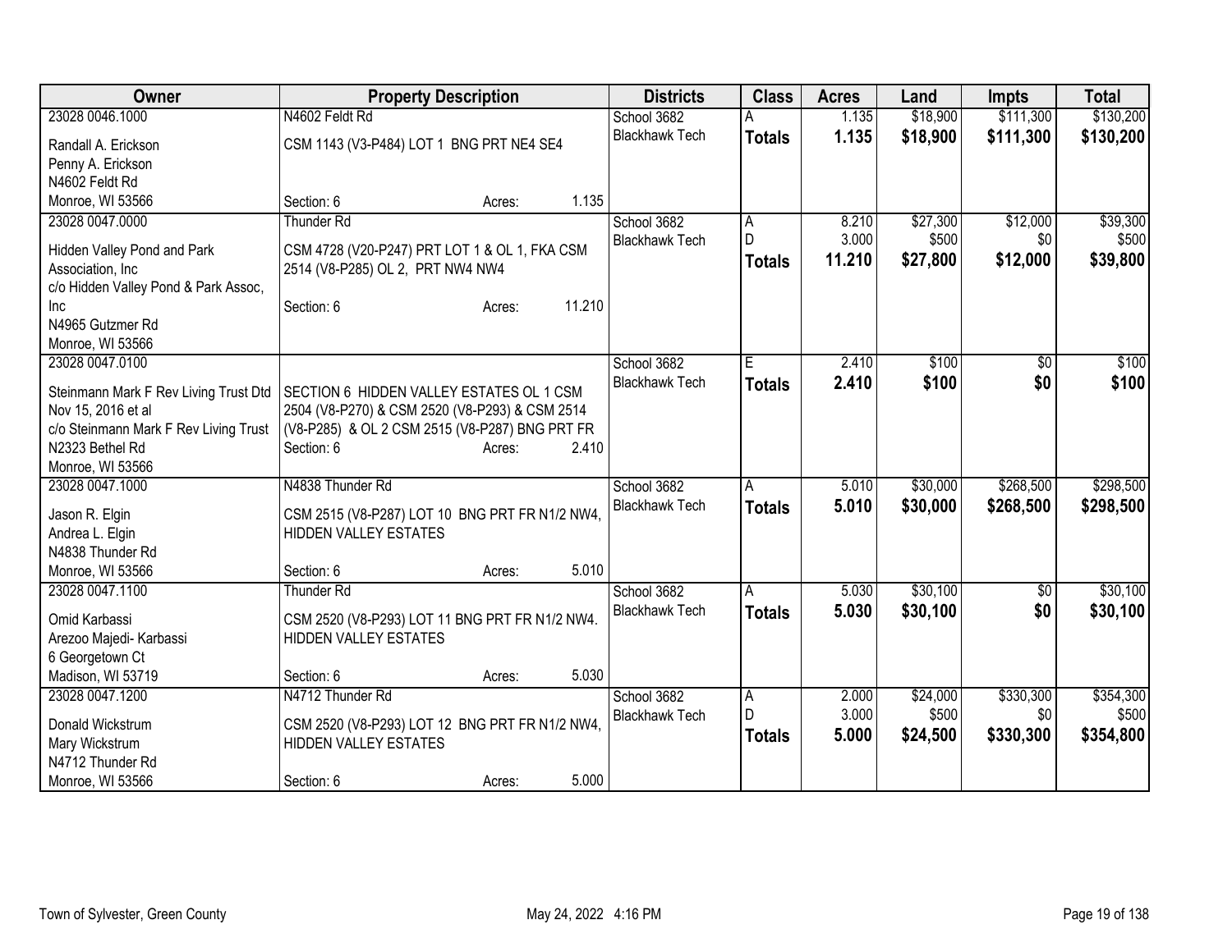| Owner | Property Description | Districts | Class | Acres | Land | Impts | Total |
|---|---|---|---|---|---|---|---|
| 23028 0046.1000<br>Randall A. Erickson<br>Penny A. Erickson<br>N4602 Feldt Rd<br>Monroe, WI 53566 | N4602 Feldt Rd<br>CSM 1143 (V3-P484) LOT 1 BNG PRT NE4 SE4<br>Section: 6 Acres: 1.135 | School 3682<br>Blackhawk Tech | A<br>**Totals** | 1.135<br>**1.135** | $18,900<br>**$18,900** | $111,300<br>**$111,300** | $130,200<br>**$130,200** |
| 23028 0047.0000<br>Hidden Valley Pond and Park Association, Inc<br>c/o Hidden Valley Pond & Park Assoc, Inc<br>N4965 Gutzmer Rd<br>Monroe, WI 53566 | Thunder Rd<br>CSM 4728 (V20-P247) PRT LOT 1 & OL 1, FKA CSM 2514 (V8-P285) OL 2, PRT NW4 NW4<br>Section: 6 Acres: 11.210 | School 3682<br>Blackhawk Tech | A<br>D<br>**Totals** | 8.210<br>3.000<br>**11.210** | $27,300<br>$500<br>**$27,800** | $12,000<br>$0<br>**$12,000** | $39,300<br>$500<br>**$39,800** |
| 23028 0047.0100<br>Steinmann Mark F Rev Living Trust Dtd Nov 15, 2016 et al<br>c/o Steinmann Mark F Rev Living Trust<br>N2323 Bethel Rd<br>Monroe, WI 53566 | SECTION 6 HIDDEN VALLEY ESTATES OL 1 CSM 2504 (V8-P270) & CSM 2520 (V8-P293) & CSM 2514 (V8-P285) & OL 2 CSM 2515 (V8-P287) BNG PRT FR<br>Section: 6 Acres: 2.410 | School 3682<br>Blackhawk Tech | E<br>**Totals** | 2.410<br>**2.410** | $100<br>**$100** | $0<br>**$0** | $100<br>**$100** |
| 23028 0047.1000<br>Jason R. Elgin<br>Andrea L. Elgin<br>N4838 Thunder Rd<br>Monroe, WI 53566 | N4838 Thunder Rd<br>CSM 2515 (V8-P287) LOT 10 BNG PRT FR N1/2 NW4, HIDDEN VALLEY ESTATES<br>Section: 6 Acres: 5.010 | School 3682<br>Blackhawk Tech | A<br>**Totals** | 5.010<br>**5.010** | $30,000<br>**$30,000** | $268,500<br>**$268,500** | $298,500<br>**$298,500** |
| 23028 0047.1100<br>Omid Karbassi<br>Arezoo Majedi- Karbassi<br>6 Georgetown Ct<br>Madison, WI 53719 | Thunder Rd<br>CSM 2520 (V8-P293) LOT 11 BNG PRT FR N1/2 NW4. HIDDEN VALLEY ESTATES<br>Section: 6 Acres: 5.030 | School 3682<br>Blackhawk Tech | A<br>**Totals** | 5.030<br>**5.030** | $30,100<br>**$30,100** | $0<br>**$0** | $30,100<br>**$30,100** |
| 23028 0047.1200<br>Donald Wickstrum<br>Mary Wickstrum<br>N4712 Thunder Rd<br>Monroe, WI 53566 | N4712 Thunder Rd<br>CSM 2520 (V8-P293) LOT 12 BNG PRT FR N1/2 NW4, HIDDEN VALLEY ESTATES<br>Section: 6 Acres: 5.000 | School 3682<br>Blackhawk Tech | A<br>D<br>**Totals** | 2.000<br>3.000<br>**5.000** | $24,000<br>$500<br>**$24,500** | $330,300<br>$0<br>**$330,300** | $354,300<br>$500<br>**$354,800** |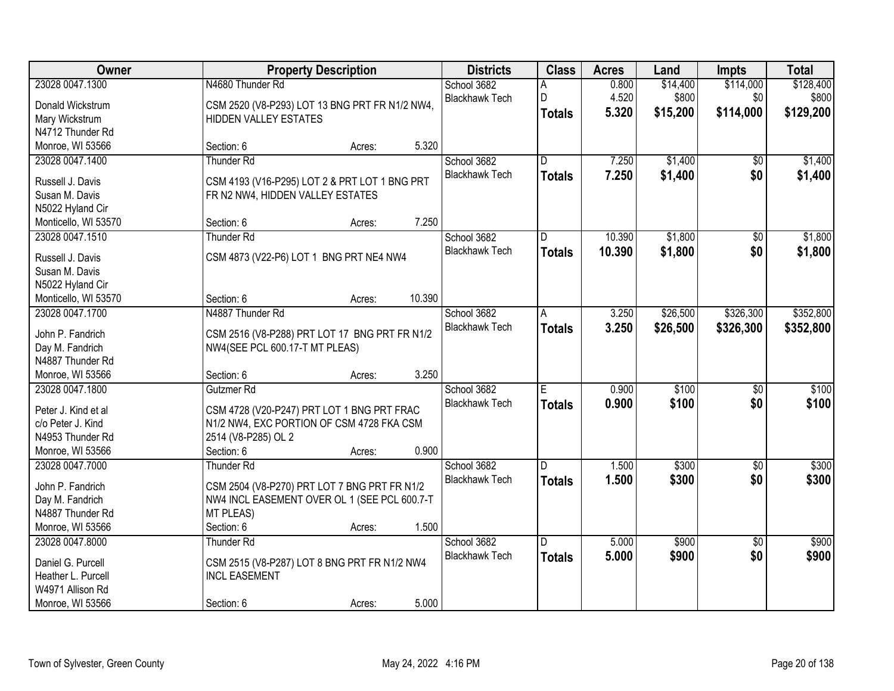| Owner | Property Description | Districts | Class | Acres | Land | Impts | Total |
|---|---|---|---|---|---|---|---|
| 23028 0047.1300<br><br>Donald Wickstrum<br>Mary Wickstrum<br>N4712 Thunder Rd<br>Monroe, WI 53566 | N4680 Thunder Rd<br><br>CSM 2520 (V8-P293) LOT 13 BNG PRT FR N1/2 NW4, HIDDEN VALLEY ESTATES<br><br>Section: 6 Acres: 5.320 | School 3682<br>Blackhawk Tech | A<br>D<br>**Totals** | 0.800<br>4.520<br>**5.320** | $14,400<br>$800<br>**$15,200** | $114,000<br>$0<br>**$114,000** | $128,400<br>$800<br>**$129,200** |
| 23028 0047.1400<br><br>Russell J. Davis<br>Susan M. Davis<br>N5022 Hyland Cir<br>Monticello, WI 53570 | Thunder Rd<br><br>CSM 4193 (V16-P295) LOT 2 & PRT LOT 1 BNG PRT FR N2 NW4, HIDDEN VALLEY ESTATES<br><br>Section: 6 Acres: 7.250 | School 3682<br>Blackhawk Tech | D<br>**Totals** | 7.250<br>**7.250** | $1,400<br>**$1,400** | $0<br>**$0** | $1,400<br>**$1,400** |
| 23028 0047.1510<br><br>Russell J. Davis<br>Susan M. Davis<br>N5022 Hyland Cir<br>Monticello, WI 53570 | Thunder Rd<br><br>CSM 4873 (V22-P6) LOT 1 BNG PRT NE4 NW4<br><br>Section: 6 Acres: 10.390 | School 3682<br>Blackhawk Tech | D<br>**Totals** | 10.390<br>**10.390** | $1,800<br>**$1,800** | $0<br>**$0** | $1,800<br>**$1,800** |
| 23028 0047.1700<br><br>John P. Fandrich<br>Day M. Fandrich<br>N4887 Thunder Rd<br>Monroe, WI 53566 | N4887 Thunder Rd<br><br>CSM 2516 (V8-P288) PRT LOT 17 BNG PRT FR N1/2 NW4(SEE PCL 600.17-T MT PLEAS)<br><br>Section: 6 Acres: 3.250 | School 3682<br>Blackhawk Tech | A<br>**Totals** | 3.250<br>**3.250** | $26,500<br>**$26,500** | $326,300<br>**$326,300** | $352,800<br>**$352,800** |
| 23028 0047.1800<br><br>Peter J. Kind et al<br>c/o Peter J. Kind<br>N4953 Thunder Rd<br>Monroe, WI 53566 | Gutzmer Rd<br><br>CSM 4728 (V20-P247) PRT LOT 1 BNG PRT FRAC N1/2 NW4, EXC PORTION OF CSM 4728 FKA CSM 2514 (V8-P285) OL 2<br>Section: 6 Acres: 0.900 | School 3682<br>Blackhawk Tech | E<br>**Totals** | 0.900<br>**0.900** | $100<br>**$100** | $0<br>**$0** | $100<br>**$100** |
| 23028 0047.7000<br><br>John P. Fandrich<br>Day M. Fandrich<br>N4887 Thunder Rd<br>Monroe, WI 53566 | Thunder Rd<br><br>CSM 2504 (V8-P270) PRT LOT 7 BNG PRT FR N1/2 NW4 INCL EASEMENT OVER OL 1 (SEE PCL 600.7-T MT PLEAS)<br>Section: 6 Acres: 1.500 | School 3682<br>Blackhawk Tech | D<br>**Totals** | 1.500<br>**1.500** | $300<br>**$300** | $0<br>**$0** | $300<br>**$300** |
| 23028 0047.8000<br><br>Daniel G. Purcell<br>Heather L. Purcell<br>W4971 Allison Rd<br>Monroe, WI 53566 | Thunder Rd<br><br>CSM 2515 (V8-P287) LOT 8 BNG PRT FR N1/2 NW4 INCL EASEMENT<br><br>Section: 6 Acres: 5.000 | School 3682<br>Blackhawk Tech | D<br>**Totals** | 5.000<br>**5.000** | $900<br>**$900** | $0<br>**$0** | $900<br>**$900** |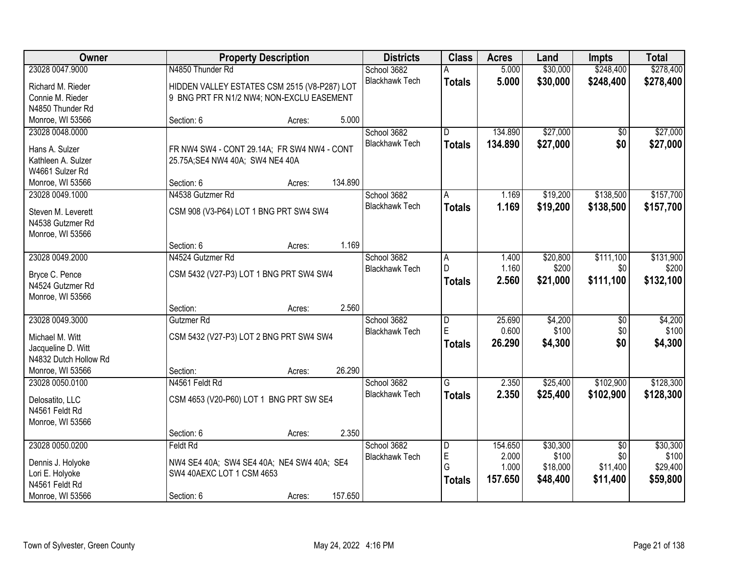| Owner | Property Description | Districts | Class | Acres | Land | Impts | Total |
|---|---|---|---|---|---|---|---|
| 23028 0047.9000<br>Richard M. Rieder<br>Connie M. Rieder<br>N4850 Thunder Rd<br>Monroe, WI 53566 | N4850 Thunder Rd<br>HIDDEN VALLEY ESTATES CSM 2515 (V8-P287) LOT 9 BNG PRT FR N1/2 NW4; NON-EXCLU EASEMENT<br>Section: 6 Acres: 5.000 | School 3682<br>Blackhawk Tech | A<br>**Totals** | 5.000<br>**5.000** | $30,000<br>**$30,000** | $248,400<br>**$248,400** | $278,400<br>**$278,400** |
| 23028 0048.0000<br>Hans A. Sulzer<br>Kathleen A. Sulzer<br>W4661 Sulzer Rd<br>Monroe, WI 53566 | FR NW4 SW4 - CONT 29.14A; FR SW4 NW4 - CONT 25.75A;SE4 NW4 40A; SW4 NE4 40A<br>Section: 6 Acres: 134.890 | School 3682<br>Blackhawk Tech | D<br>**Totals** | 134.890<br>**134.890** | $27,000<br>**$27,000** | $0<br>**$0** | $27,000<br>**$27,000** |
| 23028 0049.1000<br>Steven M. Leverett<br>N4538 Gutzmer Rd<br>Monroe, WI 53566 | N4538 Gutzmer Rd<br>CSM 908 (V3-P64) LOT 1 BNG PRT SW4 SW4<br>Section: 6 Acres: 1.169 | School 3682<br>Blackhawk Tech | A<br>**Totals** | 1.169<br>**1.169** | $19,200<br>**$19,200** | $138,500<br>**$138,500** | $157,700<br>**$157,700** |
| 23028 0049.2000<br>Bryce C. Pence<br>N4524 Gutzmer Rd<br>Monroe, WI 53566 | N4524 Gutzmer Rd<br>CSM 5432 (V27-P3) LOT 1 BNG PRT SW4 SW4<br>Section: Acres: 2.560 | School 3682<br>Blackhawk Tech | A<br>D<br>**Totals** | 1.400<br>1.160<br>**2.560** | $20,800<br>$200<br>**$21,000** | $111,100<br>$0<br>**$111,100** | $131,900<br>$200<br>**$132,100** |
| 23028 0049.3000<br>Michael M. Witt<br>Jacqueline D. Witt<br>N4832 Dutch Hollow Rd<br>Monroe, WI 53566 | Gutzmer Rd<br>CSM 5432 (V27-P3) LOT 2 BNG PRT SW4 SW4<br>Section: Acres: 26.290 | School 3682<br>Blackhawk Tech | D<br>E<br>**Totals** | 25.690<br>0.600<br>**26.290** | $4,200<br>$100<br>**$4,300** | $0<br>$0<br>**$0** | $4,200<br>$100<br>**$4,300** |
| 23028 0050.0100<br>Delosatito, LLC<br>N4561 Feldt Rd<br>Monroe, WI 53566 | N4561 Feldt Rd<br>CSM 4653 (V20-P60) LOT 1 BNG PRT SW SE4<br>Section: 6 Acres: 2.350 | School 3682<br>Blackhawk Tech | G<br>**Totals** | 2.350<br>**2.350** | $25,400<br>**$25,400** | $102,900<br>**$102,900** | $128,300<br>**$128,300** |
| 23028 0050.0200<br>Dennis J. Holyoke<br>Lori E. Holyoke<br>N4561 Feldt Rd<br>Monroe, WI 53566 | Feldt Rd<br>NW4 SE4 40A; SW4 SE4 40A; NE4 SW4 40A; SE4 SW4 40AEXC LOT 1 CSM 4653<br>Section: 6 Acres: 157.650 | School 3682<br>Blackhawk Tech | D<br>E<br>G<br>**Totals** | 154.650<br>2.000<br>1.000<br>**157.650** | $30,300<br>$100<br>$18,000<br>**$48,400** | $0<br>$0<br>$11,400<br>**$11,400** | $30,300<br>$100<br>$29,400<br>**$59,800** |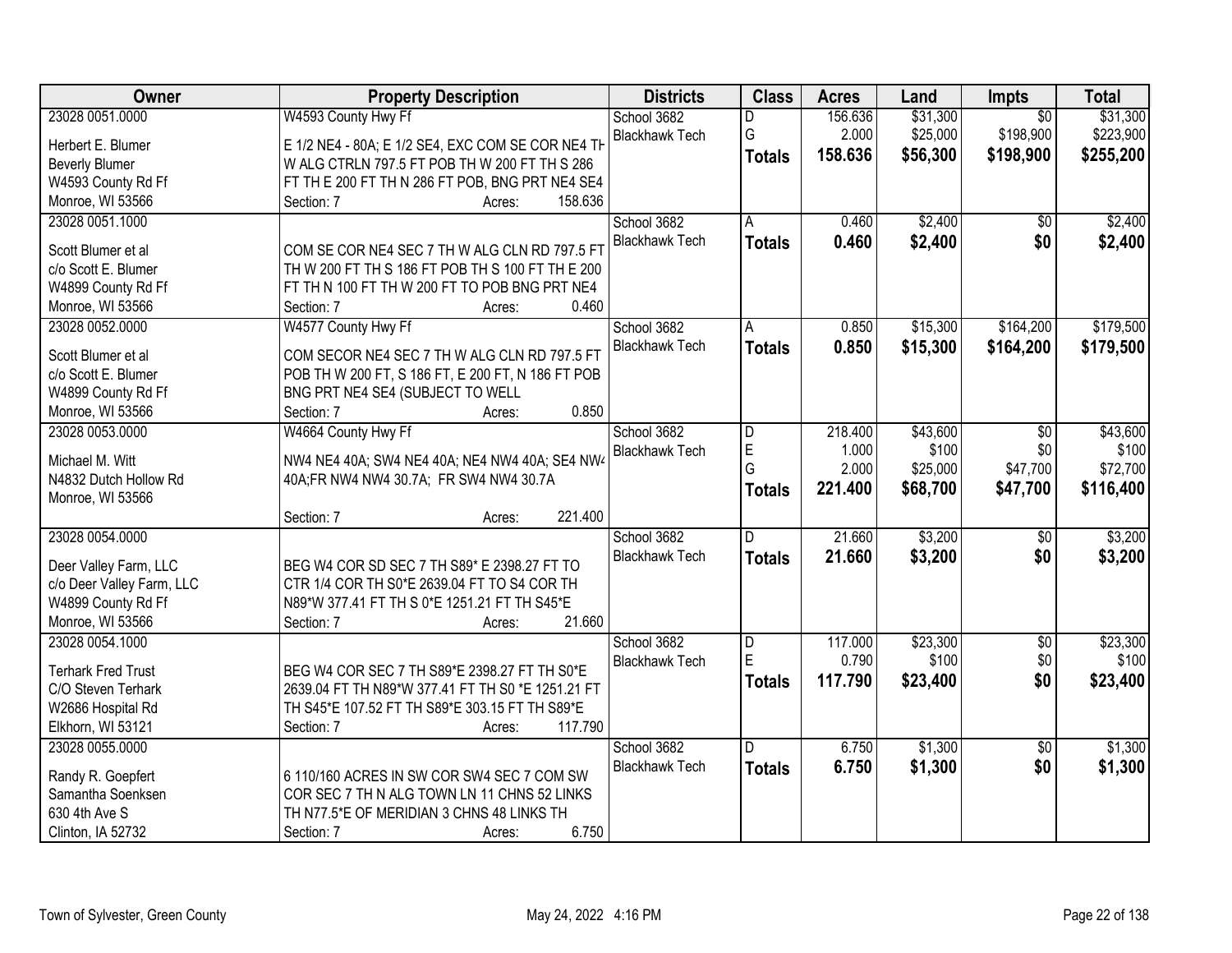| Owner | Property Description | Districts | Class | Acres | Land | Impts | Total |
|---|---|---|---|---|---|---|---|
| 23028 0051.0000<br>Herbert E. Blumer<br>Beverly Blumer<br>W4593 County Rd Ff<br>Monroe, WI 53566 | W4593 County Hwy Ff<br>E 1/2 NE4 - 80A; E 1/2 SE4, EXC COM SE COR NE4 TH W ALG CTRLN 797.5 FT POB TH W 200 FT TH S 286 FT TH E 200 FT TH N 286 FT POB, BNG PRT NE4 SE4<br>Section: 7 Acres: 158.636 | School 3682<br>Blackhawk Tech | D<br>G<br>**Totals** | 156.636<br>2.000<br>**158.636** | $31,300<br>$25,000<br>**$56,300** | $0<br>$198,900<br>**$198,900** | $31,300<br>$223,900<br>**$255,200** |
| 23028 0051.1000<br>Scott Blumer et al<br>c/o Scott E. Blumer<br>W4899 County Rd Ff<br>Monroe, WI 53566 | COM SE COR NE4 SEC 7 TH W ALG CLN RD 797.5 FT TH W 200 FT TH S 186 FT POB TH S 100 FT TH E 200 FT TH N 100 FT TH W 200 FT TO POB BNG PRT NE4<br>Section: 7 Acres: 0.460 | School 3682<br>Blackhawk Tech | A<br>**Totals** | 0.460<br>**0.460** | $2,400<br>**$2,400** | $0<br>**$0** | $2,400<br>**$2,400** |
| 23028 0052.0000<br>Scott Blumer et al<br>c/o Scott E. Blumer<br>W4899 County Rd Ff<br>Monroe, WI 53566 | W4577 County Hwy Ff<br>COM SECOR NE4 SEC 7 TH W ALG CLN RD 797.5 FT POB TH W 200 FT, S 186 FT, E 200 FT, N 186 FT POB BNG PRT NE4 SE4 (SUBJECT TO WELL<br>Section: 7 Acres: 0.850 | School 3682<br>Blackhawk Tech | A<br>**Totals** | 0.850<br>**0.850** | $15,300<br>**$15,300** | $164,200<br>**$164,200** | $179,500<br>**$179,500** |
| 23028 0053.0000<br>Michael M. Witt<br>N4832 Dutch Hollow Rd<br>Monroe, WI 53566 | W4664 County Hwy Ff<br>NW4 NE4 40A; SW4 NE4 40A; NE4 NW4 40A; SE4 NW4 40A;FR NW4 NW4 30.7A; FR SW4 NW4 30.7A<br>Section: 7 Acres: 221.400 | School 3682<br>Blackhawk Tech | D<br>E<br>G<br>**Totals** | 218.400<br>1.000<br>2.000<br>**221.400** | $43,600<br>$100<br>$25,000<br>**$68,700** | $0<br>$0<br>$47,700<br>**$47,700** | $43,600<br>$100<br>$72,700<br>**$116,400** |
| 23028 0054.0000<br>Deer Valley Farm, LLC<br>c/o Deer Valley Farm, LLC<br>W4899 County Rd Ff<br>Monroe, WI 53566 | BEG W4 COR SD SEC 7 TH S89* E 2398.27 FT TO CTR 1/4 COR TH S0*E 2639.04 FT TO S4 COR TH N89*W 377.41 FT TH S 0*E 1251.21 FT TH S45*E<br>Section: 7 Acres: 21.660 | School 3682<br>Blackhawk Tech | D<br>**Totals** | 21.660<br>**21.660** | $3,200<br>**$3,200** | $0<br>**$0** | $3,200<br>**$3,200** |
| 23028 0054.1000<br>Terhark Fred Trust<br>C/O Steven Terhark<br>W2686 Hospital Rd<br>Elkhorn, WI 53121 | BEG W4 COR SEC 7 TH S89*E 2398.27 FT TH S0*E 2639.04 FT TH N89*W 377.41 FT TH S0 *E 1251.21 FT TH S45*E 107.52 FT TH S89*E 303.15 FT TH S89*E<br>Section: 7 Acres: 117.790 | School 3682<br>Blackhawk Tech | D<br>E<br>**Totals** | 117.000<br>0.790<br>**117.790** | $23,300<br>$100<br>**$23,400** | $0<br>$0<br>**$0** | $23,300<br>$100<br>**$23,400** |
| 23028 0055.0000<br>Randy R. Goepfert<br>Samantha Soenksen<br>630 4th Ave S<br>Clinton, IA 52732 | 6 110/160 ACRES IN SW COR SW4 SEC 7 COM SW COR SEC 7 TH N ALG TOWN LN 11 CHNS 52 LINKS TH N77.5*E OF MERIDIAN 3 CHNS 48 LINKS TH<br>Section: 7 Acres: 6.750 | School 3682<br>Blackhawk Tech | D<br>**Totals** | 6.750<br>**6.750** | $1,300<br>**$1,300** | $0<br>**$0** | $1,300<br>**$1,300** |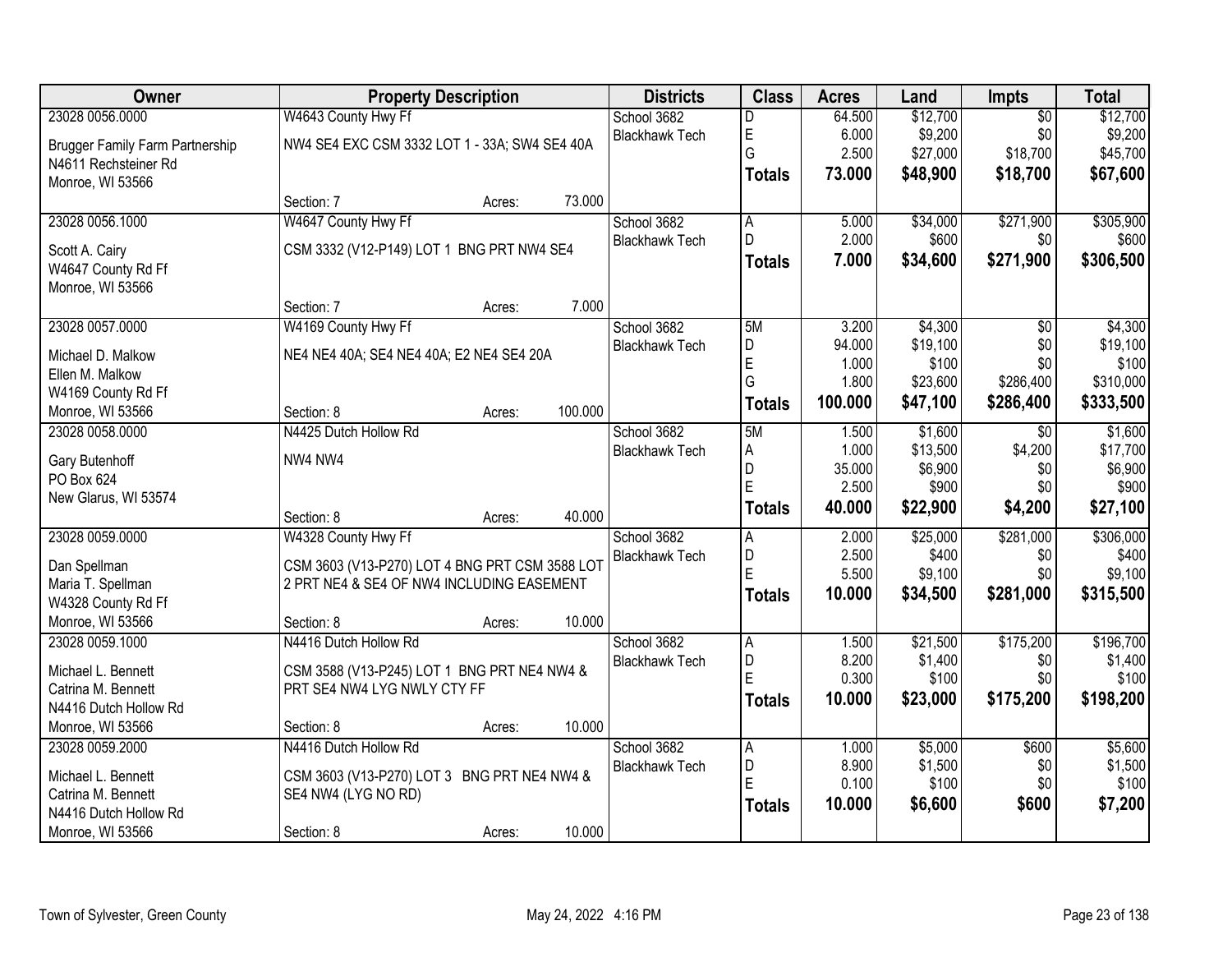| Owner | Property Description | Districts | Class | Acres | Land | Impts | Total |
|---|---|---|---|---|---|---|---|
| 23028 0056.0000 | W4643 County Hwy Ff | School 3682 | D | 64.500 | $12,700 | $0 | $12,700 |
| Brugger Family Farm Partnership | NW4 SE4 EXC CSM 3332 LOT 1 - 33A; SW4 SE4 40A | Blackhawk Tech | E | 6.000 | $9,200 | $0 | $9,200 |
| N4611 Rechsteiner Rd | | | G | 2.500 | $27,000 | $18,700 | $45,700 |
| Monroe, WI 53566 | | | **Totals** | **73.000** | **$48,900** | **$18,700** | **$67,600** |
| | Section: 7 Acres: 73.000 | | | | | | |
| 23028 0056.1000 | W4647 County Hwy Ff | School 3682 | A | 5.000 | $34,000 | $271,900 | $305,900 |
| Scott A. Cairy | CSM 3332 (V12-P149) LOT 1 BNG PRT NW4 SE4 | Blackhawk Tech | D | 2.000 | $600 | $0 | $600 |
| W4647 County Rd Ff | | | **Totals** | **7.000** | **$34,600** | **$271,900** | **$306,500** |
| Monroe, WI 53566 | | | | | | | |
| | Section: 7 Acres: 7.000 | | | | | | |
| 23028 0057.0000 | W4169 County Hwy Ff | School 3682 | 5M | 3.200 | $4,300 | $0 | $4,300 |
| Michael D. Malkow | NE4 NE4 40A; SE4 NE4 40A; E2 NE4 SE4 20A | Blackhawk Tech | D | 94.000 | $19,100 | $0 | $19,100 |
| Ellen M. Malkow | | | E | 1.000 | $100 | $0 | $100 |
| W4169 County Rd Ff | | | G | 1.800 | $23,600 | $286,400 | $310,000 |
| Monroe, WI 53566 | Section: 8 Acres: 100.000 | | **Totals** | **100.000** | **$47,100** | **$286,400** | **$333,500** |
| 23028 0058.0000 | N4425 Dutch Hollow Rd | School 3682 | 5M | 1.500 | $1,600 | $0 | $1,600 |
| Gary Butenhoff | NW4 NW4 | Blackhawk Tech | A | 1.000 | $13,500 | $4,200 | $17,700 |
| PO Box 624 | | | D | 35.000 | $6,900 | $0 | $6,900 |
| New Glarus, WI 53574 | | | E | 2.500 | $900 | $0 | $900 |
| | Section: 8 Acres: 40.000 | | **Totals** | **40.000** | **$22,900** | **$4,200** | **$27,100** |
| 23028 0059.0000 | W4328 County Hwy Ff | School 3682 | A | 2.000 | $25,000 | $281,000 | $306,000 |
| Dan Spellman | CSM 3603 (V13-P270) LOT 4 BNG PRT CSM 3588 LOT | Blackhawk Tech | D | 2.500 | $400 | $0 | $400 |
| Maria T. Spellman | 2 PRT NE4 & SE4 OF NW4 INCLUDING EASEMENT | | E | 5.500 | $9,100 | $0 | $9,100 |
| W4328 County Rd Ff | | | **Totals** | **10.000** | **$34,500** | **$281,000** | **$315,500** |
| Monroe, WI 53566 | Section: 8 Acres: 10.000 | | | | | | |
| 23028 0059.1000 | N4416 Dutch Hollow Rd | School 3682 | A | 1.500 | $21,500 | $175,200 | $196,700 |
| Michael L. Bennett | CSM 3588 (V13-P245) LOT 1 BNG PRT NE4 NW4 & | Blackhawk Tech | D | 8.200 | $1,400 | $0 | $1,400 |
| Catrina M. Bennett | PRT SE4 NW4 LYG NWLY CTY FF | | E | 0.300 | $100 | $0 | $100 |
| N4416 Dutch Hollow Rd | | | **Totals** | **10.000** | **$23,000** | **$175,200** | **$198,200** |
| Monroe, WI 53566 | Section: 8 Acres: 10.000 | | | | | | |
| 23028 0059.2000 | N4416 Dutch Hollow Rd | School 3682 | A | 1.000 | $5,000 | $600 | $5,600 |
| Michael L. Bennett | CSM 3603 (V13-P270) LOT 3 BNG PRT NE4 NW4 & | Blackhawk Tech | D | 8.900 | $1,500 | $0 | $1,500 |
| Catrina M. Bennett | SE4 NW4 (LYG NO RD) | | E | 0.100 | $100 | $0 | $100 |
| N4416 Dutch Hollow Rd | | | **Totals** | **10.000** | **$6,600** | **$600** | **$7,200** |
| Monroe, WI 53566 | Section: 8 Acres: 10.000 | | | | | | |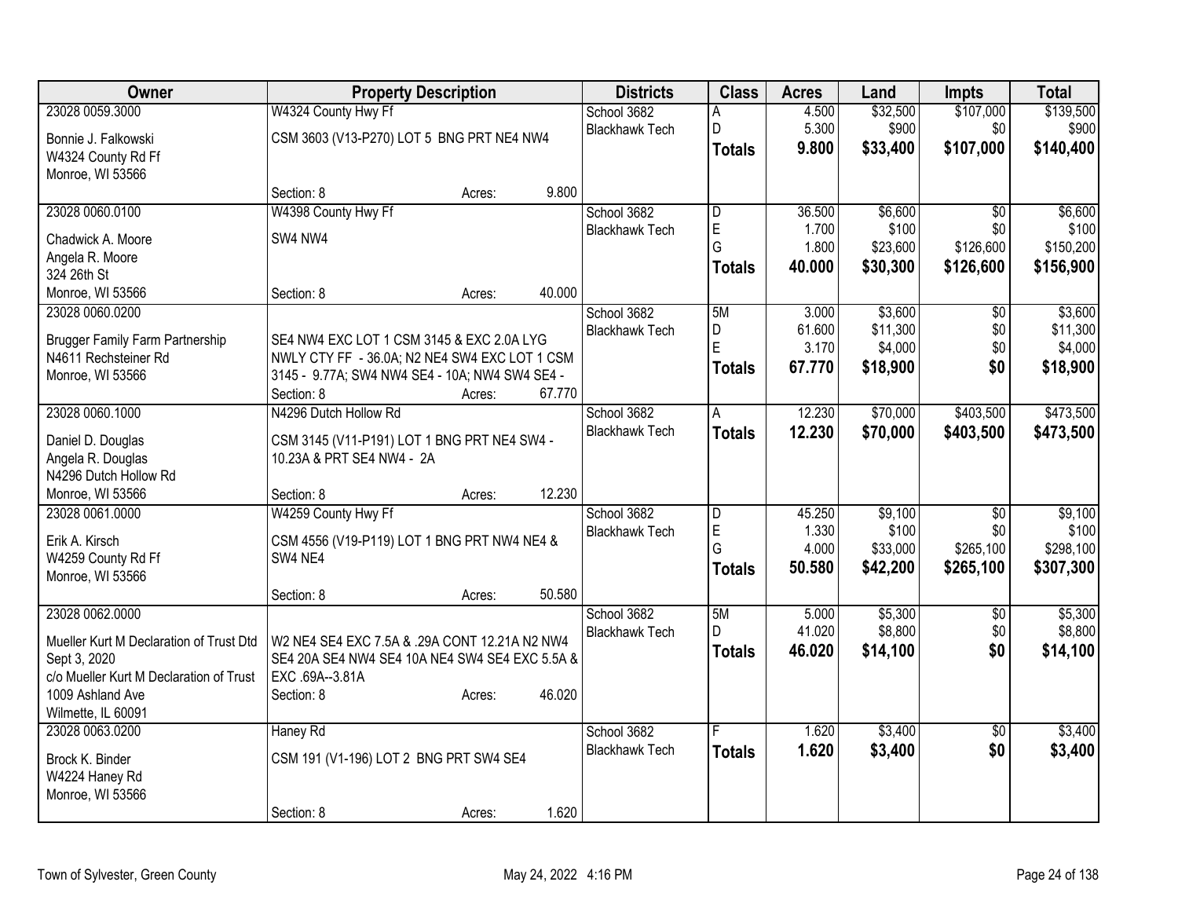| Owner | Property Description | Districts | Class | Acres | Land | Impts | Total |
|---|---|---|---|---|---|---|---|
| 23028 0059.3000<br>Bonnie J. Falkowski<br>W4324 County Rd Ff<br>Monroe, WI 53566 | W4324 County Hwy Ff<br>CSM 3603 (V13-P270) LOT 5 BNG PRT NE4 NW4<br>Section: 8 Acres: 9.800 | School 3682<br>Blackhawk Tech | A<br>D<br>**Totals** | 4.500<br>5.300<br>**9.800** | $32,500<br>$900<br>**$33,400** | $107,000<br>$0<br>**$107,000** | $139,500<br>$900<br>**$140,400** |
| 23028 0060.0100<br>Chadwick A. Moore<br>Angela R. Moore<br>324 26th St<br>Monroe, WI 53566 | W4398 County Hwy Ff<br>SW4 NW4<br>Section: 8 Acres: 40.000 | School 3682<br>Blackhawk Tech | D<br>E<br>G<br>**Totals** | 36.500<br>1.700<br>1.800<br>**40.000** | $6,600<br>$100<br>$23,600<br>**$30,300** | $0<br>$0<br>$126,600<br>**$126,600** | $6,600<br>$100<br>$150,200<br>**$156,900** |
| 23028 0060.0200<br>Brugger Family Farm Partnership<br>N4611 Rechsteiner Rd<br>Monroe, WI 53566 | SE4 NW4 EXC LOT 1 CSM 3145 & EXC 2.0A LYG NWLY CTY FF - 36.0A; N2 NE4 SW4 EXC LOT 1 CSM 3145 - 9.77A; SW4 NW4 SE4 - 10A; NW4 SW4 SE4 -<br>Section: 8 Acres: 67.770 | School 3682<br>Blackhawk Tech | 5M<br>D<br>E<br>**Totals** | 3.000<br>61.600<br>3.170<br>**67.770** | $3,600<br>$11,300<br>$4,000<br>**$18,900** | $0<br>$0<br>$0<br>**$0** | $3,600<br>$11,300<br>$4,000<br>**$18,900** |
| 23028 0060.1000<br>Daniel D. Douglas<br>Angela R. Douglas<br>N4296 Dutch Hollow Rd<br>Monroe, WI 53566 | N4296 Dutch Hollow Rd<br>CSM 3145 (V11-P191) LOT 1 BNG PRT NE4 SW4 - 10.23A & PRT SE4 NW4 - 2A<br>Section: 8 Acres: 12.230 | School 3682<br>Blackhawk Tech | A<br>**Totals** | 12.230<br>**12.230** | $70,000<br>**$70,000** | $403,500<br>**$403,500** | $473,500<br>**$473,500** |
| 23028 0061.0000<br>Erik A. Kirsch<br>W4259 County Rd Ff<br>Monroe, WI 53566 | W4259 County Hwy Ff<br>CSM 4556 (V19-P119) LOT 1 BNG PRT NW4 NE4 & SW4 NE4<br>Section: 8 Acres: 50.580 | School 3682<br>Blackhawk Tech | D<br>E<br>G<br>**Totals** | 45.250<br>1.330<br>4.000<br>**50.580** | $9,100<br>$100<br>$33,000<br>**$42,200** | $0<br>$0<br>$265,100<br>**$265,100** | $9,100<br>$100<br>$298,100<br>**$307,300** |
| 23028 0062.0000<br>Mueller Kurt M Declaration of Trust Dtd Sept 3, 2020<br>c/o Mueller Kurt M Declaration of Trust<br>1009 Ashland Ave<br>Wilmette, IL 60091 | W2 NE4 SE4 EXC 7.5A & .29A CONT 12.21A N2 NW4 SE4 20A SE4 NW4 SE4 10A NE4 SW4 SE4 EXC 5.5A & EXC .69A--3.81A<br>Section: 8 Acres: 46.020 | School 3682<br>Blackhawk Tech | 5M<br>D<br>**Totals** | 5.000<br>41.020<br>**46.020** | $5,300<br>$8,800<br>**$14,100** | $0<br>$0<br>**$0** | $5,300<br>$8,800<br>**$14,100** |
| 23028 0063.0200<br>Brock K. Binder<br>W4224 Haney Rd<br>Monroe, WI 53566 | Haney Rd<br>CSM 191 (V1-196) LOT 2 BNG PRT SW4 SE4<br>Section: 8 Acres: 1.620 | School 3682<br>Blackhawk Tech | F<br>**Totals** | 1.620<br>**1.620** | $3,400<br>**$3,400** | $0<br>**$0** | $3,400<br>**$3,400** |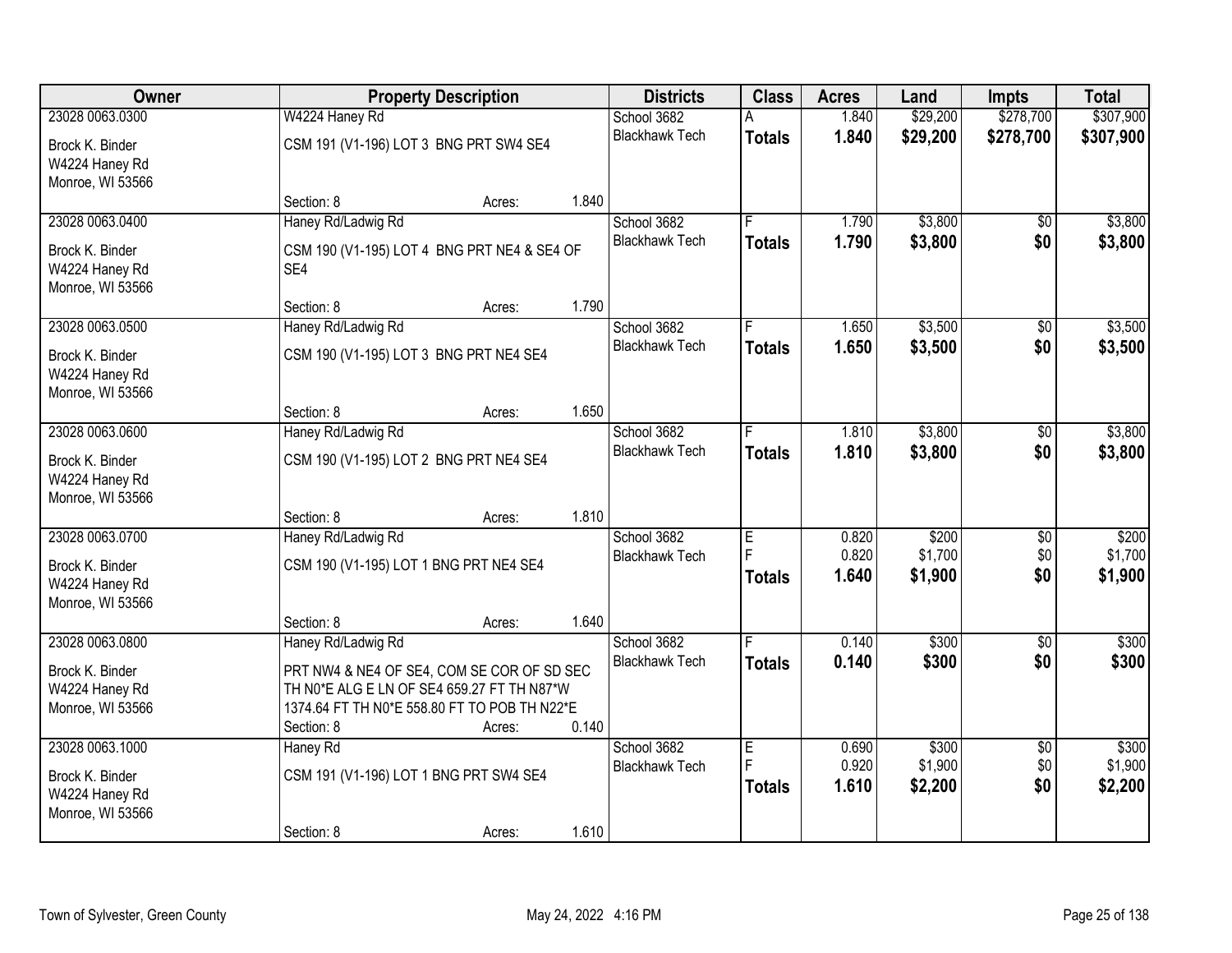| Owner | Property Description | Districts | Class | Acres | Land | Impts | Total |
|---|---|---|---|---|---|---|---|
| 23028 0063.0300<br>Brock K. Binder<br>W4224 Haney Rd<br>Monroe, WI 53566 | W4224 Haney Rd<br>CSM 191 (V1-196) LOT 3 BNG PRT SW4 SE4<br>Section: 8 Acres: 1.840 | School 3682<br>Blackhawk Tech | A<br>**Totals** | 1.840<br>**1.840** | $29,200<br>**$29,200** | $278,700<br>**$278,700** | $307,900<br>**$307,900** |
| 23028 0063.0400<br>Brock K. Binder<br>W4224 Haney Rd<br>Monroe, WI 53566 | Haney Rd/Ladwig Rd<br>CSM 190 (V1-195) LOT 4 BNG PRT NE4 & SE4 OF SE4<br>Section: 8 Acres: 1.790 | School 3682<br>Blackhawk Tech | F<br>**Totals** | 1.790<br>**1.790** | $3,800<br>**$3,800** | $0<br>**$0** | $3,800<br>**$3,800** |
| 23028 0063.0500<br>Brock K. Binder<br>W4224 Haney Rd<br>Monroe, WI 53566 | Haney Rd/Ladwig Rd<br>CSM 190 (V1-195) LOT 3 BNG PRT NE4 SE4<br>Section: 8 Acres: 1.650 | School 3682<br>Blackhawk Tech | F<br>**Totals** | 1.650<br>**1.650** | $3,500<br>**$3,500** | $0<br>**$0** | $3,500<br>**$3,500** |
| 23028 0063.0600<br>Brock K. Binder<br>W4224 Haney Rd<br>Monroe, WI 53566 | Haney Rd/Ladwig Rd<br>CSM 190 (V1-195) LOT 2 BNG PRT NE4 SE4<br>Section: 8 Acres: 1.810 | School 3682<br>Blackhawk Tech | F<br>**Totals** | 1.810<br>**1.810** | $3,800<br>**$3,800** | $0<br>**$0** | $3,800<br>**$3,800** |
| 23028 0063.0700<br>Brock K. Binder<br>W4224 Haney Rd<br>Monroe, WI 53566 | Haney Rd/Ladwig Rd<br>CSM 190 (V1-195) LOT 1 BNG PRT NE4 SE4<br>Section: 8 Acres: 1.640 | School 3682<br>Blackhawk Tech | E<br>F<br>**Totals** | 0.820<br>0.820<br>**1.640** | $200<br>$1,700<br>**$1,900** | $0<br>$0<br>**$0** | $200<br>$1,700<br>**$1,900** |
| 23028 0063.0800<br>Brock K. Binder<br>W4224 Haney Rd<br>Monroe, WI 53566 | Haney Rd/Ladwig Rd<br>PRT NW4 & NE4 OF SE4, COM SE COR OF SD SEC TH N0*E ALG E LN OF SE4 659.27 FT TH N87*W 1374.64 FT TH N0*E 558.80 FT TO POB TH N22*E<br>Section: 8 Acres: 0.140 | School 3682<br>Blackhawk Tech | F<br>**Totals** | 0.140<br>**0.140** | $300<br>**$300** | $0<br>**$0** | $300<br>**$300** |
| 23028 0063.1000<br>Brock K. Binder<br>W4224 Haney Rd<br>Monroe, WI 53566 | Haney Rd<br>CSM 191 (V1-196) LOT 1 BNG PRT SW4 SE4<br>Section: 8 Acres: 1.610 | School 3682<br>Blackhawk Tech | E<br>F<br>**Totals** | 0.690<br>0.920<br>**1.610** | $300<br>$1,900<br>**$2,200** | $0<br>$0<br>**$0** | $300<br>$1,900<br>**$2,200** |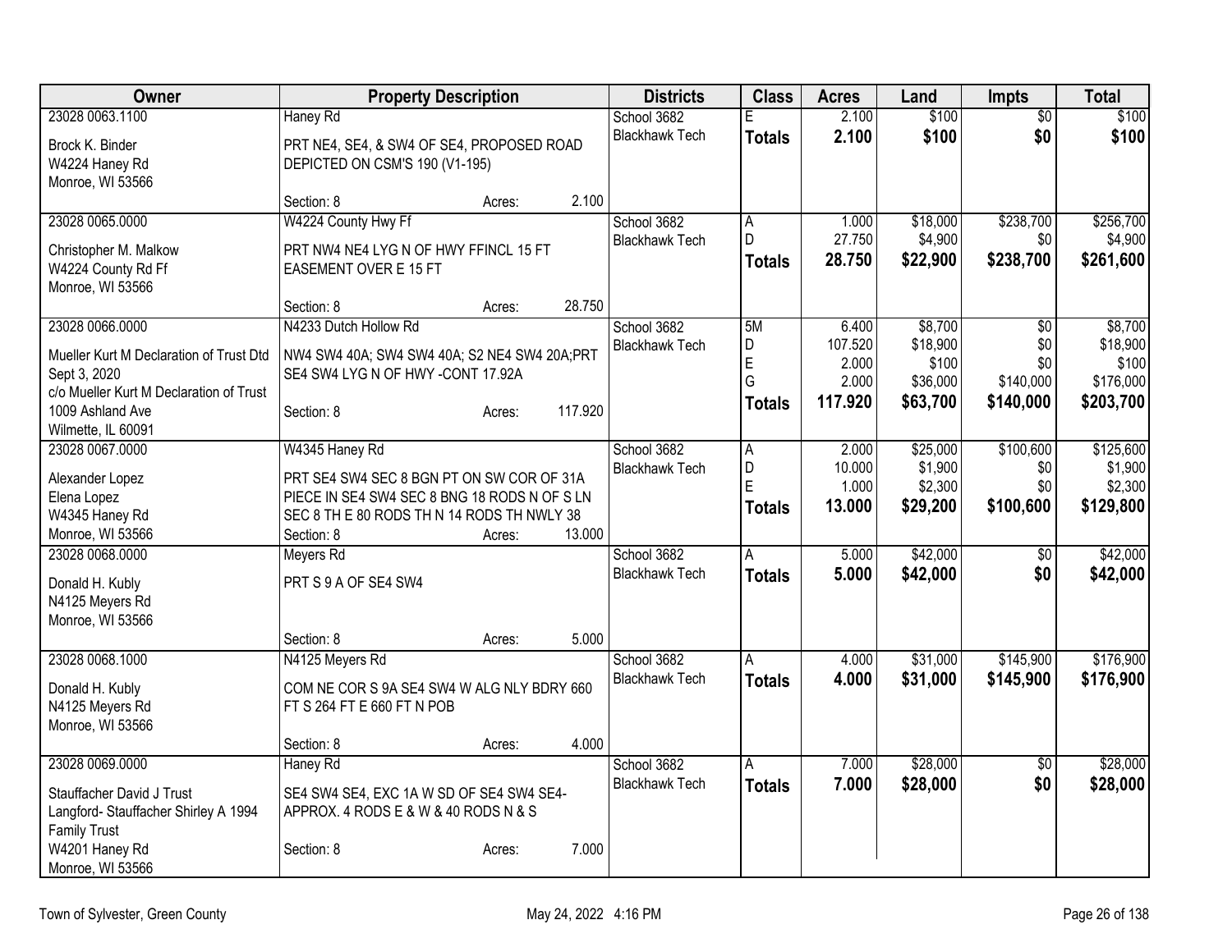| Owner | Property Description | | | Districts | Class | Acres | Land | Impts | Total |
|---|---|---|---|---|---|---|---|---|---|
| 23028 0063.1100<br>Brock K. Binder<br>W4224 Haney Rd<br>Monroe, WI 53566 | Haney Rd<br>PRT NE4, SE4, & SW4 OF SE4, PROPOSED ROAD DEPICTED ON CSM'S 190 (V1-195)<br>Section: 8 | Acres: | 2.100 | School 3682<br>Blackhawk Tech | E<br>**Totals** | 2.100<br>**2.100** | $100<br>**$100** | $0<br>**$0** | $100<br>**$100** |
| 23028 0065.0000<br>Christopher M. Malkow<br>W4224 County Rd Ff<br>Monroe, WI 53566 | W4224 County Hwy Ff<br>PRT NW4 NE4 LYG N OF HWY FFINCL 15 FT EASEMENT OVER E 15 FT<br>Section: 8 | Acres: | 28.750 | School 3682<br>Blackhawk Tech | A<br>D<br>**Totals** | 1.000<br>27.750<br>**28.750** | $18,000<br>$4,900<br>**$22,900** | $238,700<br>$0<br>**$238,700** | $256,700<br>$4,900<br>**$261,600** |
| 23028 0066.0000<br>Mueller Kurt M Declaration of Trust Dtd Sept 3, 2020<br>c/o Mueller Kurt M Declaration of Trust<br>1009 Ashland Ave<br>Wilmette, IL 60091 | N4233 Dutch Hollow Rd<br>NW4 SW4 40A; SW4 SW4 40A; S2 NE4 SW4 20A;PRT SE4 SW4 LYG N OF HWY -CONT 17.92A<br>Section: 8 | Acres: | 117.920 | School 3682<br>Blackhawk Tech | 5M<br>D<br>E<br>G<br>**Totals** | 6.400<br>107.520<br>2.000<br>2.000<br>**117.920** | $8,700<br>$18,900<br>$100<br>$36,000<br>**$63,700** | $0<br>$0<br>$0<br>$140,000<br>**$140,000** | $8,700<br>$18,900<br>$100<br>$176,000<br>**$203,700** |
| 23028 0067.0000<br>Alexander Lopez<br>Elena Lopez<br>W4345 Haney Rd<br>Monroe, WI 53566 | W4345 Haney Rd<br>PRT SE4 SW4 SEC 8 BGN PT ON SW COR OF 31A PIECE IN SE4 SW4 SEC 8 BNG 18 RODS N OF S LN SEC 8 TH E 80 RODS TH N 14 RODS TH NWLY 38<br>Section: 8 | Acres: | 13.000 | School 3682<br>Blackhawk Tech | A<br>D<br>E<br>**Totals** | 2.000<br>10.000<br>1.000<br>**13.000** | $25,000<br>$1,900<br>$2,300<br>**$29,200** | $100,600<br>$0<br>$0<br>**$100,600** | $125,600<br>$1,900<br>$2,300<br>**$129,800** |
| 23028 0068.0000<br>Donald H. Kubly<br>N4125 Meyers Rd<br>Monroe, WI 53566 | Meyers Rd<br>PRT S 9 A OF SE4 SW4<br>Section: 8 | Acres: | 5.000 | School 3682<br>Blackhawk Tech | A<br>**Totals** | 5.000<br>**5.000** | $42,000<br>**$42,000** | $0<br>**$0** | $42,000<br>**$42,000** |
| 23028 0068.1000<br>Donald H. Kubly<br>N4125 Meyers Rd<br>Monroe, WI 53566 | N4125 Meyers Rd<br>COM NE COR S 9A SE4 SW4 W ALG NLY BDRY 660 FT S 264 FT E 660 FT N POB<br>Section: 8 | Acres: | 4.000 | School 3682<br>Blackhawk Tech | A<br>**Totals** | 4.000<br>**4.000** | $31,000<br>**$31,000** | $145,900<br>**$145,900** | $176,900<br>**$176,900** |
| 23028 0069.0000<br>Stauffacher David J Trust<br>Langford- Stauffacher Shirley A 1994 Family Trust<br>W4201 Haney Rd<br>Monroe, WI 53566 | Haney Rd<br>SE4 SW4 SE4, EXC 1A W SD OF SE4 SW4 SE4- APPROX. 4 RODS E & W & 40 RODS N & S<br>Section: 8 | Acres: | 7.000 | School 3682<br>Blackhawk Tech | A<br>**Totals** | 7.000<br>**7.000** | $28,000<br>**$28,000** | $0<br>**$0** | $28,000<br>**$28,000** |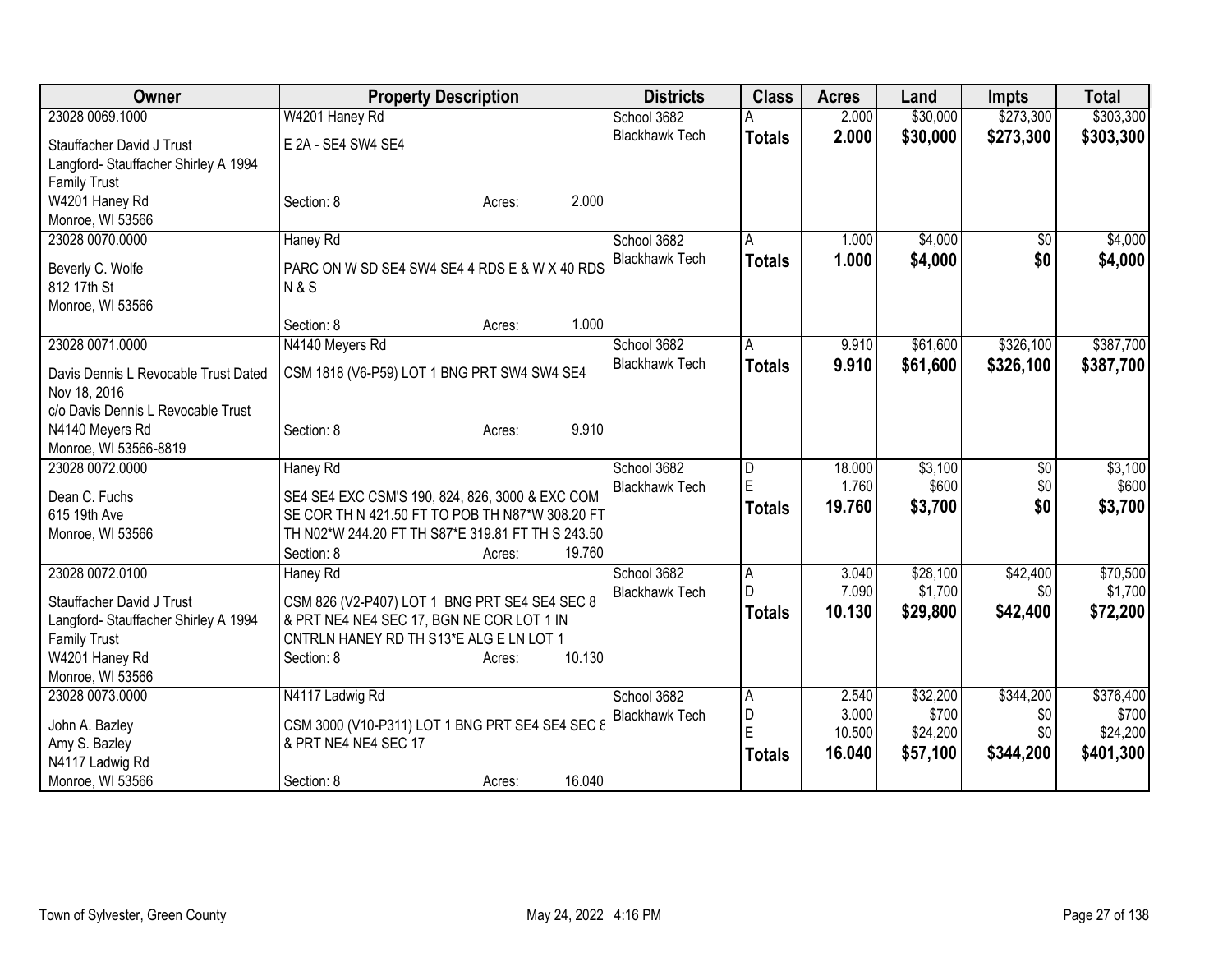| Owner | Property Description | | | Districts | Class | Acres | Land | Impts | Total |
|---|---|---|---|---|---|---|---|---|---|
| 23028 0069.1000 | W4201 Haney Rd | | | School 3682 | A | 2.000 | $30,000 | $273,300 | $303,300 |
| Stauffacher David J Trust | E 2A - SE4 SW4 SE4 | | | Blackhawk Tech | **Totals** | **2.000** | **$30,000** | **$273,300** | **$303,300** |
| Langford- Stauffacher Shirley A 1994 Family Trust | | | | | | | | | |
| W4201 Haney Rd | Section: 8 | Acres: | 2.000 | | | | | | |
| Monroe, WI 53566 | | | | | | | | | |
| 23028 0070.0000 | Haney Rd | | | School 3682 | A | 1.000 | $4,000 | $0 | $4,000 |
| Beverly C. Wolfe | PARC ON W SD SE4 SW4 SE4 4 RDS E & W X 40 RDS N & S | | | Blackhawk Tech | **Totals** | **1.000** | **$4,000** | **$0** | **$4,000** |
| 812 17th St | | | | | | | | | |
| Monroe, WI 53566 | | | | | | | | | |
| | Section: 8 | Acres: | 1.000 | | | | | | |
| 23028 0071.0000 | N4140 Meyers Rd | | | School 3682 | A | 9.910 | $61,600 | $326,100 | $387,700 |
| Davis Dennis L Revocable Trust Dated Nov 18, 2016 | CSM 1818 (V6-P59) LOT 1 BNG PRT SW4 SW4 SE4 | | | Blackhawk Tech | **Totals** | **9.910** | **$61,600** | **$326,100** | **$387,700** |
| c/o Davis Dennis L Revocable Trust | | | | | | | | | |
| N4140 Meyers Rd | Section: 8 | Acres: | 9.910 | | | | | | |
| Monroe, WI 53566-8819 | | | | | | | | | |
| 23028 0072.0000 | Haney Rd | | | School 3682 | D | 18.000 | $3,100 | $0 | $3,100 |
| Dean C. Fuchs | SE4 SE4 EXC CSM'S 190, 824, 826, 3000 & EXC COM SE COR TH N 421.50 FT TO POB TH N87*W 308.20 FT TH N02*W 244.20 FT TH S87*E 319.81 FT TH S 243.50 | | | Blackhawk Tech | E | 1.760 | $600 | $0 | $600 |
| 615 19th Ave | | | | | **Totals** | **19.760** | **$3,700** | **$0** | **$3,700** |
| Monroe, WI 53566 | Section: 8 | Acres: | 19.760 | | | | | | |
| 23028 0072.0100 | Haney Rd | | | School 3682 | A | 3.040 | $28,100 | $42,400 | $70,500 |
| Stauffacher David J Trust | CSM 826 (V2-P407) LOT 1 BNG PRT SE4 SE4 SEC 8 & PRT NE4 NE4 SEC 17, BGN NE COR LOT 1 IN CNTRLN HANEY RD TH S13*E ALG E LN LOT 1 | | | Blackhawk Tech | D | 7.090 | $1,700 | $0 | $1,700 |
| Langford- Stauffacher Shirley A 1994 Family Trust | | | | | **Totals** | **10.130** | **$29,800** | **$42,400** | **$72,200** |
| W4201 Haney Rd | Section: 8 | Acres: | 10.130 | | | | | | |
| Monroe, WI 53566 | | | | | | | | | |
| 23028 0073.0000 | N4117 Ladwig Rd | | | School 3682 | A | 2.540 | $32,200 | $344,200 | $376,400 |
| John A. Bazley | CSM 3000 (V10-P311) LOT 1 BNG PRT SE4 SE4 SEC 8 & PRT NE4 NE4 SEC 17 | | | Blackhawk Tech | D | 3.000 | $700 | $0 | $700 |
| Amy S. Bazley | | | | | E | 10.500 | $24,200 | $0 | $24,200 |
| N4117 Ladwig Rd | | | | | **Totals** | **16.040** | **$57,100** | **$344,200** | **$401,300** |
| Monroe, WI 53566 | Section: 8 | Acres: | 16.040 | | | | | | |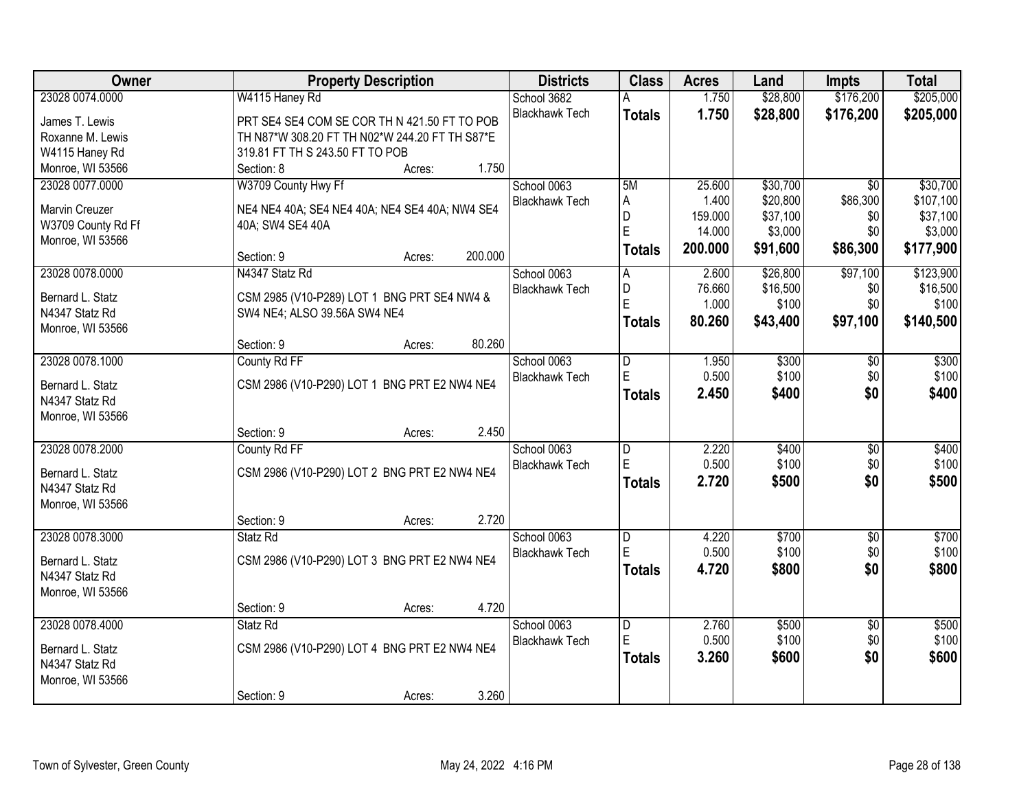| Owner | Property Description | Districts | Class | Acres | Land | Impts | Total |
|---|---|---|---|---|---|---|---|
| 23028 0074.0000<br>James T. Lewis<br>Roxanne M. Lewis<br>W4115 Haney Rd<br>Monroe, WI 53566 | W4115 Haney Rd<br>PRT SE4 SE4 COM SE COR TH N 421.50 FT TO POB TH N87*W 308.20 FT TH N02*W 244.20 FT TH S87*E 319.81 FT TH S 243.50 FT TO POB<br>Section: 8 Acres: 1.750 | School 3682<br>Blackhawk Tech | A<br>**Totals** | 1.750<br>**1.750** | $28,800<br>**$28,800** | $176,200<br>**$176,200** | $205,000<br>**$205,000** |
| 23028 0077.0000<br>Marvin Creuzer<br>W3709 County Rd Ff<br>Monroe, WI 53566 | W3709 County Hwy Ff<br>NE4 NE4 40A; SE4 NE4 40A; NE4 SE4 40A; NW4 SE4 40A; SW4 SE4 40A<br>Section: 9 Acres: 200.000 | School 0063<br>Blackhawk Tech | 5M<br>A<br>D<br>E<br>**Totals** | 25.600<br>1.400<br>159.000<br>14.000<br>**200.000** | $30,700<br>$20,800<br>$37,100<br>$3,000<br>**$91,600** | $0<br>$86,300<br>$0<br>$0<br>**$86,300** | $30,700<br>$107,100<br>$37,100<br>$3,000<br>**$177,900** |
| 23028 0078.0000<br>Bernard L. Statz<br>N4347 Statz Rd<br>Monroe, WI 53566 | N4347 Statz Rd<br>CSM 2985 (V10-P289) LOT 1 BNG PRT SE4 NW4 & SW4 NE4; ALSO 39.56A SW4 NE4<br>Section: 9 Acres: 80.260 | School 0063<br>Blackhawk Tech | A<br>D<br>E<br>**Totals** | 2.600<br>76.660<br>1.000<br>**80.260** | $26,800<br>$16,500<br>$100<br>**$43,400** | $97,100<br>$0<br>$0<br>**$97,100** | $123,900<br>$16,500<br>$100<br>**$140,500** |
| 23028 0078.1000<br>Bernard L. Statz<br>N4347 Statz Rd<br>Monroe, WI 53566 | County Rd FF<br>CSM 2986 (V10-P290) LOT 1 BNG PRT E2 NW4 NE4<br>Section: 9 Acres: 2.450 | School 0063<br>Blackhawk Tech | D<br>E<br>**Totals** | 1.950<br>0.500<br>**2.450** | $300<br>$100<br>**$400** | $0<br>$0<br>**$0** | $300<br>$100<br>**$400** |
| 23028 0078.2000<br>Bernard L. Statz<br>N4347 Statz Rd<br>Monroe, WI 53566 | County Rd FF<br>CSM 2986 (V10-P290) LOT 2 BNG PRT E2 NW4 NE4<br>Section: 9 Acres: 2.720 | School 0063<br>Blackhawk Tech | D<br>E<br>**Totals** | 2.220<br>0.500<br>**2.720** | $400<br>$100<br>**$500** | $0<br>$0<br>**$0** | $400<br>$100<br>**$500** |
| 23028 0078.3000<br>Bernard L. Statz<br>N4347 Statz Rd<br>Monroe, WI 53566 | Statz Rd<br>CSM 2986 (V10-P290) LOT 3 BNG PRT E2 NW4 NE4<br>Section: 9 Acres: 4.720 | School 0063<br>Blackhawk Tech | D<br>E<br>**Totals** | 4.220<br>0.500<br>**4.720** | $700<br>$100<br>**$800** | $0<br>$0<br>**$0** | $700<br>$100<br>**$800** |
| 23028 0078.4000<br>Bernard L. Statz<br>N4347 Statz Rd<br>Monroe, WI 53566 | Statz Rd<br>CSM 2986 (V10-P290) LOT 4 BNG PRT E2 NW4 NE4<br>Section: 9 Acres: 3.260 | School 0063<br>Blackhawk Tech | D<br>E<br>**Totals** | 2.760<br>0.500<br>**3.260** | $500<br>$100<br>**$600** | $0<br>$0<br>**$0** | $500<br>$100<br>**$600** |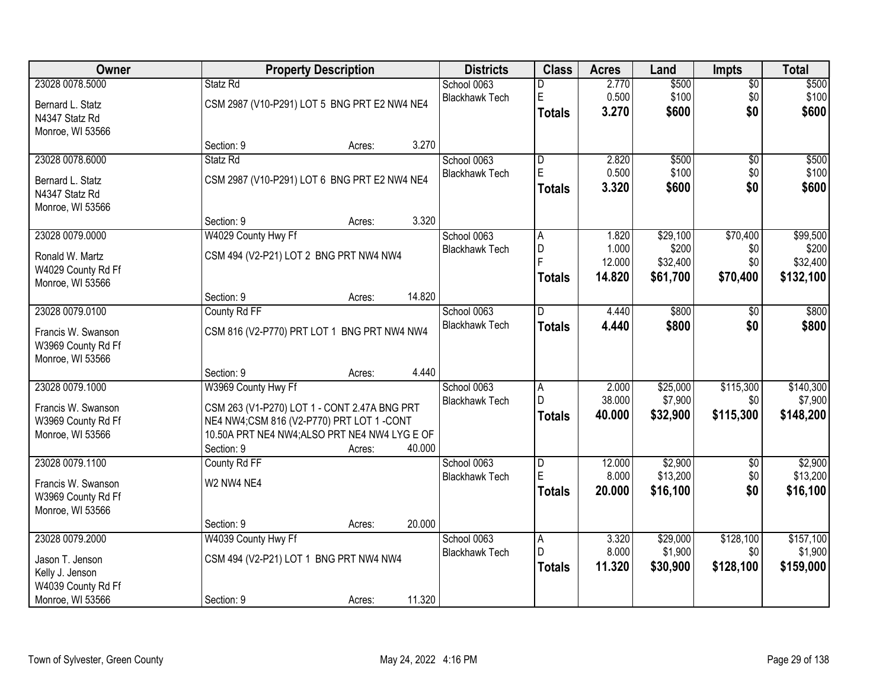| Owner | Property Description | Districts | Class | Acres | Land | Impts | Total |
|---|---|---|---|---|---|---|---|
| 23028 0078.5000<br>Bernard L. Statz<br>N4347 Statz Rd<br>Monroe, WI 53566 | Statz Rd<br>CSM 2987 (V10-P291) LOT 5 BNG PRT E2 NW4 NE4<br>Section: 9 Acres: 3.270 | School 0063<br>Blackhawk Tech | D<br>E<br>**Totals** | 2.770<br>0.500<br>**3.270** | \$500<br>\$100<br>**\$600** | \$0<br>\$0<br>**\$0** | \$500<br>\$100<br>**\$600** |
| 23028 0078.6000<br>Bernard L. Statz<br>N4347 Statz Rd<br>Monroe, WI 53566 | Statz Rd<br>CSM 2987 (V10-P291) LOT 6 BNG PRT E2 NW4 NE4<br>Section: 9 Acres: 3.320 | School 0063<br>Blackhawk Tech | D<br>E<br>**Totals** | 2.820<br>0.500<br>**3.320** | \$500<br>\$100<br>**\$600** | \$0<br>\$0<br>**\$0** | \$500<br>\$100<br>**\$600** |
| 23028 0079.0000<br>Ronald W. Martz<br>W4029 County Rd Ff<br>Monroe, WI 53566 | W4029 County Hwy Ff<br>CSM 494 (V2-P21) LOT 2 BNG PRT NW4 NW4<br>Section: 9 Acres: 14.820 | School 0063<br>Blackhawk Tech | A<br>D<br>F<br>**Totals** | 1.820<br>1.000<br>12.000<br>**14.820** | \$29,100<br>\$200<br>\$32,400<br>**\$61,700** | \$70,400<br>\$0<br>\$0<br>**\$70,400** | \$99,500<br>\$200<br>\$32,400<br>**\$132,100** |
| 23028 0079.0100<br>Francis W. Swanson<br>W3969 County Rd Ff<br>Monroe, WI 53566 | County Rd FF<br>CSM 816 (V2-P770) PRT LOT 1 BNG PRT NW4 NW4<br>Section: 9 Acres: 4.440 | School 0063<br>Blackhawk Tech | D<br>**Totals** | 4.440<br>**4.440** | \$800<br>**\$800** | \$0<br>**\$0** | \$800<br>**\$800** |
| 23028 0079.1000<br>Francis W. Swanson<br>W3969 County Rd Ff<br>Monroe, WI 53566 | W3969 County Hwy Ff<br>CSM 263 (V1-P270) LOT 1 - CONT 2.47A BNG PRT NE4 NW4;CSM 816 (V2-P770) PRT LOT 1 -CONT 10.50A PRT NE4 NW4;ALSO PRT NE4 NW4 LYG E OF<br>Section: 9 Acres: 40.000 | School 0063<br>Blackhawk Tech | A<br>D<br>**Totals** | 2.000<br>38.000<br>**40.000** | \$25,000<br>\$7,900<br>**\$32,900** | \$115,300<br>\$0<br>**\$115,300** | \$140,300<br>\$7,900<br>**\$148,200** |
| 23028 0079.1100<br>Francis W. Swanson<br>W3969 County Rd Ff<br>Monroe, WI 53566 | County Rd FF<br>W2 NW4 NE4<br>Section: 9 Acres: 20.000 | School 0063<br>Blackhawk Tech | D<br>E<br>**Totals** | 12.000<br>8.000<br>**20.000** | \$2,900<br>\$13,200<br>**\$16,100** | \$0<br>\$0<br>**\$0** | \$2,900<br>\$13,200<br>**\$16,100** |
| 23028 0079.2000<br>Jason T. Jenson<br>Kelly J. Jenson<br>W4039 County Rd Ff<br>Monroe, WI 53566 | W4039 County Hwy Ff<br>CSM 494 (V2-P21) LOT 1 BNG PRT NW4 NW4<br>Section: 9 Acres: 11.320 | School 0063<br>Blackhawk Tech | A<br>D<br>**Totals** | 3.320<br>8.000<br>**11.320** | \$29,000<br>\$1,900<br>**\$30,900** | \$128,100<br>\$0<br>**\$128,100** | \$157,100<br>\$1,900<br>**\$159,000** |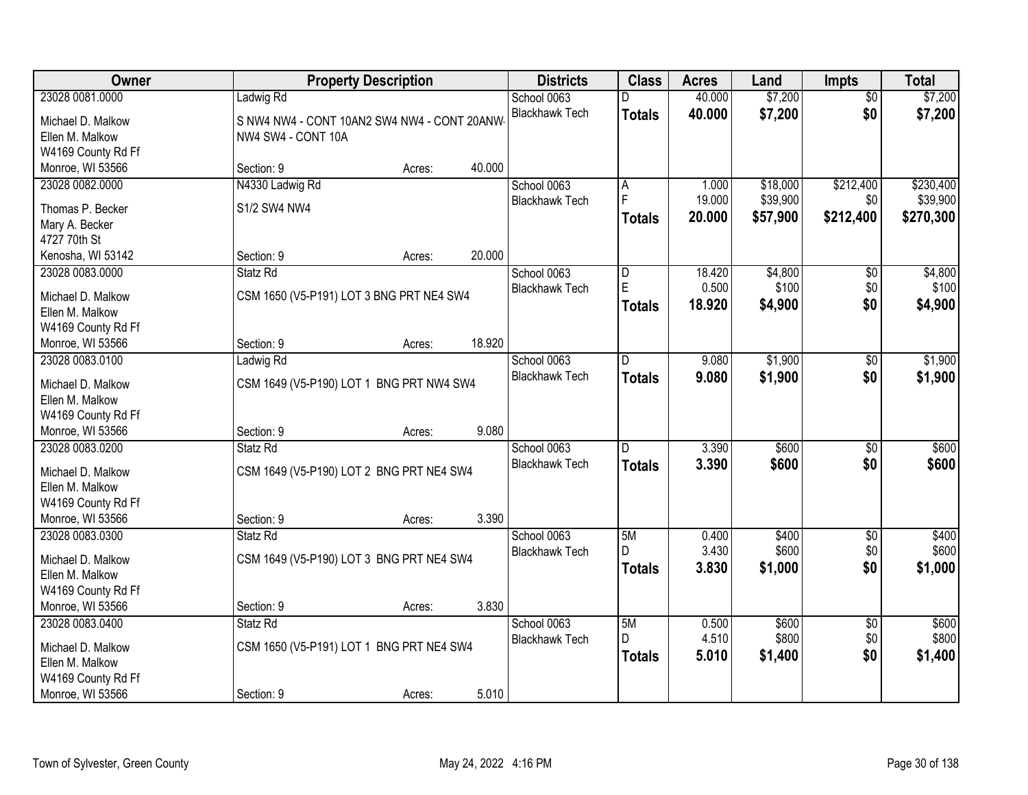| Owner | Property Description | Districts | Class | Acres | Land | Impts | Total |
|---|---|---|---|---|---|---|---|
| 23028 0081.0000 | Ladwig Rd | School 0063 | D | 40.000 | $7,200 | $0 | $7,200 |
| Michael D. Malkow | S NW4 NW4 - CONT 10AN2 SW4 NW4 - CONT 20ANW4 | Blackhawk Tech | **Totals** | **40.000** | **$7,200** | **$0** | **$7,200** |
| Ellen M. Malkow | NW4 SW4 - CONT 10A | | | | | | |
| W4169 County Rd Ff | | | | | | | |
| Monroe, WI 53566 | Section: 9 Acres: 40.000 | | | | | | |
| 23028 0082.0000 | N4330 Ladwig Rd | School 0063 | A | 1.000 | $18,000 | $212,400 | $230,400 |
| Thomas P. Becker | S1/2 SW4 NW4 | Blackhawk Tech | F | 19.000 | $39,900 | $0 | $39,900 |
| Mary A. Becker | | | **Totals** | **20.000** | **$57,900** | **$212,400** | **$270,300** |
| 4727 70th St | | | | | | | |
| Kenosha, WI 53142 | Section: 9 Acres: 20.000 | | | | | | |
| 23028 0083.0000 | Statz Rd | School 0063 | D | 18.420 | $4,800 | $0 | $4,800 |
| Michael D. Malkow | CSM 1650 (V5-P191) LOT 3 BNG PRT NE4 SW4 | Blackhawk Tech | E | 0.500 | $100 | $0 | $100 |
| Ellen M. Malkow | | | **Totals** | **18.920** | **$4,900** | **$0** | **$4,900** |
| W4169 County Rd Ff | | | | | | | |
| Monroe, WI 53566 | Section: 9 Acres: 18.920 | | | | | | |
| 23028 0083.0100 | Ladwig Rd | School 0063 | D | 9.080 | $1,900 | $0 | $1,900 |
| Michael D. Malkow | CSM 1649 (V5-P190) LOT 1 BNG PRT NW4 SW4 | Blackhawk Tech | **Totals** | **9.080** | **$1,900** | **$0** | **$1,900** |
| Ellen M. Malkow | | | | | | | |
| W4169 County Rd Ff | | | | | | | |
| Monroe, WI 53566 | Section: 9 Acres: 9.080 | | | | | | |
| 23028 0083.0200 | Statz Rd | School 0063 | D | 3.390 | $600 | $0 | $600 |
| Michael D. Malkow | CSM 1649 (V5-P190) LOT 2 BNG PRT NE4 SW4 | Blackhawk Tech | **Totals** | **3.390** | **$600** | **$0** | **$600** |
| Ellen M. Malkow | | | | | | | |
| W4169 County Rd Ff | | | | | | | |
| Monroe, WI 53566 | Section: 9 Acres: 3.390 | | | | | | |
| 23028 0083.0300 | Statz Rd | School 0063 | 5M | 0.400 | $400 | $0 | $400 |
| Michael D. Malkow | CSM 1649 (V5-P190) LOT 3 BNG PRT NE4 SW4 | Blackhawk Tech | D | 3.430 | $600 | $0 | $600 |
| Ellen M. Malkow | | | **Totals** | **3.830** | **$1,000** | **$0** | **$1,000** |
| W4169 County Rd Ff | | | | | | | |
| Monroe, WI 53566 | Section: 9 Acres: 3.830 | | | | | | |
| 23028 0083.0400 | Statz Rd | School 0063 | 5M | 0.500 | $600 | $0 | $600 |
| Michael D. Malkow | CSM 1650 (V5-P191) LOT 1 BNG PRT NE4 SW4 | Blackhawk Tech | D | 4.510 | $800 | $0 | $800 |
| Ellen M. Malkow | | | **Totals** | **5.010** | **$1,400** | **$0** | **$1,400** |
| W4169 County Rd Ff | | | | | | | |
| Monroe, WI 53566 | Section: 9 Acres: 5.010 | | | | | | |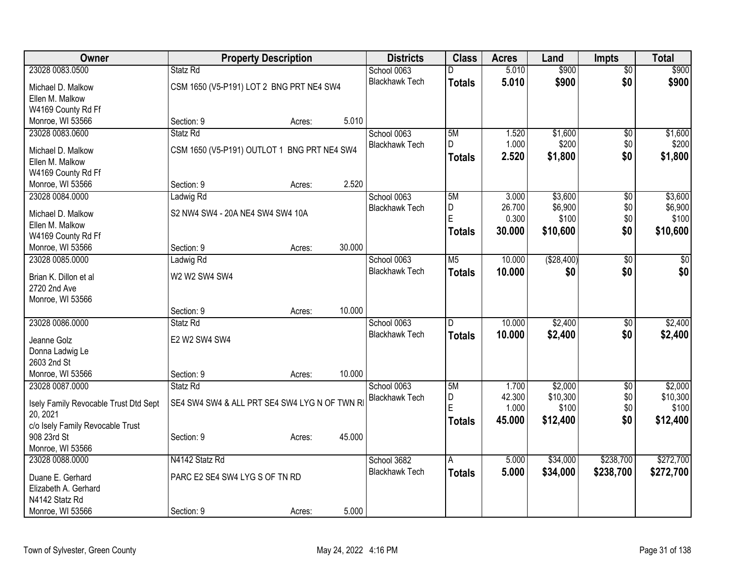| Owner | Property Description | | | Districts | Class | Acres | Land | Impts | Total |
|---|---|---|---|---|---|---|---|---|---|
| 23028 0083.0500 | Statz Rd | | | School 0063 | D | 5.010 | $900 | $0 | $900 |
| Michael D. Malkow<br>Ellen M. Malkow<br>W4169 County Rd Ff<br>Monroe, WI 53566 | CSM 1650 (V5-P191) LOT 2 BNG PRT NE4 SW4 | | | Blackhawk Tech | **Totals** | **5.010** | **$900** | **$0** | **$900** |
| | Section: 9 | Acres: | 5.010 | | | | | | |
| 23028 0083.0600 | Statz Rd | | | School 0063 | 5M | 1.520 | $1,600 | $0 | $1,600 |
| Michael D. Malkow<br>Ellen M. Malkow<br>W4169 County Rd Ff<br>Monroe, WI 53566 | CSM 1650 (V5-P191) OUTLOT 1 BNG PRT NE4 SW4 | | | Blackhawk Tech | D | 1.000 | $200 | $0 | $200 |
| | | | | | **Totals** | **2.520** | **$1,800** | **$0** | **$1,800** |
| | Section: 9 | Acres: | 2.520 | | | | | | |
| 23028 0084.0000 | Ladwig Rd | | | School 0063 | 5M | 3.000 | $3,600 | $0 | $3,600 |
| Michael D. Malkow<br>Ellen M. Malkow<br>W4169 County Rd Ff<br>Monroe, WI 53566 | S2 NW4 SW4 - 20A NE4 SW4 SW4 10A | | | Blackhawk Tech | D | 26.700 | $6,900 | $0 | $6,900 |
| | | | | | E | 0.300 | $100 | $0 | $100 |
| | | | | | **Totals** | **30.000** | **$10,600** | **$0** | **$10,600** |
| | Section: 9 | Acres: | 30.000 | | | | | | |
| 23028 0085.0000 | Ladwig Rd | | | School 0063 | M5 | 10.000 | ($28,400) | $0 | $0 |
| Brian K. Dillon et al<br>2720 2nd Ave<br>Monroe, WI 53566 | W2 W2 SW4 SW4 | | | Blackhawk Tech | **Totals** | **10.000** | **$0** | **$0** | **$0** |
| | Section: 9 | Acres: | 10.000 | | | | | | |
| 23028 0086.0000 | Statz Rd | | | School 0063 | D | 10.000 | $2,400 | $0 | $2,400 |
| Jeanne Golz<br>Donna Ladwig Le<br>2603 2nd St<br>Monroe, WI 53566 | E2 W2 SW4 SW4 | | | Blackhawk Tech | **Totals** | **10.000** | **$2,400** | **$0** | **$2,400** |
| | Section: 9 | Acres: | 10.000 | | | | | | |
| 23028 0087.0000 | Statz Rd | | | School 0063 | 5M | 1.700 | $2,000 | $0 | $2,000 |
| Isely Family Revocable Trust Dtd Sept 20, 2021<br>c/o Isely Family Revocable Trust<br>908 23rd St<br>Monroe, WI 53566 | SE4 SW4 SW4 & ALL PRT SE4 SW4 LYG N OF TWN RI | | | Blackhawk Tech | D | 42.300 | $10,300 | $0 | $10,300 |
| | | | | | E | 1.000 | $100 | $0 | $100 |
| | | | | | **Totals** | **45.000** | **$12,400** | **$0** | **$12,400** |
| | Section: 9 | Acres: | 45.000 | | | | | | |
| 23028 0088.0000 | N4142 Statz Rd | | | School 3682 | A | 5.000 | $34,000 | $238,700 | $272,700 |
| Duane E. Gerhard<br>Elizabeth A. Gerhard<br>N4142 Statz Rd<br>Monroe, WI 53566 | PARC E2 SE4 SW4 LYG S OF TN RD | | | Blackhawk Tech | **Totals** | **5.000** | **$34,000** | **$238,700** | **$272,700** |
| | Section: 9 | Acres: | 5.000 | | | | | | |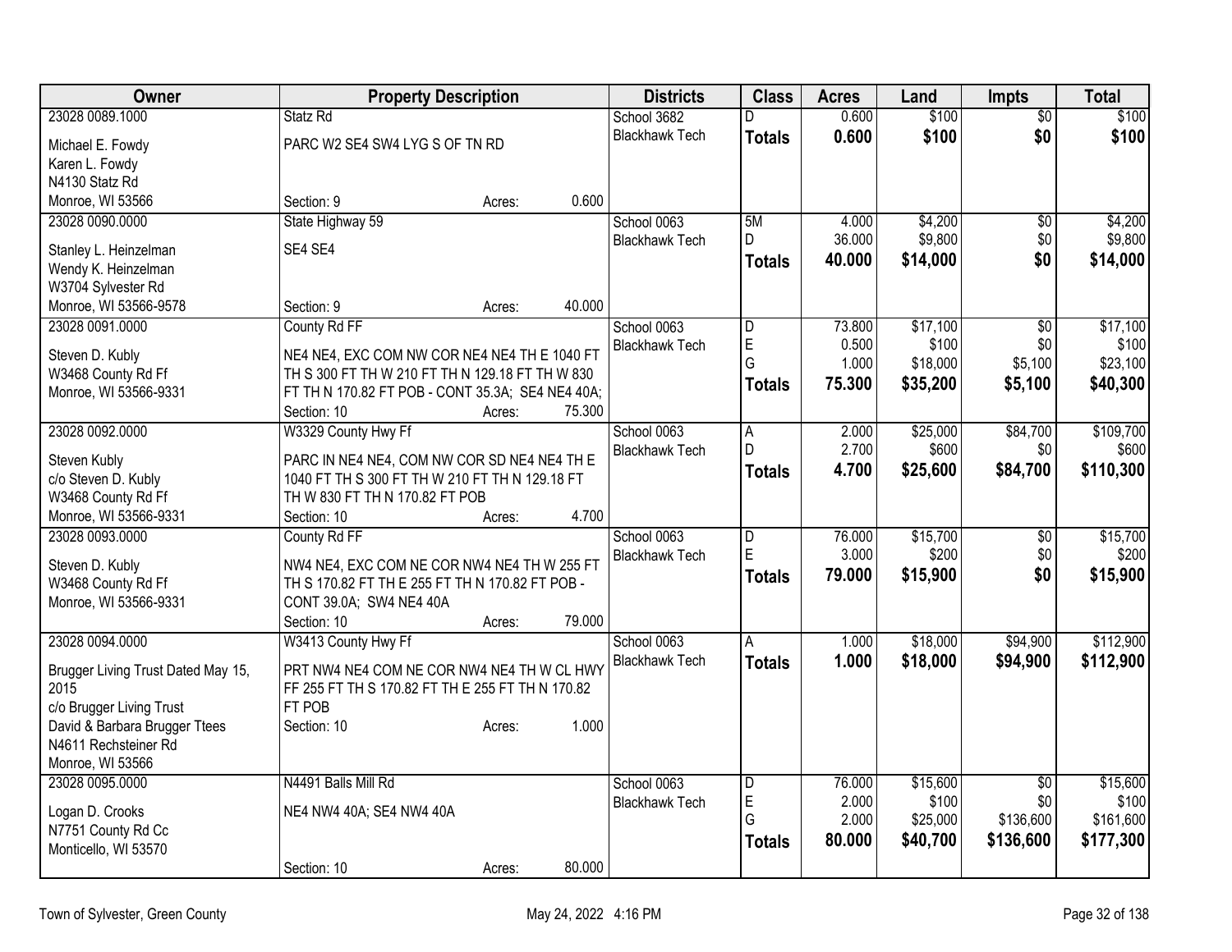| Owner | Property Description | Districts | Class | Acres | Land | Impts | Total |
|---|---|---|---|---|---|---|---|
| 23028 0089.1000<br>Michael E. Fowdy<br>Karen L. Fowdy<br>N4130 Statz Rd<br>Monroe, WI 53566 | Statz Rd<br>PARC W2 SE4 SW4 LYG S OF TN RD<br>Section: 9 Acres: 0.600 | School 3682<br>Blackhawk Tech | D<br>**Totals** | 0.600<br>**0.600** | $100<br>**$100** | $0<br>**$0** | $100<br>**$100** |
| 23028 0090.0000<br>Stanley L. Heinzelman<br>Wendy K. Heinzelman<br>W3704 Sylvester Rd<br>Monroe, WI 53566-9578 | State Highway 59<br>SE4 SE4<br>Section: 9 Acres: 40.000 | School 0063<br>Blackhawk Tech | 5M<br>D<br>**Totals** | 4.000<br>36.000<br>**40.000** | $4,200<br>$9,800<br>**$14,000** | $0<br>$0<br>**$0** | $4,200<br>$9,800<br>**$14,000** |
| 23028 0091.0000<br>Steven D. Kubly<br>W3468 County Rd Ff<br>Monroe, WI 53566-9331 | County Rd FF<br>NE4 NE4, EXC COM NW COR NE4 NE4 TH E 1040 FT TH S 300 FT TH W 210 FT TH N 129.18 FT TH W 830 FT TH N 170.82 FT POB - CONT 35.3A; SE4 NE4 40A;<br>Section: 10 Acres: 75.300 | School 0063<br>Blackhawk Tech | D<br>E<br>G<br>**Totals** | 73.800<br>0.500<br>1.000<br>**75.300** | $17,100<br>$100<br>$18,000<br>**$35,200** | $0<br>$0<br>$5,100<br>**$5,100** | $17,100<br>$100<br>$23,100<br>**$40,300** |
| 23028 0092.0000<br>Steven Kubly<br>c/o Steven D. Kubly<br>W3468 County Rd Ff<br>Monroe, WI 53566-9331 | W3329 County Hwy Ff<br>PARC IN NE4 NE4, COM NW COR SD NE4 NE4 TH E 1040 FT TH S 300 FT TH W 210 FT TH N 129.18 FT TH W 830 FT TH N 170.82 FT POB<br>Section: 10 Acres: 4.700 | School 0063<br>Blackhawk Tech | A<br>D<br>**Totals** | 2.000<br>2.700<br>**4.700** | $25,000<br>$600<br>**$25,600** | $84,700<br>$0<br>**$84,700** | $109,700<br>$600<br>**$110,300** |
| 23028 0093.0000<br>Steven D. Kubly<br>W3468 County Rd Ff<br>Monroe, WI 53566-9331 | County Rd FF<br>NW4 NE4, EXC COM NE COR NW4 NE4 TH W 255 FT TH S 170.82 FT TH E 255 FT TH N 170.82 FT POB - CONT 39.0A; SW4 NE4 40A<br>Section: 10 Acres: 79.000 | School 0063<br>Blackhawk Tech | D<br>E<br>**Totals** | 76.000<br>3.000<br>**79.000** | $15,700<br>$200<br>**$15,900** | $0<br>$0<br>**$0** | $15,700<br>$200<br>**$15,900** |
| 23028 0094.0000<br>Brugger Living Trust Dated May 15, 2015<br>c/o Brugger Living Trust<br>David & Barbara Brugger Ttees<br>N4611 Rechsteiner Rd<br>Monroe, WI 53566 | W3413 County Hwy Ff<br>PRT NW4 NE4 COM NE COR NW4 NE4 TH W CL HWY FF 255 FT TH S 170.82 FT TH E 255 FT TH N 170.82 FT POB<br>Section: 10 Acres: 1.000 | School 0063<br>Blackhawk Tech | A<br>**Totals** | 1.000<br>**1.000** | $18,000<br>**$18,000** | $94,900<br>**$94,900** | $112,900<br>**$112,900** |
| 23028 0095.0000<br>Logan D. Crooks<br>N7751 County Rd Cc<br>Monticello, WI 53570 | N4491 Balls Mill Rd<br>NE4 NW4 40A; SE4 NW4 40A<br>Section: 10 Acres: 80.000 | School 0063<br>Blackhawk Tech | D<br>E<br>G<br>**Totals** | 76.000<br>2.000<br>2.000<br>**80.000** | $15,600<br>$100<br>$25,000<br>**$40,700** | $0<br>$0<br>$136,600<br>**$136,600** | $15,600<br>$100<br>$161,600<br>**$177,300** |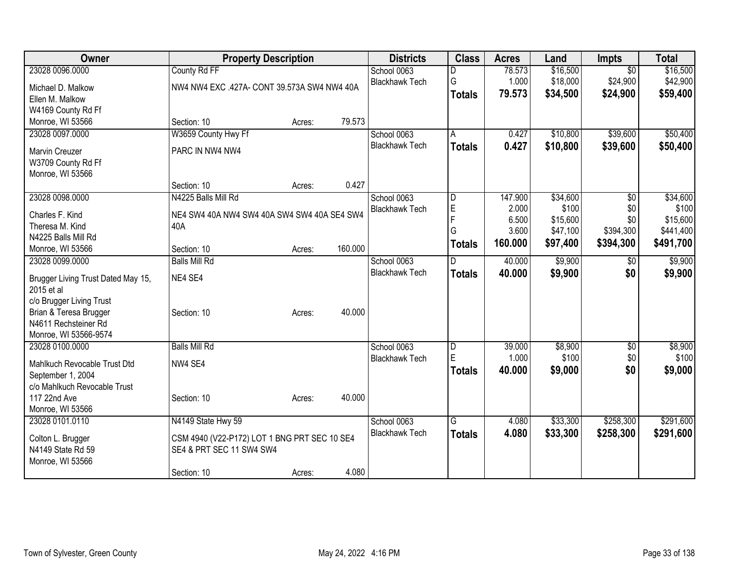| Owner | Property Description | Districts | Class | Acres | Land | Impts | Total |
|---|---|---|---|---|---|---|---|
| 23028 0096.0000<br>Michael D. Malkow<br>Ellen M. Malkow<br>W4169 County Rd Ff<br>Monroe, WI 53566 | County Rd FF<br>NW4 NW4 EXC .427A- CONT 39.573A SW4 NW4 40A<br>Section: 10 Acres: 79.573 | School 0063<br>Blackhawk Tech | D<br>G<br>**Totals** | 78.573<br>1.000<br>**79.573** | $16,500<br>$18,000<br>**$34,500** | $0<br>$24,900<br>**$24,900** | $16,500<br>$42,900<br>**$59,400** |
| 23028 0097.0000<br>Marvin Creuzer<br>W3709 County Rd Ff<br>Monroe, WI 53566 | W3659 County Hwy Ff<br>PARC IN NW4 NW4<br>Section: 10 Acres: 0.427 | School 0063<br>Blackhawk Tech | A<br>**Totals** | 0.427<br>**0.427** | $10,800<br>**$10,800** | $39,600<br>**$39,600** | $50,400<br>**$50,400** |
| 23028 0098.0000<br>Charles F. Kind<br>Theresa M. Kind<br>N4225 Balls Mill Rd<br>Monroe, WI 53566 | N4225 Balls Mill Rd<br>NE4 SW4 40A NW4 SW4 40A SW4 SW4 40A SE4 SW4 40A<br>Section: 10 Acres: 160.000 | School 0063<br>Blackhawk Tech | D<br>E<br>F<br>G<br>**Totals** | 147.900<br>2.000<br>6.500<br>3.600<br>**160.000** | $34,600<br>$100<br>$15,600<br>$47,100<br>**$97,400** | $0<br>$0<br>$0<br>$394,300<br>**$394,300** | $34,600<br>$100<br>$15,600<br>$441,400<br>**$491,700** |
| 23028 0099.0000<br>Brugger Living Trust Dated May 15, 2015 et al<br>c/o Brugger Living Trust<br>Brian & Teresa Brugger<br>N4611 Rechsteiner Rd<br>Monroe, WI 53566-9574 | Balls Mill Rd<br>NE4 SE4<br>Section: 10 Acres: 40.000 | School 0063<br>Blackhawk Tech | D<br>**Totals** | 40.000<br>**40.000** | $9,900<br>**$9,900** | $0<br>**$0** | $9,900<br>**$9,900** |
| 23028 0100.0000<br>Mahlkuch Revocable Trust Dtd September 1, 2004<br>c/o Mahlkuch Revocable Trust<br>117 22nd Ave<br>Monroe, WI 53566 | Balls Mill Rd<br>NW4 SE4<br>Section: 10 Acres: 40.000 | School 0063<br>Blackhawk Tech | D<br>E<br>**Totals** | 39.000<br>1.000<br>**40.000** | $8,900<br>$100<br>**$9,000** | $0<br>$0<br>**$0** | $8,900<br>$100<br>**$9,000** |
| 23028 0101.0110<br>Colton L. Brugger<br>N4149 State Rd 59<br>Monroe, WI 53566 | N4149 State Hwy 59<br>CSM 4940 (V22-P172) LOT 1 BNG PRT SEC 10 SE4 SE4 & PRT SEC 11 SW4 SW4<br>Section: 10 Acres: 4.080 | School 0063<br>Blackhawk Tech | G<br>**Totals** | 4.080<br>**4.080** | $33,300<br>**$33,300** | $258,300<br>**$258,300** | $291,600<br>**$291,600** |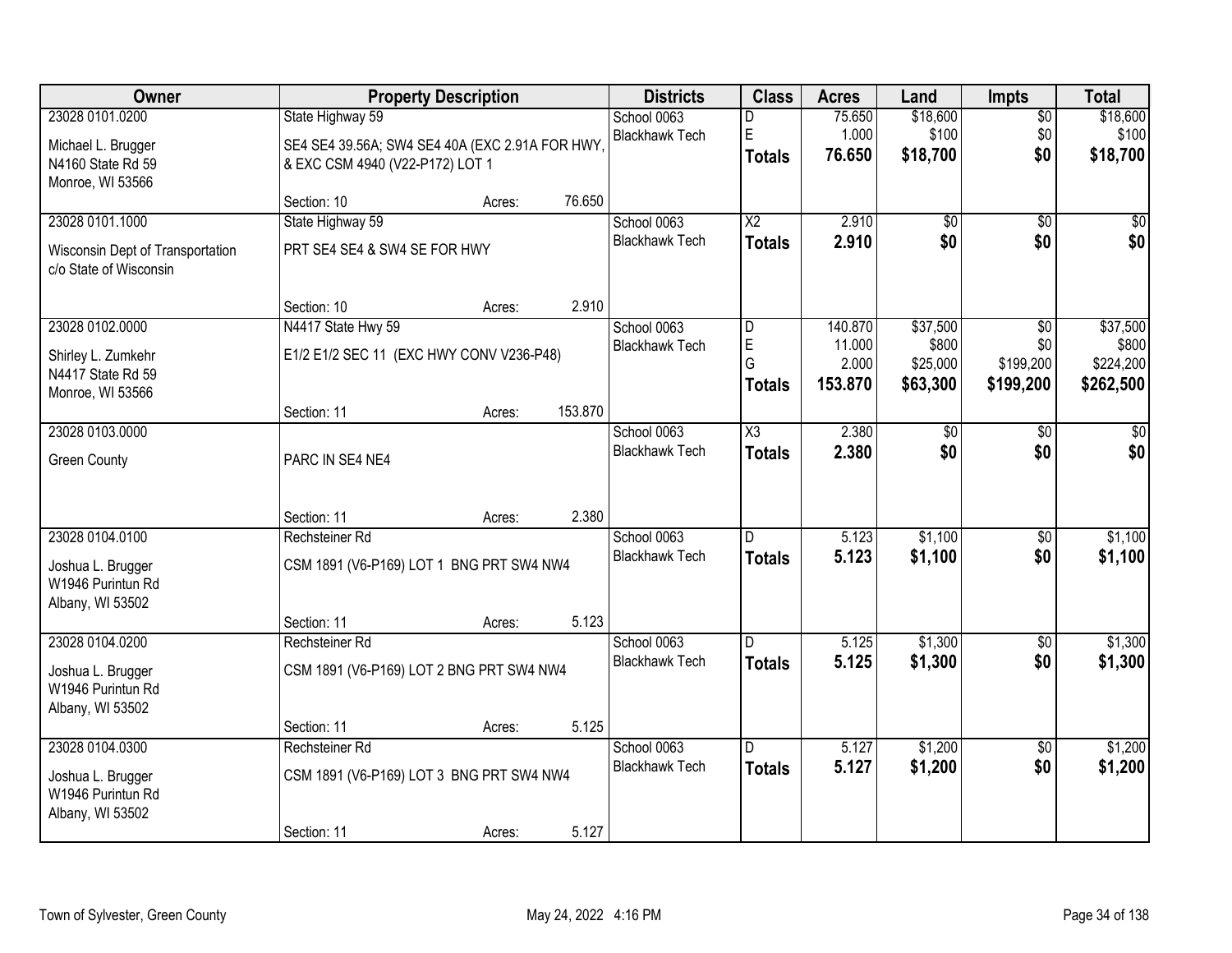| Owner | Property Description | Districts | Class | Acres | Land | Impts | Total |
|---|---|---|---|---|---|---|---|
| 23028 0101.0200<br>Michael L. Brugger<br>N4160 State Rd 59<br>Monroe, WI 53566 | State Highway 59<br>SE4 SE4 39.56A; SW4 SE4 40A (EXC 2.91A FOR HWY, & EXC CSM 4940 (V22-P172) LOT 1<br>Section: 10 Acres: 76.650 | School 0063<br>Blackhawk Tech | D<br>E<br>**Totals** | 75.650<br>1.000<br>**76.650** | $18,600<br>$100<br>**$18,700** | $0<br>$0<br>**$0** | $18,600<br>$100<br>**$18,700** |
| 23028 0101.1000<br>Wisconsin Dept of Transportation<br>c/o State of Wisconsin | State Highway 59<br>PRT SE4 SE4 & SW4 SE FOR HWY<br>Section: 10 Acres: 2.910 | School 0063<br>Blackhawk Tech | X2<br>**Totals** | 2.910<br>**2.910** | $0<br>**$0** | $0<br>**$0** | $0<br>**$0** |
| 23028 0102.0000<br>Shirley L. Zumkehr<br>N4417 State Rd 59<br>Monroe, WI 53566 | N4417 State Hwy 59<br>E1/2 E1/2 SEC 11 (EXC HWY CONV V236-P48)<br>Section: 11 Acres: 153.870 | School 0063<br>Blackhawk Tech | D<br>E<br>G<br>**Totals** | 140.870<br>11.000<br>2.000<br>**153.870** | $37,500<br>$800<br>$25,000<br>**$63,300** | $0<br>$0<br>$199,200<br>**$199,200** | $37,500<br>$800<br>$224,200<br>**$262,500** |
| 23028 0103.0000<br>Green County | PARC IN SE4 NE4<br>Section: 11 Acres: 2.380 | School 0063<br>Blackhawk Tech | X3<br>**Totals** | 2.380<br>**2.380** | $0<br>**$0** | $0<br>**$0** | $0<br>**$0** |
| 23028 0104.0100<br>Joshua L. Brugger<br>W1946 Purintun Rd<br>Albany, WI 53502 | Rechsteiner Rd<br>CSM 1891 (V6-P169) LOT 1 BNG PRT SW4 NW4<br>Section: 11 Acres: 5.123 | School 0063<br>Blackhawk Tech | D<br>**Totals** | 5.123<br>**5.123** | $1,100<br>**$1,100** | $0<br>**$0** | $1,100<br>**$1,100** |
| 23028 0104.0200<br>Joshua L. Brugger<br>W1946 Purintun Rd<br>Albany, WI 53502 | Rechsteiner Rd<br>CSM 1891 (V6-P169) LOT 2 BNG PRT SW4 NW4<br>Section: 11 Acres: 5.125 | School 0063<br>Blackhawk Tech | D<br>**Totals** | 5.125<br>**5.125** | $1,300<br>**$1,300** | $0<br>**$0** | $1,300<br>**$1,300** |
| 23028 0104.0300<br>Joshua L. Brugger<br>W1946 Purintun Rd<br>Albany, WI 53502 | Rechsteiner Rd<br>CSM 1891 (V6-P169) LOT 3 BNG PRT SW4 NW4<br>Section: 11 Acres: 5.127 | School 0063<br>Blackhawk Tech | D<br>**Totals** | 5.127<br>**5.127** | $1,200<br>**$1,200** | $0<br>**$0** | $1,200<br>**$1,200** |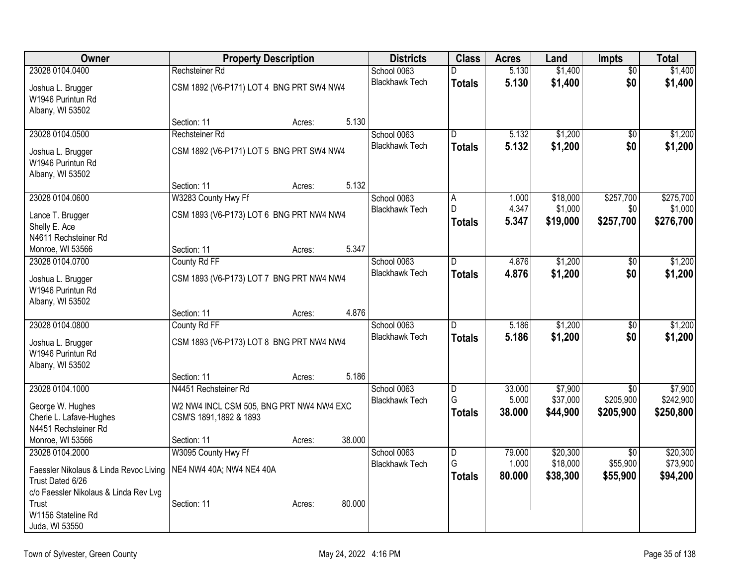| Owner | Property Description | | | Districts | Class | Acres | Land | Impts | Total |
|---|---|---|---|---|---|---|---|---|---|
| 23028 0104.0400 | Rechsteiner Rd | | | School 0063 | D | 5.130 | $1,400 | $0 | $1,400 |
| Joshua L. Brugger<br>W1946 Purintun Rd<br>Albany, WI 53502 | CSM 1892 (V6-P171) LOT 4 BNG PRT SW4 NW4 | | | Blackhawk Tech | **Totals** | **5.130** | **$1,400** | **$0** | **$1,400** |
| | Section: 11 | Acres: | 5.130 | | | | | | |
| 23028 0104.0500 | Rechsteiner Rd | | | School 0063 | D | 5.132 | $1,200 | $0 | $1,200 |
| Joshua L. Brugger<br>W1946 Purintun Rd<br>Albany, WI 53502 | CSM 1892 (V6-P171) LOT 5 BNG PRT SW4 NW4 | | | Blackhawk Tech | **Totals** | **5.132** | **$1,200** | **$0** | **$1,200** |
| | Section: 11 | Acres: | 5.132 | | | | | | |
| 23028 0104.0600 | W3283 County Hwy Ff | | | School 0063 | A | 1.000 | $18,000 | $257,700 | $275,700 |
| Lance T. Brugger<br>Shelly E. Ace<br>N4611 Rechsteiner Rd<br>Monroe, WI 53566 | CSM 1893 (V6-P173) LOT 6 BNG PRT NW4 NW4 | | | Blackhawk Tech | D | 4.347 | $1,000 | $0 | $1,000 |
| | | | | | **Totals** | **5.347** | **$19,000** | **$257,700** | **$276,700** |
| | Section: 11 | Acres: | 5.347 | | | | | | |
| 23028 0104.0700 | County Rd FF | | | School 0063 | D | 4.876 | $1,200 | $0 | $1,200 |
| Joshua L. Brugger<br>W1946 Purintun Rd<br>Albany, WI 53502 | CSM 1893 (V6-P173) LOT 7 BNG PRT NW4 NW4 | | | Blackhawk Tech | **Totals** | **4.876** | **$1,200** | **$0** | **$1,200** |
| | Section: 11 | Acres: | 4.876 | | | | | | |
| 23028 0104.0800 | County Rd FF | | | School 0063 | D | 5.186 | $1,200 | $0 | $1,200 |
| Joshua L. Brugger<br>W1946 Purintun Rd<br>Albany, WI 53502 | CSM 1893 (V6-P173) LOT 8 BNG PRT NW4 NW4 | | | Blackhawk Tech | **Totals** | **5.186** | **$1,200** | **$0** | **$1,200** |
| | Section: 11 | Acres: | 5.186 | | | | | | |
| 23028 0104.1000 | N4451 Rechsteiner Rd | | | School 0063 | D | 33.000 | $7,900 | $0 | $7,900 |
| George W. Hughes<br>Cherie L. Lafave-Hughes<br>N4451 Rechsteiner Rd<br>Monroe, WI 53566 | W2 NW4 INCL CSM 505, BNG PRT NW4 NW4 EXC CSM'S 1891,1892 & 1893 | | | Blackhawk Tech | G | 5.000 | $37,000 | $205,900 | $242,900 |
| | | | | | **Totals** | **38.000** | **$44,900** | **$205,900** | **$250,800** |
| | Section: 11 | Acres: | 38.000 | | | | | | |
| 23028 0104.2000 | W3095 County Hwy Ff | | | School 0063 | D | 79.000 | $20,300 | $0 | $20,300 |
| Faessler Nikolaus & Linda Revoc Living Trust Dated 6/26<br>c/o Faessler Nikolaus & Linda Rev Lvg Trust<br>W1156 Stateline Rd<br>Juda, WI 53550 | NE4 NW4 40A; NW4 NE4 40A | | | Blackhawk Tech | G | 1.000 | $18,000 | $55,900 | $73,900 |
| | | | | | **Totals** | **80.000** | **$38,300** | **$55,900** | **$94,200** |
| | Section: 11 | Acres: | 80.000 | | | | | | |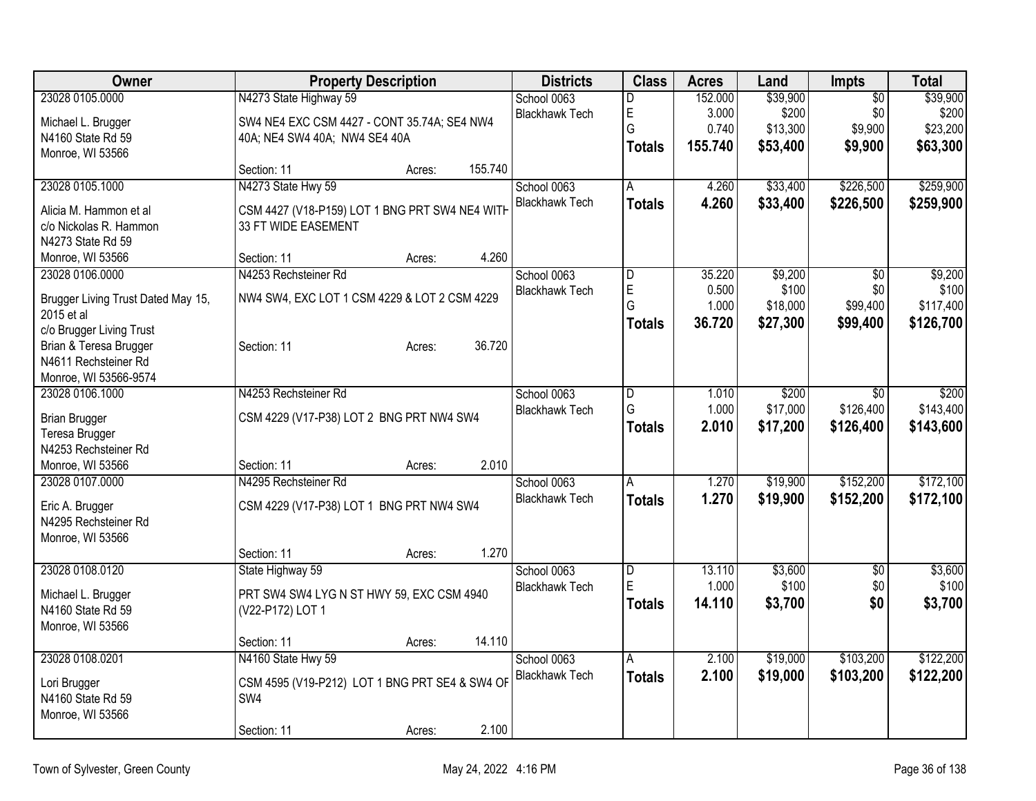| Owner | Property Description | Districts | Class | Acres | Land | Impts | Total |
|---|---|---|---|---|---|---|---|
| 23028 0105.0000<br><br>Michael L. Brugger<br>N4160 State Rd 59<br>Monroe, WI 53566 | N4273 State Highway 59<br><br>SW4 NE4 EXC CSM 4427 - CONT 35.74A; SE4 NW4 40A; NE4 SW4 40A; NW4 SE4 40A<br><br>Section: 11 Acres: 155.740 | School 0063<br>Blackhawk Tech | D<br>E<br>G<br>**Totals** | 152.000<br>3.000<br>0.740<br>**155.740** | $39,900<br>$200<br>$13,300<br>**$53,400** | $0<br>$0<br>$9,900<br>**$9,900** | $39,900<br>$200<br>$23,200<br>**$63,300** |
| 23028 0105.1000<br><br>Alicia M. Hammon et al<br>c/o Nickolas R. Hammon<br>N4273 State Rd 59<br>Monroe, WI 53566 | N4273 State Hwy 59<br><br>CSM 4427 (V18-P159) LOT 1 BNG PRT SW4 NE4 WITH 33 FT WIDE EASEMENT<br><br>Section: 11 Acres: 4.260 | School 0063<br>Blackhawk Tech | A<br>**Totals** | 4.260<br>**4.260** | $33,400<br>**$33,400** | $226,500<br>**$226,500** | $259,900<br>**$259,900** |
| 23028 0106.0000<br><br>Brugger Living Trust Dated May 15, 2015 et al<br>c/o Brugger Living Trust<br>Brian & Teresa Brugger<br>N4611 Rechsteiner Rd<br>Monroe, WI 53566-9574 | N4253 Rechsteiner Rd<br><br>NW4 SW4, EXC LOT 1 CSM 4229 & LOT 2 CSM 4229<br><br>Section: 11 Acres: 36.720 | School 0063<br>Blackhawk Tech | D<br>E<br>G<br>**Totals** | 35.220<br>0.500<br>1.000<br>**36.720** | $9,200<br>$100<br>$18,000<br>**$27,300** | $0<br>$0<br>$99,400<br>**$99,400** | $9,200<br>$100<br>$117,400<br>**$126,700** |
| 23028 0106.1000<br><br>Brian Brugger<br>Teresa Brugger<br>N4253 Rechsteiner Rd<br>Monroe, WI 53566 | N4253 Rechsteiner Rd<br><br>CSM 4229 (V17-P38) LOT 2 BNG PRT NW4 SW4<br><br>Section: 11 Acres: 2.010 | School 0063<br>Blackhawk Tech | D<br>G<br>**Totals** | 1.010<br>1.000<br>**2.010** | $200<br>$17,000<br>**$17,200** | $0<br>$126,400<br>**$126,400** | $200<br>$143,400<br>**$143,600** |
| 23028 0107.0000<br><br>Eric A. Brugger<br>N4295 Rechsteiner Rd<br>Monroe, WI 53566 | N4295 Rechsteiner Rd<br><br>CSM 4229 (V17-P38) LOT 1 BNG PRT NW4 SW4<br><br>Section: 11 Acres: 1.270 | School 0063<br>Blackhawk Tech | A<br>**Totals** | 1.270<br>**1.270** | $19,900<br>**$19,900** | $152,200<br>**$152,200** | $172,100<br>**$172,100** |
| 23028 0108.0120<br><br>Michael L. Brugger<br>N4160 State Rd 59<br>Monroe, WI 53566 | State Highway 59<br><br>PRT SW4 SW4 LYG N ST HWY 59, EXC CSM 4940 (V22-P172) LOT 1<br><br>Section: 11 Acres: 14.110 | School 0063<br>Blackhawk Tech | D<br>E<br>**Totals** | 13.110<br>1.000<br>**14.110** | $3,600<br>$100<br>**$3,700** | $0<br>$0<br>**$0** | $3,600<br>$100<br>**$3,700** |
| 23028 0108.0201<br><br>Lori Brugger<br>N4160 State Rd 59<br>Monroe, WI 53566 | N4160 State Hwy 59<br><br>CSM 4595 (V19-P212) LOT 1 BNG PRT SE4 & SW4 OF SW4<br><br>Section: 11 Acres: 2.100 | School 0063<br>Blackhawk Tech | A<br>**Totals** | 2.100<br>**2.100** | $19,000<br>**$19,000** | $103,200<br>**$103,200** | $122,200<br>**$122,200** |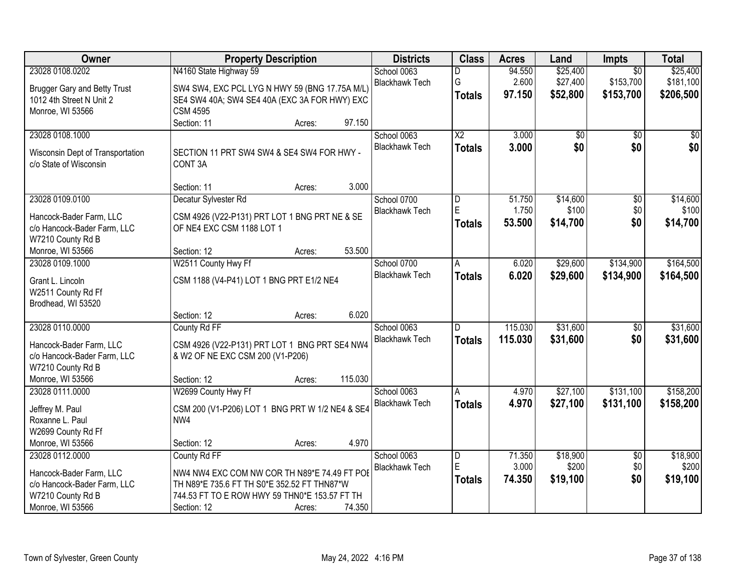| Owner | Property Description | Districts | Class | Acres | Land | Impts | Total |
|---|---|---|---|---|---|---|---|
| 23028 0108.0202<br>Brugger Gary and Betty Trust<br>1012 4th Street N Unit 2<br>Monroe, WI 53566 | N4160 State Highway 59<br>SW4 SW4, EXC PCL LYG N HWY 59 (BNG 17.75A M/L) SE4 SW4 40A; SW4 SE4 40A (EXC 3A FOR HWY) EXC CSM 4595<br>Section: 11 Acres: 97.150 | School 0063<br>Blackhawk Tech | D<br>G<br>**Totals** | 94.550<br>2.600<br>**97.150** | $25,400<br>$27,400<br>**$52,800** | $0<br>$153,700<br>**$153,700** | $25,400<br>$181,100<br>**$206,500** |
| 23028 0108.1000<br>Wisconsin Dept of Transportation<br>c/o State of Wisconsin | SECTION 11 PRT SW4 SW4 & SE4 SW4 FOR HWY - CONT 3A<br>Section: 11 Acres: 3.000 | School 0063<br>Blackhawk Tech | X2<br>**Totals** | 3.000<br>**3.000** | $0<br>**$0** | $0<br>**$0** | $0<br>**$0** |
| 23028 0109.0100<br>Hancock-Bader Farm, LLC<br>c/o Hancock-Bader Farm, LLC<br>W7210 County Rd B<br>Monroe, WI 53566 | Decatur Sylvester Rd<br>CSM 4926 (V22-P131) PRT LOT 1 BNG PRT NE & SE OF NE4 EXC CSM 1188 LOT 1<br>Section: 12 Acres: 53.500 | School 0700<br>Blackhawk Tech | D<br>E<br>**Totals** | 51.750<br>1.750<br>**53.500** | $14,600<br>$100<br>**$14,700** | $0<br>$0<br>**$0** | $14,600<br>$100<br>**$14,700** |
| 23028 0109.1000<br>Grant L. Lincoln<br>W2511 County Rd Ff<br>Brodhead, WI 53520 | W2511 County Hwy Ff<br>CSM 1188 (V4-P41) LOT 1 BNG PRT E1/2 NE4<br>Section: 12 Acres: 6.020 | School 0700<br>Blackhawk Tech | A<br>**Totals** | 6.020<br>**6.020** | $29,600<br>**$29,600** | $134,900<br>**$134,900** | $164,500<br>**$164,500** |
| 23028 0110.0000<br>Hancock-Bader Farm, LLC<br>c/o Hancock-Bader Farm, LLC<br>W7210 County Rd B<br>Monroe, WI 53566 | County Rd FF<br>CSM 4926 (V22-P131) PRT LOT 1 BNG PRT SE4 NW4 & W2 OF NE EXC CSM 200 (V1-P206)<br>Section: 12 Acres: 115.030 | School 0063<br>Blackhawk Tech | D<br>**Totals** | 115.030<br>**115.030** | $31,600<br>**$31,600** | $0<br>**$0** | $31,600<br>**$31,600** |
| 23028 0111.0000<br>Jeffrey M. Paul<br>Roxanne L. Paul<br>W2699 County Rd Ff<br>Monroe, WI 53566 | W2699 County Hwy Ff<br>CSM 200 (V1-P206) LOT 1 BNG PRT W 1/2 NE4 & SE4 NW4<br>Section: 12 Acres: 4.970 | School 0063<br>Blackhawk Tech | A<br>**Totals** | 4.970<br>**4.970** | $27,100<br>**$27,100** | $131,100<br>**$131,100** | $158,200<br>**$158,200** |
| 23028 0112.0000<br>Hancock-Bader Farm, LLC<br>c/o Hancock-Bader Farm, LLC<br>W7210 County Rd B<br>Monroe, WI 53566 | County Rd FF<br>NW4 NW4 EXC COM NW COR TH N89*E 74.49 FT POE TH N89*E 735.6 FT TH S0*E 352.52 FT THN87*W 744.53 FT TO E ROW HWY 59 THN0*E 153.57 FT TH<br>Section: 12 Acres: 74.350 | School 0063<br>Blackhawk Tech | D<br>E<br>**Totals** | 71.350<br>3.000<br>**74.350** | $18,900<br>$200<br>**$19,100** | $0<br>$0<br>**$0** | $18,900<br>$200<br>**$19,100** |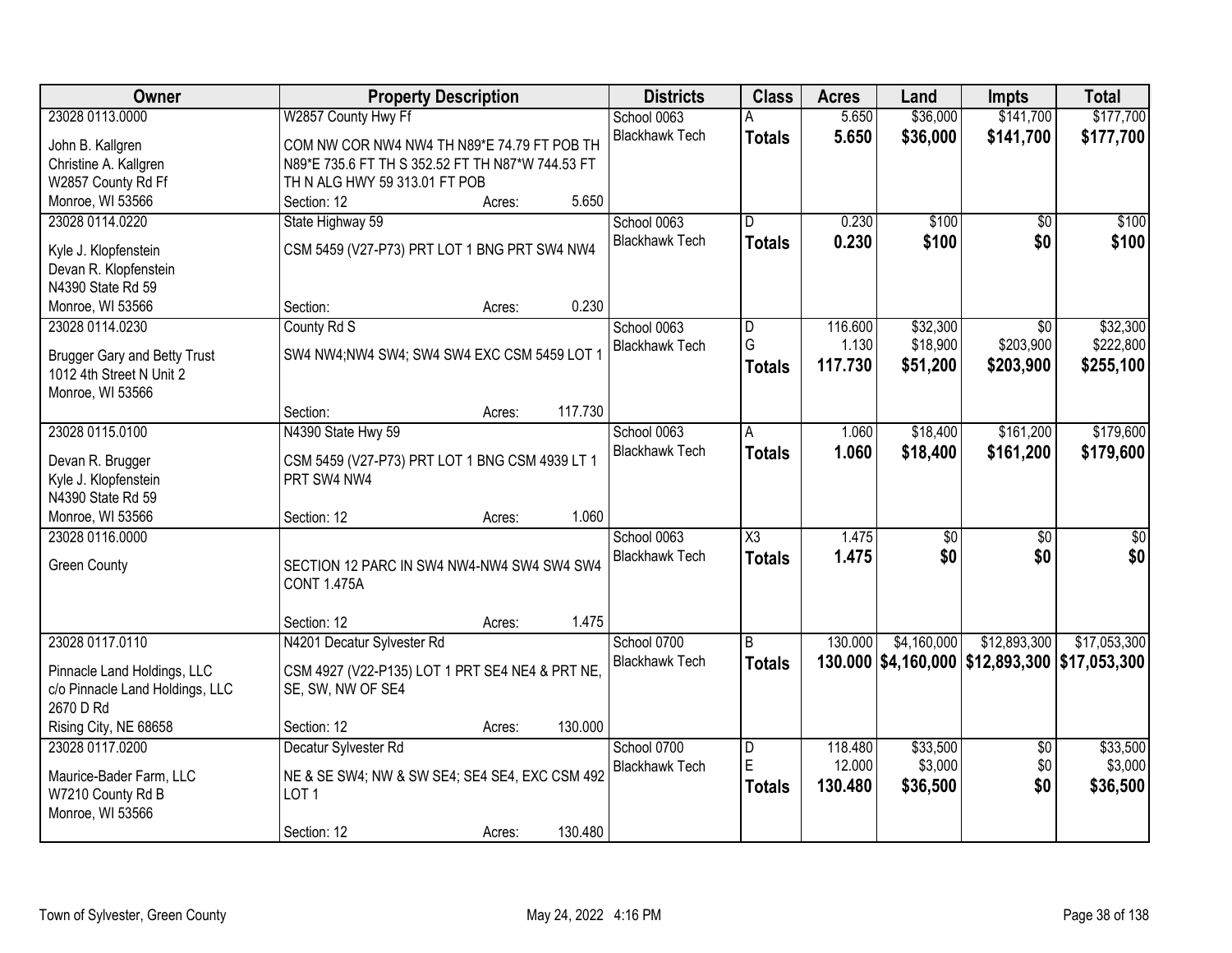| Owner | Property Description | | | Districts | Class | Acres | Land | Impts | Total |
|---|---|---|---|---|---|---|---|---|---|
| 23028 0113.0000 | W2857 County Hwy Ff | | | School 0063 | A | 5.650 | $36,000 | $141,700 | $177,700 |
| John B. Kallgren<br>Christine A. Kallgren<br>W2857 County Rd Ff<br>Monroe, WI 53566 | COM NW COR NW4 NW4 TH N89*E 74.79 FT POB TH N89*E 735.6 FT TH S 352.52 FT TH N87*W 744.53 FT TH N ALG HWY 59 313.01 FT POB | | | Blackhawk Tech | **Totals** | **5.650** | **$36,000** | **$141,700** | **$177,700** |
| | Section: 12 | Acres: | 5.650 | | | | | | |
| 23028 0114.0220 | State Highway 59 | | | School 0063 | D | 0.230 | $100 | $0 | $100 |
| Kyle J. Klopfenstein<br>Devan R. Klopfenstein<br>N4390 State Rd 59<br>Monroe, WI 53566 | CSM 5459 (V27-P73) PRT LOT 1 BNG PRT SW4 NW4 | | | Blackhawk Tech | **Totals** | **0.230** | **$100** | **$0** | **$100** |
| | Section: | Acres: | 0.230 | | | | | | |
| 23028 0114.0230 | County Rd S | | | School 0063 | D | 116.600 | $32,300 | $0 | $32,300 |
| Brugger Gary and Betty Trust<br>1012 4th Street N Unit 2<br>Monroe, WI 53566 | SW4 NW4;NW4 SW4; SW4 SW4 EXC CSM 5459 LOT 1 | | | Blackhawk Tech | G | 1.130 | $18,900 | $203,900 | $222,800 |
| | | | | | **Totals** | **117.730** | **$51,200** | **$203,900** | **$255,100** |
| | Section: | Acres: | 117.730 | | | | | | |
| 23028 0115.0100 | N4390 State Hwy 59 | | | School 0063 | A | 1.060 | $18,400 | $161,200 | $179,600 |
| Devan R. Brugger<br>Kyle J. Klopfenstein<br>N4390 State Rd 59<br>Monroe, WI 53566 | CSM 5459 (V27-P73) PRT LOT 1 BNG CSM 4939 LT 1 PRT SW4 NW4 | | | Blackhawk Tech | **Totals** | **1.060** | **$18,400** | **$161,200** | **$179,600** |
| | Section: 12 | Acres: | 1.060 | | | | | | |
| 23028 0116.0000 | | | | School 0063 | X3 | 1.475 | $0 | $0 | $0 |
| Green County | SECTION 12 PARC IN SW4 NW4-NW4 SW4 SW4 SW4 CONT 1.475A | | | Blackhawk Tech | **Totals** | **1.475** | **$0** | **$0** | **$0** |
| | Section: 12 | Acres: | 1.475 | | | | | | |
| 23028 0117.0110 | N4201 Decatur Sylvester Rd | | | School 0700 | B | 130.000 | $4,160,000 | $12,893,300 | $17,053,300 |
| Pinnacle Land Holdings, LLC<br>c/o Pinnacle Land Holdings, LLC<br>2670 D Rd<br>Rising City, NE 68658 | CSM 4927 (V22-P135) LOT 1 PRT SE4 NE4 & PRT NE, SE, SW, NW OF SE4 | | | Blackhawk Tech | **Totals** | **130.000** | **$4,160,000** | **$12,893,300** | **$17,053,300** |
| | Section: 12 | Acres: | 130.000 | | | | | | |
| 23028 0117.0200 | Decatur Sylvester Rd | | | School 0700 | D | 118.480 | $33,500 | $0 | $33,500 |
| Maurice-Bader Farm, LLC<br>W7210 County Rd B<br>Monroe, WI 53566 | NE & SE SW4; NW & SW SE4; SE4 SE4, EXC CSM 492 LOT 1 | | | Blackhawk Tech | E | 12.000 | $3,000 | $0 | $3,000 |
| | | | | | **Totals** | **130.480** | **$36,500** | **$0** | **$36,500** |
| | Section: 12 | Acres: | 130.480 | | | | | | |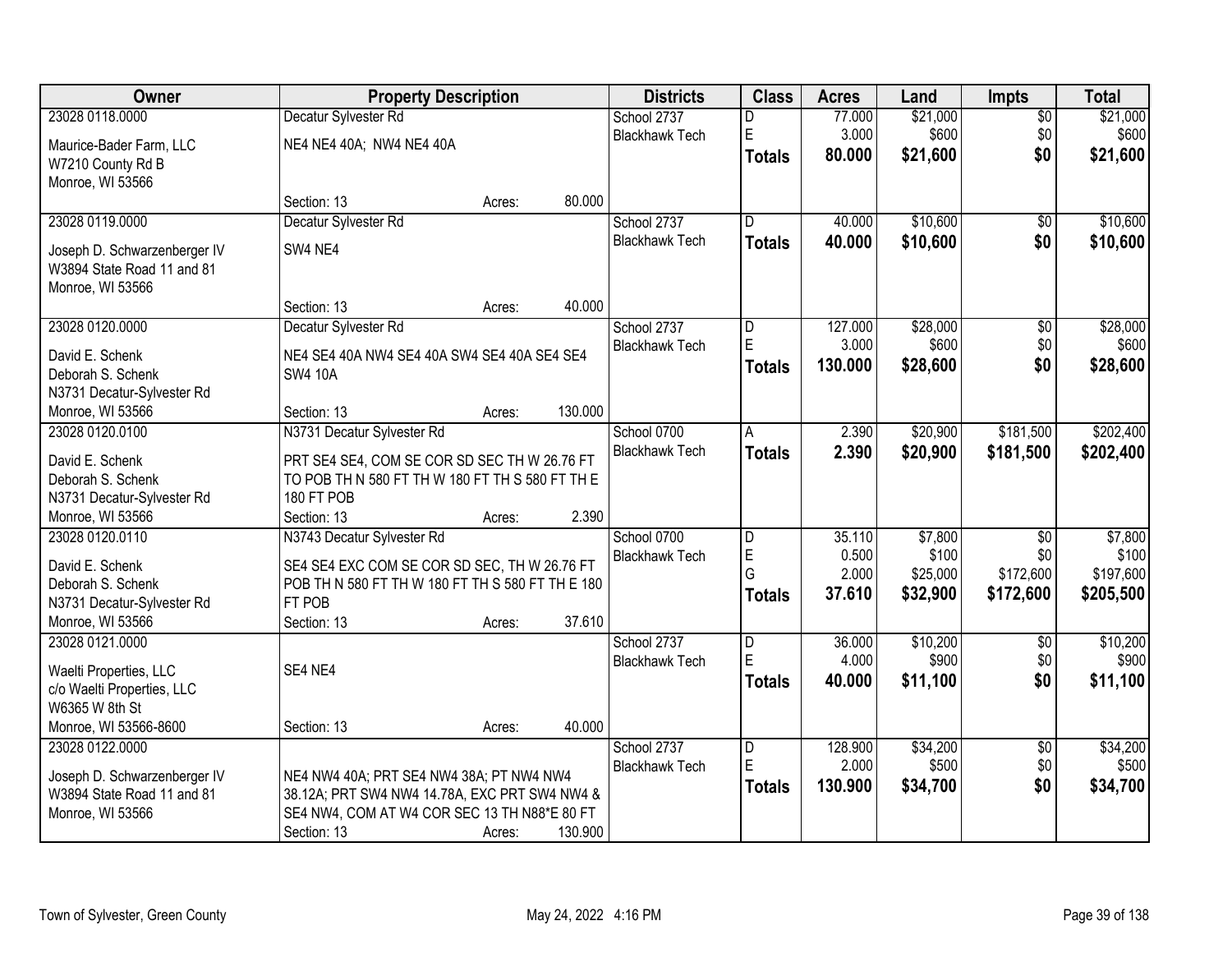| Owner | Property Description | Districts | Class | Acres | Land | Impts | Total |
|---|---|---|---|---|---|---|---|
| 23028 0118.0000<br><br>Maurice-Bader Farm, LLC<br>W7210 County Rd B<br>Monroe, WI 53566 | Decatur Sylvester Rd<br><br>NE4 NE4 40A; NW4 NE4 40A<br><br>Section: 13 Acres: 80.000 | School 2737<br>Blackhawk Tech | D<br>E<br>**Totals** | 77.000<br>3.000<br>**80.000** | $21,000<br>$600<br>**$21,600** | $0<br>$0<br>**$0** | $21,000<br>$600<br>**$21,600** |
| 23028 0119.0000<br><br>Joseph D. Schwarzenberger IV<br>W3894 State Road 11 and 81<br>Monroe, WI 53566 | Decatur Sylvester Rd<br><br>SW4 NE4<br><br>Section: 13 Acres: 40.000 | School 2737<br>Blackhawk Tech | D<br>**Totals** | 40.000<br>**40.000** | $10,600<br>**$10,600** | $0<br>**$0** | $10,600<br>**$10,600** |
| 23028 0120.0000<br><br>David E. Schenk<br>Deborah S. Schenk<br>N3731 Decatur-Sylvester Rd<br>Monroe, WI 53566 | Decatur Sylvester Rd<br><br>NE4 SE4 40A NW4 SE4 40A SW4 SE4 40A SE4 SE4 SW4 10A<br><br>Section: 13 Acres: 130.000 | School 2737<br>Blackhawk Tech | D<br>E<br>**Totals** | 127.000<br>3.000<br>**130.000** | $28,000<br>$600<br>**$28,600** | $0<br>$0<br>**$0** | $28,000<br>$600<br>**$28,600** |
| 23028 0120.0100<br><br>David E. Schenk<br>Deborah S. Schenk<br>N3731 Decatur-Sylvester Rd<br>Monroe, WI 53566 | N3731 Decatur Sylvester Rd<br><br>PRT SE4 SE4, COM SE COR SD SEC TH W 26.76 FT TO POB TH N 580 FT TH W 180 FT TH S 580 FT TH E 180 FT POB<br>Section: 13 Acres: 2.390 | School 0700<br>Blackhawk Tech | A<br>**Totals** | 2.390<br>**2.390** | $20,900<br>**$20,900** | $181,500<br>**$181,500** | $202,400<br>**$202,400** |
| 23028 0120.0110<br><br>David E. Schenk<br>Deborah S. Schenk<br>N3731 Decatur-Sylvester Rd<br>Monroe, WI 53566 | N3743 Decatur Sylvester Rd<br><br>SE4 SE4 EXC COM SE COR SD SEC, TH W 26.76 FT POB TH N 580 FT TH W 180 FT TH S 580 FT TH E 180 FT POB<br>Section: 13 Acres: 37.610 | School 0700<br>Blackhawk Tech | D<br>E<br>G<br>**Totals** | 35.110<br>0.500<br>2.000<br>**37.610** | $7,800<br>$100<br>$25,000<br>**$32,900** | $0<br>$0<br>$172,600<br>**$172,600** | $7,800<br>$100<br>$197,600<br>**$205,500** |
| 23028 0121.0000<br><br>Waelti Properties, LLC<br>c/o Waelti Properties, LLC<br>W6365 W 8th St<br>Monroe, WI 53566-8600 | <br><br>SE4 NE4<br><br>Section: 13 Acres: 40.000 | School 2737<br>Blackhawk Tech | D<br>E<br>**Totals** | 36.000<br>4.000<br>**40.000** | $10,200<br>$900<br>**$11,100** | $0<br>$0<br>**$0** | $10,200<br>$900<br>**$11,100** |
| 23028 0122.0000<br><br>Joseph D. Schwarzenberger IV<br>W3894 State Road 11 and 81<br>Monroe, WI 53566 | <br><br>NE4 NW4 40A; PRT SE4 NW4 38A; PT NW4 NW4 38.12A; PRT SW4 NW4 14.78A, EXC PRT SW4 NW4 & SE4 NW4, COM AT W4 COR SEC 13 TH N88*E 80 FT<br>Section: 13 Acres: 130.900 | School 2737<br>Blackhawk Tech | D<br>E<br>**Totals** | 128.900<br>2.000<br>**130.900** | $34,200<br>$500<br>**$34,700** | $0<br>$0<br>**$0** | $34,200<br>$500<br>**$34,700** |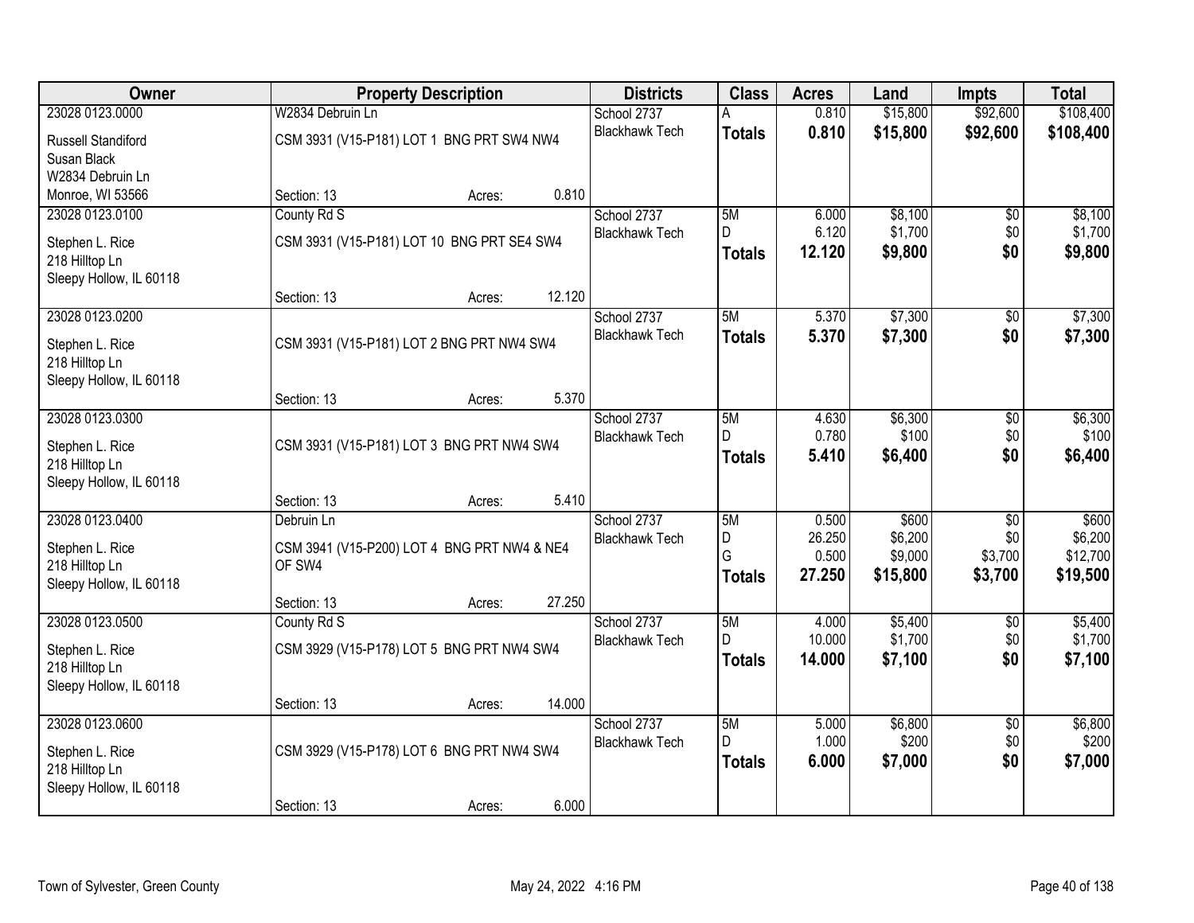| Owner | Property Description | Districts | Class | Acres | Land | Impts | Total |
|---|---|---|---|---|---|---|---|
| 23028 0123.0000<br>Russell Standiford<br>Susan Black<br>W2834 Debruin Ln<br>Monroe, WI 53566 | W2834 Debruin Ln<br>CSM 3931 (V15-P181) LOT 1 BNG PRT SW4 NW4<br>Section: 13 Acres: 0.810 | School 2737<br>Blackhawk Tech | A<br>**Totals** | 0.810<br>**0.810** | $15,800<br>**$15,800** | $92,600<br>**$92,600** | $108,400<br>**$108,400** |
| 23028 0123.0100<br>Stephen L. Rice<br>218 Hilltop Ln<br>Sleepy Hollow, IL 60118 | County Rd S<br>CSM 3931 (V15-P181) LOT 10 BNG PRT SE4 SW4<br>Section: 13 Acres: 12.120 | School 2737<br>Blackhawk Tech | 5M<br>D<br>**Totals** | 6.000<br>6.120<br>**12.120** | $8,100<br>$1,700<br>**$9,800** | $0<br>$0<br>**$0** | $8,100<br>$1,700<br>**$9,800** |
| 23028 0123.0200<br>Stephen L. Rice<br>218 Hilltop Ln<br>Sleepy Hollow, IL 60118 | CSM 3931 (V15-P181) LOT 2 BNG PRT NW4 SW4<br>Section: 13 Acres: 5.370 | School 2737<br>Blackhawk Tech | 5M<br>**Totals** | 5.370<br>**5.370** | $7,300<br>**$7,300** | $0<br>**$0** | $7,300<br>**$7,300** |
| 23028 0123.0300<br>Stephen L. Rice<br>218 Hilltop Ln<br>Sleepy Hollow, IL 60118 | CSM 3931 (V15-P181) LOT 3 BNG PRT NW4 SW4<br>Section: 13 Acres: 5.410 | School 2737<br>Blackhawk Tech | 5M<br>D<br>**Totals** | 4.630<br>0.780<br>**5.410** | $6,300<br>$100<br>**$6,400** | $0<br>$0<br>**$0** | $6,300<br>$100<br>**$6,400** |
| 23028 0123.0400<br>Stephen L. Rice<br>218 Hilltop Ln<br>Sleepy Hollow, IL 60118 | Debruin Ln<br>CSM 3941 (V15-P200) LOT 4 BNG PRT NW4 & NE4 OF SW4<br>Section: 13 Acres: 27.250 | School 2737<br>Blackhawk Tech | 5M<br>D<br>G<br>**Totals** | 0.500<br>26.250<br>0.500<br>**27.250** | $600<br>$6,200<br>$9,000<br>**$15,800** | $0<br>$0<br>$3,700<br>**$3,700** | $600<br>$6,200<br>$12,700<br>**$19,500** |
| 23028 0123.0500<br>Stephen L. Rice<br>218 Hilltop Ln<br>Sleepy Hollow, IL 60118 | County Rd S<br>CSM 3929 (V15-P178) LOT 5 BNG PRT NW4 SW4<br>Section: 13 Acres: 14.000 | School 2737<br>Blackhawk Tech | 5M<br>D<br>**Totals** | 4.000<br>10.000<br>**14.000** | $5,400<br>$1,700<br>**$7,100** | $0<br>$0<br>**$0** | $5,400<br>$1,700<br>**$7,100** |
| 23028 0123.0600<br>Stephen L. Rice<br>218 Hilltop Ln<br>Sleepy Hollow, IL 60118 | CSM 3929 (V15-P178) LOT 6 BNG PRT NW4 SW4<br>Section: 13 Acres: 6.000 | School 2737<br>Blackhawk Tech | 5M<br>D<br>**Totals** | 5.000<br>1.000<br>**6.000** | $6,800<br>$200<br>**$7,000** | $0<br>$0<br>**$0** | $6,800<br>$200<br>**$7,000** |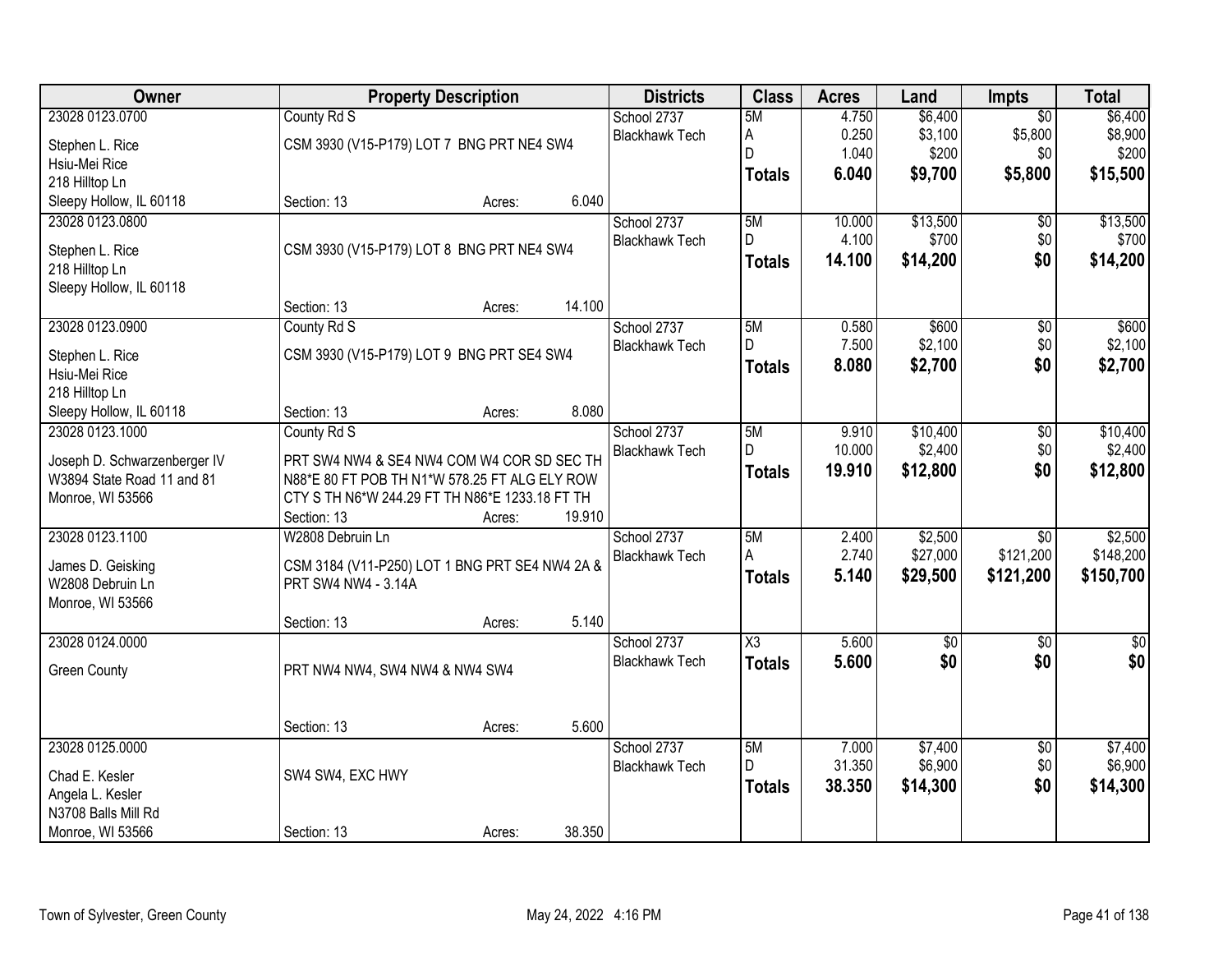| Owner | Property Description | Districts | Class | Acres | Land | Impts | Total |
|---|---|---|---|---|---|---|---|
| 23028 0123.0700<br>Stephen L. Rice<br>Hsiu-Mei Rice<br>218 Hilltop Ln<br>Sleepy Hollow, IL 60118 | County Rd S<br>CSM 3930 (V15-P179) LOT 7 BNG PRT NE4 SW4<br>Section: 13 Acres: 6.040 | School 2737<br>Blackhawk Tech | 5M<br>A<br>D<br>**Totals** | 4.750<br>0.250<br>1.040<br>**6.040** | $6,400<br>$3,100<br>$200<br>**$9,700** | $0<br>$5,800<br>$0<br>**$5,800** | $6,400<br>$8,900<br>$200<br>**$15,500** |
| 23028 0123.0800<br>Stephen L. Rice<br>218 Hilltop Ln<br>Sleepy Hollow, IL 60118 | CSM 3930 (V15-P179) LOT 8 BNG PRT NE4 SW4<br>Section: 13 Acres: 14.100 | School 2737<br>Blackhawk Tech | 5M<br>D<br>**Totals** | 10.000<br>4.100<br>**14.100** | $13,500<br>$700<br>**$14,200** | $0<br>$0<br>**$0** | $13,500<br>$700<br>**$14,200** |
| 23028 0123.0900<br>Stephen L. Rice<br>Hsiu-Mei Rice<br>218 Hilltop Ln<br>Sleepy Hollow, IL 60118 | County Rd S<br>CSM 3930 (V15-P179) LOT 9 BNG PRT SE4 SW4<br>Section: 13 Acres: 8.080 | School 2737<br>Blackhawk Tech | 5M<br>D<br>**Totals** | 0.580<br>7.500<br>**8.080** | $600<br>$2,100<br>**$2,700** | $0<br>$0<br>**$0** | $600<br>$2,100<br>**$2,700** |
| 23028 0123.1000<br>Joseph D. Schwarzenberger IV<br>W3894 State Road 11 and 81<br>Monroe, WI 53566 | County Rd S<br>PRT SW4 NW4 & SE4 NW4 COM W4 COR SD SEC TH N88*E 80 FT POB TH N1*W 578.25 FT ALG ELY ROW CTY S TH N6*W 244.29 FT TH N86*E 1233.18 FT TH<br>Section: 13 Acres: 19.910 | School 2737<br>Blackhawk Tech | 5M<br>D<br>**Totals** | 9.910<br>10.000<br>**19.910** | $10,400<br>$2,400<br>**$12,800** | $0<br>$0<br>**$0** | $10,400<br>$2,400<br>**$12,800** |
| 23028 0123.1100<br>James D. Geisking<br>W2808 Debruin Ln<br>Monroe, WI 53566 | W2808 Debruin Ln<br>CSM 3184 (V11-P250) LOT 1 BNG PRT SE4 NW4 2A & PRT SW4 NW4 - 3.14A<br>Section: 13 Acres: 5.140 | School 2737<br>Blackhawk Tech | 5M<br>A<br>**Totals** | 2.400<br>2.740<br>**5.140** | $2,500<br>$27,000<br>**$29,500** | $0<br>$121,200<br>**$121,200** | $2,500<br>$148,200<br>**$150,700** |
| 23028 0124.0000<br>Green County | PRT NW4 NW4, SW4 NW4 & NW4 SW4<br>Section: 13 Acres: 5.600 | School 2737<br>Blackhawk Tech | X3<br>**Totals** | 5.600<br>**5.600** | $0<br>**$0** | $0<br>**$0** | $0<br>**$0** |
| 23028 0125.0000<br>Chad E. Kesler<br>Angela L. Kesler<br>N3708 Balls Mill Rd<br>Monroe, WI 53566 | SW4 SW4, EXC HWY<br>Section: 13 Acres: 38.350 | School 2737<br>Blackhawk Tech | 5M<br>D<br>**Totals** | 7.000<br>31.350<br>**38.350** | $7,400<br>$6,900<br>**$14,300** | $0<br>$0<br>**$0** | $7,400<br>$6,900<br>**$14,300** |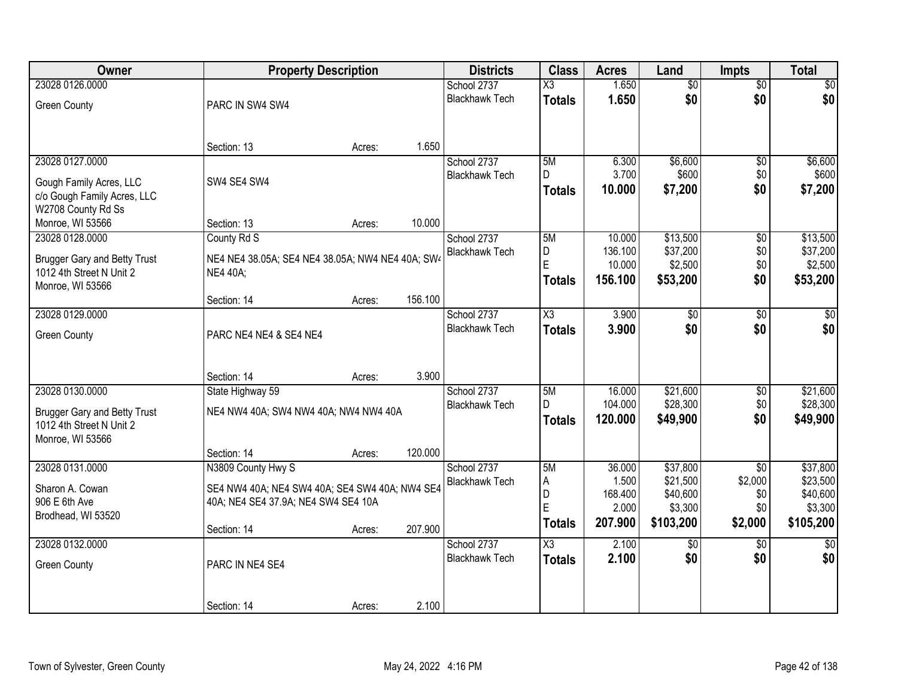| Owner | Property Description | Districts | Class | Acres | Land | Impts | Total |
|---|---|---|---|---|---|---|---|
| 23028 0126.0000<br>Green County | PARC IN SW4 SW4<br>Section: 13 Acres: 1.650 | School 2737<br>Blackhawk Tech | X3<br>**Totals** | 1.650<br>**1.650** | $0<br>**$0** | $0<br>**$0** | $0<br>**$0** |
| 23028 0127.0000<br>Gough Family Acres, LLC<br>c/o Gough Family Acres, LLC<br>W2708 County Rd Ss<br>Monroe, WI 53566 | SW4 SE4 SW4<br>Section: 13 Acres: 10.000 | School 2737<br>Blackhawk Tech | 5M<br>D<br>**Totals** | 6.300<br>3.700<br>**10.000** | $6,600<br>$600<br>**$7,200** | $0<br>$0<br>**$0** | $6,600<br>$600<br>**$7,200** |
| 23028 0128.0000<br>Brugger Gary and Betty Trust<br>1012 4th Street N Unit 2<br>Monroe, WI 53566 | County Rd S<br>NE4 NE4 38.05A; SE4 NE4 38.05A; NW4 NE4 40A; SW4 NE4 40A;<br>Section: 14 Acres: 156.100 | School 2737<br>Blackhawk Tech | 5M<br>D<br>E<br>**Totals** | 10.000<br>136.100<br>10.000<br>**156.100** | $13,500<br>$37,200<br>$2,500<br>**$53,200** | $0<br>$0<br>$0<br>**$0** | $13,500<br>$37,200<br>$2,500<br>**$53,200** |
| 23028 0129.0000<br>Green County | PARC NE4 NE4 & SE4 NE4<br>Section: 14 Acres: 3.900 | School 2737<br>Blackhawk Tech | X3<br>**Totals** | 3.900<br>**3.900** | $0<br>**$0** | $0<br>**$0** | $0<br>**$0** |
| 23028 0130.0000<br>Brugger Gary and Betty Trust<br>1012 4th Street N Unit 2<br>Monroe, WI 53566 | State Highway 59<br>NE4 NW4 40A; SW4 NW4 40A; NW4 NW4 40A<br>Section: 14 Acres: 120.000 | School 2737<br>Blackhawk Tech | 5M<br>D<br>**Totals** | 16.000<br>104.000<br>**120.000** | $21,600<br>$28,300<br>**$49,900** | $0<br>$0<br>**$0** | $21,600<br>$28,300<br>**$49,900** |
| 23028 0131.0000<br>Sharon A. Cowan<br>906 E 6th Ave<br>Brodhead, WI 53520 | N3809 County Hwy S<br>SE4 NW4 40A; NE4 SW4 40A; SE4 SW4 40A; NW4 SE4 40A; NE4 SE4 37.9A; NE4 SW4 SE4 10A<br>Section: 14 Acres: 207.900 | School 2737<br>Blackhawk Tech | 5M<br>A<br>D<br>E<br>**Totals** | 36.000<br>1.500<br>168.400<br>2.000<br>**207.900** | $37,800<br>$21,500<br>$40,600<br>$3,300<br>**$103,200** | $0<br>$2,000<br>$0<br>$0<br>**$2,000** | $37,800<br>$23,500<br>$40,600<br>$3,300<br>**$105,200** |
| 23028 0132.0000<br>Green County | PARC IN NE4 SE4<br>Section: 14 Acres: 2.100 | School 2737<br>Blackhawk Tech | X3<br>**Totals** | 2.100<br>**2.100** | $0<br>**$0** | $0<br>**$0** | $0<br>**$0** |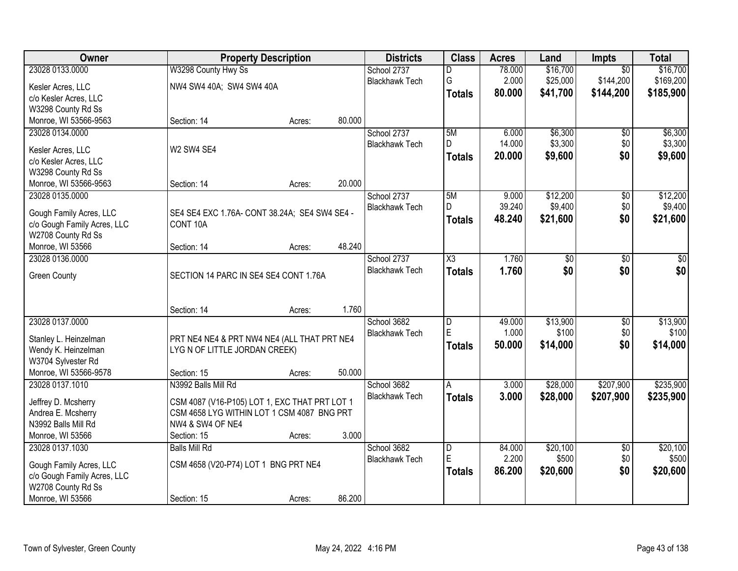| Owner | Property Description | Districts | Class | Acres | Land | Impts | Total |
|---|---|---|---|---|---|---|---|
| 23028 0133.0000<br>Kesler Acres, LLC<br>c/o Kesler Acres, LLC<br>W3298 County Rd Ss<br>Monroe, WI 53566-9563 | W3298 County Hwy Ss<br>NW4 SW4 40A; SW4 SW4 40A<br>Section: 14 Acres: 80.000 | School 2737<br>Blackhawk Tech | D<br>G<br>**Totals** | 78.000<br>2.000<br>**80.000** | $16,700<br>$25,000<br>**$41,700** | $0<br>$144,200<br>**$144,200** | $16,700<br>$169,200<br>**$185,900** |
| 23028 0134.0000<br>Kesler Acres, LLC<br>c/o Kesler Acres, LLC<br>W3298 County Rd Ss<br>Monroe, WI 53566-9563 | W2 SW4 SE4<br>Section: 14 Acres: 20.000 | School 2737<br>Blackhawk Tech | 5M<br>D<br>**Totals** | 6.000<br>14.000<br>**20.000** | $6,300<br>$3,300<br>**$9,600** | $0<br>$0<br>**$0** | $6,300<br>$3,300<br>**$9,600** |
| 23028 0135.0000<br>Gough Family Acres, LLC<br>c/o Gough Family Acres, LLC<br>W2708 County Rd Ss<br>Monroe, WI 53566 | SE4 SE4 EXC 1.76A- CONT 38.24A; SE4 SW4 SE4 - CONT 10A<br>Section: 14 Acres: 48.240 | School 2737<br>Blackhawk Tech | 5M<br>D<br>**Totals** | 9.000<br>39.240<br>**48.240** | $12,200<br>$9,400<br>**$21,600** | $0<br>$0<br>**$0** | $12,200<br>$9,400<br>**$21,600** |
| 23028 0136.0000<br>Green County | SECTION 14 PARC IN SE4 SE4 CONT 1.76A<br>Section: 14 Acres: 1.760 | School 2737<br>Blackhawk Tech | X3<br>**Totals** | 1.760<br>**1.760** | $0<br>**$0** | $0<br>**$0** | $0<br>**$0** |
| 23028 0137.0000<br>Stanley L. Heinzelman<br>Wendy K. Heinzelman<br>W3704 Sylvester Rd<br>Monroe, WI 53566-9578 | PRT NE4 NE4 & PRT NW4 NE4 (ALL THAT PRT NE4 LYG N OF LITTLE JORDAN CREEK)<br>Section: 15 Acres: 50.000 | School 3682<br>Blackhawk Tech | D<br>E<br>**Totals** | 49.000<br>1.000<br>**50.000** | $13,900<br>$100<br>**$14,000** | $0<br>$0<br>**$0** | $13,900<br>$100<br>**$14,000** |
| 23028 0137.1010<br>Jeffrey D. Mcsherry<br>Andrea E. Mcsherry<br>N3992 Balls Mill Rd<br>Monroe, WI 53566 | N3992 Balls Mill Rd<br>CSM 4087 (V16-P105) LOT 1, EXC THAT PRT LOT 1 CSM 4658 LYG WITHIN LOT 1 CSM 4087 BNG PRT NW4 & SW4 OF NE4<br>Section: 15 Acres: 3.000 | School 3682<br>Blackhawk Tech | A<br>**Totals** | 3.000<br>**3.000** | $28,000<br>**$28,000** | $207,900<br>**$207,900** | $235,900<br>**$235,900** |
| 23028 0137.1030<br>Gough Family Acres, LLC<br>c/o Gough Family Acres, LLC<br>W2708 County Rd Ss<br>Monroe, WI 53566 | Balls Mill Rd<br>CSM 4658 (V20-P74) LOT 1 BNG PRT NE4<br>Section: 15 Acres: 86.200 | School 3682<br>Blackhawk Tech | D<br>E<br>**Totals** | 84.000<br>2.200<br>**86.200** | $20,100<br>$500<br>**$20,600** | $0<br>$0<br>**$0** | $20,100<br>$500<br>**$20,600** |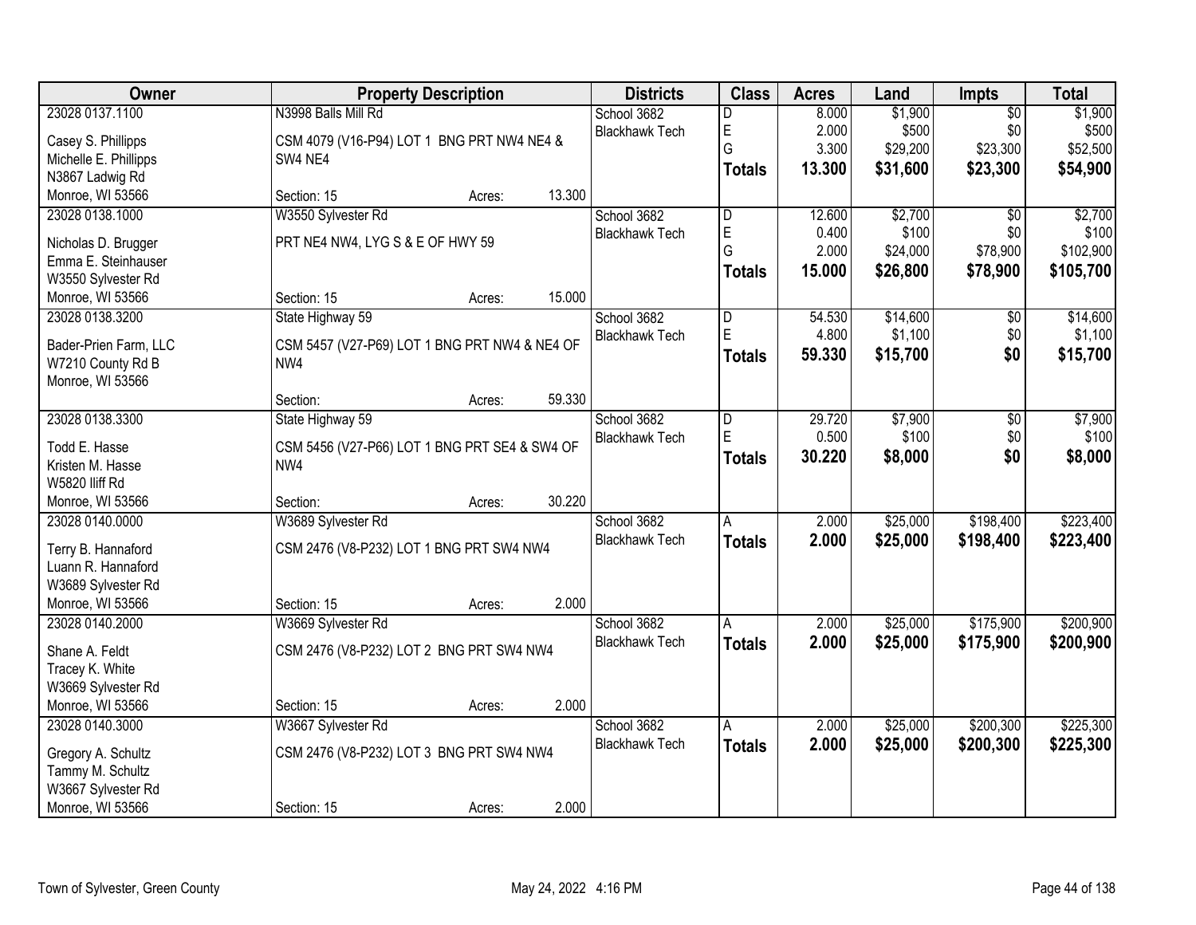| Owner | Property Description | Districts | Class | Acres | Land | Impts | Total |
|---|---|---|---|---|---|---|---|
| 23028 0137.1100<br>Casey S. Phillipps<br>Michelle E. Phillipps<br>N3867 Ladwig Rd<br>Monroe, WI 53566 | N3998 Balls Mill Rd<br>CSM 4079 (V16-P94) LOT 1 BNG PRT NW4 NE4 & SW4 NE4<br>Section: 15 Acres: 13.300 | School 3682<br>Blackhawk Tech | D<br>E<br>G<br>**Totals** | 8.000<br>2.000<br>3.300<br>**13.300** | $1,900<br>$500<br>$29,200<br>**$31,600** | $0<br>$0<br>$23,300<br>**$23,300** | $1,900<br>$500<br>$52,500<br>**$54,900** |
| 23028 0138.1000<br>Nicholas D. Brugger<br>Emma E. Steinhauser<br>W3550 Sylvester Rd<br>Monroe, WI 53566 | W3550 Sylvester Rd<br>PRT NE4 NW4, LYG S & E OF HWY 59<br>Section: 15 Acres: 15.000 | School 3682<br>Blackhawk Tech | D<br>E<br>G<br>**Totals** | 12.600<br>0.400<br>2.000<br>**15.000** | $2,700<br>$100<br>$24,000<br>**$26,800** | $0<br>$0<br>$78,900<br>**$78,900** | $2,700<br>$100<br>$102,900<br>**$105,700** |
| 23028 0138.3200<br>Bader-Prien Farm, LLC<br>W7210 County Rd B<br>Monroe, WI 53566 | State Highway 59<br>CSM 5457 (V27-P69) LOT 1 BNG PRT NW4 & NE4 OF NW4<br>Section: Acres: 59.330 | School 3682<br>Blackhawk Tech | D<br>E<br>**Totals** | 54.530<br>4.800<br>**59.330** | $14,600<br>$1,100<br>**$15,700** | $0<br>$0<br>**$0** | $14,600<br>$1,100<br>**$15,700** |
| 23028 0138.3300<br>Todd E. Hasse<br>Kristen M. Hasse<br>W5820 Iliff Rd<br>Monroe, WI 53566 | State Highway 59<br>CSM 5456 (V27-P66) LOT 1 BNG PRT SE4 & SW4 OF NW4<br>Section: Acres: 30.220 | School 3682<br>Blackhawk Tech | D<br>E<br>**Totals** | 29.720<br>0.500<br>**30.220** | $7,900<br>$100<br>**$8,000** | $0<br>$0<br>**$0** | $7,900<br>$100<br>**$8,000** |
| 23028 0140.0000<br>Terry B. Hannaford<br>Luann R. Hannaford<br>W3689 Sylvester Rd<br>Monroe, WI 53566 | W3689 Sylvester Rd<br>CSM 2476 (V8-P232) LOT 1 BNG PRT SW4 NW4<br>Section: 15 Acres: 2.000 | School 3682<br>Blackhawk Tech | A<br>**Totals** | 2.000<br>**2.000** | $25,000<br>**$25,000** | $198,400<br>**$198,400** | $223,400<br>**$223,400** |
| 23028 0140.2000<br>Shane A. Feldt<br>Tracey K. White<br>W3669 Sylvester Rd<br>Monroe, WI 53566 | W3669 Sylvester Rd<br>CSM 2476 (V8-P232) LOT 2 BNG PRT SW4 NW4<br>Section: 15 Acres: 2.000 | School 3682<br>Blackhawk Tech | A<br>**Totals** | 2.000<br>**2.000** | $25,000<br>**$25,000** | $175,900<br>**$175,900** | $200,900<br>**$200,900** |
| 23028 0140.3000<br>Gregory A. Schultz<br>Tammy M. Schultz<br>W3667 Sylvester Rd<br>Monroe, WI 53566 | W3667 Sylvester Rd<br>CSM 2476 (V8-P232) LOT 3 BNG PRT SW4 NW4<br>Section: 15 Acres: 2.000 | School 3682<br>Blackhawk Tech | A<br>**Totals** | 2.000<br>**2.000** | $25,000<br>**$25,000** | $200,300<br>**$200,300** | $225,300<br>**$225,300** |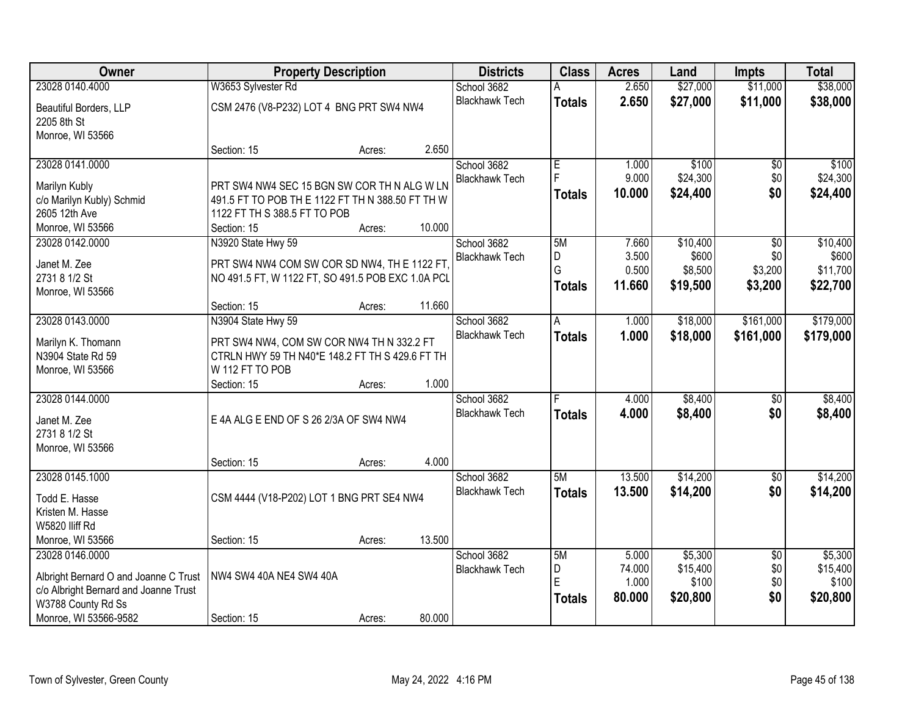| Owner | Property Description | Districts | Class | Acres | Land | Impts | Total |
|---|---|---|---|---|---|---|---|
| 23028 0140.4000<br>Beautiful Borders, LLP<br>2205 8th St<br>Monroe, WI 53566 | W3653 Sylvester Rd<br>CSM 2476 (V8-P232) LOT 4 BNG PRT SW4 NW4<br>Section: 15 Acres: 2.650 | School 3682<br>Blackhawk Tech | A<br>**Totals** | 2.650<br>**2.650** | $27,000<br>**$27,000** | $11,000<br>**$11,000** | $38,000<br>**$38,000** |
| 23028 0141.0000<br>Marilyn Kubly<br>c/o Marilyn Kubly) Schmid<br>2605 12th Ave<br>Monroe, WI 53566 | PRT SW4 NW4 SEC 15 BGN SW COR TH N ALG W LN 491.5 FT TO POB TH E 1122 FT TH N 388.50 FT TH W 1122 FT TH S 388.5 FT TO POB<br>Section: 15 Acres: 10.000 | School 3682<br>Blackhawk Tech | E<br>F<br>**Totals** | 1.000<br>9.000<br>**10.000** | $100<br>$24,300<br>**$24,400** | $0<br>$0<br>**$0** | $100<br>$24,300<br>**$24,400** |
| 23028 0142.0000<br>Janet M. Zee<br>2731 8 1/2 St<br>Monroe, WI 53566 | N3920 State Hwy 59<br>PRT SW4 NW4 COM SW COR SD NW4, TH E 1122 FT, NO 491.5 FT, W 1122 FT, SO 491.5 POB EXC 1.0A PCL<br>Section: 15 Acres: 11.660 | School 3682<br>Blackhawk Tech | 5M<br>D<br>G<br>**Totals** | 7.660<br>3.500<br>0.500<br>**11.660** | $10,400<br>$600<br>$8,500<br>**$19,500** | $0<br>$0<br>$3,200<br>**$3,200** | $10,400<br>$600<br>$11,700<br>**$22,700** |
| 23028 0143.0000<br>Marilyn K. Thomann<br>N3904 State Rd 59<br>Monroe, WI 53566 | N3904 State Hwy 59<br>PRT SW4 NW4, COM SW COR NW4 TH N 332.2 FT CTRLN HWY 59 TH N40*E 148.2 FT TH S 429.6 FT TH W 112 FT TO POB<br>Section: 15 Acres: 1.000 | School 3682<br>Blackhawk Tech | A<br>**Totals** | 1.000<br>**1.000** | $18,000<br>**$18,000** | $161,000<br>**$161,000** | $179,000<br>**$179,000** |
| 23028 0144.0000<br>Janet M. Zee<br>2731 8 1/2 St<br>Monroe, WI 53566 | E 4A ALG E END OF S 26 2/3A OF SW4 NW4<br>Section: 15 Acres: 4.000 | School 3682<br>Blackhawk Tech | F<br>**Totals** | 4.000<br>**4.000** | $8,400<br>**$8,400** | $0<br>**$0** | $8,400<br>**$8,400** |
| 23028 0145.1000<br>Todd E. Hasse<br>Kristen M. Hasse<br>W5820 Iliff Rd<br>Monroe, WI 53566 | CSM 4444 (V18-P202) LOT 1 BNG PRT SE4 NW4<br>Section: 15 Acres: 13.500 | School 3682<br>Blackhawk Tech | 5M<br>**Totals** | 13.500<br>**13.500** | $14,200<br>**$14,200** | $0<br>**$0** | $14,200<br>**$14,200** |
| 23028 0146.0000<br>Albright Bernard O and Joanne C Trust<br>c/o Albright Bernard and Joanne Trust<br>W3788 County Rd Ss<br>Monroe, WI 53566-9582 | NW4 SW4 40A NE4 SW4 40A<br>Section: 15 Acres: 80.000 | School 3682<br>Blackhawk Tech | 5M<br>D<br>E<br>**Totals** | 5.000<br>74.000<br>1.000<br>**80.000** | $5,300<br>$15,400<br>$100<br>**$20,800** | $0<br>$0<br>$0<br>**$0** | $5,300<br>$15,400<br>$100<br>**$20,800** |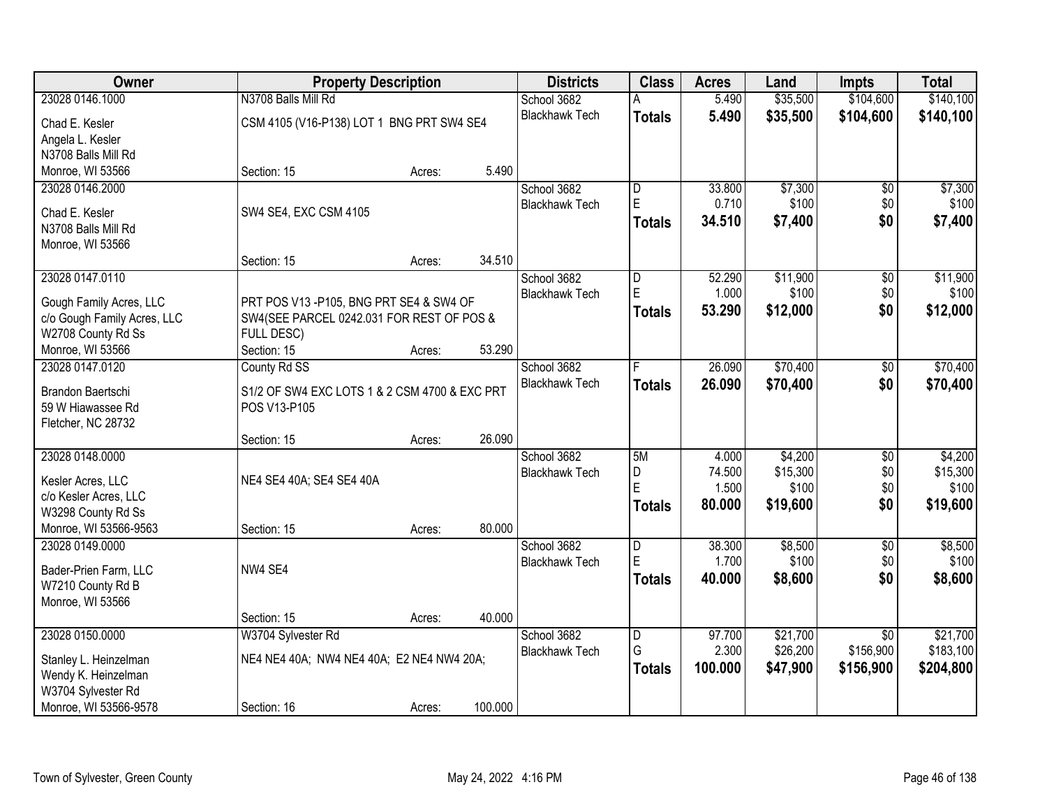| Owner | Property Description | | | Districts | Class | Acres | Land | Impts | Total |
|---|---|---|---|---|---|---|---|---|---|
| 23028 0146.1000 | N3708 Balls Mill Rd | | | School 3682 | A | 5.490 | $35,500 | $104,600 | $140,100 |
| Chad E. Kesler<br>Angela L. Kesler<br>N3708 Balls Mill Rd<br>Monroe, WI 53566 | CSM 4105 (V16-P138) LOT 1 BNG PRT SW4 SE4 | | | Blackhawk Tech | **Totals** | **5.490** | **$35,500** | **$104,600** | **$140,100** |
| | Section: 15 | Acres: | 5.490 | | | | | | |
| 23028 0146.2000 | | | | School 3682 | D | 33.800 | $7,300 | $0 | $7,300 |
| Chad E. Kesler<br>N3708 Balls Mill Rd<br>Monroe, WI 53566 | SW4 SE4, EXC CSM 4105 | | | Blackhawk Tech | E | 0.710 | $100 | $0 | $100 |
| | | | | | **Totals** | **34.510** | **$7,400** | **$0** | **$7,400** |
| | Section: 15 | Acres: | 34.510 | | | | | | |
| 23028 0147.0110 | | | | School 3682 | D | 52.290 | $11,900 | $0 | $11,900 |
| Gough Family Acres, LLC<br>c/o Gough Family Acres, LLC<br>W2708 County Rd Ss<br>Monroe, WI 53566 | PRT POS V13 -P105, BNG PRT SE4 & SW4 OF SW4(SEE PARCEL 0242.031 FOR REST OF POS & FULL DESC) | | | Blackhawk Tech | E | 1.000 | $100 | $0 | $100 |
| | | | | | **Totals** | **53.290** | **$12,000** | **$0** | **$12,000** |
| | Section: 15 | Acres: | 53.290 | | | | | | |
| 23028 0147.0120 | County Rd SS | | | School 3682 | F | 26.090 | $70,400 | $0 | $70,400 |
| Brandon Baertschi<br>59 W Hiawassee Rd<br>Fletcher, NC 28732 | S1/2 OF SW4 EXC LOTS 1 & 2 CSM 4700 & EXC PRT POS V13-P105 | | | Blackhawk Tech | **Totals** | **26.090** | **$70,400** | **$0** | **$70,400** |
| | Section: 15 | Acres: | 26.090 | | | | | | |
| 23028 0148.0000 | | | | School 3682 | 5M | 4.000 | $4,200 | $0 | $4,200 |
| Kesler Acres, LLC<br>c/o Kesler Acres, LLC<br>W3298 County Rd Ss<br>Monroe, WI 53566-9563 | NE4 SE4 40A; SE4 SE4 40A | | | Blackhawk Tech | D | 74.500 | $15,300 | $0 | $15,300 |
| | | | | | E | 1.500 | $100 | $0 | $100 |
| | | | | | **Totals** | **80.000** | **$19,600** | **$0** | **$19,600** |
| | Section: 15 | Acres: | 80.000 | | | | | | |
| 23028 0149.0000 | | | | School 3682 | D | 38.300 | $8,500 | $0 | $8,500 |
| Bader-Prien Farm, LLC<br>W7210 County Rd B<br>Monroe, WI 53566 | NW4 SE4 | | | Blackhawk Tech | E | 1.700 | $100 | $0 | $100 |
| | | | | | **Totals** | **40.000** | **$8,600** | **$0** | **$8,600** |
| | Section: 15 | Acres: | 40.000 | | | | | | |
| 23028 0150.0000 | W3704 Sylvester Rd | | | School 3682 | D | 97.700 | $21,700 | $0 | $21,700 |
| Stanley L. Heinzelman<br>Wendy K. Heinzelman<br>W3704 Sylvester Rd<br>Monroe, WI 53566-9578 | NE4 NE4 40A; NW4 NE4 40A; E2 NE4 NW4 20A; | | | Blackhawk Tech | G | 2.300 | $26,200 | $156,900 | $183,100 |
| | | | | | **Totals** | **100.000** | **$47,900** | **$156,900** | **$204,800** |
| | Section: 16 | Acres: | 100.000 | | | | | | |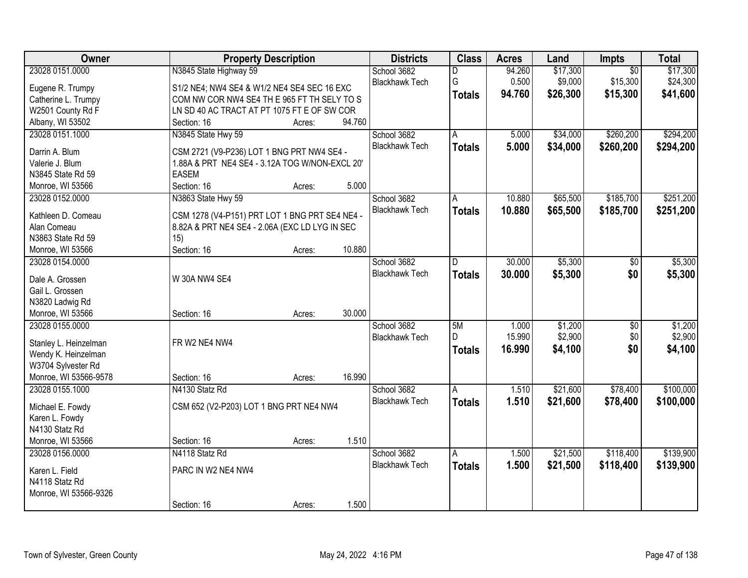| Owner | Property Description | Districts | Class | Acres | Land | Impts | Total |
|---|---|---|---|---|---|---|---|
| 23028 0151.0000<br>Eugene R. Trumpy<br>Catherine L. Trumpy<br>W2501 County Rd F<br>Albany, WI 53502 | N3845 State Highway 59<br>S1/2 NE4; NW4 SE4 & W1/2 NE4 SE4 SEC 16 EXC COM NW COR NW4 SE4 TH E 965 FT TH SELY TO S LN SD 40 AC TRACT AT PT 1075 FT E OF SW COR<br>Section: 16 Acres: 94.760 | School 3682<br>Blackhawk Tech | D<br>G<br>**Totals** | 94.260<br>0.500<br>**94.760** | $17,300<br>$9,000<br>**$26,300** | $0<br>$15,300<br>**$15,300** | $17,300<br>$24,300<br>**$41,600** |
| 23028 0151.1000<br>Darrin A. Blum<br>Valerie J. Blum<br>N3845 State Rd 59<br>Monroe, WI 53566 | N3845 State Hwy 59<br>CSM 2721 (V9-P236) LOT 1 BNG PRT NW4 SE4 - 1.88A & PRT NE4 SE4 - 3.12A TOG W/NON-EXCL 20' EASEM<br>Section: 16 Acres: 5.000 | School 3682<br>Blackhawk Tech | A<br>**Totals** | 5.000<br>**5.000** | $34,000<br>**$34,000** | $260,200<br>**$260,200** | $294,200<br>**$294,200** |
| 23028 0152.0000<br>Kathleen D. Comeau<br>Alan Comeau<br>N3863 State Rd 59<br>Monroe, WI 53566 | N3863 State Hwy 59<br>CSM 1278 (V4-P151) PRT LOT 1 BNG PRT SE4 NE4 - 8.82A & PRT NE4 SE4 - 2.06A (EXC LD LYG IN SEC 15)<br>Section: 16 Acres: 10.880 | School 3682<br>Blackhawk Tech | A<br>**Totals** | 10.880<br>**10.880** | $65,500<br>**$65,500** | $185,700<br>**$185,700** | $251,200<br>**$251,200** |
| 23028 0154.0000<br>Dale A. Grossen<br>Gail L. Grossen<br>N3820 Ladwig Rd<br>Monroe, WI 53566 | W 30A NW4 SE4<br>Section: 16 Acres: 30.000 | School 3682<br>Blackhawk Tech | D<br>**Totals** | 30.000<br>**30.000** | $5,300<br>**$5,300** | $0<br>**$0** | $5,300<br>**$5,300** |
| 23028 0155.0000<br>Stanley L. Heinzelman<br>Wendy K. Heinzelman<br>W3704 Sylvester Rd<br>Monroe, WI 53566-9578 | FR W2 NE4 NW4<br>Section: 16 Acres: 16.990 | School 3682<br>Blackhawk Tech | 5M<br>D<br>**Totals** | 1.000<br>15.990<br>**16.990** | $1,200<br>$2,900<br>**$4,100** | $0<br>$0<br>**$0** | $1,200<br>$2,900<br>**$4,100** |
| 23028 0155.1000<br>Michael E. Fowdy<br>Karen L. Fowdy<br>N4130 Statz Rd<br>Monroe, WI 53566 | N4130 Statz Rd<br>CSM 652 (V2-P203) LOT 1 BNG PRT NE4 NW4<br>Section: 16 Acres: 1.510 | School 3682<br>Blackhawk Tech | A<br>**Totals** | 1.510<br>**1.510** | $21,600<br>**$21,600** | $78,400<br>**$78,400** | $100,000<br>**$100,000** |
| 23028 0156.0000<br>Karen L. Field<br>N4118 Statz Rd<br>Monroe, WI 53566-9326 | N4118 Statz Rd<br>PARC IN W2 NE4 NW4<br>Section: 16 Acres: 1.500 | School 3682<br>Blackhawk Tech | A<br>**Totals** | 1.500<br>**1.500** | $21,500<br>**$21,500** | $118,400<br>**$118,400** | $139,900<br>**$139,900** |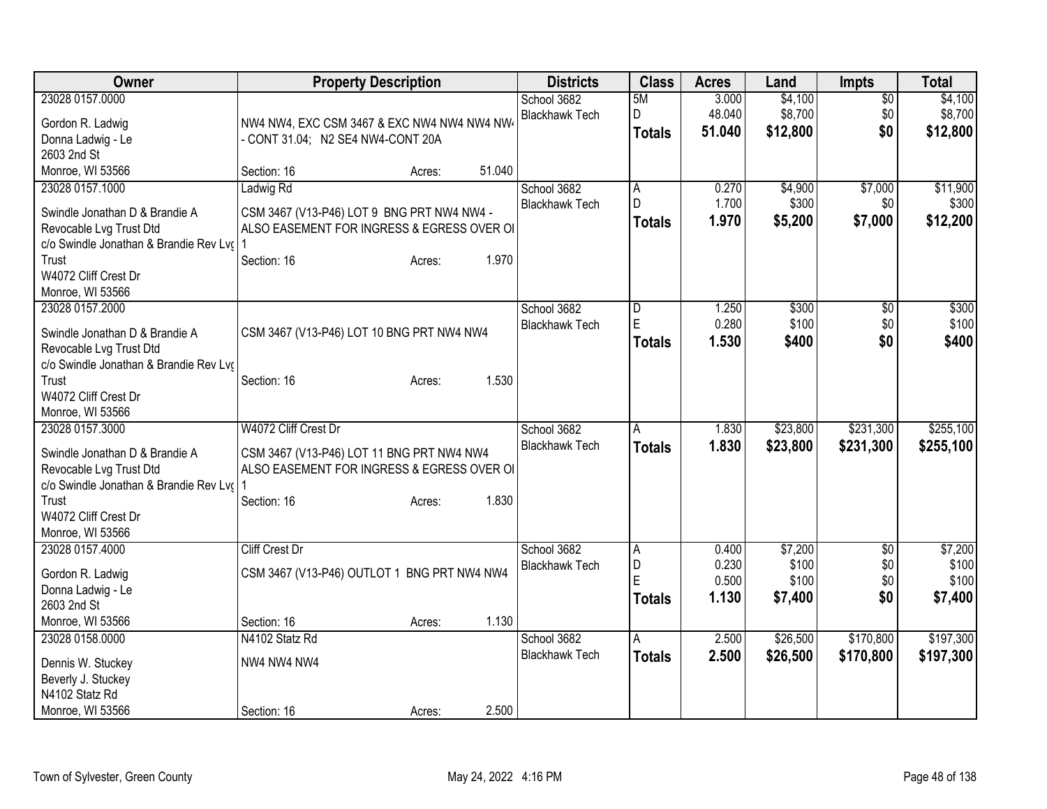| Owner | Property Description | Districts | Class | Acres | Land | Impts | Total |
|---|---|---|---|---|---|---|---|
| 23028 0157.0000<br><br>Gordon R. Ladwig<br>Donna Ladwig - Le<br>2603 2nd St<br>Monroe, WI 53566 | NW4 NW4, EXC CSM 3467 & EXC NW4 NW4 NW4 NW4 - CONT 31.04; N2 SE4 NW4-CONT 20A<br><br>Section: 16 Acres: 51.040 | School 3682<br>Blackhawk Tech | 5M<br>D<br>**Totals** | 3.000<br>48.040<br>**51.040** | $4,100<br>$8,700<br>**$12,800** | $0<br>$0<br>**$0** | $4,100<br>$8,700<br>**$12,800** |
| 23028 0157.1000<br><br>Swindle Jonathan D & Brandie A Revocable Lvg Trust Dtd<br>c/o Swindle Jonathan & Brandie Rev Lvg Trust<br>W4072 Cliff Crest Dr<br>Monroe, WI 53566 | Ladwig Rd<br><br>CSM 3467 (V13-P46) LOT 9 BNG PRT NW4 NW4 - ALSO EASEMENT FOR INGRESS & EGRESS OVER OL 1<br>Section: 16 Acres: 1.970 | School 3682<br>Blackhawk Tech | A<br>D<br>**Totals** | 0.270<br>1.700<br>**1.970** | $4,900<br>$300<br>**$5,200** | $7,000<br>$0<br>**$7,000** | $11,900<br>$300<br>**$12,200** |
| 23028 0157.2000<br><br>Swindle Jonathan D & Brandie A Revocable Lvg Trust Dtd<br>c/o Swindle Jonathan & Brandie Rev Lvg Trust<br>W4072 Cliff Crest Dr<br>Monroe, WI 53566 | CSM 3467 (V13-P46) LOT 10 BNG PRT NW4 NW4<br><br>Section: 16 Acres: 1.530 | School 3682<br>Blackhawk Tech | D<br>E<br>**Totals** | 1.250<br>0.280<br>**1.530** | $300<br>$100<br>**$400** | $0<br>$0<br>**$0** | $300<br>$100<br>**$400** |
| 23028 0157.3000<br><br>Swindle Jonathan D & Brandie A Revocable Lvg Trust Dtd<br>c/o Swindle Jonathan & Brandie Rev Lvg Trust<br>W4072 Cliff Crest Dr<br>Monroe, WI 53566 | W4072 Cliff Crest Dr<br><br>CSM 3467 (V13-P46) LOT 11 BNG PRT NW4 NW4 ALSO EASEMENT FOR INGRESS & EGRESS OVER OL 1<br>Section: 16 Acres: 1.830 | School 3682<br>Blackhawk Tech | A<br>**Totals** | 1.830<br>**1.830** | $23,800<br>**$23,800** | $231,300<br>**$231,300** | $255,100<br>**$255,100** |
| 23028 0157.4000<br><br>Gordon R. Ladwig<br>Donna Ladwig - Le<br>2603 2nd St<br>Monroe, WI 53566 | Cliff Crest Dr<br><br>CSM 3467 (V13-P46) OUTLOT 1 BNG PRT NW4 NW4<br><br>Section: 16 Acres: 1.130 | School 3682<br>Blackhawk Tech | A<br>D<br>E<br>**Totals** | 0.400<br>0.230<br>0.500<br>**1.130** | $7,200<br>$100<br>$100<br>**$7,400** | $0<br>$0<br>$0<br>**$0** | $7,200<br>$100<br>$100<br>**$7,400** |
| 23028 0158.0000<br><br>Dennis W. Stuckey<br>Beverly J. Stuckey<br>N4102 Statz Rd<br>Monroe, WI 53566 | N4102 Statz Rd<br><br>NW4 NW4 NW4<br><br>Section: 16 Acres: 2.500 | School 3682<br>Blackhawk Tech | A<br>**Totals** | 2.500<br>**2.500** | $26,500<br>**$26,500** | $170,800<br>**$170,800** | $197,300<br>**$197,300** |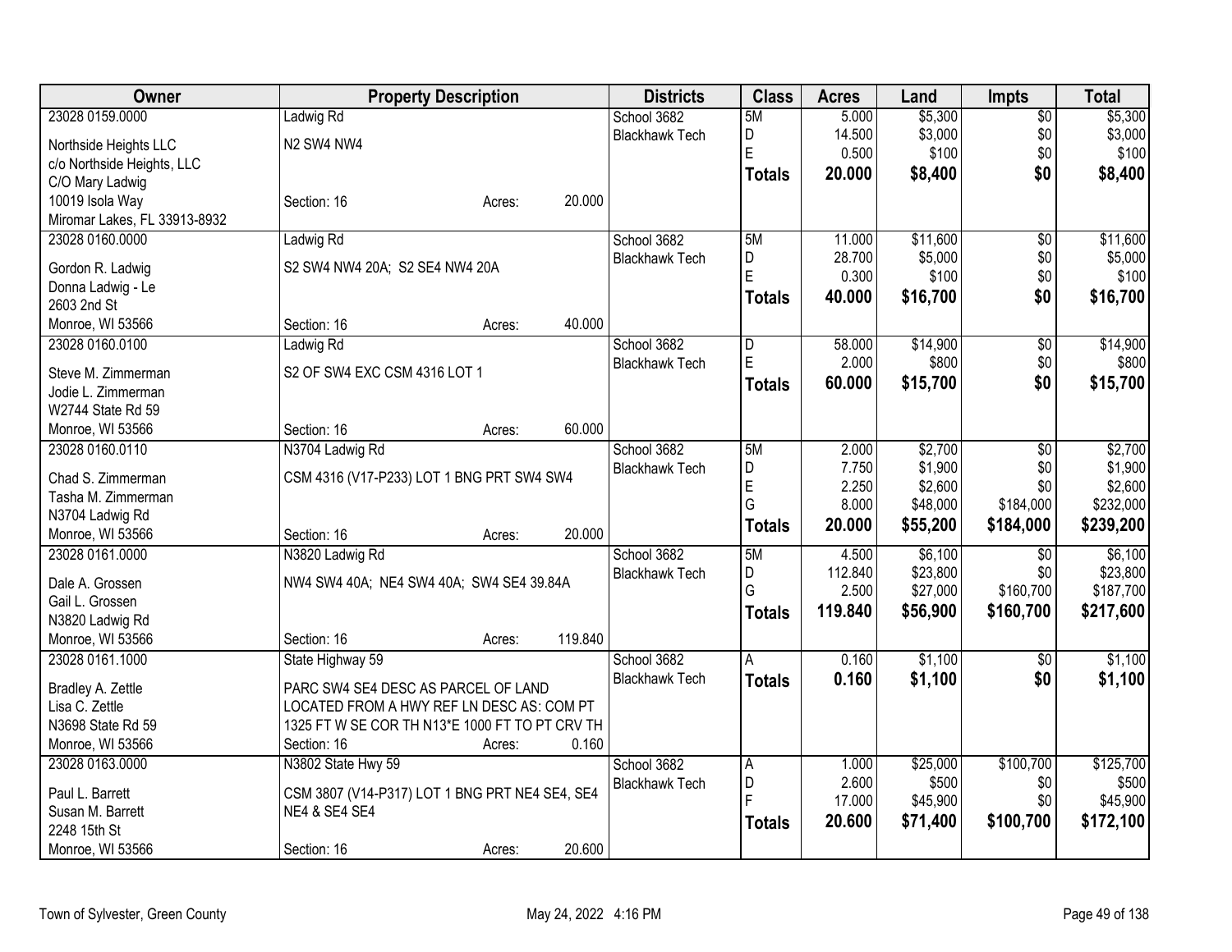| Owner | Property Description | Districts | Class | Acres | Land | Impts | Total |
|---|---|---|---|---|---|---|---|
| 23028 0159.0000<br>Northside Heights LLC<br>c/o Northside Heights, LLC<br>C/O Mary Ladwig<br>10019 Isola Way<br>Miromar Lakes, FL 33913-8932 | Ladwig Rd<br>N2 SW4 NW4<br>Section: 16 Acres: 20.000 | School 3682<br>Blackhawk Tech | 5M<br>D<br>E<br>**Totals** | 5.000<br>14.500<br>0.500<br>**20.000** | $5,300<br>$3,000<br>$100<br>**$8,400** | $0<br>$0<br>$0<br>**$0** | $5,300<br>$3,000<br>$100<br>**$8,400** |
| 23028 0160.0000<br>Gordon R. Ladwig<br>Donna Ladwig - Le<br>2603 2nd St<br>Monroe, WI 53566 | Ladwig Rd<br>S2 SW4 NW4 20A; S2 SE4 NW4 20A<br>Section: 16 Acres: 40.000 | School 3682<br>Blackhawk Tech | 5M<br>D<br>E<br>**Totals** | 11.000<br>28.700<br>0.300<br>**40.000** | $11,600<br>$5,000<br>$100<br>**$16,700** | $0<br>$0<br>$0<br>**$0** | $11,600<br>$5,000<br>$100<br>**$16,700** |
| 23028 0160.0100<br>Steve M. Zimmerman<br>Jodie L. Zimmerman<br>W2744 State Rd 59<br>Monroe, WI 53566 | Ladwig Rd<br>S2 OF SW4 EXC CSM 4316 LOT 1<br>Section: 16 Acres: 60.000 | School 3682<br>Blackhawk Tech | D<br>E<br>**Totals** | 58.000<br>2.000<br>**60.000** | $14,900<br>$800<br>**$15,700** | $0<br>$0<br>**$0** | $14,900<br>$800<br>**$15,700** |
| 23028 0160.0110<br>Chad S. Zimmerman<br>Tasha M. Zimmerman<br>N3704 Ladwig Rd<br>Monroe, WI 53566 | N3704 Ladwig Rd<br>CSM 4316 (V17-P233) LOT 1 BNG PRT SW4 SW4<br>Section: 16 Acres: 20.000 | School 3682<br>Blackhawk Tech | 5M<br>D<br>E<br>G<br>**Totals** | 2.000<br>7.750<br>2.250<br>8.000<br>**20.000** | $2,700<br>$1,900<br>$2,600<br>$48,000<br>**$55,200** | $0<br>$0<br>$0<br>$184,000<br>**$184,000** | $2,700<br>$1,900<br>$2,600<br>$232,000<br>**$239,200** |
| 23028 0161.0000<br>Dale A. Grossen<br>Gail L. Grossen<br>N3820 Ladwig Rd<br>Monroe, WI 53566 | N3820 Ladwig Rd<br>NW4 SW4 40A; NE4 SW4 40A; SW4 SE4 39.84A<br>Section: 16 Acres: 119.840 | School 3682<br>Blackhawk Tech | 5M<br>D<br>G<br>**Totals** | 4.500<br>112.840<br>2.500<br>**119.840** | $6,100<br>$23,800<br>$27,000<br>**$56,900** | $0<br>$0<br>$160,700<br>**$160,700** | $6,100<br>$23,800<br>$187,700<br>**$217,600** |
| 23028 0161.1000<br>Bradley A. Zettle<br>Lisa C. Zettle<br>N3698 State Rd 59<br>Monroe, WI 53566 | State Highway 59<br>PARC SW4 SE4 DESC AS PARCEL OF LAND LOCATED FROM A HWY REF LN DESC AS: COM PT 1325 FT W SE COR TH N13*E 1000 FT TO PT CRV TH<br>Section: 16 Acres: 0.160 | School 3682<br>Blackhawk Tech | A<br>**Totals** | 0.160<br>**0.160** | $1,100<br>**$1,100** | $0<br>**$0** | $1,100<br>**$1,100** |
| 23028 0163.0000<br>Paul L. Barrett<br>Susan M. Barrett<br>2248 15th St<br>Monroe, WI 53566 | N3802 State Hwy 59<br>CSM 3807 (V14-P317) LOT 1 BNG PRT NE4 SE4, SE4 NE4 & SE4 SE4<br>Section: 16 Acres: 20.600 | School 3682<br>Blackhawk Tech | A<br>D<br>F<br>**Totals** | 1.000<br>2.600<br>17.000<br>**20.600** | $25,000<br>$500<br>$45,900<br>**$71,400** | $100,700<br>$0<br>$0<br>**$100,700** | $125,700<br>$500<br>$45,900<br>**$172,100** |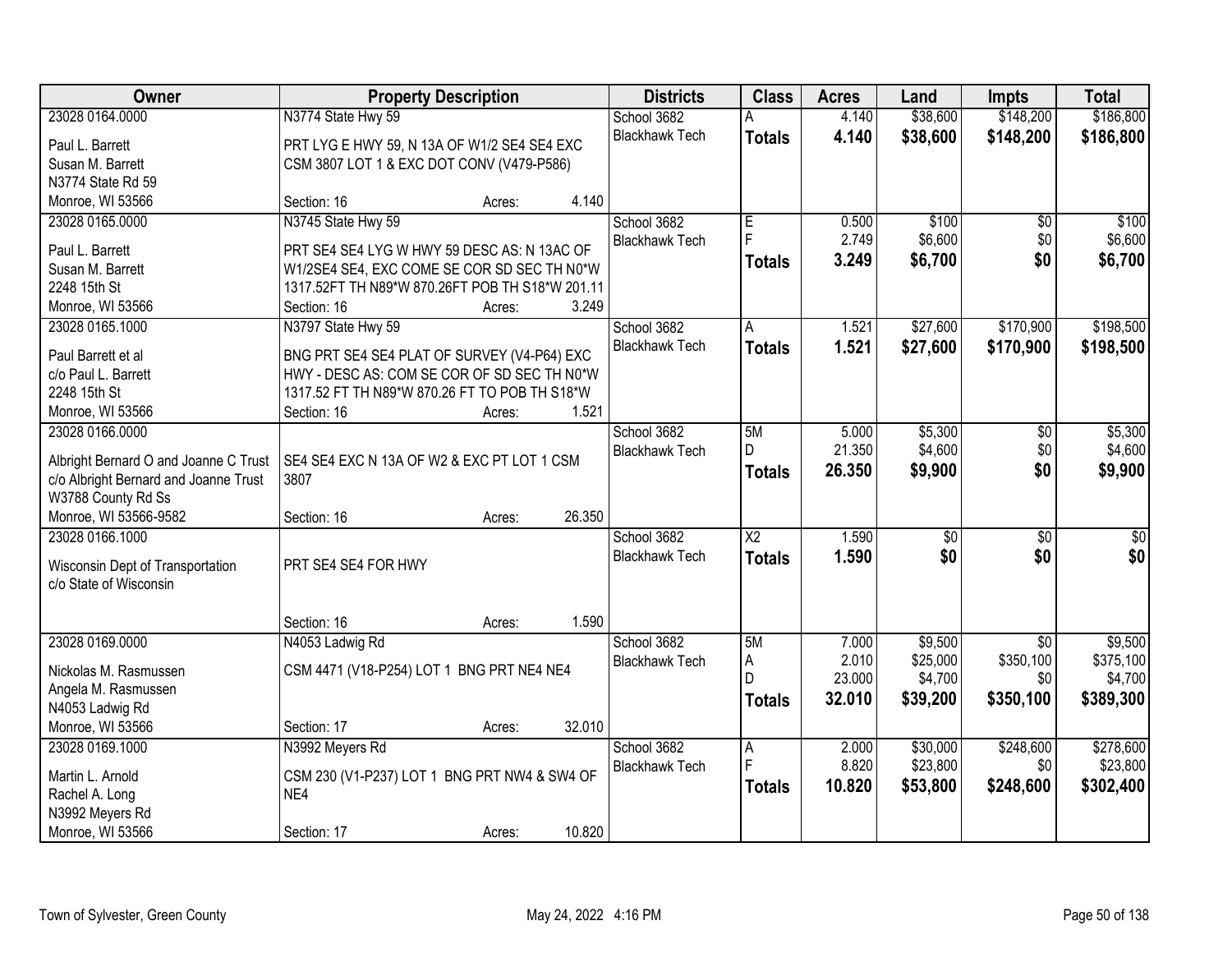| Owner | Property Description | Districts | Class | Acres | Land | Impts | Total |
|---|---|---|---|---|---|---|---|
| 23028 0164.0000<br>Paul L. Barrett<br>Susan M. Barrett<br>N3774 State Rd 59<br>Monroe, WI 53566 | N3774 State Hwy 59<br>PRT LYG E HWY 59, N 13A OF W1/2 SE4 SE4 EXC CSM 3807 LOT 1 & EXC DOT CONV (V479-P586)<br>Section: 16 Acres: 4.140 | School 3682<br>Blackhawk Tech | A<br>**Totals** | 4.140<br>**4.140** | $38,600<br>**$38,600** | $148,200<br>**$148,200** | $186,800<br>**$186,800** |
| 23028 0165.0000<br>Paul L. Barrett<br>Susan M. Barrett<br>2248 15th St<br>Monroe, WI 53566 | N3745 State Hwy 59<br>PRT SE4 SE4 LYG W HWY 59 DESC AS: N 13AC OF W1/2SE4 SE4, EXC COME SE COR SD SEC TH N0*W 1317.52FT TH N89*W 870.26FT POB TH S18*W 201.11<br>Section: 16 Acres: 3.249 | School 3682<br>Blackhawk Tech | E<br>F<br>**Totals** | 0.500<br>2.749<br>**3.249** | $100<br>$6,600<br>**$6,700** | $0<br>$0<br>**$0** | $100<br>$6,600<br>**$6,700** |
| 23028 0165.1000<br>Paul Barrett et al<br>c/o Paul L. Barrett<br>2248 15th St<br>Monroe, WI 53566 | N3797 State Hwy 59<br>BNG PRT SE4 SE4 PLAT OF SURVEY (V4-P64) EXC HWY - DESC AS: COM SE COR OF SD SEC TH N0*W 1317.52 FT TH N89*W 870.26 FT TO POB TH S18*W<br>Section: 16 Acres: 1.521 | School 3682<br>Blackhawk Tech | A<br>**Totals** | 1.521<br>**1.521** | $27,600<br>**$27,600** | $170,900<br>**$170,900** | $198,500<br>**$198,500** |
| 23028 0166.0000<br>Albright Bernard O and Joanne C Trust<br>c/o Albright Bernard and Joanne Trust<br>W3788 County Rd Ss<br>Monroe, WI 53566-9582 | SE4 SE4 EXC N 13A OF W2 & EXC PT LOT 1 CSM 3807<br>Section: 16 Acres: 26.350 | School 3682<br>Blackhawk Tech | 5M<br>D<br>**Totals** | 5.000<br>21.350<br>**26.350** | $5,300<br>$4,600<br>**$9,900** | $0<br>$0<br>**$0** | $5,300<br>$4,600<br>**$9,900** |
| 23028 0166.1000<br>Wisconsin Dept of Transportation<br>c/o State of Wisconsin | PRT SE4 SE4 FOR HWY<br>Section: 16 Acres: 1.590 | School 3682<br>Blackhawk Tech | X2<br>**Totals** | 1.590<br>**1.590** | $0<br>**$0** | $0<br>**$0** | $0<br>**$0** |
| 23028 0169.0000<br>Nickolas M. Rasmussen<br>Angela M. Rasmussen<br>N4053 Ladwig Rd<br>Monroe, WI 53566 | N4053 Ladwig Rd<br>CSM 4471 (V18-P254) LOT 1 BNG PRT NE4 NE4<br>Section: 17 Acres: 32.010 | School 3682<br>Blackhawk Tech | 5M<br>A<br>D<br>**Totals** | 7.000<br>2.010<br>23.000<br>**32.010** | $9,500<br>$25,000<br>$4,700<br>**$39,200** | $0<br>$350,100<br>$0<br>**$350,100** | $9,500<br>$375,100<br>$4,700<br>**$389,300** |
| 23028 0169.1000<br>Martin L. Arnold<br>Rachel A. Long<br>N3992 Meyers Rd<br>Monroe, WI 53566 | N3992 Meyers Rd<br>CSM 230 (V1-P237) LOT 1 BNG PRT NW4 & SW4 OF NE4<br>Section: 17 Acres: 10.820 | School 3682<br>Blackhawk Tech | A<br>F<br>**Totals** | 2.000<br>8.820<br>**10.820** | $30,000<br>$23,800<br>**$53,800** | $248,600<br>$0<br>**$248,600** | $278,600<br>$23,800<br>**$302,400** |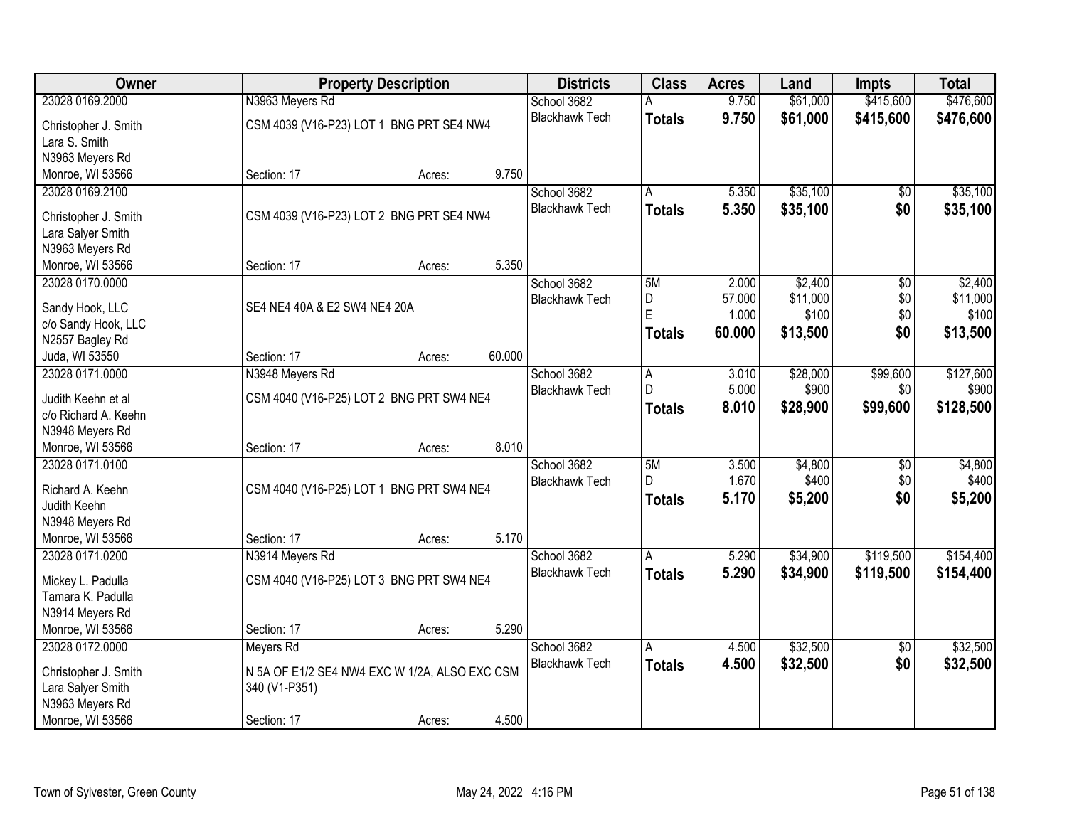| Owner | Property Description | Districts | Class | Acres | Land | Impts | Total |
|---|---|---|---|---|---|---|---|
| 23028 0169.2000<br>Christopher J. Smith<br>Lara S. Smith<br>N3963 Meyers Rd<br>Monroe, WI 53566 | N3963 Meyers Rd<br>CSM 4039 (V16-P23) LOT 1 BNG PRT SE4 NW4<br>Section: 17 Acres: 9.750 | School 3682<br>Blackhawk Tech | A<br>**Totals** | 9.750<br>**9.750** | $61,000<br>**$61,000** | $415,600<br>**$415,600** | $476,600<br>**$476,600** |
| 23028 0169.2100<br>Christopher J. Smith<br>Lara Salyer Smith<br>N3963 Meyers Rd<br>Monroe, WI 53566 | CSM 4039 (V16-P23) LOT 2 BNG PRT SE4 NW4<br>Section: 17 Acres: 5.350 | School 3682<br>Blackhawk Tech | A<br>**Totals** | 5.350<br>**5.350** | $35,100<br>**$35,100** | $0<br>**$0** | $35,100<br>**$35,100** |
| 23028 0170.0000<br>Sandy Hook, LLC<br>c/o Sandy Hook, LLC<br>N2557 Bagley Rd<br>Juda, WI 53550 | SE4 NE4 40A & E2 SW4 NE4 20A<br>Section: 17 Acres: 60.000 | School 3682<br>Blackhawk Tech | 5M<br>D<br>E<br>**Totals** | 2.000<br>57.000<br>1.000<br>**60.000** | $2,400<br>$11,000<br>$100<br>**$13,500** | $0<br>$0<br>$0<br>**$0** | $2,400<br>$11,000<br>$100<br>**$13,500** |
| 23028 0171.0000<br>Judith Keehn et al<br>c/o Richard A. Keehn<br>N3948 Meyers Rd<br>Monroe, WI 53566 | N3948 Meyers Rd<br>CSM 4040 (V16-P25) LOT 2 BNG PRT SW4 NE4<br>Section: 17 Acres: 8.010 | School 3682<br>Blackhawk Tech | A<br>D<br>**Totals** | 3.010<br>5.000<br>**8.010** | $28,000<br>$900<br>**$28,900** | $99,600<br>$0<br>**$99,600** | $127,600<br>$900<br>**$128,500** |
| 23028 0171.0100<br>Richard A. Keehn<br>Judith Keehn<br>N3948 Meyers Rd<br>Monroe, WI 53566 | CSM 4040 (V16-P25) LOT 1 BNG PRT SW4 NE4<br>Section: 17 Acres: 5.170 | School 3682<br>Blackhawk Tech | 5M<br>D<br>**Totals** | 3.500<br>1.670<br>**5.170** | $4,800<br>$400<br>**$5,200** | $0<br>$0<br>**$0** | $4,800<br>$400<br>**$5,200** |
| 23028 0171.0200<br>Mickey L. Padulla<br>Tamara K. Padulla<br>N3914 Meyers Rd<br>Monroe, WI 53566 | N3914 Meyers Rd<br>CSM 4040 (V16-P25) LOT 3 BNG PRT SW4 NE4<br>Section: 17 Acres: 5.290 | School 3682<br>Blackhawk Tech | A<br>**Totals** | 5.290<br>**5.290** | $34,900<br>**$34,900** | $119,500<br>**$119,500** | $154,400<br>**$154,400** |
| 23028 0172.0000<br>Christopher J. Smith<br>Lara Salyer Smith<br>N3963 Meyers Rd<br>Monroe, WI 53566 | Meyers Rd<br>N 5A OF E1/2 SE4 NW4 EXC W 1/2A, ALSO EXC CSM 340 (V1-P351)<br>Section: 17 Acres: 4.500 | School 3682<br>Blackhawk Tech | A<br>**Totals** | 4.500<br>**4.500** | $32,500<br>**$32,500** | $0<br>**$0** | $32,500<br>**$32,500** |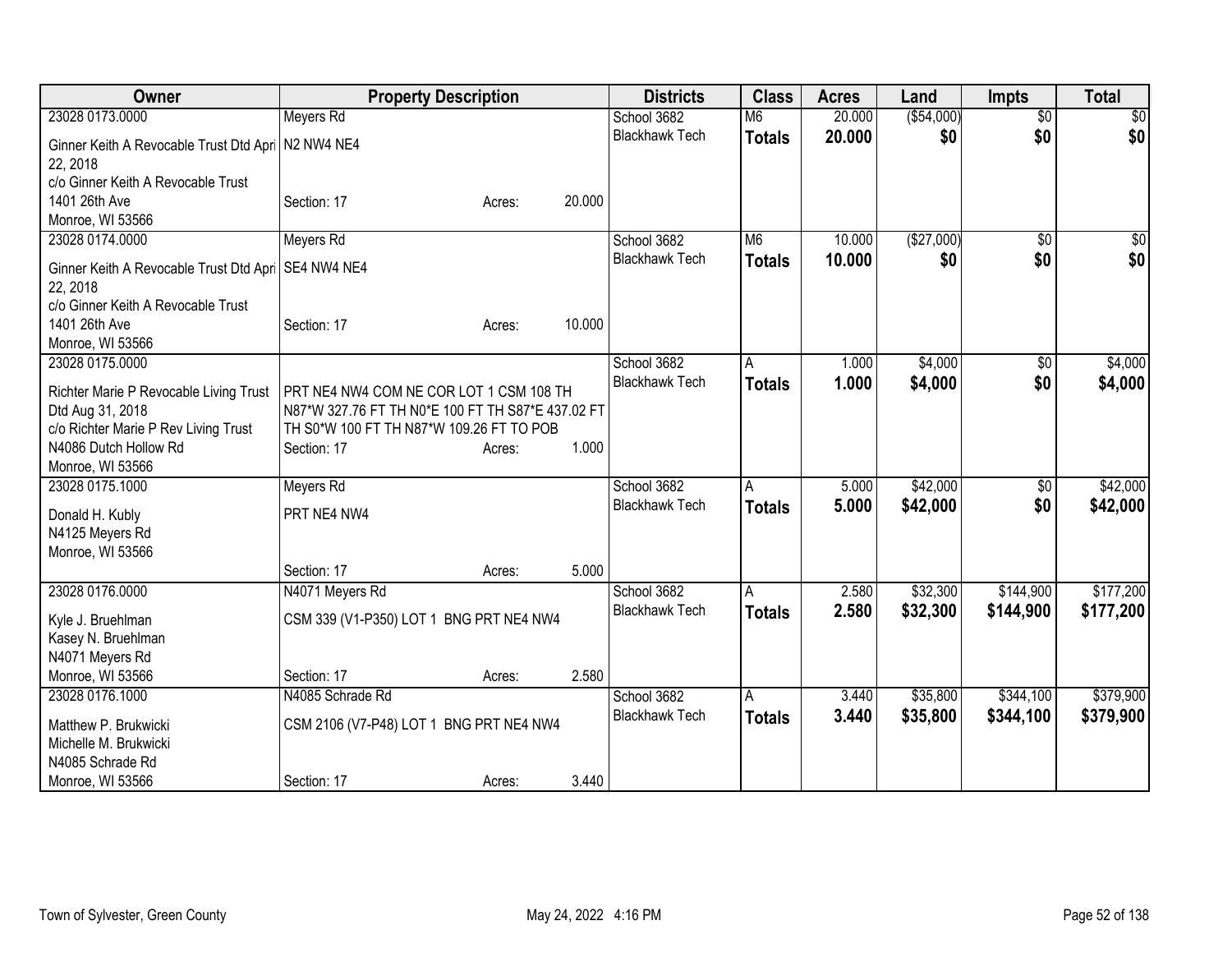| Owner | Property Description | | | Districts | Class | Acres | Land | Impts | Total |
|---|---|---|---|---|---|---|---|---|---|
| 23028 0173.0000 | Meyers Rd | | | School 3682 | M6 | 20.000 | ($54,000) | $0 | $0 |
| Ginner Keith A Revocable Trust Dtd April 22, 2018 c/o Ginner Keith A Revocable Trust 1401 26th Ave Monroe, WI 53566 | N2 NW4 NE4 | | | Blackhawk Tech | **Totals** | **20.000** | **$0** | **$0** | **$0** |
| | Section: 17 | Acres: | 20.000 | | | | | | |
| 23028 0174.0000 | Meyers Rd | | | School 3682 | M6 | 10.000 | ($27,000) | $0 | $0 |
| Ginner Keith A Revocable Trust Dtd April 22, 2018 c/o Ginner Keith A Revocable Trust 1401 26th Ave Monroe, WI 53566 | SE4 NW4 NE4 | | | Blackhawk Tech | **Totals** | **10.000** | **$0** | **$0** | **$0** |
| | Section: 17 | Acres: | 10.000 | | | | | | |
| 23028 0175.0000 | | | | School 3682 | A | 1.000 | $4,000 | $0 | $4,000 |
| Richter Marie P Revocable Living Trust Dtd Aug 31, 2018 c/o Richter Marie P Rev Living Trust N4086 Dutch Hollow Rd Monroe, WI 53566 | PRT NE4 NW4 COM NE COR LOT 1 CSM 108 TH N87*W 327.76 FT TH N0*E 100 FT TH S87*E 437.02 FT TH S0*W 100 FT TH N87*W 109.26 FT TO POB | | | Blackhawk Tech | **Totals** | **1.000** | **$4,000** | **$0** | **$4,000** |
| | Section: 17 | Acres: | 1.000 | | | | | | |
| 23028 0175.1000 | Meyers Rd | | | School 3682 | A | 5.000 | $42,000 | $0 | $42,000 |
| Donald H. Kubly N4125 Meyers Rd Monroe, WI 53566 | PRT NE4 NW4 | | | Blackhawk Tech | **Totals** | **5.000** | **$42,000** | **$0** | **$42,000** |
| | Section: 17 | Acres: | 5.000 | | | | | | |
| 23028 0176.0000 | N4071 Meyers Rd | | | School 3682 | A | 2.580 | $32,300 | $144,900 | $177,200 |
| Kyle J. Bruehlman Kasey N. Bruehlman N4071 Meyers Rd Monroe, WI 53566 | CSM 339 (V1-P350) LOT 1 BNG PRT NE4 NW4 | | | Blackhawk Tech | **Totals** | **2.580** | **$32,300** | **$144,900** | **$177,200** |
| | Section: 17 | Acres: | 2.580 | | | | | | |
| 23028 0176.1000 | N4085 Schrade Rd | | | School 3682 | A | 3.440 | $35,800 | $344,100 | $379,900 |
| Matthew P. Brukwicki Michelle M. Brukwicki N4085 Schrade Rd Monroe, WI 53566 | CSM 2106 (V7-P48) LOT 1 BNG PRT NE4 NW4 | | | Blackhawk Tech | **Totals** | **3.440** | **$35,800** | **$344,100** | **$379,900** |
| | Section: 17 | Acres: | 3.440 | | | | | | |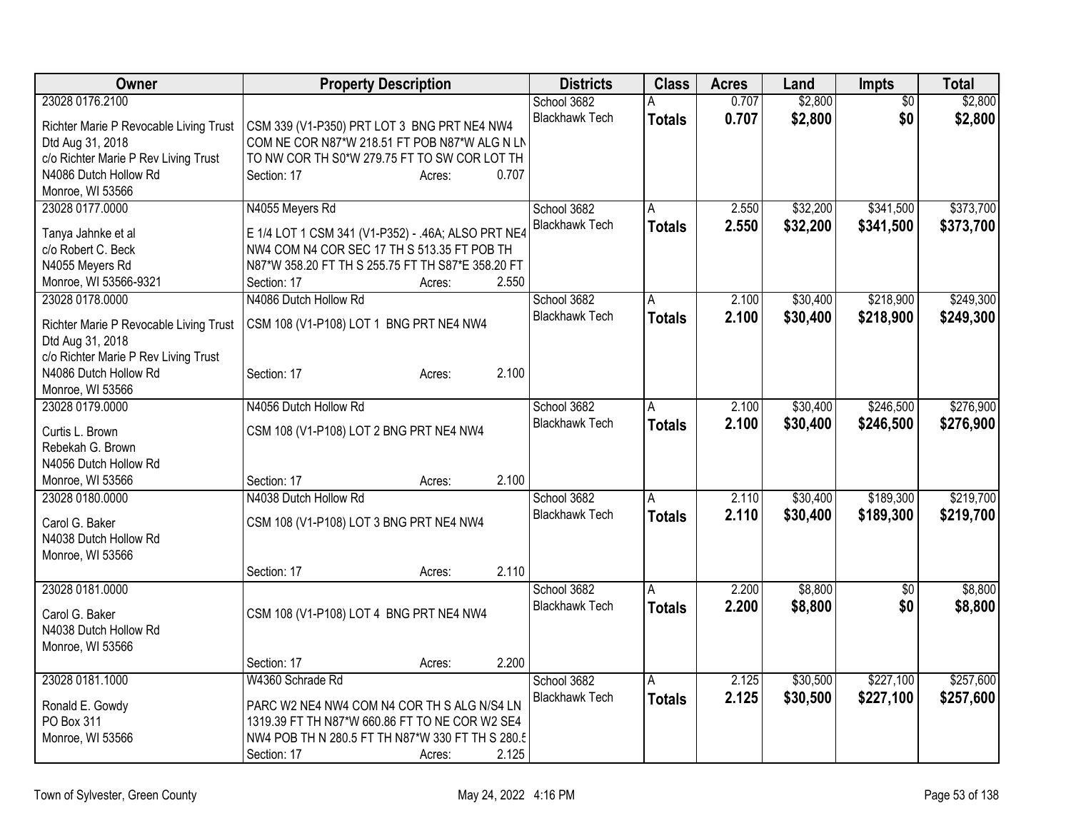| Owner | Property Description | Districts | Class | Acres | Land | Impts | Total |
|---|---|---|---|---|---|---|---|
| 23028 0176.2100<br>Richter Marie P Revocable Living Trust Dtd Aug 31, 2018<br>c/o Richter Marie P Rev Living Trust<br>N4086 Dutch Hollow Rd<br>Monroe, WI 53566 | CSM 339 (V1-P350) PRT LOT 3 BNG PRT NE4 NW4 COM NE COR N87*W 218.51 FT POB N87*W ALG N LN TO NW COR TH S0*W 279.75 FT TO SW COR LOT TH<br>Section: 17 Acres: 0.707 | School 3682<br>Blackhawk Tech | A<br>**Totals** | 0.707<br>**0.707** | $2,800<br>**$2,800** | $0<br>**$0** | $2,800<br>**$2,800** |
| 23028 0177.0000<br>Tanya Jahnke et al<br>c/o Robert C. Beck<br>N4055 Meyers Rd<br>Monroe, WI 53566-9321 | N4055 Meyers Rd<br>E 1/4 LOT 1 CSM 341 (V1-P352) - .46A; ALSO PRT NE4 NW4 COM N4 COR SEC 17 TH S 513.35 FT POB TH N87*W 358.20 FT TH S 255.75 FT TH S87*E 358.20 FT<br>Section: 17 Acres: 2.550 | School 3682<br>Blackhawk Tech | A<br>**Totals** | 2.550<br>**2.550** | $32,200<br>**$32,200** | $341,500<br>**$341,500** | $373,700<br>**$373,700** |
| 23028 0178.0000<br>Richter Marie P Revocable Living Trust Dtd Aug 31, 2018<br>c/o Richter Marie P Rev Living Trust<br>N4086 Dutch Hollow Rd<br>Monroe, WI 53566 | N4086 Dutch Hollow Rd<br>CSM 108 (V1-P108) LOT 1 BNG PRT NE4 NW4<br>Section: 17 Acres: 2.100 | School 3682<br>Blackhawk Tech | A<br>**Totals** | 2.100<br>**2.100** | $30,400<br>**$30,400** | $218,900<br>**$218,900** | $249,300<br>**$249,300** |
| 23028 0179.0000<br>Curtis L. Brown<br>Rebekah G. Brown<br>N4056 Dutch Hollow Rd<br>Monroe, WI 53566 | N4056 Dutch Hollow Rd<br>CSM 108 (V1-P108) LOT 2 BNG PRT NE4 NW4<br>Section: 17 Acres: 2.100 | School 3682<br>Blackhawk Tech | A<br>**Totals** | 2.100<br>**2.100** | $30,400<br>**$30,400** | $246,500<br>**$246,500** | $276,900<br>**$276,900** |
| 23028 0180.0000<br>Carol G. Baker<br>N4038 Dutch Hollow Rd<br>Monroe, WI 53566 | N4038 Dutch Hollow Rd<br>CSM 108 (V1-P108) LOT 3 BNG PRT NE4 NW4<br>Section: 17 Acres: 2.110 | School 3682<br>Blackhawk Tech | A<br>**Totals** | 2.110<br>**2.110** | $30,400<br>**$30,400** | $189,300<br>**$189,300** | $219,700<br>**$219,700** |
| 23028 0181.0000<br>Carol G. Baker<br>N4038 Dutch Hollow Rd<br>Monroe, WI 53566 | CSM 108 (V1-P108) LOT 4 BNG PRT NE4 NW4<br>Section: 17 Acres: 2.200 | School 3682<br>Blackhawk Tech | A<br>**Totals** | 2.200<br>**2.200** | $8,800<br>**$8,800** | $0<br>**$0** | $8,800<br>**$8,800** |
| 23028 0181.1000<br>Ronald E. Gowdy<br>PO Box 311<br>Monroe, WI 53566 | W4360 Schrade Rd<br>PARC W2 NE4 NW4 COM N4 COR TH S ALG N/S4 LN 1319.39 FT TH N87*W 660.86 FT TO NE COR W2 SE4 NW4 POB TH N 280.5 FT TH N87*W 330 FT TH S 280.5<br>Section: 17 Acres: 2.125 | School 3682<br>Blackhawk Tech | A<br>**Totals** | 2.125<br>**2.125** | $30,500<br>**$30,500** | $227,100<br>**$227,100** | $257,600<br>**$257,600** |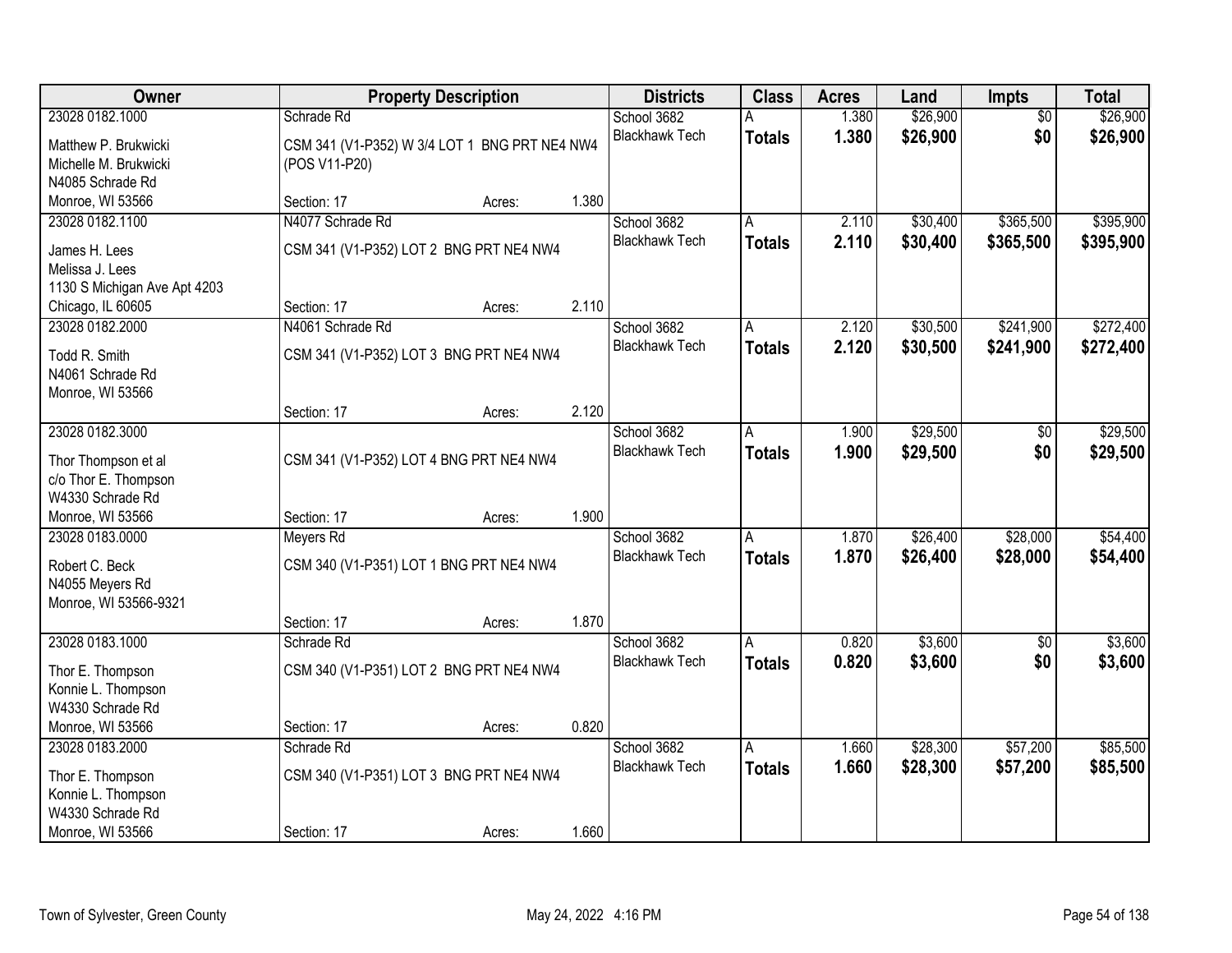| Owner | Property Description | Districts | Class | Acres | Land | Impts | Total |
|---|---|---|---|---|---|---|---|
| 23028 0182.1000<br>Matthew P. Brukwicki<br>Michelle M. Brukwicki<br>N4085 Schrade Rd<br>Monroe, WI 53566 | Schrade Rd<br>CSM 341 (V1-P352) W 3/4 LOT 1 BNG PRT NE4 NW4 (POS V11-P20)<br>Section: 17 Acres: 1.380 | School 3682<br>Blackhawk Tech | A<br>**Totals** | 1.380<br>**1.380** | $26,900<br>**$26,900** | $0<br>**$0** | $26,900<br>**$26,900** |
| 23028 0182.1100<br>James H. Lees<br>Melissa J. Lees<br>1130 S Michigan Ave Apt 4203<br>Chicago, IL 60605 | N4077 Schrade Rd<br>CSM 341 (V1-P352) LOT 2 BNG PRT NE4 NW4<br>Section: 17 Acres: 2.110 | School 3682<br>Blackhawk Tech | A<br>**Totals** | 2.110<br>**2.110** | $30,400<br>**$30,400** | $365,500<br>**$365,500** | $395,900<br>**$395,900** |
| 23028 0182.2000<br>Todd R. Smith<br>N4061 Schrade Rd<br>Monroe, WI 53566 | N4061 Schrade Rd<br>CSM 341 (V1-P352) LOT 3 BNG PRT NE4 NW4<br>Section: 17 Acres: 2.120 | School 3682<br>Blackhawk Tech | A<br>**Totals** | 2.120<br>**2.120** | $30,500<br>**$30,500** | $241,900<br>**$241,900** | $272,400<br>**$272,400** |
| 23028 0182.3000<br>Thor Thompson et al<br>c/o Thor E. Thompson<br>W4330 Schrade Rd<br>Monroe, WI 53566 | CSM 341 (V1-P352) LOT 4 BNG PRT NE4 NW4<br>Section: 17 Acres: 1.900 | School 3682<br>Blackhawk Tech | A<br>**Totals** | 1.900<br>**1.900** | $29,500<br>**$29,500** | $0<br>**$0** | $29,500<br>**$29,500** |
| 23028 0183.0000<br>Robert C. Beck<br>N4055 Meyers Rd<br>Monroe, WI 53566-9321 | Meyers Rd<br>CSM 340 (V1-P351) LOT 1 BNG PRT NE4 NW4<br>Section: 17 Acres: 1.870 | School 3682<br>Blackhawk Tech | A<br>**Totals** | 1.870<br>**1.870** | $26,400<br>**$26,400** | $28,000<br>**$28,000** | $54,400<br>**$54,400** |
| 23028 0183.1000<br>Thor E. Thompson<br>Konnie L. Thompson<br>W4330 Schrade Rd<br>Monroe, WI 53566 | Schrade Rd<br>CSM 340 (V1-P351) LOT 2 BNG PRT NE4 NW4<br>Section: 17 Acres: 0.820 | School 3682<br>Blackhawk Tech | A<br>**Totals** | 0.820<br>**0.820** | $3,600<br>**$3,600** | $0<br>**$0** | $3,600<br>**$3,600** |
| 23028 0183.2000<br>Thor E. Thompson<br>Konnie L. Thompson<br>W4330 Schrade Rd<br>Monroe, WI 53566 | Schrade Rd<br>CSM 340 (V1-P351) LOT 3 BNG PRT NE4 NW4<br>Section: 17 Acres: 1.660 | School 3682<br>Blackhawk Tech | A<br>**Totals** | 1.660<br>**1.660** | $28,300<br>**$28,300** | $57,200<br>**$57,200** | $85,500<br>**$85,500** |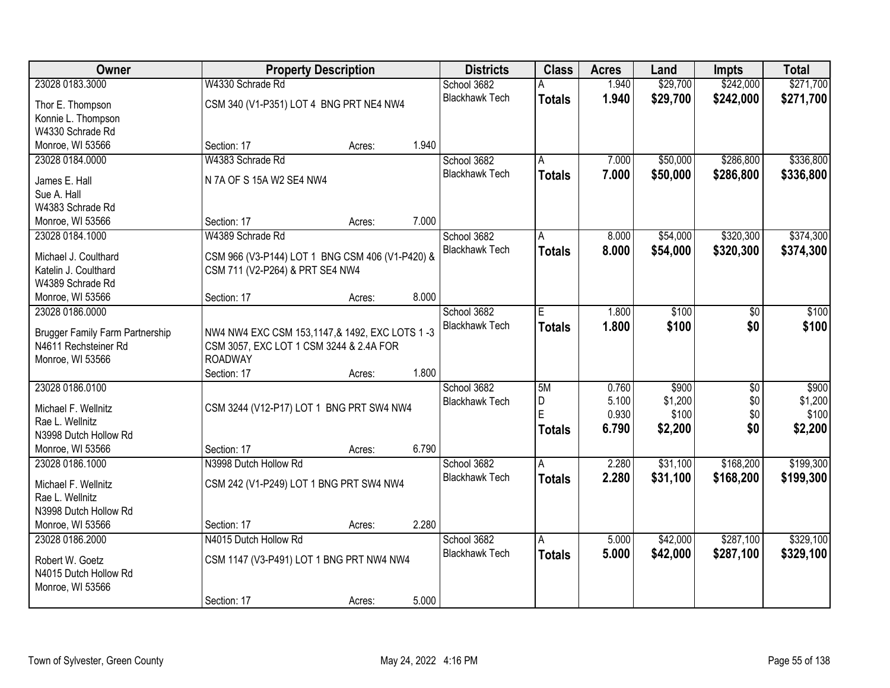| Owner | Property Description | | | Districts | Class | Acres | Land | Impts | Total |
|---|---|---|---|---|---|---|---|---|---|
| 23028 0183.3000 | W4330 Schrade Rd | | | School 3682 | A | 1.940 | $29,700 | $242,000 | $271,700 |
| Thor E. Thompson<br>Konnie L. Thompson<br>W4330 Schrade Rd<br>Monroe, WI 53566 | CSM 340 (V1-P351) LOT 4 BNG PRT NE4 NW4 | | | Blackhawk Tech | **Totals** | **1.940** | **$29,700** | **$242,000** | **$271,700** |
| | Section: 17 | Acres: | 1.940 | | | | | | |
| 23028 0184.0000 | W4383 Schrade Rd | | | School 3682 | A | 7.000 | $50,000 | $286,800 | $336,800 |
| James E. Hall<br>Sue A. Hall<br>W4383 Schrade Rd<br>Monroe, WI 53566 | N 7A OF S 15A W2 SE4 NW4 | | | Blackhawk Tech | **Totals** | **7.000** | **$50,000** | **$286,800** | **$336,800** |
| | Section: 17 | Acres: | 7.000 | | | | | | |
| 23028 0184.1000 | W4389 Schrade Rd | | | School 3682 | A | 8.000 | $54,000 | $320,300 | $374,300 |
| Michael J. Coulthard<br>Katelin J. Coulthard<br>W4389 Schrade Rd<br>Monroe, WI 53566 | CSM 966 (V3-P144) LOT 1 BNG CSM 406 (V1-P420) & CSM 711 (V2-P264) & PRT SE4 NW4 | | | Blackhawk Tech | **Totals** | **8.000** | **$54,000** | **$320,300** | **$374,300** |
| | Section: 17 | Acres: | 8.000 | | | | | | |
| 23028 0186.0000 | | | | School 3682 | E | 1.800 | $100 | $0 | $100 |
| Brugger Family Farm Partnership<br>N4611 Rechsteiner Rd<br>Monroe, WI 53566 | NW4 NW4 EXC CSM 153,1147,& 1492, EXC LOTS 1 -3 CSM 3057, EXC LOT 1 CSM 3244 & 2.4A FOR ROADWAY | | | Blackhawk Tech | **Totals** | **1.800** | **$100** | **$0** | **$100** |
| | Section: 17 | Acres: | 1.800 | | | | | | |
| 23028 0186.0100 | | | | School 3682 | 5M | 0.760 | $900 | $0 | $900 |
| Michael F. Wellnitz<br>Rae L. Wellnitz<br>N3998 Dutch Hollow Rd<br>Monroe, WI 53566 | CSM 3244 (V12-P17) LOT 1 BNG PRT SW4 NW4 | | | Blackhawk Tech | D | 5.100 | $1,200 | $0 | $1,200 |
| | | | | | E | 0.930 | $100 | $0 | $100 |
| | | | | | **Totals** | **6.790** | **$2,200** | **$0** | **$2,200** |
| | Section: 17 | Acres: | 6.790 | | | | | | |
| 23028 0186.1000 | N3998 Dutch Hollow Rd | | | School 3682 | A | 2.280 | $31,100 | $168,200 | $199,300 |
| Michael F. Wellnitz<br>Rae L. Wellnitz<br>N3998 Dutch Hollow Rd<br>Monroe, WI 53566 | CSM 242 (V1-P249) LOT 1 BNG PRT SW4 NW4 | | | Blackhawk Tech | **Totals** | **2.280** | **$31,100** | **$168,200** | **$199,300** |
| | Section: 17 | Acres: | 2.280 | | | | | | |
| 23028 0186.2000 | N4015 Dutch Hollow Rd | | | School 3682 | A | 5.000 | $42,000 | $287,100 | $329,100 |
| Robert W. Goetz<br>N4015 Dutch Hollow Rd<br>Monroe, WI 53566 | CSM 1147 (V3-P491) LOT 1 BNG PRT NW4 NW4 | | | Blackhawk Tech | **Totals** | **5.000** | **$42,000** | **$287,100** | **$329,100** |
| | Section: 17 | Acres: | 5.000 | | | | | | |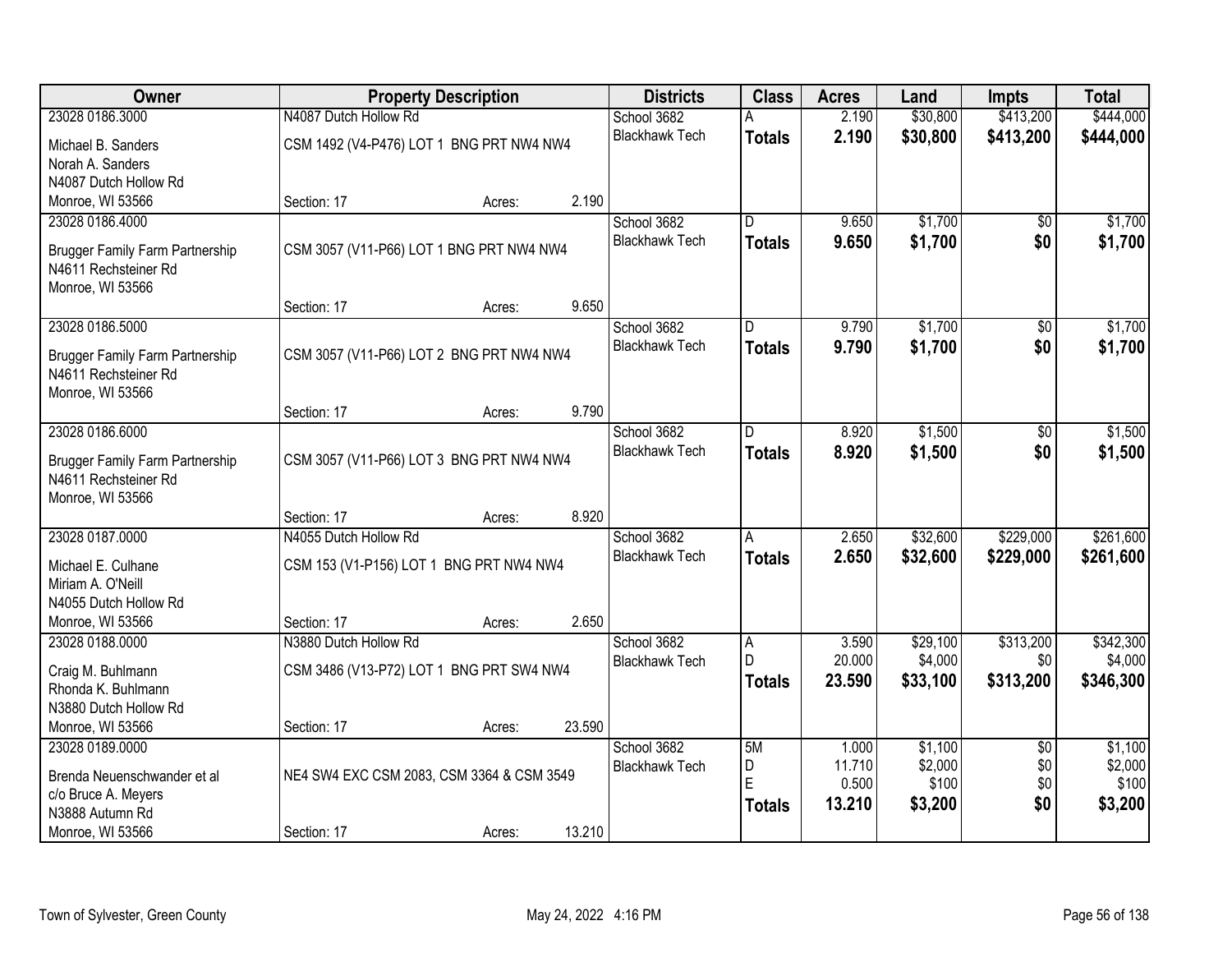| Owner | Property Description | Districts | Class | Acres | Land | Impts | Total |
|---|---|---|---|---|---|---|---|
| 23028 0186.3000 | N4087 Dutch Hollow Rd | School 3682 | A | 2.190 | $30,800 | $413,200 | $444,000 |
| Michael B. Sanders<br>Norah A. Sanders<br>N4087 Dutch Hollow Rd<br>Monroe, WI 53566 | CSM 1492 (V4-P476) LOT 1 BNG PRT NW4 NW4<br><br>Section: 17 Acres: 2.190 | Blackhawk Tech | **Totals** | **2.190** | **$30,800** | **$413,200** | **$444,000** |
| 23028 0186.4000 | | School 3682 | D | 9.650 | $1,700 | $0 | $1,700 |
| Brugger Family Farm Partnership<br>N4611 Rechsteiner Rd<br>Monroe, WI 53566 | CSM 3057 (V11-P66) LOT 1 BNG PRT NW4 NW4<br><br>Section: 17 Acres: 9.650 | Blackhawk Tech | **Totals** | **9.650** | **$1,700** | **$0** | **$1,700** |
| 23028 0186.5000 | | School 3682 | D | 9.790 | $1,700 | $0 | $1,700 |
| Brugger Family Farm Partnership<br>N4611 Rechsteiner Rd<br>Monroe, WI 53566 | CSM 3057 (V11-P66) LOT 2 BNG PRT NW4 NW4<br><br>Section: 17 Acres: 9.790 | Blackhawk Tech | **Totals** | **9.790** | **$1,700** | **$0** | **$1,700** |
| 23028 0186.6000 | | School 3682 | D | 8.920 | $1,500 | $0 | $1,500 |
| Brugger Family Farm Partnership<br>N4611 Rechsteiner Rd<br>Monroe, WI 53566 | CSM 3057 (V11-P66) LOT 3 BNG PRT NW4 NW4<br><br>Section: 17 Acres: 8.920 | Blackhawk Tech | **Totals** | **8.920** | **$1,500** | **$0** | **$1,500** |
| 23028 0187.0000 | N4055 Dutch Hollow Rd | School 3682 | A | 2.650 | $32,600 | $229,000 | $261,600 |
| Michael E. Culhane<br>Miriam A. O'Neill<br>N4055 Dutch Hollow Rd<br>Monroe, WI 53566 | CSM 153 (V1-P156) LOT 1 BNG PRT NW4 NW4<br><br>Section: 17 Acres: 2.650 | Blackhawk Tech | **Totals** | **2.650** | **$32,600** | **$229,000** | **$261,600** |
| 23028 0188.0000 | N3880 Dutch Hollow Rd | School 3682 | A | 3.590 | $29,100 | $313,200 | $342,300 |
| Craig M. Buhlmann<br>Rhonda K. Buhlmann<br>N3880 Dutch Hollow Rd<br>Monroe, WI 53566 | CSM 3486 (V13-P72) LOT 1 BNG PRT SW4 NW4<br><br>Section: 17 Acres: 23.590 | Blackhawk Tech | D | 20.000 | $4,000 | $0 | $4,000 |
| | | | **Totals** | **23.590** | **$33,100** | **$313,200** | **$346,300** |
| 23028 0189.0000 | | School 3682 | 5M | 1.000 | $1,100 | $0 | $1,100 |
| Brenda Neuenschwander et al<br>c/o Bruce A. Meyers<br>N3888 Autumn Rd<br>Monroe, WI 53566 | NE4 SW4 EXC CSM 2083, CSM 3364 & CSM 3549<br><br>Section: 17 Acres: 13.210 | Blackhawk Tech | D | 11.710 | $2,000 | $0 | $2,000 |
| | | | E | 0.500 | $100 | $0 | $100 |
| | | | **Totals** | **13.210** | **$3,200** | **$0** | **$3,200** |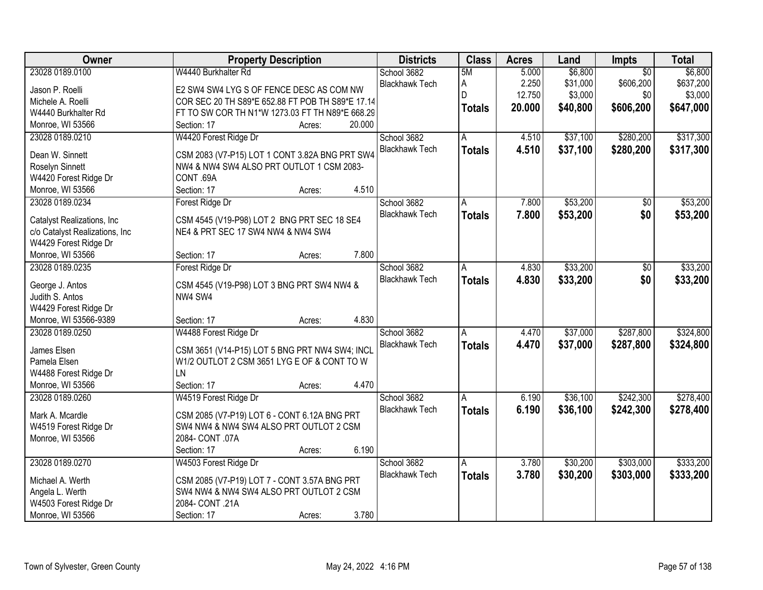| Owner | Property Description | Districts | Class | Acres | Land | Impts | Total |
|---|---|---|---|---|---|---|---|
| 23028 0189.0100<br><br>Jason P. Roelli<br>Michele A. Roelli<br>W4440 Burkhalter Rd<br>Monroe, WI 53566 | W4440 Burkhalter Rd<br><br>E2 SW4 SW4 LYG S OF FENCE DESC AS COM NW COR SEC 20 TH S89*E 652.88 FT POB TH S89*E 17.14 FT TO SW COR TH N1*W 1273.03 FT TH N89*E 668.29<br>Section: 17 Acres: 20.000 | School 3682<br>Blackhawk Tech | 5M<br>A<br>D<br>**Totals** | 5.000<br>2.250<br>12.750<br>**20.000** | $6,800<br>$31,000<br>$3,000<br>**$40,800** | $0<br>$606,200<br>$0<br>**$606,200** | $6,800<br>$637,200<br>$3,000<br>**$647,000** |
| 23028 0189.0210<br><br>Dean W. Sinnett<br>Roselyn Sinnett<br>W4420 Forest Ridge Dr<br>Monroe, WI 53566 | W4420 Forest Ridge Dr<br><br>CSM 2083 (V7-P15) LOT 1 CONT 3.82A BNG PRT SW4 NW4 & NW4 SW4 ALSO PRT OUTLOT 1 CSM 2083-CONT .69A<br>Section: 17 Acres: 4.510 | School 3682<br>Blackhawk Tech | A<br>**Totals** | 4.510<br>**4.510** | $37,100<br>**$37,100** | $280,200<br>**$280,200** | $317,300<br>**$317,300** |
| 23028 0189.0234<br><br>Catalyst Realizations, Inc<br>c/o Catalyst Realizations, Inc<br>W4429 Forest Ridge Dr<br>Monroe, WI 53566 | Forest Ridge Dr<br><br>CSM 4545 (V19-P98) LOT 2 BNG PRT SEC 18 SE4 NE4 & PRT SEC 17 SW4 NW4 & NW4 SW4<br>Section: 17 Acres: 7.800 | School 3682<br>Blackhawk Tech | A<br>**Totals** | 7.800<br>**7.800** | $53,200<br>**$53,200** | $0<br>**$0** | $53,200<br>**$53,200** |
| 23028 0189.0235<br><br>George J. Antos<br>Judith S. Antos<br>W4429 Forest Ridge Dr<br>Monroe, WI 53566-9389 | Forest Ridge Dr<br><br>CSM 4545 (V19-P98) LOT 3 BNG PRT SW4 NW4 & NW4 SW4<br>Section: 17 Acres: 4.830 | School 3682<br>Blackhawk Tech | A<br>**Totals** | 4.830<br>**4.830** | $33,200<br>**$33,200** | $0<br>**$0** | $33,200<br>**$33,200** |
| 23028 0189.0250<br><br>James Elsen<br>Pamela Elsen<br>W4488 Forest Ridge Dr<br>Monroe, WI 53566 | W4488 Forest Ridge Dr<br><br>CSM 3651 (V14-P15) LOT 5 BNG PRT NW4 SW4; INCL W1/2 OUTLOT 2 CSM 3651 LYG E OF & CONT TO W LN<br>Section: 17 Acres: 4.470 | School 3682<br>Blackhawk Tech | A<br>**Totals** | 4.470<br>**4.470** | $37,000<br>**$37,000** | $287,800<br>**$287,800** | $324,800<br>**$324,800** |
| 23028 0189.0260<br><br>Mark A. Mcardle<br>W4519 Forest Ridge Dr<br>Monroe, WI 53566 | W4519 Forest Ridge Dr<br><br>CSM 2085 (V7-P19) LOT 6 - CONT 6.12A BNG PRT SW4 NW4 & NW4 SW4 ALSO PRT OUTLOT 2 CSM 2084- CONT .07A<br>Section: 17 Acres: 6.190 | School 3682<br>Blackhawk Tech | A<br>**Totals** | 6.190<br>**6.190** | $36,100<br>**$36,100** | $242,300<br>**$242,300** | $278,400<br>**$278,400** |
| 23028 0189.0270<br><br>Michael A. Werth<br>Angela L. Werth<br>W4503 Forest Ridge Dr<br>Monroe, WI 53566 | W4503 Forest Ridge Dr<br><br>CSM 2085 (V7-P19) LOT 7 - CONT 3.57A BNG PRT SW4 NW4 & NW4 SW4 ALSO PRT OUTLOT 2 CSM 2084- CONT .21A<br>Section: 17 Acres: 3.780 | School 3682<br>Blackhawk Tech | A<br>**Totals** | 3.780<br>**3.780** | $30,200<br>**$30,200** | $303,000<br>**$303,000** | $333,200<br>**$333,200** |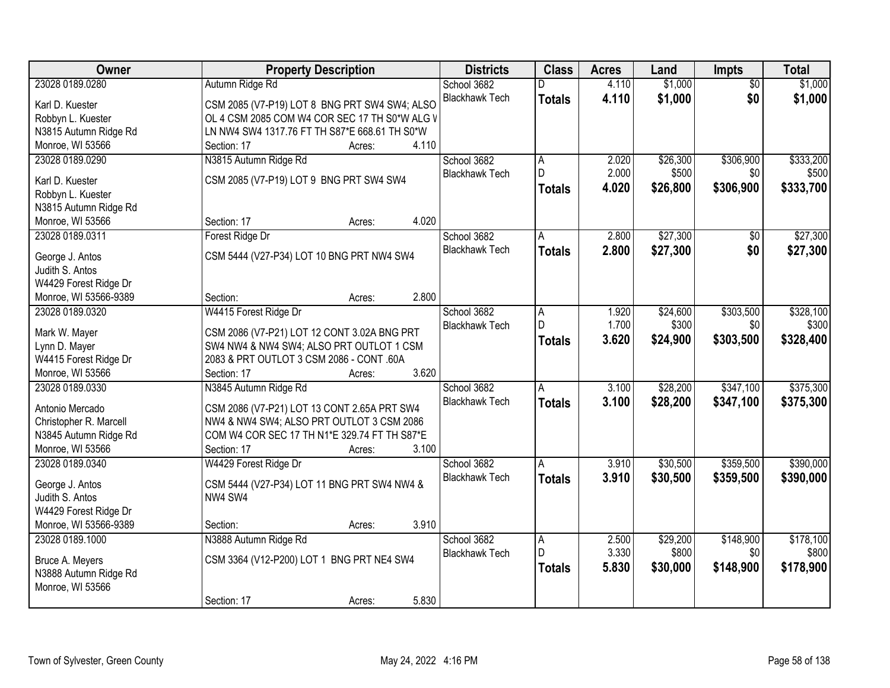| Owner | Property Description | Districts | Class | Acres | Land | Impts | Total |
|---|---|---|---|---|---|---|---|
| 23028 0189.0280<br>Karl D. Kuester<br>Robbyn L. Kuester<br>N3815 Autumn Ridge Rd<br>Monroe, WI 53566 | Autumn Ridge Rd<br>CSM 2085 (V7-P19) LOT 8 BNG PRT SW4 SW4; ALSO OL 4 CSM 2085 COM W4 COR SEC 17 TH S0*W ALG W LN NW4 SW4 1317.76 FT TH S87*E 668.61 TH S0*W<br>Section: 17 Acres: 4.110 | School 3682<br>Blackhawk Tech | D<br>**Totals** | 4.110<br>**4.110** | $1,000<br>**$1,000** | $0<br>**$0** | $1,000<br>**$1,000** |
| 23028 0189.0290<br>Karl D. Kuester<br>Robbyn L. Kuester<br>N3815 Autumn Ridge Rd<br>Monroe, WI 53566 | N3815 Autumn Ridge Rd<br>CSM 2085 (V7-P19) LOT 9 BNG PRT SW4 SW4<br>Section: 17 Acres: 4.020 | School 3682<br>Blackhawk Tech | A<br>D<br>**Totals** | 2.020<br>2.000<br>**4.020** | $26,300<br>$500<br>**$26,800** | $306,900<br>$0<br>**$306,900** | $333,200<br>$500<br>**$333,700** |
| 23028 0189.0311<br>George J. Antos<br>Judith S. Antos<br>W4429 Forest Ridge Dr<br>Monroe, WI 53566-9389 | Forest Ridge Dr<br>CSM 5444 (V27-P34) LOT 10 BNG PRT NW4 SW4<br>Section: Acres: 2.800 | School 3682<br>Blackhawk Tech | A<br>**Totals** | 2.800<br>**2.800** | $27,300<br>**$27,300** | $0<br>**$0** | $27,300<br>**$27,300** |
| 23028 0189.0320<br>Mark W. Mayer<br>Lynn D. Mayer<br>W4415 Forest Ridge Dr<br>Monroe, WI 53566 | W4415 Forest Ridge Dr<br>CSM 2086 (V7-P21) LOT 12 CONT 3.02A BNG PRT SW4 NW4 & NW4 SW4; ALSO PRT OUTLOT 1 CSM 2083 & PRT OUTLOT 3 CSM 2086 - CONT .60A<br>Section: 17 Acres: 3.620 | School 3682<br>Blackhawk Tech | A<br>D<br>**Totals** | 1.920<br>1.700<br>**3.620** | $24,600<br>$300<br>**$24,900** | $303,500<br>$0<br>**$303,500** | $328,100<br>$300<br>**$328,400** |
| 23028 0189.0330<br>Antonio Mercado<br>Christopher R. Marcell<br>N3845 Autumn Ridge Rd<br>Monroe, WI 53566 | N3845 Autumn Ridge Rd<br>CSM 2086 (V7-P21) LOT 13 CONT 2.65A PRT SW4 NW4 & NW4 SW4; ALSO PRT OUTLOT 3 CSM 2086 COM W4 COR SEC 17 TH N1*E 329.74 FT TH S87*E<br>Section: 17 Acres: 3.100 | School 3682<br>Blackhawk Tech | A<br>**Totals** | 3.100<br>**3.100** | $28,200<br>**$28,200** | $347,100<br>**$347,100** | $375,300<br>**$375,300** |
| 23028 0189.0340<br>George J. Antos<br>Judith S. Antos<br>W4429 Forest Ridge Dr<br>Monroe, WI 53566-9389 | W4429 Forest Ridge Dr<br>CSM 5444 (V27-P34) LOT 11 BNG PRT SW4 NW4 & NW4 SW4<br>Section: Acres: 3.910 | School 3682<br>Blackhawk Tech | A<br>**Totals** | 3.910<br>**3.910** | $30,500<br>**$30,500** | $359,500<br>**$359,500** | $390,000<br>**$390,000** |
| 23028 0189.1000<br>Bruce A. Meyers<br>N3888 Autumn Ridge Rd<br>Monroe, WI 53566 | N3888 Autumn Ridge Rd<br>CSM 3364 (V12-P200) LOT 1 BNG PRT NE4 SW4<br>Section: 17 Acres: 5.830 | School 3682<br>Blackhawk Tech | A<br>D<br>**Totals** | 2.500<br>3.330<br>**5.830** | $29,200<br>$800<br>**$30,000** | $148,900<br>$0<br>**$148,900** | $178,100<br>$800<br>**$178,900** |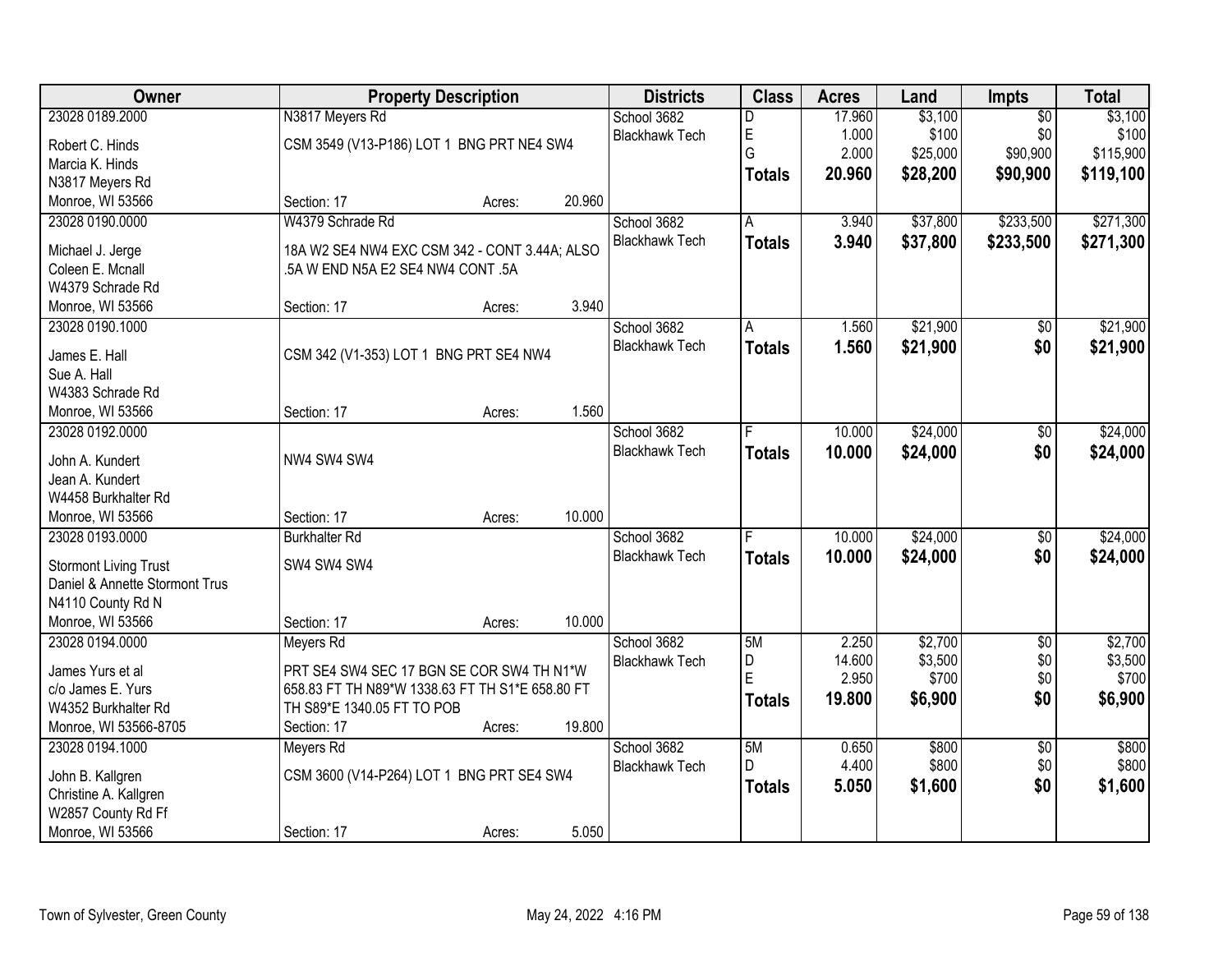| Owner | Property Description | | | Districts | Class | Acres | Land | Impts | Total |
|---|---|---|---|---|---|---|---|---|---|
| 23028 0189.2000 | N3817 Meyers Rd | | | School 3682 | D | 17.960 | $3,100 | $0 | $3,100 |
| Robert C. Hinds | CSM 3549 (V13-P186) LOT 1 BNG PRT NE4 SW4 | | | Blackhawk Tech | E | 1.000 | $100 | $0 | $100 |
| Marcia K. Hinds | | | | | G | 2.000 | $25,000 | $90,900 | $115,900 |
| N3817 Meyers Rd | | | | | **Totals** | **20.960** | **$28,200** | **$90,900** | **$119,100** |
| Monroe, WI 53566 | Section: 17 | Acres: | 20.960 | | | | | | |
| 23028 0190.0000 | W4379 Schrade Rd | | | School 3682 | A | 3.940 | $37,800 | $233,500 | $271,300 |
| Michael J. Jerge | 18A W2 SE4 NW4 EXC CSM 342 - CONT 3.44A; ALSO | | | Blackhawk Tech | **Totals** | **3.940** | **$37,800** | **$233,500** | **$271,300** |
| Coleen E. Mcnall | .5A W END N5A E2 SE4 NW4 CONT .5A | | | | | | | | |
| W4379 Schrade Rd | | | | | | | | | |
| Monroe, WI 53566 | Section: 17 | Acres: | 3.940 | | | | | | |
| 23028 0190.1000 | | | | School 3682 | A | 1.560 | $21,900 | $0 | $21,900 |
| James E. Hall | CSM 342 (V1-353) LOT 1 BNG PRT SE4 NW4 | | | Blackhawk Tech | **Totals** | **1.560** | **$21,900** | **$0** | **$21,900** |
| Sue A. Hall | | | | | | | | | |
| W4383 Schrade Rd | | | | | | | | | |
| Monroe, WI 53566 | Section: 17 | Acres: | 1.560 | | | | | | |
| 23028 0192.0000 | | | | School 3682 | F | 10.000 | $24,000 | $0 | $24,000 |
| John A. Kundert | NW4 SW4 SW4 | | | Blackhawk Tech | **Totals** | **10.000** | **$24,000** | **$0** | **$24,000** |
| Jean A. Kundert | | | | | | | | | |
| W4458 Burkhalter Rd | | | | | | | | | |
| Monroe, WI 53566 | Section: 17 | Acres: | 10.000 | | | | | | |
| 23028 0193.0000 | Burkhalter Rd | | | School 3682 | F | 10.000 | $24,000 | $0 | $24,000 |
| Stormont Living Trust | SW4 SW4 SW4 | | | Blackhawk Tech | **Totals** | **10.000** | **$24,000** | **$0** | **$24,000** |
| Daniel & Annette Stormont Trus | | | | | | | | | |
| N4110 County Rd N | | | | | | | | | |
| Monroe, WI 53566 | Section: 17 | Acres: | 10.000 | | | | | | |
| 23028 0194.0000 | Meyers Rd | | | School 3682 | 5M | 2.250 | $2,700 | $0 | $2,700 |
| James Yurs et al | PRT SE4 SW4 SEC 17 BGN SE COR SW4 TH N1*W | | | Blackhawk Tech | D | 14.600 | $3,500 | $0 | $3,500 |
| c/o James E. Yurs | 658.83 FT TH N89*W 1338.63 FT TH S1*E 658.80 FT | | | | E | 2.950 | $700 | $0 | $700 |
| W4352 Burkhalter Rd | TH S89*E 1340.05 FT TO POB | | | | **Totals** | **19.800** | **$6,900** | **$0** | **$6,900** |
| Monroe, WI 53566-8705 | Section: 17 | Acres: | 19.800 | | | | | | |
| 23028 0194.1000 | Meyers Rd | | | School 3682 | 5M | 0.650 | $800 | $0 | $800 |
| John B. Kallgren | CSM 3600 (V14-P264) LOT 1 BNG PRT SE4 SW4 | | | Blackhawk Tech | D | 4.400 | $800 | $0 | $800 |
| Christine A. Kallgren | | | | | **Totals** | **5.050** | **$1,600** | **$0** | **$1,600** |
| W2857 County Rd Ff | | | | | | | | | |
| Monroe, WI 53566 | Section: 17 | Acres: | 5.050 | | | | | | |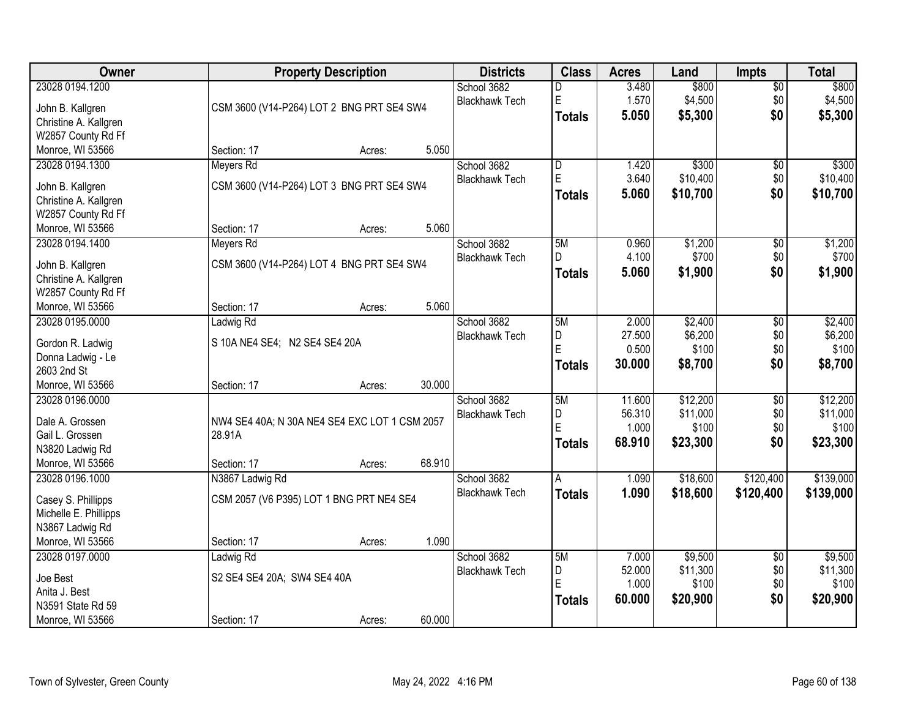| Owner | Property Description | | | Districts | Class | Acres | Land | Impts | Total |
|---|---|---|---|---|---|---|---|---|---|
| 23028 0194.1200 | | | | School 3682 | D | 3.480 | $800 | $0 | $800 |
| John B. Kallgren | CSM 3600 (V14-P264) LOT 2 BNG PRT SE4 SW4 | | | Blackhawk Tech | E | 1.570 | $4,500 | $0 | $4,500 |
| Christine A. Kallgren | | | | | **Totals** | **5.050** | **$5,300** | **$0** | **$5,300** |
| W2857 County Rd Ff | | | | | | | | | |
| Monroe, WI 53566 | Section: 17 | Acres: | 5.050 | | | | | | |
| 23028 0194.1300 | Meyers Rd | | | School 3682 | D | 1.420 | $300 | $0 | $300 |
| John B. Kallgren | CSM 3600 (V14-P264) LOT 3 BNG PRT SE4 SW4 | | | Blackhawk Tech | E | 3.640 | $10,400 | $0 | $10,400 |
| Christine A. Kallgren | | | | | **Totals** | **5.060** | **$10,700** | **$0** | **$10,700** |
| W2857 County Rd Ff | | | | | | | | | |
| Monroe, WI 53566 | Section: 17 | Acres: | 5.060 | | | | | | |
| 23028 0194.1400 | Meyers Rd | | | School 3682 | 5M | 0.960 | $1,200 | $0 | $1,200 |
| John B. Kallgren | CSM 3600 (V14-P264) LOT 4 BNG PRT SE4 SW4 | | | Blackhawk Tech | D | 4.100 | $700 | $0 | $700 |
| Christine A. Kallgren | | | | | **Totals** | **5.060** | **$1,900** | **$0** | **$1,900** |
| W2857 County Rd Ff | | | | | | | | | |
| Monroe, WI 53566 | Section: 17 | Acres: | 5.060 | | | | | | |
| 23028 0195.0000 | Ladwig Rd | | | School 3682 | 5M | 2.000 | $2,400 | $0 | $2,400 |
| Gordon R. Ladwig | S 10A NE4 SE4; N2 SE4 SE4 20A | | | Blackhawk Tech | D | 27.500 | $6,200 | $0 | $6,200 |
| Donna Ladwig - Le | | | | | E | 0.500 | $100 | $0 | $100 |
| 2603 2nd St | | | | | **Totals** | **30.000** | **$8,700** | **$0** | **$8,700** |
| Monroe, WI 53566 | Section: 17 | Acres: | 30.000 | | | | | | |
| 23028 0196.0000 | | | | School 3682 | 5M | 11.600 | $12,200 | $0 | $12,200 |
| Dale A. Grossen | NW4 SE4 40A; N 30A NE4 SE4 EXC LOT 1 CSM 2057 | | | Blackhawk Tech | D | 56.310 | $11,000 | $0 | $11,000 |
| Gail L. Grossen | 28.91A | | | | E | 1.000 | $100 | $0 | $100 |
| N3820 Ladwig Rd | | | | | **Totals** | **68.910** | **$23,300** | **$0** | **$23,300** |
| Monroe, WI 53566 | Section: 17 | Acres: | 68.910 | | | | | | |
| 23028 0196.1000 | N3867 Ladwig Rd | | | School 3682 | A | 1.090 | $18,600 | $120,400 | $139,000 |
| Casey S. Phillipps | CSM 2057 (V6 P395) LOT 1 BNG PRT NE4 SE4 | | | Blackhawk Tech | **Totals** | **1.090** | **$18,600** | **$120,400** | **$139,000** |
| Michelle E. Phillipps | | | | | | | | | |
| N3867 Ladwig Rd | | | | | | | | | |
| Monroe, WI 53566 | Section: 17 | Acres: | 1.090 | | | | | | |
| 23028 0197.0000 | Ladwig Rd | | | School 3682 | 5M | 7.000 | $9,500 | $0 | $9,500 |
| Joe Best | S2 SE4 SE4 20A; SW4 SE4 40A | | | Blackhawk Tech | D | 52.000 | $11,300 | $0 | $11,300 |
| Anita J. Best | | | | | E | 1.000 | $100 | $0 | $100 |
| N3591 State Rd 59 | | | | | **Totals** | **60.000** | **$20,900** | **$0** | **$20,900** |
| Monroe, WI 53566 | Section: 17 | Acres: | 60.000 | | | | | | |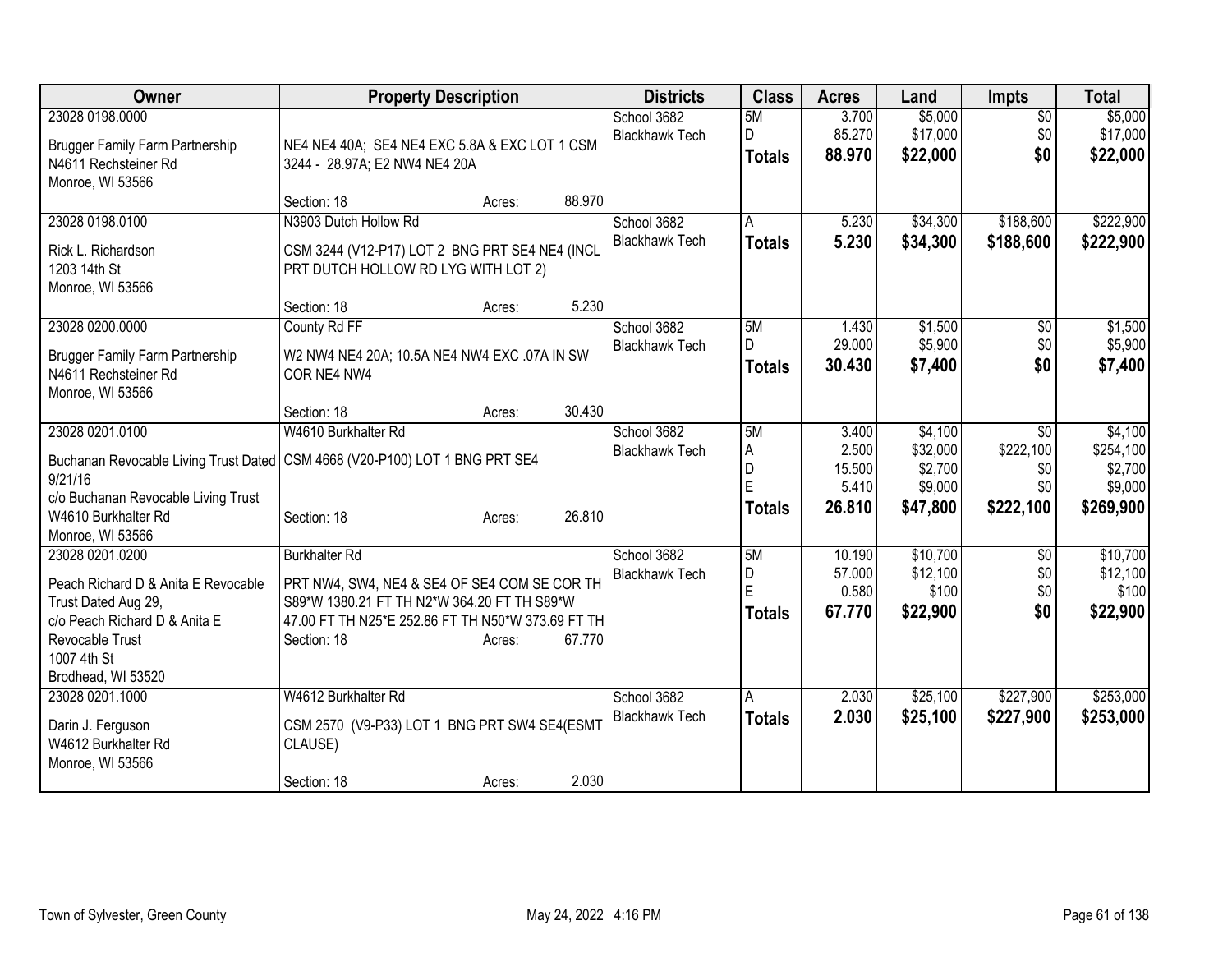| Owner | Property Description | Districts | Class | Acres | Land | Impts | Total |
|---|---|---|---|---|---|---|---|
| 23028 0198.0000<br>Brugger Family Farm Partnership<br>N4611 Rechsteiner Rd<br>Monroe, WI 53566 | NE4 NE4 40A; SE4 NE4 EXC 5.8A & EXC LOT 1 CSM 3244 - 28.97A; E2 NW4 NE4 20A<br>Section: 18 Acres: 88.970 | School 3682<br>Blackhawk Tech | 5M<br>D<br>**Totals** | 3.700<br>85.270<br>**88.970** | $5,000<br>$17,000<br>**$22,000** | $0<br>$0<br>**$0** | $5,000<br>$17,000<br>**$22,000** |
| 23028 0198.0100<br>Rick L. Richardson<br>1203 14th St<br>Monroe, WI 53566 | N3903 Dutch Hollow Rd<br>CSM 3244 (V12-P17) LOT 2 BNG PRT SE4 NE4 (INCL PRT DUTCH HOLLOW RD LYG WITH LOT 2)<br>Section: 18 Acres: 5.230 | School 3682<br>Blackhawk Tech | A<br>**Totals** | 5.230<br>**5.230** | $34,300<br>**$34,300** | $188,600<br>**$188,600** | $222,900<br>**$222,900** |
| 23028 0200.0000<br>Brugger Family Farm Partnership<br>N4611 Rechsteiner Rd<br>Monroe, WI 53566 | County Rd FF<br>W2 NW4 NE4 20A; 10.5A NE4 NW4 EXC .07A IN SW COR NE4 NW4<br>Section: 18 Acres: 30.430 | School 3682<br>Blackhawk Tech | 5M<br>D<br>**Totals** | 1.430<br>29.000<br>**30.430** | $1,500<br>$5,900<br>**$7,400** | $0<br>$0<br>**$0** | $1,500<br>$5,900<br>**$7,400** |
| 23028 0201.0100<br>Buchanan Revocable Living Trust Dated 9/21/16<br>c/o Buchanan Revocable Living Trust<br>W4610 Burkhalter Rd<br>Monroe, WI 53566 | W4610 Burkhalter Rd<br>CSM 4668 (V20-P100) LOT 1 BNG PRT SE4<br>Section: 18 Acres: 26.810 | School 3682<br>Blackhawk Tech | 5M<br>A<br>D<br>E<br>**Totals** | 3.400<br>2.500<br>15.500<br>5.410<br>**26.810** | $4,100<br>$32,000<br>$2,700<br>$9,000<br>**$47,800** | $0<br>$222,100<br>$0<br>$0<br>**$222,100** | $4,100<br>$254,100<br>$2,700<br>$9,000<br>**$269,900** |
| 23028 0201.0200<br>Peach Richard D & Anita E Revocable Trust Dated Aug 29,<br>c/o Peach Richard D & Anita E Revocable Trust<br>1007 4th St<br>Brodhead, WI 53520 | Burkhalter Rd<br>PRT NW4, SW4, NE4 & SE4 OF SE4 COM SE COR TH S89*W 1380.21 FT TH N2*W 364.20 FT TH S89*W 47.00 FT TH N25*E 252.86 FT TH N50*W 373.69 FT TH<br>Section: 18 Acres: 67.770 | School 3682<br>Blackhawk Tech | 5M<br>D<br>E<br>**Totals** | 10.190<br>57.000<br>0.580<br>**67.770** | $10,700<br>$12,100<br>$100<br>**$22,900** | $0<br>$0<br>$0<br>**$0** | $10,700<br>$12,100<br>$100<br>**$22,900** |
| 23028 0201.1000<br>Darin J. Ferguson<br>W4612 Burkhalter Rd<br>Monroe, WI 53566 | W4612 Burkhalter Rd<br>CSM 2570 (V9-P33) LOT 1 BNG PRT SW4 SE4(ESMT CLAUSE)<br>Section: 18 Acres: 2.030 | School 3682<br>Blackhawk Tech | A<br>**Totals** | 2.030<br>**2.030** | $25,100<br>**$25,100** | $227,900<br>**$227,900** | $253,000<br>**$253,000** |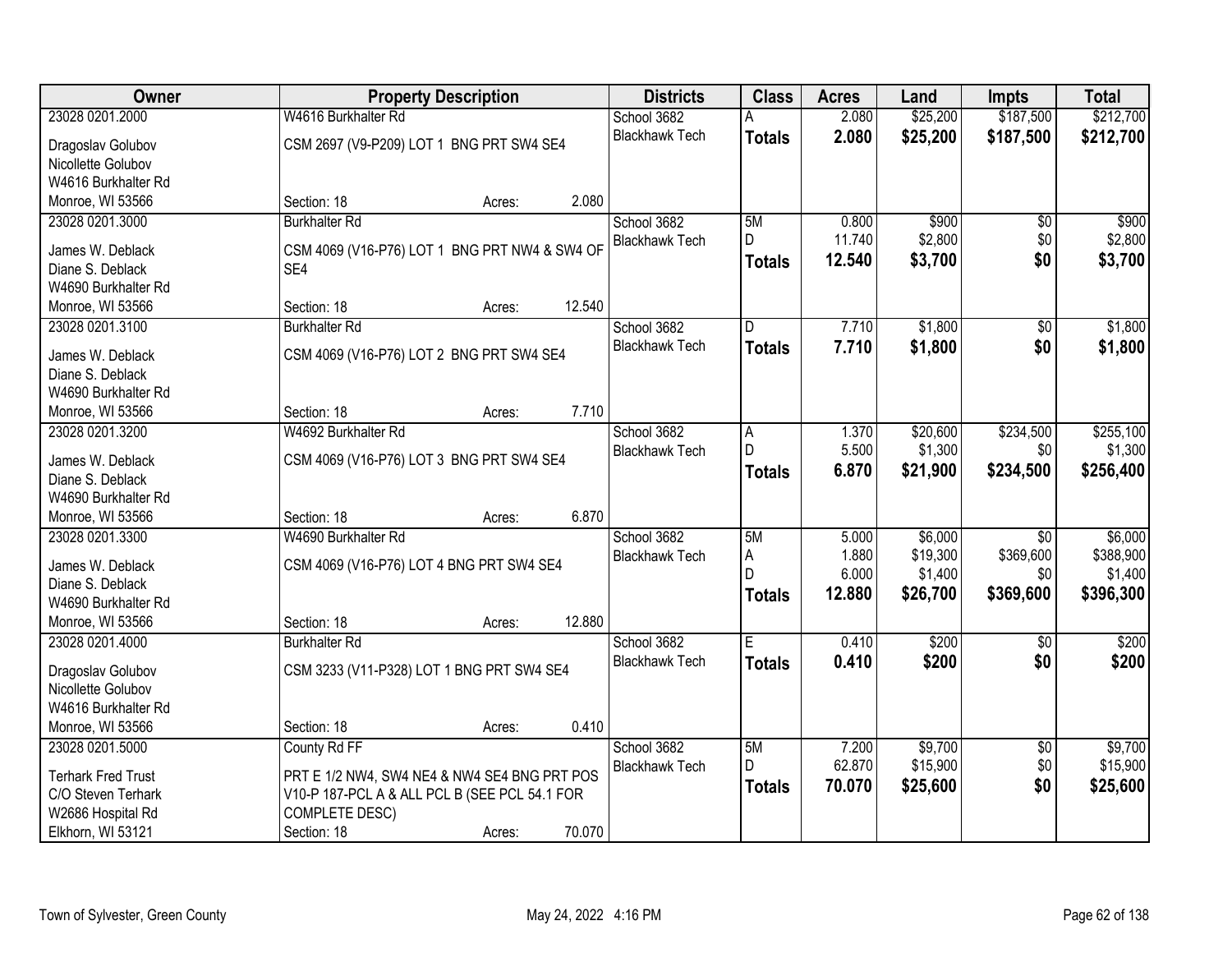| Owner | Property Description | Districts | Class | Acres | Land | Impts | Total |
|---|---|---|---|---|---|---|---|
| 23028 0201.2000<br>Dragoslav Golubov<br>Nicollette Golubov<br>W4616 Burkhalter Rd<br>Monroe, WI 53566 | W4616 Burkhalter Rd<br>CSM 2697 (V9-P209) LOT 1 BNG PRT SW4 SE4<br>Section: 18 Acres: 2.080 | School 3682<br>Blackhawk Tech | A<br>**Totals** | 2.080<br>**2.080** | $25,200<br>**$25,200** | $187,500<br>**$187,500** | $212,700<br>**$212,700** |
| 23028 0201.3000<br>James W. Deblack<br>Diane S. Deblack<br>W4690 Burkhalter Rd<br>Monroe, WI 53566 | Burkhalter Rd<br>CSM 4069 (V16-P76) LOT 1 BNG PRT NW4 & SW4 OF SE4<br>Section: 18 Acres: 12.540 | School 3682<br>Blackhawk Tech | 5M<br>D<br>**Totals** | 0.800<br>11.740<br>**12.540** | $900<br>$2,800<br>**$3,700** | $0<br>$0<br>**$0** | $900<br>$2,800<br>**$3,700** |
| 23028 0201.3100<br>James W. Deblack<br>Diane S. Deblack<br>W4690 Burkhalter Rd<br>Monroe, WI 53566 | Burkhalter Rd<br>CSM 4069 (V16-P76) LOT 2 BNG PRT SW4 SE4<br>Section: 18 Acres: 7.710 | School 3682<br>Blackhawk Tech | D<br>**Totals** | 7.710<br>**7.710** | $1,800<br>**$1,800** | $0<br>**$0** | $1,800<br>**$1,800** |
| 23028 0201.3200<br>James W. Deblack<br>Diane S. Deblack<br>W4690 Burkhalter Rd<br>Monroe, WI 53566 | W4692 Burkhalter Rd<br>CSM 4069 (V16-P76) LOT 3 BNG PRT SW4 SE4<br>Section: 18 Acres: 6.870 | School 3682<br>Blackhawk Tech | A<br>D<br>**Totals** | 1.370<br>5.500<br>**6.870** | $20,600<br>$1,300<br>**$21,900** | $234,500<br>$0<br>**$234,500** | $255,100<br>$1,300<br>**$256,400** |
| 23028 0201.3300<br>James W. Deblack<br>Diane S. Deblack<br>W4690 Burkhalter Rd<br>Monroe, WI 53566 | W4690 Burkhalter Rd<br>CSM 4069 (V16-P76) LOT 4 BNG PRT SW4 SE4<br>Section: 18 Acres: 12.880 | School 3682<br>Blackhawk Tech | 5M<br>A<br>D<br>**Totals** | 5.000<br>1.880<br>6.000<br>**12.880** | $6,000<br>$19,300<br>$1,400<br>**$26,700** | $0<br>$369,600<br>$0<br>**$369,600** | $6,000<br>$388,900<br>$1,400<br>**$396,300** |
| 23028 0201.4000<br>Dragoslav Golubov<br>Nicollette Golubov<br>W4616 Burkhalter Rd<br>Monroe, WI 53566 | Burkhalter Rd<br>CSM 3233 (V11-P328) LOT 1 BNG PRT SW4 SE4<br>Section: 18 Acres: 0.410 | School 3682<br>Blackhawk Tech | E<br>**Totals** | 0.410<br>**0.410** | $200<br>**$200** | $0<br>**$0** | $200<br>**$200** |
| 23028 0201.5000<br>Terhark Fred Trust<br>C/O Steven Terhark<br>W2686 Hospital Rd<br>Elkhorn, WI 53121 | County Rd FF<br>PRT E 1/2 NW4, SW4 NE4 & NW4 SE4 BNG PRT POS V10-P 187-PCL A & ALL PCL B (SEE PCL 54.1 FOR COMPLETE DESC)<br>Section: 18 Acres: 70.070 | School 3682<br>Blackhawk Tech | 5M<br>D<br>**Totals** | 7.200<br>62.870<br>**70.070** | $9,700<br>$15,900<br>**$25,600** | $0<br>$0<br>**$0** | $9,700<br>$15,900<br>**$25,600** |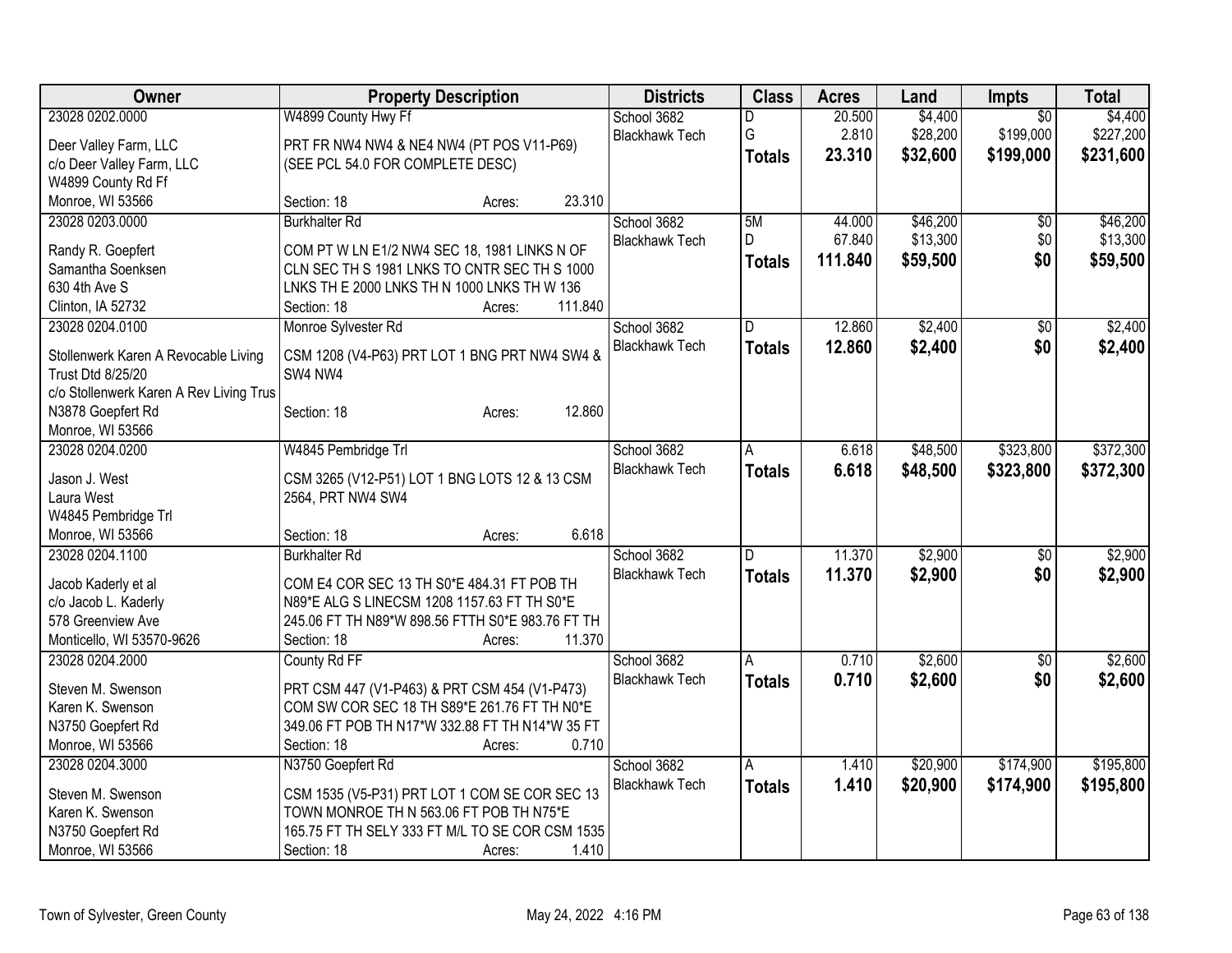| Owner | Property Description | Districts | Class | Acres | Land | Impts | Total |
|---|---|---|---|---|---|---|---|
| 23028 0202.0000 | W4899 County Hwy Ff | School 3682 | D | 20.500 | $4,400 | $0 | $4,400 |
| Deer Valley Farm, LLC | PRT FR NW4 NW4 & NE4 NW4 (PT POS V11-P69) | Blackhawk Tech | G | 2.810 | $28,200 | $199,000 | $227,200 |
| c/o Deer Valley Farm, LLC | (SEE PCL 54.0 FOR COMPLETE DESC) | | **Totals** | **23.310** | **$32,600** | **$199,000** | **$231,600** |
| W4899 County Rd Ff | | | | | | | |
| Monroe, WI 53566 | Section: 18 Acres: 23.310 | | | | | | |
| 23028 0203.0000 | Burkhalter Rd | School 3682 | 5M | 44.000 | $46,200 | $0 | $46,200 |
| Randy R. Goepfert | COM PT W LN E1/2 NW4 SEC 18, 1981 LINKS N OF | Blackhawk Tech | D | 67.840 | $13,300 | $0 | $13,300 |
| Samantha Soenksen | CLN SEC TH S 1981 LNKS TO CNTR SEC TH S 1000 | | **Totals** | **111.840** | **$59,500** | **$0** | **$59,500** |
| 630 4th Ave S | LNKS TH E 2000 LNKS TH N 1000 LNKS TH W 136 | | | | | | |
| Clinton, IA 52732 | Section: 18 Acres: 111.840 | | | | | | |
| 23028 0204.0100 | Monroe Sylvester Rd | School 3682 | D | 12.860 | $2,400 | $0 | $2,400 |
| Stollenwerk Karen A Revocable Living Trust Dtd 8/25/20 | CSM 1208 (V4-P63) PRT LOT 1 BNG PRT NW4 SW4 & SW4 NW4 | Blackhawk Tech | **Totals** | **12.860** | **$2,400** | **$0** | **$2,400** |
| c/o Stollenwerk Karen A Rev Living Trus | | | | | | | |
| N3878 Goepfert Rd | Section: 18 Acres: 12.860 | | | | | | |
| Monroe, WI 53566 | | | | | | | |
| 23028 0204.0200 | W4845 Pembridge Trl | School 3682 | A | 6.618 | $48,500 | $323,800 | $372,300 |
| Jason J. West | CSM 3265 (V12-P51) LOT 1 BNG LOTS 12 & 13 CSM | Blackhawk Tech | **Totals** | **6.618** | **$48,500** | **$323,800** | **$372,300** |
| Laura West | 2564, PRT NW4 SW4 | | | | | | |
| W4845 Pembridge Trl | | | | | | | |
| Monroe, WI 53566 | Section: 18 Acres: 6.618 | | | | | | |
| 23028 0204.1100 | Burkhalter Rd | School 3682 | D | 11.370 | $2,900 | $0 | $2,900 |
| Jacob Kaderly et al | COM E4 COR SEC 13 TH S0*E 484.31 FT POB TH | Blackhawk Tech | **Totals** | **11.370** | **$2,900** | **$0** | **$2,900** |
| c/o Jacob L. Kaderly | N89*E ALG S LINECSM 1208 1157.63 FT TH S0*E | | | | | | |
| 578 Greenview Ave | 245.06 FT TH N89*W 898.56 FTTH S0*E 983.76 FT TH | | | | | | |
| Monticello, WI 53570-9626 | Section: 18 Acres: 11.370 | | | | | | |
| 23028 0204.2000 | County Rd FF | School 3682 | A | 0.710 | $2,600 | $0 | $2,600 |
| Steven M. Swenson | PRT CSM 447 (V1-P463) & PRT CSM 454 (V1-P473) | Blackhawk Tech | **Totals** | **0.710** | **$2,600** | **$0** | **$2,600** |
| Karen K. Swenson | COM SW COR SEC 18 TH S89*E 261.76 FT TH N0*E | | | | | | |
| N3750 Goepfert Rd | 349.06 FT POB TH N17*W 332.88 FT TH N14*W 35 FT | | | | | | |
| Monroe, WI 53566 | Section: 18 Acres: 0.710 | | | | | | |
| 23028 0204.3000 | N3750 Goepfert Rd | School 3682 | A | 1.410 | $20,900 | $174,900 | $195,800 |
| Steven M. Swenson | CSM 1535 (V5-P31) PRT LOT 1 COM SE COR SEC 13 | Blackhawk Tech | **Totals** | **1.410** | **$20,900** | **$174,900** | **$195,800** |
| Karen K. Swenson | TOWN MONROE TH N 563.06 FT POB TH N75*E | | | | | | |
| N3750 Goepfert Rd | 165.75 FT TH SELY 333 FT M/L TO SE COR CSM 1535 | | | | | | |
| Monroe, WI 53566 | Section: 18 Acres: 1.410 | | | | | | |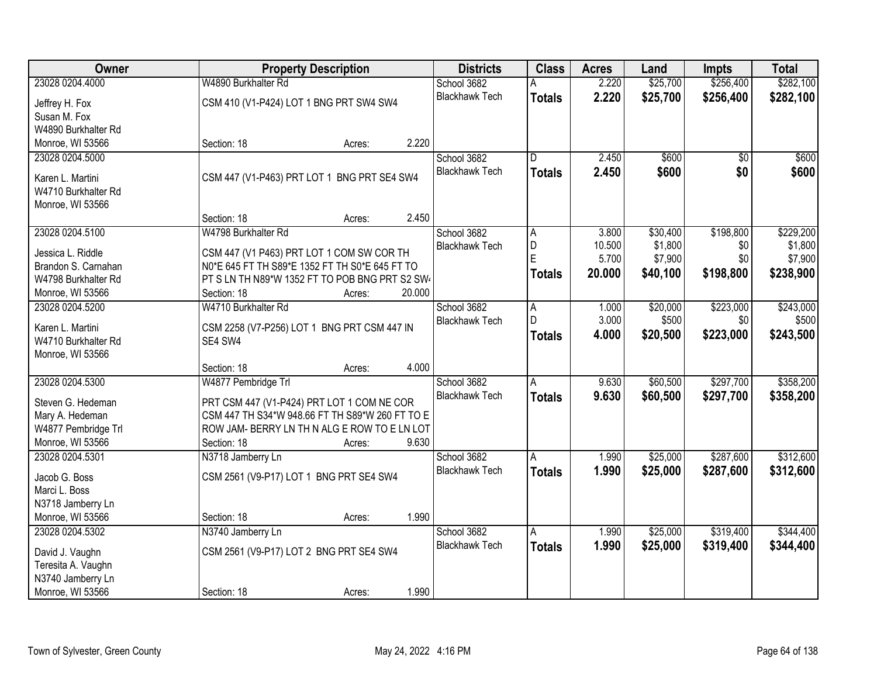| Owner | Property Description | Districts | Class | Acres | Land | Impts | Total |
|---|---|---|---|---|---|---|---|
| 23028 0204.4000<br>Jeffrey H. Fox<br>Susan M. Fox<br>W4890 Burkhalter Rd<br>Monroe, WI 53566 | W4890 Burkhalter Rd<br>CSM 410 (V1-P424) LOT 1 BNG PRT SW4 SW4<br>Section: 18 Acres: 2.220 | School 3682<br>Blackhawk Tech | A<br>**Totals** | 2.220<br>**2.220** | $25,700<br>**$25,700** | $256,400<br>**$256,400** | $282,100<br>**$282,100** |
| 23028 0204.5000<br>Karen L. Martini<br>W4710 Burkhalter Rd<br>Monroe, WI 53566 | CSM 447 (V1-P463) PRT LOT 1 BNG PRT SE4 SW4<br>Section: 18 Acres: 2.450 | School 3682<br>Blackhawk Tech | D<br>**Totals** | 2.450<br>**2.450** | $600<br>**$600** | $0<br>**$0** | $600<br>**$600** |
| 23028 0204.5100<br>Jessica L. Riddle<br>Brandon S. Carnahan<br>W4798 Burkhalter Rd<br>Monroe, WI 53566 | W4798 Burkhalter Rd<br>CSM 447 (V1 P463) PRT LOT 1 COM SW COR TH N0*E 645 FT TH S89*E 1352 FT TH S0*E 645 FT TO PT S LN TH N89*W 1352 FT TO POB BNG PRT S2 SW4<br>Section: 18 Acres: 20.000 | School 3682<br>Blackhawk Tech | A<br>D<br>E<br>**Totals** | 3.800<br>10.500<br>5.700<br>**20.000** | $30,400<br>$1,800<br>$7,900<br>**$40,100** | $198,800<br>$0<br>$0<br>**$198,800** | $229,200<br>$1,800<br>$7,900<br>**$238,900** |
| 23028 0204.5200<br>Karen L. Martini<br>W4710 Burkhalter Rd<br>Monroe, WI 53566 | W4710 Burkhalter Rd<br>CSM 2258 (V7-P256) LOT 1 BNG PRT CSM 447 IN SE4 SW4<br>Section: 18 Acres: 4.000 | School 3682<br>Blackhawk Tech | A<br>D<br>**Totals** | 1.000<br>3.000<br>**4.000** | $20,000<br>$500<br>**$20,500** | $223,000<br>$0<br>**$223,000** | $243,000<br>$500<br>**$243,500** |
| 23028 0204.5300<br>Steven G. Hedeman<br>Mary A. Hedeman<br>W4877 Pembridge Trl<br>Monroe, WI 53566 | W4877 Pembridge Trl<br>PRT CSM 447 (V1-P424) PRT LOT 1 COM NE COR CSM 447 TH S34*W 948.66 FT TH S89*W 260 FT TO E ROW JAM- BERRY LN TH N ALG E ROW TO E LN LOT<br>Section: 18 Acres: 9.630 | School 3682<br>Blackhawk Tech | A<br>**Totals** | 9.630<br>**9.630** | $60,500<br>**$60,500** | $297,700<br>**$297,700** | $358,200<br>**$358,200** |
| 23028 0204.5301<br>Jacob G. Boss<br>Marci L. Boss<br>N3718 Jamberry Ln<br>Monroe, WI 53566 | N3718 Jamberry Ln<br>CSM 2561 (V9-P17) LOT 1 BNG PRT SE4 SW4<br>Section: 18 Acres: 1.990 | School 3682<br>Blackhawk Tech | A<br>**Totals** | 1.990<br>**1.990** | $25,000<br>**$25,000** | $287,600<br>**$287,600** | $312,600<br>**$312,600** |
| 23028 0204.5302<br>David J. Vaughn<br>Teresita A. Vaughn<br>N3740 Jamberry Ln<br>Monroe, WI 53566 | N3740 Jamberry Ln<br>CSM 2561 (V9-P17) LOT 2 BNG PRT SE4 SW4<br>Section: 18 Acres: 1.990 | School 3682<br>Blackhawk Tech | A<br>**Totals** | 1.990<br>**1.990** | $25,000<br>**$25,000** | $319,400<br>**$319,400** | $344,400<br>**$344,400** |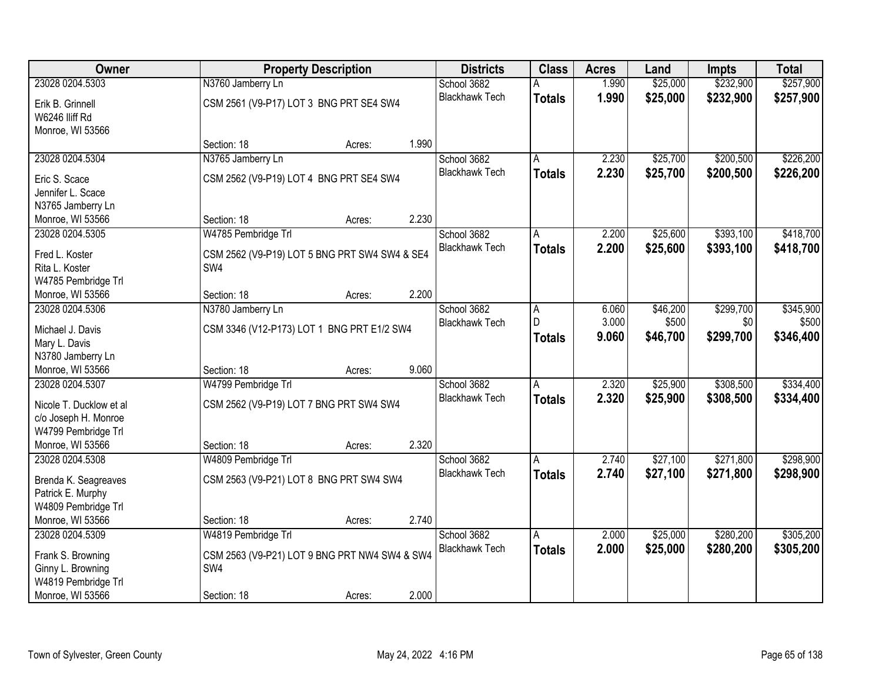| Owner | Property Description | Districts | Class | Acres | Land | Impts | Total |
|---|---|---|---|---|---|---|---|
| 23028 0204.5303<br>Erik B. Grinnell<br>W6246 Iliff Rd<br>Monroe, WI 53566 | N3760 Jamberry Ln<br>CSM 2561 (V9-P17) LOT 3 BNG PRT SE4 SW4<br>Section: 18 Acres: 1.990 | School 3682<br>Blackhawk Tech | A<br>**Totals** | 1.990<br>**1.990** | $25,000<br>**$25,000** | $232,900<br>**$232,900** | $257,900<br>**$257,900** |
| 23028 0204.5304<br>Eric S. Scace<br>Jennifer L. Scace<br>N3765 Jamberry Ln<br>Monroe, WI 53566 | N3765 Jamberry Ln<br>CSM 2562 (V9-P19) LOT 4 BNG PRT SE4 SW4<br>Section: 18 Acres: 2.230 | School 3682<br>Blackhawk Tech | A<br>**Totals** | 2.230<br>**2.230** | $25,700<br>**$25,700** | $200,500<br>**$200,500** | $226,200<br>**$226,200** |
| 23028 0204.5305<br>Fred L. Koster<br>Rita L. Koster<br>W4785 Pembridge Trl<br>Monroe, WI 53566 | W4785 Pembridge Trl<br>CSM 2562 (V9-P19) LOT 5 BNG PRT SW4 SW4 & SE4 SW4<br>Section: 18 Acres: 2.200 | School 3682<br>Blackhawk Tech | A<br>**Totals** | 2.200<br>**2.200** | $25,600<br>**$25,600** | $393,100<br>**$393,100** | $418,700<br>**$418,700** |
| 23028 0204.5306<br>Michael J. Davis<br>Mary L. Davis<br>N3780 Jamberry Ln<br>Monroe, WI 53566 | N3780 Jamberry Ln<br>CSM 3346 (V12-P173) LOT 1 BNG PRT E1/2 SW4<br>Section: 18 Acres: 9.060 | School 3682<br>Blackhawk Tech | A<br>D<br>**Totals** | 6.060<br>3.000<br>**9.060** | $46,200<br>$500<br>**$46,700** | $299,700<br>$0<br>**$299,700** | $345,900<br>$500<br>**$346,400** |
| 23028 0204.5307<br>Nicole T. Ducklow et al<br>c/o Joseph H. Monroe<br>W4799 Pembridge Trl<br>Monroe, WI 53566 | W4799 Pembridge Trl<br>CSM 2562 (V9-P19) LOT 7 BNG PRT SW4 SW4<br>Section: 18 Acres: 2.320 | School 3682<br>Blackhawk Tech | A<br>**Totals** | 2.320<br>**2.320** | $25,900<br>**$25,900** | $308,500<br>**$308,500** | $334,400<br>**$334,400** |
| 23028 0204.5308<br>Brenda K. Seagreaves<br>Patrick E. Murphy<br>W4809 Pembridge Trl<br>Monroe, WI 53566 | W4809 Pembridge Trl<br>CSM 2563 (V9-P21) LOT 8 BNG PRT SW4 SW4<br>Section: 18 Acres: 2.740 | School 3682<br>Blackhawk Tech | A<br>**Totals** | 2.740<br>**2.740** | $27,100<br>**$27,100** | $271,800<br>**$271,800** | $298,900<br>**$298,900** |
| 23028 0204.5309<br>Frank S. Browning<br>Ginny L. Browning<br>W4819 Pembridge Trl<br>Monroe, WI 53566 | W4819 Pembridge Trl<br>CSM 2563 (V9-P21) LOT 9 BNG PRT NW4 SW4 & SW4 SW4<br>Section: 18 Acres: 2.000 | School 3682<br>Blackhawk Tech | A<br>**Totals** | 2.000<br>**2.000** | $25,000<br>**$25,000** | $280,200<br>**$280,200** | $305,200<br>**$305,200** |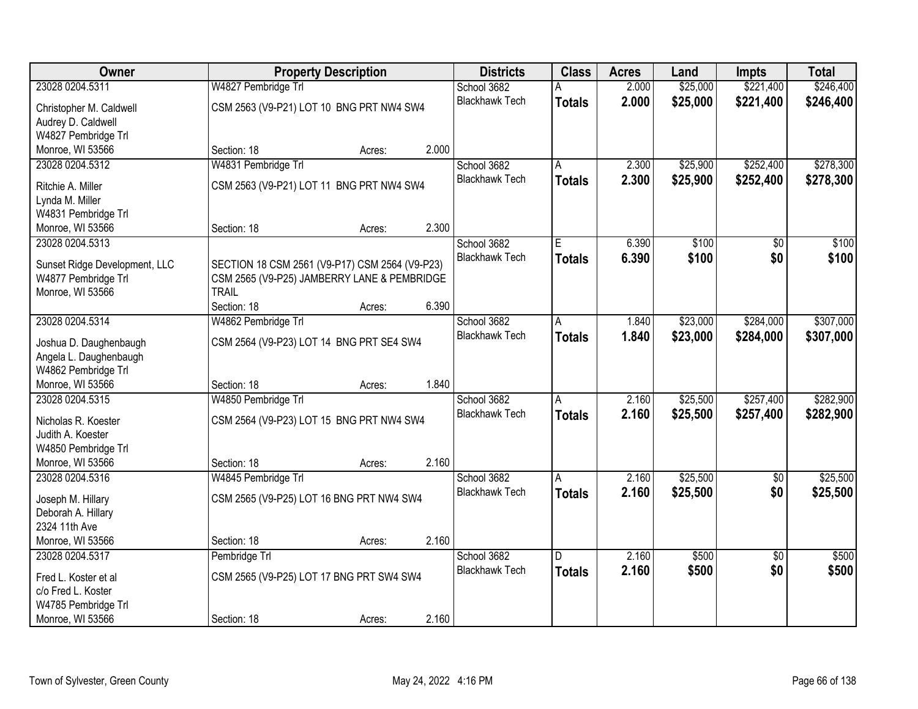| Owner | Property Description | Districts | Class | Acres | Land | Impts | Total |
|---|---|---|---|---|---|---|---|
| 23028 0204.5311<br>Christopher M. Caldwell<br>Audrey D. Caldwell<br>W4827 Pembridge Trl<br>Monroe, WI 53566 | W4827 Pembridge Trl<br>CSM 2563 (V9-P21) LOT 10 BNG PRT NW4 SW4<br>Section: 18 Acres: 2.000 | School 3682<br>Blackhawk Tech | A<br>**Totals** | 2.000<br>**2.000** | $25,000<br>**$25,000** | $221,400<br>**$221,400** | $246,400<br>**$246,400** |
| 23028 0204.5312<br>Ritchie A. Miller<br>Lynda M. Miller<br>W4831 Pembridge Trl<br>Monroe, WI 53566 | W4831 Pembridge Trl<br>CSM 2563 (V9-P21) LOT 11 BNG PRT NW4 SW4<br>Section: 18 Acres: 2.300 | School 3682<br>Blackhawk Tech | A<br>**Totals** | 2.300<br>**2.300** | $25,900<br>**$25,900** | $252,400<br>**$252,400** | $278,300<br>**$278,300** |
| 23028 0204.5313<br>Sunset Ridge Development, LLC<br>W4877 Pembridge Trl<br>Monroe, WI 53566 | SECTION 18 CSM 2561 (V9-P17) CSM 2564 (V9-P23) CSM 2565 (V9-P25) JAMBERRY LANE & PEMBRIDGE TRAIL<br>Section: 18 Acres: 6.390 | School 3682<br>Blackhawk Tech | E<br>**Totals** | 6.390<br>**6.390** | $100<br>**$100** | $0<br>**$0** | $100<br>**$100** |
| 23028 0204.5314<br>Joshua D. Daughenbaugh<br>Angela L. Daughenbaugh<br>W4862 Pembridge Trl<br>Monroe, WI 53566 | W4862 Pembridge Trl<br>CSM 2564 (V9-P23) LOT 14 BNG PRT SE4 SW4<br>Section: 18 Acres: 1.840 | School 3682<br>Blackhawk Tech | A<br>**Totals** | 1.840<br>**1.840** | $23,000<br>**$23,000** | $284,000<br>**$284,000** | $307,000<br>**$307,000** |
| 23028 0204.5315<br>Nicholas R. Koester<br>Judith A. Koester<br>W4850 Pembridge Trl<br>Monroe, WI 53566 | W4850 Pembridge Trl<br>CSM 2564 (V9-P23) LOT 15 BNG PRT NW4 SW4<br>Section: 18 Acres: 2.160 | School 3682<br>Blackhawk Tech | A<br>**Totals** | 2.160<br>**2.160** | $25,500<br>**$25,500** | $257,400<br>**$257,400** | $282,900<br>**$282,900** |
| 23028 0204.5316<br>Joseph M. Hillary<br>Deborah A. Hillary<br>2324 11th Ave<br>Monroe, WI 53566 | W4845 Pembridge Trl<br>CSM 2565 (V9-P25) LOT 16 BNG PRT NW4 SW4<br>Section: 18 Acres: 2.160 | School 3682<br>Blackhawk Tech | A<br>**Totals** | 2.160<br>**2.160** | $25,500<br>**$25,500** | $0<br>**$0** | $25,500<br>**$25,500** |
| 23028 0204.5317<br>Fred L. Koster et al<br>c/o Fred L. Koster<br>W4785 Pembridge Trl<br>Monroe, WI 53566 | Pembridge Trl<br>CSM 2565 (V9-P25) LOT 17 BNG PRT SW4 SW4<br>Section: 18 Acres: 2.160 | School 3682<br>Blackhawk Tech | D<br>**Totals** | 2.160<br>**2.160** | $500<br>**$500** | $0<br>**$0** | $500<br>**$500** |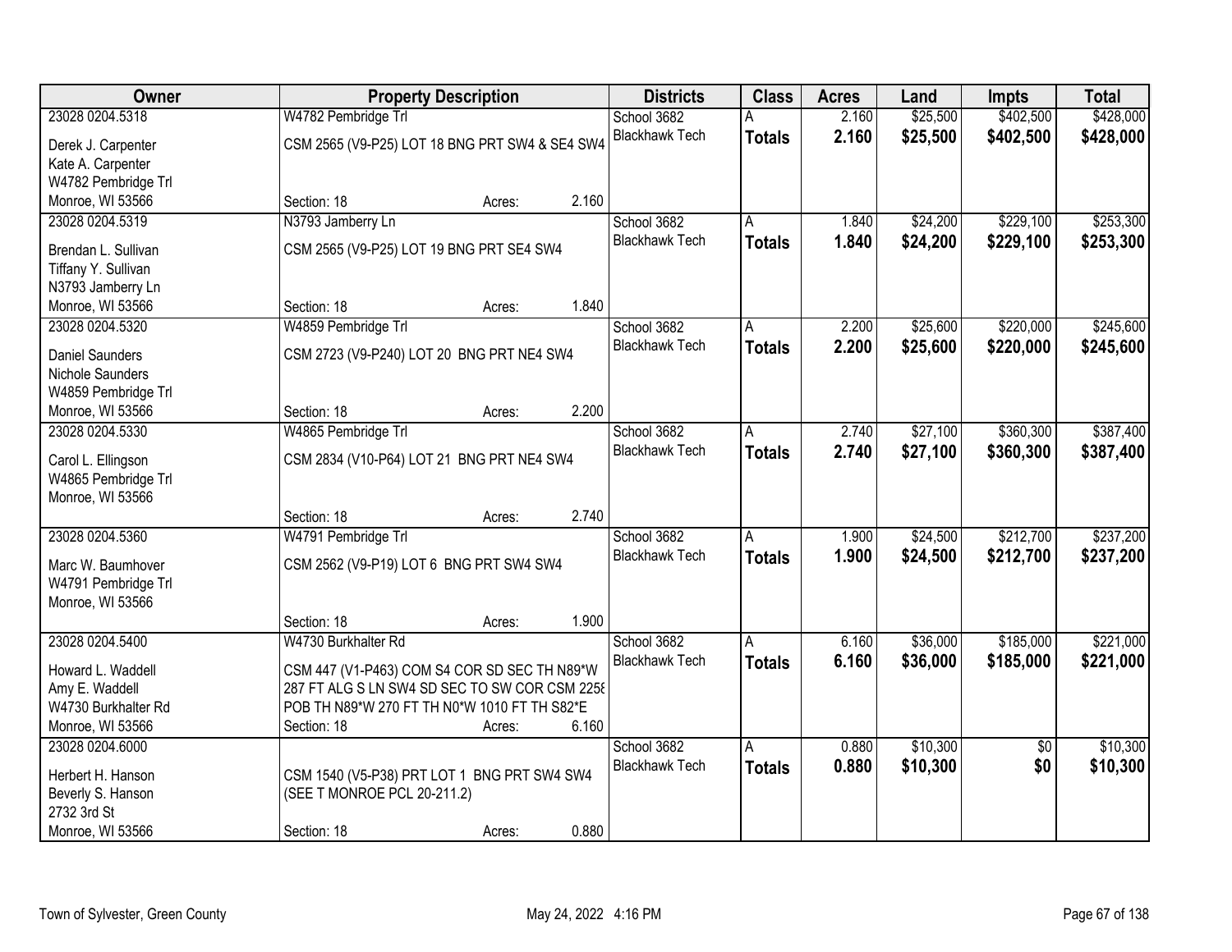| Owner | Property Description | | | Districts | Class | Acres | Land | Impts | Total |
|---|---|---|---|---|---|---|---|---|---|
| 23028 0204.5318 | W4782 Pembridge Trl | | | School 3682 | A | 2.160 | $25,500 | $402,500 | $428,000 |
| Derek J. Carpenter<br>Kate A. Carpenter<br>W4782 Pembridge Trl<br>Monroe, WI 53566 | CSM 2565 (V9-P25) LOT 18 BNG PRT SW4 & SE4 SW4 | | | Blackhawk Tech | **Totals** | **2.160** | **$25,500** | **$402,500** | **$428,000** |
| | Section: 18 | Acres: | 2.160 | | | | | | |
| 23028 0204.5319 | N3793 Jamberry Ln | | | School 3682 | A | 1.840 | $24,200 | $229,100 | $253,300 |
| Brendan L. Sullivan<br>Tiffany Y. Sullivan<br>N3793 Jamberry Ln<br>Monroe, WI 53566 | CSM 2565 (V9-P25) LOT 19 BNG PRT SE4 SW4 | | | Blackhawk Tech | **Totals** | **1.840** | **$24,200** | **$229,100** | **$253,300** |
| | Section: 18 | Acres: | 1.840 | | | | | | |
| 23028 0204.5320 | W4859 Pembridge Trl | | | School 3682 | A | 2.200 | $25,600 | $220,000 | $245,600 |
| Daniel Saunders<br>Nichole Saunders<br>W4859 Pembridge Trl<br>Monroe, WI 53566 | CSM 2723 (V9-P240) LOT 20 BNG PRT NE4 SW4 | | | Blackhawk Tech | **Totals** | **2.200** | **$25,600** | **$220,000** | **$245,600** |
| | Section: 18 | Acres: | 2.200 | | | | | | |
| 23028 0204.5330 | W4865 Pembridge Trl | | | School 3682 | A | 2.740 | $27,100 | $360,300 | $387,400 |
| Carol L. Ellingson<br>W4865 Pembridge Trl<br>Monroe, WI 53566 | CSM 2834 (V10-P64) LOT 21 BNG PRT NE4 SW4 | | | Blackhawk Tech | **Totals** | **2.740** | **$27,100** | **$360,300** | **$387,400** |
| | Section: 18 | Acres: | 2.740 | | | | | | |
| 23028 0204.5360 | W4791 Pembridge Trl | | | School 3682 | A | 1.900 | $24,500 | $212,700 | $237,200 |
| Marc W. Baumhover<br>W4791 Pembridge Trl<br>Monroe, WI 53566 | CSM 2562 (V9-P19) LOT 6 BNG PRT SW4 SW4 | | | Blackhawk Tech | **Totals** | **1.900** | **$24,500** | **$212,700** | **$237,200** |
| | Section: 18 | Acres: | 1.900 | | | | | | |
| 23028 0204.5400 | W4730 Burkhalter Rd | | | School 3682 | A | 6.160 | $36,000 | $185,000 | $221,000 |
| Howard L. Waddell<br>Amy E. Waddell<br>W4730 Burkhalter Rd<br>Monroe, WI 53566 | CSM 447 (V1-P463) COM S4 COR SD SEC TH N89*W 287 FT ALG S LN SW4 SD SEC TO SW COR CSM 2258 POB TH N89*W 270 FT TH N0*W 1010 FT TH S82*E | | | Blackhawk Tech | **Totals** | **6.160** | **$36,000** | **$185,000** | **$221,000** |
| | Section: 18 | Acres: | 6.160 | | | | | | |
| 23028 0204.6000 | | | | School 3682 | A | 0.880 | $10,300 | $0 | $10,300 |
| Herbert H. Hanson<br>Beverly S. Hanson<br>2732 3rd St<br>Monroe, WI 53566 | CSM 1540 (V5-P38) PRT LOT 1 BNG PRT SW4 SW4 (SEE T MONROE PCL 20-211.2) | | | Blackhawk Tech | **Totals** | **0.880** | **$10,300** | **$0** | **$10,300** |
| | Section: 18 | Acres: | 0.880 | | | | | | |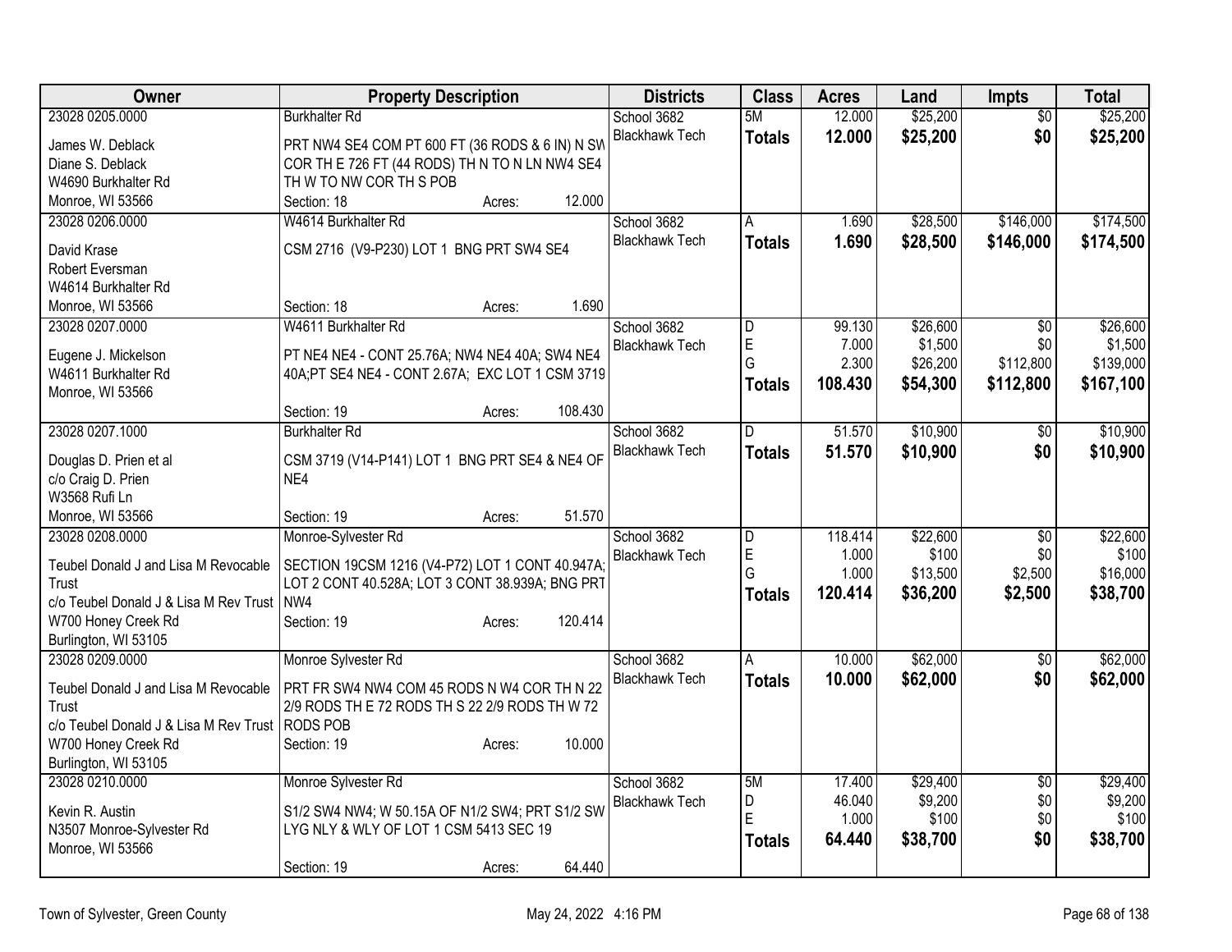| Owner | Property Description | Districts | Class | Acres | Land | Impts | Total |
|---|---|---|---|---|---|---|---|
| 23028 0205.0000<br>James W. Deblack<br>Diane S. Deblack<br>W4690 Burkhalter Rd<br>Monroe, WI 53566 | Burkhalter Rd<br>PRT NW4 SE4 COM PT 600 FT (36 RODS & 6 IN) N SW COR TH E 726 FT (44 RODS) TH N TO N LN NW4 SE4 TH W TO NW COR TH S POB<br>Section: 18 Acres: 12.000 | School 3682<br>Blackhawk Tech | 5M<br>**Totals** | 12.000<br>**12.000** | $25,200<br>**$25,200** | $0<br>**$0** | $25,200<br>**$25,200** |
| 23028 0206.0000<br>David Krase<br>Robert Eversman<br>W4614 Burkhalter Rd<br>Monroe, WI 53566 | W4614 Burkhalter Rd<br>CSM 2716 (V9-P230) LOT 1 BNG PRT SW4 SE4<br>Section: 18 Acres: 1.690 | School 3682<br>Blackhawk Tech | A<br>**Totals** | 1.690<br>**1.690** | $28,500<br>**$28,500** | $146,000<br>**$146,000** | $174,500<br>**$174,500** |
| 23028 0207.0000<br>Eugene J. Mickelson<br>W4611 Burkhalter Rd<br>Monroe, WI 53566 | W4611 Burkhalter Rd<br>PT NE4 NE4 - CONT 25.76A; NW4 NE4 40A; SW4 NE4 40A;PT SE4 NE4 - CONT 2.67A; EXC LOT 1 CSM 3719<br>Section: 19 Acres: 108.430 | School 3682<br>Blackhawk Tech | D<br>E<br>G<br>**Totals** | 99.130<br>7.000<br>2.300<br>**108.430** | $26,600<br>$1,500<br>$26,200<br>**$54,300** | $0<br>$0<br>$112,800<br>**$112,800** | $26,600<br>$1,500<br>$139,000<br>**$167,100** |
| 23028 0207.1000<br>Douglas D. Prien et al<br>c/o Craig D. Prien<br>W3568 Rufi Ln<br>Monroe, WI 53566 | Burkhalter Rd<br>CSM 3719 (V14-P141) LOT 1 BNG PRT SE4 & NE4 OF NE4<br>Section: 19 Acres: 51.570 | School 3682<br>Blackhawk Tech | D<br>**Totals** | 51.570<br>**51.570** | $10,900<br>**$10,900** | $0<br>**$0** | $10,900<br>**$10,900** |
| 23028 0208.0000<br>Teubel Donald J and Lisa M Revocable Trust<br>c/o Teubel Donald J & Lisa M Rev Trust<br>W700 Honey Creek Rd<br>Burlington, WI 53105 | Monroe-Sylvester Rd<br>SECTION 19CSM 1216 (V4-P72) LOT 1 CONT 40.947A; LOT 2 CONT 40.528A; LOT 3 CONT 38.939A; BNG PRT NW4<br>Section: 19 Acres: 120.414 | School 3682<br>Blackhawk Tech | D<br>E<br>G<br>**Totals** | 118.414<br>1.000<br>1.000<br>**120.414** | $22,600<br>$100<br>$13,500<br>**$36,200** | $0<br>$0<br>$2,500<br>**$2,500** | $22,600<br>$100<br>$16,000<br>**$38,700** |
| 23028 0209.0000<br>Teubel Donald J and Lisa M Revocable Trust<br>c/o Teubel Donald J & Lisa M Rev Trust<br>W700 Honey Creek Rd<br>Burlington, WI 53105 | Monroe Sylvester Rd<br>PRT FR SW4 NW4 COM 45 RODS N W4 COR TH N 22 2/9 RODS TH E 72 RODS TH S 22 2/9 RODS TH W 72 RODS POB<br>Section: 19 Acres: 10.000 | School 3682<br>Blackhawk Tech | A<br>**Totals** | 10.000<br>**10.000** | $62,000<br>**$62,000** | $0<br>**$0** | $62,000<br>**$62,000** |
| 23028 0210.0000<br>Kevin R. Austin<br>N3507 Monroe-Sylvester Rd<br>Monroe, WI 53566 | Monroe Sylvester Rd<br>S1/2 SW4 NW4; W 50.15A OF N1/2 SW4; PRT S1/2 SW LYG NLY & WLY OF LOT 1 CSM 5413 SEC 19<br>Section: 19 Acres: 64.440 | School 3682<br>Blackhawk Tech | 5M<br>D<br>E<br>**Totals** | 17.400<br>46.040<br>1.000<br>**64.440** | $29,400<br>$9,200<br>$100<br>**$38,700** | $0<br>$0<br>$0<br>**$0** | $29,400<br>$9,200<br>$100<br>**$38,700** |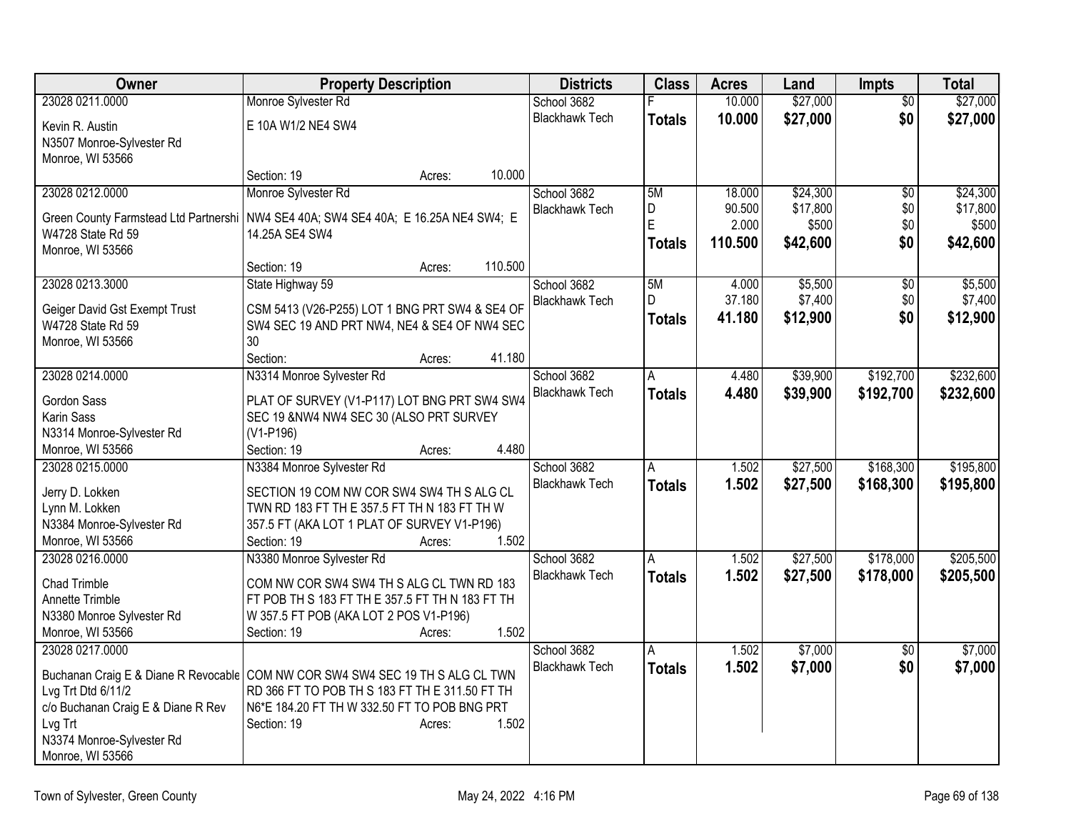| Owner | Property Description | Districts | Class | Acres | Land | Impts | Total |
|---|---|---|---|---|---|---|---|
| 23028 0211.0000<br>Kevin R. Austin<br>N3507 Monroe-Sylvester Rd<br>Monroe, WI 53566 | Monroe Sylvester Rd<br>E 10A W1/2 NE4 SW4<br>Section: 19 Acres: 10.000 | School 3682<br>Blackhawk Tech | F<br>**Totals** | 10.000<br>**10.000** | $27,000<br>**$27,000** | $0<br>**$0** | $27,000<br>**$27,000** |
| 23028 0212.0000<br>Green County Farmstead Ltd Partnershi<br>W4728 State Rd 59<br>Monroe, WI 53566 | Monroe Sylvester Rd<br>NW4 SE4 40A; SW4 SE4 40A; E 16.25A NE4 SW4; E 14.25A SE4 SW4<br>Section: 19 Acres: 110.500 | School 3682<br>Blackhawk Tech | 5M<br>D<br>E<br>**Totals** | 18.000<br>90.500<br>2.000<br>**110.500** | $24,300<br>$17,800<br>$500<br>**$42,600** | $0<br>$0<br>$0<br>**$0** | $24,300<br>$17,800<br>$500<br>**$42,600** |
| 23028 0213.3000<br>Geiger David Gst Exempt Trust<br>W4728 State Rd 59<br>Monroe, WI 53566 | State Highway 59<br>CSM 5413 (V26-P255) LOT 1 BNG PRT SW4 & SE4 OF SW4 SEC 19 AND PRT NW4, NE4 & SE4 OF NW4 SEC 30<br>Section: Acres: 41.180 | School 3682<br>Blackhawk Tech | 5M<br>D<br>**Totals** | 4.000<br>37.180<br>**41.180** | $5,500<br>$7,400<br>**$12,900** | $0<br>$0<br>**$0** | $5,500<br>$7,400<br>**$12,900** |
| 23028 0214.0000<br>Gordon Sass<br>Karin Sass<br>N3314 Monroe-Sylvester Rd<br>Monroe, WI 53566 | N3314 Monroe Sylvester Rd<br>PLAT OF SURVEY (V1-P117) LOT BNG PRT SW4 SW4 SEC 19 &NW4 NW4 SEC 30 (ALSO PRT SURVEY (V1-P196)<br>Section: 19 Acres: 4.480 | School 3682<br>Blackhawk Tech | A<br>**Totals** | 4.480<br>**4.480** | $39,900<br>**$39,900** | $192,700<br>**$192,700** | $232,600<br>**$232,600** |
| 23028 0215.0000<br>Jerry D. Lokken<br>Lynn M. Lokken<br>N3384 Monroe-Sylvester Rd<br>Monroe, WI 53566 | N3384 Monroe Sylvester Rd<br>SECTION 19 COM NW COR SW4 SW4 TH S ALG CL TWN RD 183 FT TH E 357.5 FT TH N 183 FT TH W 357.5 FT (AKA LOT 1 PLAT OF SURVEY V1-P196)<br>Section: 19 Acres: 1.502 | School 3682<br>Blackhawk Tech | A<br>**Totals** | 1.502<br>**1.502** | $27,500<br>**$27,500** | $168,300<br>**$168,300** | $195,800<br>**$195,800** |
| 23028 0216.0000<br>Chad Trimble<br>Annette Trimble<br>N3380 Monroe Sylvester Rd<br>Monroe, WI 53566 | N3380 Monroe Sylvester Rd<br>COM NW COR SW4 SW4 TH S ALG CL TWN RD 183 FT POB TH S 183 FT TH E 357.5 FT TH N 183 FT TH W 357.5 FT POB (AKA LOT 2 POS V1-P196)<br>Section: 19 Acres: 1.502 | School 3682<br>Blackhawk Tech | A<br>**Totals** | 1.502<br>**1.502** | $27,500<br>**$27,500** | $178,000<br>**$178,000** | $205,500<br>**$205,500** |
| 23028 0217.0000<br>Buchanan Craig E & Diane R Revocable Lvg Trt Dtd 6/11/2<br>c/o Buchanan Craig E & Diane R Rev Lvg Trt<br>N3374 Monroe-Sylvester Rd<br>Monroe, WI 53566 | COM NW COR SW4 SW4 SEC 19 TH S ALG CL TWN RD 366 FT TO POB TH S 183 FT TH E 311.50 FT TH N6*E 184.20 FT TH W 332.50 FT TO POB BNG PRT<br>Section: 19 Acres: 1.502 | School 3682<br>Blackhawk Tech | A<br>**Totals** | 1.502<br>**1.502** | $7,000<br>**$7,000** | $0<br>**$0** | $7,000<br>**$7,000** |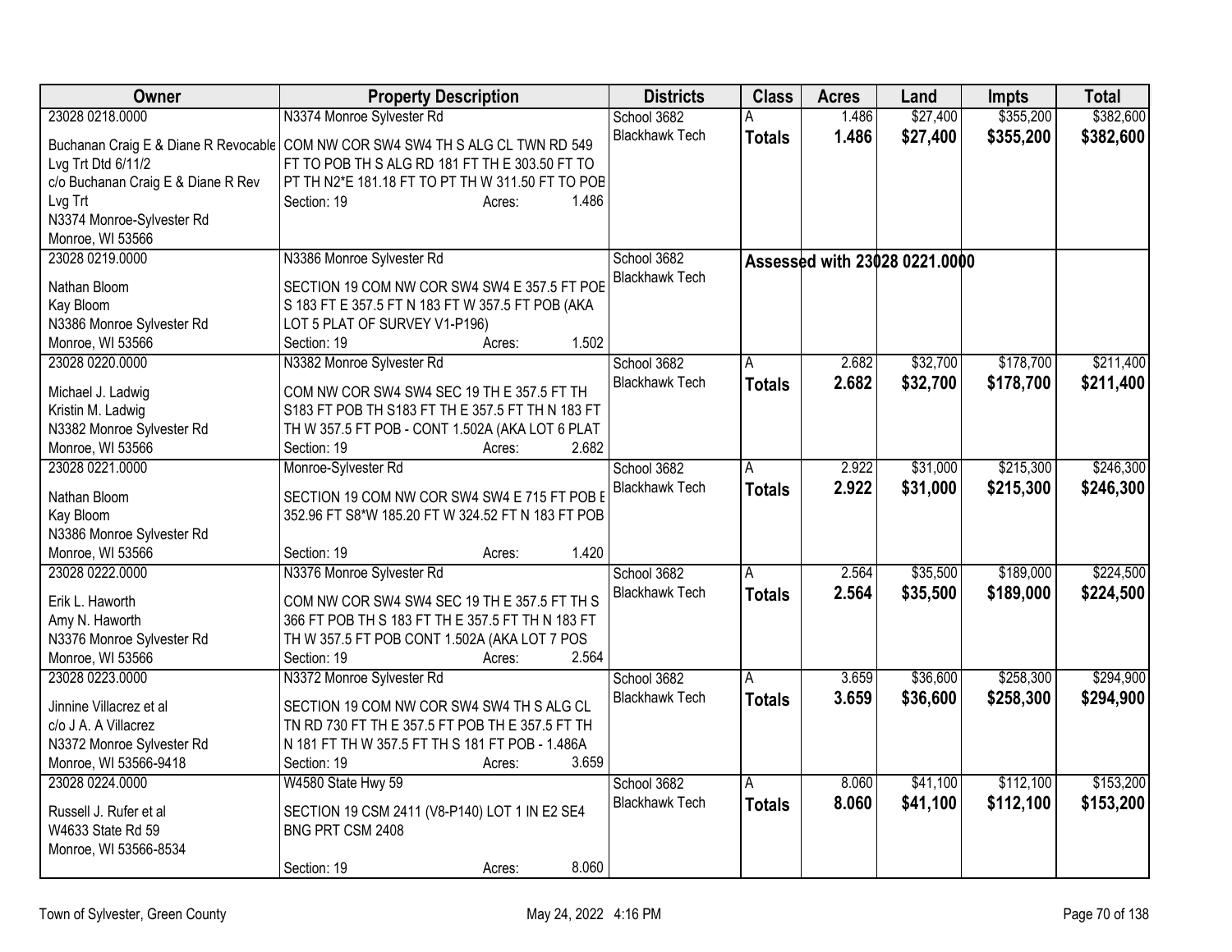| Owner | Property Description | Districts | Class | Acres | Land | Impts | Total |
|---|---|---|---|---|---|---|---|
| 23028 0218.0000 | N3374 Monroe Sylvester Rd | School 3682 | A | 1.486 | $27,400 | $355,200 | $382,600 |
| Buchanan Craig E & Diane R Revocable Lvg Trt Dtd 6/11/2 c/o Buchanan Craig E & Diane R Rev Lvg Trt N3374 Monroe-Sylvester Rd Monroe, WI 53566 | COM NW COR SW4 SW4 TH S ALG CL TWN RD 549 FT TO POB TH S ALG RD 181 FT TH E 303.50 FT TO PT TH N2*E 181.18 FT TO PT TH W 311.50 FT TO POB Section: 19 Acres: 1.486 | Blackhawk Tech | **Totals** | **1.486** | **$27,400** | **$355,200** | **$382,600** |
| 23028 0219.0000 | N3386 Monroe Sylvester Rd | School 3682 | Assessed with 23028 0221.0000 | | | | |
| Nathan Bloom Kay Bloom N3386 Monroe Sylvester Rd Monroe, WI 53566 | SECTION 19 COM NW COR SW4 SW4 E 357.5 FT POB S 183 FT E 357.5 FT N 183 FT W 357.5 FT POB (AKA LOT 5 PLAT OF SURVEY V1-P196) Section: 19 Acres: 1.502 | Blackhawk Tech | | | | | |
| 23028 0220.0000 | N3382 Monroe Sylvester Rd | School 3682 | A | 2.682 | $32,700 | $178,700 | $211,400 |
| Michael J. Ladwig Kristin M. Ladwig N3382 Monroe Sylvester Rd Monroe, WI 53566 | COM NW COR SW4 SW4 SEC 19 TH E 357.5 FT TH S183 FT POB TH S183 FT TH E 357.5 FT TH N 183 FT TH W 357.5 FT POB - CONT 1.502A (AKA LOT 6 PLAT Section: 19 Acres: 2.682 | Blackhawk Tech | **Totals** | **2.682** | **$32,700** | **$178,700** | **$211,400** |
| 23028 0221.0000 | Monroe-Sylvester Rd | School 3682 | A | 2.922 | $31,000 | $215,300 | $246,300 |
| Nathan Bloom Kay Bloom N3386 Monroe Sylvester Rd Monroe, WI 53566 | SECTION 19 COM NW COR SW4 SW4 E 715 FT POB E 352.96 FT S8*W 185.20 FT W 324.52 FT N 183 FT POB Section: 19 Acres: 1.420 | Blackhawk Tech | **Totals** | **2.922** | **$31,000** | **$215,300** | **$246,300** |
| 23028 0222.0000 | N3376 Monroe Sylvester Rd | School 3682 | A | 2.564 | $35,500 | $189,000 | $224,500 |
| Erik L. Haworth Amy N. Haworth N3376 Monroe Sylvester Rd Monroe, WI 53566 | COM NW COR SW4 SW4 SEC 19 TH E 357.5 FT TH S 366 FT POB TH S 183 FT TH E 357.5 FT TH N 183 FT TH W 357.5 FT POB CONT 1.502A (AKA LOT 7 POS Section: 19 Acres: 2.564 | Blackhawk Tech | **Totals** | **2.564** | **$35,500** | **$189,000** | **$224,500** |
| 23028 0223.0000 | N3372 Monroe Sylvester Rd | School 3682 | A | 3.659 | $36,600 | $258,300 | $294,900 |
| Jinnine Villacrez et al c/o J A. A Villacrez N3372 Monroe Sylvester Rd Monroe, WI 53566-9418 | SECTION 19 COM NW COR SW4 SW4 TH S ALG CL TN RD 730 FT TH E 357.5 FT POB TH E 357.5 FT TH N 181 FT TH W 357.5 FT TH S 181 FT POB - 1.486A Section: 19 Acres: 3.659 | Blackhawk Tech | **Totals** | **3.659** | **$36,600** | **$258,300** | **$294,900** |
| 23028 0224.0000 | W4580 State Hwy 59 | School 3682 | A | 8.060 | $41,100 | $112,100 | $153,200 |
| Russell J. Rufer et al W4633 State Rd 59 Monroe, WI 53566-8534 | SECTION 19 CSM 2411 (V8-P140) LOT 1 IN E2 SE4 BNG PRT CSM 2408 Section: 19 Acres: 8.060 | Blackhawk Tech | **Totals** | **8.060** | **$41,100** | **$112,100** | **$153,200** |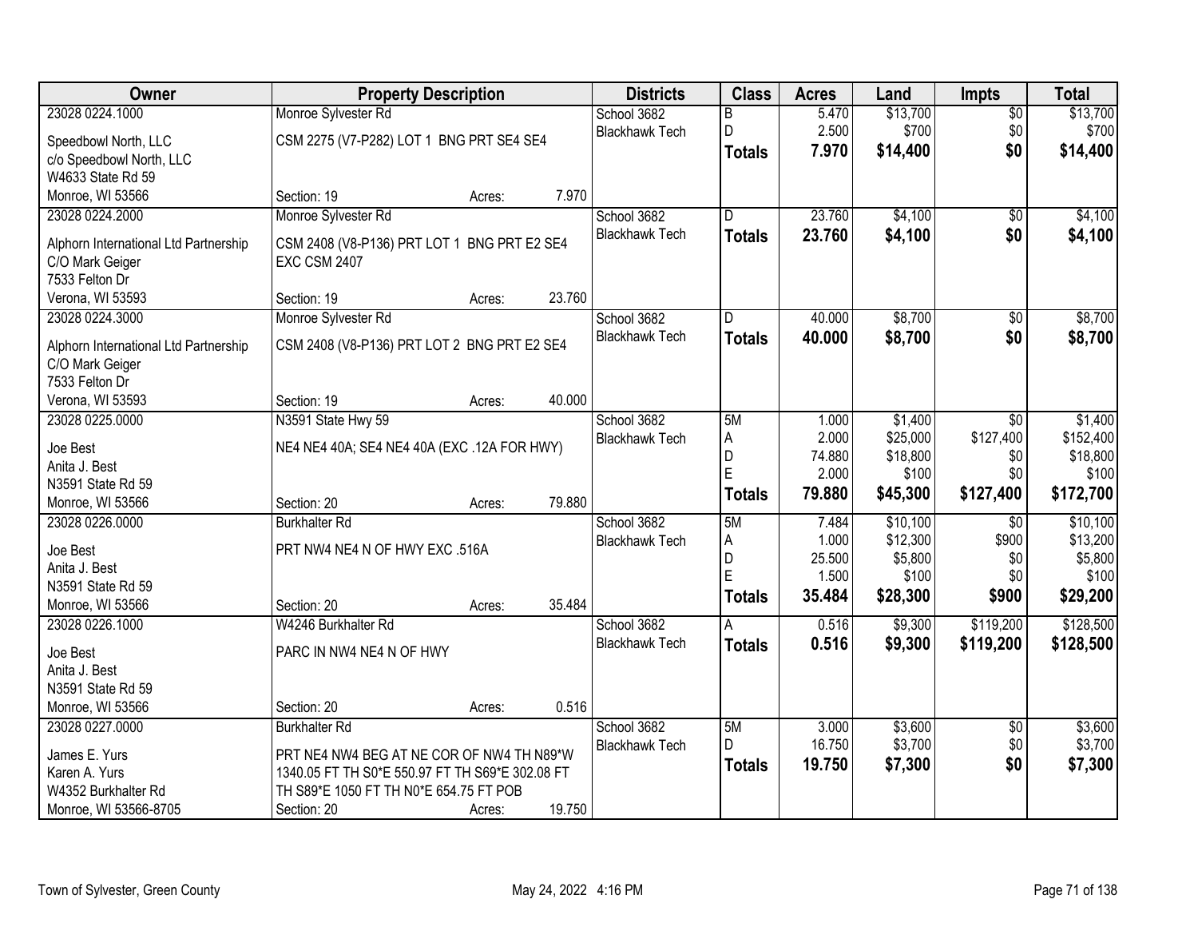| Owner | Property Description | | | Districts | Class | Acres | Land | Impts | Total |
|---|---|---|---|---|---|---|---|---|---|
| 23028 0224.1000 | Monroe Sylvester Rd | | | School 3682 | B | 5.470 | $13,700 | $0 | $13,700 |
| Speedbowl North, LLC | CSM 2275 (V7-P282) LOT 1 BNG PRT SE4 SE4 | | | Blackhawk Tech | D | 2.500 | $700 | $0 | $700 |
| c/o Speedbowl North, LLC | | | | | **Totals** | **7.970** | **$14,400** | **$0** | **$14,400** |
| W4633 State Rd 59 | | | | | | | | | |
| Monroe, WI 53566 | Section: 19 | Acres: | 7.970 | | | | | | |
| 23028 0224.2000 | Monroe Sylvester Rd | | | School 3682 | D | 23.760 | $4,100 | $0 | $4,100 |
| Alphorn International Ltd Partnership | CSM 2408 (V8-P136) PRT LOT 1 BNG PRT E2 SE4 | | | Blackhawk Tech | **Totals** | **23.760** | **$4,100** | **$0** | **$4,100** |
| C/O Mark Geiger | EXC CSM 2407 | | | | | | | | |
| 7533 Felton Dr | | | | | | | | | |
| Verona, WI 53593 | Section: 19 | Acres: | 23.760 | | | | | | |
| 23028 0224.3000 | Monroe Sylvester Rd | | | School 3682 | D | 40.000 | $8,700 | $0 | $8,700 |
| Alphorn International Ltd Partnership | CSM 2408 (V8-P136) PRT LOT 2 BNG PRT E2 SE4 | | | Blackhawk Tech | **Totals** | **40.000** | **$8,700** | **$0** | **$8,700** |
| C/O Mark Geiger | | | | | | | | | |
| 7533 Felton Dr | | | | | | | | | |
| Verona, WI 53593 | Section: 19 | Acres: | 40.000 | | | | | | |
| 23028 0225.0000 | N3591 State Hwy 59 | | | School 3682 | 5M | 1.000 | $1,400 | $0 | $1,400 |
| Joe Best | NE4 NE4 40A; SE4 NE4 40A (EXC .12A FOR HWY) | | | Blackhawk Tech | A | 2.000 | $25,000 | $127,400 | $152,400 |
| Anita J. Best | | | | | D | 74.880 | $18,800 | $0 | $18,800 |
| N3591 State Rd 59 | | | | | E | 2.000 | $100 | $0 | $100 |
| Monroe, WI 53566 | Section: 20 | Acres: | 79.880 | | **Totals** | **79.880** | **$45,300** | **$127,400** | **$172,700** |
| 23028 0226.0000 | Burkhalter Rd | | | School 3682 | 5M | 7.484 | $10,100 | $0 | $10,100 |
| Joe Best | PRT NW4 NE4 N OF HWY EXC .516A | | | Blackhawk Tech | A | 1.000 | $12,300 | $900 | $13,200 |
| Anita J. Best | | | | | D | 25.500 | $5,800 | $0 | $5,800 |
| N3591 State Rd 59 | | | | | E | 1.500 | $100 | $0 | $100 |
| Monroe, WI 53566 | Section: 20 | Acres: | 35.484 | | **Totals** | **35.484** | **$28,300** | **$900** | **$29,200** |
| 23028 0226.1000 | W4246 Burkhalter Rd | | | School 3682 | A | 0.516 | $9,300 | $119,200 | $128,500 |
| Joe Best | PARC IN NW4 NE4 N OF HWY | | | Blackhawk Tech | **Totals** | **0.516** | **$9,300** | **$119,200** | **$128,500** |
| Anita J. Best | | | | | | | | | |
| N3591 State Rd 59 | | | | | | | | | |
| Monroe, WI 53566 | Section: 20 | Acres: | 0.516 | | | | | | |
| 23028 0227.0000 | Burkhalter Rd | | | School 3682 | 5M | 3.000 | $3,600 | $0 | $3,600 |
| James E. Yurs | PRT NE4 NW4 BEG AT NE COR OF NW4 TH N89*W | | | Blackhawk Tech | D | 16.750 | $3,700 | $0 | $3,700 |
| Karen A. Yurs | 1340.05 FT TH S0*E 550.97 FT TH S69*E 302.08 FT | | | | **Totals** | **19.750** | **$7,300** | **$0** | **$7,300** |
| W4352 Burkhalter Rd | TH S89*E 1050 FT TH N0*E 654.75 FT POB | | | | | | | | |
| Monroe, WI 53566-8705 | Section: 20 | Acres: | 19.750 | | | | | | |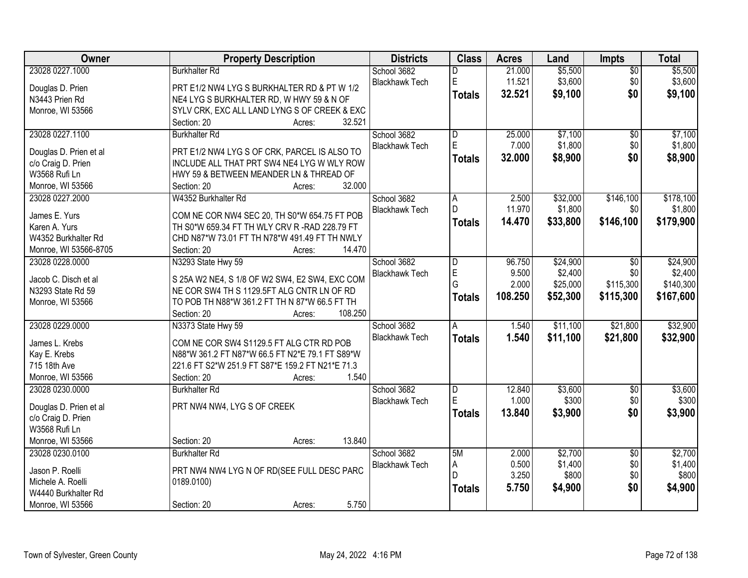| Owner | Property Description | Districts | Class | Acres | Land | Impts | Total |
|---|---|---|---|---|---|---|---|
| 23028 0227.1000<br><br>Douglas D. Prien<br>N3443 Prien Rd<br>Monroe, WI 53566 | Burkhalter Rd<br><br>PRT E1/2 NW4 LYG S BURKHALTER RD & PT W 1/2 NE4 LYG S BURKHALTER RD, W HWY 59 & N OF SYLV CRK, EXC ALL LAND LYNG S OF CREEK & EXC<br>Section: 20 Acres: 32.521 | School 3682<br>Blackhawk Tech | D<br>E<br>**Totals** | 21.000<br>11.521<br>**32.521** | $5,500<br>$3,600<br>**$9,100** | $0<br>$0<br>**$0** | $5,500<br>$3,600<br>**$9,100** |
| 23028 0227.1100<br><br>Douglas D. Prien et al<br>c/o Craig D. Prien<br>W3568 Rufi Ln<br>Monroe, WI 53566 | Burkhalter Rd<br><br>PRT E1/2 NW4 LYG S OF CRK, PARCEL IS ALSO TO INCLUDE ALL THAT PRT SW4 NE4 LYG W WLY ROW HWY 59 & BETWEEN MEANDER LN & THREAD OF<br>Section: 20 Acres: 32.000 | School 3682<br>Blackhawk Tech | D<br>E<br>**Totals** | 25.000<br>7.000<br>**32.000** | $7,100<br>$1,800<br>**$8,900** | $0<br>$0<br>**$0** | $7,100<br>$1,800<br>**$8,900** |
| 23028 0227.2000<br><br>James E. Yurs<br>Karen A. Yurs<br>W4352 Burkhalter Rd<br>Monroe, WI 53566-8705 | W4352 Burkhalter Rd<br><br>COM NE COR NW4 SEC 20, TH S0*W 654.75 FT POB TH S0*W 659.34 FT TH WLY CRV R -RAD 228.79 FT CHD N87*W 73.01 FT TH N78*W 491.49 FT TH NWLY<br>Section: 20 Acres: 14.470 | School 3682<br>Blackhawk Tech | A<br>D<br>**Totals** | 2.500<br>11.970<br>**14.470** | $32,000<br>$1,800<br>**$33,800** | $146,100<br>$0<br>**$146,100** | $178,100<br>$1,800<br>**$179,900** |
| 23028 0228.0000<br><br>Jacob C. Disch et al<br>N3293 State Rd 59<br>Monroe, WI 53566 | N3293 State Hwy 59<br><br>S 25A W2 NE4, S 1/8 OF W2 SW4, E2 SW4, EXC COM NE COR SW4 TH S 1129.5FT ALG CNTR LN OF RD TO POB TH N88*W 361.2 FT TH N 87*W 66.5 FT TH<br>Section: 20 Acres: 108.250 | School 3682<br>Blackhawk Tech | D<br>E<br>G<br>**Totals** | 96.750<br>9.500<br>2.000<br>**108.250** | $24,900<br>$2,400<br>$25,000<br>**$52,300** | $0<br>$0<br>$115,300<br>**$115,300** | $24,900<br>$2,400<br>$140,300<br>**$167,600** |
| 23028 0229.0000<br><br>James L. Krebs<br>Kay E. Krebs<br>715 18th Ave<br>Monroe, WI 53566 | N3373 State Hwy 59<br><br>COM NE COR SW4 S1129.5 FT ALG CTR RD POB N88*W 361.2 FT N87*W 66.5 FT N2*E 79.1 FT S89*W 221.6 FT S2*W 251.9 FT S87*E 159.2 FT N21*E 71.3<br>Section: 20 Acres: 1.540 | School 3682<br>Blackhawk Tech | A<br>**Totals** | 1.540<br>**1.540** | $11,100<br>**$11,100** | $21,800<br>**$21,800** | $32,900<br>**$32,900** |
| 23028 0230.0000<br><br>Douglas D. Prien et al<br>c/o Craig D. Prien<br>W3568 Rufi Ln<br>Monroe, WI 53566 | Burkhalter Rd<br><br>PRT NW4 NW4, LYG S OF CREEK<br><br>Section: 20 Acres: 13.840 | School 3682<br>Blackhawk Tech | D<br>E<br>**Totals** | 12.840<br>1.000<br>**13.840** | $3,600<br>$300<br>**$3,900** | $0<br>$0<br>**$0** | $3,600<br>$300<br>**$3,900** |
| 23028 0230.0100<br><br>Jason P. Roelli<br>Michele A. Roelli<br>W4440 Burkhalter Rd<br>Monroe, WI 53566 | Burkhalter Rd<br><br>PRT NW4 NW4 LYG N OF RD(SEE FULL DESC PARC 0189.0100)<br><br>Section: 20 Acres: 5.750 | School 3682<br>Blackhawk Tech | 5M<br>A<br>D<br>**Totals** | 2.000<br>0.500<br>3.250<br>**5.750** | $2,700<br>$1,400<br>$800<br>**$4,900** | $0<br>$0<br>$0<br>**$0** | $2,700<br>$1,400<br>$800<br>**$4,900** |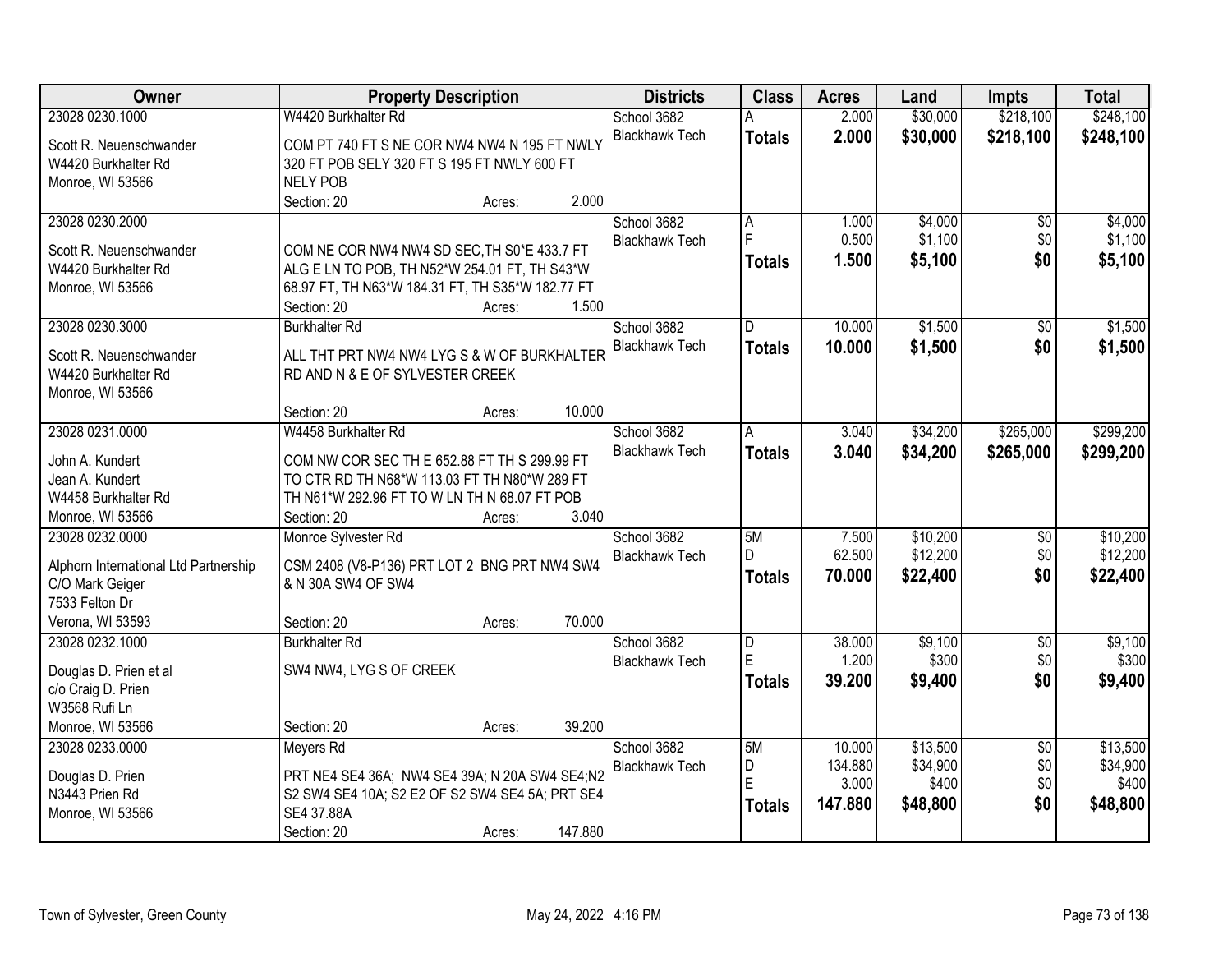| Owner | Property Description | Districts | Class | Acres | Land | Impts | Total |
|---|---|---|---|---|---|---|---|
| 23028 0230.1000<br>Scott R. Neuenschwander<br>W4420 Burkhalter Rd<br>Monroe, WI 53566 | W4420 Burkhalter Rd<br>COM PT 740 FT S NE COR NW4 NW4 N 195 FT NWLY 320 FT POB SELY 320 FT S 195 FT NWLY 600 FT NELY POB<br>Section: 20 Acres: 2.000 | School 3682<br>Blackhawk Tech | A<br>**Totals** | 2.000<br>**2.000** | \$30,000<br>**\$30,000** | \$218,100<br>**\$218,100** | \$248,100<br>**\$248,100** |
| 23028 0230.2000<br>Scott R. Neuenschwander<br>W4420 Burkhalter Rd<br>Monroe, WI 53566 | COM NE COR NW4 NW4 SD SEC,TH S0*E 433.7 FT ALG E LN TO POB, TH N52*W 254.01 FT, TH S43*W 68.97 FT, TH N63*W 184.31 FT, TH S35*W 182.77 FT<br>Section: 20 Acres: 1.500 | School 3682<br>Blackhawk Tech | A<br>F<br>**Totals** | 1.000<br>0.500<br>**1.500** | \$4,000<br>\$1,100<br>**\$5,100** | \$0<br>\$0<br>**\$0** | \$4,000<br>\$1,100<br>**\$5,100** |
| 23028 0230.3000<br>Scott R. Neuenschwander<br>W4420 Burkhalter Rd<br>Monroe, WI 53566 | Burkhalter Rd<br>ALL THT PRT NW4 NW4 LYG S & W OF BURKHALTER RD AND N & E OF SYLVESTER CREEK<br>Section: 20 Acres: 10.000 | School 3682<br>Blackhawk Tech | D<br>**Totals** | 10.000<br>**10.000** | \$1,500<br>**\$1,500** | \$0<br>**\$0** | \$1,500<br>**\$1,500** |
| 23028 0231.0000<br>John A. Kundert<br>Jean A. Kundert<br>W4458 Burkhalter Rd<br>Monroe, WI 53566 | W4458 Burkhalter Rd<br>COM NW COR SEC TH E 652.88 FT TH S 299.99 FT TO CTR RD TH N68*W 113.03 FT TH N80*W 289 FT TH N61*W 292.96 FT TO W LN TH N 68.07 FT POB<br>Section: 20 Acres: 3.040 | School 3682<br>Blackhawk Tech | A<br>**Totals** | 3.040<br>**3.040** | \$34,200<br>**\$34,200** | \$265,000<br>**\$265,000** | \$299,200<br>**\$299,200** |
| 23028 0232.0000<br>Alphorn International Ltd Partnership<br>C/O Mark Geiger<br>7533 Felton Dr<br>Verona, WI 53593 | Monroe Sylvester Rd<br>CSM 2408 (V8-P136) PRT LOT 2 BNG PRT NW4 SW4 & N 30A SW4 OF SW4<br>Section: 20 Acres: 70.000 | School 3682<br>Blackhawk Tech | 5M<br>D<br>**Totals** | 7.500<br>62.500<br>**70.000** | \$10,200<br>\$12,200<br>**\$22,400** | \$0<br>\$0<br>**\$0** | \$10,200<br>\$12,200<br>**\$22,400** |
| 23028 0232.1000<br>Douglas D. Prien et al<br>c/o Craig D. Prien<br>W3568 Rufi Ln<br>Monroe, WI 53566 | Burkhalter Rd<br>SW4 NW4, LYG S OF CREEK<br>Section: 20 Acres: 39.200 | School 3682<br>Blackhawk Tech | D<br>E<br>**Totals** | 38.000<br>1.200<br>**39.200** | \$9,100<br>\$300<br>**\$9,400** | \$0<br>\$0<br>**\$0** | \$9,100<br>\$300<br>**\$9,400** |
| 23028 0233.0000<br>Douglas D. Prien<br>N3443 Prien Rd<br>Monroe, WI 53566 | Meyers Rd<br>PRT NE4 SE4 36A; NW4 SE4 39A; N 20A SW4 SE4;N2 S2 SW4 SE4 10A; S2 E2 OF S2 SW4 SE4 5A; PRT SE4 SE4 37.88A<br>Section: 20 Acres: 147.880 | School 3682<br>Blackhawk Tech | 5M<br>D<br>E<br>**Totals** | 10.000<br>134.880<br>3.000<br>**147.880** | \$13,500<br>\$34,900<br>\$400<br>**\$48,800** | \$0<br>\$0<br>\$0<br>**\$0** | \$13,500<br>\$34,900<br>\$400<br>**\$48,800** |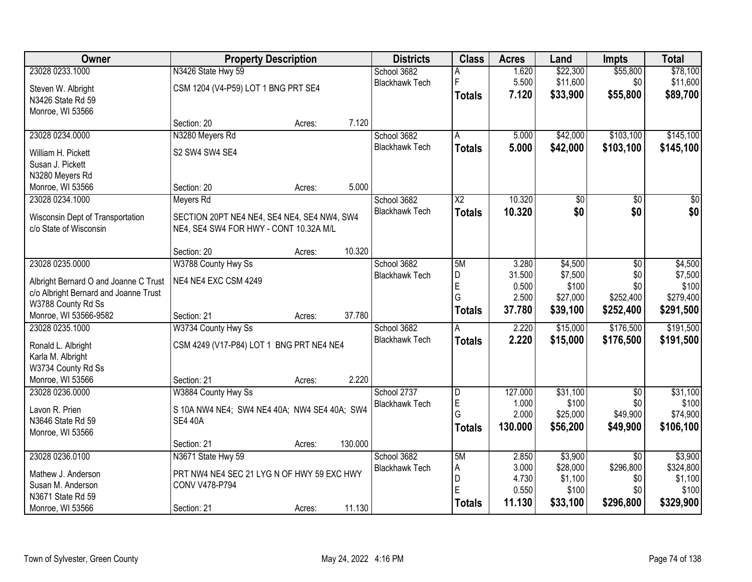| Owner | Property Description | Districts | Class | Acres | Land | Impts | Total |
|---|---|---|---|---|---|---|---|
| 23028 0233.1000<br>Steven W. Albright<br>N3426 State Rd 59<br>Monroe, WI 53566 | N3426 State Hwy 59<br>CSM 1204 (V4-P59) LOT 1 BNG PRT SE4<br>Section: 20 Acres: 7.120 | School 3682<br>Blackhawk Tech | A<br>F<br>**Totals** | 1.620<br>5.500<br>**7.120** | $22,300<br>$11,600<br>**$33,900** | $55,800<br>$0<br>**$55,800** | $78,100<br>$11,600<br>**$89,700** |
| 23028 0234.0000<br>William H. Pickett<br>Susan J. Pickett<br>N3280 Meyers Rd<br>Monroe, WI 53566 | N3280 Meyers Rd<br>S2 SW4 SW4 SE4<br>Section: 20 Acres: 5.000 | School 3682<br>Blackhawk Tech | A<br>**Totals** | 5.000<br>**5.000** | $42,000<br>**$42,000** | $103,100<br>**$103,100** | $145,100<br>**$145,100** |
| 23028 0234.1000<br>Wisconsin Dept of Transportation<br>c/o State of Wisconsin | Meyers Rd<br>SECTION 20PT NE4 NE4, SE4 NE4, SE4 NW4, SW4 NE4, SE4 SW4 FOR HWY - CONT 10.32A M/L<br>Section: 20 Acres: 10.320 | School 3682<br>Blackhawk Tech | X2<br>**Totals** | 10.320<br>**10.320** | $0<br>**$0** | $0<br>**$0** | $0<br>**$0** |
| 23028 0235.0000<br>Albright Bernard O and Joanne C Trust<br>c/o Albright Bernard and Joanne Trust<br>W3788 County Rd Ss<br>Monroe, WI 53566-9582 | W3788 County Hwy Ss<br>NE4 NE4 EXC CSM 4249<br>Section: 21 Acres: 37.780 | School 3682<br>Blackhawk Tech | 5M<br>D<br>E<br>G<br>**Totals** | 3.280<br>31.500<br>0.500<br>2.500<br>**37.780** | $4,500<br>$7,500<br>$100<br>$27,000<br>**$39,100** | $0<br>$0<br>$0<br>$252,400<br>**$252,400** | $4,500<br>$7,500<br>$100<br>$279,400<br>**$291,500** |
| 23028 0235.1000<br>Ronald L. Albright<br>Karla M. Albright<br>W3734 County Rd Ss<br>Monroe, WI 53566 | W3734 County Hwy Ss<br>CSM 4249 (V17-P84) LOT 1 BNG PRT NE4 NE4<br>Section: 21 Acres: 2.220 | School 3682<br>Blackhawk Tech | A<br>**Totals** | 2.220<br>**2.220** | $15,000<br>**$15,000** | $176,500<br>**$176,500** | $191,500<br>**$191,500** |
| 23028 0236.0000<br>Lavon R. Prien<br>N3646 State Rd 59<br>Monroe, WI 53566 | W3884 County Hwy Ss<br>S 10A NW4 NE4; SW4 NE4 40A; NW4 SE4 40A; SW4 SE4 40A<br>Section: 21 Acres: 130.000 | School 2737<br>Blackhawk Tech | D<br>E<br>G<br>**Totals** | 127.000<br>1.000<br>2.000<br>**130.000** | $31,100<br>$100<br>$25,000<br>**$56,200** | $0<br>$0<br>$49,900<br>**$49,900** | $31,100<br>$100<br>$74,900<br>**$106,100** |
| 23028 0236.0100<br>Mathew J. Anderson<br>Susan M. Anderson<br>N3671 State Rd 59<br>Monroe, WI 53566 | N3671 State Hwy 59<br>PRT NW4 NE4 SEC 21 LYG N OF HWY 59 EXC HWY CONV V478-P794<br>Section: 21 Acres: 11.130 | School 3682<br>Blackhawk Tech | 5M<br>A<br>D<br>E<br>**Totals** | 2.850<br>3.000<br>4.730<br>0.550<br>**11.130** | $3,900<br>$28,000<br>$1,100<br>$100<br>**$33,100** | $0<br>$296,800<br>$0<br>$0<br>**$296,800** | $3,900<br>$324,800<br>$1,100<br>$100<br>**$329,900** |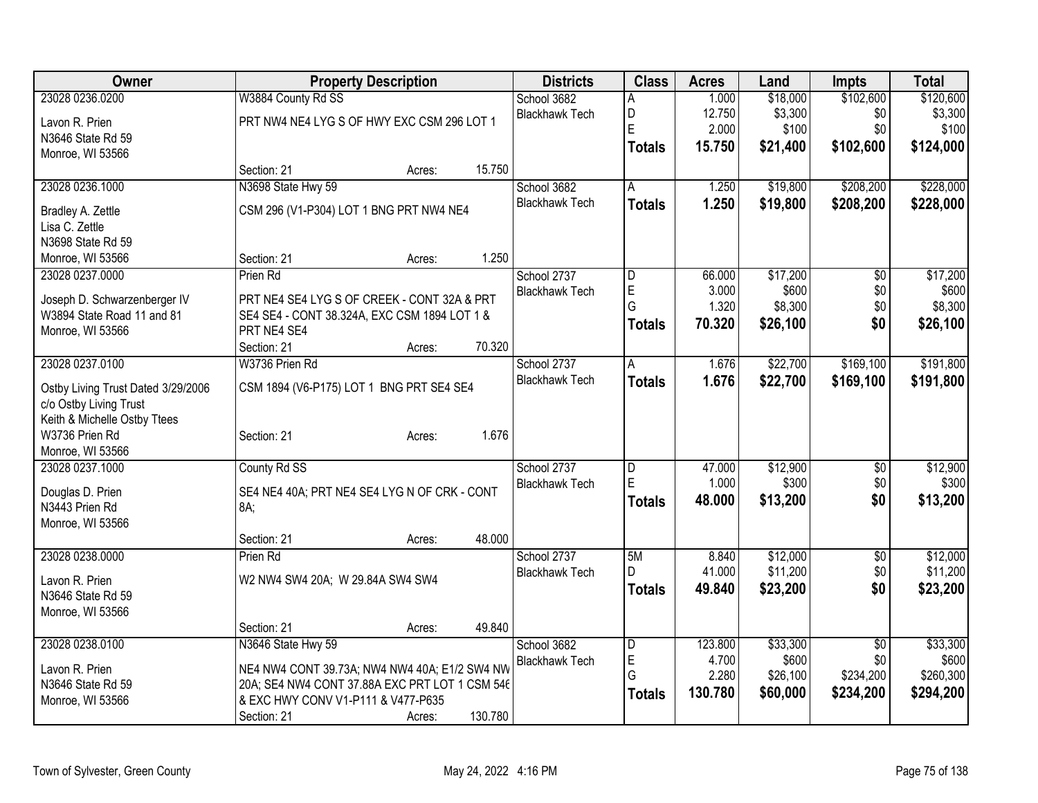| Owner | Property Description | Districts | Class | Acres | Land | Impts | Total |
|---|---|---|---|---|---|---|---|
| 23028 0236.0200<br>Lavon R. Prien<br>N3646 State Rd 59<br>Monroe, WI 53566 | W3884 County Rd SS<br>PRT NW4 NE4 LYG S OF HWY EXC CSM 296 LOT 1<br>Section: 21 Acres: 15.750 | School 3682<br>Blackhawk Tech | A<br>D<br>E<br>**Totals** | 1.000<br>12.750<br>2.000<br>**15.750** | $18,000<br>$3,300<br>$100<br>**$21,400** | $102,600<br>$0<br>$0<br>**$102,600** | $120,600<br>$3,300<br>$100<br>**$124,000** |
| 23028 0236.1000<br>Bradley A. Zettle<br>Lisa C. Zettle<br>N3698 State Rd 59<br>Monroe, WI 53566 | N3698 State Hwy 59<br>CSM 296 (V1-P304) LOT 1 BNG PRT NW4 NE4<br>Section: 21 Acres: 1.250 | School 3682<br>Blackhawk Tech | A<br>**Totals** | 1.250<br>**1.250** | $19,800<br>**$19,800** | $208,200<br>**$208,200** | $228,000<br>**$228,000** |
| 23028 0237.0000<br>Joseph D. Schwarzenberger IV<br>W3894 State Road 11 and 81<br>Monroe, WI 53566 | Prien Rd<br>PRT NE4 SE4 LYG S OF CREEK - CONT 32A & PRT SE4 SE4 - CONT 38.324A, EXC CSM 1894 LOT 1 & PRT NE4 SE4<br>Section: 21 Acres: 70.320 | School 2737<br>Blackhawk Tech | D<br>E<br>G<br>**Totals** | 66.000<br>3.000<br>1.320<br>**70.320** | $17,200<br>$600<br>$8,300<br>**$26,100** | $0<br>$0<br>$0<br>**$0** | $17,200<br>$600<br>$8,300<br>**$26,100** |
| 23028 0237.0100<br>Ostby Living Trust Dated 3/29/2006<br>c/o Ostby Living Trust<br>Keith & Michelle Ostby Ttees<br>W3736 Prien Rd<br>Monroe, WI 53566 | W3736 Prien Rd<br>CSM 1894 (V6-P175) LOT 1 BNG PRT SE4 SE4<br>Section: 21 Acres: 1.676 | School 2737<br>Blackhawk Tech | A<br>**Totals** | 1.676<br>**1.676** | $22,700<br>**$22,700** | $169,100<br>**$169,100** | $191,800<br>**$191,800** |
| 23028 0237.1000<br>Douglas D. Prien<br>N3443 Prien Rd<br>Monroe, WI 53566 | County Rd SS<br>SE4 NE4 40A; PRT NE4 SE4 LYG N OF CRK - CONT 8A;<br>Section: 21 Acres: 48.000 | School 2737<br>Blackhawk Tech | D<br>E<br>**Totals** | 47.000<br>1.000<br>**48.000** | $12,900<br>$300<br>**$13,200** | $0<br>$0<br>**$0** | $12,900<br>$300<br>**$13,200** |
| 23028 0238.0000<br>Lavon R. Prien<br>N3646 State Rd 59<br>Monroe, WI 53566 | Prien Rd<br>W2 NW4 SW4 20A; W 29.84A SW4 SW4<br>Section: 21 Acres: 49.840 | School 2737<br>Blackhawk Tech | 5M<br>D<br>**Totals** | 8.840<br>41.000<br>**49.840** | $12,000<br>$11,200<br>**$23,200** | $0<br>$0<br>**$0** | $12,000<br>$11,200<br>**$23,200** |
| 23028 0238.0100<br>Lavon R. Prien<br>N3646 State Rd 59<br>Monroe, WI 53566 | N3646 State Hwy 59<br>NE4 NW4 CONT 39.73A; NW4 NW4 40A; E1/2 SW4 NW 20A; SE4 NW4 CONT 37.88A EXC PRT LOT 1 CSM 546 & EXC HWY CONV V1-P111 & V477-P635<br>Section: 21 Acres: 130.780 | School 3682<br>Blackhawk Tech | D<br>E<br>G<br>**Totals** | 123.800<br>4.700<br>2.280<br>**130.780** | $33,300<br>$600<br>$26,100<br>**$60,000** | $0<br>$0<br>$234,200<br>**$234,200** | $33,300<br>$600<br>$260,300<br>**$294,200** |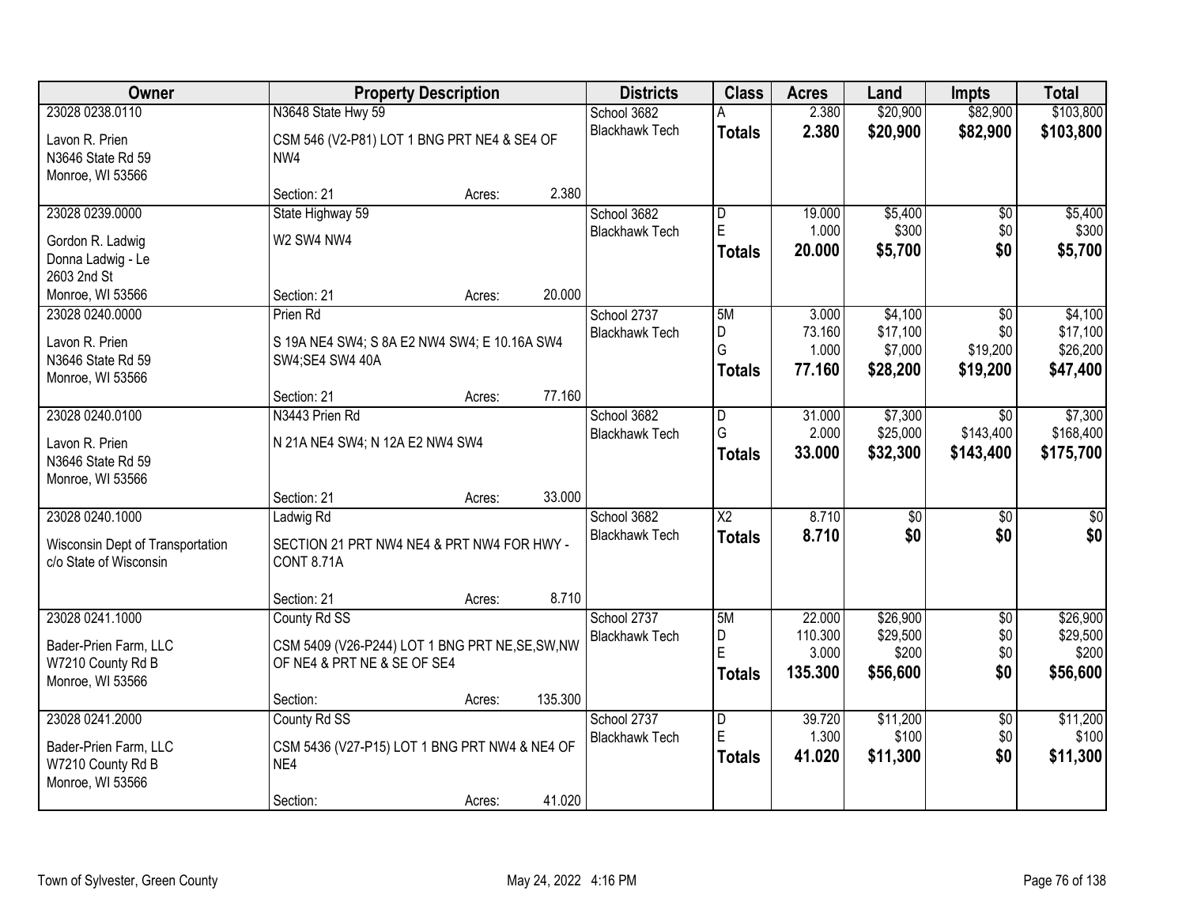| Owner | Property Description | | | Districts | Class | Acres | Land | Impts | Total |
|---|---|---|---|---|---|---|---|---|---|
| 23028 0238.0110 | N3648 State Hwy 59 | | | School 3682 | A | 2.380 | $20,900 | $82,900 | $103,800 |
| Lavon R. Prien<br>N3646 State Rd 59<br>Monroe, WI 53566 | CSM 546 (V2-P81) LOT 1 BNG PRT NE4 & SE4 OF NW4 | | | Blackhawk Tech | **Totals** | **2.380** | **$20,900** | **$82,900** | **$103,800** |
| | Section: 21 | Acres: | 2.380 | | | | | | |
| 23028 0239.0000 | State Highway 59 | | | School 3682 | D | 19.000 | $5,400 | $0 | $5,400 |
| Gordon R. Ladwig<br>Donna Ladwig - Le<br>2603 2nd St<br>Monroe, WI 53566 | W2 SW4 NW4 | | | Blackhawk Tech | E | 1.000 | $300 | $0 | $300 |
| | | | | | **Totals** | **20.000** | **$5,700** | **$0** | **$5,700** |
| | Section: 21 | Acres: | 20.000 | | | | | | |
| 23028 0240.0000 | Prien Rd | | | School 2737 | 5M | 3.000 | $4,100 | $0 | $4,100 |
| Lavon R. Prien<br>N3646 State Rd 59<br>Monroe, WI 53566 | S 19A NE4 SW4; S 8A E2 NW4 SW4; E 10.16A SW4 SW4;SE4 SW4 40A | | | Blackhawk Tech | D | 73.160 | $17,100 | $0 | $17,100 |
| | | | | | G | 1.000 | $7,000 | $19,200 | $26,200 |
| | | | | | **Totals** | **77.160** | **$28,200** | **$19,200** | **$47,400** |
| | Section: 21 | Acres: | 77.160 | | | | | | |
| 23028 0240.0100 | N3443 Prien Rd | | | School 3682 | D | 31.000 | $7,300 | $0 | $7,300 |
| Lavon R. Prien<br>N3646 State Rd 59<br>Monroe, WI 53566 | N 21A NE4 SW4; N 12A E2 NW4 SW4 | | | Blackhawk Tech | G | 2.000 | $25,000 | $143,400 | $168,400 |
| | | | | | **Totals** | **33.000** | **$32,300** | **$143,400** | **$175,700** |
| | Section: 21 | Acres: | 33.000 | | | | | | |
| 23028 0240.1000 | Ladwig Rd | | | School 3682 | X2 | 8.710 | $0 | $0 | $0 |
| Wisconsin Dept of Transportation<br>c/o State of Wisconsin | SECTION 21 PRT NW4 NE4 & PRT NW4 FOR HWY - CONT 8.71A | | | Blackhawk Tech | **Totals** | **8.710** | **$0** | **$0** | **$0** |
| | Section: 21 | Acres: | 8.710 | | | | | | |
| 23028 0241.1000 | County Rd SS | | | School 2737 | 5M | 22.000 | $26,900 | $0 | $26,900 |
| Bader-Prien Farm, LLC<br>W7210 County Rd B<br>Monroe, WI 53566 | CSM 5409 (V26-P244) LOT 1 BNG PRT NE,SE,SW,NW OF NE4 & PRT NE & SE OF SE4 | | | Blackhawk Tech | D | 110.300 | $29,500 | $0 | $29,500 |
| | | | | | E | 3.000 | $200 | $0 | $200 |
| | | | | | **Totals** | **135.300** | **$56,600** | **$0** | **$56,600** |
| | Section: | Acres: | 135.300 | | | | | | |
| 23028 0241.2000 | County Rd SS | | | School 2737 | D | 39.720 | $11,200 | $0 | $11,200 |
| Bader-Prien Farm, LLC<br>W7210 County Rd B<br>Monroe, WI 53566 | CSM 5436 (V27-P15) LOT 1 BNG PRT NW4 & NE4 OF NE4 | | | Blackhawk Tech | E | 1.300 | $100 | $0 | $100 |
| | | | | | **Totals** | **41.020** | **$11,300** | **$0** | **$11,300** |
| | Section: | Acres: | 41.020 | | | | | | |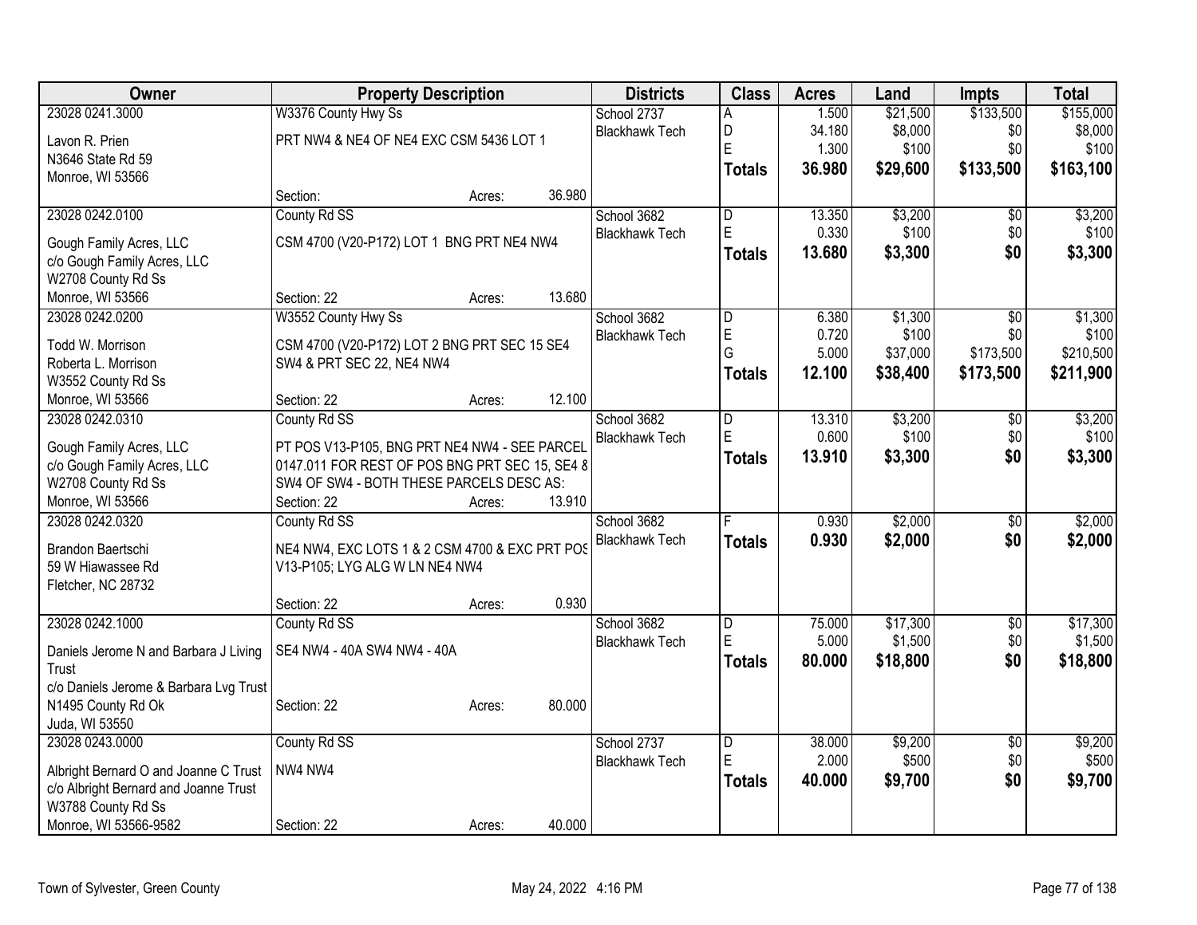| Owner | Property Description | | | Districts | Class | Acres | Land | Impts | Total |
|---|---|---|---|---|---|---|---|---|---|
| 23028 0241.3000 | W3376 County Hwy Ss | | | School 2737 | A | 1.500 | $21,500 | $133,500 | $155,000 |
| Lavon R. Prien | PRT NW4 & NE4 OF NE4 EXC CSM 5436 LOT 1 | | | Blackhawk Tech | D | 34.180 | $8,000 | $0 | $8,000 |
| N3646 State Rd 59 | | | | | E | 1.300 | $100 | $0 | $100 |
| Monroe, WI 53566 | | | | | **Totals** | **36.980** | **$29,600** | **$133,500** | **$163,100** |
| | Section: | Acres: | 36.980 | | | | | | |
| 23028 0242.0100 | County Rd SS | | | School 3682 | D | 13.350 | $3,200 | $0 | $3,200 |
| Gough Family Acres, LLC | CSM 4700 (V20-P172) LOT 1 BNG PRT NE4 NW4 | | | Blackhawk Tech | E | 0.330 | $100 | $0 | $100 |
| c/o Gough Family Acres, LLC | | | | | **Totals** | **13.680** | **$3,300** | **$0** | **$3,300** |
| W2708 County Rd Ss | | | | | | | | | |
| Monroe, WI 53566 | Section: 22 | Acres: | 13.680 | | | | | | |
| 23028 0242.0200 | W3552 County Hwy Ss | | | School 3682 | D | 6.380 | $1,300 | $0 | $1,300 |
| Todd W. Morrison | CSM 4700 (V20-P172) LOT 2 BNG PRT SEC 15 SE4 | | | Blackhawk Tech | E | 0.720 | $100 | $0 | $100 |
| Roberta L. Morrison | SW4 & PRT SEC 22, NE4 NW4 | | | | G | 5.000 | $37,000 | $173,500 | $210,500 |
| W3552 County Rd Ss | | | | | **Totals** | **12.100** | **$38,400** | **$173,500** | **$211,900** |
| Monroe, WI 53566 | Section: 22 | Acres: | 12.100 | | | | | | |
| 23028 0242.0310 | County Rd SS | | | School 3682 | D | 13.310 | $3,200 | $0 | $3,200 |
| Gough Family Acres, LLC | PT POS V13-P105, BNG PRT NE4 NW4 - SEE PARCEL | | | Blackhawk Tech | E | 0.600 | $100 | $0 | $100 |
| c/o Gough Family Acres, LLC | 0147.011 FOR REST OF POS BNG PRT SEC 15, SE4 & | | | | **Totals** | **13.910** | **$3,300** | **$0** | **$3,300** |
| W2708 County Rd Ss | SW4 OF SW4 - BOTH THESE PARCELS DESC AS: | | | | | | | | |
| Monroe, WI 53566 | Section: 22 | Acres: | 13.910 | | | | | | |
| 23028 0242.0320 | County Rd SS | | | School 3682 | F | 0.930 | $2,000 | $0 | $2,000 |
| Brandon Baertschi | NE4 NW4, EXC LOTS 1 & 2 CSM 4700 & EXC PRT POS | | | Blackhawk Tech | **Totals** | **0.930** | **$2,000** | **$0** | **$2,000** |
| 59 W Hiawassee Rd | V13-P105; LYG ALG W LN NE4 NW4 | | | | | | | | |
| Fletcher, NC 28732 | | | | | | | | | |
| | Section: 22 | Acres: | 0.930 | | | | | | |
| 23028 0242.1000 | County Rd SS | | | School 3682 | D | 75.000 | $17,300 | $0 | $17,300 |
| Daniels Jerome N and Barbara J Living Trust | SE4 NW4 - 40A SW4 NW4 - 40A | | | Blackhawk Tech | E | 5.000 | $1,500 | $0 | $1,500 |
| c/o Daniels Jerome & Barbara Lvg Trust | | | | | **Totals** | **80.000** | **$18,800** | **$0** | **$18,800** |
| N1495 County Rd Ok | Section: 22 | Acres: | 80.000 | | | | | | |
| Juda, WI 53550 | | | | | | | | | |
| 23028 0243.0000 | County Rd SS | | | School 2737 | D | 38.000 | $9,200 | $0 | $9,200 |
| Albright Bernard O and Joanne C Trust | NW4 NW4 | | | Blackhawk Tech | E | 2.000 | $500 | $0 | $500 |
| c/o Albright Bernard and Joanne Trust | | | | | **Totals** | **40.000** | **$9,700** | **$0** | **$9,700** |
| W3788 County Rd Ss | | | | | | | | | |
| Monroe, WI 53566-9582 | Section: 22 | Acres: | 40.000 | | | | | | |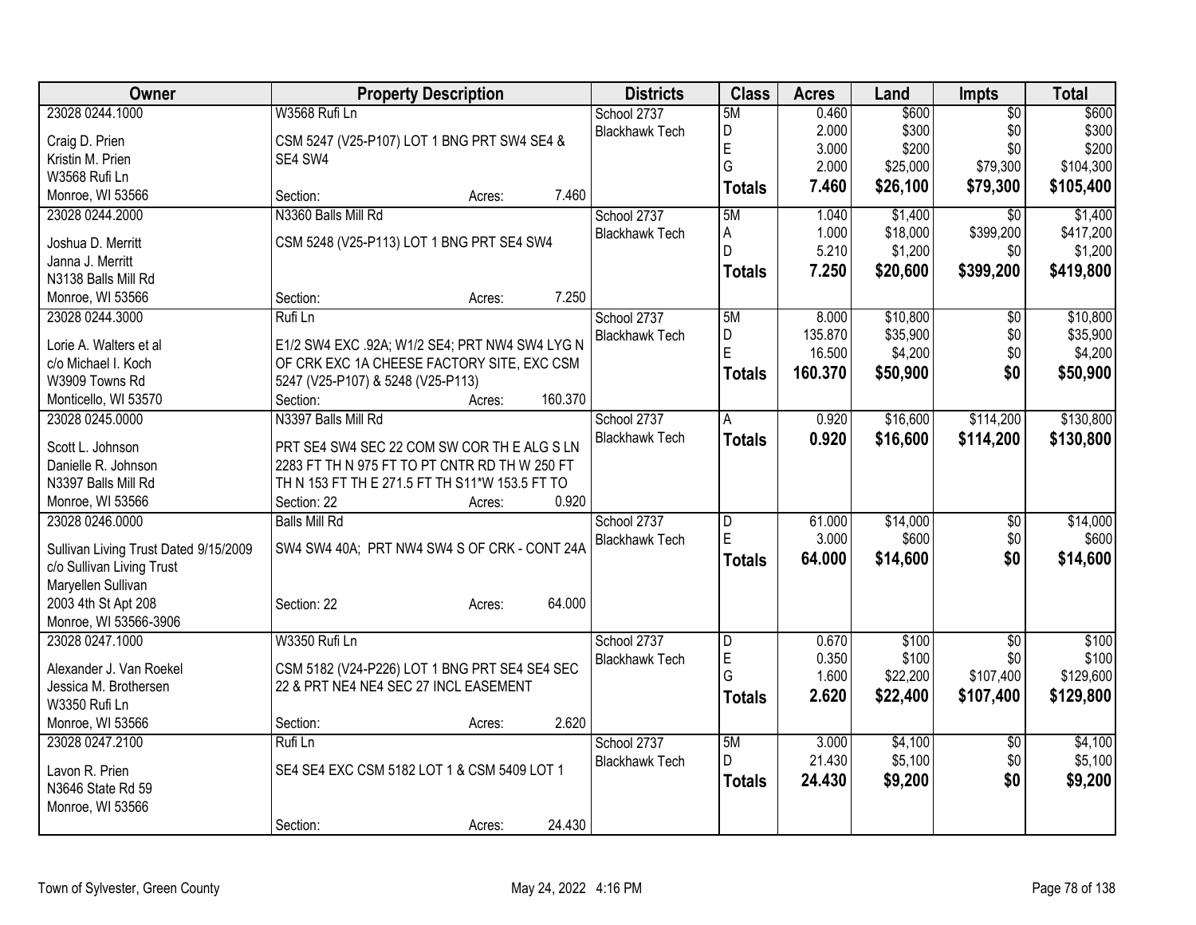| Owner | Property Description | Districts | Class | Acres | Land | Impts | Total |
|---|---|---|---|---|---|---|---|
| 23028 0244.1000 | W3568 Rufi Ln | School 2737 | 5M | 0.460 | $600 | $0 | $600 |
| Craig D. Prien | CSM 5247 (V25-P107) LOT 1 BNG PRT SW4 SE4 & | Blackhawk Tech | D | 2.000 | $300 | $0 | $300 |
| Kristin M. Prien | SE4 SW4 | | E | 3.000 | $200 | $0 | $200 |
| W3568 Rufi Ln | | | G | 2.000 | $25,000 | $79,300 | $104,300 |
| Monroe, WI 53566 | Section: Acres: 7.460 | | **Totals** | **7.460** | **$26,100** | **$79,300** | **$105,400** |
| 23028 0244.2000 | N3360 Balls Mill Rd | School 2737 | 5M | 1.040 | $1,400 | $0 | $1,400 |
| Joshua D. Merritt | CSM 5248 (V25-P113) LOT 1 BNG PRT SE4 SW4 | Blackhawk Tech | A | 1.000 | $18,000 | $399,200 | $417,200 |
| Janna J. Merritt | | | D | 5.210 | $1,200 | $0 | $1,200 |
| N3138 Balls Mill Rd | | | **Totals** | **7.250** | **$20,600** | **$399,200** | **$419,800** |
| Monroe, WI 53566 | Section: Acres: 7.250 | | | | | | |
| 23028 0244.3000 | Rufi Ln | School 2737 | 5M | 8.000 | $10,800 | $0 | $10,800 |
| Lorie A. Walters et al | E1/2 SW4 EXC .92A; W1/2 SE4; PRT NW4 SW4 LYG N | Blackhawk Tech | D | 135.870 | $35,900 | $0 | $35,900 |
| c/o Michael I. Koch | OF CRK EXC 1A CHEESE FACTORY SITE, EXC CSM | | E | 16.500 | $4,200 | $0 | $4,200 |
| W3909 Towns Rd | 5247 (V25-P107) & 5248 (V25-P113) | | **Totals** | **160.370** | **$50,900** | **$0** | **$50,900** |
| Monticello, WI 53570 | Section: Acres: 160.370 | | | | | | |
| 23028 0245.0000 | N3397 Balls Mill Rd | School 2737 | A | 0.920 | $16,600 | $114,200 | $130,800 |
| Scott L. Johnson | PRT SE4 SW4 SEC 22 COM SW COR TH E ALG S LN | Blackhawk Tech | **Totals** | **0.920** | **$16,600** | **$114,200** | **$130,800** |
| Danielle R. Johnson | 2283 FT TH N 975 FT TO PT CNTR RD TH W 250 FT | | | | | | |
| N3397 Balls Mill Rd | TH N 153 FT TH E 271.5 FT TH S11*W 153.5 FT TO | | | | | | |
| Monroe, WI 53566 | Section: 22 Acres: 0.920 | | | | | | |
| 23028 0246.0000 | Balls Mill Rd | School 2737 | D | 61.000 | $14,000 | $0 | $14,000 |
| Sullivan Living Trust Dated 9/15/2009 | SW4 SW4 40A; PRT NW4 SW4 S OF CRK - CONT 24A | Blackhawk Tech | E | 3.000 | $600 | $0 | $600 |
| c/o Sullivan Living Trust | | | **Totals** | **64.000** | **$14,600** | **$0** | **$14,600** |
| Maryellen Sullivan | | | | | | | |
| 2003 4th St Apt 208 | Section: 22 Acres: 64.000 | | | | | | |
| Monroe, WI 53566-3906 | | | | | | | |
| 23028 0247.1000 | W3350 Rufi Ln | School 2737 | D | 0.670 | $100 | $0 | $100 |
| Alexander J. Van Roekel | CSM 5182 (V24-P226) LOT 1 BNG PRT SE4 SE4 SEC | Blackhawk Tech | E | 0.350 | $100 | $0 | $100 |
| Jessica M. Brothersen | 22 & PRT NE4 NE4 SEC 27 INCL EASEMENT | | G | 1.600 | $22,200 | $107,400 | $129,600 |
| W3350 Rufi Ln | | | **Totals** | **2.620** | **$22,400** | **$107,400** | **$129,800** |
| Monroe, WI 53566 | Section: Acres: 2.620 | | | | | | |
| 23028 0247.2100 | Rufi Ln | School 2737 | 5M | 3.000 | $4,100 | $0 | $4,100 |
| Lavon R. Prien | SE4 SE4 EXC CSM 5182 LOT 1 & CSM 5409 LOT 1 | Blackhawk Tech | D | 21.430 | $5,100 | $0 | $5,100 |
| N3646 State Rd 59 | | | **Totals** | **24.430** | **$9,200** | **$0** | **$9,200** |
| Monroe, WI 53566 | | | | | | | |
| | Section: Acres: 24.430 | | | | | | |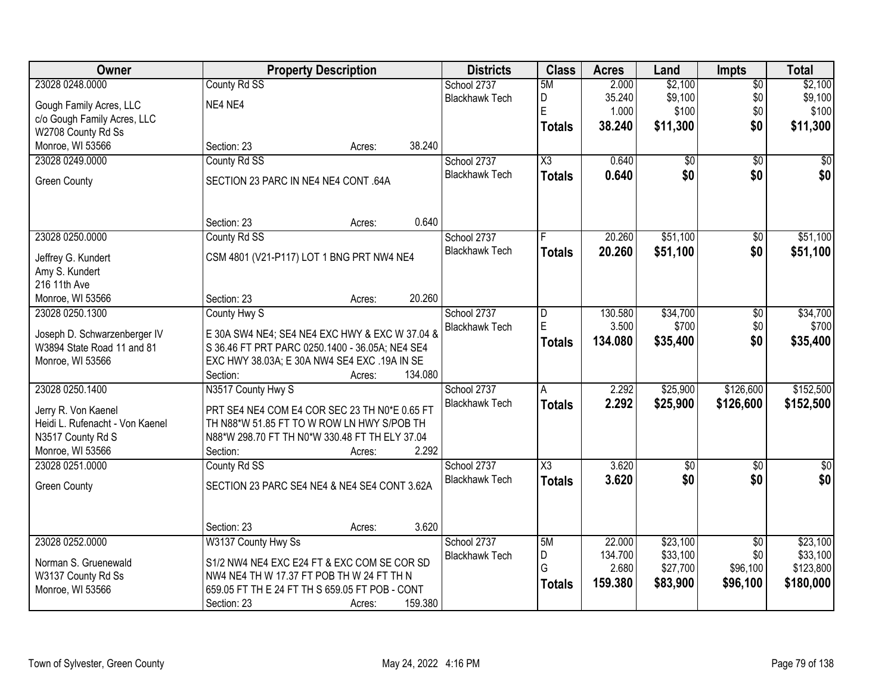| Owner | Property Description | Districts | Class | Acres | Land | Impts | Total |
|---|---|---|---|---|---|---|---|
| 23028 0248.0000<br>Gough Family Acres, LLC<br>c/o Gough Family Acres, LLC<br>W2708 County Rd Ss<br>Monroe, WI 53566 | County Rd SS<br>NE4 NE4<br>Section: 23 Acres: 38.240 | School 2737<br>Blackhawk Tech | 5M<br>D<br>E<br>**Totals** | 2.000<br>35.240<br>1.000<br>**38.240** | $2,100<br>$9,100<br>$100<br>**$11,300** | $0<br>$0<br>$0<br>**$0** | $2,100<br>$9,100<br>$100<br>**$11,300** |
| 23028 0249.0000<br>Green County | County Rd SS<br>SECTION 23 PARC IN NE4 NE4 CONT .64A<br>Section: 23 Acres: 0.640 | School 2737<br>Blackhawk Tech | X3<br>**Totals** | 0.640<br>**0.640** | $0<br>**$0** | $0<br>**$0** | $0<br>**$0** |
| 23028 0250.0000<br>Jeffrey G. Kundert<br>Amy S. Kundert<br>216 11th Ave<br>Monroe, WI 53566 | County Rd SS<br>CSM 4801 (V21-P117) LOT 1 BNG PRT NW4 NE4<br>Section: 23 Acres: 20.260 | School 2737<br>Blackhawk Tech | F<br>**Totals** | 20.260<br>**20.260** | $51,100<br>**$51,100** | $0<br>**$0** | $51,100<br>**$51,100** |
| 23028 0250.1300<br>Joseph D. Schwarzenberger IV<br>W3894 State Road 11 and 81<br>Monroe, WI 53566 | County Hwy S<br>E 30A SW4 NE4; SE4 NE4 EXC HWY & EXC W 37.04 & S 36.46 FT PRT PARC 0250.1400 - 36.05A; NE4 SE4 EXC HWY 38.03A; E 30A NW4 SE4 EXC .19A IN SE<br>Section: Acres: 134.080 | School 2737<br>Blackhawk Tech | D<br>E<br>**Totals** | 130.580<br>3.500<br>**134.080** | $34,700<br>$700<br>**$35,400** | $0<br>$0<br>**$0** | $34,700<br>$700<br>**$35,400** |
| 23028 0250.1400<br>Jerry R. Von Kaenel<br>Heidi L. Rufenacht - Von Kaenel<br>N3517 County Rd S<br>Monroe, WI 53566 | N3517 County Hwy S<br>PRT SE4 NE4 COM E4 COR SEC 23 TH N0*E 0.65 FT TH N88*W 51.85 FT TO W ROW LN HWY S/POB TH N88*W 298.70 FT TH N0*W 330.48 FT TH ELY 37.04<br>Section: Acres: 2.292 | School 2737<br>Blackhawk Tech | A<br>**Totals** | 2.292<br>**2.292** | $25,900<br>**$25,900** | $126,600<br>**$126,600** | $152,500<br>**$152,500** |
| 23028 0251.0000<br>Green County | County Rd SS<br>SECTION 23 PARC SE4 NE4 & NE4 SE4 CONT 3.62A<br>Section: 23 Acres: 3.620 | School 2737<br>Blackhawk Tech | X3<br>**Totals** | 3.620<br>**3.620** | $0<br>**$0** | $0<br>**$0** | $0<br>**$0** |
| 23028 0252.0000<br>Norman S. Gruenewald<br>W3137 County Rd Ss<br>Monroe, WI 53566 | W3137 County Hwy Ss<br>S1/2 NW4 NE4 EXC E24 FT & EXC COM SE COR SD NW4 NE4 TH W 17.37 FT POB TH W 24 FT TH N 659.05 FT TH E 24 FT TH S 659.05 FT POB - CONT<br>Section: 23 Acres: 159.380 | School 2737<br>Blackhawk Tech | 5M<br>D<br>G<br>**Totals** | 22.000<br>134.700<br>2.680<br>**159.380** | $23,100<br>$33,100<br>$27,700<br>**$83,900** | $0<br>$0<br>$96,100<br>**$96,100** | $23,100<br>$33,100<br>$123,800<br>**$180,000** |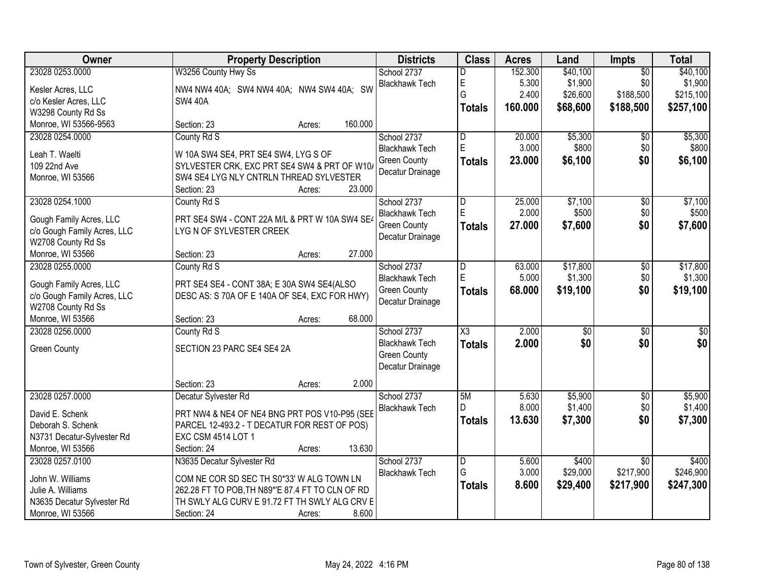| Owner | Property Description | Districts | Class | Acres | Land | Impts | Total |
|---|---|---|---|---|---|---|---|
| 23028 0253.0000<br>Kesler Acres, LLC<br>c/o Kesler Acres, LLC<br>W3298 County Rd Ss<br>Monroe, WI 53566-9563 | W3256 County Hwy Ss<br>NW4 NW4 40A; SW4 NW4 40A; NW4 SW4 40A; SW SW4 40A<br>Section: 23 Acres: 160.000 | School 2737<br>Blackhawk Tech | D<br>E<br>G<br>**Totals** | 152.300<br>5.300<br>2.400<br>**160.000** | $40,100<br>$1,900<br>$26,600<br>**$68,600** | $0<br>$0<br>$188,500<br>**$188,500** | $40,100<br>$1,900<br>$215,100<br>**$257,100** |
| 23028 0254.0000<br>Leah T. Waelti<br>109 22nd Ave<br>Monroe, WI 53566 | County Rd S<br>W 10A SW4 SE4, PRT SE4 SW4, LYG S OF SYLVESTER CRK, EXC PRT SE4 SW4 & PRT OF W10/ SW4 SE4 LYG NLY CNTRLN THREAD SYLVESTER<br>Section: 23 Acres: 23.000 | School 2737<br>Blackhawk Tech<br>Green County<br>Decatur Drainage | D<br>E<br>**Totals** | 20.000<br>3.000<br>**23.000** | $5,300<br>$800<br>**$6,100** | $0<br>$0<br>**$0** | $5,300<br>$800<br>**$6,100** |
| 23028 0254.1000<br>Gough Family Acres, LLC<br>c/o Gough Family Acres, LLC<br>W2708 County Rd Ss<br>Monroe, WI 53566 | County Rd S<br>PRT SE4 SW4 - CONT 22A M/L & PRT W 10A SW4 SE4 LYG N OF SYLVESTER CREEK<br>Section: 23 Acres: 27.000 | School 2737<br>Blackhawk Tech<br>Green County<br>Decatur Drainage | D<br>E<br>**Totals** | 25.000<br>2.000<br>**27.000** | $7,100<br>$500<br>**$7,600** | $0<br>$0<br>**$0** | $7,100<br>$500<br>**$7,600** |
| 23028 0255.0000<br>Gough Family Acres, LLC<br>c/o Gough Family Acres, LLC<br>W2708 County Rd Ss<br>Monroe, WI 53566 | County Rd S<br>PRT SE4 SE4 - CONT 38A; E 30A SW4 SE4(ALSO DESC AS: S 70A OF E 140A OF SE4, EXC FOR HWY)<br>Section: 23 Acres: 68.000 | School 2737<br>Blackhawk Tech<br>Green County<br>Decatur Drainage | D<br>E<br>**Totals** | 63.000<br>5.000<br>**68.000** | $17,800<br>$1,300<br>**$19,100** | $0<br>$0<br>**$0** | $17,800<br>$1,300<br>**$19,100** |
| 23028 0256.0000<br>Green County | County Rd S<br>SECTION 23 PARC SE4 SE4 2A<br>Section: 23 Acres: 2.000 | School 2737<br>Blackhawk Tech<br>Green County<br>Decatur Drainage | X3<br>**Totals** | 2.000<br>**2.000** | $0<br>**$0** | $0<br>**$0** | $0<br>**$0** |
| 23028 0257.0000<br>David E. Schenk<br>Deborah S. Schenk<br>N3731 Decatur-Sylvester Rd<br>Monroe, WI 53566 | Decatur Sylvester Rd<br>PRT NW4 & NE4 OF NE4 BNG PRT POS V10-P95 (SEE PARCEL 12-493.2 - T DECATUR FOR REST OF POS) EXC CSM 4514 LOT 1<br>Section: 24 Acres: 13.630 | School 2737<br>Blackhawk Tech | 5M<br>D<br>**Totals** | 5.630<br>8.000<br>**13.630** | $5,900<br>$1,400<br>**$7,300** | $0<br>$0<br>**$0** | $5,900<br>$1,400<br>**$7,300** |
| 23028 0257.0100<br>John W. Williams<br>Julie A. Williams<br>N3635 Decatur Sylvester Rd<br>Monroe, WI 53566 | N3635 Decatur Sylvester Rd<br>COM NE COR SD SEC TH S0*33' W ALG TOWN LN 262.28 FT TO POB,TH N89*'E 87.4 FT TO CLN OF RD TH SWLY ALG CURV E 91.72 FT TH SWLY ALG CRV E<br>Section: 24 Acres: 8.600 | School 2737<br>Blackhawk Tech | D<br>G<br>**Totals** | 5.600<br>3.000<br>**8.600** | $400<br>$29,000<br>**$29,400** | $0<br>$217,900<br>**$217,900** | $400<br>$246,900<br>**$247,300** |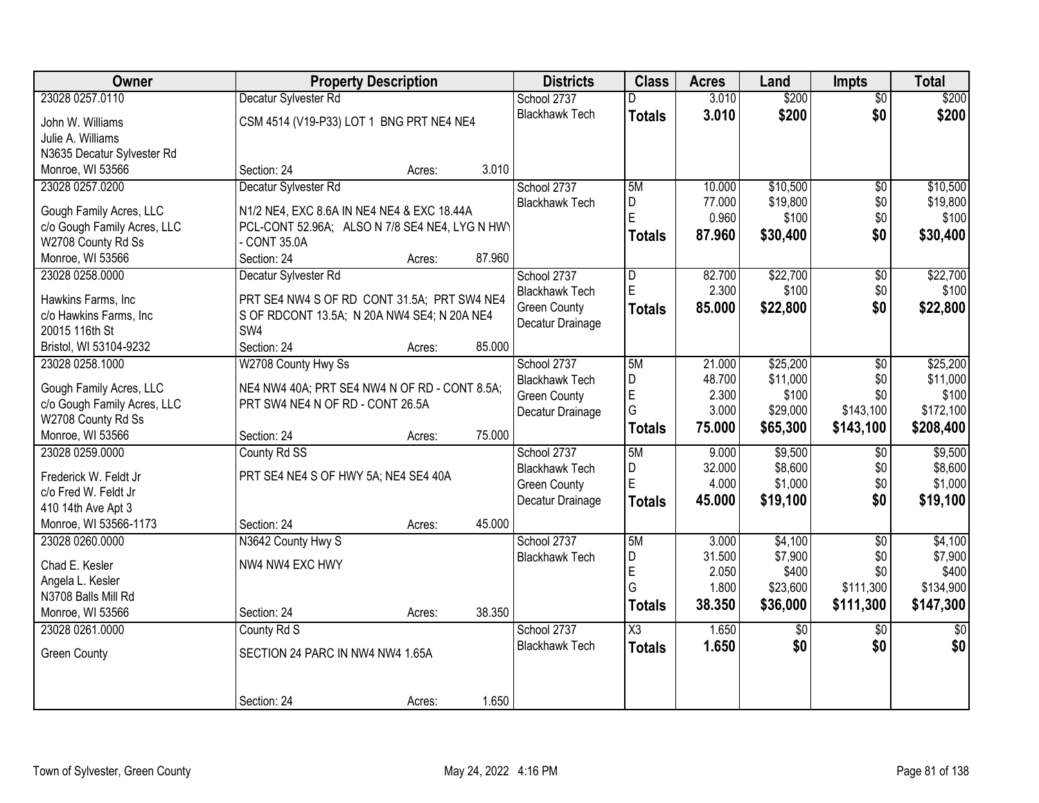| Owner | Property Description | Districts | Class | Acres | Land | Impts | Total |
|---|---|---|---|---|---|---|---|
| 23028 0257.0110<br>John W. Williams<br>Julie A. Williams<br>N3635 Decatur Sylvester Rd<br>Monroe, WI 53566 | Decatur Sylvester Rd<br>CSM 4514 (V19-P33) LOT 1 BNG PRT NE4 NE4<br>Section: 24 Acres: 3.010 | School 2737<br>Blackhawk Tech | D<br>**Totals** | 3.010<br>**3.010** | $200<br>**$200** | $0<br>**$0** | $200<br>**$200** |
| 23028 0257.0200<br>Gough Family Acres, LLC<br>c/o Gough Family Acres, LLC<br>W2708 County Rd Ss<br>Monroe, WI 53566 | Decatur Sylvester Rd<br>N1/2 NE4, EXC 8.6A IN NE4 NE4 & EXC 18.44A PCL-CONT 52.96A; ALSO N 7/8 SE4 NE4, LYG N HWY - CONT 35.0A<br>Section: 24 Acres: 87.960 | School 2737<br>Blackhawk Tech | 5M<br>D<br>E<br>**Totals** | 10.000<br>77.000<br>0.960<br>**87.960** | $10,500<br>$19,800<br>$100<br>**$30,400** | $0<br>$0<br>$0<br>**$0** | $10,500<br>$19,800<br>$100<br>**$30,400** |
| 23028 0258.0000<br>Hawkins Farms, Inc<br>c/o Hawkins Farms, Inc<br>20015 116th St<br>Bristol, WI 53104-9232 | Decatur Sylvester Rd<br>PRT SE4 NW4 S OF RD CONT 31.5A; PRT SW4 NE4 S OF RDCONT 13.5A; N 20A NW4 SE4; N 20A NE4 SW4<br>Section: 24 Acres: 85.000 | School 2737<br>Blackhawk Tech<br>Green County<br>Decatur Drainage | D<br>E<br>**Totals** | 82.700<br>2.300<br>**85.000** | $22,700<br>$100<br>**$22,800** | $0<br>$0<br>**$0** | $22,700<br>$100<br>**$22,800** |
| 23028 0258.1000<br>Gough Family Acres, LLC<br>c/o Gough Family Acres, LLC<br>W2708 County Rd Ss<br>Monroe, WI 53566 | W2708 County Hwy Ss<br>NE4 NW4 40A; PRT SE4 NW4 N OF RD - CONT 8.5A; PRT SW4 NE4 N OF RD - CONT 26.5A<br>Section: 24 Acres: 75.000 | School 2737<br>Blackhawk Tech<br>Green County<br>Decatur Drainage | 5M<br>D<br>E<br>G<br>**Totals** | 21.000<br>48.700<br>2.300<br>3.000<br>**75.000** | $25,200<br>$11,000<br>$100<br>$29,000<br>**$65,300** | $0<br>$0<br>$0<br>$143,100<br>**$143,100** | $25,200<br>$11,000<br>$100<br>$172,100<br>**$208,400** |
| 23028 0259.0000<br>Frederick W. Feldt Jr<br>c/o Fred W. Feldt Jr<br>410 14th Ave Apt 3<br>Monroe, WI 53566-1173 | County Rd SS<br>PRT SE4 NE4 S OF HWY 5A; NE4 SE4 40A<br>Section: 24 Acres: 45.000 | School 2737<br>Blackhawk Tech<br>Green County<br>Decatur Drainage | 5M<br>D<br>E<br>**Totals** | 9.000<br>32.000<br>4.000<br>**45.000** | $9,500<br>$8,600<br>$1,000<br>**$19,100** | $0<br>$0<br>$0<br>**$0** | $9,500<br>$8,600<br>$1,000<br>**$19,100** |
| 23028 0260.0000<br>Chad E. Kesler<br>Angela L. Kesler<br>N3708 Balls Mill Rd<br>Monroe, WI 53566 | N3642 County Hwy S<br>NW4 NW4 EXC HWY<br>Section: 24 Acres: 38.350 | School 2737<br>Blackhawk Tech | 5M<br>D<br>E<br>G<br>**Totals** | 3.000<br>31.500<br>2.050<br>1.800<br>**38.350** | $4,100<br>$7,900<br>$400<br>$23,600<br>**$36,000** | $0<br>$0<br>$0<br>$111,300<br>**$111,300** | $4,100<br>$7,900<br>$400<br>$134,900<br>**$147,300** |
| 23028 0261.0000<br>Green County | County Rd S<br>SECTION 24 PARC IN NW4 NW4 1.65A<br>Section: 24 Acres: 1.650 | School 2737<br>Blackhawk Tech | X3<br>**Totals** | 1.650<br>**1.650** | $0<br>**$0** | $0<br>**$0** | $0<br>**$0** |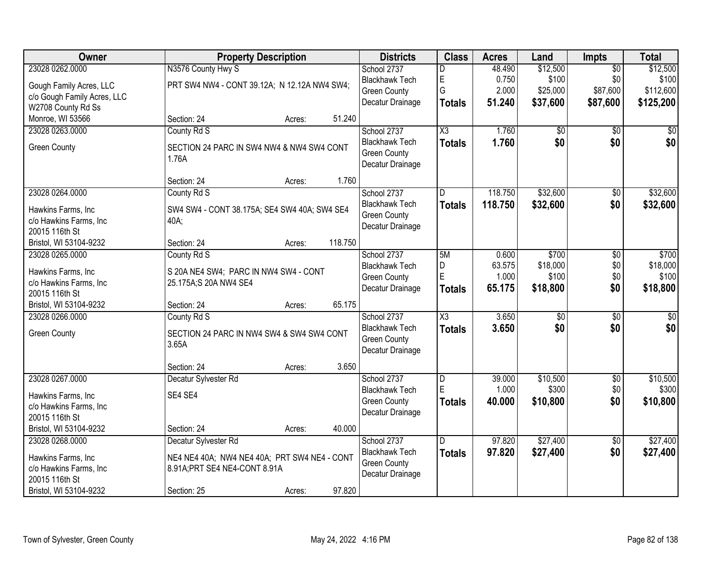| Owner | Property Description | Districts | Class | Acres | Land | Impts | Total |
|---|---|---|---|---|---|---|---|
| 23028 0262.0000<br>Gough Family Acres, LLC<br>c/o Gough Family Acres, LLC<br>W2708 County Rd Ss<br>Monroe, WI 53566 | N3576 County Hwy S<br>PRT SW4 NW4 - CONT 39.12A; N 12.12A NW4 SW4;<br>Section: 24 Acres: 51.240 | School 2737<br>Blackhawk Tech<br>Green County<br>Decatur Drainage | D<br>E<br>G<br>**Totals** | 48.490<br>0.750<br>2.000<br>**51.240** | $12,500<br>$100<br>$25,000<br>**$37,600** | $0<br>$0<br>$87,600<br>**$87,600** | $12,500<br>$100<br>$112,600<br>**$125,200** |
| 23028 0263.0000<br>Green County | County Rd S<br>SECTION 24 PARC IN SW4 NW4 & NW4 SW4 CONT 1.76A<br>Section: 24 Acres: 1.760 | School 2737<br>Blackhawk Tech<br>Green County<br>Decatur Drainage | X3<br>**Totals** | 1.760<br>**1.760** | $0<br>**$0** | $0<br>**$0** | $0<br>**$0** |
| 23028 0264.0000<br>Hawkins Farms, Inc<br>c/o Hawkins Farms, Inc<br>20015 116th St<br>Bristol, WI 53104-9232 | County Rd S<br>SW4 SW4 - CONT 38.175A; SE4 SW4 40A; SW4 SE4 40A;<br>Section: 24 Acres: 118.750 | School 2737<br>Blackhawk Tech<br>Green County<br>Decatur Drainage | D<br>**Totals** | 118.750<br>**118.750** | $32,600<br>**$32,600** | $0<br>**$0** | $32,600<br>**$32,600** |
| 23028 0265.0000<br>Hawkins Farms, Inc<br>c/o Hawkins Farms, Inc<br>20015 116th St<br>Bristol, WI 53104-9232 | County Rd S<br>S 20A NE4 SW4; PARC IN NW4 SW4 - CONT 25.175A;S 20A NW4 SE4<br>Section: 24 Acres: 65.175 | School 2737<br>Blackhawk Tech<br>Green County<br>Decatur Drainage | 5M<br>D<br>E<br>**Totals** | 0.600<br>63.575<br>1.000<br>**65.175** | $700<br>$18,000<br>$100<br>**$18,800** | $0<br>$0<br>$0<br>**$0** | $700<br>$18,000<br>$100<br>**$18,800** |
| 23028 0266.0000<br>Green County | County Rd S<br>SECTION 24 PARC IN NW4 SW4 & SW4 SW4 CONT 3.65A<br>Section: 24 Acres: 3.650 | School 2737<br>Blackhawk Tech<br>Green County<br>Decatur Drainage | X3<br>**Totals** | 3.650<br>**3.650** | $0<br>**$0** | $0<br>**$0** | $0<br>**$0** |
| 23028 0267.0000<br>Hawkins Farms, Inc<br>c/o Hawkins Farms, Inc<br>20015 116th St<br>Bristol, WI 53104-9232 | Decatur Sylvester Rd<br>SE4 SE4<br>Section: 24 Acres: 40.000 | School 2737<br>Blackhawk Tech<br>Green County<br>Decatur Drainage | D<br>E<br>**Totals** | 39.000<br>1.000<br>**40.000** | $10,500<br>$300<br>**$10,800** | $0<br>$0<br>**$0** | $10,500<br>$300<br>**$10,800** |
| 23028 0268.0000<br>Hawkins Farms, Inc<br>c/o Hawkins Farms, Inc<br>20015 116th St<br>Bristol, WI 53104-9232 | Decatur Sylvester Rd<br>NE4 NE4 40A; NW4 NE4 40A; PRT SW4 NE4 - CONT 8.91A;PRT SE4 NE4-CONT 8.91A<br>Section: 25 Acres: 97.820 | School 2737<br>Blackhawk Tech<br>Green County<br>Decatur Drainage | D<br>**Totals** | 97.820<br>**97.820** | $27,400<br>**$27,400** | $0<br>**$0** | $27,400<br>**$27,400** |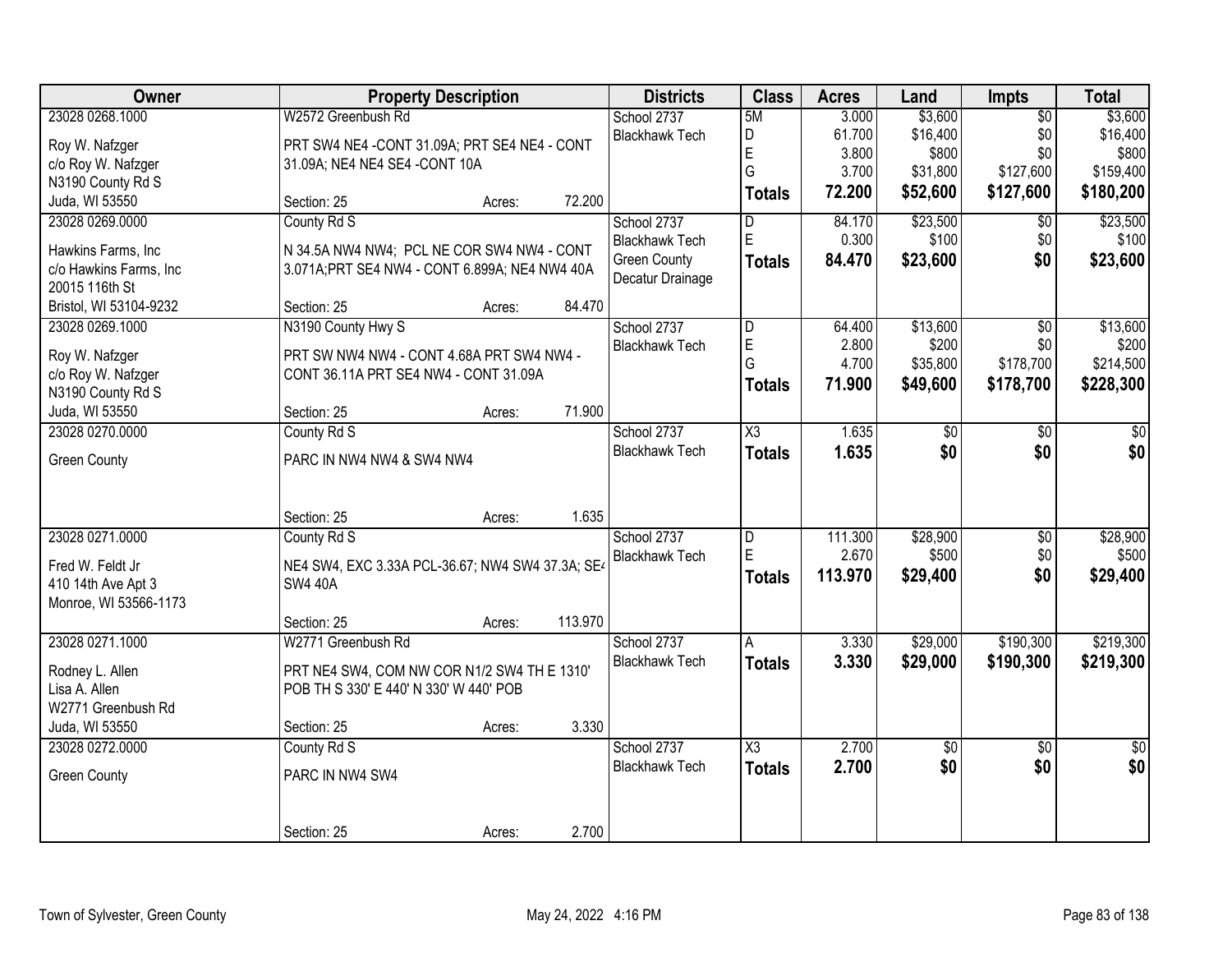| Owner | Property Description | Districts | Class | Acres | Land | Impts | Total |
|---|---|---|---|---|---|---|---|
| 23028 0268.1000<br>Roy W. Nafzger<br>c/o Roy W. Nafzger<br>N3190 County Rd S<br>Juda, WI 53550 | W2572 Greenbush Rd<br>PRT SW4 NE4 -CONT 31.09A; PRT SE4 NE4 - CONT 31.09A; NE4 NE4 SE4 -CONT 10A<br>Section: 25 Acres: 72.200 | School 2737<br>Blackhawk Tech | 5M<br>D<br>E<br>G<br>**Totals** | 3.000<br>61.700<br>3.800<br>3.700<br>**72.200** | $3,600<br>$16,400<br>$800<br>$31,800<br>**$52,600** | $0<br>$0<br>$0<br>$127,600<br>**$127,600** | $3,600<br>$16,400<br>$800<br>$159,400<br>**$180,200** |
| 23028 0269.0000<br>Hawkins Farms, Inc<br>c/o Hawkins Farms, Inc<br>20015 116th St<br>Bristol, WI 53104-9232 | County Rd S<br>N 34.5A NW4 NW4; PCL NE COR SW4 NW4 - CONT 3.071A;PRT SE4 NW4 - CONT 6.899A; NE4 NW4 40A<br>Section: 25 Acres: 84.470 | School 2737<br>Blackhawk Tech<br>Green County<br>Decatur Drainage | D<br>E<br>**Totals** | 84.170<br>0.300<br>**84.470** | $23,500<br>$100<br>**$23,600** | $0<br>$0<br>**$0** | $23,500<br>$100<br>**$23,600** |
| 23028 0269.1000<br>Roy W. Nafzger<br>c/o Roy W. Nafzger<br>N3190 County Rd S<br>Juda, WI 53550 | N3190 County Hwy S<br>PRT SW NW4 NW4 - CONT 4.68A PRT SW4 NW4 - CONT 36.11A PRT SE4 NW4 - CONT 31.09A<br>Section: 25 Acres: 71.900 | School 2737<br>Blackhawk Tech | D<br>E<br>G<br>**Totals** | 64.400<br>2.800<br>4.700<br>**71.900** | $13,600<br>$200<br>$35,800<br>**$49,600** | $0<br>$0<br>$178,700<br>**$178,700** | $13,600<br>$200<br>$214,500<br>**$228,300** |
| 23028 0270.0000<br>Green County | County Rd S<br>PARC IN NW4 NW4 & SW4 NW4<br>Section: 25 Acres: 1.635 | School 2737<br>Blackhawk Tech | X3<br>**Totals** | 1.635<br>**1.635** | $0<br>**$0** | $0<br>**$0** | $0<br>**$0** |
| 23028 0271.0000<br>Fred W. Feldt Jr<br>410 14th Ave Apt 3<br>Monroe, WI 53566-1173 | County Rd S<br>NE4 SW4, EXC 3.33A PCL-36.67; NW4 SW4 37.3A; SE4 SW4 40A<br>Section: 25 Acres: 113.970 | School 2737<br>Blackhawk Tech | D<br>E<br>**Totals** | 111.300<br>2.670<br>**113.970** | $28,900<br>$500<br>**$29,400** | $0<br>$0<br>**$0** | $28,900<br>$500<br>**$29,400** |
| 23028 0271.1000<br>Rodney L. Allen<br>Lisa A. Allen<br>W2771 Greenbush Rd<br>Juda, WI 53550 | W2771 Greenbush Rd<br>PRT NE4 SW4, COM NW COR N1/2 SW4 TH E 1310' POB TH S 330' E 440' N 330' W 440' POB<br>Section: 25 Acres: 3.330 | School 2737<br>Blackhawk Tech | A<br>**Totals** | 3.330<br>**3.330** | $29,000<br>**$29,000** | $190,300<br>**$190,300** | $219,300<br>**$219,300** |
| 23028 0272.0000<br>Green County | County Rd S<br>PARC IN NW4 SW4<br>Section: 25 Acres: 2.700 | School 2737<br>Blackhawk Tech | X3<br>**Totals** | 2.700<br>**2.700** | $0<br>**$0** | $0<br>**$0** | $0<br>**$0** |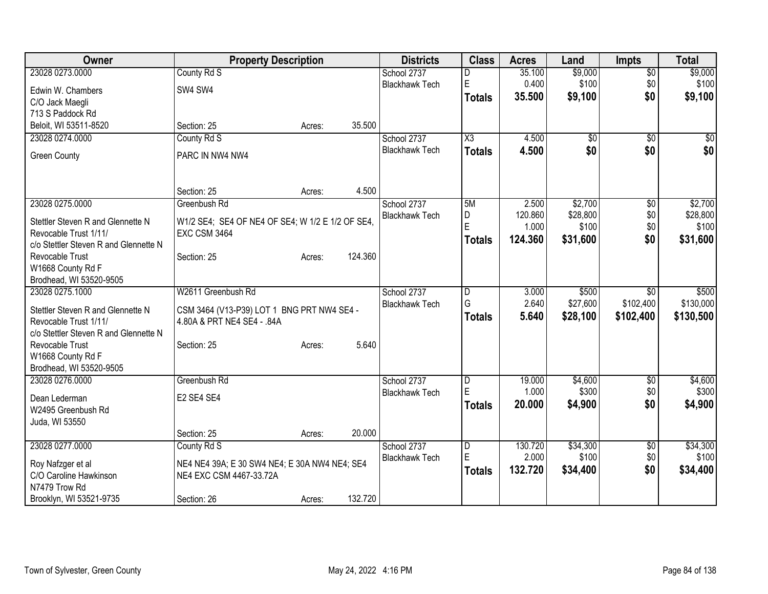| Owner | Property Description | Districts | Class | Acres | Land | Impts | Total |
|---|---|---|---|---|---|---|---|
| 23028 0273.0000<br>Edwin W. Chambers<br>C/O Jack Maegli<br>713 S Paddock Rd<br>Beloit, WI 53511-8520 | County Rd S<br>SW4 SW4<br>Section: 25 Acres: 35.500 | School 2737<br>Blackhawk Tech | D<br>E<br>**Totals** | 35.100<br>0.400<br>**35.500** | $9,000<br>$100<br>**$9,100** | $0<br>$0<br>**$0** | $9,000<br>$100<br>**$9,100** |
| 23028 0274.0000<br>Green County | County Rd S<br>PARC IN NW4 NW4<br>Section: 25 Acres: 4.500 | School 2737<br>Blackhawk Tech | X3<br>**Totals** | 4.500<br>**4.500** | $0<br>**$0** | $0<br>**$0** | $0<br>**$0** |
| 23028 0275.0000<br>Stettler Steven R and Glennette N Revocable Trust 1/11/<br>c/o Stettler Steven R and Glennette N Revocable Trust<br>W1668 County Rd F<br>Brodhead, WI 53520-9505 | Greenbush Rd<br>W1/2 SE4; SE4 OF NE4 OF SE4; W 1/2 E 1/2 OF SE4, EXC CSM 3464<br>Section: 25 Acres: 124.360 | School 2737<br>Blackhawk Tech | 5M<br>D<br>E<br>**Totals** | 2.500<br>120.860<br>1.000<br>**124.360** | $2,700<br>$28,800<br>$100<br>**$31,600** | $0<br>$0<br>$0<br>**$0** | $2,700<br>$28,800<br>$100<br>**$31,600** |
| 23028 0275.1000<br>Stettler Steven R and Glennette N Revocable Trust 1/11/<br>c/o Stettler Steven R and Glennette N Revocable Trust<br>W1668 County Rd F<br>Brodhead, WI 53520-9505 | W2611 Greenbush Rd<br>CSM 3464 (V13-P39) LOT 1 BNG PRT NW4 SE4 - 4.80A & PRT NE4 SE4 - .84A<br>Section: 25 Acres: 5.640 | School 2737<br>Blackhawk Tech | D<br>G<br>**Totals** | 3.000<br>2.640<br>**5.640** | $500<br>$27,600<br>**$28,100** | $0<br>$102,400<br>**$102,400** | $500<br>$130,000<br>**$130,500** |
| 23028 0276.0000<br>Dean Lederman<br>W2495 Greenbush Rd<br>Juda, WI 53550 | Greenbush Rd<br>E2 SE4 SE4<br>Section: 25 Acres: 20.000 | School 2737<br>Blackhawk Tech | D<br>E<br>**Totals** | 19.000<br>1.000<br>**20.000** | $4,600<br>$300<br>**$4,900** | $0<br>$0<br>**$0** | $4,600<br>$300<br>**$4,900** |
| 23028 0277.0000<br>Roy Nafzger et al<br>C/O Caroline Hawkinson<br>N7479 Trow Rd<br>Brooklyn, WI 53521-9735 | County Rd S<br>NE4 NE4 39A; E 30 SW4 NE4; E 30A NW4 NE4; SE4 NE4 EXC CSM 4467-33.72A<br>Section: 26 Acres: 132.720 | School 2737<br>Blackhawk Tech | D<br>E<br>**Totals** | 130.720<br>2.000<br>**132.720** | $34,300<br>$100<br>**$34,400** | $0<br>$0<br>**$0** | $34,300<br>$100<br>**$34,400** |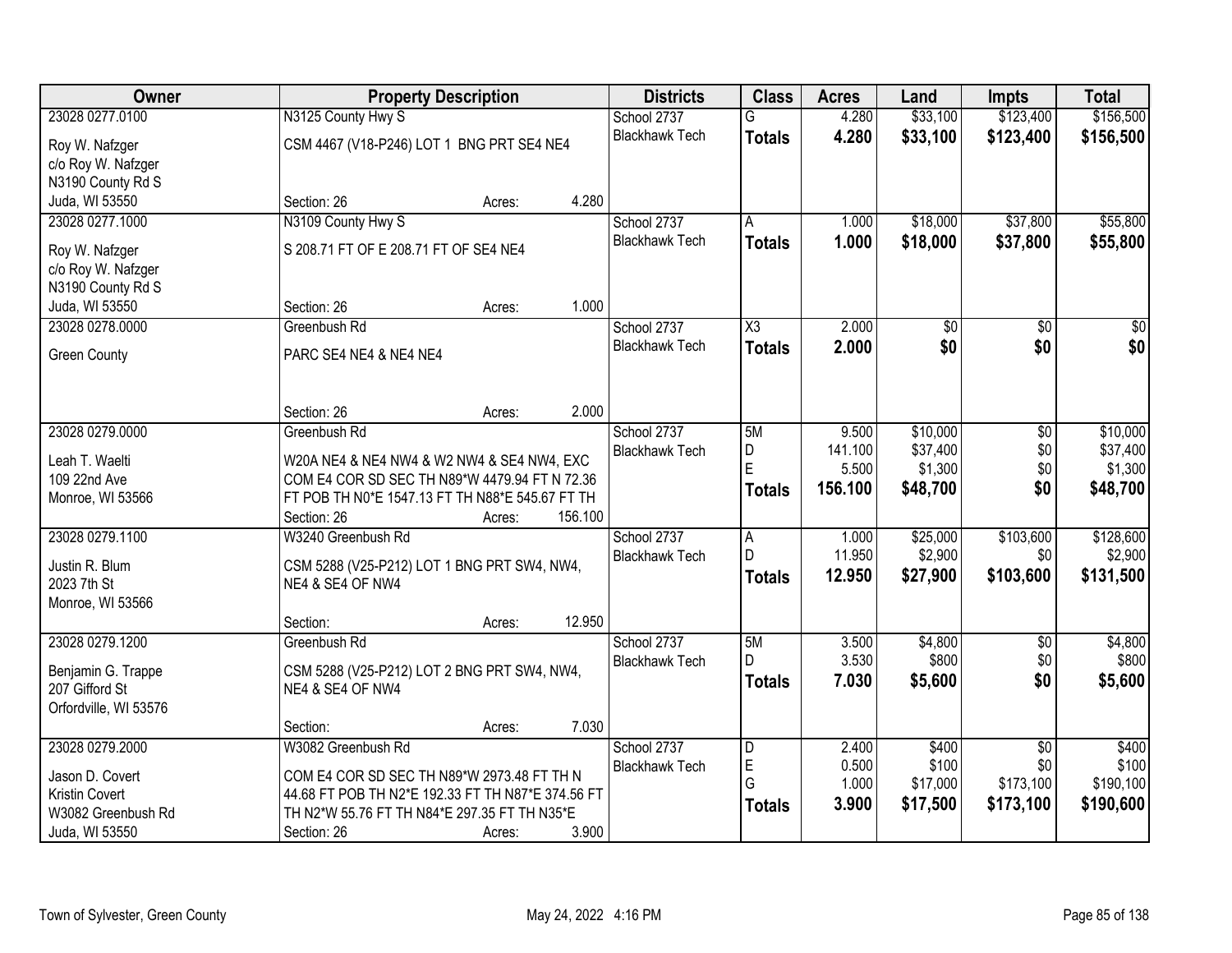| Owner | Property Description | Districts | Class | Acres | Land | Impts | Total |
|---|---|---|---|---|---|---|---|
| 23028 0277.0100 | N3125 County Hwy S | School 2737 | G | 4.280 | $33,100 | $123,400 | $156,500 |
| Roy W. Nafzger<br>c/o Roy W. Nafzger<br>N3190 County Rd S<br>Juda, WI 53550 | CSM 4467 (V18-P246) LOT 1 BNG PRT SE4 NE4<br>Section: 26 Acres: 4.280 | Blackhawk Tech | **Totals** | **4.280** | **$33,100** | **$123,400** | **$156,500** |
| 23028 0277.1000 | N3109 County Hwy S | School 2737 | A | 1.000 | $18,000 | $37,800 | $55,800 |
| Roy W. Nafzger<br>c/o Roy W. Nafzger<br>N3190 County Rd S<br>Juda, WI 53550 | S 208.71 FT OF E 208.71 FT OF SE4 NE4<br>Section: 26 Acres: 1.000 | Blackhawk Tech | **Totals** | **1.000** | **$18,000** | **$37,800** | **$55,800** |
| 23028 0278.0000 | Greenbush Rd | School 2737 | X3 | 2.000 | $0 | $0 | $0 |
| Green County | PARC SE4 NE4 & NE4 NE4<br>Section: 26 Acres: 2.000 | Blackhawk Tech | **Totals** | **2.000** | **$0** | **$0** | **$0** |
| 23028 0279.0000 | Greenbush Rd | School 2737 | 5M | 9.500 | $10,000 | $0 | $10,000 |
| Leah T. Waelti<br>109 22nd Ave<br>Monroe, WI 53566 | W20A NE4 & NE4 NW4 & W2 NW4 & SE4 NW4, EXC COM E4 COR SD SEC TH N89*W 4479.94 FT N 72.36 FT POB TH N0*E 1547.13 FT TH N88*E 545.67 FT TH<br>Section: 26 Acres: 156.100 | Blackhawk Tech | D | 141.100 | $37,400 | $0 | $37,400 |
| | | | E | 5.500 | $1,300 | $0 | $1,300 |
| | | | **Totals** | **156.100** | **$48,700** | **$0** | **$48,700** |
| 23028 0279.1100 | W3240 Greenbush Rd | School 2737 | A | 1.000 | $25,000 | $103,600 | $128,600 |
| Justin R. Blum<br>2023 7th St<br>Monroe, WI 53566 | CSM 5288 (V25-P212) LOT 1 BNG PRT SW4, NW4, NE4 & SE4 OF NW4<br>Section: Acres: 12.950 | Blackhawk Tech | D | 11.950 | $2,900 | $0 | $2,900 |
| | | | **Totals** | **12.950** | **$27,900** | **$103,600** | **$131,500** |
| 23028 0279.1200 | Greenbush Rd | School 2737 | 5M | 3.500 | $4,800 | $0 | $4,800 |
| Benjamin G. Trappe<br>207 Gifford St<br>Orfordville, WI 53576 | CSM 5288 (V25-P212) LOT 2 BNG PRT SW4, NW4, NE4 & SE4 OF NW4<br>Section: Acres: 7.030 | Blackhawk Tech | D | 3.530 | $800 | $0 | $800 |
| | | | **Totals** | **7.030** | **$5,600** | **$0** | **$5,600** |
| 23028 0279.2000 | W3082 Greenbush Rd | School 2737 | D | 2.400 | $400 | $0 | $400 |
| Jason D. Covert<br>Kristin Covert<br>W3082 Greenbush Rd<br>Juda, WI 53550 | COM E4 COR SD SEC TH N89*W 2973.48 FT TH N 44.68 FT POB TH N2*E 192.33 FT TH N87*E 374.56 FT TH N2*W 55.76 FT TH N84*E 297.35 FT TH N35*E<br>Section: 26 Acres: 3.900 | Blackhawk Tech | E | 0.500 | $100 | $0 | $100 |
| | | | G | 1.000 | $17,000 | $173,100 | $190,100 |
| | | | **Totals** | **3.900** | **$17,500** | **$173,100** | **$190,600** |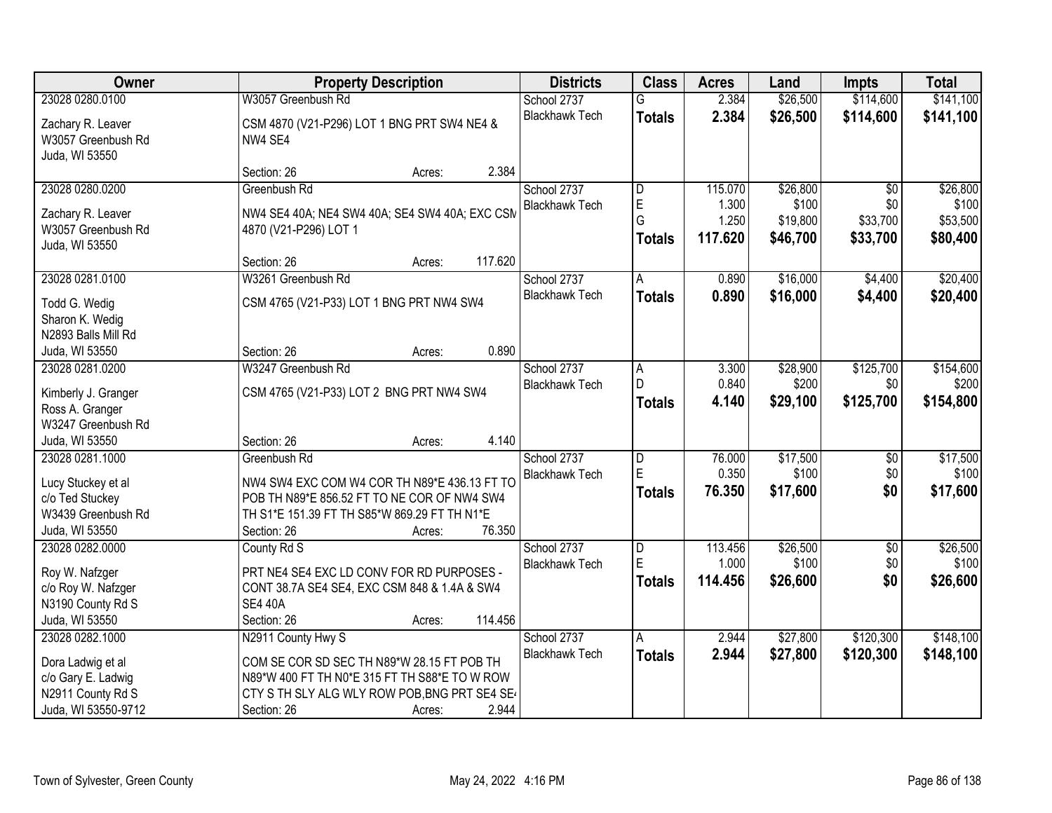| Owner | Property Description | Districts | Class | Acres | Land | Impts | Total |
|---|---|---|---|---|---|---|---|
| 23028 0280.0100<br><br>Zachary R. Leaver<br>W3057 Greenbush Rd<br>Juda, WI 53550 | W3057 Greenbush Rd<br><br>CSM 4870 (V21-P296) LOT 1 BNG PRT SW4 NE4 & NW4 SE4<br><br>Section: 26 Acres: 2.384 | School 2737<br>Blackhawk Tech | G<br>**Totals** | 2.384<br>**2.384** | $26,500<br>**$26,500** | $114,600<br>**$114,600** | $141,100<br>**$141,100** |
| 23028 0280.0200<br><br>Zachary R. Leaver<br>W3057 Greenbush Rd<br>Juda, WI 53550 | Greenbush Rd<br><br>NW4 SE4 40A; NE4 SW4 40A; SE4 SW4 40A; EXC CSM 4870 (V21-P296) LOT 1<br><br>Section: 26 Acres: 117.620 | School 2737<br>Blackhawk Tech | D<br>E<br>G<br>**Totals** | 115.070<br>1.300<br>1.250<br>**117.620** | $26,800<br>$100<br>$19,800<br>**$46,700** | $0<br>$0<br>$33,700<br>**$33,700** | $26,800<br>$100<br>$53,500<br>**$80,400** |
| 23028 0281.0100<br><br>Todd G. Wedig<br>Sharon K. Wedig<br>N2893 Balls Mill Rd<br>Juda, WI 53550 | W3261 Greenbush Rd<br><br>CSM 4765 (V21-P33) LOT 1 BNG PRT NW4 SW4<br><br>Section: 26 Acres: 0.890 | School 2737<br>Blackhawk Tech | A<br>**Totals** | 0.890<br>**0.890** | $16,000<br>**$16,000** | $4,400<br>**$4,400** | $20,400<br>**$20,400** |
| 23028 0281.0200<br><br>Kimberly J. Granger<br>Ross A. Granger<br>W3247 Greenbush Rd<br>Juda, WI 53550 | W3247 Greenbush Rd<br><br>CSM 4765 (V21-P33) LOT 2 BNG PRT NW4 SW4<br><br>Section: 26 Acres: 4.140 | School 2737<br>Blackhawk Tech | A<br>D<br>**Totals** | 3.300<br>0.840<br>**4.140** | $28,900<br>$200<br>**$29,100** | $125,700<br>$0<br>**$125,700** | $154,600<br>$200<br>**$154,800** |
| 23028 0281.1000<br><br>Lucy Stuckey et al<br>c/o Ted Stuckey<br>W3439 Greenbush Rd<br>Juda, WI 53550 | Greenbush Rd<br><br>NW4 SW4 EXC COM W4 COR TH N89*E 436.13 FT TO POB TH N89*E 856.52 FT TO NE COR OF NW4 SW4 TH S1*E 151.39 FT TH S85*W 869.29 FT TH N1*E<br>Section: 26 Acres: 76.350 | School 2737<br>Blackhawk Tech | D<br>E<br>**Totals** | 76.000<br>0.350<br>**76.350** | $17,500<br>$100<br>**$17,600** | $0<br>$0<br>**$0** | $17,500<br>$100<br>**$17,600** |
| 23028 0282.0000<br><br>Roy W. Nafzger<br>c/o Roy W. Nafzger<br>N3190 County Rd S<br>Juda, WI 53550 | County Rd S<br><br>PRT NE4 SE4 EXC LD CONV FOR RD PURPOSES - CONT 38.7A SE4 SE4, EXC CSM 848 & 1.4A & SW4 SE4 40A<br>Section: 26 Acres: 114.456 | School 2737<br>Blackhawk Tech | D<br>E<br>**Totals** | 113.456<br>1.000<br>**114.456** | $26,500<br>$100<br>**$26,600** | $0<br>$0<br>**$0** | $26,500<br>$100<br>**$26,600** |
| 23028 0282.1000<br><br>Dora Ladwig et al<br>c/o Gary E. Ladwig<br>N2911 County Rd S<br>Juda, WI 53550-9712 | N2911 County Hwy S<br><br>COM SE COR SD SEC TH N89*W 28.15 FT POB TH N89*W 400 FT TH N0*E 315 FT TH S88*E TO W ROW CTY S TH SLY ALG WLY ROW POB,BNG PRT SE4 SE4<br>Section: 26 Acres: 2.944 | School 2737<br>Blackhawk Tech | A<br>**Totals** | 2.944<br>**2.944** | $27,800<br>**$27,800** | $120,300<br>**$120,300** | $148,100<br>**$148,100** |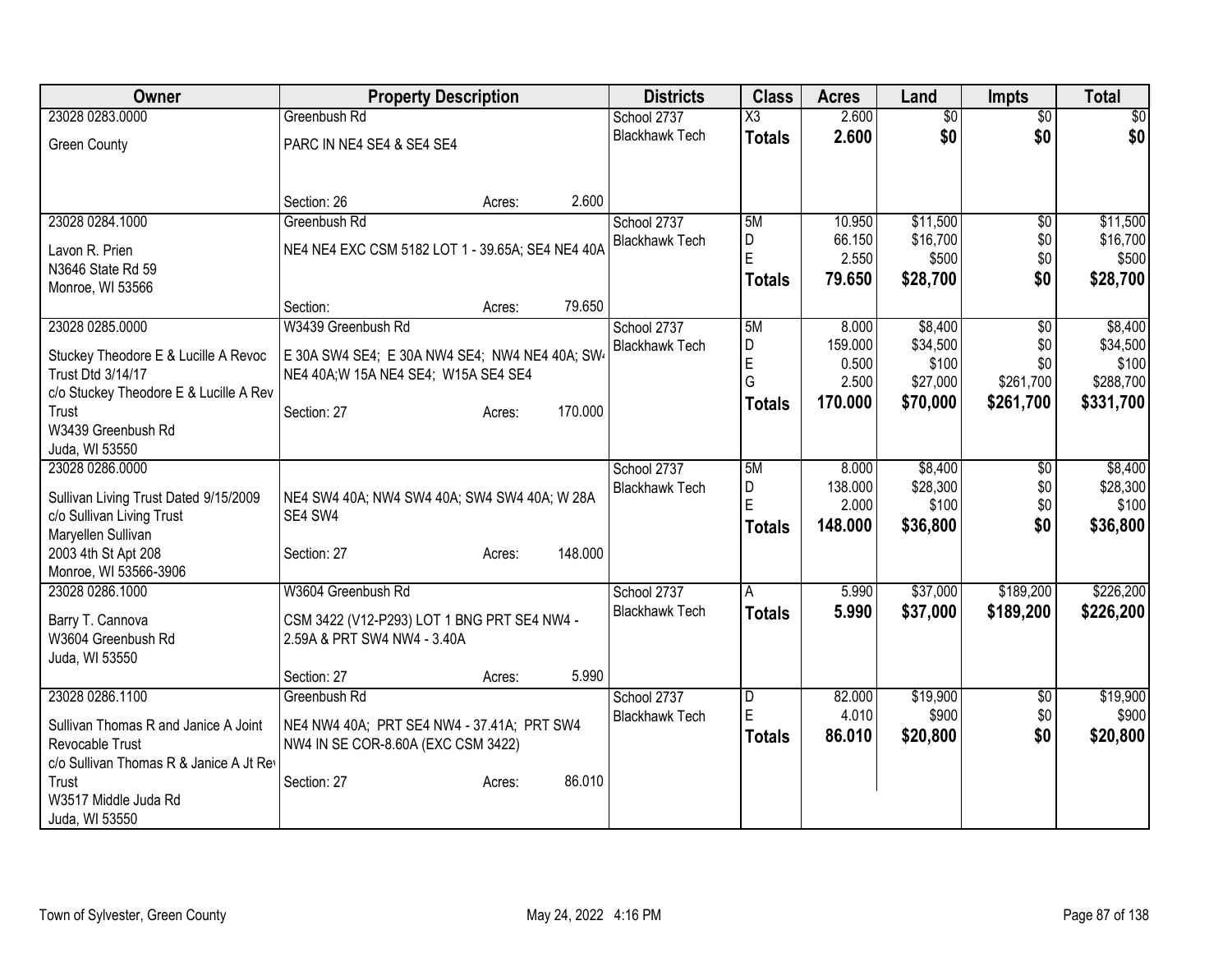| Owner | Property Description | Districts | Class | Acres | Land | Impts | Total |
|---|---|---|---|---|---|---|---|
| 23028 0283.0000<br>Green County | Greenbush Rd<br>PARC IN NE4 SE4 & SE4 SE4<br>Section: 26 Acres: 2.600 | School 2737<br>Blackhawk Tech | X3<br>**Totals** | 2.600<br>**2.600** | $0<br>**$0** | $0<br>**$0** | $0<br>**$0** |
| 23028 0284.1000<br>Lavon R. Prien<br>N3646 State Rd 59<br>Monroe, WI 53566 | Greenbush Rd<br>NE4 NE4 EXC CSM 5182 LOT 1 - 39.65A; SE4 NE4 40A<br>Section: Acres: 79.650 | School 2737<br>Blackhawk Tech | 5M<br>D<br>E<br>**Totals** | 10.950<br>66.150<br>2.550<br>**79.650** | $11,500<br>$16,700<br>$500<br>**$28,700** | $0<br>$0<br>$0<br>**$0** | $11,500<br>$16,700<br>$500<br>**$28,700** |
| 23028 0285.0000<br>Stuckey Theodore E & Lucille A Revoc Trust Dtd 3/14/17<br>c/o Stuckey Theodore E & Lucille A Rev Trust<br>W3439 Greenbush Rd<br>Juda, WI 53550 | W3439 Greenbush Rd<br>E 30A SW4 SE4; E 30A NW4 SE4; NW4 NE4 40A; SW4 NE4 40A;W 15A NE4 SE4; W15A SE4 SE4<br>Section: 27 Acres: 170.000 | School 2737<br>Blackhawk Tech | 5M<br>D<br>E<br>G<br>**Totals** | 8.000<br>159.000<br>0.500<br>2.500<br>**170.000** | $8,400<br>$34,500<br>$100<br>$27,000<br>**$70,000** | $0<br>$0<br>$0<br>$261,700<br>**$261,700** | $8,400<br>$34,500<br>$100<br>$288,700<br>**$331,700** |
| 23028 0286.0000<br>Sullivan Living Trust Dated 9/15/2009<br>c/o Sullivan Living Trust<br>Maryellen Sullivan<br>2003 4th St Apt 208<br>Monroe, WI 53566-3906 | NE4 SW4 40A; NW4 SW4 40A; SW4 SW4 40A; W 28A SE4 SW4<br>Section: 27 Acres: 148.000 | School 2737<br>Blackhawk Tech | 5M<br>D<br>E<br>**Totals** | 8.000<br>138.000<br>2.000<br>**148.000** | $8,400<br>$28,300<br>$100<br>**$36,800** | $0<br>$0<br>$0<br>**$0** | $8,400<br>$28,300<br>$100<br>**$36,800** |
| 23028 0286.1000<br>Barry T. Cannova<br>W3604 Greenbush Rd<br>Juda, WI 53550 | W3604 Greenbush Rd<br>CSM 3422 (V12-P293) LOT 1 BNG PRT SE4 NW4 - 2.59A & PRT SW4 NW4 - 3.40A<br>Section: 27 Acres: 5.990 | School 2737<br>Blackhawk Tech | A<br>**Totals** | 5.990<br>**5.990** | $37,000<br>**$37,000** | $189,200<br>**$189,200** | $226,200<br>**$226,200** |
| 23028 0286.1100<br>Sullivan Thomas R and Janice A Joint Revocable Trust<br>c/o Sullivan Thomas R & Janice A Jt Rev Trust<br>W3517 Middle Juda Rd<br>Juda, WI 53550 | Greenbush Rd<br>NE4 NW4 40A; PRT SE4 NW4 - 37.41A; PRT SW4 NW4 IN SE COR-8.60A (EXC CSM 3422)<br>Section: 27 Acres: 86.010 | School 2737<br>Blackhawk Tech | D<br>E<br>**Totals** | 82.000<br>4.010<br>**86.010** | $19,900<br>$900<br>**$20,800** | $0<br>$0<br>**$0** | $19,900<br>$900<br>**$20,800** |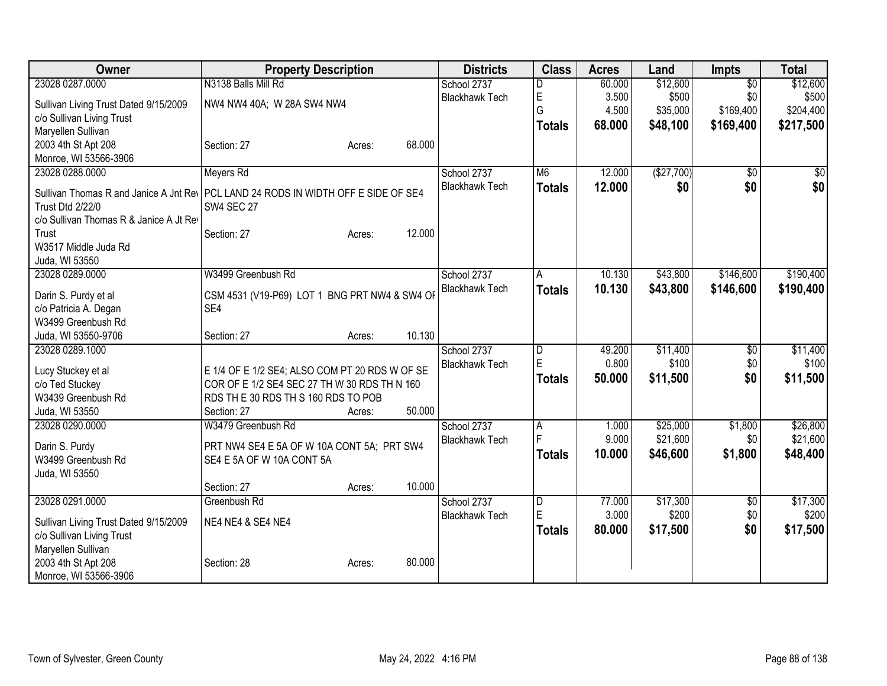| Owner | Property Description | | | Districts | Class | Acres | Land | Impts | Total |
|---|---|---|---|---|---|---|---|---|---|
| 23028 0287.0000 | N3138 Balls Mill Rd | | | School 2737 | D | 60.000 | $12,600 | $0 | $12,600 |
| Sullivan Living Trust Dated 9/15/2009 | NW4 NW4 40A; W 28A SW4 NW4 | | | Blackhawk Tech | E | 3.500 | $500 | $0 | $500 |
| c/o Sullivan Living Trust | | | | | G | 4.500 | $35,000 | $169,400 | $204,400 |
| Maryellen Sullivan | | | | | **Totals** | **68.000** | **$48,100** | **$169,400** | **$217,500** |
| 2003 4th St Apt 208 | Section: 27 | Acres: | 68.000 | | | | | | |
| Monroe, WI 53566-3906 | | | | | | | | | |
| 23028 0288.0000 | Meyers Rd | | | School 2737 | M6 | 12.000 | ($27,700) | $0 | $0 |
| Sullivan Thomas R and Janice A Jnt Rev Trust Dtd 2/22/0 | PCL LAND 24 RODS IN WIDTH OFF E SIDE OF SE4 SW4 SEC 27 | | | Blackhawk Tech | **Totals** | **12.000** | **$0** | **$0** | **$0** |
| c/o Sullivan Thomas R & Janice A Jt Rev Trust | Section: 27 | Acres: | 12.000 | | | | | | |
| W3517 Middle Juda Rd | | | | | | | | | |
| Juda, WI 53550 | | | | | | | | | |
| 23028 0289.0000 | W3499 Greenbush Rd | | | School 2737 | A | 10.130 | $43,800 | $146,600 | $190,400 |
| Darin S. Purdy et al | CSM 4531 (V19-P69) LOT 1 BNG PRT NW4 & SW4 OF SE4 | | | Blackhawk Tech | **Totals** | **10.130** | **$43,800** | **$146,600** | **$190,400** |
| c/o Patricia A. Degan | | | | | | | | | |
| W3499 Greenbush Rd | | | | | | | | | |
| Juda, WI 53550-9706 | Section: 27 | Acres: | 10.130 | | | | | | |
| 23028 0289.1000 | | | | School 2737 | D | 49.200 | $11,400 | $0 | $11,400 |
| Lucy Stuckey et al | E 1/4 OF E 1/2 SE4; ALSO COM PT 20 RDS W OF SE COR OF E 1/2 SE4 SEC 27 TH W 30 RDS TH N 160 RDS TH E 30 RDS TH S 160 RDS TO POB | | | Blackhawk Tech | E | 0.800 | $100 | $0 | $100 |
| c/o Ted Stuckey | | | | | **Totals** | **50.000** | **$11,500** | **$0** | **$11,500** |
| W3439 Greenbush Rd | | | | | | | | | |
| Juda, WI 53550 | Section: 27 | Acres: | 50.000 | | | | | | |
| 23028 0290.0000 | W3479 Greenbush Rd | | | School 2737 | A | 1.000 | $25,000 | $1,800 | $26,800 |
| Darin S. Purdy | PRT NW4 SE4 E 5A OF W 10A CONT 5A; PRT SW4 SE4 E 5A OF W 10A CONT 5A | | | Blackhawk Tech | F | 9.000 | $21,600 | $0 | $21,600 |
| W3499 Greenbush Rd | | | | | **Totals** | **10.000** | **$46,600** | **$1,800** | **$48,400** |
| Juda, WI 53550 | | | | | | | | | |
| | Section: 27 | Acres: | 10.000 | | | | | | |
| 23028 0291.0000 | Greenbush Rd | | | School 2737 | D | 77.000 | $17,300 | $0 | $17,300 |
| Sullivan Living Trust Dated 9/15/2009 | NE4 NE4 & SE4 NE4 | | | Blackhawk Tech | E | 3.000 | $200 | $0 | $200 |
| c/o Sullivan Living Trust | | | | | **Totals** | **80.000** | **$17,500** | **$0** | **$17,500** |
| Maryellen Sullivan | | | | | | | | | |
| 2003 4th St Apt 208 | Section: 28 | Acres: | 80.000 | | | | | | |
| Monroe, WI 53566-3906 | | | | | | | | | |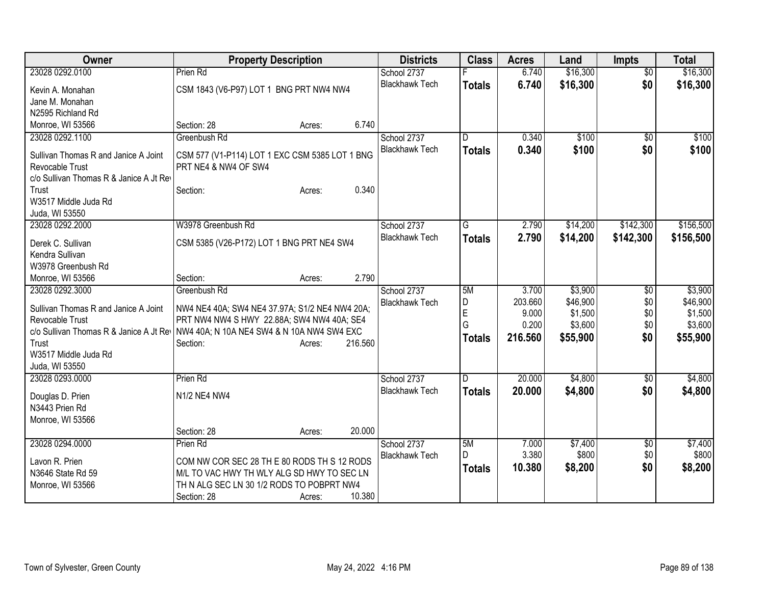| Owner | Property Description | Districts | Class | Acres | Land | Impts | Total |
|---|---|---|---|---|---|---|---|
| 23028 0292.0100<br>Kevin A. Monahan<br>Jane M. Monahan<br>N2595 Richland Rd<br>Monroe, WI 53566 | Prien Rd<br>CSM 1843 (V6-P97) LOT 1 BNG PRT NW4 NW4<br>Section: 28 Acres: 6.740 | School 2737<br>Blackhawk Tech | F<br>**Totals** | 6.740<br>**6.740** | $16,300<br>**$16,300** | $0<br>**$0** | $16,300<br>**$16,300** |
| 23028 0292.1100<br>Sullivan Thomas R and Janice A Joint Revocable Trust<br>c/o Sullivan Thomas R & Janice A Jt Rev Trust<br>W3517 Middle Juda Rd<br>Juda, WI 53550 | Greenbush Rd<br>CSM 577 (V1-P114) LOT 1 EXC CSM 5385 LOT 1 BNG PRT NE4 & NW4 OF SW4<br>Section: Acres: 0.340 | School 2737<br>Blackhawk Tech | D<br>**Totals** | 0.340<br>**0.340** | $100<br>**$100** | $0<br>**$0** | $100<br>**$100** |
| 23028 0292.2000<br>Derek C. Sullivan<br>Kendra Sullivan<br>W3978 Greenbush Rd<br>Monroe, WI 53566 | W3978 Greenbush Rd<br>CSM 5385 (V26-P172) LOT 1 BNG PRT NE4 SW4<br>Section: Acres: 2.790 | School 2737<br>Blackhawk Tech | G<br>**Totals** | 2.790<br>**2.790** | $14,200<br>**$14,200** | $142,300<br>**$142,300** | $156,500<br>**$156,500** |
| 23028 0292.3000<br>Sullivan Thomas R and Janice A Joint Revocable Trust<br>c/o Sullivan Thomas R & Janice A Jt Rev Trust<br>W3517 Middle Juda Rd<br>Juda, WI 53550 | Greenbush Rd<br>NW4 NE4 40A; SW4 NE4 37.97A; S1/2 NE4 NW4 20A; PRT NW4 NW4 S HWY 22.88A; SW4 NW4 40A; SE4 NW4 40A; N 10A NE4 SW4 & N 10A NW4 SW4 EXC<br>Section: Acres: 216.560 | School 2737<br>Blackhawk Tech | 5M<br>D<br>E<br>G<br>**Totals** | 3.700<br>203.660<br>9.000<br>0.200<br>**216.560** | $3,900<br>$46,900<br>$1,500<br>$3,600<br>**$55,900** | $0<br>$0<br>$0<br>$0<br>**$0** | $3,900<br>$46,900<br>$1,500<br>$3,600<br>**$55,900** |
| 23028 0293.0000<br>Douglas D. Prien<br>N3443 Prien Rd<br>Monroe, WI 53566 | Prien Rd<br>N1/2 NE4 NW4<br>Section: 28 Acres: 20.000 | School 2737<br>Blackhawk Tech | D<br>**Totals** | 20.000<br>**20.000** | $4,800<br>**$4,800** | $0<br>**$0** | $4,800<br>**$4,800** |
| 23028 0294.0000<br>Lavon R. Prien<br>N3646 State Rd 59<br>Monroe, WI 53566 | Prien Rd<br>COM NW COR SEC 28 TH E 80 RODS TH S 12 RODS M/L TO VAC HWY TH WLY ALG SD HWY TO SEC LN TH N ALG SEC LN 30 1/2 RODS TO POBPRT NW4<br>Section: 28 Acres: 10.380 | School 2737<br>Blackhawk Tech | 5M<br>D<br>**Totals** | 7.000<br>3.380<br>**10.380** | $7,400<br>$800<br>**$8,200** | $0<br>$0<br>**$0** | $7,400<br>$800<br>**$8,200** |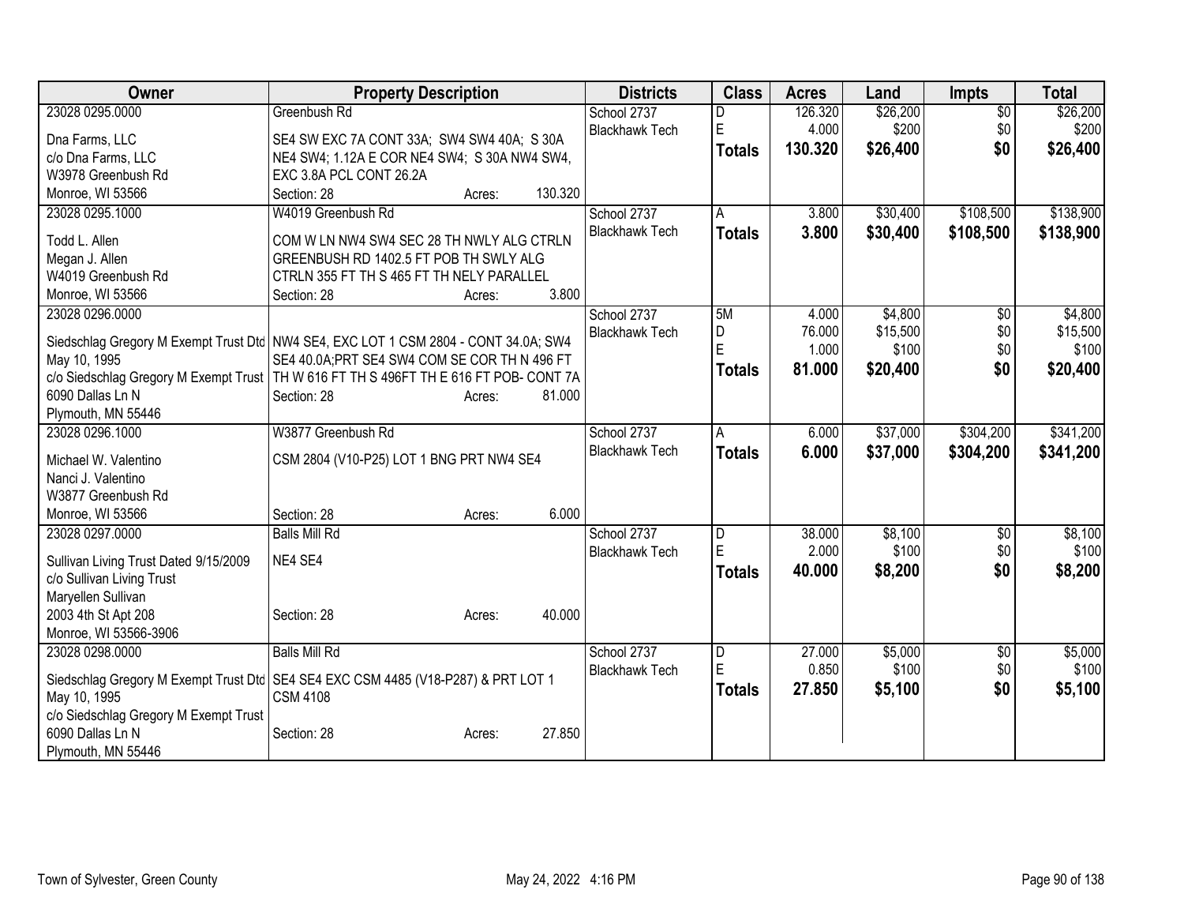| Owner | Property Description | Districts | Class | Acres | Land | Impts | Total |
|---|---|---|---|---|---|---|---|
| 23028 0295.0000<br>Dna Farms, LLC<br>c/o Dna Farms, LLC<br>W3978 Greenbush Rd<br>Monroe, WI 53566 | Greenbush Rd<br>SE4 SW EXC 7A CONT 33A; SW4 SW4 40A; S 30A NE4 SW4; 1.12A E COR NE4 SW4; S 30A NW4 SW4, EXC 3.8A PCL CONT 26.2A<br>Section: 28 Acres: 130.320 | School 2737<br>Blackhawk Tech | D<br>E<br>**Totals** | 126.320<br>4.000<br>**130.320** | $26,200<br>$200<br>**$26,400** | $0<br>$0<br>**$0** | $26,200<br>$200<br>**$26,400** |
| 23028 0295.1000<br>Todd L. Allen<br>Megan J. Allen<br>W4019 Greenbush Rd<br>Monroe, WI 53566 | W4019 Greenbush Rd<br>COM W LN NW4 SW4 SEC 28 TH NWLY ALG CTRLN GREENBUSH RD 1402.5 FT POB TH SWLY ALG CTRLN 355 FT TH S 465 FT TH NELY PARALLEL<br>Section: 28 Acres: 3.800 | School 2737<br>Blackhawk Tech | A<br>**Totals** | 3.800<br>**3.800** | $30,400<br>**$30,400** | $108,500<br>**$108,500** | $138,900<br>**$138,900** |
| 23028 0296.0000<br>Siedschlag Gregory M Exempt Trust Dtd May 10, 1995<br>c/o Siedschlag Gregory M Exempt Trust<br>6090 Dallas Ln N<br>Plymouth, MN 55446 | NW4 SE4, EXC LOT 1 CSM 2804 - CONT 34.0A; SW4 SE4 40.0A;PRT SE4 SW4 COM SE COR TH N 496 FT TH W 616 FT TH S 496FT TH E 616 FT POB- CONT 7A<br>Section: 28 Acres: 81.000 | School 2737<br>Blackhawk Tech | 5M<br>D<br>E<br>**Totals** | 4.000<br>76.000<br>1.000<br>**81.000** | $4,800<br>$15,500<br>$100<br>**$20,400** | $0<br>$0<br>$0<br>**$0** | $4,800<br>$15,500<br>$100<br>**$20,400** |
| 23028 0296.1000<br>Michael W. Valentino<br>Nanci J. Valentino<br>W3877 Greenbush Rd<br>Monroe, WI 53566 | W3877 Greenbush Rd<br>CSM 2804 (V10-P25) LOT 1 BNG PRT NW4 SE4<br>Section: 28 Acres: 6.000 | School 2737<br>Blackhawk Tech | A<br>**Totals** | 6.000<br>**6.000** | $37,000<br>**$37,000** | $304,200<br>**$304,200** | $341,200<br>**$341,200** |
| 23028 0297.0000<br>Sullivan Living Trust Dated 9/15/2009<br>c/o Sullivan Living Trust<br>Maryellen Sullivan<br>2003 4th St Apt 208<br>Monroe, WI 53566-3906 | Balls Mill Rd<br>NE4 SE4<br>Section: 28 Acres: 40.000 | School 2737<br>Blackhawk Tech | D<br>E<br>**Totals** | 38.000<br>2.000<br>**40.000** | $8,100<br>$100<br>**$8,200** | $0<br>$0<br>**$0** | $8,100<br>$100<br>**$8,200** |
| 23028 0298.0000<br>Siedschlag Gregory M Exempt Trust Dtd May 10, 1995<br>c/o Siedschlag Gregory M Exempt Trust<br>6090 Dallas Ln N<br>Plymouth, MN 55446 | Balls Mill Rd<br>SE4 SE4 EXC CSM 4485 (V18-P287) & PRT LOT 1 CSM 4108<br>Section: 28 Acres: 27.850 | School 2737<br>Blackhawk Tech | D<br>E<br>**Totals** | 27.000<br>0.850<br>**27.850** | $5,000<br>$100<br>**$5,100** | $0<br>$0<br>**$0** | $5,000<br>$100<br>**$5,100** |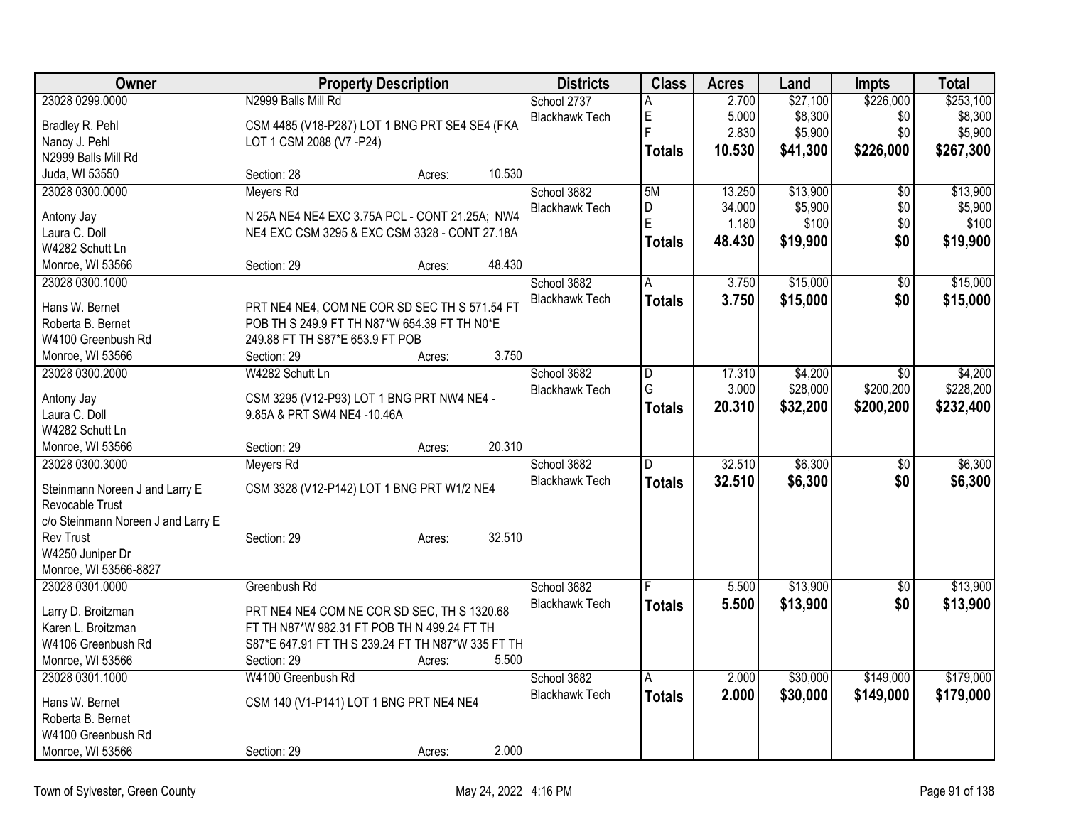| Owner | Property Description | Districts | Class | Acres | Land | Impts | Total |
|---|---|---|---|---|---|---|---|
| 23028 0299.0000<br>Bradley R. Pehl<br>Nancy J. Pehl<br>N2999 Balls Mill Rd<br>Juda, WI 53550 | N2999 Balls Mill Rd<br>CSM 4485 (V18-P287) LOT 1 BNG PRT SE4 SE4 (FKA LOT 1 CSM 2088 (V7 -P24)<br>Section: 28 Acres: 10.530 | School 2737<br>Blackhawk Tech | A<br>E<br>F<br>**Totals** | 2.700<br>5.000<br>2.830<br>**10.530** | $27,100<br>$8,300<br>$5,900<br>**$41,300** | $226,000<br>$0<br>$0<br>**$226,000** | $253,100<br>$8,300<br>$5,900<br>**$267,300** |
| 23028 0300.0000<br>Antony Jay<br>Laura C. Doll<br>W4282 Schutt Ln<br>Monroe, WI 53566 | Meyers Rd<br>N 25A NE4 NE4 EXC 3.75A PCL - CONT 21.25A; NW4 NE4 EXC CSM 3295 & EXC CSM 3328 - CONT 27.18A<br>Section: 29 Acres: 48.430 | School 3682<br>Blackhawk Tech | 5M<br>D<br>E<br>**Totals** | 13.250<br>34.000<br>1.180<br>**48.430** | $13,900<br>$5,900<br>$100<br>**$19,900** | $0<br>$0<br>$0<br>**$0** | $13,900<br>$5,900<br>$100<br>**$19,900** |
| 23028 0300.1000<br>Hans W. Bernet<br>Roberta B. Bernet<br>W4100 Greenbush Rd<br>Monroe, WI 53566 | PRT NE4 NE4, COM NE COR SD SEC TH S 571.54 FT POB TH S 249.9 FT TH N87*W 654.39 FT TH N0*E 249.88 FT TH S87*E 653.9 FT POB<br>Section: 29 Acres: 3.750 | School 3682<br>Blackhawk Tech | A<br>**Totals** | 3.750<br>**3.750** | $15,000<br>**$15,000** | $0<br>**$0** | $15,000<br>**$15,000** |
| 23028 0300.2000<br>Antony Jay<br>Laura C. Doll<br>W4282 Schutt Ln<br>Monroe, WI 53566 | W4282 Schutt Ln<br>CSM 3295 (V12-P93) LOT 1 BNG PRT NW4 NE4 - 9.85A & PRT SW4 NE4 -10.46A<br>Section: 29 Acres: 20.310 | School 3682<br>Blackhawk Tech | D<br>G<br>**Totals** | 17.310<br>3.000<br>**20.310** | $4,200<br>$28,000<br>**$32,200** | $0<br>$200,200<br>**$200,200** | $4,200<br>$228,200<br>**$232,400** |
| 23028 0300.3000<br>Steinmann Noreen J and Larry E Revocable Trust<br>c/o Steinmann Noreen J and Larry E Rev Trust<br>W4250 Juniper Dr<br>Monroe, WI 53566-8827 | Meyers Rd<br>CSM 3328 (V12-P142) LOT 1 BNG PRT W1/2 NE4<br>Section: 29 Acres: 32.510 | School 3682<br>Blackhawk Tech | D<br>**Totals** | 32.510<br>**32.510** | $6,300<br>**$6,300** | $0<br>**$0** | $6,300<br>**$6,300** |
| 23028 0301.0000<br>Larry D. Broitzman<br>Karen L. Broitzman<br>W4106 Greenbush Rd<br>Monroe, WI 53566 | Greenbush Rd<br>PRT NE4 NE4 COM NE COR SD SEC, TH S 1320.68 FT TH N87*W 982.31 FT POB TH N 499.24 FT TH S87*E 647.91 FT TH S 239.24 FT TH N87*W 335 FT TH<br>Section: 29 Acres: 5.500 | School 3682<br>Blackhawk Tech | F<br>**Totals** | 5.500<br>**5.500** | $13,900<br>**$13,900** | $0<br>**$0** | $13,900<br>**$13,900** |
| 23028 0301.1000<br>Hans W. Bernet<br>Roberta B. Bernet<br>W4100 Greenbush Rd<br>Monroe, WI 53566 | W4100 Greenbush Rd<br>CSM 140 (V1-P141) LOT 1 BNG PRT NE4 NE4<br>Section: 29 Acres: 2.000 | School 3682<br>Blackhawk Tech | A<br>**Totals** | 2.000<br>**2.000** | $30,000<br>**$30,000** | $149,000<br>**$149,000** | $179,000<br>**$179,000** |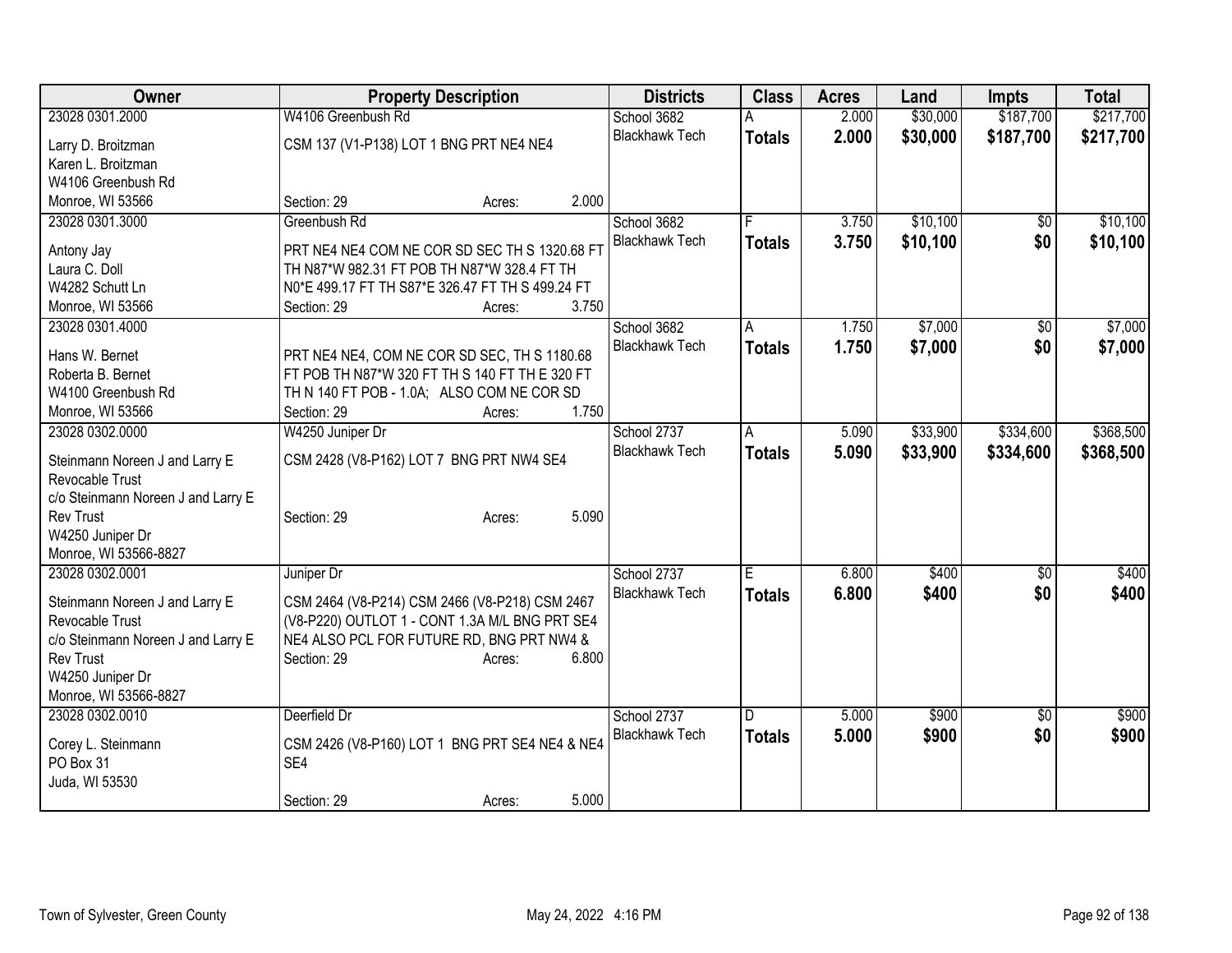| Owner | Property Description | Districts | Class | Acres | Land | Impts | Total |
|---|---|---|---|---|---|---|---|
| 23028 0301.2000<br>Larry D. Broitzman<br>Karen L. Broitzman<br>W4106 Greenbush Rd<br>Monroe, WI 53566 | W4106 Greenbush Rd<br>CSM 137 (V1-P138) LOT 1 BNG PRT NE4 NE4<br>Section: 29 Acres: 2.000 | School 3682<br>Blackhawk Tech | A<br>**Totals** | 2.000<br>**2.000** | $30,000<br>**$30,000** | $187,700<br>**$187,700** | $217,700<br>**$217,700** |
| 23028 0301.3000<br>Antony Jay<br>Laura C. Doll<br>W4282 Schutt Ln<br>Monroe, WI 53566 | Greenbush Rd<br>PRT NE4 NE4 COM NE COR SD SEC TH S 1320.68 FT TH N87*W 982.31 FT POB TH N87*W 328.4 FT TH N0*E 499.17 FT TH S87*E 326.47 FT TH S 499.24 FT<br>Section: 29 Acres: 3.750 | School 3682<br>Blackhawk Tech | F<br>**Totals** | 3.750<br>**3.750** | $10,100<br>**$10,100** | $0<br>**$0** | $10,100<br>**$10,100** |
| 23028 0301.4000<br>Hans W. Bernet<br>Roberta B. Bernet<br>W4100 Greenbush Rd<br>Monroe, WI 53566 | PRT NE4 NE4, COM NE COR SD SEC, TH S 1180.68 FT POB TH N87*W 320 FT TH S 140 FT TH E 320 FT TH N 140 FT POB - 1.0A; ALSO COM NE COR SD<br>Section: 29 Acres: 1.750 | School 3682<br>Blackhawk Tech | A<br>**Totals** | 1.750<br>**1.750** | $7,000<br>**$7,000** | $0<br>**$0** | $7,000<br>**$7,000** |
| 23028 0302.0000<br>Steinmann Noreen J and Larry E Revocable Trust<br>c/o Steinmann Noreen J and Larry E Rev Trust<br>W4250 Juniper Dr<br>Monroe, WI 53566-8827 | W4250 Juniper Dr<br>CSM 2428 (V8-P162) LOT 7 BNG PRT NW4 SE4<br>Section: 29 Acres: 5.090 | School 2737<br>Blackhawk Tech | A<br>**Totals** | 5.090<br>**5.090** | $33,900<br>**$33,900** | $334,600<br>**$334,600** | $368,500<br>**$368,500** |
| 23028 0302.0001<br>Steinmann Noreen J and Larry E Revocable Trust<br>c/o Steinmann Noreen J and Larry E Rev Trust<br>W4250 Juniper Dr<br>Monroe, WI 53566-8827 | Juniper Dr<br>CSM 2464 (V8-P214) CSM 2466 (V8-P218) CSM 2467 (V8-P220) OUTLOT 1 - CONT 1.3A M/L BNG PRT SE4 NE4 ALSO PCL FOR FUTURE RD, BNG PRT NW4 &<br>Section: 29 Acres: 6.800 | School 2737<br>Blackhawk Tech | E<br>**Totals** | 6.800<br>**6.800** | $400<br>**$400** | $0<br>**$0** | $400<br>**$400** |
| 23028 0302.0010<br>Corey L. Steinmann<br>PO Box 31<br>Juda, WI 53530 | Deerfield Dr<br>CSM 2426 (V8-P160) LOT 1 BNG PRT SE4 NE4 & NE4 SE4<br>Section: 29 Acres: 5.000 | School 2737<br>Blackhawk Tech | D<br>**Totals** | 5.000<br>**5.000** | $900<br>**$900** | $0<br>**$0** | $900<br>**$900** |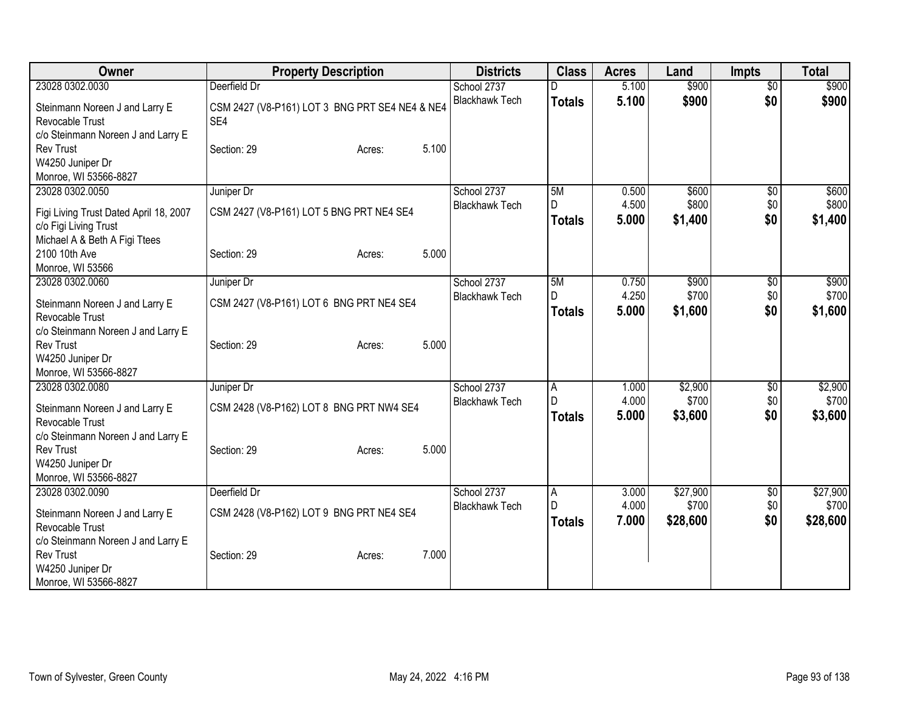| Owner | Property Description | Districts | Class | Acres | Land | Impts | Total |
|---|---|---|---|---|---|---|---|
| 23028 0302.0030<br>Steinmann Noreen J and Larry E Revocable Trust<br>c/o Steinmann Noreen J and Larry E Rev Trust<br>W4250 Juniper Dr<br>Monroe, WI 53566-8827 | Deerfield Dr<br>CSM 2427 (V8-P161) LOT 3 BNG PRT SE4 NE4 & NE4 SE4<br>Section: 29 Acres: 5.100 | School 2737<br>Blackhawk Tech | D<br>**Totals** | 5.100<br>**5.100** | $900<br>**$900** | $0<br>**$0** | $900<br>**$900** |
| 23028 0302.0050<br>Figi Living Trust Dated April 18, 2007<br>c/o Figi Living Trust<br>Michael A & Beth A Figi Ttees<br>2100 10th Ave<br>Monroe, WI 53566 | Juniper Dr<br>CSM 2427 (V8-P161) LOT 5 BNG PRT NE4 SE4<br>Section: 29 Acres: 5.000 | School 2737<br>Blackhawk Tech | 5M<br>D<br>**Totals** | 0.500<br>4.500<br>**5.000** | $600<br>$800<br>**$1,400** | $0<br>$0<br>**$0** | $600<br>$800<br>**$1,400** |
| 23028 0302.0060<br>Steinmann Noreen J and Larry E Revocable Trust<br>c/o Steinmann Noreen J and Larry E Rev Trust<br>W4250 Juniper Dr<br>Monroe, WI 53566-8827 | Juniper Dr<br>CSM 2427 (V8-P161) LOT 6 BNG PRT NE4 SE4<br>Section: 29 Acres: 5.000 | School 2737<br>Blackhawk Tech | 5M<br>D<br>**Totals** | 0.750<br>4.250<br>**5.000** | $900<br>$700<br>**$1,600** | $0<br>$0<br>**$0** | $900<br>$700<br>**$1,600** |
| 23028 0302.0080<br>Steinmann Noreen J and Larry E Revocable Trust<br>c/o Steinmann Noreen J and Larry E Rev Trust<br>W4250 Juniper Dr<br>Monroe, WI 53566-8827 | Juniper Dr<br>CSM 2428 (V8-P162) LOT 8 BNG PRT NW4 SE4<br>Section: 29 Acres: 5.000 | School 2737<br>Blackhawk Tech | A<br>D<br>**Totals** | 1.000<br>4.000<br>**5.000** | $2,900<br>$700<br>**$3,600** | $0<br>$0<br>**$0** | $2,900<br>$700<br>**$3,600** |
| 23028 0302.0090<br>Steinmann Noreen J and Larry E Revocable Trust<br>c/o Steinmann Noreen J and Larry E Rev Trust<br>W4250 Juniper Dr<br>Monroe, WI 53566-8827 | Deerfield Dr<br>CSM 2428 (V8-P162) LOT 9 BNG PRT NE4 SE4<br>Section: 29 Acres: 7.000 | School 2737<br>Blackhawk Tech | A<br>D<br>**Totals** | 3.000<br>4.000<br>**7.000** | $27,900<br>$700<br>**$28,600** | $0<br>$0<br>**$0** | $27,900<br>$700<br>**$28,600** |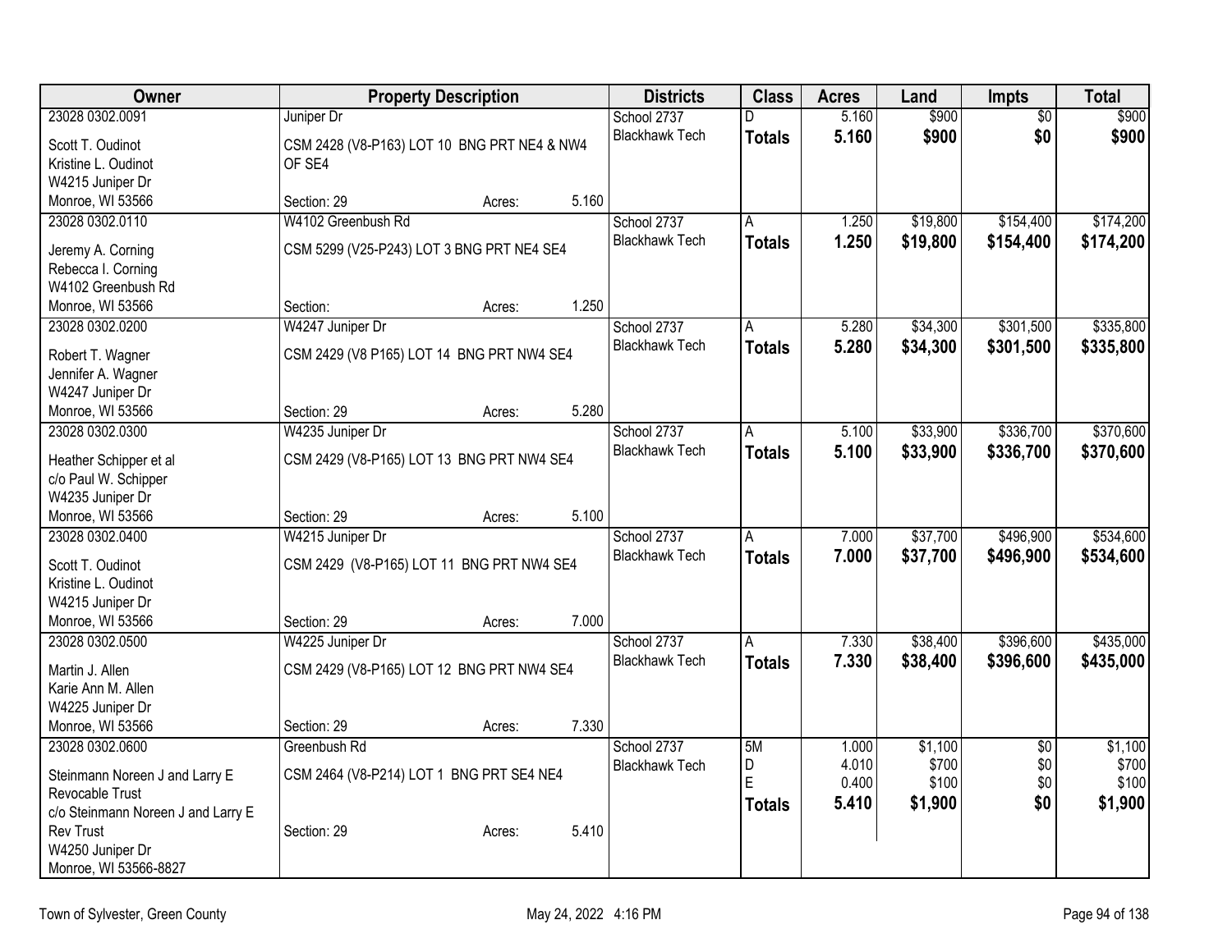| Owner | Property Description | | | Districts | Class | Acres | Land | Impts | Total |
|---|---|---|---|---|---|---|---|---|---|
| 23028 0302.0091 | Juniper Dr | | | School 2737 | D | 5.160 | $900 | $0 | $900 |
| Scott T. Oudinot<br>Kristine L. Oudinot<br>W4215 Juniper Dr<br>Monroe, WI 53566 | CSM 2428 (V8-P163) LOT 10 BNG PRT NE4 & NW4 OF SE4<br>Section: 29 | Acres: | 5.160 | Blackhawk Tech | **Totals** | **5.160** | **$900** | **$0** | **$900** |
| 23028 0302.0110 | W4102 Greenbush Rd | | | School 2737 | A | 1.250 | $19,800 | $154,400 | $174,200 |
| Jeremy A. Corning<br>Rebecca I. Corning<br>W4102 Greenbush Rd<br>Monroe, WI 53566 | CSM 5299 (V25-P243) LOT 3 BNG PRT NE4 SE4<br>Section: | Acres: | 1.250 | Blackhawk Tech | **Totals** | **1.250** | **$19,800** | **$154,400** | **$174,200** |
| 23028 0302.0200 | W4247 Juniper Dr | | | School 2737 | A | 5.280 | $34,300 | $301,500 | $335,800 |
| Robert T. Wagner<br>Jennifer A. Wagner<br>W4247 Juniper Dr<br>Monroe, WI 53566 | CSM 2429 (V8 P165) LOT 14 BNG PRT NW4 SE4<br>Section: 29 | Acres: | 5.280 | Blackhawk Tech | **Totals** | **5.280** | **$34,300** | **$301,500** | **$335,800** |
| 23028 0302.0300 | W4235 Juniper Dr | | | School 2737 | A | 5.100 | $33,900 | $336,700 | $370,600 |
| Heather Schipper et al<br>c/o Paul W. Schipper<br>W4235 Juniper Dr<br>Monroe, WI 53566 | CSM 2429 (V8-P165) LOT 13 BNG PRT NW4 SE4<br>Section: 29 | Acres: | 5.100 | Blackhawk Tech | **Totals** | **5.100** | **$33,900** | **$336,700** | **$370,600** |
| 23028 0302.0400 | W4215 Juniper Dr | | | School 2737 | A | 7.000 | $37,700 | $496,900 | $534,600 |
| Scott T. Oudinot<br>Kristine L. Oudinot<br>W4215 Juniper Dr<br>Monroe, WI 53566 | CSM 2429 (V8-P165) LOT 11 BNG PRT NW4 SE4<br>Section: 29 | Acres: | 7.000 | Blackhawk Tech | **Totals** | **7.000** | **$37,700** | **$496,900** | **$534,600** |
| 23028 0302.0500 | W4225 Juniper Dr | | | School 2737 | A | 7.330 | $38,400 | $396,600 | $435,000 |
| Martin J. Allen<br>Karie Ann M. Allen<br>W4225 Juniper Dr<br>Monroe, WI 53566 | CSM 2429 (V8-P165) LOT 12 BNG PRT NW4 SE4<br>Section: 29 | Acres: | 7.330 | Blackhawk Tech | **Totals** | **7.330** | **$38,400** | **$396,600** | **$435,000** |
| 23028 0302.0600 | Greenbush Rd | | | School 2737 | 5M | 1.000 | $1,100 | $0 | $1,100 |
| Steinmann Noreen J and Larry E Revocable Trust<br>c/o Steinmann Noreen J and Larry E Rev Trust<br>W4250 Juniper Dr<br>Monroe, WI 53566-8827 | CSM 2464 (V8-P214) LOT 1 BNG PRT SE4 NE4<br>Section: 29 | Acres: | 5.410 | Blackhawk Tech | D<br>E<br>**Totals** | 4.010<br>0.400<br>**5.410** | $700<br>$100<br>**$1,900** | $0<br>$0<br>**$0** | $700<br>$100<br>**$1,900** |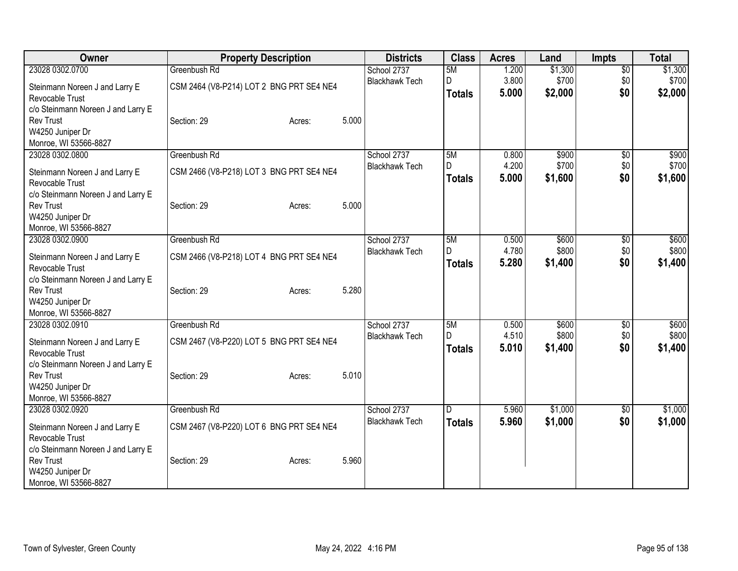| Owner | Property Description | | | Districts | Class | Acres | Land | Impts | Total |
|---|---|---|---|---|---|---|---|---|---|
| 23028 0302.0700 | Greenbush Rd | | | School 2737 | 5M | 1.200 | $1,300 | $0 | $1,300 |
| Steinmann Noreen J and Larry E Revocable Trust | CSM 2464 (V8-P214) LOT 2 BNG PRT SE4 NE4 | | | Blackhawk Tech | D | 3.800 | $700 | $0 | $700 |
| c/o Steinmann Noreen J and Larry E Rev Trust | Section: 29 | Acres: | 5.000 | | **Totals** | **5.000** | **$2,000** | **$0** | **$2,000** |
| W4250 Juniper Dr | | | | | | | | | |
| Monroe, WI 53566-8827 | | | | | | | | | |
| 23028 0302.0800 | Greenbush Rd | | | School 2737 | 5M | 0.800 | $900 | $0 | $900 |
| Steinmann Noreen J and Larry E Revocable Trust | CSM 2466 (V8-P218) LOT 3 BNG PRT SE4 NE4 | | | Blackhawk Tech | D | 4.200 | $700 | $0 | $700 |
| c/o Steinmann Noreen J and Larry E Rev Trust | Section: 29 | Acres: | 5.000 | | **Totals** | **5.000** | **$1,600** | **$0** | **$1,600** |
| W4250 Juniper Dr | | | | | | | | | |
| Monroe, WI 53566-8827 | | | | | | | | | |
| 23028 0302.0900 | Greenbush Rd | | | School 2737 | 5M | 0.500 | $600 | $0 | $600 |
| Steinmann Noreen J and Larry E Revocable Trust | CSM 2466 (V8-P218) LOT 4 BNG PRT SE4 NE4 | | | Blackhawk Tech | D | 4.780 | $800 | $0 | $800 |
| c/o Steinmann Noreen J and Larry E Rev Trust | Section: 29 | Acres: | 5.280 | | **Totals** | **5.280** | **$1,400** | **$0** | **$1,400** |
| W4250 Juniper Dr | | | | | | | | | |
| Monroe, WI 53566-8827 | | | | | | | | | |
| 23028 0302.0910 | Greenbush Rd | | | School 2737 | 5M | 0.500 | $600 | $0 | $600 |
| Steinmann Noreen J and Larry E Revocable Trust | CSM 2467 (V8-P220) LOT 5 BNG PRT SE4 NE4 | | | Blackhawk Tech | D | 4.510 | $800 | $0 | $800 |
| c/o Steinmann Noreen J and Larry E Rev Trust | Section: 29 | Acres: | 5.010 | | **Totals** | **5.010** | **$1,400** | **$0** | **$1,400** |
| W4250 Juniper Dr | | | | | | | | | |
| Monroe, WI 53566-8827 | | | | | | | | | |
| 23028 0302.0920 | Greenbush Rd | | | School 2737 | D | 5.960 | $1,000 | $0 | $1,000 |
| Steinmann Noreen J and Larry E Revocable Trust | CSM 2467 (V8-P220) LOT 6 BNG PRT SE4 NE4 | | | Blackhawk Tech | **Totals** | **5.960** | **$1,000** | **$0** | **$1,000** |
| c/o Steinmann Noreen J and Larry E Rev Trust | Section: 29 | Acres: | 5.960 | | | | | | |
| W4250 Juniper Dr | | | | | | | | | |
| Monroe, WI 53566-8827 | | | | | | | | | |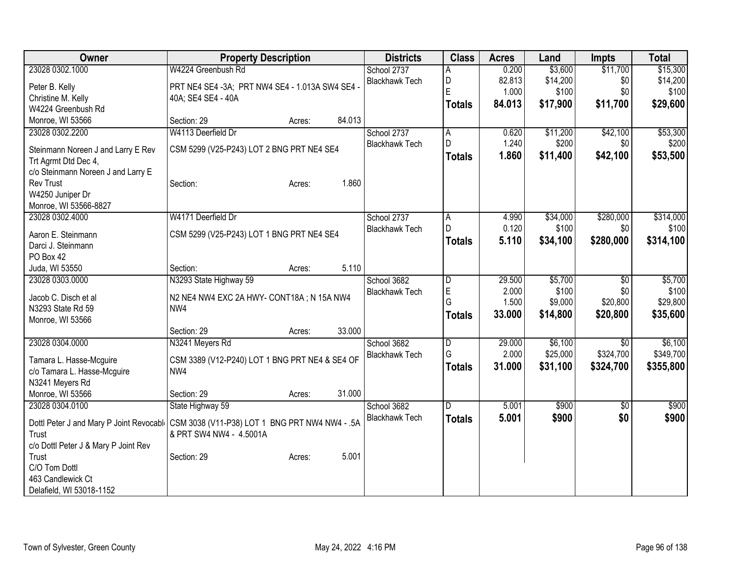| Owner | Property Description | Districts | Class | Acres | Land | Impts | Total |
|---|---|---|---|---|---|---|---|
| 23028 0302.1000<br>Peter B. Kelly<br>Christine M. Kelly<br>W4224 Greenbush Rd<br>Monroe, WI 53566 | W4224 Greenbush Rd<br>PRT NE4 SE4 -3A; PRT NW4 SE4 - 1.013A SW4 SE4 - 40A; SE4 SE4 - 40A<br>Section: 29 Acres: 84.013 | School 2737<br>Blackhawk Tech | A<br>D<br>E<br>**Totals** | 0.200<br>82.813<br>1.000<br>**84.013** | $3,600<br>$14,200<br>$100<br>**$17,900** | $11,700<br>$0<br>$0<br>**$11,700** | $15,300<br>$14,200<br>$100<br>**$29,600** |
| 23028 0302.2200<br>Steinmann Noreen J and Larry E Rev Trt Agrmt Dtd Dec 4,<br>c/o Steinmann Noreen J and Larry E Rev Trust<br>W4250 Juniper Dr<br>Monroe, WI 53566-8827 | W4113 Deerfield Dr<br>CSM 5299 (V25-P243) LOT 2 BNG PRT NE4 SE4<br>Section: Acres: 1.860 | School 2737<br>Blackhawk Tech | A<br>D<br>**Totals** | 0.620<br>1.240<br>**1.860** | $11,200<br>$200<br>**$11,400** | $42,100<br>$0<br>**$42,100** | $53,300<br>$200<br>**$53,500** |
| 23028 0302.4000<br>Aaron E. Steinmann<br>Darci J. Steinmann<br>PO Box 42<br>Juda, WI 53550 | W4171 Deerfield Dr<br>CSM 5299 (V25-P243) LOT 1 BNG PRT NE4 SE4<br>Section: Acres: 5.110 | School 2737<br>Blackhawk Tech | A<br>D<br>**Totals** | 4.990<br>0.120<br>**5.110** | $34,000<br>$100<br>**$34,100** | $280,000<br>$0<br>**$280,000** | $314,000<br>$100<br>**$314,100** |
| 23028 0303.0000<br>Jacob C. Disch et al<br>N3293 State Rd 59<br>Monroe, WI 53566 | N3293 State Highway 59<br>N2 NE4 NW4 EXC 2A HWY- CONT18A ; N 15A NW4 NW4<br>Section: 29 Acres: 33.000 | School 3682<br>Blackhawk Tech | D<br>E<br>G<br>**Totals** | 29.500<br>2.000<br>1.500<br>**33.000** | $5,700<br>$100<br>$9,000<br>**$14,800** | $0<br>$0<br>$20,800<br>**$20,800** | $5,700<br>$100<br>$29,800<br>**$35,600** |
| 23028 0304.0000<br>Tamara L. Hasse-Mcguire<br>c/o Tamara L. Hasse-Mcguire<br>N3241 Meyers Rd<br>Monroe, WI 53566 | N3241 Meyers Rd<br>CSM 3389 (V12-P240) LOT 1 BNG PRT NE4 & SE4 OF NW4<br>Section: 29 Acres: 31.000 | School 3682<br>Blackhawk Tech | D<br>G<br>**Totals** | 29.000<br>2.000<br>**31.000** | $6,100<br>$25,000<br>**$31,100** | $0<br>$324,700<br>**$324,700** | $6,100<br>$349,700<br>**$355,800** |
| 23028 0304.0100<br>Dottl Peter J and Mary P Joint Revocabl Trust<br>c/o Dottl Peter J & Mary P Joint Rev Trust<br>C/O Tom Dottl<br>463 Candlewick Ct<br>Delafield, WI 53018-1152 | State Highway 59<br>CSM 3038 (V11-P38) LOT 1 BNG PRT NW4 NW4 - .5A & PRT SW4 NW4 - 4.5001A<br>Section: 29 Acres: 5.001 | School 3682<br>Blackhawk Tech | D<br>**Totals** | 5.001<br>**5.001** | $900<br>**$900** | $0<br>**$0** | $900<br>**$900** |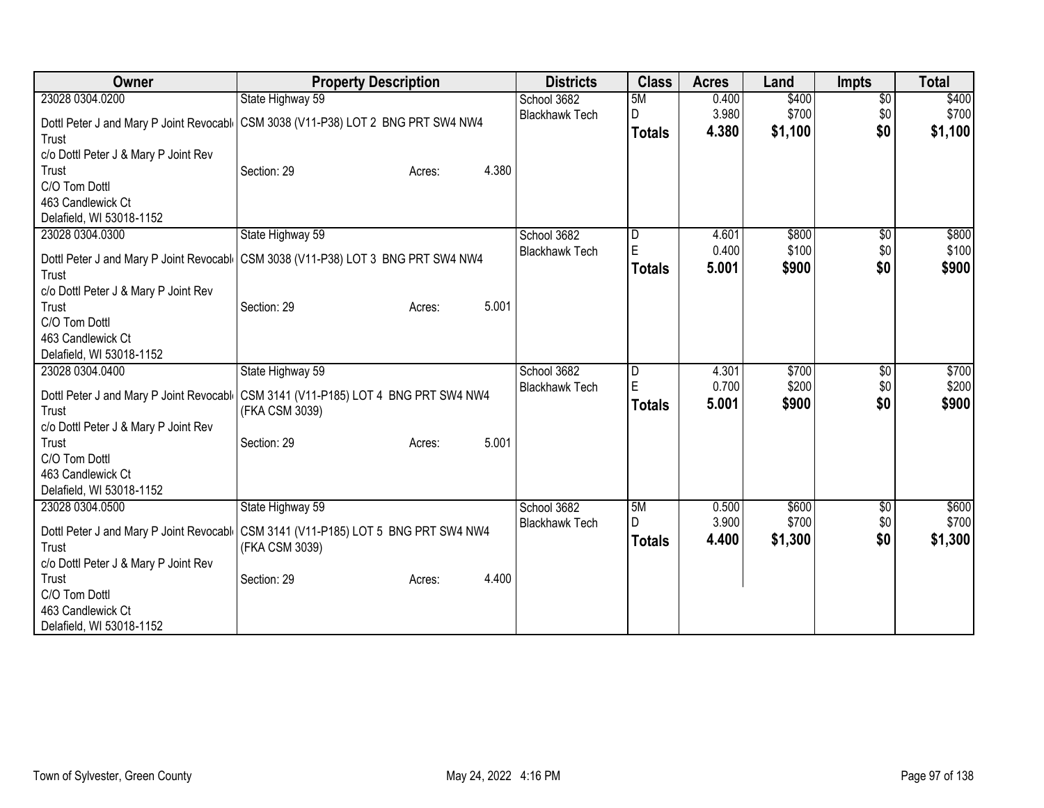| Owner | Property Description | | | Districts | Class | Acres | Land | Impts | Total |
|---|---|---|---|---|---|---|---|---|---|
| 23028 0304.0200 | State Highway 59 | | | School 3682 | 5M | 0.400 | $400 | $0 | $400 |
| Dottl Peter J and Mary P Joint Revocable Trust | CSM 3038 (V11-P38) LOT 2 BNG PRT SW4 NW4 | | | Blackhawk Tech | D | 3.980 | $700 | $0 | $700 |
| c/o Dottl Peter J & Mary P Joint Rev Trust | Section: 29 | Acres: | 4.380 | | **Totals** | **4.380** | **$1,100** | **$0** | **$1,100** |
| C/O Tom Dottl | | | | | | | | | |
| 463 Candlewick Ct | | | | | | | | | |
| Delafield, WI 53018-1152 | | | | | | | | | |
| 23028 0304.0300 | State Highway 59 | | | School 3682 | D | 4.601 | $800 | $0 | $800 |
| Dottl Peter J and Mary P Joint Revocable Trust | CSM 3038 (V11-P38) LOT 3 BNG PRT SW4 NW4 | | | Blackhawk Tech | E | 0.400 | $100 | $0 | $100 |
| c/o Dottl Peter J & Mary P Joint Rev Trust | Section: 29 | Acres: | 5.001 | | **Totals** | **5.001** | **$900** | **$0** | **$900** |
| C/O Tom Dottl | | | | | | | | | |
| 463 Candlewick Ct | | | | | | | | | |
| Delafield, WI 53018-1152 | | | | | | | | | |
| 23028 0304.0400 | State Highway 59 | | | School 3682 | D | 4.301 | $700 | $0 | $700 |
| Dottl Peter J and Mary P Joint Revocable Trust | CSM 3141 (V11-P185) LOT 4 BNG PRT SW4 NW4 (FKA CSM 3039) | | | Blackhawk Tech | E | 0.700 | $200 | $0 | $200 |
| c/o Dottl Peter J & Mary P Joint Rev Trust | Section: 29 | Acres: | 5.001 | | **Totals** | **5.001** | **$900** | **$0** | **$900** |
| C/O Tom Dottl | | | | | | | | | |
| 463 Candlewick Ct | | | | | | | | | |
| Delafield, WI 53018-1152 | | | | | | | | | |
| 23028 0304.0500 | State Highway 59 | | | School 3682 | 5M | 0.500 | $600 | $0 | $600 |
| Dottl Peter J and Mary P Joint Revocable Trust | CSM 3141 (V11-P185) LOT 5 BNG PRT SW4 NW4 (FKA CSM 3039) | | | Blackhawk Tech | D | 3.900 | $700 | $0 | $700 |
| c/o Dottl Peter J & Mary P Joint Rev Trust | Section: 29 | Acres: | 4.400 | | **Totals** | **4.400** | **$1,300** | **$0** | **$1,300** |
| C/O Tom Dottl | | | | | | | | | |
| 463 Candlewick Ct | | | | | | | | | |
| Delafield, WI 53018-1152 | | | | | | | | | |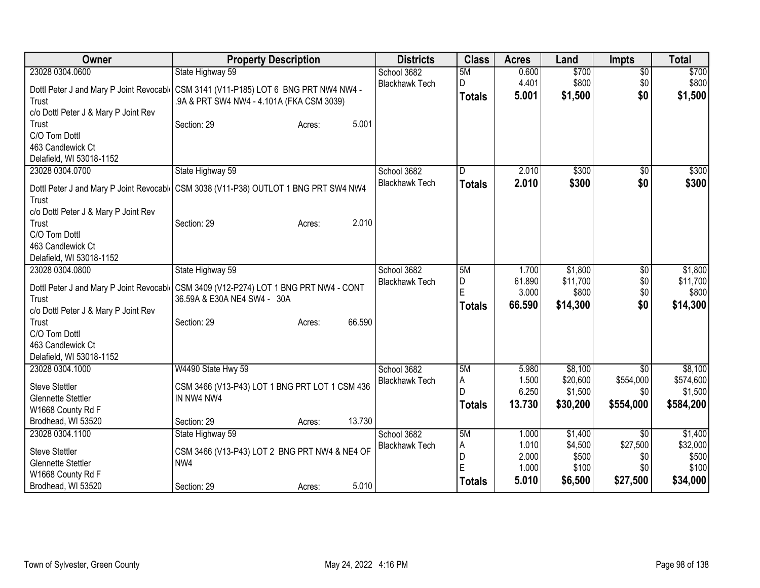| Owner | Property Description | Districts | Class | Acres | Land | Impts | Total |
|---|---|---|---|---|---|---|---|
| 23028 0304.0600<br>Dottl Peter J and Mary P Joint Revocable Trust<br>c/o Dottl Peter J & Mary P Joint Rev Trust<br>C/O Tom Dottl<br>463 Candlewick Ct<br>Delafield, WI 53018-1152 | State Highway 59<br>CSM 3141 (V11-P185) LOT 6 BNG PRT NW4 NW4 - .9A & PRT SW4 NW4 - 4.101A (FKA CSM 3039)<br>Section: 29 Acres: 5.001 | School 3682<br>Blackhawk Tech | 5M<br>D<br>**Totals** | 0.600<br>4.401<br>**5.001** | $700<br>$800<br>**$1,500** | $0<br>$0<br>**$0** | $700<br>$800<br>**$1,500** |
| 23028 0304.0700<br>Dottl Peter J and Mary P Joint Revocable Trust<br>c/o Dottl Peter J & Mary P Joint Rev Trust<br>C/O Tom Dottl<br>463 Candlewick Ct<br>Delafield, WI 53018-1152 | State Highway 59<br>CSM 3038 (V11-P38) OUTLOT 1 BNG PRT SW4 NW4<br>Section: 29 Acres: 2.010 | School 3682<br>Blackhawk Tech | D<br>**Totals** | 2.010<br>**2.010** | $300<br>**$300** | $0<br>**$0** | $300<br>**$300** |
| 23028 0304.0800<br>Dottl Peter J and Mary P Joint Revocable Trust<br>c/o Dottl Peter J & Mary P Joint Rev Trust<br>C/O Tom Dottl<br>463 Candlewick Ct<br>Delafield, WI 53018-1152 | State Highway 59<br>CSM 3409 (V12-P274) LOT 1 BNG PRT NW4 - CONT 36.59A & E30A NE4 SW4 - 30A<br>Section: 29 Acres: 66.590 | School 3682<br>Blackhawk Tech | 5M<br>D<br>E<br>**Totals** | 1.700<br>61.890<br>3.000<br>**66.590** | $1,800<br>$11,700<br>$800<br>**$14,300** | $0<br>$0<br>$0<br>**$0** | $1,800<br>$11,700<br>$800<br>**$14,300** |
| 23028 0304.1000<br>Steve Stettler<br>Glennette Stettler<br>W1668 County Rd F<br>Brodhead, WI 53520 | W4490 State Hwy 59<br>CSM 3466 (V13-P43) LOT 1 BNG PRT LOT 1 CSM 436 IN NW4 NW4<br>Section: 29 Acres: 13.730 | School 3682<br>Blackhawk Tech | 5M<br>A<br>D<br>**Totals** | 5.980<br>1.500<br>6.250<br>**13.730** | $8,100<br>$20,600<br>$1,500<br>**$30,200** | $0<br>$554,000<br>$0<br>**$554,000** | $8,100<br>$574,600<br>$1,500<br>**$584,200** |
| 23028 0304.1100<br>Steve Stettler<br>Glennette Stettler<br>W1668 County Rd F<br>Brodhead, WI 53520 | State Highway 59<br>CSM 3466 (V13-P43) LOT 2 BNG PRT NW4 & NE4 OF NW4<br>Section: 29 Acres: 5.010 | School 3682<br>Blackhawk Tech | 5M<br>A<br>D<br>E<br>**Totals** | 1.000<br>1.010<br>2.000<br>1.000<br>**5.010** | $1,400<br>$4,500<br>$500<br>$100<br>**$6,500** | $0<br>$27,500<br>$0<br>$0<br>**$27,500** | $1,400<br>$32,000<br>$500<br>$100<br>**$34,000** |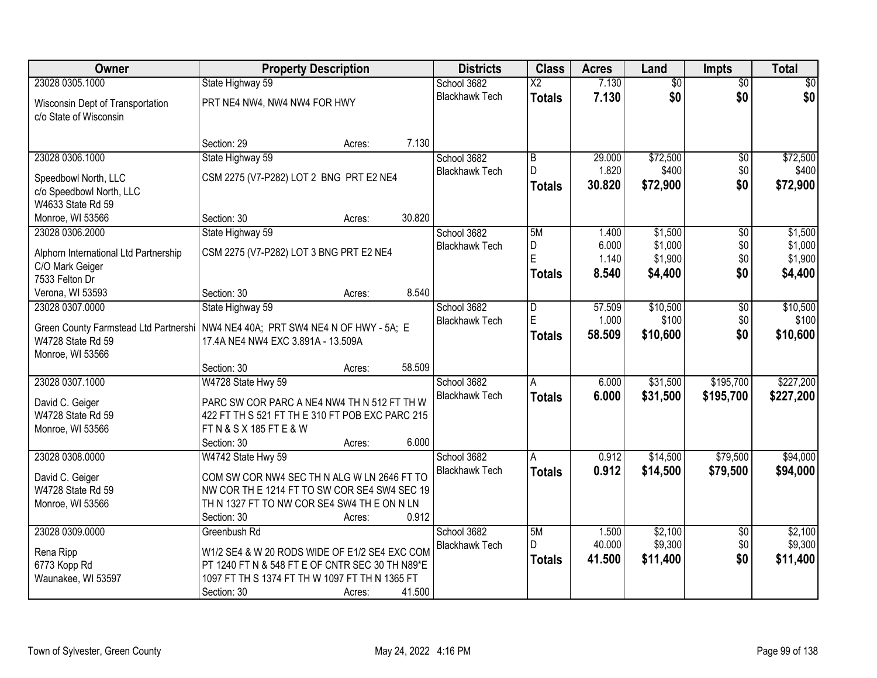| Owner | Property Description | Districts | Class | Acres | Land | Impts | Total |
|---|---|---|---|---|---|---|---|
| 23028 0305.1000<br>Wisconsin Dept of Transportation<br>c/o State of Wisconsin | State Highway 59<br>PRT NE4 NW4, NW4 NW4 FOR HWY<br>Section: 29 Acres: 7.130 | School 3682<br>Blackhawk Tech | X2<br>**Totals** | 7.130<br>**7.130** | $0<br>**$0** | $0<br>**$0** | $0<br>**$0** |
| 23028 0306.1000<br>Speedbowl North, LLC<br>c/o Speedbowl North, LLC<br>W4633 State Rd 59<br>Monroe, WI 53566 | State Highway 59<br>CSM 2275 (V7-P282) LOT 2 BNG PRT E2 NE4<br>Section: 30 Acres: 30.820 | School 3682<br>Blackhawk Tech | B<br>D<br>**Totals** | 29.000<br>1.820<br>**30.820** | $72,500<br>$400<br>**$72,900** | $0<br>$0<br>**$0** | $72,500<br>$400<br>**$72,900** |
| 23028 0306.2000<br>Alphorn International Ltd Partnership<br>C/O Mark Geiger<br>7533 Felton Dr<br>Verona, WI 53593 | State Highway 59<br>CSM 2275 (V7-P282) LOT 3 BNG PRT E2 NE4<br>Section: 30 Acres: 8.540 | School 3682<br>Blackhawk Tech | 5M<br>D<br>E<br>**Totals** | 1.400<br>6.000<br>1.140<br>**8.540** | $1,500<br>$1,000<br>$1,900<br>**$4,400** | $0<br>$0<br>$0<br>**$0** | $1,500<br>$1,000<br>$1,900<br>**$4,400** |
| 23028 0307.0000<br>Green County Farmstead Ltd Partnershi<br>W4728 State Rd 59<br>Monroe, WI 53566 | State Highway 59<br>NW4 NE4 40A; PRT SW4 NE4 N OF HWY - 5A; E 17.4A NE4 NW4 EXC 3.891A - 13.509A<br>Section: 30 Acres: 58.509 | School 3682<br>Blackhawk Tech | D<br>E<br>**Totals** | 57.509<br>1.000<br>**58.509** | $10,500<br>$100<br>**$10,600** | $0<br>$0<br>**$0** | $10,500<br>$100<br>**$10,600** |
| 23028 0307.1000<br>David C. Geiger<br>W4728 State Rd 59<br>Monroe, WI 53566 | W4728 State Hwy 59<br>PARC SW COR PARC A NE4 NW4 TH N 512 FT TH W 422 FT TH S 521 FT TH E 310 FT POB EXC PARC 215 FT N & S X 185 FT E & W<br>Section: 30 Acres: 6.000 | School 3682<br>Blackhawk Tech | A<br>**Totals** | 6.000<br>**6.000** | $31,500<br>**$31,500** | $195,700<br>**$195,700** | $227,200<br>**$227,200** |
| 23028 0308.0000<br>David C. Geiger<br>W4728 State Rd 59<br>Monroe, WI 53566 | W4742 State Hwy 59<br>COM SW COR NW4 SEC TH N ALG W LN 2646 FT TO NW COR TH E 1214 FT TO SW COR SE4 SW4 SEC 19 TH N 1327 FT TO NW COR SE4 SW4 TH E ON N LN<br>Section: 30 Acres: 0.912 | School 3682<br>Blackhawk Tech | A<br>**Totals** | 0.912<br>**0.912** | $14,500<br>**$14,500** | $79,500<br>**$79,500** | $94,000<br>**$94,000** |
| 23028 0309.0000<br>Rena Ripp<br>6773 Kopp Rd<br>Waunakee, WI 53597 | Greenbush Rd<br>W1/2 SE4 & W 20 RODS WIDE OF E1/2 SE4 EXC COM PT 1240 FT N & 548 FT E OF CNTR SEC 30 TH N89*E 1097 FT TH S 1374 FT TH W 1097 FT TH N 1365 FT<br>Section: 30 Acres: 41.500 | School 3682<br>Blackhawk Tech | 5M<br>D<br>**Totals** | 1.500<br>40.000<br>**41.500** | $2,100<br>$9,300<br>**$11,400** | $0<br>$0<br>**$0** | $2,100<br>$9,300<br>**$11,400** |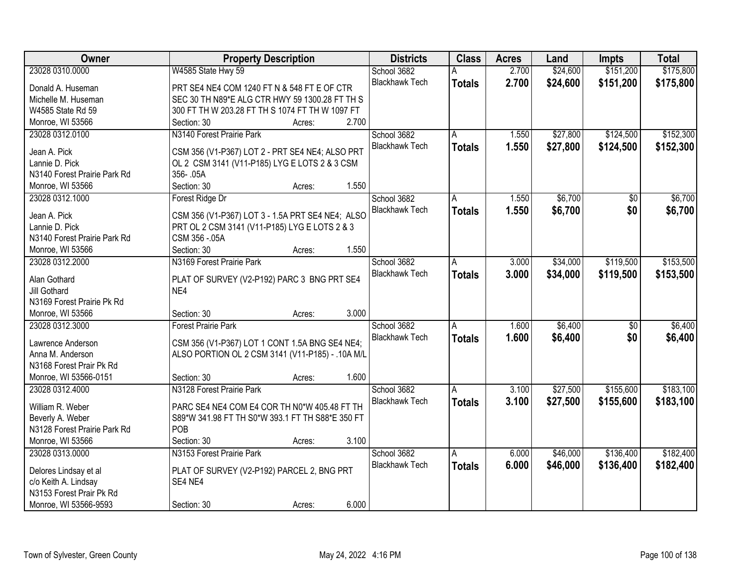| Owner | Property Description | Districts | Class | Acres | Land | Impts | Total |
|---|---|---|---|---|---|---|---|
| 23028 0310.0000<br>Donald A. Huseman<br>Michelle M. Huseman<br>W4585 State Rd 59<br>Monroe, WI 53566 | W4585 State Hwy 59<br>PRT SE4 NE4 COM 1240 FT N & 548 FT E OF CTR SEC 30 TH N89*E ALG CTR HWY 59 1300.28 FT TH S 300 FT TH W 203.28 FT TH S 1074 FT TH W 1097 FT<br>Section: 30 Acres: 2.700 | School 3682<br>Blackhawk Tech | A<br>**Totals** | 2.700<br>**2.700** | $24,600<br>**$24,600** | $151,200<br>**$151,200** | $175,800<br>**$175,800** |
| 23028 0312.0100<br>Jean A. Pick<br>Lannie D. Pick<br>N3140 Forest Prairie Park Rd<br>Monroe, WI 53566 | N3140 Forest Prairie Park<br>CSM 356 (V1-P367) LOT 2 - PRT SE4 NE4; ALSO PRT OL 2 CSM 3141 (V11-P185) LYG E LOTS 2 & 3 CSM 356- .05A<br>Section: 30 Acres: 1.550 | School 3682<br>Blackhawk Tech | A<br>**Totals** | 1.550<br>**1.550** | $27,800<br>**$27,800** | $124,500<br>**$124,500** | $152,300<br>**$152,300** |
| 23028 0312.1000<br>Jean A. Pick<br>Lannie D. Pick<br>N3140 Forest Prairie Park Rd<br>Monroe, WI 53566 | Forest Ridge Dr<br>CSM 356 (V1-P367) LOT 3 - 1.5A PRT SE4 NE4; ALSO PRT OL 2 CSM 3141 (V11-P185) LYG E LOTS 2 & 3 CSM 356 -.05A<br>Section: 30 Acres: 1.550 | School 3682<br>Blackhawk Tech | A<br>**Totals** | 1.550<br>**1.550** | $6,700<br>**$6,700** | $0<br>**$0** | $6,700<br>**$6,700** |
| 23028 0312.2000<br>Alan Gothard<br>Jill Gothard<br>N3169 Forest Prairie Pk Rd<br>Monroe, WI 53566 | N3169 Forest Prairie Park<br>PLAT OF SURVEY (V2-P192) PARC 3 BNG PRT SE4 NE4<br>Section: 30 Acres: 3.000 | School 3682<br>Blackhawk Tech | A<br>**Totals** | 3.000<br>**3.000** | $34,000<br>**$34,000** | $119,500<br>**$119,500** | $153,500<br>**$153,500** |
| 23028 0312.3000<br>Lawrence Anderson<br>Anna M. Anderson<br>N3168 Forest Prair Pk Rd<br>Monroe, WI 53566-0151 | Forest Prairie Park<br>CSM 356 (V1-P367) LOT 1 CONT 1.5A BNG SE4 NE4; ALSO PORTION OL 2 CSM 3141 (V11-P185) - .10A M/L<br>Section: 30 Acres: 1.600 | School 3682<br>Blackhawk Tech | A<br>**Totals** | 1.600<br>**1.600** | $6,400<br>**$6,400** | $0<br>**$0** | $6,400<br>**$6,400** |
| 23028 0312.4000<br>William R. Weber<br>Beverly A. Weber<br>N3128 Forest Prairie Park Rd<br>Monroe, WI 53566 | N3128 Forest Prairie Park<br>PARC SE4 NE4 COM E4 COR TH N0*W 405.48 FT TH S89*W 341.98 FT TH S0*W 393.1 FT TH S88*E 350 FT POB<br>Section: 30 Acres: 3.100 | School 3682<br>Blackhawk Tech | A<br>**Totals** | 3.100<br>**3.100** | $27,500<br>**$27,500** | $155,600<br>**$155,600** | $183,100<br>**$183,100** |
| 23028 0313.0000<br>Delores Lindsay et al<br>c/o Keith A. Lindsay<br>N3153 Forest Prair Pk Rd<br>Monroe, WI 53566-9593 | N3153 Forest Prairie Park<br>PLAT OF SURVEY (V2-P192) PARCEL 2, BNG PRT SE4 NE4<br>Section: 30 Acres: 6.000 | School 3682<br>Blackhawk Tech | A<br>**Totals** | 6.000<br>**6.000** | $46,000<br>**$46,000** | $136,400<br>**$136,400** | $182,400<br>**$182,400** |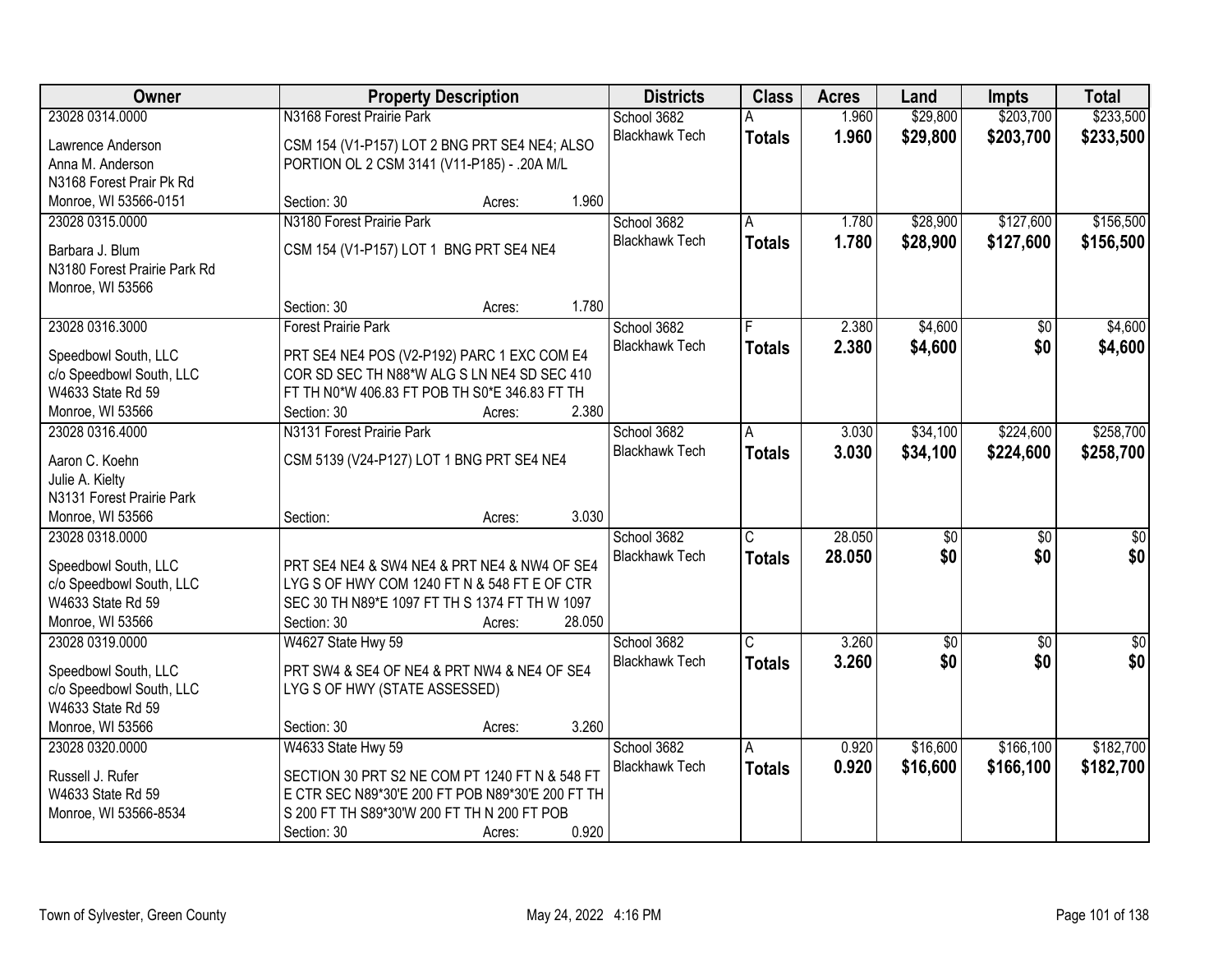| Owner | Property Description | Districts | Class | Acres | Land | Impts | Total |
|---|---|---|---|---|---|---|---|
| 23028 0314.0000<br>Lawrence Anderson<br>Anna M. Anderson<br>N3168 Forest Prair Pk Rd<br>Monroe, WI 53566-0151 | N3168 Forest Prairie Park<br>CSM 154 (V1-P157) LOT 2 BNG PRT SE4 NE4; ALSO PORTION OL 2 CSM 3141 (V11-P185) - .20A M/L<br>Section: 30 Acres: 1.960 | School 3682<br>Blackhawk Tech | A<br>**Totals** | 1.960<br>**1.960** | $29,800<br>**$29,800** | $203,700<br>**$203,700** | $233,500<br>**$233,500** |
| 23028 0315.0000<br>Barbara J. Blum<br>N3180 Forest Prairie Park Rd<br>Monroe, WI 53566 | N3180 Forest Prairie Park<br>CSM 154 (V1-P157) LOT 1 BNG PRT SE4 NE4<br>Section: 30 Acres: 1.780 | School 3682<br>Blackhawk Tech | A<br>**Totals** | 1.780<br>**1.780** | $28,900<br>**$28,900** | $127,600<br>**$127,600** | $156,500<br>**$156,500** |
| 23028 0316.3000<br>Speedbowl South, LLC<br>c/o Speedbowl South, LLC<br>W4633 State Rd 59<br>Monroe, WI 53566 | Forest Prairie Park<br>PRT SE4 NE4 POS (V2-P192) PARC 1 EXC COM E4 COR SD SEC TH N88*W ALG S LN NE4 SD SEC 410 FT TH N0*W 406.83 FT POB TH S0*E 346.83 FT TH<br>Section: 30 Acres: 2.380 | School 3682<br>Blackhawk Tech | F<br>**Totals** | 2.380<br>**2.380** | $4,600<br>**$4,600** | $0<br>**$0** | $4,600<br>**$4,600** |
| 23028 0316.4000<br>Aaron C. Koehn<br>Julie A. Kielty<br>N3131 Forest Prairie Park<br>Monroe, WI 53566 | N3131 Forest Prairie Park<br>CSM 5139 (V24-P127) LOT 1 BNG PRT SE4 NE4<br>Section: Acres: 3.030 | School 3682<br>Blackhawk Tech | A<br>**Totals** | 3.030<br>**3.030** | $34,100<br>**$34,100** | $224,600<br>**$224,600** | $258,700<br>**$258,700** |
| 23028 0318.0000<br>Speedbowl South, LLC<br>c/o Speedbowl South, LLC<br>W4633 State Rd 59<br>Monroe, WI 53566 | PRT SE4 NE4 & SW4 NE4 & PRT NE4 & NW4 OF SE4 LYG S OF HWY COM 1240 FT N & 548 FT E OF CTR SEC 30 TH N89*E 1097 FT TH S 1374 FT TH W 1097<br>Section: 30 Acres: 28.050 | School 3682<br>Blackhawk Tech | C<br>**Totals** | 28.050<br>**28.050** | $0<br>**$0** | $0<br>**$0** | $0<br>**$0** |
| 23028 0319.0000<br>Speedbowl South, LLC<br>c/o Speedbowl South, LLC<br>W4633 State Rd 59<br>Monroe, WI 53566 | W4627 State Hwy 59<br>PRT SW4 & SE4 OF NE4 & PRT NW4 & NE4 OF SE4 LYG S OF HWY (STATE ASSESSED)<br>Section: 30 Acres: 3.260 | School 3682<br>Blackhawk Tech | C<br>**Totals** | 3.260<br>**3.260** | $0<br>**$0** | $0<br>**$0** | $0<br>**$0** |
| 23028 0320.0000<br>Russell J. Rufer<br>W4633 State Rd 59<br>Monroe, WI 53566-8534 | W4633 State Hwy 59<br>SECTION 30 PRT S2 NE COM PT 1240 FT N & 548 FT E CTR SEC N89*30'E 200 FT POB N89*30'E 200 FT TH S 200 FT TH S89*30'W 200 FT TH N 200 FT POB<br>Section: 30 Acres: 0.920 | School 3682<br>Blackhawk Tech | A<br>**Totals** | 0.920<br>**0.920** | $16,600<br>**$16,600** | $166,100<br>**$166,100** | $182,700<br>**$182,700** |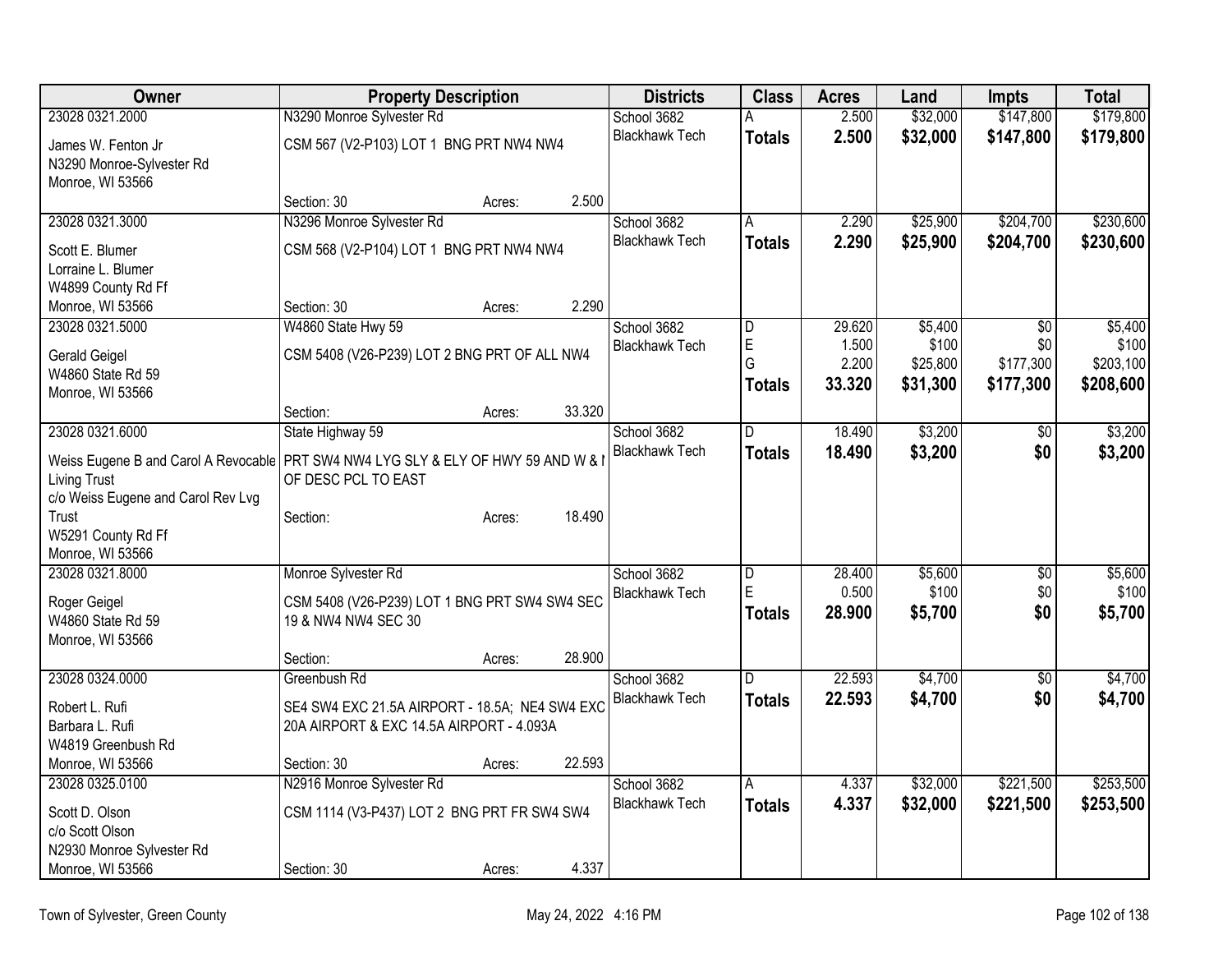| Owner | Property Description | | | Districts | Class | Acres | Land | Impts | Total |
|---|---|---|---|---|---|---|---|---|---|
| 23028 0321.2000 | N3290 Monroe Sylvester Rd | | | School 3682 | A | 2.500 | $32,000 | $147,800 | $179,800 |
| James W. Fenton Jr<br>N3290 Monroe-Sylvester Rd<br>Monroe, WI 53566 | CSM 567 (V2-P103) LOT 1 BNG PRT NW4 NW4 | | | Blackhawk Tech | **Totals** | **2.500** | **$32,000** | **$147,800** | **$179,800** |
| | Section: 30 | Acres: | 2.500 | | | | | | |
| 23028 0321.3000 | N3296 Monroe Sylvester Rd | | | School 3682 | A | 2.290 | $25,900 | $204,700 | $230,600 |
| Scott E. Blumer<br>Lorraine L. Blumer<br>W4899 County Rd Ff<br>Monroe, WI 53566 | CSM 568 (V2-P104) LOT 1 BNG PRT NW4 NW4 | | | Blackhawk Tech | **Totals** | **2.290** | **$25,900** | **$204,700** | **$230,600** |
| | Section: 30 | Acres: | 2.290 | | | | | | |
| 23028 0321.5000 | W4860 State Hwy 59 | | | School 3682 | D | 29.620 | $5,400 | $0 | $5,400 |
| Gerald Geigel<br>W4860 State Rd 59<br>Monroe, WI 53566 | CSM 5408 (V26-P239) LOT 2 BNG PRT OF ALL NW4 | | | Blackhawk Tech | E | 1.500 | $100 | $0 | $100 |
| | | | | | G | 2.200 | $25,800 | $177,300 | $203,100 |
| | | | | | **Totals** | **33.320** | **$31,300** | **$177,300** | **$208,600** |
| | Section: | Acres: | 33.320 | | | | | | |
| 23028 0321.6000 | State Highway 59 | | | School 3682 | D | 18.490 | $3,200 | $0 | $3,200 |
| Weiss Eugene B and Carol A Revocable Living Trust<br>c/o Weiss Eugene and Carol Rev Lvg Trust<br>W5291 County Rd Ff<br>Monroe, WI 53566 | PRT SW4 NW4 LYG SLY & ELY OF HWY 59 AND W & I OF DESC PCL TO EAST | | | Blackhawk Tech | **Totals** | **18.490** | **$3,200** | **$0** | **$3,200** |
| | Section: | Acres: | 18.490 | | | | | | |
| 23028 0321.8000 | Monroe Sylvester Rd | | | School 3682 | D | 28.400 | $5,600 | $0 | $5,600 |
| Roger Geigel<br>W4860 State Rd 59<br>Monroe, WI 53566 | CSM 5408 (V26-P239) LOT 1 BNG PRT SW4 SW4 SEC 19 & NW4 NW4 SEC 30 | | | Blackhawk Tech | E | 0.500 | $100 | $0 | $100 |
| | | | | | **Totals** | **28.900** | **$5,700** | **$0** | **$5,700** |
| | Section: | Acres: | 28.900 | | | | | | |
| 23028 0324.0000 | Greenbush Rd | | | School 3682 | D | 22.593 | $4,700 | $0 | $4,700 |
| Robert L. Rufi<br>Barbara L. Rufi<br>W4819 Greenbush Rd<br>Monroe, WI 53566 | SE4 SW4 EXC 21.5A AIRPORT - 18.5A; NE4 SW4 EXC 20A AIRPORT & EXC 14.5A AIRPORT - 4.093A | | | Blackhawk Tech | **Totals** | **22.593** | **$4,700** | **$0** | **$4,700** |
| | Section: 30 | Acres: | 22.593 | | | | | | |
| 23028 0325.0100 | N2916 Monroe Sylvester Rd | | | School 3682 | A | 4.337 | $32,000 | $221,500 | $253,500 |
| Scott D. Olson<br>c/o Scott Olson<br>N2930 Monroe Sylvester Rd<br>Monroe, WI 53566 | CSM 1114 (V3-P437) LOT 2 BNG PRT FR SW4 SW4 | | | Blackhawk Tech | **Totals** | **4.337** | **$32,000** | **$221,500** | **$253,500** |
| | Section: 30 | Acres: | 4.337 | | | | | | |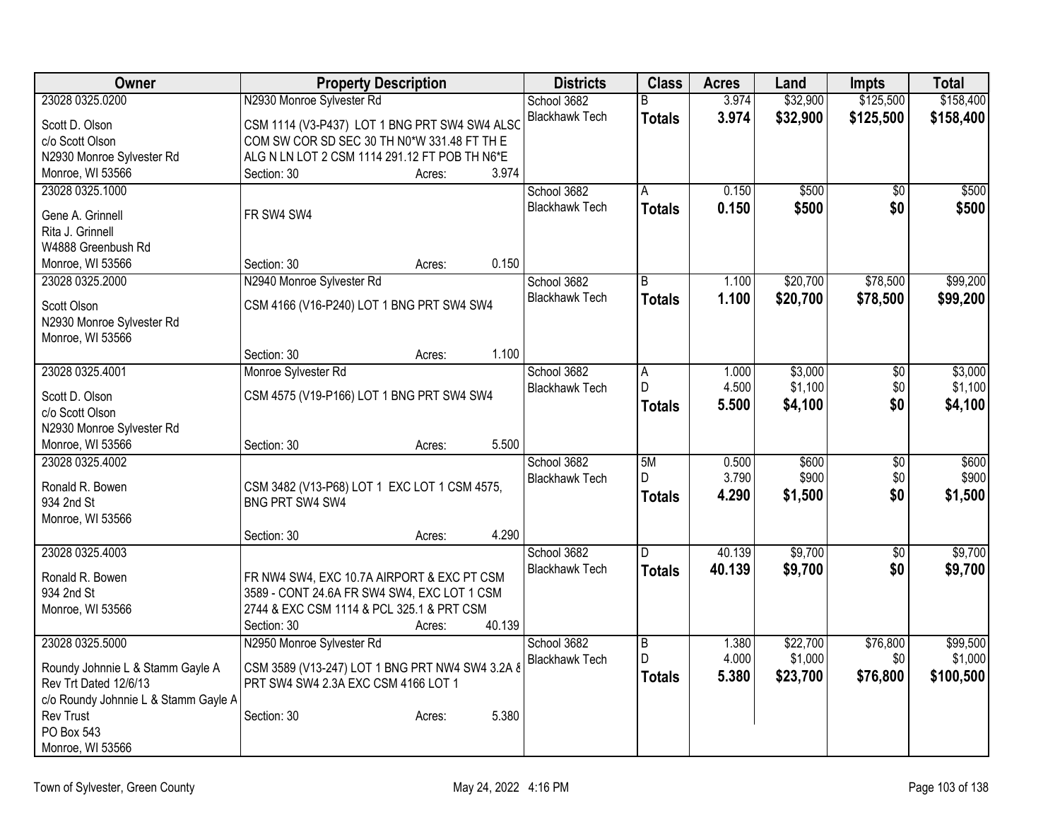| Owner | Property Description | Districts | Class | Acres | Land | Impts | Total |
|---|---|---|---|---|---|---|---|
| 23028 0325.0200<br>Scott D. Olson<br>c/o Scott Olson<br>N2930 Monroe Sylvester Rd<br>Monroe, WI 53566 | N2930 Monroe Sylvester Rd<br>CSM 1114 (V3-P437) LOT 1 BNG PRT SW4 SW4 ALSO COM SW COR SD SEC 30 TH N0*W 331.48 FT TH E ALG N LN LOT 2 CSM 1114 291.12 FT POB TH N6*E<br>Section: 30 Acres: 3.974 | School 3682<br>Blackhawk Tech | B<br>**Totals** | 3.974<br>**3.974** | \$32,900<br>**\$32,900** | \$125,500<br>**\$125,500** | \$158,400<br>**\$158,400** |
| 23028 0325.1000<br>Gene A. Grinnell<br>Rita J. Grinnell<br>W4888 Greenbush Rd<br>Monroe, WI 53566 | FR SW4 SW4<br>Section: 30 Acres: 0.150 | School 3682<br>Blackhawk Tech | A<br>**Totals** | 0.150<br>**0.150** | \$500<br>**\$500** | \$0<br>**\$0** | \$500<br>**\$500** |
| 23028 0325.2000<br>Scott Olson<br>N2930 Monroe Sylvester Rd<br>Monroe, WI 53566 | N2940 Monroe Sylvester Rd<br>CSM 4166 (V16-P240) LOT 1 BNG PRT SW4 SW4<br>Section: 30 Acres: 1.100 | School 3682<br>Blackhawk Tech | B<br>**Totals** | 1.100<br>**1.100** | \$20,700<br>**\$20,700** | \$78,500<br>**\$78,500** | \$99,200<br>**\$99,200** |
| 23028 0325.4001<br>Scott D. Olson<br>c/o Scott Olson<br>N2930 Monroe Sylvester Rd<br>Monroe, WI 53566 | Monroe Sylvester Rd<br>CSM 4575 (V19-P166) LOT 1 BNG PRT SW4 SW4<br>Section: 30 Acres: 5.500 | School 3682<br>Blackhawk Tech | A<br>D<br>**Totals** | 1.000<br>4.500<br>**5.500** | \$3,000<br>\$1,100<br>**\$4,100** | \$0<br>\$0<br>**\$0** | \$3,000<br>\$1,100<br>**\$4,100** |
| 23028 0325.4002<br>Ronald R. Bowen<br>934 2nd St<br>Monroe, WI 53566 | CSM 3482 (V13-P68) LOT 1 EXC LOT 1 CSM 4575, BNG PRT SW4 SW4<br>Section: 30 Acres: 4.290 | School 3682<br>Blackhawk Tech | 5M<br>D<br>**Totals** | 0.500<br>3.790<br>**4.290** | \$600<br>\$900<br>**\$1,500** | \$0<br>\$0<br>**\$0** | \$600<br>\$900<br>**\$1,500** |
| 23028 0325.4003<br>Ronald R. Bowen<br>934 2nd St<br>Monroe, WI 53566 | FR NW4 SW4, EXC 10.7A AIRPORT & EXC PT CSM 3589 - CONT 24.6A FR SW4 SW4, EXC LOT 1 CSM 2744 & EXC CSM 1114 & PCL 325.1 & PRT CSM<br>Section: 30 Acres: 40.139 | School 3682<br>Blackhawk Tech | D<br>**Totals** | 40.139<br>**40.139** | \$9,700<br>**\$9,700** | \$0<br>**\$0** | \$9,700<br>**\$9,700** |
| 23028 0325.5000<br>Roundy Johnnie L & Stamm Gayle A Rev Trt Dated 12/6/13<br>c/o Roundy Johnnie L & Stamm Gayle A Rev Trust<br>PO Box 543<br>Monroe, WI 53566 | N2950 Monroe Sylvester Rd<br>CSM 3589 (V13-247) LOT 1 BNG PRT NW4 SW4 3.2A & PRT SW4 SW4 2.3A EXC CSM 4166 LOT 1<br>Section: 30 Acres: 5.380 | School 3682<br>Blackhawk Tech | B<br>D<br>**Totals** | 1.380<br>4.000<br>**5.380** | \$22,700<br>\$1,000<br>**\$23,700** | \$76,800<br>\$0<br>**\$76,800** | \$99,500<br>\$1,000<br>**\$100,500** |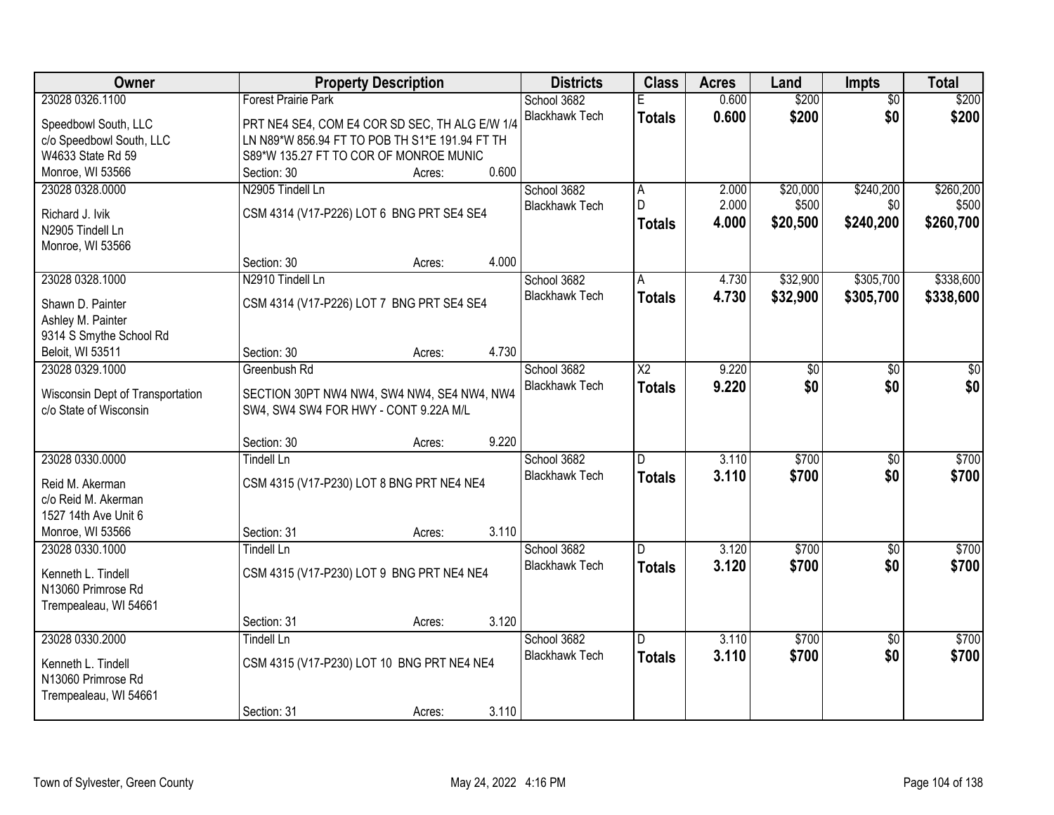| Owner | Property Description | Districts | Class | Acres | Land | Impts | Total |
|---|---|---|---|---|---|---|---|
| 23028 0326.1100<br>Speedbowl South, LLC<br>c/o Speedbowl South, LLC<br>W4633 State Rd 59<br>Monroe, WI 53566 | Forest Prairie Park<br>PRT NE4 SE4, COM E4 COR SD SEC, TH ALG E/W 1/4 LN N89*W 856.94 FT TO POB TH S1*E 191.94 FT TH S89*W 135.27 FT TO COR OF MONROE MUNIC<br>Section: 30 Acres: 0.600 | School 3682<br>Blackhawk Tech | E<br>**Totals** | 0.600<br>**0.600** | $200<br>**$200** | $0<br>**$0** | $200<br>**$200** |
| 23028 0328.0000<br>Richard J. Ivik<br>N2905 Tindell Ln<br>Monroe, WI 53566 | N2905 Tindell Ln<br>CSM 4314 (V17-P226) LOT 6 BNG PRT SE4 SE4<br>Section: 30 Acres: 4.000 | School 3682<br>Blackhawk Tech | A<br>D<br>**Totals** | 2.000<br>2.000<br>**4.000** | $20,000<br>$500<br>**$20,500** | $240,200<br>$0<br>**$240,200** | $260,200<br>$500<br>**$260,700** |
| 23028 0328.1000<br>Shawn D. Painter<br>Ashley M. Painter<br>9314 S Smythe School Rd<br>Beloit, WI 53511 | N2910 Tindell Ln<br>CSM 4314 (V17-P226) LOT 7 BNG PRT SE4 SE4<br>Section: 30 Acres: 4.730 | School 3682<br>Blackhawk Tech | A<br>**Totals** | 4.730<br>**4.730** | $32,900<br>**$32,900** | $305,700<br>**$305,700** | $338,600<br>**$338,600** |
| 23028 0329.1000<br>Wisconsin Dept of Transportation<br>c/o State of Wisconsin | Greenbush Rd<br>SECTION 30PT NW4 NW4, SW4 NW4, SE4 NW4, NW4 SW4, SW4 SW4 FOR HWY - CONT 9.22A M/L<br>Section: 30 Acres: 9.220 | School 3682<br>Blackhawk Tech | X2<br>**Totals** | 9.220<br>**9.220** | $0<br>**$0** | $0<br>**$0** | $0<br>**$0** |
| 23028 0330.0000<br>Reid M. Akerman<br>c/o Reid M. Akerman<br>1527 14th Ave Unit 6<br>Monroe, WI 53566 | Tindell Ln<br>CSM 4315 (V17-P230) LOT 8 BNG PRT NE4 NE4<br>Section: 31 Acres: 3.110 | School 3682<br>Blackhawk Tech | D<br>**Totals** | 3.110<br>**3.110** | $700<br>**$700** | $0<br>**$0** | $700<br>**$700** |
| 23028 0330.1000<br>Kenneth L. Tindell<br>N13060 Primrose Rd<br>Trempealeau, WI 54661 | Tindell Ln<br>CSM 4315 (V17-P230) LOT 9 BNG PRT NE4 NE4<br>Section: 31 Acres: 3.120 | School 3682<br>Blackhawk Tech | D<br>**Totals** | 3.120<br>**3.120** | $700<br>**$700** | $0<br>**$0** | $700<br>**$700** |
| 23028 0330.2000<br>Kenneth L. Tindell<br>N13060 Primrose Rd<br>Trempealeau, WI 54661 | Tindell Ln<br>CSM 4315 (V17-P230) LOT 10 BNG PRT NE4 NE4<br>Section: 31 Acres: 3.110 | School 3682<br>Blackhawk Tech | D<br>**Totals** | 3.110<br>**3.110** | $700<br>**$700** | $0<br>**$0** | $700<br>**$700** |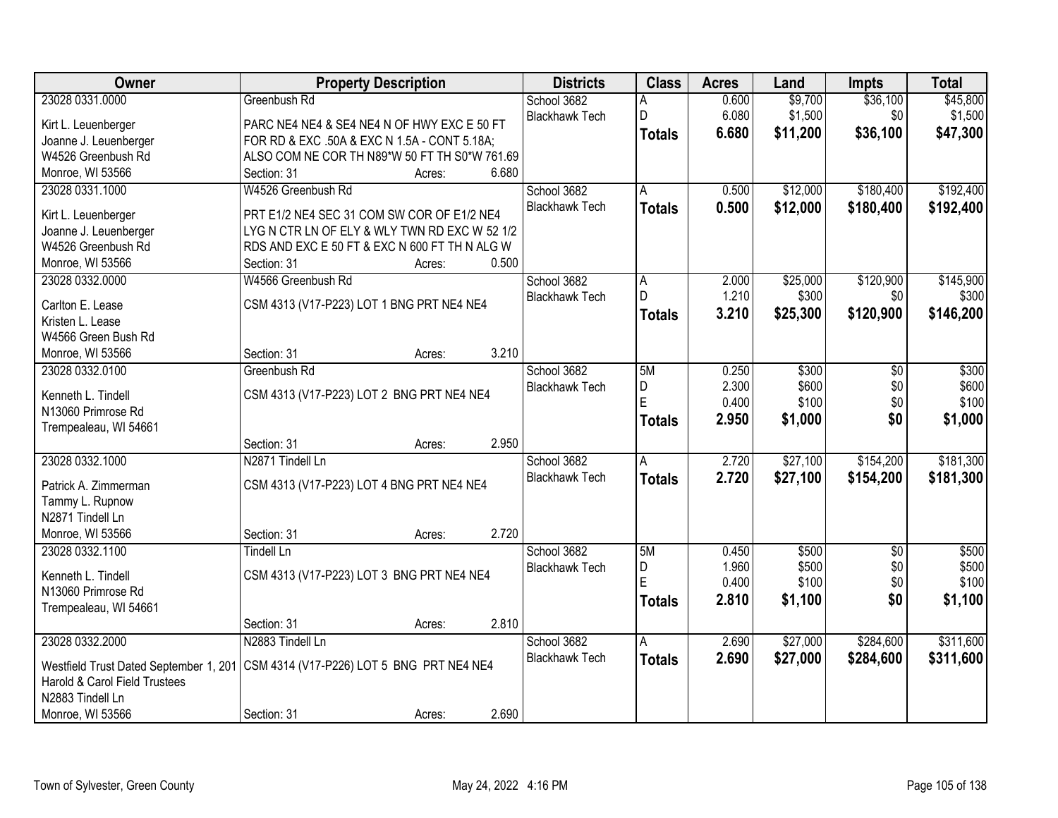| Owner | Property Description | Districts | Class | Acres | Land | Impts | Total |
|---|---|---|---|---|---|---|---|
| 23028 0331.0000<br>Kirt L. Leuenberger<br>Joanne J. Leuenberger<br>W4526 Greenbush Rd<br>Monroe, WI 53566 | Greenbush Rd<br>PARC NE4 NE4 & SE4 NE4 N OF HWY EXC E 50 FT FOR RD & EXC .50A & EXC N 1.5A - CONT 5.18A; ALSO COM NE COR TH N89*W 50 FT TH S0*W 761.69<br>Section: 31 Acres: 6.680 | School 3682<br>Blackhawk Tech | A<br>D<br>**Totals** | 0.600<br>6.080<br>**6.680** | $9,700<br>$1,500<br>**$11,200** | $36,100<br>$0<br>**$36,100** | $45,800<br>$1,500<br>**$47,300** |
| 23028 0331.1000<br>Kirt L. Leuenberger<br>Joanne J. Leuenberger<br>W4526 Greenbush Rd<br>Monroe, WI 53566 | W4526 Greenbush Rd<br>PRT E1/2 NE4 SEC 31 COM SW COR OF E1/2 NE4 LYG N CTR LN OF ELY & WLY TWN RD EXC W 52 1/2 RDS AND EXC E 50 FT & EXC N 600 FT TH N ALG W<br>Section: 31 Acres: 0.500 | School 3682<br>Blackhawk Tech | A<br>**Totals** | 0.500<br>**0.500** | $12,000<br>**$12,000** | $180,400<br>**$180,400** | $192,400<br>**$192,400** |
| 23028 0332.0000<br>Carlton E. Lease<br>Kristen L. Lease<br>W4566 Green Bush Rd<br>Monroe, WI 53566 | W4566 Greenbush Rd<br>CSM 4313 (V17-P223) LOT 1 BNG PRT NE4 NE4<br>Section: 31 Acres: 3.210 | School 3682<br>Blackhawk Tech | A<br>D<br>**Totals** | 2.000<br>1.210<br>**3.210** | $25,000<br>$300<br>**$25,300** | $120,900<br>$0<br>**$120,900** | $145,900<br>$300<br>**$146,200** |
| 23028 0332.0100<br>Kenneth L. Tindell<br>N13060 Primrose Rd<br>Trempealeau, WI 54661 | Greenbush Rd<br>CSM 4313 (V17-P223) LOT 2 BNG PRT NE4 NE4<br>Section: 31 Acres: 2.950 | School 3682<br>Blackhawk Tech | 5M<br>D<br>E<br>**Totals** | 0.250<br>2.300<br>0.400<br>**2.950** | $300<br>$600<br>$100<br>**$1,000** | $0<br>$0<br>$0<br>**$0** | $300<br>$600<br>$100<br>**$1,000** |
| 23028 0332.1000<br>Patrick A. Zimmerman<br>Tammy L. Rupnow<br>N2871 Tindell Ln<br>Monroe, WI 53566 | N2871 Tindell Ln<br>CSM 4313 (V17-P223) LOT 4 BNG PRT NE4 NE4<br>Section: 31 Acres: 2.720 | School 3682<br>Blackhawk Tech | A<br>**Totals** | 2.720<br>**2.720** | $27,100<br>**$27,100** | $154,200<br>**$154,200** | $181,300<br>**$181,300** |
| 23028 0332.1100<br>Kenneth L. Tindell<br>N13060 Primrose Rd<br>Trempealeau, WI 54661 | Tindell Ln<br>CSM 4313 (V17-P223) LOT 3 BNG PRT NE4 NE4<br>Section: 31 Acres: 2.810 | School 3682<br>Blackhawk Tech | 5M<br>D<br>E<br>**Totals** | 0.450<br>1.960<br>0.400<br>**2.810** | $500<br>$500<br>$100<br>**$1,100** | $0<br>$0<br>$0<br>**$0** | $500<br>$500<br>$100<br>**$1,100** |
| 23028 0332.2000<br>Westfield Trust Dated September 1, 201<br>Harold & Carol Field Trustees<br>N2883 Tindell Ln<br>Monroe, WI 53566 | N2883 Tindell Ln<br>CSM 4314 (V17-P226) LOT 5 BNG PRT NE4 NE4<br>Section: 31 Acres: 2.690 | School 3682<br>Blackhawk Tech | A<br>**Totals** | 2.690<br>**2.690** | $27,000<br>**$27,000** | $284,600<br>**$284,600** | $311,600<br>**$311,600** |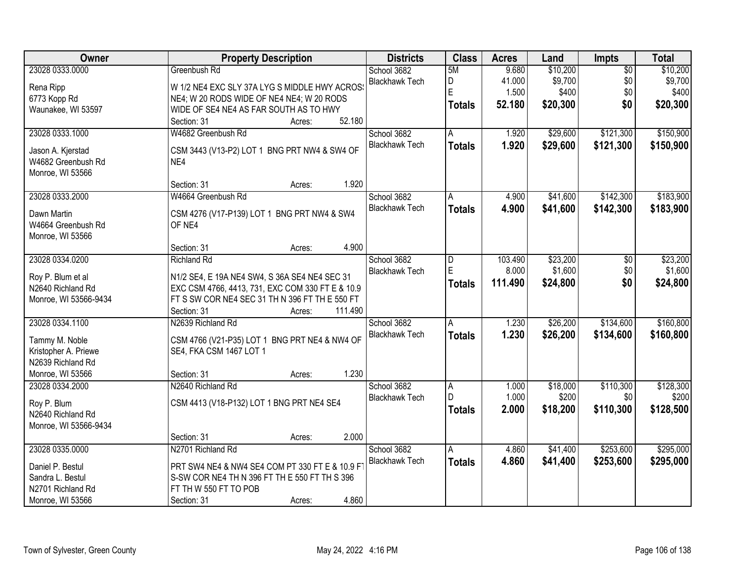| Owner | Property Description | Districts | Class | Acres | Land | Impts | Total |
|---|---|---|---|---|---|---|---|
| 23028 0333.0000<br>Rena Ripp<br>6773 Kopp Rd<br>Waunakee, WI 53597 | Greenbush Rd<br>W 1/2 NE4 EXC SLY 37A LYG S MIDDLE HWY ACROSS NE4; W 20 RODS WIDE OF NE4 NE4; W 20 RODS WIDE OF SE4 NE4 AS FAR SOUTH AS TO HWY<br>Section: 31 Acres: 52.180 | School 3682<br>Blackhawk Tech | 5M<br>D<br>E<br>**Totals** | 9.680<br>41.000<br>1.500<br>**52.180** | $10,200<br>$9,700<br>$400<br>**$20,300** | $0<br>$0<br>$0<br>**$0** | $10,200<br>$9,700<br>$400<br>**$20,300** |
| 23028 0333.1000<br>Jason A. Kjerstad<br>W4682 Greenbush Rd<br>Monroe, WI 53566 | W4682 Greenbush Rd<br>CSM 3443 (V13-P2) LOT 1 BNG PRT NW4 & SW4 OF NE4<br>Section: 31 Acres: 1.920 | School 3682<br>Blackhawk Tech | A<br>**Totals** | 1.920<br>**1.920** | $29,600<br>**$29,600** | $121,300<br>**$121,300** | $150,900<br>**$150,900** |
| 23028 0333.2000<br>Dawn Martin<br>W4664 Greenbush Rd<br>Monroe, WI 53566 | W4664 Greenbush Rd<br>CSM 4276 (V17-P139) LOT 1 BNG PRT NW4 & SW4 OF NE4<br>Section: 31 Acres: 4.900 | School 3682<br>Blackhawk Tech | A<br>**Totals** | 4.900<br>**4.900** | $41,600<br>**$41,600** | $142,300<br>**$142,300** | $183,900<br>**$183,900** |
| 23028 0334.0200<br>Roy P. Blum et al<br>N2640 Richland Rd<br>Monroe, WI 53566-9434 | Richland Rd<br>N1/2 SE4, E 19A NE4 SW4, S 36A SE4 NE4 SEC 31 EXC CSM 4766, 4413, 731, EXC COM 330 FT E & 10.9 FT S SW COR NE4 SEC 31 TH N 396 FT TH E 550 FT<br>Section: 31 Acres: 111.490 | School 3682<br>Blackhawk Tech | D<br>E<br>**Totals** | 103.490<br>8.000<br>**111.490** | $23,200<br>$1,600<br>**$24,800** | $0<br>$0<br>**$0** | $23,200<br>$1,600<br>**$24,800** |
| 23028 0334.1100<br>Tammy M. Noble<br>Kristopher A. Priewe<br>N2639 Richland Rd<br>Monroe, WI 53566 | N2639 Richland Rd<br>CSM 4766 (V21-P35) LOT 1 BNG PRT NE4 & NW4 OF SE4, FKA CSM 1467 LOT 1<br>Section: 31 Acres: 1.230 | School 3682<br>Blackhawk Tech | A<br>**Totals** | 1.230<br>**1.230** | $26,200<br>**$26,200** | $134,600<br>**$134,600** | $160,800<br>**$160,800** |
| 23028 0334.2000<br>Roy P. Blum<br>N2640 Richland Rd<br>Monroe, WI 53566-9434 | N2640 Richland Rd<br>CSM 4413 (V18-P132) LOT 1 BNG PRT NE4 SE4<br>Section: 31 Acres: 2.000 | School 3682<br>Blackhawk Tech | A<br>D<br>**Totals** | 1.000<br>1.000<br>**2.000** | $18,000<br>$200<br>**$18,200** | $110,300<br>$0<br>**$110,300** | $128,300<br>$200<br>**$128,500** |
| 23028 0335.0000<br>Daniel P. Bestul<br>Sandra L. Bestul<br>N2701 Richland Rd<br>Monroe, WI 53566 | N2701 Richland Rd<br>PRT SW4 NE4 & NW4 SE4 COM PT 330 FT E & 10.9 FT S-SW COR NE4 TH N 396 FT TH E 550 FT TH S 396 FT TH W 550 FT TO POB<br>Section: 31 Acres: 4.860 | School 3682<br>Blackhawk Tech | A<br>**Totals** | 4.860<br>**4.860** | $41,400<br>**$41,400** | $253,600<br>**$253,600** | $295,000<br>**$295,000** |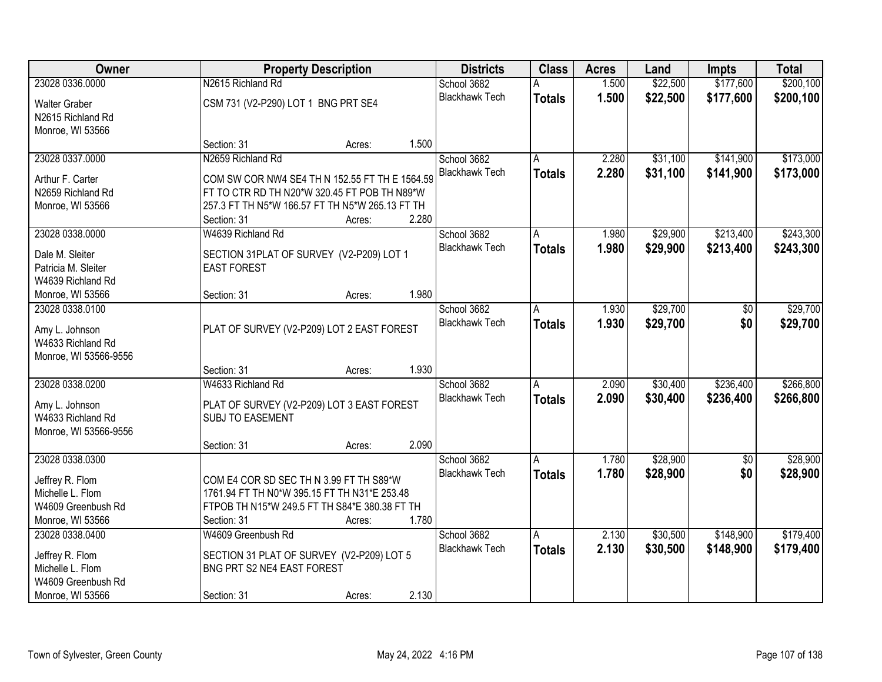| Owner | Property Description | | | Districts | Class | Acres | Land | Impts | Total |
|---|---|---|---|---|---|---|---|---|---|
| 23028 0336.0000 | N2615 Richland Rd | | | School 3682 | A | 1.500 | $22,500 | $177,600 | $200,100 |
| Walter Graber<br>N2615 Richland Rd<br>Monroe, WI 53566 | CSM 731 (V2-P290) LOT 1 BNG PRT SE4 | | | Blackhawk Tech | **Totals** | **1.500** | **$22,500** | **$177,600** | **$200,100** |
| | Section: 31 | Acres: | 1.500 | | | | | | |
| 23028 0337.0000 | N2659 Richland Rd | | | School 3682 | A | 2.280 | $31,100 | $141,900 | $173,000 |
| Arthur F. Carter<br>N2659 Richland Rd<br>Monroe, WI 53566 | COM SW COR NW4 SE4 TH N 152.55 FT TH E 1564.59 FT TO CTR RD TH N20*W 320.45 FT POB TH N89*W 257.3 FT TH N5*W 166.57 FT TH N5*W 265.13 FT TH | | | Blackhawk Tech | **Totals** | **2.280** | **$31,100** | **$141,900** | **$173,000** |
| | Section: 31 | Acres: | 2.280 | | | | | | |
| 23028 0338.0000 | W4639 Richland Rd | | | School 3682 | A | 1.980 | $29,900 | $213,400 | $243,300 |
| Dale M. Sleiter<br>Patricia M. Sleiter<br>W4639 Richland Rd<br>Monroe, WI 53566 | SECTION 31PLAT OF SURVEY (V2-P209) LOT 1 EAST FOREST | | | Blackhawk Tech | **Totals** | **1.980** | **$29,900** | **$213,400** | **$243,300** |
| | Section: 31 | Acres: | 1.980 | | | | | | |
| 23028 0338.0100 | | | | School 3682 | A | 1.930 | $29,700 | $0 | $29,700 |
| Amy L. Johnson<br>W4633 Richland Rd<br>Monroe, WI 53566-9556 | PLAT OF SURVEY (V2-P209) LOT 2 EAST FOREST | | | Blackhawk Tech | **Totals** | **1.930** | **$29,700** | **$0** | **$29,700** |
| | Section: 31 | Acres: | 1.930 | | | | | | |
| 23028 0338.0200 | W4633 Richland Rd | | | School 3682 | A | 2.090 | $30,400 | $236,400 | $266,800 |
| Amy L. Johnson<br>W4633 Richland Rd<br>Monroe, WI 53566-9556 | PLAT OF SURVEY (V2-P209) LOT 3 EAST FOREST SUBJ TO EASEMENT | | | Blackhawk Tech | **Totals** | **2.090** | **$30,400** | **$236,400** | **$266,800** |
| | Section: 31 | Acres: | 2.090 | | | | | | |
| 23028 0338.0300 | | | | School 3682 | A | 1.780 | $28,900 | $0 | $28,900 |
| Jeffrey R. Flom<br>Michelle L. Flom<br>W4609 Greenbush Rd<br>Monroe, WI 53566 | COM E4 COR SD SEC TH N 3.99 FT TH S89*W 1761.94 FT TH N0*W 395.15 FT TH N31*E 253.48 FTPOB TH N15*W 249.5 FT TH S84*E 380.38 FT TH | | | Blackhawk Tech | **Totals** | **1.780** | **$28,900** | **$0** | **$28,900** |
| | Section: 31 | Acres: | 1.780 | | | | | | |
| 23028 0338.0400 | W4609 Greenbush Rd | | | School 3682 | A | 2.130 | $30,500 | $148,900 | $179,400 |
| Jeffrey R. Flom<br>Michelle L. Flom<br>W4609 Greenbush Rd<br>Monroe, WI 53566 | SECTION 31 PLAT OF SURVEY (V2-P209) LOT 5 BNG PRT S2 NE4 EAST FOREST | | | Blackhawk Tech | **Totals** | **2.130** | **$30,500** | **$148,900** | **$179,400** |
| | Section: 31 | Acres: | 2.130 | | | | | | |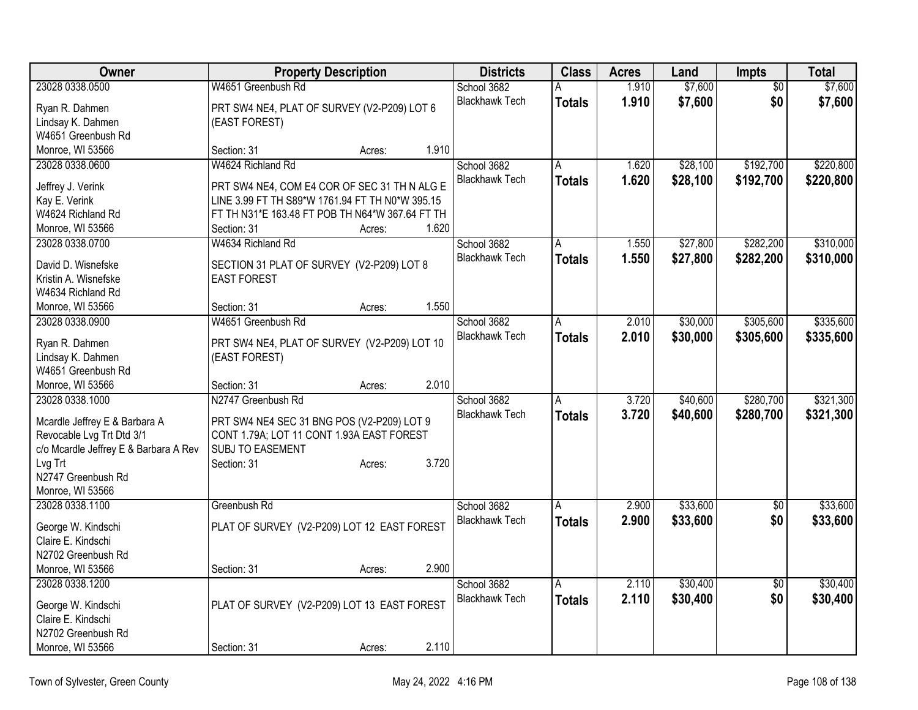| Owner | Property Description | Districts | Class | Acres | Land | Impts | Total |
|---|---|---|---|---|---|---|---|
| 23028 0338.0500<br>Ryan R. Dahmen<br>Lindsay K. Dahmen<br>W4651 Greenbush Rd<br>Monroe, WI 53566 | W4651 Greenbush Rd<br>PRT SW4 NE4, PLAT OF SURVEY (V2-P209) LOT 6 (EAST FOREST)<br>Section: 31 Acres: 1.910 | School 3682<br>Blackhawk Tech | A<br>**Totals** | 1.910<br>**1.910** | $7,600<br>**$7,600** | $0<br>**$0** | $7,600<br>**$7,600** |
| 23028 0338.0600<br>Jeffrey J. Verink<br>Kay E. Verink<br>W4624 Richland Rd<br>Monroe, WI 53566 | W4624 Richland Rd<br>PRT SW4 NE4, COM E4 COR OF SEC 31 TH N ALG E LINE 3.99 FT TH S89*W 1761.94 FT TH N0*W 395.15 FT TH N31*E 163.48 FT POB TH N64*W 367.64 FT TH<br>Section: 31 Acres: 1.620 | School 3682<br>Blackhawk Tech | A<br>**Totals** | 1.620<br>**1.620** | $28,100<br>**$28,100** | $192,700<br>**$192,700** | $220,800<br>**$220,800** |
| 23028 0338.0700<br>David D. Wisnefske<br>Kristin A. Wisnefske<br>W4634 Richland Rd<br>Monroe, WI 53566 | W4634 Richland Rd<br>SECTION 31 PLAT OF SURVEY (V2-P209) LOT 8 EAST FOREST<br>Section: 31 Acres: 1.550 | School 3682<br>Blackhawk Tech | A<br>**Totals** | 1.550<br>**1.550** | $27,800<br>**$27,800** | $282,200<br>**$282,200** | $310,000<br>**$310,000** |
| 23028 0338.0900<br>Ryan R. Dahmen<br>Lindsay K. Dahmen<br>W4651 Greenbush Rd<br>Monroe, WI 53566 | W4651 Greenbush Rd<br>PRT SW4 NE4, PLAT OF SURVEY (V2-P209) LOT 10 (EAST FOREST)<br>Section: 31 Acres: 2.010 | School 3682<br>Blackhawk Tech | A<br>**Totals** | 2.010<br>**2.010** | $30,000<br>**$30,000** | $305,600<br>**$305,600** | $335,600<br>**$335,600** |
| 23028 0338.1000<br>Mcardle Jeffrey E & Barbara A Revocable Lvg Trt Dtd 3/1<br>c/o Mcardle Jeffrey E & Barbara A Rev Lvg Trt<br>N2747 Greenbush Rd<br>Monroe, WI 53566 | N2747 Greenbush Rd<br>PRT SW4 NE4 SEC 31 BNG POS (V2-P209) LOT 9 CONT 1.79A; LOT 11 CONT 1.93A EAST FOREST SUBJ TO EASEMENT<br>Section: 31 Acres: 3.720 | School 3682<br>Blackhawk Tech | A<br>**Totals** | 3.720<br>**3.720** | $40,600<br>**$40,600** | $280,700<br>**$280,700** | $321,300<br>**$321,300** |
| 23028 0338.1100<br>George W. Kindschi<br>Claire E. Kindschi<br>N2702 Greenbush Rd<br>Monroe, WI 53566 | Greenbush Rd<br>PLAT OF SURVEY (V2-P209) LOT 12 EAST FOREST<br>Section: 31 Acres: 2.900 | School 3682<br>Blackhawk Tech | A<br>**Totals** | 2.900<br>**2.900** | $33,600<br>**$33,600** | $0<br>**$0** | $33,600<br>**$33,600** |
| 23028 0338.1200<br>George W. Kindschi<br>Claire E. Kindschi<br>N2702 Greenbush Rd<br>Monroe, WI 53566 | PLAT OF SURVEY (V2-P209) LOT 13 EAST FOREST<br>Section: 31 Acres: 2.110 | School 3682<br>Blackhawk Tech | A<br>**Totals** | 2.110<br>**2.110** | $30,400<br>**$30,400** | $0<br>**$0** | $30,400<br>**$30,400** |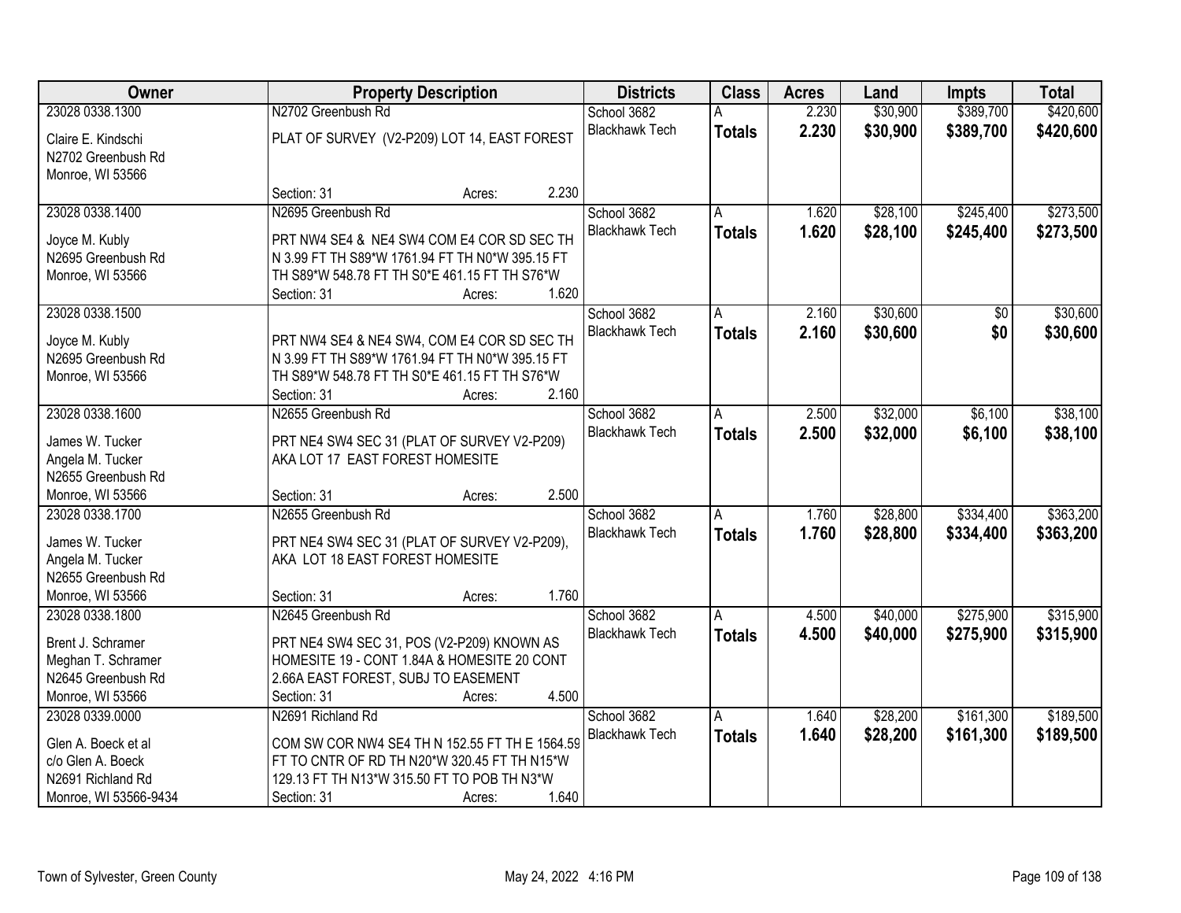| Owner | Property Description | Districts | Class | Acres | Land | Impts | Total |
|---|---|---|---|---|---|---|---|
| 23028 0338.1300<br>Claire E. Kindschi<br>N2702 Greenbush Rd<br>Monroe, WI 53566 | N2702 Greenbush Rd<br>PLAT OF SURVEY (V2-P209) LOT 14, EAST FOREST<br>Section: 31 Acres: 2.230 | School 3682<br>Blackhawk Tech | A<br>**Totals** | 2.230<br>**2.230** | \$30,900<br>**\$30,900** | \$389,700<br>**\$389,700** | \$420,600<br>**\$420,600** |
| 23028 0338.1400<br>Joyce M. Kubly<br>N2695 Greenbush Rd<br>Monroe, WI 53566 | N2695 Greenbush Rd<br>PRT NW4 SE4 & NE4 SW4 COM E4 COR SD SEC TH N 3.99 FT TH S89*W 1761.94 FT TH N0*W 395.15 FT TH S89*W 548.78 FT TH S0*E 461.15 FT TH S76*W<br>Section: 31 Acres: 1.620 | School 3682<br>Blackhawk Tech | A<br>**Totals** | 1.620<br>**1.620** | \$28,100<br>**\$28,100** | \$245,400<br>**\$245,400** | \$273,500<br>**\$273,500** |
| 23028 0338.1500<br>Joyce M. Kubly<br>N2695 Greenbush Rd<br>Monroe, WI 53566 | PRT NW4 SE4 & NE4 SW4, COM E4 COR SD SEC TH N 3.99 FT TH S89*W 1761.94 FT TH N0*W 395.15 FT TH S89*W 548.78 FT TH S0*E 461.15 FT TH S76*W<br>Section: 31 Acres: 2.160 | School 3682<br>Blackhawk Tech | A<br>**Totals** | 2.160<br>**2.160** | \$30,600<br>**\$30,600** | \$0<br>**\$0** | \$30,600<br>**\$30,600** |
| 23028 0338.1600<br>James W. Tucker<br>Angela M. Tucker<br>N2655 Greenbush Rd<br>Monroe, WI 53566 | N2655 Greenbush Rd<br>PRT NE4 SW4 SEC 31 (PLAT OF SURVEY V2-P209) AKA LOT 17 EAST FOREST HOMESITE<br>Section: 31 Acres: 2.500 | School 3682<br>Blackhawk Tech | A<br>**Totals** | 2.500<br>**2.500** | \$32,000<br>**\$32,000** | \$6,100<br>**\$6,100** | \$38,100<br>**\$38,100** |
| 23028 0338.1700<br>James W. Tucker<br>Angela M. Tucker<br>N2655 Greenbush Rd<br>Monroe, WI 53566 | N2655 Greenbush Rd<br>PRT NE4 SW4 SEC 31 (PLAT OF SURVEY V2-P209), AKA LOT 18 EAST FOREST HOMESITE<br>Section: 31 Acres: 1.760 | School 3682<br>Blackhawk Tech | A<br>**Totals** | 1.760<br>**1.760** | \$28,800<br>**\$28,800** | \$334,400<br>**\$334,400** | \$363,200<br>**\$363,200** |
| 23028 0338.1800<br>Brent J. Schramer<br>Meghan T. Schramer<br>N2645 Greenbush Rd<br>Monroe, WI 53566 | N2645 Greenbush Rd<br>PRT NE4 SW4 SEC 31, POS (V2-P209) KNOWN AS HOMESITE 19 - CONT 1.84A & HOMESITE 20 CONT 2.66A EAST FOREST, SUBJ TO EASEMENT<br>Section: 31 Acres: 4.500 | School 3682<br>Blackhawk Tech | A<br>**Totals** | 4.500<br>**4.500** | \$40,000<br>**\$40,000** | \$275,900<br>**\$275,900** | \$315,900<br>**\$315,900** |
| 23028 0339.0000<br>Glen A. Boeck et al<br>c/o Glen A. Boeck<br>N2691 Richland Rd<br>Monroe, WI 53566-9434 | N2691 Richland Rd<br>COM SW COR NW4 SE4 TH N 152.55 FT TH E 1564.59 FT TO CNTR OF RD TH N20*W 320.45 FT TH N15*W 129.13 FT TH N13*W 315.50 FT TO POB TH N3*W<br>Section: 31 Acres: 1.640 | School 3682<br>Blackhawk Tech | A<br>**Totals** | 1.640<br>**1.640** | \$28,200<br>**\$28,200** | \$161,300<br>**\$161,300** | \$189,500<br>**\$189,500** |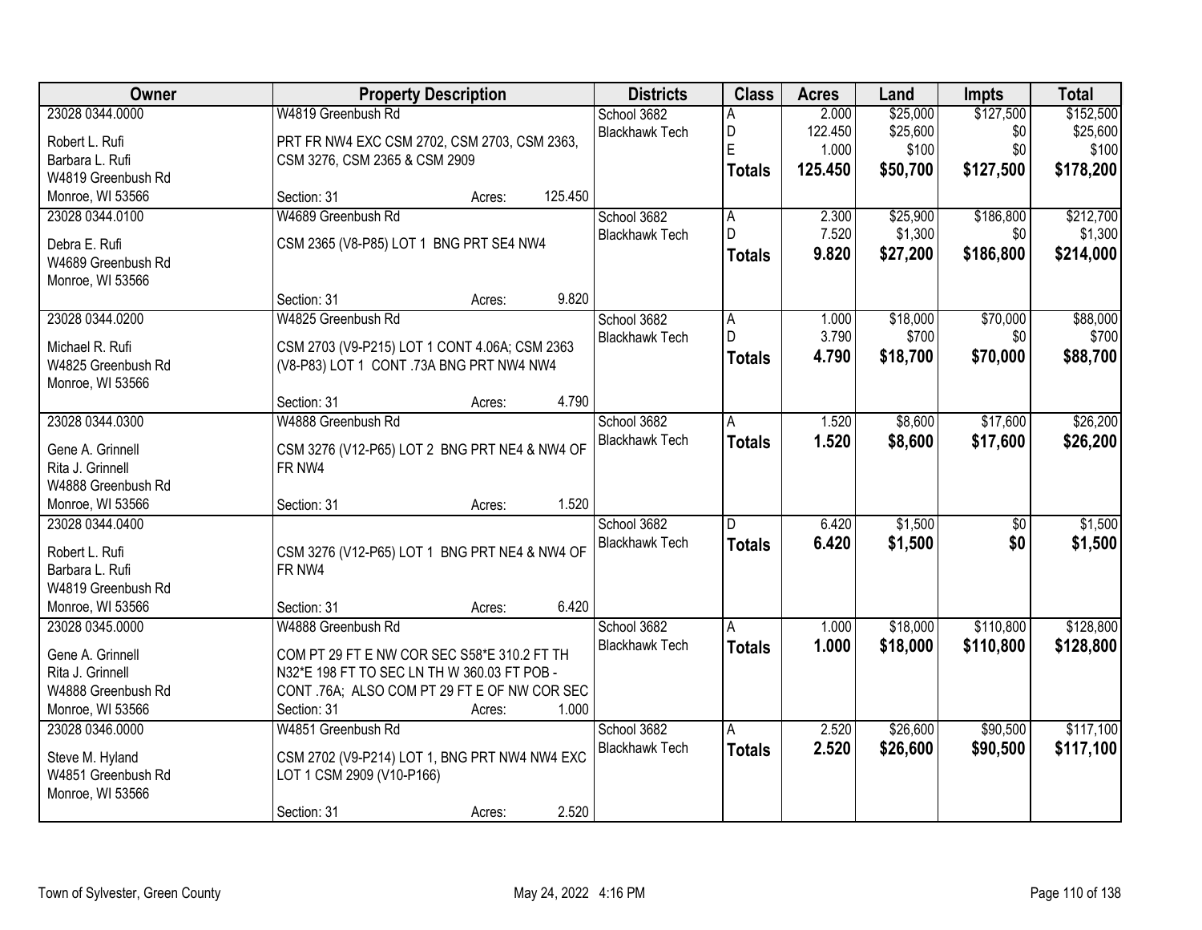| Owner | Property Description | Districts | Class | Acres | Land | Impts | Total |
|---|---|---|---|---|---|---|---|
| 23028 0344.0000<br>Robert L. Rufi<br>Barbara L. Rufi<br>W4819 Greenbush Rd<br>Monroe, WI 53566 | W4819 Greenbush Rd<br>PRT FR NW4 EXC CSM 2702, CSM 2703, CSM 2363, CSM 3276, CSM 2365 & CSM 2909<br>Section: 31 Acres: 125.450 | School 3682<br>Blackhawk Tech | A<br>D<br>E<br>**Totals** | 2.000<br>122.450<br>1.000<br>**125.450** | $25,000<br>$25,600<br>$100<br>**$50,700** | $127,500<br>$0<br>$0<br>**$127,500** | $152,500<br>$25,600<br>$100<br>**$178,200** |
| 23028 0344.0100<br>Debra E. Rufi<br>W4689 Greenbush Rd<br>Monroe, WI 53566 | W4689 Greenbush Rd<br>CSM 2365 (V8-P85) LOT 1 BNG PRT SE4 NW4<br>Section: 31 Acres: 9.820 | School 3682<br>Blackhawk Tech | A<br>D<br>**Totals** | 2.300<br>7.520<br>**9.820** | $25,900<br>$1,300<br>**$27,200** | $186,800<br>$0<br>**$186,800** | $212,700<br>$1,300<br>**$214,000** |
| 23028 0344.0200<br>Michael R. Rufi<br>W4825 Greenbush Rd<br>Monroe, WI 53566 | W4825 Greenbush Rd<br>CSM 2703 (V9-P215) LOT 1 CONT 4.06A; CSM 2363 (V8-P83) LOT 1 CONT .73A BNG PRT NW4 NW4<br>Section: 31 Acres: 4.790 | School 3682<br>Blackhawk Tech | A<br>D<br>**Totals** | 1.000<br>3.790<br>**4.790** | $18,000<br>$700<br>**$18,700** | $70,000<br>$0<br>**$70,000** | $88,000<br>$700<br>**$88,700** |
| 23028 0344.0300<br>Gene A. Grinnell<br>Rita J. Grinnell<br>W4888 Greenbush Rd<br>Monroe, WI 53566 | W4888 Greenbush Rd<br>CSM 3276 (V12-P65) LOT 2 BNG PRT NE4 & NW4 OF FR NW4<br>Section: 31 Acres: 1.520 | School 3682<br>Blackhawk Tech | A<br>**Totals** | 1.520<br>**1.520** | $8,600<br>**$8,600** | $17,600<br>**$17,600** | $26,200<br>**$26,200** |
| 23028 0344.0400<br>Robert L. Rufi<br>Barbara L. Rufi<br>W4819 Greenbush Rd<br>Monroe, WI 53566 | CSM 3276 (V12-P65) LOT 1 BNG PRT NE4 & NW4 OF FR NW4<br>Section: 31 Acres: 6.420 | School 3682<br>Blackhawk Tech | D<br>**Totals** | 6.420<br>**6.420** | $1,500<br>**$1,500** | $0<br>**$0** | $1,500<br>**$1,500** |
| 23028 0345.0000<br>Gene A. Grinnell<br>Rita J. Grinnell<br>W4888 Greenbush Rd<br>Monroe, WI 53566 | W4888 Greenbush Rd<br>COM PT 29 FT E NW COR SEC S58*E 310.2 FT TH N32*E 198 FT TO SEC LN TH W 360.03 FT POB - CONT .76A; ALSO COM PT 29 FT E OF NW COR SEC<br>Section: 31 Acres: 1.000 | School 3682<br>Blackhawk Tech | A<br>**Totals** | 1.000<br>**1.000** | $18,000<br>**$18,000** | $110,800<br>**$110,800** | $128,800<br>**$128,800** |
| 23028 0346.0000<br>Steve M. Hyland<br>W4851 Greenbush Rd<br>Monroe, WI 53566 | W4851 Greenbush Rd<br>CSM 2702 (V9-P214) LOT 1, BNG PRT NW4 NW4 EXC LOT 1 CSM 2909 (V10-P166)<br>Section: 31 Acres: 2.520 | School 3682<br>Blackhawk Tech | A<br>**Totals** | 2.520<br>**2.520** | $26,600<br>**$26,600** | $90,500<br>**$90,500** | $117,100<br>**$117,100** |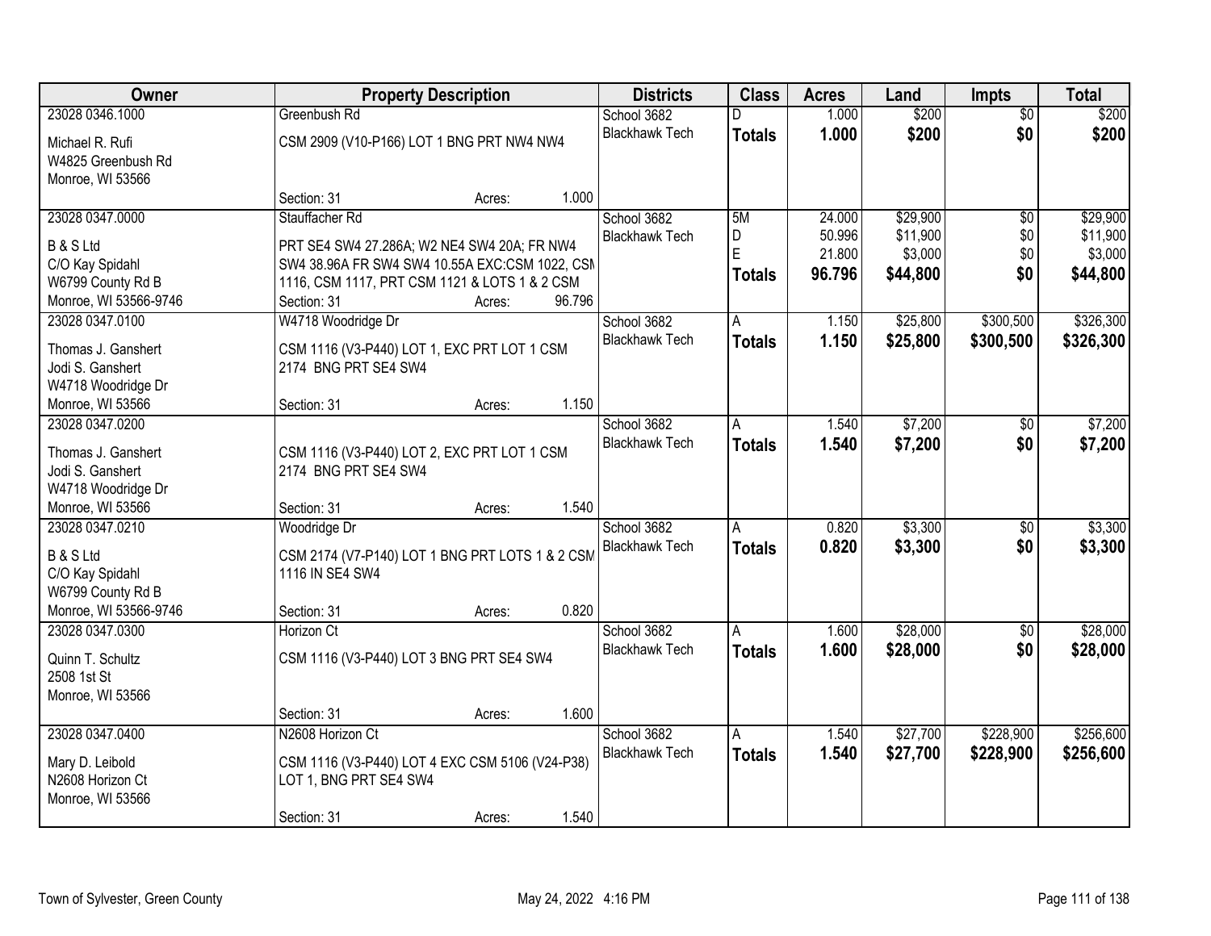| Owner | Property Description | Districts | Class | Acres | Land | Impts | Total |
|---|---|---|---|---|---|---|---|
| 23028 0346.1000<br>Michael R. Rufi<br>W4825 Greenbush Rd<br>Monroe, WI 53566 | Greenbush Rd<br>CSM 2909 (V10-P166) LOT 1 BNG PRT NW4 NW4<br>Section: 31 Acres: 1.000 | School 3682<br>Blackhawk Tech | D<br>**Totals** | 1.000<br>**1.000** | $200<br>**$200** | $0<br>**$0** | $200<br>**$200** |
| 23028 0347.0000<br>B & S Ltd<br>C/O Kay Spidahl<br>W6799 County Rd B<br>Monroe, WI 53566-9746 | Stauffacher Rd<br>PRT SE4 SW4 27.286A; W2 NE4 SW4 20A; FR NW4 SW4 38.96A FR SW4 SW4 10.55A EXC:CSM 1022, CSM 1116, CSM 1117, PRT CSM 1121 & LOTS 1 & 2 CSM<br>Section: 31 Acres: 96.796 | School 3682<br>Blackhawk Tech | 5M<br>D<br>E<br>**Totals** | 24.000<br>50.996<br>21.800<br>**96.796** | $29,900<br>$11,900<br>$3,000<br>**$44,800** | $0<br>$0<br>$0<br>**$0** | $29,900<br>$11,900<br>$3,000<br>**$44,800** |
| 23028 0347.0100<br>Thomas J. Ganshert<br>Jodi S. Ganshert<br>W4718 Woodridge Dr<br>Monroe, WI 53566 | W4718 Woodridge Dr<br>CSM 1116 (V3-P440) LOT 1, EXC PRT LOT 1 CSM 2174 BNG PRT SE4 SW4<br>Section: 31 Acres: 1.150 | School 3682<br>Blackhawk Tech | A<br>**Totals** | 1.150<br>**1.150** | $25,800<br>**$25,800** | $300,500<br>**$300,500** | $326,300<br>**$326,300** |
| 23028 0347.0200<br>Thomas J. Ganshert<br>Jodi S. Ganshert<br>W4718 Woodridge Dr<br>Monroe, WI 53566 | CSM 1116 (V3-P440) LOT 2, EXC PRT LOT 1 CSM 2174 BNG PRT SE4 SW4<br>Section: 31 Acres: 1.540 | School 3682<br>Blackhawk Tech | A<br>**Totals** | 1.540<br>**1.540** | $7,200<br>**$7,200** | $0<br>**$0** | $7,200<br>**$7,200** |
| 23028 0347.0210<br>B & S Ltd<br>C/O Kay Spidahl<br>W6799 County Rd B<br>Monroe, WI 53566-9746 | Woodridge Dr<br>CSM 2174 (V7-P140) LOT 1 BNG PRT LOTS 1 & 2 CSM 1116 IN SE4 SW4<br>Section: 31 Acres: 0.820 | School 3682<br>Blackhawk Tech | A<br>**Totals** | 0.820<br>**0.820** | $3,300<br>**$3,300** | $0<br>**$0** | $3,300<br>**$3,300** |
| 23028 0347.0300<br>Quinn T. Schultz<br>2508 1st St<br>Monroe, WI 53566 | Horizon Ct<br>CSM 1116 (V3-P440) LOT 3 BNG PRT SE4 SW4<br>Section: 31 Acres: 1.600 | School 3682<br>Blackhawk Tech | A<br>**Totals** | 1.600<br>**1.600** | $28,000<br>**$28,000** | $0<br>**$0** | $28,000<br>**$28,000** |
| 23028 0347.0400<br>Mary D. Leibold<br>N2608 Horizon Ct<br>Monroe, WI 53566 | N2608 Horizon Ct<br>CSM 1116 (V3-P440) LOT 4 EXC CSM 5106 (V24-P38) LOT 1, BNG PRT SE4 SW4<br>Section: 31 Acres: 1.540 | School 3682<br>Blackhawk Tech | A<br>**Totals** | 1.540<br>**1.540** | $27,700<br>**$27,700** | $228,900<br>**$228,900** | $256,600<br>**$256,600** |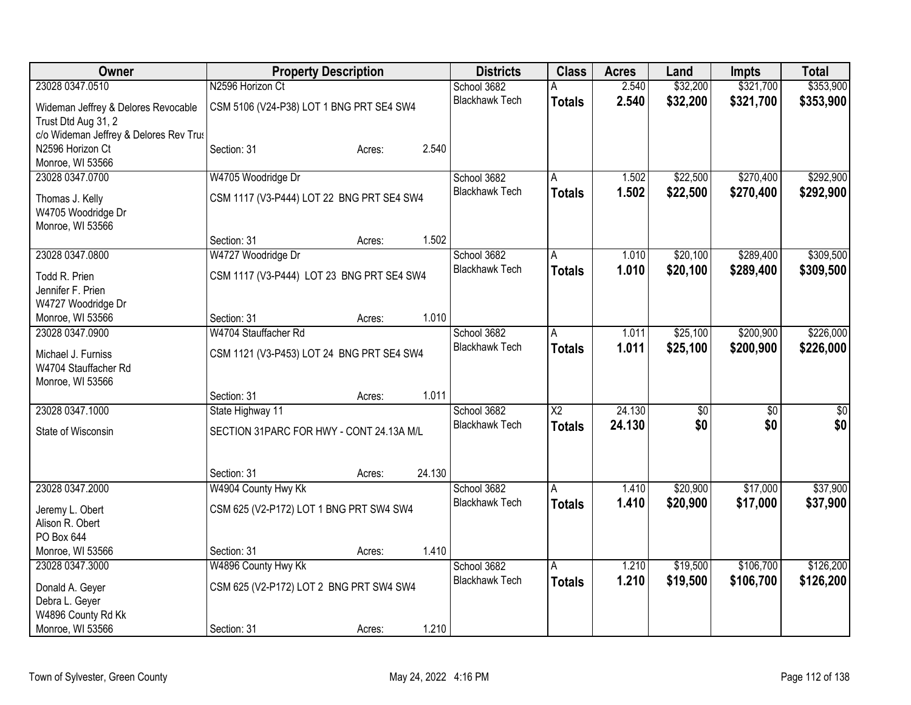| Owner | Property Description | Districts | Class | Acres | Land | Impts | Total |
|---|---|---|---|---|---|---|---|
| 23028 0347.0510<br>Wideman Jeffrey & Delores Revocable Trust Dtd Aug 31, 2<br>c/o Wideman Jeffrey & Delores Rev Trus<br>N2596 Horizon Ct<br>Monroe, WI 53566 | N2596 Horizon Ct<br>CSM 5106 (V24-P38) LOT 1 BNG PRT SE4 SW4<br>Section: 31 Acres: 2.540 | School 3682<br>Blackhawk Tech | A<br>**Totals** | 2.540<br>**2.540** | $32,200<br>**$32,200** | $321,700<br>**$321,700** | $353,900<br>**$353,900** |
| 23028 0347.0700<br>Thomas J. Kelly<br>W4705 Woodridge Dr<br>Monroe, WI 53566 | W4705 Woodridge Dr<br>CSM 1117 (V3-P444) LOT 22 BNG PRT SE4 SW4<br>Section: 31 Acres: 1.502 | School 3682<br>Blackhawk Tech | A<br>**Totals** | 1.502<br>**1.502** | $22,500<br>**$22,500** | $270,400<br>**$270,400** | $292,900<br>**$292,900** |
| 23028 0347.0800<br>Todd R. Prien<br>Jennifer F. Prien<br>W4727 Woodridge Dr<br>Monroe, WI 53566 | W4727 Woodridge Dr<br>CSM 1117 (V3-P444) LOT 23 BNG PRT SE4 SW4<br>Section: 31 Acres: 1.010 | School 3682<br>Blackhawk Tech | A<br>**Totals** | 1.010<br>**1.010** | $20,100<br>**$20,100** | $289,400<br>**$289,400** | $309,500<br>**$309,500** |
| 23028 0347.0900<br>Michael J. Furniss<br>W4704 Stauffacher Rd<br>Monroe, WI 53566 | W4704 Stauffacher Rd<br>CSM 1121 (V3-P453) LOT 24 BNG PRT SE4 SW4<br>Section: 31 Acres: 1.011 | School 3682<br>Blackhawk Tech | A<br>**Totals** | 1.011<br>**1.011** | $25,100<br>**$25,100** | $200,900<br>**$200,900** | $226,000<br>**$226,000** |
| 23028 0347.1000<br>State of Wisconsin | State Highway 11<br>SECTION 31PARC FOR HWY - CONT 24.13A M/L<br>Section: 31 Acres: 24.130 | School 3682<br>Blackhawk Tech | X2<br>**Totals** | 24.130<br>**24.130** | $0<br>**$0** | $0<br>**$0** | $0<br>**$0** |
| 23028 0347.2000<br>Jeremy L. Obert<br>Alison R. Obert<br>PO Box 644<br>Monroe, WI 53566 | W4904 County Hwy Kk<br>CSM 625 (V2-P172) LOT 1 BNG PRT SW4 SW4<br>Section: 31 Acres: 1.410 | School 3682<br>Blackhawk Tech | A<br>**Totals** | 1.410<br>**1.410** | $20,900<br>**$20,900** | $17,000<br>**$17,000** | $37,900<br>**$37,900** |
| 23028 0347.3000<br>Donald A. Geyer<br>Debra L. Geyer<br>W4896 County Rd Kk<br>Monroe, WI 53566 | W4896 County Hwy Kk<br>CSM 625 (V2-P172) LOT 2 BNG PRT SW4 SW4<br>Section: 31 Acres: 1.210 | School 3682<br>Blackhawk Tech | A<br>**Totals** | 1.210<br>**1.210** | $19,500<br>**$19,500** | $106,700<br>**$106,700** | $126,200<br>**$126,200** |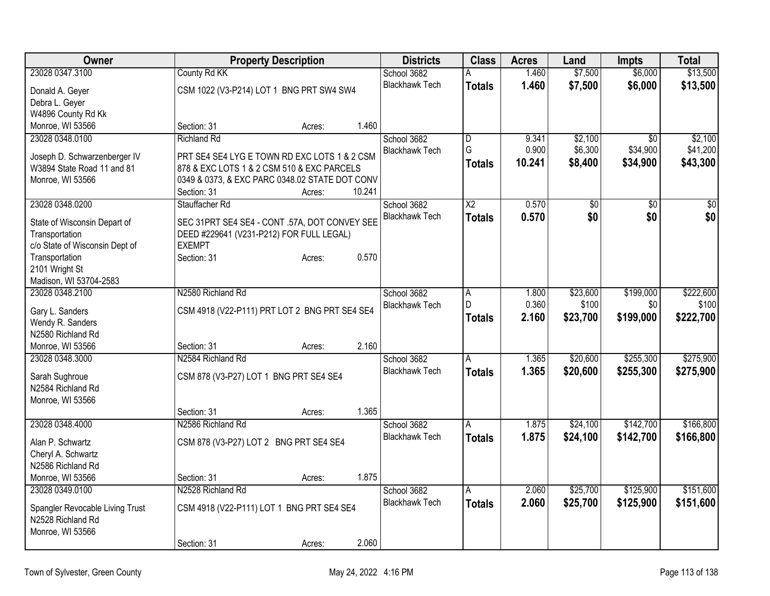| Owner | Property Description | Districts | Class | Acres | Land | Impts | Total |
|---|---|---|---|---|---|---|---|
| 23028 0347.3100<br>Donald A. Geyer<br>Debra L. Geyer<br>W4896 County Rd Kk<br>Monroe, WI 53566 | County Rd KK<br>CSM 1022 (V3-P214) LOT 1 BNG PRT SW4 SW4<br>Section: 31 Acres: 1.460 | School 3682<br>Blackhawk Tech | A<br>**Totals** | 1.460<br>**1.460** | $7,500<br>**$7,500** | $6,000<br>**$6,000** | $13,500<br>**$13,500** |
| 23028 0348.0100<br>Joseph D. Schwarzenberger IV<br>W3894 State Road 11 and 81<br>Monroe, WI 53566 | Richland Rd<br>PRT SE4 SE4 LYG E TOWN RD EXC LOTS 1 & 2 CSM 878 & EXC LOTS 1 & 2 CSM 510 & EXC PARCELS 0349 & 0373, & EXC PARC 0348.02 STATE DOT CONV<br>Section: 31 Acres: 10.241 | School 3682<br>Blackhawk Tech | D<br>G<br>**Totals** | 9.341<br>0.900<br>**10.241** | $2,100<br>$6,300<br>**$8,400** | $0<br>$34,900<br>**$34,900** | $2,100<br>$41,200<br>**$43,300** |
| 23028 0348.0200<br>State of Wisconsin Depart of Transportation<br>c/o State of Wisconsin Dept of Transportation<br>2101 Wright St<br>Madison, WI 53704-2583 | Stauffacher Rd<br>SEC 31PRT SE4 SE4 - CONT .57A, DOT CONVEY SEE DEED #229641 (V231-P212) FOR FULL LEGAL) EXEMPT<br>Section: 31 Acres: 0.570 | School 3682<br>Blackhawk Tech | X2<br>**Totals** | 0.570<br>**0.570** | $0<br>**$0** | $0<br>**$0** | $0<br>**$0** |
| 23028 0348.2100<br>Gary L. Sanders<br>Wendy R. Sanders<br>N2580 Richland Rd<br>Monroe, WI 53566 | N2580 Richland Rd<br>CSM 4918 (V22-P111) PRT LOT 2 BNG PRT SE4 SE4<br>Section: 31 Acres: 2.160 | School 3682<br>Blackhawk Tech | A<br>D<br>**Totals** | 1.800<br>0.360<br>**2.160** | $23,600<br>$100<br>**$23,700** | $199,000<br>$0<br>**$199,000** | $222,600<br>$100<br>**$222,700** |
| 23028 0348.3000<br>Sarah Sughroue<br>N2584 Richland Rd<br>Monroe, WI 53566 | N2584 Richland Rd<br>CSM 878 (V3-P27) LOT 1 BNG PRT SE4 SE4<br>Section: 31 Acres: 1.365 | School 3682<br>Blackhawk Tech | A<br>**Totals** | 1.365<br>**1.365** | $20,600<br>**$20,600** | $255,300<br>**$255,300** | $275,900<br>**$275,900** |
| 23028 0348.4000<br>Alan P. Schwartz<br>Cheryl A. Schwartz<br>N2586 Richland Rd<br>Monroe, WI 53566 | N2586 Richland Rd<br>CSM 878 (V3-P27) LOT 2 BNG PRT SE4 SE4<br>Section: 31 Acres: 1.875 | School 3682<br>Blackhawk Tech | A<br>**Totals** | 1.875<br>**1.875** | $24,100<br>**$24,100** | $142,700<br>**$142,700** | $166,800<br>**$166,800** |
| 23028 0349.0100<br>Spangler Revocable Living Trust<br>N2528 Richland Rd<br>Monroe, WI 53566 | N2528 Richland Rd<br>CSM 4918 (V22-P111) LOT 1 BNG PRT SE4 SE4<br>Section: 31 Acres: 2.060 | School 3682<br>Blackhawk Tech | A<br>**Totals** | 2.060<br>**2.060** | $25,700<br>**$25,700** | $125,900<br>**$125,900** | $151,600<br>**$151,600** |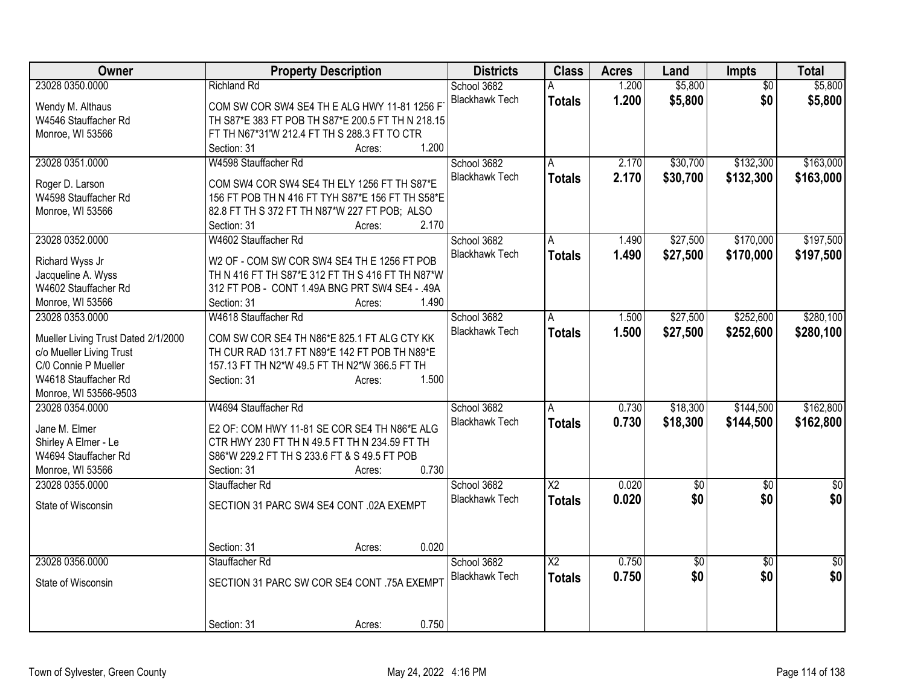| Owner | Property Description | Districts | Class | Acres | Land | Impts | Total |
|---|---|---|---|---|---|---|---|
| 23028 0350.0000<br><br>Wendy M. Althaus<br>W4546 Stauffacher Rd<br>Monroe, WI 53566 | Richland Rd<br><br>COM SW COR SW4 SE4 TH E ALG HWY 11-81 1256 FT TH S87*E 383 FT POB TH S87*E 200.5 FT TH N 218.15 FT TH N67*31'W 212.4 FT TH S 288.3 FT TO CTR<br>Section: 31 Acres: 1.200 | School 3682<br>Blackhawk Tech | A<br>**Totals** | 1.200<br>**1.200** | $5,800<br>**$5,800** | $0<br>**$0** | $5,800<br>**$5,800** |
| 23028 0351.0000<br><br>Roger D. Larson<br>W4598 Stauffacher Rd<br>Monroe, WI 53566 | W4598 Stauffacher Rd<br><br>COM SW4 COR SW4 SE4 TH ELY 1256 FT TH S87*E 156 FT POB TH N 416 FT TYH S87*E 156 FT TH S58*E 82.8 FT TH S 372 FT TH N87*W 227 FT POB; ALSO<br>Section: 31 Acres: 2.170 | School 3682<br>Blackhawk Tech | A<br>**Totals** | 2.170<br>**2.170** | $30,700<br>**$30,700** | $132,300<br>**$132,300** | $163,000<br>**$163,000** |
| 23028 0352.0000<br><br>Richard Wyss Jr<br>Jacqueline A. Wyss<br>W4602 Stauffacher Rd<br>Monroe, WI 53566 | W4602 Stauffacher Rd<br><br>W2 OF - COM SW COR SW4 SE4 TH E 1256 FT POB TH N 416 FT TH S87*E 312 FT TH S 416 FT TH N87*W 312 FT POB - CONT 1.49A BNG PRT SW4 SE4 - .49A<br>Section: 31 Acres: 1.490 | School 3682<br>Blackhawk Tech | A<br>**Totals** | 1.490<br>**1.490** | $27,500<br>**$27,500** | $170,000<br>**$170,000** | $197,500<br>**$197,500** |
| 23028 0353.0000<br><br>Mueller Living Trust Dated 2/1/2000<br>c/o Mueller Living Trust<br>C/0 Connie P Mueller<br>W4618 Stauffacher Rd<br>Monroe, WI 53566-9503 | W4618 Stauffacher Rd<br><br>COM SW COR SE4 TH N86*E 825.1 FT ALG CTY KK TH CUR RAD 131.7 FT N89*E 142 FT POB TH N89*E 157.13 FT TH N2*W 49.5 FT TH N2*W 366.5 FT TH<br>Section: 31 Acres: 1.500 | School 3682<br>Blackhawk Tech | A<br>**Totals** | 1.500<br>**1.500** | $27,500<br>**$27,500** | $252,600<br>**$252,600** | $280,100<br>**$280,100** |
| 23028 0354.0000<br><br>Jane M. Elmer<br>Shirley A Elmer - Le<br>W4694 Stauffacher Rd<br>Monroe, WI 53566 | W4694 Stauffacher Rd<br><br>E2 OF: COM HWY 11-81 SE COR SE4 TH N86*E ALG CTR HWY 230 FT TH N 49.5 FT TH N 234.59 FT TH S86*W 229.2 FT TH S 233.6 FT & S 49.5 FT POB<br>Section: 31 Acres: 0.730 | School 3682<br>Blackhawk Tech | A<br>**Totals** | 0.730<br>**0.730** | $18,300<br>**$18,300** | $144,500<br>**$144,500** | $162,800<br>**$162,800** |
| 23028 0355.0000<br><br>State of Wisconsin | Stauffacher Rd<br><br>SECTION 31 PARC SW4 SE4 CONT .02A EXEMPT<br><br>Section: 31 Acres: 0.020 | School 3682<br>Blackhawk Tech | X2<br>**Totals** | 0.020<br>**0.020** | $0<br>**$0** | $0<br>**$0** | $0<br>**$0** |
| 23028 0356.0000<br><br>State of Wisconsin | Stauffacher Rd<br><br>SECTION 31 PARC SW COR SE4 CONT .75A EXEMPT<br><br>Section: 31 Acres: 0.750 | School 3682<br>Blackhawk Tech | X2<br>**Totals** | 0.750<br>**0.750** | $0<br>**$0** | $0<br>**$0** | $0<br>**$0** |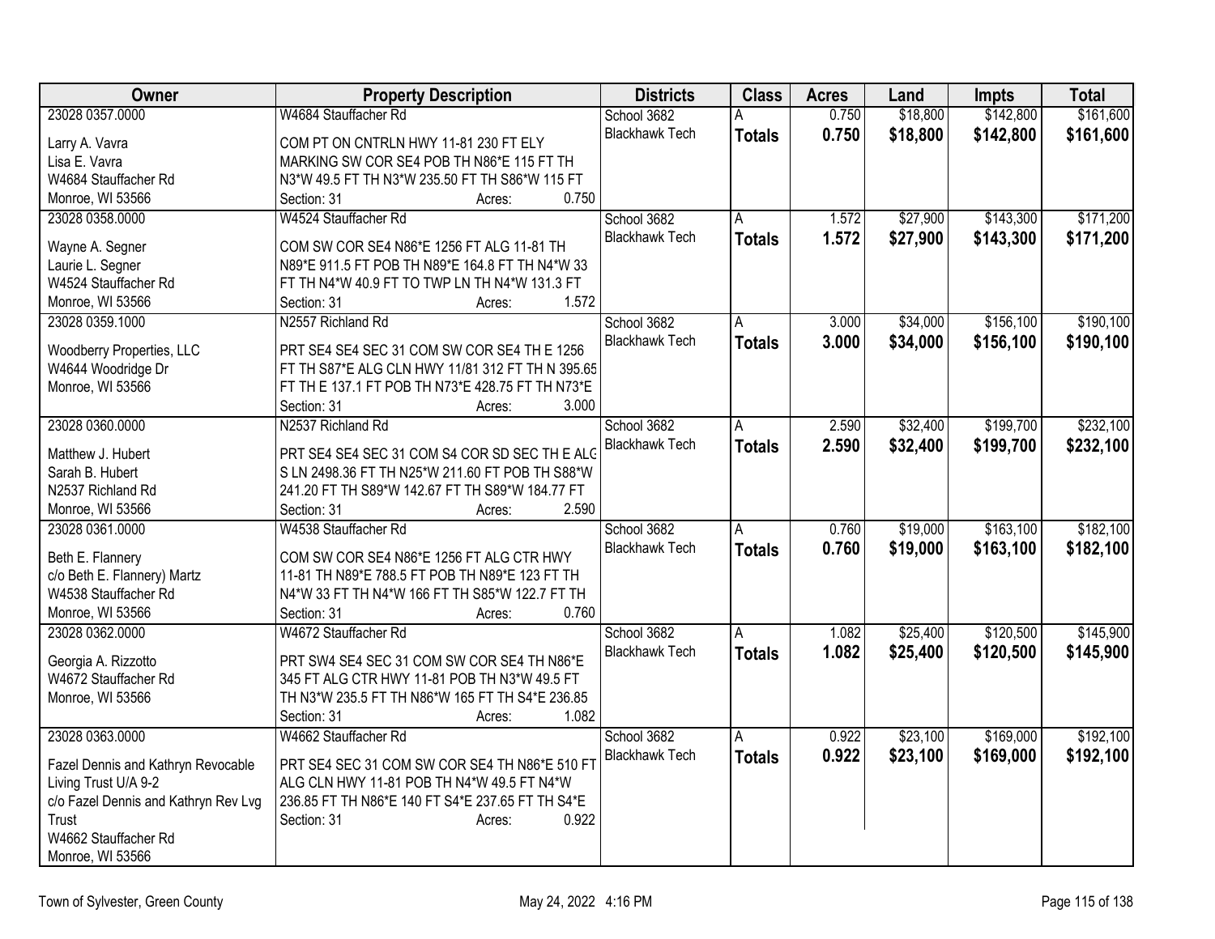| Owner | Property Description | Districts | Class | Acres | Land | Impts | Total |
|---|---|---|---|---|---|---|---|
| 23028 0357.0000<br><br>Larry A. Vavra<br>Lisa E. Vavra<br>W4684 Stauffacher Rd<br>Monroe, WI 53566 | W4684 Stauffacher Rd<br><br>COM PT ON CNTRLN HWY 11-81 230 FT ELY MARKING SW COR SE4 POB TH N86*E 115 FT TH N3*W 49.5 FT TH N3*W 235.50 FT TH S86*W 115 FT<br>Section: 31 Acres: 0.750 | School 3682<br>Blackhawk Tech | A<br>**Totals** | 0.750<br>**0.750** | $18,800<br>**$18,800** | $142,800<br>**$142,800** | $161,600<br>**$161,600** |
| 23028 0358.0000<br><br>Wayne A. Segner<br>Laurie L. Segner<br>W4524 Stauffacher Rd<br>Monroe, WI 53566 | W4524 Stauffacher Rd<br><br>COM SW COR SE4 N86*E 1256 FT ALG 11-81 TH N89*E 911.5 FT POB TH N89*E 164.8 FT TH N4*W 33 FT TH N4*W 40.9 FT TO TWP LN TH N4*W 131.3 FT<br>Section: 31 Acres: 1.572 | School 3682<br>Blackhawk Tech | A<br>**Totals** | 1.572<br>**1.572** | $27,900<br>**$27,900** | $143,300<br>**$143,300** | $171,200<br>**$171,200** |
| 23028 0359.1000<br><br>Woodberry Properties, LLC<br>W4644 Woodridge Dr<br>Monroe, WI 53566 | N2557 Richland Rd<br><br>PRT SE4 SE4 SEC 31 COM SW COR SE4 TH E 1256 FT TH S87*E ALG CLN HWY 11/81 312 FT TH N 395.65 FT TH E 137.1 FT POB TH N73*E 428.75 FT TH N73*E<br>Section: 31 Acres: 3.000 | School 3682<br>Blackhawk Tech | A<br>**Totals** | 3.000<br>**3.000** | $34,000<br>**$34,000** | $156,100<br>**$156,100** | $190,100<br>**$190,100** |
| 23028 0360.0000<br><br>Matthew J. Hubert<br>Sarah B. Hubert<br>N2537 Richland Rd<br>Monroe, WI 53566 | N2537 Richland Rd<br><br>PRT SE4 SE4 SEC 31 COM S4 COR SD SEC TH E ALG S LN 2498.36 FT TH N25*W 211.60 FT POB TH S88*W 241.20 FT TH S89*W 142.67 FT TH S89*W 184.77 FT<br>Section: 31 Acres: 2.590 | School 3682<br>Blackhawk Tech | A<br>**Totals** | 2.590<br>**2.590** | $32,400<br>**$32,400** | $199,700<br>**$199,700** | $232,100<br>**$232,100** |
| 23028 0361.0000<br><br>Beth E. Flannery<br>c/o Beth E. Flannery) Martz<br>W4538 Stauffacher Rd<br>Monroe, WI 53566 | W4538 Stauffacher Rd<br><br>COM SW COR SE4 N86*E 1256 FT ALG CTR HWY 11-81 TH N89*E 788.5 FT POB TH N89*E 123 FT TH N4*W 33 FT TH N4*W 166 FT TH S85*W 122.7 FT TH<br>Section: 31 Acres: 0.760 | School 3682<br>Blackhawk Tech | A<br>**Totals** | 0.760<br>**0.760** | $19,000<br>**$19,000** | $163,100<br>**$163,100** | $182,100<br>**$182,100** |
| 23028 0362.0000<br><br>Georgia A. Rizzotto<br>W4672 Stauffacher Rd<br>Monroe, WI 53566 | W4672 Stauffacher Rd<br><br>PRT SW4 SE4 SEC 31 COM SW COR SE4 TH N86*E 345 FT ALG CTR HWY 11-81 POB TH N3*W 49.5 FT TH N3*W 235.5 FT TH N86*W 165 FT TH S4*E 236.85<br>Section: 31 Acres: 1.082 | School 3682<br>Blackhawk Tech | A<br>**Totals** | 1.082<br>**1.082** | $25,400<br>**$25,400** | $120,500<br>**$120,500** | $145,900<br>**$145,900** |
| 23028 0363.0000<br><br>Fazel Dennis and Kathryn Revocable Living Trust U/A 9-2<br>c/o Fazel Dennis and Kathryn Rev Lvg Trust<br>W4662 Stauffacher Rd<br>Monroe, WI 53566 | W4662 Stauffacher Rd<br><br>PRT SE4 SEC 31 COM SW COR SE4 TH N86*E 510 FT ALG CLN HWY 11-81 POB TH N4*W 49.5 FT N4*W 236.85 FT TH N86*E 140 FT S4*E 237.65 FT TH S4*E<br>Section: 31 Acres: 0.922 | School 3682<br>Blackhawk Tech | A<br>**Totals** | 0.922<br>**0.922** | $23,100<br>**$23,100** | $169,000<br>**$169,000** | $192,100<br>**$192,100** |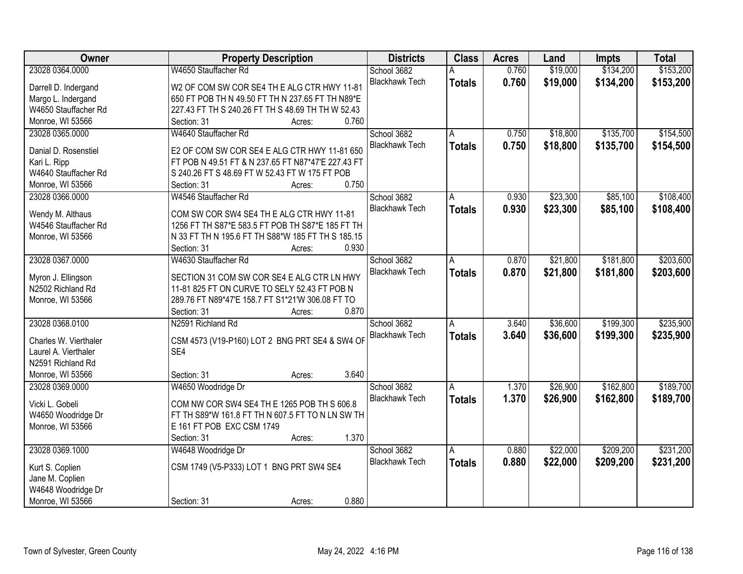| Owner | Property Description | Districts | Class | Acres | Land | Impts | Total |
|---|---|---|---|---|---|---|---|
| 23028 0364.0000<br>Darrell D. Indergand<br>Margo L. Indergand<br>W4650 Stauffacher Rd<br>Monroe, WI 53566 | W4650 Stauffacher Rd<br>W2 OF COM SW COR SE4 TH E ALG CTR HWY 11-81 650 FT POB TH N 49.50 FT TH N 237.65 FT TH N89*E 227.43 FT TH S 240.26 FT TH S 48.69 TH TH W 52.43<br>Section: 31 Acres: 0.760 | School 3682<br>Blackhawk Tech | A<br>**Totals** | 0.760<br>**0.760** | $19,000<br>**$19,000** | $134,200<br>**$134,200** | $153,200<br>**$153,200** |
| 23028 0365.0000<br>Danial D. Rosenstiel<br>Kari L. Ripp<br>W4640 Stauffacher Rd<br>Monroe, WI 53566 | W4640 Stauffacher Rd<br>E2 OF COM SW COR SE4 E ALG CTR HWY 11-81 650 FT POB N 49.51 FT & N 237.65 FT N87*47'E 227.43 FT S 240.26 FT S 48.69 FT W 52.43 FT W 175 FT POB<br>Section: 31 Acres: 0.750 | School 3682<br>Blackhawk Tech | A<br>**Totals** | 0.750<br>**0.750** | $18,800<br>**$18,800** | $135,700<br>**$135,700** | $154,500<br>**$154,500** |
| 23028 0366.0000<br>Wendy M. Althaus<br>W4546 Stauffacher Rd<br>Monroe, WI 53566 | W4546 Stauffacher Rd<br>COM SW COR SW4 SE4 TH E ALG CTR HWY 11-81 1256 FT TH S87*E 583.5 FT POB TH S87*E 185 FT TH N 33 FT TH N 195.6 FT TH S88*W 185 FT TH S 185.15<br>Section: 31 Acres: 0.930 | School 3682<br>Blackhawk Tech | A<br>**Totals** | 0.930<br>**0.930** | $23,300<br>**$23,300** | $85,100<br>**$85,100** | $108,400<br>**$108,400** |
| 23028 0367.0000<br>Myron J. Ellingson<br>N2502 Richland Rd<br>Monroe, WI 53566 | W4630 Stauffacher Rd<br>SECTION 31 COM SW COR SE4 E ALG CTR LN HWY 11-81 825 FT ON CURVE TO SELY 52.43 FT POB N 289.76 FT N89*47'E 158.7 FT S1*21'W 306.08 FT TO<br>Section: 31 Acres: 0.870 | School 3682<br>Blackhawk Tech | A<br>**Totals** | 0.870<br>**0.870** | $21,800<br>**$21,800** | $181,800<br>**$181,800** | $203,600<br>**$203,600** |
| 23028 0368.0100<br>Charles W. Vierthaler<br>Laurel A. Vierthaler<br>N2591 Richland Rd<br>Monroe, WI 53566 | N2591 Richland Rd<br>CSM 4573 (V19-P160) LOT 2 BNG PRT SE4 & SW4 OF SE4<br>Section: 31 Acres: 3.640 | School 3682<br>Blackhawk Tech | A<br>**Totals** | 3.640<br>**3.640** | $36,600<br>**$36,600** | $199,300<br>**$199,300** | $235,900<br>**$235,900** |
| 23028 0369.0000<br>Vicki L. Gobeli<br>W4650 Woodridge Dr<br>Monroe, WI 53566 | W4650 Woodridge Dr<br>COM NW COR SW4 SE4 TH E 1265 POB TH S 606.8 FT TH S89*W 161.8 FT TH N 607.5 FT TO N LN SW TH E 161 FT POB EXC CSM 1749<br>Section: 31 Acres: 1.370 | School 3682<br>Blackhawk Tech | A<br>**Totals** | 1.370<br>**1.370** | $26,900<br>**$26,900** | $162,800<br>**$162,800** | $189,700<br>**$189,700** |
| 23028 0369.1000<br>Kurt S. Coplien<br>Jane M. Coplien<br>W4648 Woodridge Dr<br>Monroe, WI 53566 | W4648 Woodridge Dr<br>CSM 1749 (V5-P333) LOT 1 BNG PRT SW4 SE4<br>Section: 31 Acres: 0.880 | School 3682<br>Blackhawk Tech | A<br>**Totals** | 0.880<br>**0.880** | $22,000<br>**$22,000** | $209,200<br>**$209,200** | $231,200<br>**$231,200** |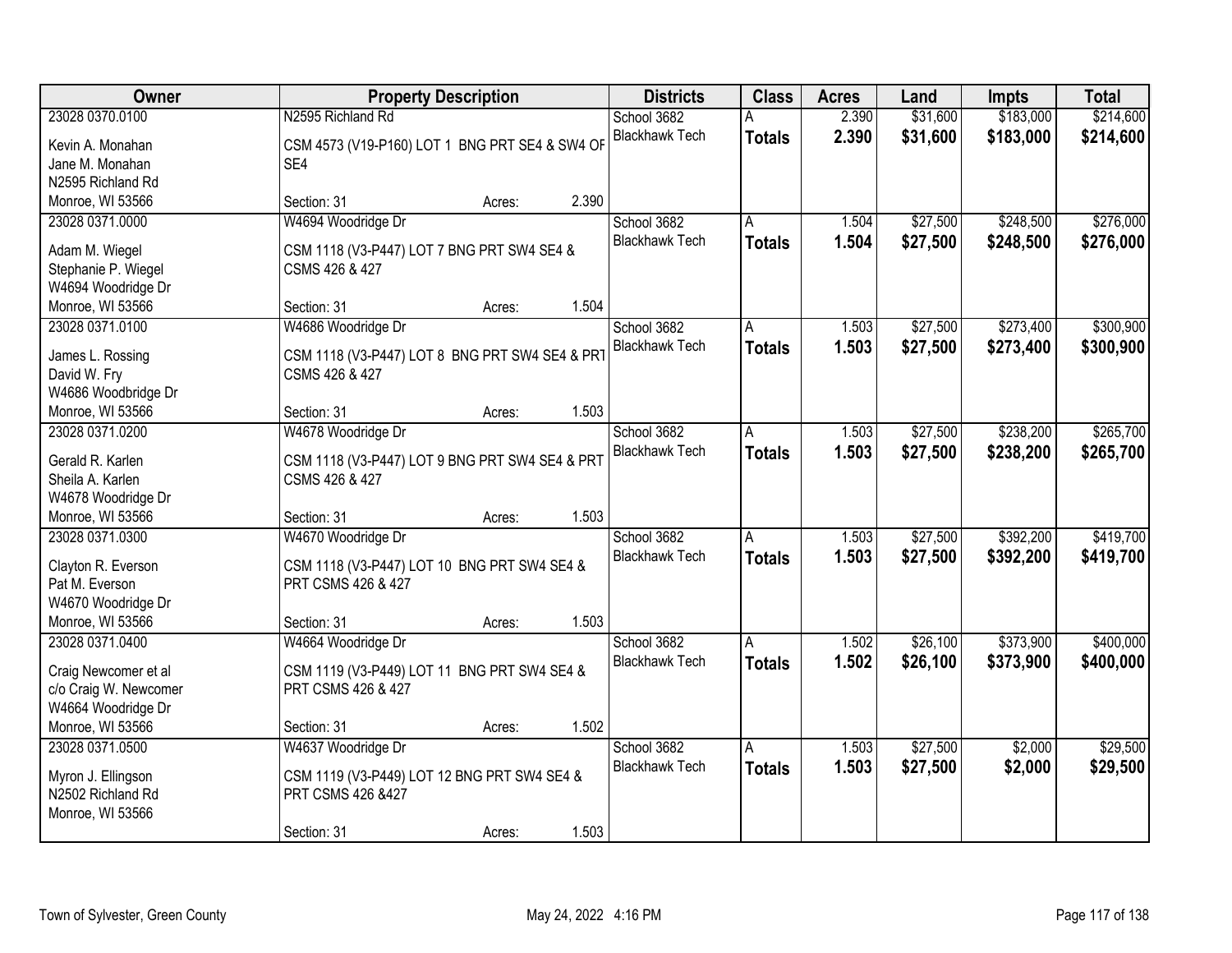| Owner | Property Description | Districts | Class | Acres | Land | Impts | Total |
|---|---|---|---|---|---|---|---|
| 23028 0370.0100<br>Kevin A. Monahan<br>Jane M. Monahan<br>N2595 Richland Rd<br>Monroe, WI 53566 | N2595 Richland Rd<br>CSM 4573 (V19-P160) LOT 1 BNG PRT SE4 & SW4 OF SE4<br>Section: 31 Acres: 2.390 | School 3682<br>Blackhawk Tech | A<br>**Totals** | 2.390<br>**2.390** | $31,600<br>**$31,600** | $183,000<br>**$183,000** | $214,600<br>**$214,600** |
| 23028 0371.0000<br>Adam M. Wiegel<br>Stephanie P. Wiegel<br>W4694 Woodridge Dr<br>Monroe, WI 53566 | W4694 Woodridge Dr<br>CSM 1118 (V3-P447) LOT 7 BNG PRT SW4 SE4 & CSMS 426 & 427<br>Section: 31 Acres: 1.504 | School 3682<br>Blackhawk Tech | A<br>**Totals** | 1.504<br>**1.504** | $27,500<br>**$27,500** | $248,500<br>**$248,500** | $276,000<br>**$276,000** |
| 23028 0371.0100<br>James L. Rossing<br>David W. Fry<br>W4686 Woodbridge Dr<br>Monroe, WI 53566 | W4686 Woodridge Dr<br>CSM 1118 (V3-P447) LOT 8 BNG PRT SW4 SE4 & PRT CSMS 426 & 427<br>Section: 31 Acres: 1.503 | School 3682<br>Blackhawk Tech | A<br>**Totals** | 1.503<br>**1.503** | $27,500<br>**$27,500** | $273,400<br>**$273,400** | $300,900<br>**$300,900** |
| 23028 0371.0200<br>Gerald R. Karlen<br>Sheila A. Karlen<br>W4678 Woodridge Dr<br>Monroe, WI 53566 | W4678 Woodridge Dr<br>CSM 1118 (V3-P447) LOT 9 BNG PRT SW4 SE4 & PRT CSMS 426 & 427<br>Section: 31 Acres: 1.503 | School 3682<br>Blackhawk Tech | A<br>**Totals** | 1.503<br>**1.503** | $27,500<br>**$27,500** | $238,200<br>**$238,200** | $265,700<br>**$265,700** |
| 23028 0371.0300<br>Clayton R. Everson<br>Pat M. Everson<br>W4670 Woodridge Dr<br>Monroe, WI 53566 | W4670 Woodridge Dr<br>CSM 1118 (V3-P447) LOT 10 BNG PRT SW4 SE4 & PRT CSMS 426 & 427<br>Section: 31 Acres: 1.503 | School 3682<br>Blackhawk Tech | A<br>**Totals** | 1.503<br>**1.503** | $27,500<br>**$27,500** | $392,200<br>**$392,200** | $419,700<br>**$419,700** |
| 23028 0371.0400<br>Craig Newcomer et al<br>c/o Craig W. Newcomer<br>W4664 Woodridge Dr<br>Monroe, WI 53566 | W4664 Woodridge Dr<br>CSM 1119 (V3-P449) LOT 11 BNG PRT SW4 SE4 & PRT CSMS 426 & 427<br>Section: 31 Acres: 1.502 | School 3682<br>Blackhawk Tech | A<br>**Totals** | 1.502<br>**1.502** | $26,100<br>**$26,100** | $373,900<br>**$373,900** | $400,000<br>**$400,000** |
| 23028 0371.0500<br>Myron J. Ellingson<br>N2502 Richland Rd<br>Monroe, WI 53566 | W4637 Woodridge Dr<br>CSM 1119 (V3-P449) LOT 12 BNG PRT SW4 SE4 & PRT CSMS 426 &427<br>Section: 31 Acres: 1.503 | School 3682<br>Blackhawk Tech | A<br>**Totals** | 1.503<br>**1.503** | $27,500<br>**$27,500** | $2,000<br>**$2,000** | $29,500<br>**$29,500** |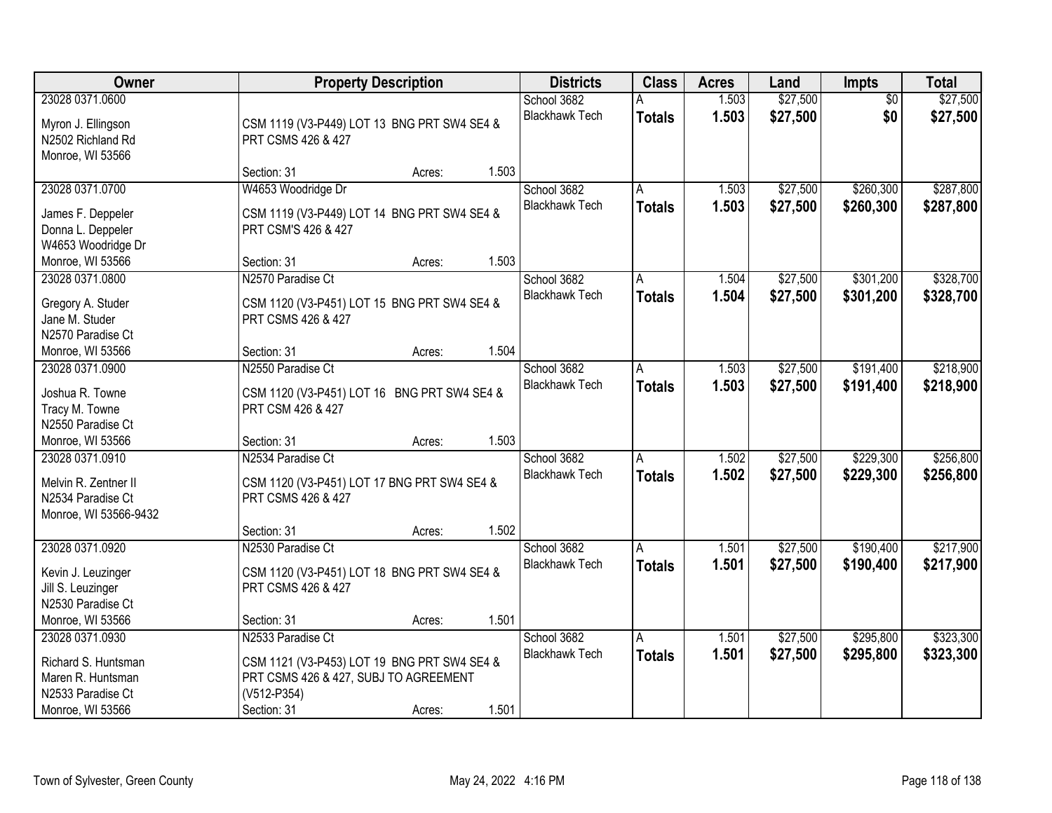| Owner | Property Description | Districts | Class | Acres | Land | Impts | Total |
|---|---|---|---|---|---|---|---|
| 23028 0371.0600<br><br>Myron J. Ellingson<br>N2502 Richland Rd<br>Monroe, WI 53566 | CSM 1119 (V3-P449) LOT 13 BNG PRT SW4 SE4 & PRT CSMS 426 & 427<br><br>Section: 31 Acres: 1.503 | School 3682<br>Blackhawk Tech | A<br>**Totals** | 1.503<br>**1.503** | $27,500<br>**$27,500** | $0<br>**$0** | $27,500<br>**$27,500** |
| 23028 0371.0700<br><br>James F. Deppeler<br>Donna L. Deppeler<br>W4653 Woodridge Dr<br>Monroe, WI 53566 | W4653 Woodridge Dr<br><br>CSM 1119 (V3-P449) LOT 14 BNG PRT SW4 SE4 & PRT CSM'S 426 & 427<br><br>Section: 31 Acres: 1.503 | School 3682<br>Blackhawk Tech | A<br>**Totals** | 1.503<br>**1.503** | $27,500<br>**$27,500** | $260,300<br>**$260,300** | $287,800<br>**$287,800** |
| 23028 0371.0800<br><br>Gregory A. Studer<br>Jane M. Studer<br>N2570 Paradise Ct<br>Monroe, WI 53566 | N2570 Paradise Ct<br><br>CSM 1120 (V3-P451) LOT 15 BNG PRT SW4 SE4 & PRT CSMS 426 & 427<br><br>Section: 31 Acres: 1.504 | School 3682<br>Blackhawk Tech | A<br>**Totals** | 1.504<br>**1.504** | $27,500<br>**$27,500** | $301,200<br>**$301,200** | $328,700<br>**$328,700** |
| 23028 0371.0900<br><br>Joshua R. Towne<br>Tracy M. Towne<br>N2550 Paradise Ct<br>Monroe, WI 53566 | N2550 Paradise Ct<br><br>CSM 1120 (V3-P451) LOT 16 BNG PRT SW4 SE4 & PRT CSM 426 & 427<br><br>Section: 31 Acres: 1.503 | School 3682<br>Blackhawk Tech | A<br>**Totals** | 1.503<br>**1.503** | $27,500<br>**$27,500** | $191,400<br>**$191,400** | $218,900<br>**$218,900** |
| 23028 0371.0910<br><br>Melvin R. Zentner II<br>N2534 Paradise Ct<br>Monroe, WI 53566-9432 | N2534 Paradise Ct<br><br>CSM 1120 (V3-P451) LOT 17 BNG PRT SW4 SE4 & PRT CSMS 426 & 427<br><br>Section: 31 Acres: 1.502 | School 3682<br>Blackhawk Tech | A<br>**Totals** | 1.502<br>**1.502** | $27,500<br>**$27,500** | $229,300<br>**$229,300** | $256,800<br>**$256,800** |
| 23028 0371.0920<br><br>Kevin J. Leuzinger<br>Jill S. Leuzinger<br>N2530 Paradise Ct<br>Monroe, WI 53566 | N2530 Paradise Ct<br><br>CSM 1120 (V3-P451) LOT 18 BNG PRT SW4 SE4 & PRT CSMS 426 & 427<br><br>Section: 31 Acres: 1.501 | School 3682<br>Blackhawk Tech | A<br>**Totals** | 1.501<br>**1.501** | $27,500<br>**$27,500** | $190,400<br>**$190,400** | $217,900<br>**$217,900** |
| 23028 0371.0930<br><br>Richard S. Huntsman<br>Maren R. Huntsman<br>N2533 Paradise Ct<br>Monroe, WI 53566 | N2533 Paradise Ct<br><br>CSM 1121 (V3-P453) LOT 19 BNG PRT SW4 SE4 & PRT CSMS 426 & 427, SUBJ TO AGREEMENT (V512-P354)<br>Section: 31 Acres: 1.501 | School 3682<br>Blackhawk Tech | A<br>**Totals** | 1.501<br>**1.501** | $27,500<br>**$27,500** | $295,800<br>**$295,800** | $323,300<br>**$323,300** |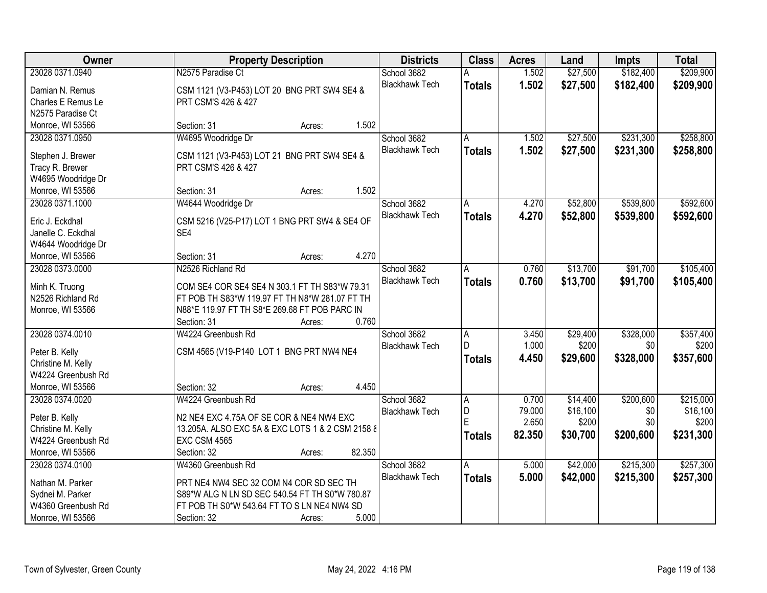| Owner | Property Description | Districts | Class | Acres | Land | Impts | Total |
|---|---|---|---|---|---|---|---|
| 23028 0371.0940<br>Damian N. Remus<br>Charles E Remus Le<br>N2575 Paradise Ct<br>Monroe, WI 53566 | N2575 Paradise Ct<br>CSM 1121 (V3-P453) LOT 20 BNG PRT SW4 SE4 & PRT CSM'S 426 & 427<br>Section: 31 Acres: 1.502 | School 3682<br>Blackhawk Tech | A<br>**Totals** | 1.502<br>**1.502** | $27,500<br>**$27,500** | $182,400<br>**$182,400** | $209,900<br>**$209,900** |
| 23028 0371.0950<br>Stephen J. Brewer<br>Tracy R. Brewer<br>W4695 Woodridge Dr<br>Monroe, WI 53566 | W4695 Woodridge Dr<br>CSM 1121 (V3-P453) LOT 21 BNG PRT SW4 SE4 & PRT CSM'S 426 & 427<br>Section: 31 Acres: 1.502 | School 3682<br>Blackhawk Tech | A<br>**Totals** | 1.502<br>**1.502** | $27,500<br>**$27,500** | $231,300<br>**$231,300** | $258,800<br>**$258,800** |
| 23028 0371.1000<br>Eric J. Eckdhal<br>Janelle C. Eckdhal<br>W4644 Woodridge Dr<br>Monroe, WI 53566 | W4644 Woodridge Dr<br>CSM 5216 (V25-P17) LOT 1 BNG PRT SW4 & SE4 OF SE4<br>Section: 31 Acres: 4.270 | School 3682<br>Blackhawk Tech | A<br>**Totals** | 4.270<br>**4.270** | $52,800<br>**$52,800** | $539,800<br>**$539,800** | $592,600<br>**$592,600** |
| 23028 0373.0000<br>Minh K. Truong<br>N2526 Richland Rd<br>Monroe, WI 53566 | N2526 Richland Rd<br>COM SE4 COR SE4 SE4 N 303.1 FT TH S83*W 79.31 FT POB TH S83*W 119.97 FT TH N8*W 281.07 FT TH N88*E 119.97 FT TH S8*E 269.68 FT POB PARC IN<br>Section: 31 Acres: 0.760 | School 3682<br>Blackhawk Tech | A<br>**Totals** | 0.760<br>**0.760** | $13,700<br>**$13,700** | $91,700<br>**$91,700** | $105,400<br>**$105,400** |
| 23028 0374.0010<br>Peter B. Kelly<br>Christine M. Kelly<br>W4224 Greenbush Rd<br>Monroe, WI 53566 | W4224 Greenbush Rd<br>CSM 4565 (V19-P140 LOT 1 BNG PRT NW4 NE4<br>Section: 32 Acres: 4.450 | School 3682<br>Blackhawk Tech | A<br>D<br>**Totals** | 3.450<br>1.000<br>**4.450** | $29,400<br>$200<br>**$29,600** | $328,000<br>$0<br>**$328,000** | $357,400<br>$200<br>**$357,600** |
| 23028 0374.0020<br>Peter B. Kelly<br>Christine M. Kelly<br>W4224 Greenbush Rd<br>Monroe, WI 53566 | W4224 Greenbush Rd<br>N2 NE4 EXC 4.75A OF SE COR & NE4 NW4 EXC 13.205A. ALSO EXC 5A & EXC LOTS 1 & 2 CSM 2158 & EXC CSM 4565<br>Section: 32 Acres: 82.350 | School 3682<br>Blackhawk Tech | A<br>D<br>E<br>**Totals** | 0.700<br>79.000<br>2.650<br>**82.350** | $14,400<br>$16,100<br>$200<br>**$30,700** | $200,600<br>$0<br>$0<br>**$200,600** | $215,000<br>$16,100<br>$200<br>**$231,300** |
| 23028 0374.0100<br>Nathan M. Parker<br>Sydnei M. Parker<br>W4360 Greenbush Rd<br>Monroe, WI 53566 | W4360 Greenbush Rd<br>PRT NE4 NW4 SEC 32 COM N4 COR SD SEC TH S89*W ALG N LN SD SEC 540.54 FT TH S0*W 780.87 FT POB TH S0*W 543.64 FT TO S LN NE4 NW4 SD<br>Section: 32 Acres: 5.000 | School 3682<br>Blackhawk Tech | A<br>**Totals** | 5.000<br>**5.000** | $42,000<br>**$42,000** | $215,300<br>**$215,300** | $257,300<br>**$257,300** |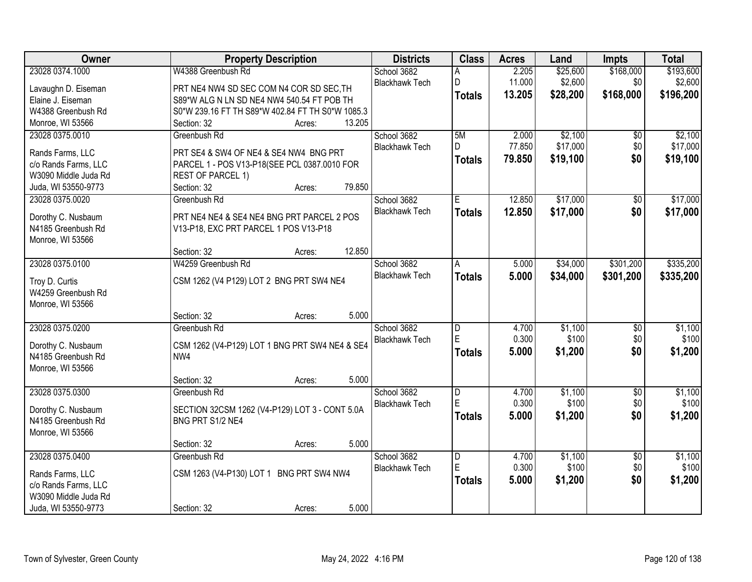| Owner | Property Description | Districts | Class | Acres | Land | Impts | Total |
|---|---|---|---|---|---|---|---|
| 23028 0374.1000 | W4388 Greenbush Rd | School 3682 | A | 2.205 | $25,600 | $168,000 | $193,600 |
| Lavaughn D. Eiseman | PRT NE4 NW4 SD SEC COM N4 COR SD SEC,TH | Blackhawk Tech | D | 11.000 | $2,600 | $0 | $2,600 |
| Elaine J. Eiseman | S89*W ALG N LN SD NE4 NW4 540.54 FT POB TH | | **Totals** | **13.205** | **$28,200** | **$168,000** | **$196,200** |
| W4388 Greenbush Rd | S0*W 239.16 FT TH S89*W 402.84 FT TH S0*W 1085.3 | | | | | | |
| Monroe, WI 53566 | Section: 32 Acres: 13.205 | | | | | | |
| 23028 0375.0010 | Greenbush Rd | School 3682 | 5M | 2.000 | $2,100 | $0 | $2,100 |
| Rands Farms, LLC | PRT SE4 & SW4 OF NE4 & SE4 NW4 BNG PRT | Blackhawk Tech | D | 77.850 | $17,000 | $0 | $17,000 |
| c/o Rands Farms, LLC | PARCEL 1 - POS V13-P18(SEE PCL 0387.0010 FOR | | **Totals** | **79.850** | **$19,100** | **$0** | **$19,100** |
| W3090 Middle Juda Rd | REST OF PARCEL 1) | | | | | | |
| Juda, WI 53550-9773 | Section: 32 Acres: 79.850 | | | | | | |
| 23028 0375.0020 | Greenbush Rd | School 3682 | E | 12.850 | $17,000 | $0 | $17,000 |
| Dorothy C. Nusbaum | PRT NE4 NE4 & SE4 NE4 BNG PRT PARCEL 2 POS | Blackhawk Tech | **Totals** | **12.850** | **$17,000** | **$0** | **$17,000** |
| N4185 Greenbush Rd | V13-P18, EXC PRT PARCEL 1 POS V13-P18 | | | | | | |
| Monroe, WI 53566 | | | | | | | |
| | Section: 32 Acres: 12.850 | | | | | | |
| 23028 0375.0100 | W4259 Greenbush Rd | School 3682 | A | 5.000 | $34,000 | $301,200 | $335,200 |
| Troy D. Curtis | CSM 1262 (V4 P129) LOT 2 BNG PRT SW4 NE4 | Blackhawk Tech | **Totals** | **5.000** | **$34,000** | **$301,200** | **$335,200** |
| W4259 Greenbush Rd | | | | | | | |
| Monroe, WI 53566 | | | | | | | |
| | Section: 32 Acres: 5.000 | | | | | | |
| 23028 0375.0200 | Greenbush Rd | School 3682 | D | 4.700 | $1,100 | $0 | $1,100 |
| Dorothy C. Nusbaum | CSM 1262 (V4-P129) LOT 1 BNG PRT SW4 NE4 & SE4 | Blackhawk Tech | E | 0.300 | $100 | $0 | $100 |
| N4185 Greenbush Rd | NW4 | | **Totals** | **5.000** | **$1,200** | **$0** | **$1,200** |
| Monroe, WI 53566 | | | | | | | |
| | Section: 32 Acres: 5.000 | | | | | | |
| 23028 0375.0300 | Greenbush Rd | School 3682 | D | 4.700 | $1,100 | $0 | $1,100 |
| Dorothy C. Nusbaum | SECTION 32CSM 1262 (V4-P129) LOT 3 - CONT 5.0A | Blackhawk Tech | E | 0.300 | $100 | $0 | $100 |
| N4185 Greenbush Rd | BNG PRT S1/2 NE4 | | **Totals** | **5.000** | **$1,200** | **$0** | **$1,200** |
| Monroe, WI 53566 | | | | | | | |
| | Section: 32 Acres: 5.000 | | | | | | |
| 23028 0375.0400 | Greenbush Rd | School 3682 | D | 4.700 | $1,100 | $0 | $1,100 |
| Rands Farms, LLC | CSM 1263 (V4-P130) LOT 1 BNG PRT SW4 NW4 | Blackhawk Tech | E | 0.300 | $100 | $0 | $100 |
| c/o Rands Farms, LLC | | | **Totals** | **5.000** | **$1,200** | **$0** | **$1,200** |
| W3090 Middle Juda Rd | | | | | | | |
| Juda, WI 53550-9773 | Section: 32 Acres: 5.000 | | | | | | |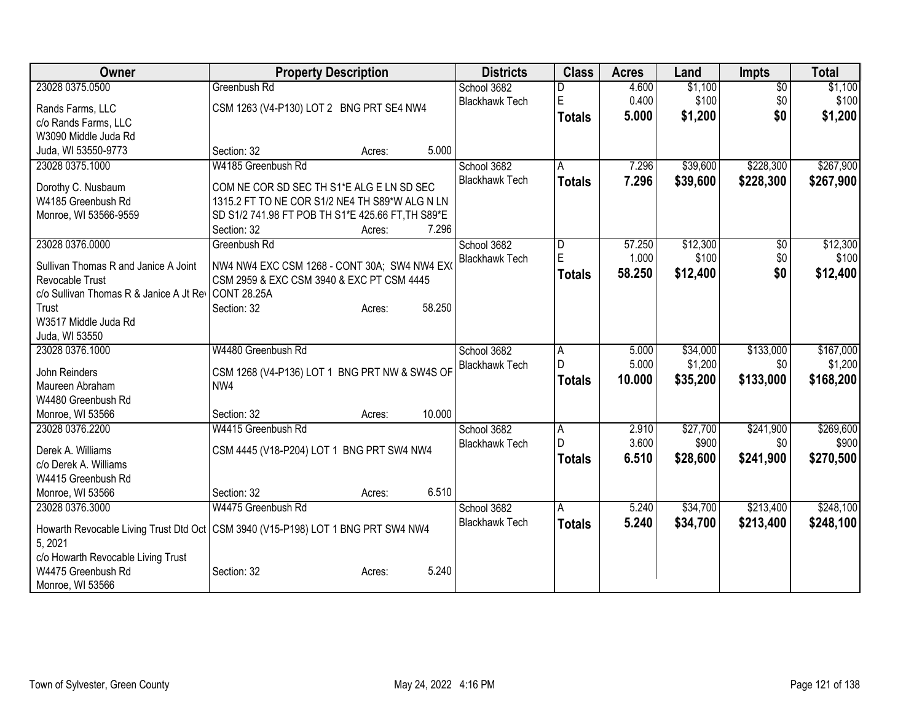| Owner | Property Description | Districts | Class | Acres | Land | Impts | Total |
|---|---|---|---|---|---|---|---|
| 23028 0375.0500<br>Rands Farms, LLC<br>c/o Rands Farms, LLC<br>W3090 Middle Juda Rd<br>Juda, WI 53550-9773 | Greenbush Rd<br>CSM 1263 (V4-P130) LOT 2 BNG PRT SE4 NW4<br>Section: 32 Acres: 5.000 | School 3682<br>Blackhawk Tech | D<br>E<br>**Totals** | 4.600<br>0.400<br>**5.000** | $1,100<br>$100<br>**$1,200** | $0<br>$0<br>**$0** | $1,100<br>$100<br>**$1,200** |
| 23028 0375.1000<br>Dorothy C. Nusbaum<br>W4185 Greenbush Rd<br>Monroe, WI 53566-9559 | W4185 Greenbush Rd<br>COM NE COR SD SEC TH S1*E ALG E LN SD SEC 1315.2 FT TO NE COR S1/2 NE4 TH S89*W ALG N LN SD S1/2 741.98 FT POB TH S1*E 425.66 FT,TH S89*E<br>Section: 32 Acres: 7.296 | School 3682<br>Blackhawk Tech | A<br>**Totals** | 7.296<br>**7.296** | $39,600<br>**$39,600** | $228,300<br>**$228,300** | $267,900<br>**$267,900** |
| 23028 0376.0000<br>Sullivan Thomas R and Janice A Joint Revocable Trust<br>c/o Sullivan Thomas R & Janice A Jt Rev Trust<br>W3517 Middle Juda Rd<br>Juda, WI 53550 | Greenbush Rd<br>NW4 NW4 EXC CSM 1268 - CONT 30A; SW4 NW4 EX( CSM 2959 & EXC CSM 3940 & EXC PT CSM 4445 CONT 28.25A<br>Section: 32 Acres: 58.250 | School 3682<br>Blackhawk Tech | D<br>E<br>**Totals** | 57.250<br>1.000<br>**58.250** | $12,300<br>$100<br>**$12,400** | $0<br>$0<br>**$0** | $12,300<br>$100<br>**$12,400** |
| 23028 0376.1000<br>John Reinders<br>Maureen Abraham<br>W4480 Greenbush Rd<br>Monroe, WI 53566 | W4480 Greenbush Rd<br>CSM 1268 (V4-P136) LOT 1 BNG PRT NW & SW4S OF NW4<br>Section: 32 Acres: 10.000 | School 3682<br>Blackhawk Tech | A<br>D<br>**Totals** | 5.000<br>5.000<br>**10.000** | $34,000<br>$1,200<br>**$35,200** | $133,000<br>$0<br>**$133,000** | $167,000<br>$1,200<br>**$168,200** |
| 23028 0376.2200<br>Derek A. Williams<br>c/o Derek A. Williams<br>W4415 Greenbush Rd<br>Monroe, WI 53566 | W4415 Greenbush Rd<br>CSM 4445 (V18-P204) LOT 1 BNG PRT SW4 NW4<br>Section: 32 Acres: 6.510 | School 3682<br>Blackhawk Tech | A<br>D<br>**Totals** | 2.910<br>3.600<br>**6.510** | $27,700<br>$900<br>**$28,600** | $241,900<br>$0<br>**$241,900** | $269,600<br>$900<br>**$270,500** |
| 23028 0376.3000<br>Howarth Revocable Living Trust Dtd Oct 5, 2021<br>c/o Howarth Revocable Living Trust<br>W4475 Greenbush Rd<br>Monroe, WI 53566 | W4475 Greenbush Rd<br>CSM 3940 (V15-P198) LOT 1 BNG PRT SW4 NW4<br>Section: 32 Acres: 5.240 | School 3682<br>Blackhawk Tech | A<br>**Totals** | 5.240<br>**5.240** | $34,700<br>**$34,700** | $213,400<br>**$213,400** | $248,100<br>**$248,100** |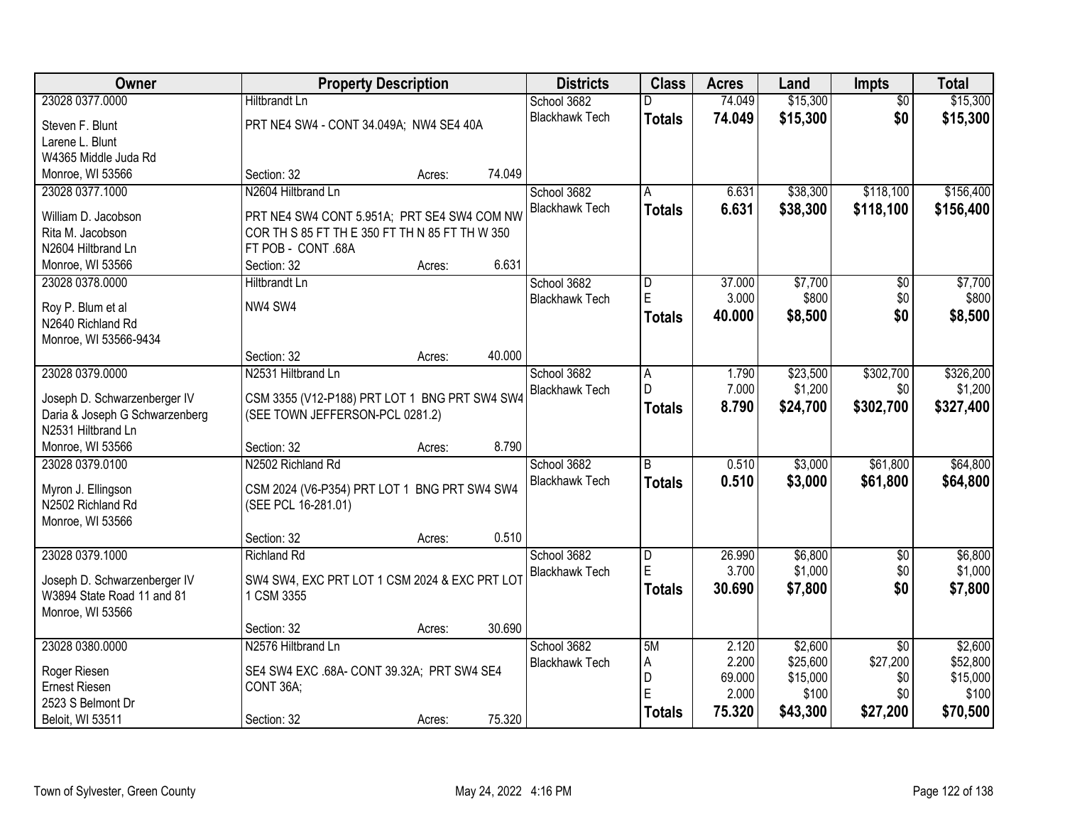| Owner | Property Description | | | Districts | Class | Acres | Land | Impts | Total |
|---|---|---|---|---|---|---|---|---|---|
| 23028 0377.0000 | Hiltbrandt Ln | | | School 3682 | D | 74.049 | $15,300 | $0 | $15,300 |
| Steven F. Blunt | PRT NE4 SW4 - CONT 34.049A; NW4 SE4 40A | | | Blackhawk Tech | **Totals** | **74.049** | **$15,300** | **$0** | **$15,300** |
| Larene L. Blunt | | | | | | | | | |
| W4365 Middle Juda Rd | | | | | | | | | |
| Monroe, WI 53566 | Section: 32 | Acres: | 74.049 | | | | | | |
| 23028 0377.1000 | N2604 Hiltbrand Ln | | | School 3682 | A | 6.631 | $38,300 | $118,100 | $156,400 |
| William D. Jacobson | PRT NE4 SW4 CONT 5.951A; PRT SE4 SW4 COM NW COR TH S 85 FT TH E 350 FT TH N 85 FT TH W 350 FT POB - CONT .68A | | | Blackhawk Tech | **Totals** | **6.631** | **$38,300** | **$118,100** | **$156,400** |
| Rita M. Jacobson | | | | | | | | | |
| N2604 Hiltbrand Ln | | | | | | | | | |
| Monroe, WI 53566 | Section: 32 | Acres: | 6.631 | | | | | | |
| 23028 0378.0000 | Hiltbrandt Ln | | | School 3682 | D | 37.000 | $7,700 | $0 | $7,700 |
| Roy P. Blum et al | NW4 SW4 | | | Blackhawk Tech | E | 3.000 | $800 | $0 | $800 |
| N2640 Richland Rd | | | | | **Totals** | **40.000** | **$8,500** | **$0** | **$8,500** |
| Monroe, WI 53566-9434 | | | | | | | | | |
| | Section: 32 | Acres: | 40.000 | | | | | | |
| 23028 0379.0000 | N2531 Hiltbrand Ln | | | School 3682 | A | 1.790 | $23,500 | $302,700 | $326,200 |
| Joseph D. Schwarzenberger IV | CSM 3355 (V12-P188) PRT LOT 1 BNG PRT SW4 SW4 (SEE TOWN JEFFERSON-PCL 0281.2) | | | Blackhawk Tech | D | 7.000 | $1,200 | $0 | $1,200 |
| Daria & Joseph G Schwarzenberg | | | | | **Totals** | **8.790** | **$24,700** | **$302,700** | **$327,400** |
| N2531 Hiltbrand Ln | | | | | | | | | |
| Monroe, WI 53566 | Section: 32 | Acres: | 8.790 | | | | | | |
| 23028 0379.0100 | N2502 Richland Rd | | | School 3682 | B | 0.510 | $3,000 | $61,800 | $64,800 |
| Myron J. Ellingson | CSM 2024 (V6-P354) PRT LOT 1 BNG PRT SW4 SW4 (SEE PCL 16-281.01) | | | Blackhawk Tech | **Totals** | **0.510** | **$3,000** | **$61,800** | **$64,800** |
| N2502 Richland Rd | | | | | | | | | |
| Monroe, WI 53566 | | | | | | | | | |
| | Section: 32 | Acres: | 0.510 | | | | | | |
| 23028 0379.1000 | Richland Rd | | | School 3682 | D | 26.990 | $6,800 | $0 | $6,800 |
| Joseph D. Schwarzenberger IV | SW4 SW4, EXC PRT LOT 1 CSM 2024 & EXC PRT LOT 1 CSM 3355 | | | Blackhawk Tech | E | 3.700 | $1,000 | $0 | $1,000 |
| W3894 State Road 11 and 81 | | | | | **Totals** | **30.690** | **$7,800** | **$0** | **$7,800** |
| Monroe, WI 53566 | | | | | | | | | |
| | Section: 32 | Acres: | 30.690 | | | | | | |
| 23028 0380.0000 | N2576 Hiltbrand Ln | | | School 3682 | 5M | 2.120 | $2,600 | $0 | $2,600 |
| Roger Riesen | SE4 SW4 EXC .68A- CONT 39.32A; PRT SW4 SE4 CONT 36A; | | | Blackhawk Tech | A | 2.200 | $25,600 | $27,200 | $52,800 |
| Ernest Riesen | | | | | D | 69.000 | $15,000 | $0 | $15,000 |
| 2523 S Belmont Dr | | | | | E | 2.000 | $100 | $0 | $100 |
| Beloit, WI 53511 | Section: 32 | Acres: | 75.320 | | **Totals** | **75.320** | **$43,300** | **$27,200** | **$70,500** |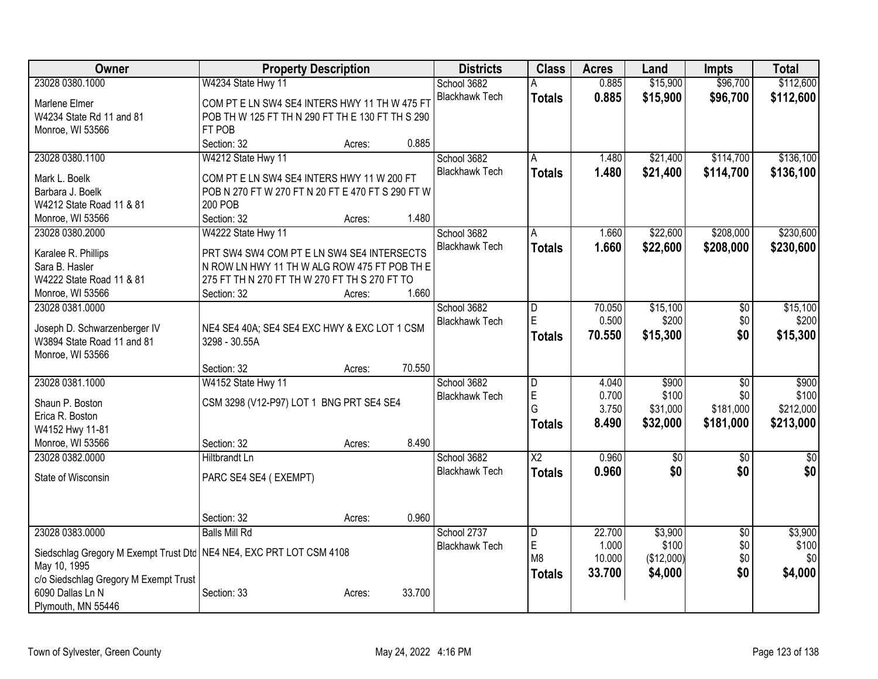| Owner | Property Description | Districts | Class | Acres | Land | Impts | Total |
|---|---|---|---|---|---|---|---|
| 23028 0380.1000<br>Marlene Elmer<br>W4234 State Rd 11 and 81<br>Monroe, WI 53566 | W4234 State Hwy 11<br>COM PT E LN SW4 SE4 INTERS HWY 11 TH W 475 FT POB TH W 125 FT TH N 290 FT TH E 130 FT TH S 290 FT POB<br>Section: 32 Acres: 0.885 | School 3682<br>Blackhawk Tech | A<br>**Totals** | 0.885<br>**0.885** | $15,900<br>**$15,900** | $96,700<br>**$96,700** | $112,600<br>**$112,600** |
| 23028 0380.1100<br>Mark L. Boelk<br>Barbara J. Boelk<br>W4212 State Road 11 & 81<br>Monroe, WI 53566 | W4212 State Hwy 11<br>COM PT E LN SW4 SE4 INTERS HWY 11 W 200 FT POB N 270 FT W 270 FT N 20 FT E 470 FT S 290 FT W 200 POB<br>Section: 32 Acres: 1.480 | School 3682<br>Blackhawk Tech | A<br>**Totals** | 1.480<br>**1.480** | $21,400<br>**$21,400** | $114,700<br>**$114,700** | $136,100<br>**$136,100** |
| 23028 0380.2000<br>Karalee R. Phillips<br>Sara B. Hasler<br>W4222 State Road 11 & 81<br>Monroe, WI 53566 | W4222 State Hwy 11<br>PRT SW4 SW4 COM PT E LN SW4 SE4 INTERSECTS N ROW LN HWY 11 TH W ALG ROW 475 FT POB TH E 275 FT TH N 270 FT TH W 270 FT TH S 270 FT TO<br>Section: 32 Acres: 1.660 | School 3682<br>Blackhawk Tech | A<br>**Totals** | 1.660<br>**1.660** | $22,600<br>**$22,600** | $208,000<br>**$208,000** | $230,600<br>**$230,600** |
| 23028 0381.0000<br>Joseph D. Schwarzenberger IV<br>W3894 State Road 11 and 81<br>Monroe, WI 53566 | NE4 SE4 40A; SE4 SE4 EXC HWY & EXC LOT 1 CSM 3298 - 30.55A<br>Section: 32 Acres: 70.550 | School 3682<br>Blackhawk Tech | D<br>E<br>**Totals** | 70.050<br>0.500<br>**70.550** | $15,100<br>$200<br>**$15,300** | $0<br>$0<br>**$0** | $15,100<br>$200<br>**$15,300** |
| 23028 0381.1000<br>Shaun P. Boston<br>Erica R. Boston<br>W4152 Hwy 11-81<br>Monroe, WI 53566 | W4152 State Hwy 11<br>CSM 3298 (V12-P97) LOT 1 BNG PRT SE4 SE4<br>Section: 32 Acres: 8.490 | School 3682<br>Blackhawk Tech | D<br>E<br>G<br>**Totals** | 4.040<br>0.700<br>3.750<br>**8.490** | $900<br>$100<br>$31,000<br>**$32,000** | $0<br>$0<br>$181,000<br>**$181,000** | $900<br>$100<br>$212,000<br>**$213,000** |
| 23028 0382.0000<br>State of Wisconsin | Hiltbrandt Ln<br>PARC SE4 SE4 ( EXEMPT)<br>Section: 32 Acres: 0.960 | School 3682<br>Blackhawk Tech | X2<br>**Totals** | 0.960<br>**0.960** | $0<br>**$0** | $0<br>**$0** | $0<br>**$0** |
| 23028 0383.0000<br>Siedschlag Gregory M Exempt Trust Dtd May 10, 1995<br>c/o Siedschlag Gregory M Exempt Trust<br>6090 Dallas Ln N<br>Plymouth, MN 55446 | Balls Mill Rd<br>NE4 NE4, EXC PRT LOT CSM 4108<br>Section: 33 Acres: 33.700 | School 2737<br>Blackhawk Tech | D<br>E<br>M8<br>**Totals** | 22.700<br>1.000<br>10.000<br>**33.700** | $3,900<br>$100<br>($12,000)<br>**$4,000** | $0<br>$0<br>$0<br>**$0** | $3,900<br>$100<br>$0<br>**$4,000** |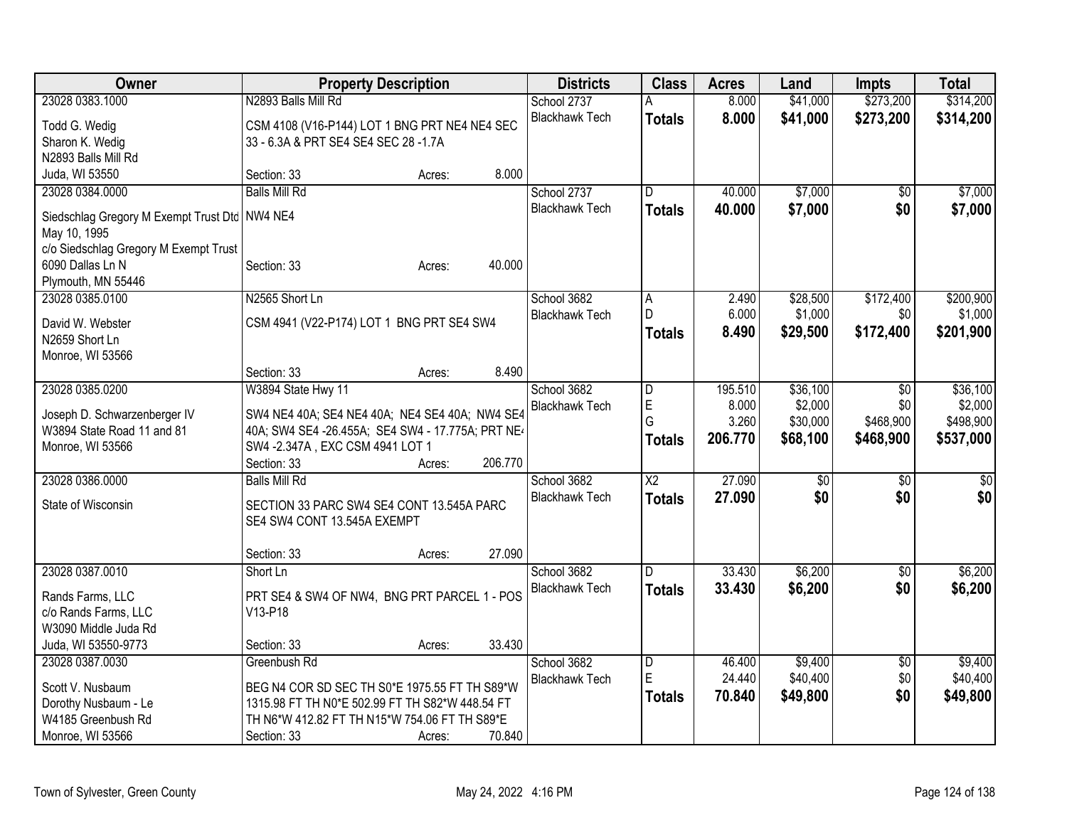| Owner | Property Description | Districts | Class | Acres | Land | Impts | Total |
|---|---|---|---|---|---|---|---|
| 23028 0383.1000<br><br>Todd G. Wedig<br>Sharon K. Wedig<br>N2893 Balls Mill Rd<br>Juda, WI 53550 | N2893 Balls Mill Rd<br><br>CSM 4108 (V16-P144) LOT 1 BNG PRT NE4 NE4 SEC 33 - 6.3A & PRT SE4 SE4 SEC 28 -1.7A<br><br>Section: 33 Acres: 8.000 | School 2737<br>Blackhawk Tech | A<br>**Totals** | 8.000<br>**8.000** | $41,000<br>**$41,000** | $273,200<br>**$273,200** | $314,200<br>**$314,200** |
| 23028 0384.0000<br><br>Siedschlag Gregory M Exempt Trust Dtd May 10, 1995<br>c/o Siedschlag Gregory M Exempt Trust<br>6090 Dallas Ln N<br>Plymouth, MN 55446 | Balls Mill Rd<br><br>NW4 NE4<br><br>Section: 33 Acres: 40.000 | School 2737<br>Blackhawk Tech | D<br>**Totals** | 40.000<br>**40.000** | $7,000<br>**$7,000** | $0<br>**$0** | $7,000<br>**$7,000** |
| 23028 0385.0100<br><br>David W. Webster<br>N2659 Short Ln<br>Monroe, WI 53566 | N2565 Short Ln<br><br>CSM 4941 (V22-P174) LOT 1 BNG PRT SE4 SW4<br><br>Section: 33 Acres: 8.490 | School 3682<br>Blackhawk Tech | A<br>D<br>**Totals** | 2.490<br>6.000<br>**8.490** | $28,500<br>$1,000<br>**$29,500** | $172,400<br>$0<br>**$172,400** | $200,900<br>$1,000<br>**$201,900** |
| 23028 0385.0200<br><br>Joseph D. Schwarzenberger IV<br>W3894 State Road 11 and 81<br>Monroe, WI 53566 | W3894 State Hwy 11<br><br>SW4 NE4 40A; SE4 NE4 40A; NE4 SE4 40A; NW4 SE4 40A; SW4 SE4 -26.455A; SE4 SW4 - 17.775A; PRT NE4 SW4 -2.347A , EXC CSM 4941 LOT 1<br>Section: 33 Acres: 206.770 | School 3682<br>Blackhawk Tech | D<br>E<br>G<br>**Totals** | 195.510<br>8.000<br>3.260<br>**206.770** | $36,100<br>$2,000<br>$30,000<br>**$68,100** | $0<br>$0<br>$468,900<br>**$468,900** | $36,100<br>$2,000<br>$498,900<br>**$537,000** |
| 23028 0386.0000<br><br>State of Wisconsin | Balls Mill Rd<br><br>SECTION 33 PARC SW4 SE4 CONT 13.545A PARC SE4 SW4 CONT 13.545A EXEMPT<br><br>Section: 33 Acres: 27.090 | School 3682<br>Blackhawk Tech | X2<br>**Totals** | 27.090<br>**27.090** | $0<br>**$0** | $0<br>**$0** | $0<br>**$0** |
| 23028 0387.0010<br><br>Rands Farms, LLC<br>c/o Rands Farms, LLC<br>W3090 Middle Juda Rd<br>Juda, WI 53550-9773 | Short Ln<br><br>PRT SE4 & SW4 OF NW4, BNG PRT PARCEL 1 - POS V13-P18<br><br>Section: 33 Acres: 33.430 | School 3682<br>Blackhawk Tech | D<br>**Totals** | 33.430<br>**33.430** | $6,200<br>**$6,200** | $0<br>**$0** | $6,200<br>**$6,200** |
| 23028 0387.0030<br><br>Scott V. Nusbaum<br>Dorothy Nusbaum - Le<br>W4185 Greenbush Rd<br>Monroe, WI 53566 | Greenbush Rd<br><br>BEG N4 COR SD SEC TH S0*E 1975.55 FT TH S89*W 1315.98 FT TH N0*E 502.99 FT TH S82*W 448.54 FT TH N6*W 412.82 FT TH N15*W 754.06 FT TH S89*E<br>Section: 33 Acres: 70.840 | School 3682<br>Blackhawk Tech | D<br>E<br>**Totals** | 46.400<br>24.440<br>**70.840** | $9,400<br>$40,400<br>**$49,800** | $0<br>$0<br>**$0** | $9,400<br>$40,400<br>**$49,800** |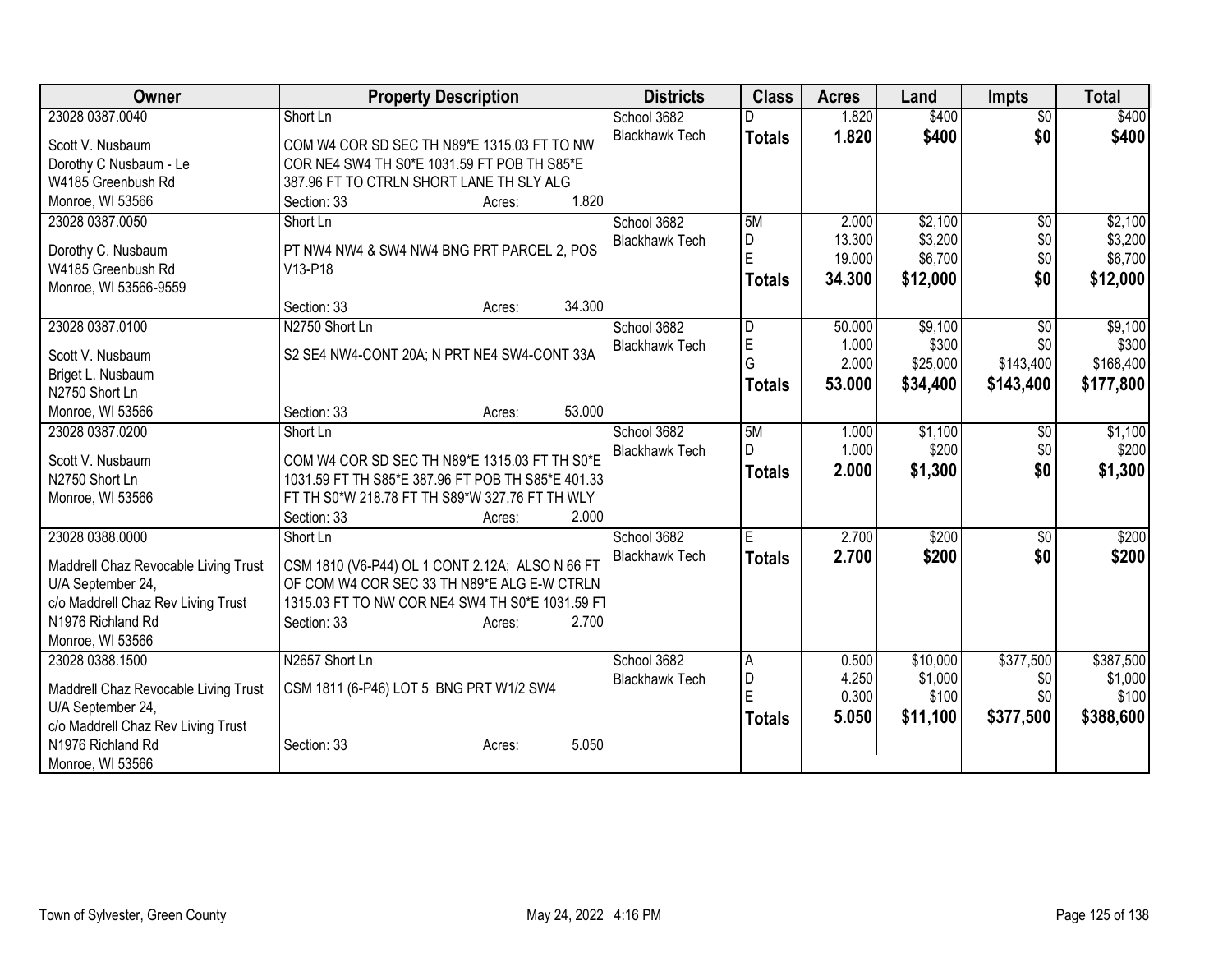| Owner | Property Description | Districts | Class | Acres | Land | Impts | Total |
|---|---|---|---|---|---|---|---|
| 23028 0387.0040<br>Scott V. Nusbaum<br>Dorothy C Nusbaum - Le<br>W4185 Greenbush Rd<br>Monroe, WI 53566 | Short Ln<br>COM W4 COR SD SEC TH N89*E 1315.03 FT TO NW COR NE4 SW4 TH S0*E 1031.59 FT POB TH S85*E 387.96 FT TO CTRLN SHORT LANE TH SLY ALG<br>Section: 33 Acres: 1.820 | School 3682<br>Blackhawk Tech | D<br>**Totals** | 1.820<br>**1.820** | $400<br>**$400** | $0<br>**$0** | $400<br>**$400** |
| 23028 0387.0050<br>Dorothy C. Nusbaum<br>W4185 Greenbush Rd<br>Monroe, WI 53566-9559 | Short Ln<br>PT NW4 NW4 & SW4 NW4 BNG PRT PARCEL 2, POS V13-P18<br>Section: 33 Acres: 34.300 | School 3682<br>Blackhawk Tech | 5M<br>D<br>E<br>**Totals** | 2.000<br>13.300<br>19.000<br>**34.300** | $2,100<br>$3,200<br>$6,700<br>**$12,000** | $0<br>$0<br>$0<br>**$0** | $2,100<br>$3,200<br>$6,700<br>**$12,000** |
| 23028 0387.0100<br>Scott V. Nusbaum<br>Briget L. Nusbaum<br>N2750 Short Ln<br>Monroe, WI 53566 | N2750 Short Ln<br>S2 SE4 NW4-CONT 20A; N PRT NE4 SW4-CONT 33A<br>Section: 33 Acres: 53.000 | School 3682<br>Blackhawk Tech | D<br>E<br>G<br>**Totals** | 50.000<br>1.000<br>2.000<br>**53.000** | $9,100<br>$300<br>$25,000<br>**$34,400** | $0<br>$0<br>$143,400<br>**$143,400** | $9,100<br>$300<br>$168,400<br>**$177,800** |
| 23028 0387.0200<br>Scott V. Nusbaum<br>N2750 Short Ln<br>Monroe, WI 53566 | Short Ln<br>COM W4 COR SD SEC TH N89*E 1315.03 FT TH S0*E 1031.59 FT TH S85*E 387.96 FT POB TH S85*E 401.33 FT TH S0*W 218.78 FT TH S89*W 327.76 FT TH WLY<br>Section: 33 Acres: 2.000 | School 3682<br>Blackhawk Tech | 5M<br>D<br>**Totals** | 1.000<br>1.000<br>**2.000** | $1,100<br>$200<br>**$1,300** | $0<br>$0<br>**$0** | $1,100<br>$200<br>**$1,300** |
| 23028 0388.0000<br>Maddrell Chaz Revocable Living Trust<br>U/A September 24,<br>c/o Maddrell Chaz Rev Living Trust<br>N1976 Richland Rd<br>Monroe, WI 53566 | Short Ln<br>CSM 1810 (V6-P44) OL 1 CONT 2.12A; ALSO N 66 FT OF COM W4 COR SEC 33 TH N89*E ALG E-W CTRLN 1315.03 FT TO NW COR NE4 SW4 TH S0*E 1031.59 FT<br>Section: 33 Acres: 2.700 | School 3682<br>Blackhawk Tech | E<br>**Totals** | 2.700<br>**2.700** | $200<br>**$200** | $0<br>**$0** | $200<br>**$200** |
| 23028 0388.1500<br>Maddrell Chaz Revocable Living Trust<br>U/A September 24,<br>c/o Maddrell Chaz Rev Living Trust<br>N1976 Richland Rd<br>Monroe, WI 53566 | N2657 Short Ln<br>CSM 1811 (6-P46) LOT 5 BNG PRT W1/2 SW4<br>Section: 33 Acres: 5.050 | School 3682<br>Blackhawk Tech | A<br>D<br>E<br>**Totals** | 0.500<br>4.250<br>0.300<br>**5.050** | $10,000<br>$1,000<br>$100<br>**$11,100** | $377,500<br>$0<br>$0<br>**$377,500** | $387,500<br>$1,000<br>$100<br>**$388,600** |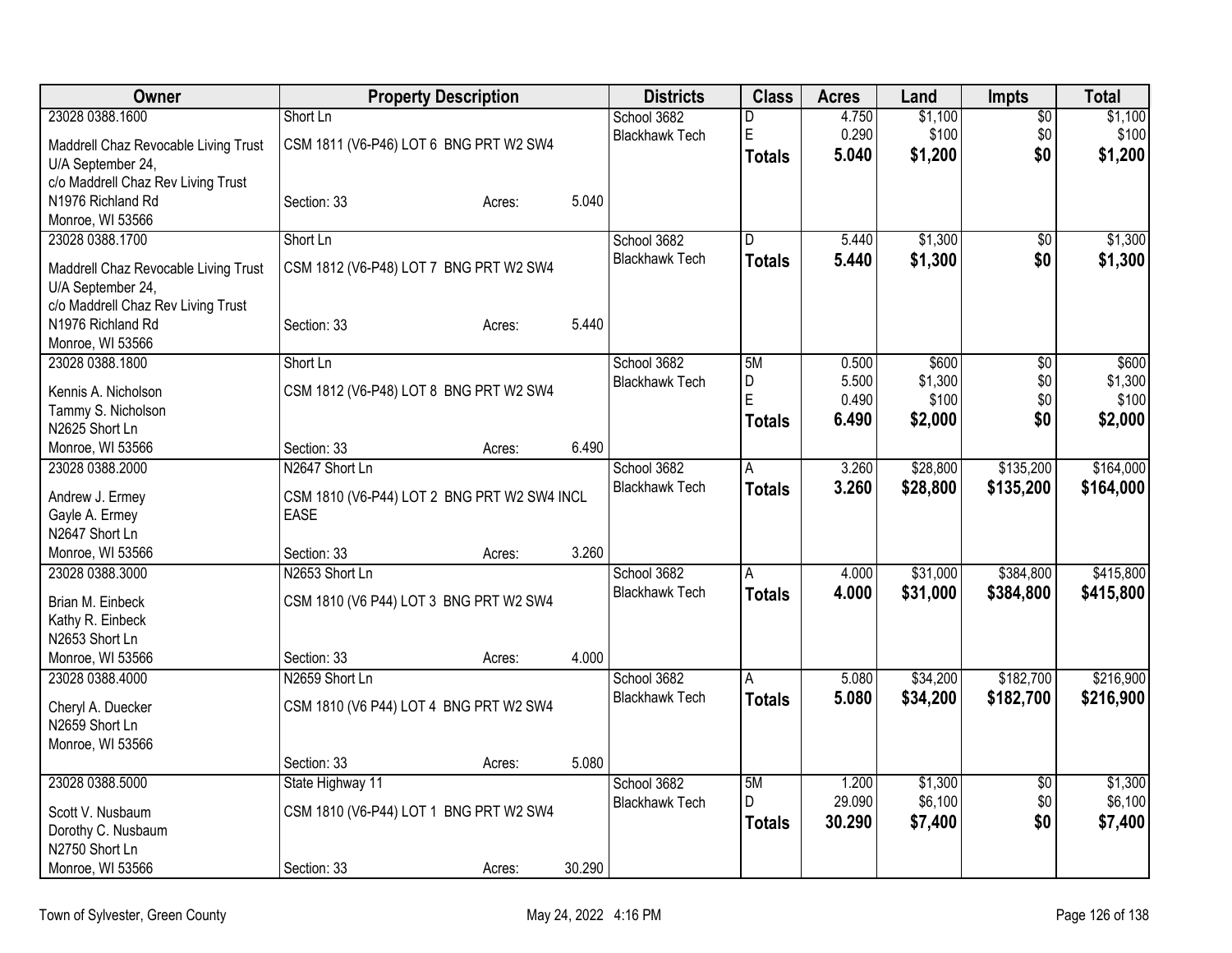| Owner | Property Description | | | Districts | Class | Acres | Land | Impts | Total |
|---|---|---|---|---|---|---|---|---|---|
| 23028 0388.1600 | Short Ln | | | School 3682 | D | 4.750 | $1,100 | $0 | $1,100 |
| Maddrell Chaz Revocable Living Trust U/A September 24, | CSM 1811 (V6-P46) LOT 6 BNG PRT W2 SW4 | | | Blackhawk Tech | E | 0.290 | $100 | $0 | $100 |
| c/o Maddrell Chaz Rev Living Trust | | | | | **Totals** | **5.040** | **$1,200** | **$0** | **$1,200** |
| N1976 Richland Rd | Section: 33 | Acres: | 5.040 | | | | | | |
| Monroe, WI 53566 | | | | | | | | | |
| 23028 0388.1700 | Short Ln | | | School 3682 | D | 5.440 | $1,300 | $0 | $1,300 |
| Maddrell Chaz Revocable Living Trust U/A September 24, | CSM 1812 (V6-P48) LOT 7 BNG PRT W2 SW4 | | | Blackhawk Tech | **Totals** | **5.440** | **$1,300** | **$0** | **$1,300** |
| c/o Maddrell Chaz Rev Living Trust | | | | | | | | | |
| N1976 Richland Rd | Section: 33 | Acres: | 5.440 | | | | | | |
| Monroe, WI 53566 | | | | | | | | | |
| 23028 0388.1800 | Short Ln | | | School 3682 | 5M | 0.500 | $600 | $0 | $600 |
| Kennis A. Nicholson | CSM 1812 (V6-P48) LOT 8 BNG PRT W2 SW4 | | | Blackhawk Tech | D | 5.500 | $1,300 | $0 | $1,300 |
| Tammy S. Nicholson | | | | | E | 0.490 | $100 | $0 | $100 |
| N2625 Short Ln | | | | | **Totals** | **6.490** | **$2,000** | **$0** | **$2,000** |
| Monroe, WI 53566 | Section: 33 | Acres: | 6.490 | | | | | | |
| 23028 0388.2000 | N2647 Short Ln | | | School 3682 | A | 3.260 | $28,800 | $135,200 | $164,000 |
| Andrew J. Ermey | CSM 1810 (V6-P44) LOT 2 BNG PRT W2 SW4 INCL EASE | | | Blackhawk Tech | **Totals** | **3.260** | **$28,800** | **$135,200** | **$164,000** |
| Gayle A. Ermey | | | | | | | | | |
| N2647 Short Ln | | | | | | | | | |
| Monroe, WI 53566 | Section: 33 | Acres: | 3.260 | | | | | | |
| 23028 0388.3000 | N2653 Short Ln | | | School 3682 | A | 4.000 | $31,000 | $384,800 | $415,800 |
| Brian M. Einbeck | CSM 1810 (V6 P44) LOT 3 BNG PRT W2 SW4 | | | Blackhawk Tech | **Totals** | **4.000** | **$31,000** | **$384,800** | **$415,800** |
| Kathy R. Einbeck | | | | | | | | | |
| N2653 Short Ln | | | | | | | | | |
| Monroe, WI 53566 | Section: 33 | Acres: | 4.000 | | | | | | |
| 23028 0388.4000 | N2659 Short Ln | | | School 3682 | A | 5.080 | $34,200 | $182,700 | $216,900 |
| Cheryl A. Duecker | CSM 1810 (V6 P44) LOT 4 BNG PRT W2 SW4 | | | Blackhawk Tech | **Totals** | **5.080** | **$34,200** | **$182,700** | **$216,900** |
| N2659 Short Ln | | | | | | | | | |
| Monroe, WI 53566 | | | | | | | | | |
| | Section: 33 | Acres: | 5.080 | | | | | | |
| 23028 0388.5000 | State Highway 11 | | | School 3682 | 5M | 1.200 | $1,300 | $0 | $1,300 |
| Scott V. Nusbaum | CSM 1810 (V6-P44) LOT 1 BNG PRT W2 SW4 | | | Blackhawk Tech | D | 29.090 | $6,100 | $0 | $6,100 |
| Dorothy C. Nusbaum | | | | | **Totals** | **30.290** | **$7,400** | **$0** | **$7,400** |
| N2750 Short Ln | | | | | | | | | |
| Monroe, WI 53566 | Section: 33 | Acres: | 30.290 | | | | | | |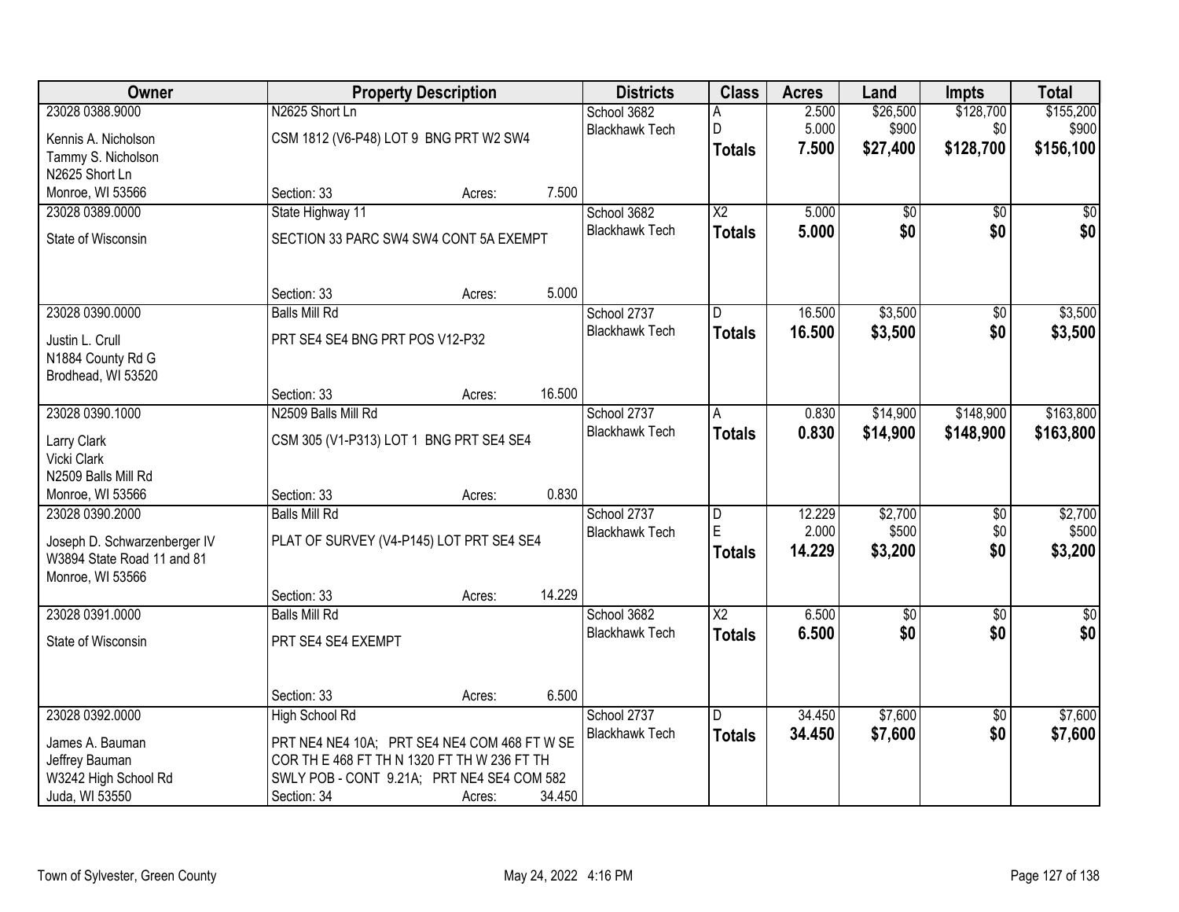| Owner | Property Description | Districts | Class | Acres | Land | Impts | Total |
|---|---|---|---|---|---|---|---|
| 23028 0388.9000<br>Kennis A. Nicholson<br>Tammy S. Nicholson<br>N2625 Short Ln<br>Monroe, WI 53566 | N2625 Short Ln<br>CSM 1812 (V6-P48) LOT 9 BNG PRT W2 SW4<br>Section: 33 Acres: 7.500 | School 3682<br>Blackhawk Tech | A<br>D<br>**Totals** | 2.500<br>5.000<br>**7.500** | $26,500<br>$900<br>**$27,400** | $128,700<br>$0<br>**$128,700** | $155,200<br>$900<br>**$156,100** |
| 23028 0389.0000<br>State of Wisconsin | State Highway 11<br>SECTION 33 PARC SW4 SW4 CONT 5A EXEMPT<br>Section: 33 Acres: 5.000 | School 3682<br>Blackhawk Tech | X2<br>**Totals** | 5.000<br>**5.000** | $0<br>**$0** | $0<br>**$0** | $0<br>**$0** |
| 23028 0390.0000<br>Justin L. Crull<br>N1884 County Rd G<br>Brodhead, WI 53520 | Balls Mill Rd<br>PRT SE4 SE4 BNG PRT POS V12-P32<br>Section: 33 Acres: 16.500 | School 2737<br>Blackhawk Tech | D<br>**Totals** | 16.500<br>**16.500** | $3,500<br>**$3,500** | $0<br>**$0** | $3,500<br>**$3,500** |
| 23028 0390.1000<br>Larry Clark<br>Vicki Clark<br>N2509 Balls Mill Rd<br>Monroe, WI 53566 | N2509 Balls Mill Rd<br>CSM 305 (V1-P313) LOT 1 BNG PRT SE4 SE4<br>Section: 33 Acres: 0.830 | School 2737<br>Blackhawk Tech | A<br>**Totals** | 0.830<br>**0.830** | $14,900<br>**$14,900** | $148,900<br>**$148,900** | $163,800<br>**$163,800** |
| 23028 0390.2000<br>Joseph D. Schwarzenberger IV<br>W3894 State Road 11 and 81<br>Monroe, WI 53566 | Balls Mill Rd<br>PLAT OF SURVEY (V4-P145) LOT PRT SE4 SE4<br>Section: 33 Acres: 14.229 | School 2737<br>Blackhawk Tech | D<br>E<br>**Totals** | 12.229<br>2.000<br>**14.229** | $2,700<br>$500<br>**$3,200** | $0<br>$0<br>**$0** | $2,700<br>$500<br>**$3,200** |
| 23028 0391.0000<br>State of Wisconsin | Balls Mill Rd<br>PRT SE4 SE4 EXEMPT<br>Section: 33 Acres: 6.500 | School 3682<br>Blackhawk Tech | X2<br>**Totals** | 6.500<br>**6.500** | $0<br>**$0** | $0<br>**$0** | $0<br>**$0** |
| 23028 0392.0000<br>James A. Bauman<br>Jeffrey Bauman<br>W3242 High School Rd<br>Juda, WI 53550 | High School Rd<br>PRT NE4 NE4 10A; PRT SE4 NE4 COM 468 FT W SE COR TH E 468 FT TH N 1320 FT TH W 236 FT TH SWLY POB - CONT 9.21A; PRT NE4 SE4 COM 582<br>Section: 34 Acres: 34.450 | School 2737<br>Blackhawk Tech | D<br>**Totals** | 34.450<br>**34.450** | $7,600<br>**$7,600** | $0<br>**$0** | $7,600<br>**$7,600** |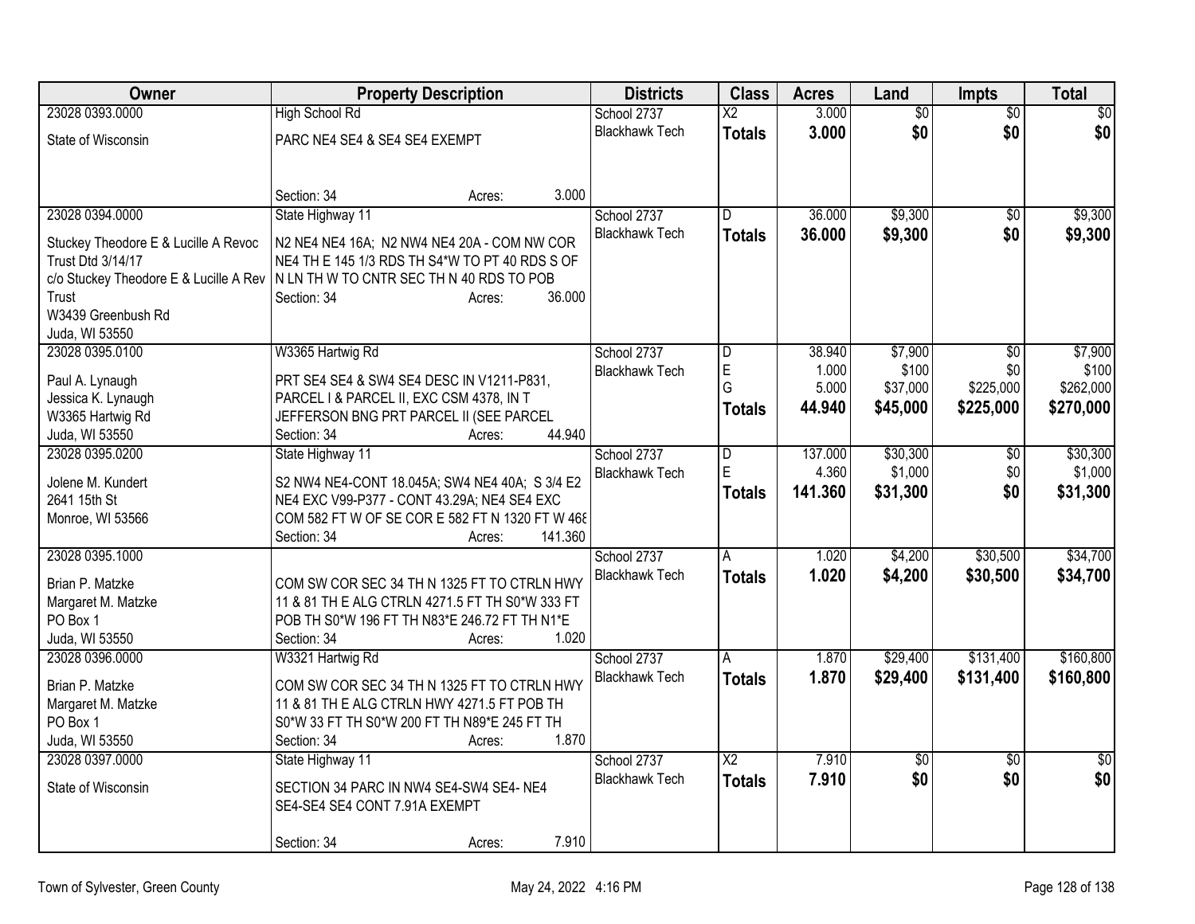| Owner | Property Description | Districts | Class | Acres | Land | Impts | Total |
|---|---|---|---|---|---|---|---|
| 23028 0393.0000<br>State of Wisconsin | High School Rd<br>PARC NE4 SE4 & SE4 SE4 EXEMPT<br>Section: 34 Acres: 3.000 | School 2737<br>Blackhawk Tech | X2<br>**Totals** | 3.000<br>**3.000** | $0<br>**$0** | $0<br>**$0** | $0<br>**$0** |
| 23028 0394.0000<br>Stuckey Theodore E & Lucille A Revoc Trust Dtd 3/14/17<br>c/o Stuckey Theodore E & Lucille A Rev Trust<br>W3439 Greenbush Rd<br>Juda, WI 53550 | State Highway 11<br>N2 NE4 NE4 16A; N2 NW4 NE4 20A - COM NW COR NE4 TH E 145 1/3 RDS TH S4*W TO PT 40 RDS S OF N LN TH W TO CNTR SEC TH N 40 RDS TO POB<br>Section: 34 Acres: 36.000 | School 2737<br>Blackhawk Tech | D<br>**Totals** | 36.000<br>**36.000** | $9,300<br>**$9,300** | $0<br>**$0** | $9,300<br>**$9,300** |
| 23028 0395.0100<br>Paul A. Lynaugh<br>Jessica K. Lynaugh<br>W3365 Hartwig Rd<br>Juda, WI 53550 | W3365 Hartwig Rd<br>PRT SE4 SE4 & SW4 SE4 DESC IN V1211-P831, PARCEL I & PARCEL II, EXC CSM 4378, IN T JEFFERSON BNG PRT PARCEL II (SEE PARCEL<br>Section: 34 Acres: 44.940 | School 2737<br>Blackhawk Tech | D<br>E<br>G<br>**Totals** | 38.940<br>1.000<br>5.000<br>**44.940** | $7,900<br>$100<br>$37,000<br>**$45,000** | $0<br>$0<br>$225,000<br>**$225,000** | $7,900<br>$100<br>$262,000<br>**$270,000** |
| 23028 0395.0200<br>Jolene M. Kundert<br>2641 15th St<br>Monroe, WI 53566 | State Highway 11<br>S2 NW4 NE4-CONT 18.045A; SW4 NE4 40A; S 3/4 E2 NE4 EXC V99-P377 - CONT 43.29A; NE4 SE4 EXC COM 582 FT W OF SE COR E 582 FT N 1320 FT W 468<br>Section: 34 Acres: 141.360 | School 2737<br>Blackhawk Tech | D<br>E<br>**Totals** | 137.000<br>4.360<br>**141.360** | $30,300<br>$1,000<br>**$31,300** | $0<br>$0<br>**$0** | $30,300<br>$1,000<br>**$31,300** |
| 23028 0395.1000<br>Brian P. Matzke<br>Margaret M. Matzke<br>PO Box 1<br>Juda, WI 53550 | COM SW COR SEC 34 TH N 1325 FT TO CTRLN HWY 11 & 81 TH E ALG CTRLN 4271.5 FT TH S0*W 333 FT POB TH S0*W 196 FT TH N83*E 246.72 FT TH N1*E<br>Section: 34 Acres: 1.020 | School 2737<br>Blackhawk Tech | A<br>**Totals** | 1.020<br>**1.020** | $4,200<br>**$4,200** | $30,500<br>**$30,500** | $34,700<br>**$34,700** |
| 23028 0396.0000<br>Brian P. Matzke<br>Margaret M. Matzke<br>PO Box 1<br>Juda, WI 53550 | W3321 Hartwig Rd<br>COM SW COR SEC 34 TH N 1325 FT TO CTRLN HWY 11 & 81 TH E ALG CTRLN HWY 4271.5 FT POB TH S0*W 33 FT TH S0*W 200 FT TH N89*E 245 FT TH<br>Section: 34 Acres: 1.870 | School 2737<br>Blackhawk Tech | A<br>**Totals** | 1.870<br>**1.870** | $29,400<br>**$29,400** | $131,400<br>**$131,400** | $160,800<br>**$160,800** |
| 23028 0397.0000<br>State of Wisconsin | State Highway 11<br>SECTION 34 PARC IN NW4 SE4-SW4 SE4- NE4 SE4-SE4 SE4 CONT 7.91A EXEMPT<br>Section: 34 Acres: 7.910 | School 2737<br>Blackhawk Tech | X2<br>**Totals** | 7.910<br>**7.910** | $0<br>**$0** | $0<br>**$0** | $0<br>**$0** |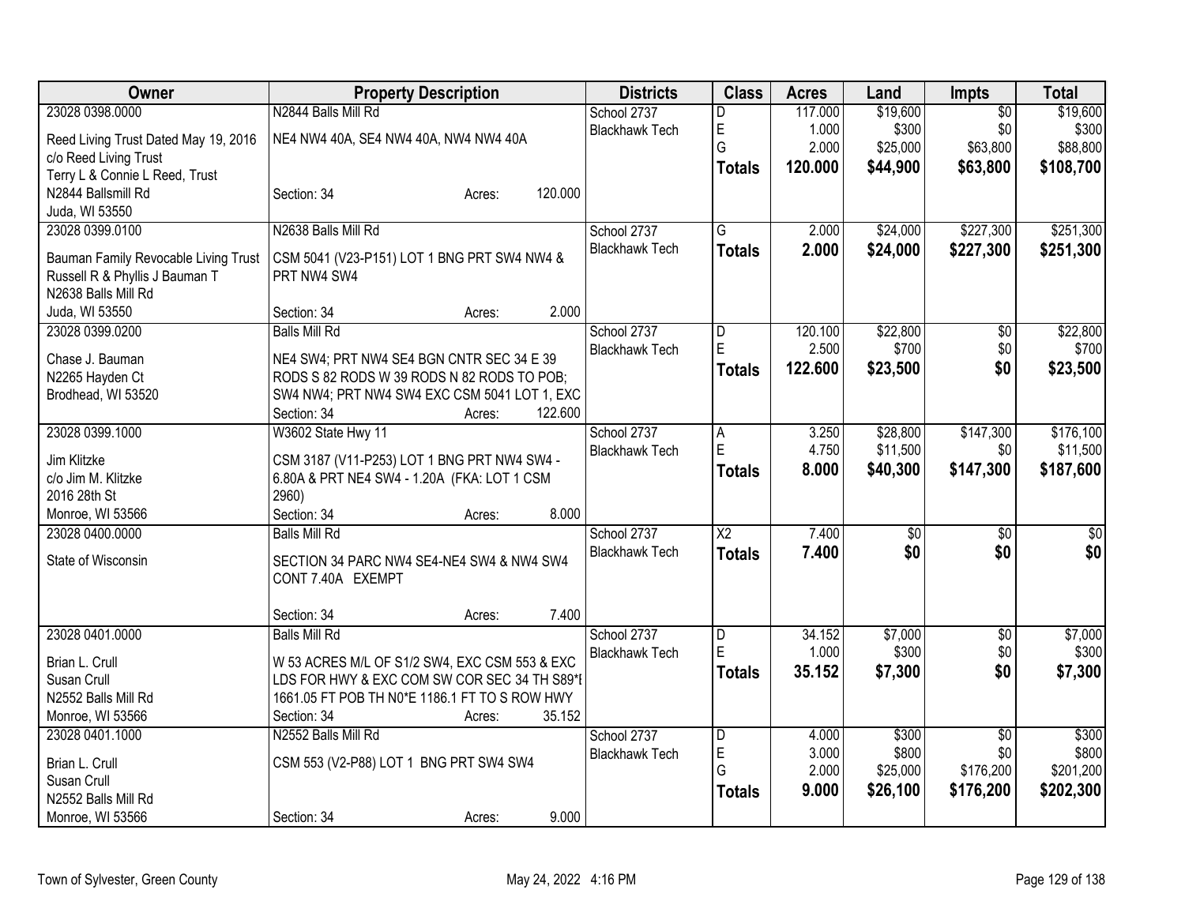| Owner | Property Description | Districts | Class | Acres | Land | Impts | Total |
|---|---|---|---|---|---|---|---|
| 23028 0398.0000<br>Reed Living Trust Dated May 19, 2016<br>c/o Reed Living Trust<br>Terry L & Connie L Reed, Trust<br>N2844 Ballsmill Rd<br>Juda, WI 53550 | N2844 Balls Mill Rd<br>NE4 NW4 40A, SE4 NW4 40A, NW4 NW4 40A<br>Section: 34 Acres: 120.000 | School 2737<br>Blackhawk Tech | D<br>E<br>G<br>**Totals** | 117.000<br>1.000<br>2.000<br>**120.000** | $19,600<br>$300<br>$25,000<br>**$44,900** | $0<br>$0<br>$63,800<br>**$63,800** | $19,600<br>$300<br>$88,800<br>**$108,700** |
| 23028 0399.0100<br>Bauman Family Revocable Living Trust<br>Russell R & Phyllis J Bauman T<br>N2638 Balls Mill Rd<br>Juda, WI 53550 | N2638 Balls Mill Rd<br>CSM 5041 (V23-P151) LOT 1 BNG PRT SW4 NW4 & PRT NW4 SW4<br>Section: 34 Acres: 2.000 | School 2737<br>Blackhawk Tech | G<br>**Totals** | 2.000<br>**2.000** | $24,000<br>**$24,000** | $227,300<br>**$227,300** | $251,300<br>**$251,300** |
| 23028 0399.0200<br>Chase J. Bauman<br>N2265 Hayden Ct<br>Brodhead, WI 53520 | Balls Mill Rd<br>NE4 SW4; PRT NW4 SE4 BGN CNTR SEC 34 E 39 RODS S 82 RODS W 39 RODS N 82 RODS TO POB; SW4 NW4; PRT NW4 SW4 EXC CSM 5041 LOT 1, EXC<br>Section: 34 Acres: 122.600 | School 2737<br>Blackhawk Tech | D<br>E<br>**Totals** | 120.100<br>2.500<br>**122.600** | $22,800<br>$700<br>**$23,500** | $0<br>$0<br>**$0** | $22,800<br>$700<br>**$23,500** |
| 23028 0399.1000<br>Jim Klitzke<br>c/o Jim M. Klitzke<br>2016 28th St<br>Monroe, WI 53566 | W3602 State Hwy 11<br>CSM 3187 (V11-P253) LOT 1 BNG PRT NW4 SW4 - 6.80A & PRT NE4 SW4 - 1.20A (FKA: LOT 1 CSM 2960)<br>Section: 34 Acres: 8.000 | School 2737<br>Blackhawk Tech | A<br>E<br>**Totals** | 3.250<br>4.750<br>**8.000** | $28,800<br>$11,500<br>**$40,300** | $147,300<br>$0<br>**$147,300** | $176,100<br>$11,500<br>**$187,600** |
| 23028 0400.0000<br>State of Wisconsin | Balls Mill Rd<br>SECTION 34 PARC NW4 SE4-NE4 SW4 & NW4 SW4 CONT 7.40A EXEMPT<br>Section: 34 Acres: 7.400 | School 2737<br>Blackhawk Tech | X2<br>**Totals** | 7.400<br>**7.400** | $0<br>**$0** | $0<br>**$0** | $0<br>**$0** |
| 23028 0401.0000<br>Brian L. Crull<br>Susan Crull<br>N2552 Balls Mill Rd<br>Monroe, WI 53566 | Balls Mill Rd<br>W 53 ACRES M/L OF S1/2 SW4, EXC CSM 553 & EXC LDS FOR HWY & EXC COM SW COR SEC 34 TH S89*E 1661.05 FT POB TH N0*E 1186.1 FT TO S ROW HWY<br>Section: 34 Acres: 35.152 | School 2737<br>Blackhawk Tech | D<br>E<br>**Totals** | 34.152<br>1.000<br>**35.152** | $7,000<br>$300<br>**$7,300** | $0<br>$0<br>**$0** | $7,000<br>$300<br>**$7,300** |
| 23028 0401.1000<br>Brian L. Crull<br>Susan Crull<br>N2552 Balls Mill Rd<br>Monroe, WI 53566 | N2552 Balls Mill Rd<br>CSM 553 (V2-P88) LOT 1 BNG PRT SW4 SW4<br>Section: 34 Acres: 9.000 | School 2737<br>Blackhawk Tech | D<br>E<br>G<br>**Totals** | 4.000<br>3.000<br>2.000<br>**9.000** | $300<br>$800<br>$25,000<br>**$26,100** | $0<br>$0<br>$176,200<br>**$176,200** | $300<br>$800<br>$201,200<br>**$202,300** |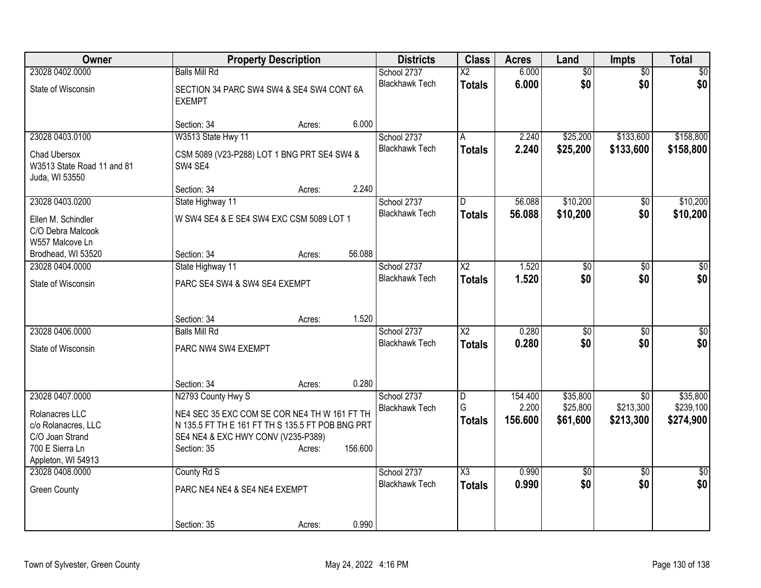| Owner | Property Description | | | Districts | Class | Acres | Land | Impts | Total |
|---|---|---|---|---|---|---|---|---|---|
| 23028 0402.0000 | Balls Mill Rd | | | School 2737 | X2 | 6.000 | $0 | $0 | $0 |
| State of Wisconsin | SECTION 34 PARC SW4 SW4 & SE4 SW4 CONT 6A EXEMPT | | | Blackhawk Tech | **Totals** | **6.000** | **$0** | **$0** | **$0** |
| | Section: 34 | Acres: | 6.000 | | | | | | |
| 23028 0403.0100 | W3513 State Hwy 11 | | | School 2737 | A | 2.240 | $25,200 | $133,600 | $158,800 |
| Chad Ubersox<br>W3513 State Road 11 and 81<br>Juda, WI 53550 | CSM 5089 (V23-P288) LOT 1 BNG PRT SE4 SW4 & SW4 SE4 | | | Blackhawk Tech | **Totals** | **2.240** | **$25,200** | **$133,600** | **$158,800** |
| | Section: 34 | Acres: | 2.240 | | | | | | |
| 23028 0403.0200 | State Highway 11 | | | School 2737 | D | 56.088 | $10,200 | $0 | $10,200 |
| Ellen M. Schindler<br>C/O Debra Malcook<br>W557 Malcove Ln<br>Brodhead, WI 53520 | W SW4 SE4 & E SE4 SW4 EXC CSM 5089 LOT 1 | | | Blackhawk Tech | **Totals** | **56.088** | **$10,200** | **$0** | **$10,200** |
| | Section: 34 | Acres: | 56.088 | | | | | | |
| 23028 0404.0000 | State Highway 11 | | | School 2737 | X2 | 1.520 | $0 | $0 | $0 |
| State of Wisconsin | PARC SE4 SW4 & SW4 SE4 EXEMPT | | | Blackhawk Tech | **Totals** | **1.520** | **$0** | **$0** | **$0** |
| | Section: 34 | Acres: | 1.520 | | | | | | |
| 23028 0406.0000 | Balls Mill Rd | | | School 2737 | X2 | 0.280 | $0 | $0 | $0 |
| State of Wisconsin | PARC NW4 SW4 EXEMPT | | | Blackhawk Tech | **Totals** | **0.280** | **$0** | **$0** | **$0** |
| | Section: 34 | Acres: | 0.280 | | | | | | |
| 23028 0407.0000 | N2793 County Hwy S | | | School 2737 | D | 154.400 | $35,800 | $0 | $35,800 |
| Rolanacres LLC<br>c/o Rolanacres, LLC<br>C/O Joan Strand<br>700 E Sierra Ln<br>Appleton, WI 54913 | NE4 SEC 35 EXC COM SE COR NE4 TH W 161 FT TH N 135.5 FT TH E 161 FT TH S 135.5 FT POB BNG PRT SE4 NE4 & EXC HWY CONV (V235-P389) | | | Blackhawk Tech | G | 2.200 | $25,800 | $213,300 | $239,100 |
| | | | | | **Totals** | **156.600** | **$61,600** | **$213,300** | **$274,900** |
| | Section: 35 | Acres: | 156.600 | | | | | | |
| 23028 0408.0000 | County Rd S | | | School 2737 | X3 | 0.990 | $0 | $0 | $0 |
| Green County | PARC NE4 NE4 & SE4 NE4 EXEMPT | | | Blackhawk Tech | **Totals** | **0.990** | **$0** | **$0** | **$0** |
| | Section: 35 | Acres: | 0.990 | | | | | | |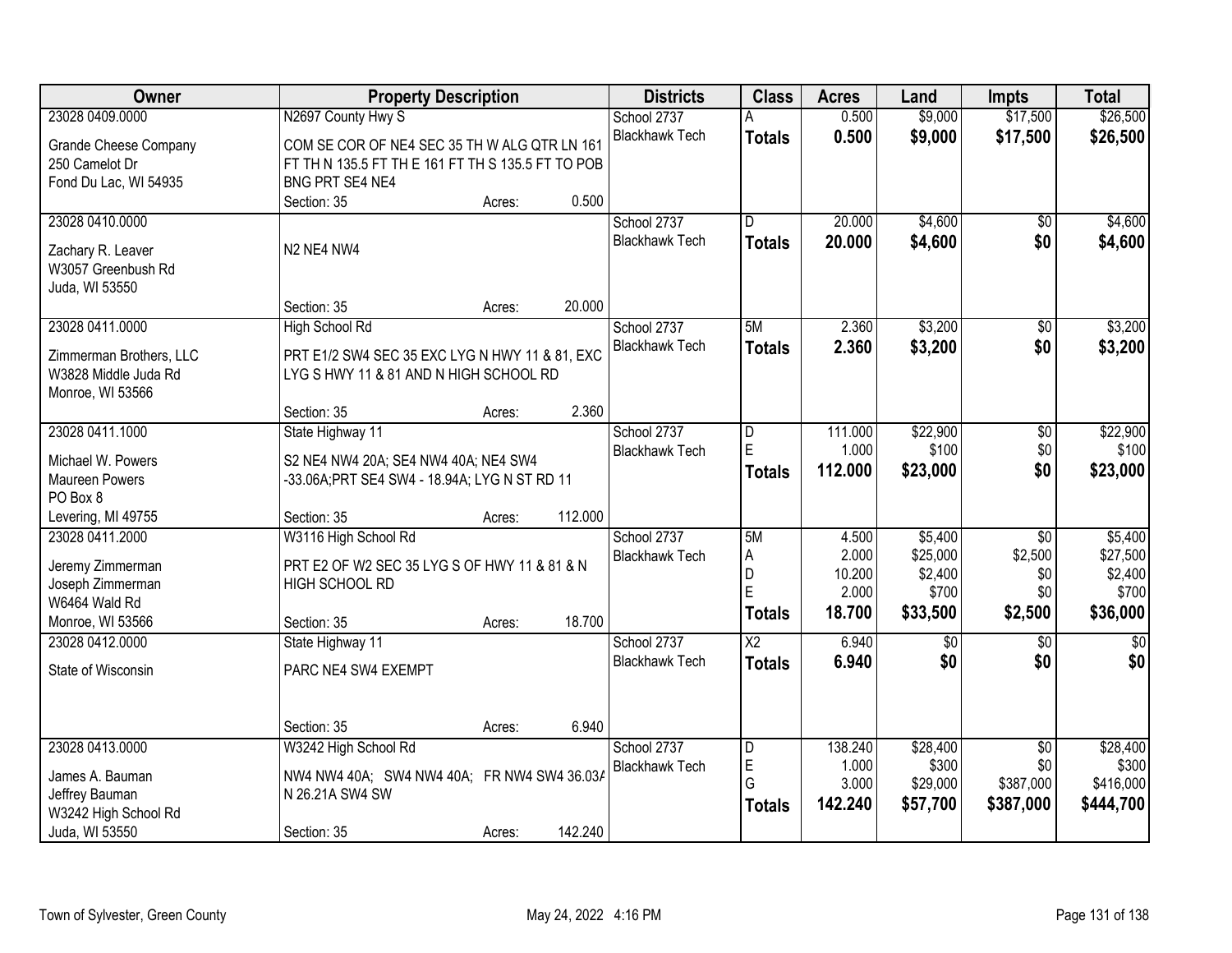| Owner | Property Description | Districts | Class | Acres | Land | Impts | Total |
|---|---|---|---|---|---|---|---|
| 23028 0409.0000 | N2697 County Hwy S | School 2737 | A | 0.500 | $9,000 | $17,500 | $26,500 |
| Grande Cheese Company<br>250 Camelot Dr<br>Fond Du Lac, WI 54935 | COM SE COR OF NE4 SEC 35 TH W ALG QTR LN 161 FT TH N 135.5 FT TH E 161 FT TH S 135.5 FT TO POB BNG PRT SE4 NE4<br>Section: 35 Acres: 0.500 | Blackhawk Tech | **Totals** | **0.500** | **$9,000** | **$17,500** | **$26,500** |
| 23028 0410.0000 | | School 2737 | D | 20.000 | $4,600 | $0 | $4,600 |
| Zachary R. Leaver<br>W3057 Greenbush Rd<br>Juda, WI 53550 | N2 NE4 NW4<br>Section: 35 Acres: 20.000 | Blackhawk Tech | **Totals** | **20.000** | **$4,600** | **$0** | **$4,600** |
| 23028 0411.0000 | High School Rd | School 2737 | 5M | 2.360 | $3,200 | $0 | $3,200 |
| Zimmerman Brothers, LLC<br>W3828 Middle Juda Rd<br>Monroe, WI 53566 | PRT E1/2 SW4 SEC 35 EXC LYG N HWY 11 & 81, EXC LYG S HWY 11 & 81 AND N HIGH SCHOOL RD<br>Section: 35 Acres: 2.360 | Blackhawk Tech | **Totals** | **2.360** | **$3,200** | **$0** | **$3,200** |
| 23028 0411.1000 | State Highway 11 | School 2737 | D | 111.000 | $22,900 | $0 | $22,900 |
| Michael W. Powers<br>Maureen Powers<br>PO Box 8<br>Levering, MI 49755 | S2 NE4 NW4 20A; SE4 NW4 40A; NE4 SW4 -33.06A;PRT SE4 SW4 - 18.94A; LYG N ST RD 11<br>Section: 35 Acres: 112.000 | Blackhawk Tech | E | 1.000 | $100 | $0 | $100 |
| | | | **Totals** | **112.000** | **$23,000** | **$0** | **$23,000** |
| 23028 0411.2000 | W3116 High School Rd | School 2737 | 5M | 4.500 | $5,400 | $0 | $5,400 |
| Jeremy Zimmerman<br>Joseph Zimmerman<br>W6464 Wald Rd<br>Monroe, WI 53566 | PRT E2 OF W2 SEC 35 LYG S OF HWY 11 & 81 & N HIGH SCHOOL RD<br>Section: 35 Acres: 18.700 | Blackhawk Tech | A | 2.000 | $25,000 | $2,500 | $27,500 |
| | | | D | 10.200 | $2,400 | $0 | $2,400 |
| | | | E | 2.000 | $700 | $0 | $700 |
| | | | **Totals** | **18.700** | **$33,500** | **$2,500** | **$36,000** |
| 23028 0412.0000 | State Highway 11 | School 2737 | X2 | 6.940 | $0 | $0 | $0 |
| State of Wisconsin | PARC NE4 SW4 EXEMPT<br>Section: 35 Acres: 6.940 | Blackhawk Tech | **Totals** | **6.940** | **$0** | **$0** | **$0** |
| 23028 0413.0000 | W3242 High School Rd | School 2737 | D | 138.240 | $28,400 | $0 | $28,400 |
| James A. Bauman<br>Jeffrey Bauman<br>W3242 High School Rd<br>Juda, WI 53550 | NW4 NW4 40A; SW4 NW4 40A; FR NW4 SW4 36.03A N 26.21A SW4 SW<br>Section: 35 Acres: 142.240 | Blackhawk Tech | E | 1.000 | $300 | $0 | $300 |
| | | | G | 3.000 | $29,000 | $387,000 | $416,000 |
| | | | **Totals** | **142.240** | **$57,700** | **$387,000** | **$444,700** |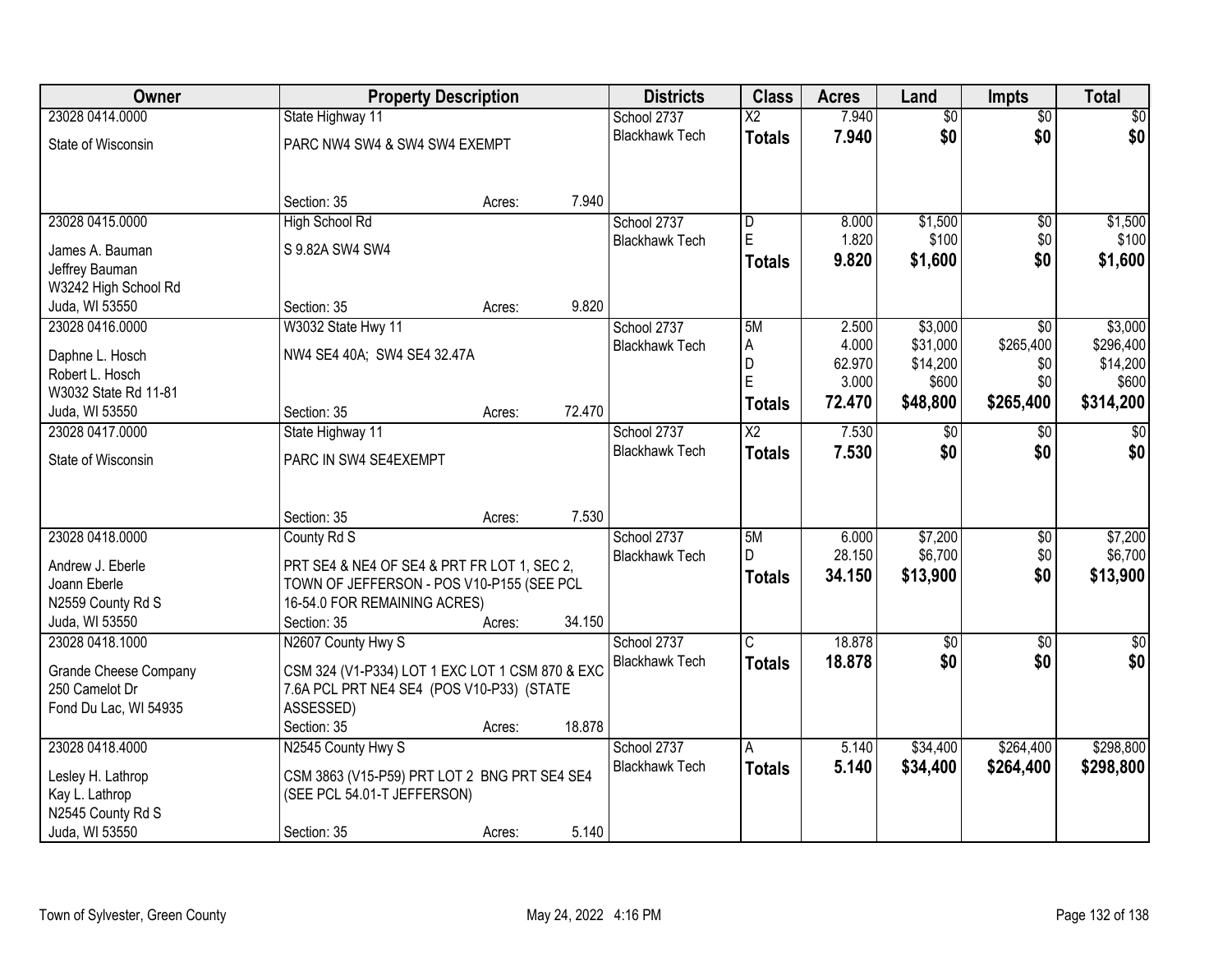| Owner | Property Description | Districts | Class | Acres | Land | Impts | Total |
|---|---|---|---|---|---|---|---|
| 23028 0414.0000<br>State of Wisconsin | State Highway 11<br>PARC NW4 SW4 & SW4 SW4 EXEMPT<br>Section: 35 Acres: 7.940 | School 2737<br>Blackhawk Tech | X2<br>**Totals** | 7.940<br>**7.940** | $0<br>**$0** | $0<br>**$0** | $0<br>**$0** |
| 23028 0415.0000<br>James A. Bauman<br>Jeffrey Bauman<br>W3242 High School Rd<br>Juda, WI 53550 | High School Rd<br>S 9.82A SW4 SW4<br>Section: 35 Acres: 9.820 | School 2737<br>Blackhawk Tech | D<br>E<br>**Totals** | 8.000<br>1.820<br>**9.820** | $1,500<br>$100<br>**$1,600** | $0<br>$0<br>**$0** | $1,500<br>$100<br>**$1,600** |
| 23028 0416.0000<br>Daphne L. Hosch<br>Robert L. Hosch<br>W3032 State Rd 11-81<br>Juda, WI 53550 | W3032 State Hwy 11<br>NW4 SE4 40A; SW4 SE4 32.47A<br>Section: 35 Acres: 72.470 | School 2737<br>Blackhawk Tech | 5M<br>A<br>D<br>E<br>**Totals** | 2.500<br>4.000<br>62.970<br>3.000<br>**72.470** | $3,000<br>$31,000<br>$14,200<br>$600<br>**$48,800** | $0<br>$265,400<br>$0<br>$0<br>**$265,400** | $3,000<br>$296,400<br>$14,200<br>$600<br>**$314,200** |
| 23028 0417.0000<br>State of Wisconsin | State Highway 11<br>PARC IN SW4 SE4EXEMPT<br>Section: 35 Acres: 7.530 | School 2737<br>Blackhawk Tech | X2<br>**Totals** | 7.530<br>**7.530** | $0<br>**$0** | $0<br>**$0** | $0<br>**$0** |
| 23028 0418.0000<br>Andrew J. Eberle<br>Joann Eberle<br>N2559 County Rd S<br>Juda, WI 53550 | County Rd S<br>PRT SE4 & NE4 OF SE4 & PRT FR LOT 1, SEC 2, TOWN OF JEFFERSON - POS V10-P155 (SEE PCL 16-54.0 FOR REMAINING ACRES)<br>Section: 35 Acres: 34.150 | School 2737<br>Blackhawk Tech | 5M<br>D<br>**Totals** | 6.000<br>28.150<br>**34.150** | $7,200<br>$6,700<br>**$13,900** | $0<br>$0<br>**$0** | $7,200<br>$6,700<br>**$13,900** |
| 23028 0418.1000<br>Grande Cheese Company<br>250 Camelot Dr<br>Fond Du Lac, WI 54935 | N2607 County Hwy S<br>CSM 324 (V1-P334) LOT 1 EXC LOT 1 CSM 870 & EXC 7.6A PCL PRT NE4 SE4 (POS V10-P33) (STATE ASSESSED)<br>Section: 35 Acres: 18.878 | School 2737<br>Blackhawk Tech | C<br>**Totals** | 18.878<br>**18.878** | $0<br>**$0** | $0<br>**$0** | $0<br>**$0** |
| 23028 0418.4000<br>Lesley H. Lathrop<br>Kay L. Lathrop<br>N2545 County Rd S<br>Juda, WI 53550 | N2545 County Hwy S<br>CSM 3863 (V15-P59) PRT LOT 2 BNG PRT SE4 SE4 (SEE PCL 54.01-T JEFFERSON)<br>Section: 35 Acres: 5.140 | School 2737<br>Blackhawk Tech | A<br>**Totals** | 5.140<br>**5.140** | $34,400<br>**$34,400** | $264,400<br>**$264,400** | $298,800<br>**$298,800** |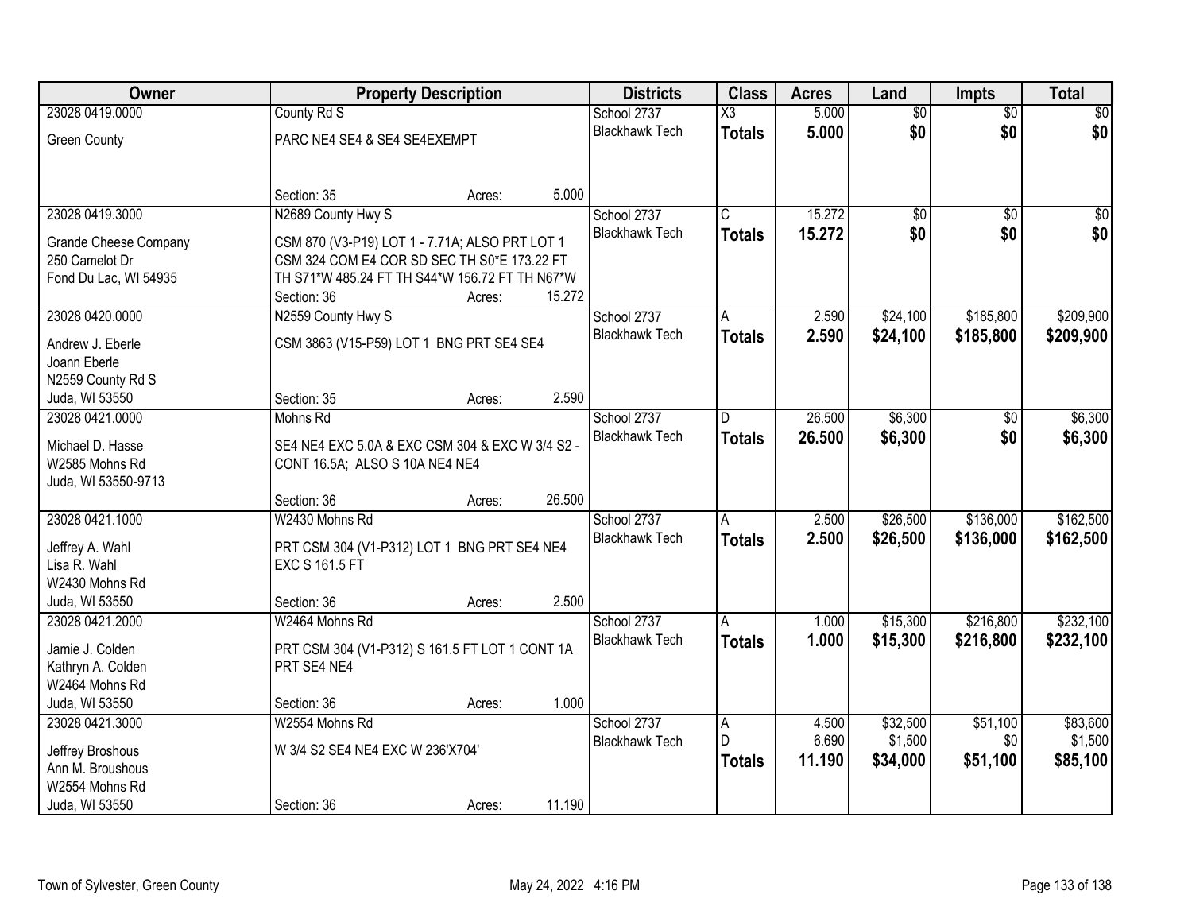| Owner | Property Description | Districts | Class | Acres | Land | Impts | Total |
|---|---|---|---|---|---|---|---|
| 23028 0419.0000<br>Green County | County Rd S<br>PARC NE4 SE4 & SE4 SE4EXEMPT<br>Section: 35 Acres: 5.000 | School 2737<br>Blackhawk Tech | X3<br>**Totals** | 5.000<br>**5.000** | $0<br>**$0** | $0<br>**$0** | $0<br>**$0** |
| 23028 0419.3000<br>Grande Cheese Company<br>250 Camelot Dr<br>Fond Du Lac, WI 54935 | N2689 County Hwy S<br>CSM 870 (V3-P19) LOT 1 - 7.71A; ALSO PRT LOT 1 CSM 324 COM E4 COR SD SEC TH S0*E 173.22 FT TH S71*W 485.24 FT TH S44*W 156.72 FT TH N67*W<br>Section: 36 Acres: 15.272 | School 2737<br>Blackhawk Tech | C<br>**Totals** | 15.272<br>**15.272** | $0<br>**$0** | $0<br>**$0** | $0<br>**$0** |
| 23028 0420.0000<br>Andrew J. Eberle<br>Joann Eberle<br>N2559 County Rd S<br>Juda, WI 53550 | N2559 County Hwy S<br>CSM 3863 (V15-P59) LOT 1 BNG PRT SE4 SE4<br>Section: 35 Acres: 2.590 | School 2737<br>Blackhawk Tech | A<br>**Totals** | 2.590<br>**2.590** | $24,100<br>**$24,100** | $185,800<br>**$185,800** | $209,900<br>**$209,900** |
| 23028 0421.0000<br>Michael D. Hasse<br>W2585 Mohns Rd<br>Juda, WI 53550-9713 | Mohns Rd<br>SE4 NE4 EXC 5.0A & EXC CSM 304 & EXC W 3/4 S2 - CONT 16.5A; ALSO S 10A NE4 NE4<br>Section: 36 Acres: 26.500 | School 2737<br>Blackhawk Tech | D<br>**Totals** | 26.500<br>**26.500** | $6,300<br>**$6,300** | $0<br>**$0** | $6,300<br>**$6,300** |
| 23028 0421.1000<br>Jeffrey A. Wahl<br>Lisa R. Wahl<br>W2430 Mohns Rd<br>Juda, WI 53550 | W2430 Mohns Rd<br>PRT CSM 304 (V1-P312) LOT 1 BNG PRT SE4 NE4 EXC S 161.5 FT<br>Section: 36 Acres: 2.500 | School 2737<br>Blackhawk Tech | A<br>**Totals** | 2.500<br>**2.500** | $26,500<br>**$26,500** | $136,000<br>**$136,000** | $162,500<br>**$162,500** |
| 23028 0421.2000<br>Jamie J. Colden<br>Kathryn A. Colden<br>W2464 Mohns Rd<br>Juda, WI 53550 | W2464 Mohns Rd<br>PRT CSM 304 (V1-P312) S 161.5 FT LOT 1 CONT 1A PRT SE4 NE4<br>Section: 36 Acres: 1.000 | School 2737<br>Blackhawk Tech | A<br>**Totals** | 1.000<br>**1.000** | $15,300<br>**$15,300** | $216,800<br>**$216,800** | $232,100<br>**$232,100** |
| 23028 0421.3000<br>Jeffrey Broshous<br>Ann M. Broushous<br>W2554 Mohns Rd<br>Juda, WI 53550 | W2554 Mohns Rd<br>W 3/4 S2 SE4 NE4 EXC W 236'X704'<br>Section: 36 Acres: 11.190 | School 2737<br>Blackhawk Tech | A<br>D<br>**Totals** | 4.500<br>6.690<br>**11.190** | $32,500<br>$1,500<br>**$34,000** | $51,100<br>$0<br>**$51,100** | $83,600<br>$1,500<br>**$85,100** |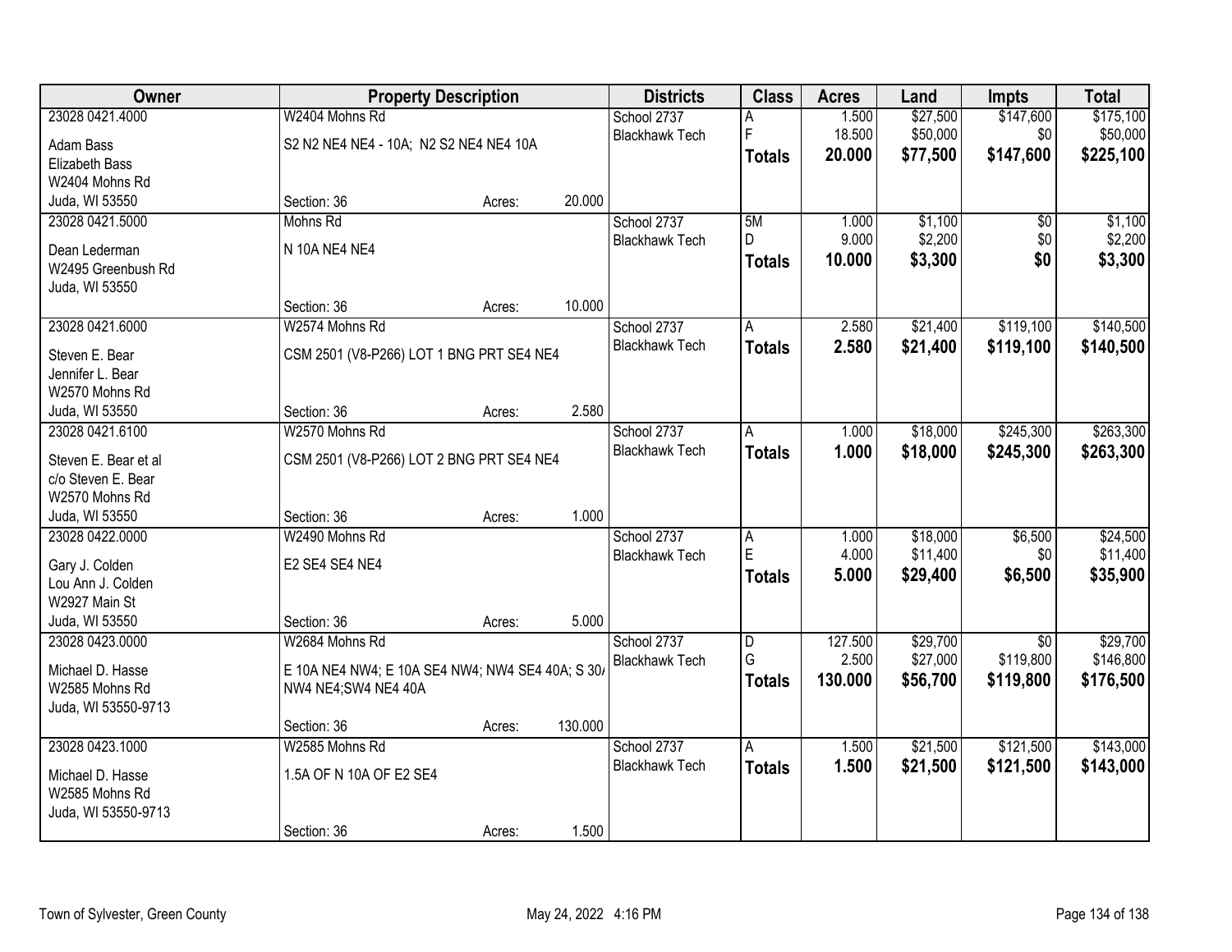| Owner | Property Description | | | Districts | Class | Acres | Land | Impts | Total |
|---|---|---|---|---|---|---|---|---|---|
| 23028 0421.4000 | W2404 Mohns Rd | | | School 2737 | A | 1.500 | $27,500 | $147,600 | $175,100 |
| Adam Bass | S2 N2 NE4 NE4 - 10A; N2 S2 NE4 NE4 10A | | | Blackhawk Tech | F | 18.500 | $50,000 | $0 | $50,000 |
| Elizabeth Bass | | | | | **Totals** | **20.000** | **$77,500** | **$147,600** | **$225,100** |
| W2404 Mohns Rd | | | | | | | | | |
| Juda, WI 53550 | Section: 36 | Acres: | 20.000 | | | | | | |
| 23028 0421.5000 | Mohns Rd | | | School 2737 | 5M | 1.000 | $1,100 | $0 | $1,100 |
| Dean Lederman | N 10A NE4 NE4 | | | Blackhawk Tech | D | 9.000 | $2,200 | $0 | $2,200 |
| W2495 Greenbush Rd | | | | | **Totals** | **10.000** | **$3,300** | **$0** | **$3,300** |
| Juda, WI 53550 | | | | | | | | | |
| | Section: 36 | Acres: | 10.000 | | | | | | |
| 23028 0421.6000 | W2574 Mohns Rd | | | School 2737 | A | 2.580 | $21,400 | $119,100 | $140,500 |
| Steven E. Bear | CSM 2501 (V8-P266) LOT 1 BNG PRT SE4 NE4 | | | Blackhawk Tech | **Totals** | **2.580** | **$21,400** | **$119,100** | **$140,500** |
| Jennifer L. Bear | | | | | | | | | |
| W2570 Mohns Rd | | | | | | | | | |
| Juda, WI 53550 | Section: 36 | Acres: | 2.580 | | | | | | |
| 23028 0421.6100 | W2570 Mohns Rd | | | School 2737 | A | 1.000 | $18,000 | $245,300 | $263,300 |
| Steven E. Bear et al | CSM 2501 (V8-P266) LOT 2 BNG PRT SE4 NE4 | | | Blackhawk Tech | **Totals** | **1.000** | **$18,000** | **$245,300** | **$263,300** |
| c/o Steven E. Bear | | | | | | | | | |
| W2570 Mohns Rd | | | | | | | | | |
| Juda, WI 53550 | Section: 36 | Acres: | 1.000 | | | | | | |
| 23028 0422.0000 | W2490 Mohns Rd | | | School 2737 | A | 1.000 | $18,000 | $6,500 | $24,500 |
| Gary J. Colden | E2 SE4 SE4 NE4 | | | Blackhawk Tech | E | 4.000 | $11,400 | $0 | $11,400 |
| Lou Ann J. Colden | | | | | **Totals** | **5.000** | **$29,400** | **$6,500** | **$35,900** |
| W2927 Main St | | | | | | | | | |
| Juda, WI 53550 | Section: 36 | Acres: | 5.000 | | | | | | |
| 23028 0423.0000 | W2684 Mohns Rd | | | School 2737 | D | 127.500 | $29,700 | $0 | $29,700 |
| Michael D. Hasse | E 10A NE4 NW4; E 10A SE4 NW4; NW4 SE4 40A; S 30/ NW4 NE4;SW4 NE4 40A | | | Blackhawk Tech | G | 2.500 | $27,000 | $119,800 | $146,800 |
| W2585 Mohns Rd | | | | | **Totals** | **130.000** | **$56,700** | **$119,800** | **$176,500** |
| Juda, WI 53550-9713 | | | | | | | | | |
| | Section: 36 | Acres: | 130.000 | | | | | | |
| 23028 0423.1000 | W2585 Mohns Rd | | | School 2737 | A | 1.500 | $21,500 | $121,500 | $143,000 |
| Michael D. Hasse | 1.5A OF N 10A OF E2 SE4 | | | Blackhawk Tech | **Totals** | **1.500** | **$21,500** | **$121,500** | **$143,000** |
| W2585 Mohns Rd | | | | | | | | | |
| Juda, WI 53550-9713 | | | | | | | | | |
| | Section: 36 | Acres: | 1.500 | | | | | | |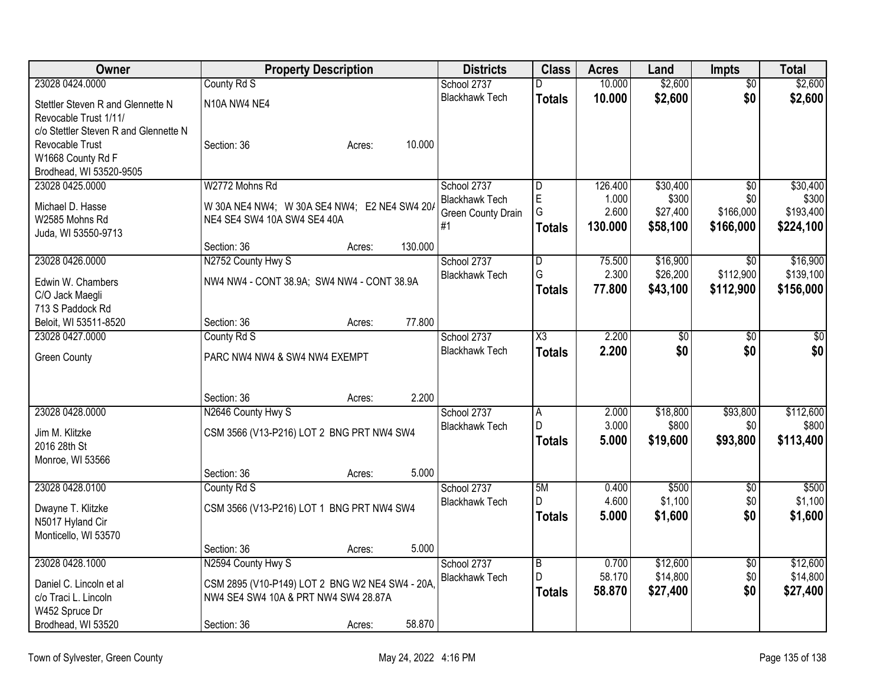| Owner | Property Description | Districts | Class | Acres | Land | Impts | Total |
|---|---|---|---|---|---|---|---|
| 23028 0424.0000<br>Stettler Steven R and Glennette N Revocable Trust 1/11/<br>c/o Stettler Steven R and Glennette N Revocable Trust<br>W1668 County Rd F<br>Brodhead, WI 53520-9505 | County Rd S<br>N10A NW4 NE4<br>Section: 36 Acres: 10.000 | School 2737<br>Blackhawk Tech | D<br>**Totals** | 10.000<br>**10.000** | $2,600<br>**$2,600** | $0<br>**$0** | $2,600<br>**$2,600** |
| 23028 0425.0000<br>Michael D. Hasse<br>W2585 Mohns Rd<br>Juda, WI 53550-9713 | W2772 Mohns Rd<br>W 30A NE4 NW4; W 30A SE4 NW4; E2 NE4 SW4 20A NE4 SE4 SW4 10A SW4 SE4 40A<br>Section: 36 Acres: 130.000 | School 2737<br>Blackhawk Tech<br>Green County Drain #1 | D<br>E<br>G<br>**Totals** | 126.400<br>1.000<br>2.600<br>**130.000** | $30,400<br>$300<br>$27,400<br>**$58,100** | $0<br>$0<br>$166,000<br>**$166,000** | $30,400<br>$300<br>$193,400<br>**$224,100** |
| 23028 0426.0000<br>Edwin W. Chambers<br>C/O Jack Maegli<br>713 S Paddock Rd<br>Beloit, WI 53511-8520 | N2752 County Hwy S<br>NW4 NW4 - CONT 38.9A; SW4 NW4 - CONT 38.9A<br>Section: 36 Acres: 77.800 | School 2737<br>Blackhawk Tech | D<br>G<br>**Totals** | 75.500<br>2.300<br>**77.800** | $16,900<br>$26,200<br>**$43,100** | $0<br>$112,900<br>**$112,900** | $16,900<br>$139,100<br>**$156,000** |
| 23028 0427.0000<br>Green County | County Rd S<br>PARC NW4 NW4 & SW4 NW4 EXEMPT<br>Section: 36 Acres: 2.200 | School 2737<br>Blackhawk Tech | X3<br>**Totals** | 2.200<br>**2.200** | $0<br>**$0** | $0<br>**$0** | $0<br>**$0** |
| 23028 0428.0000<br>Jim M. Klitzke<br>2016 28th St<br>Monroe, WI 53566 | N2646 County Hwy S<br>CSM 3566 (V13-P216) LOT 2 BNG PRT NW4 SW4<br>Section: 36 Acres: 5.000 | School 2737<br>Blackhawk Tech | A<br>D<br>**Totals** | 2.000<br>3.000<br>**5.000** | $18,800<br>$800<br>**$19,600** | $93,800<br>$0<br>**$93,800** | $112,600<br>$800<br>**$113,400** |
| 23028 0428.0100<br>Dwayne T. Klitzke<br>N5017 Hyland Cir<br>Monticello, WI 53570 | County Rd S<br>CSM 3566 (V13-P216) LOT 1 BNG PRT NW4 SW4<br>Section: 36 Acres: 5.000 | School 2737<br>Blackhawk Tech | 5M<br>D<br>**Totals** | 0.400<br>4.600<br>**5.000** | $500<br>$1,100<br>**$1,600** | $0<br>$0<br>**$0** | $500<br>$1,100<br>**$1,600** |
| 23028 0428.1000<br>Daniel C. Lincoln et al<br>c/o Traci L. Lincoln<br>W452 Spruce Dr<br>Brodhead, WI 53520 | N2594 County Hwy S<br>CSM 2895 (V10-P149) LOT 2 BNG W2 NE4 SW4 - 20A, NW4 SE4 SW4 10A & PRT NW4 SW4 28.87A<br>Section: 36 Acres: 58.870 | School 2737<br>Blackhawk Tech | B<br>D<br>**Totals** | 0.700<br>58.170<br>**58.870** | $12,600<br>$14,800<br>**$27,400** | $0<br>$0<br>**$0** | $12,600<br>$14,800<br>**$27,400** |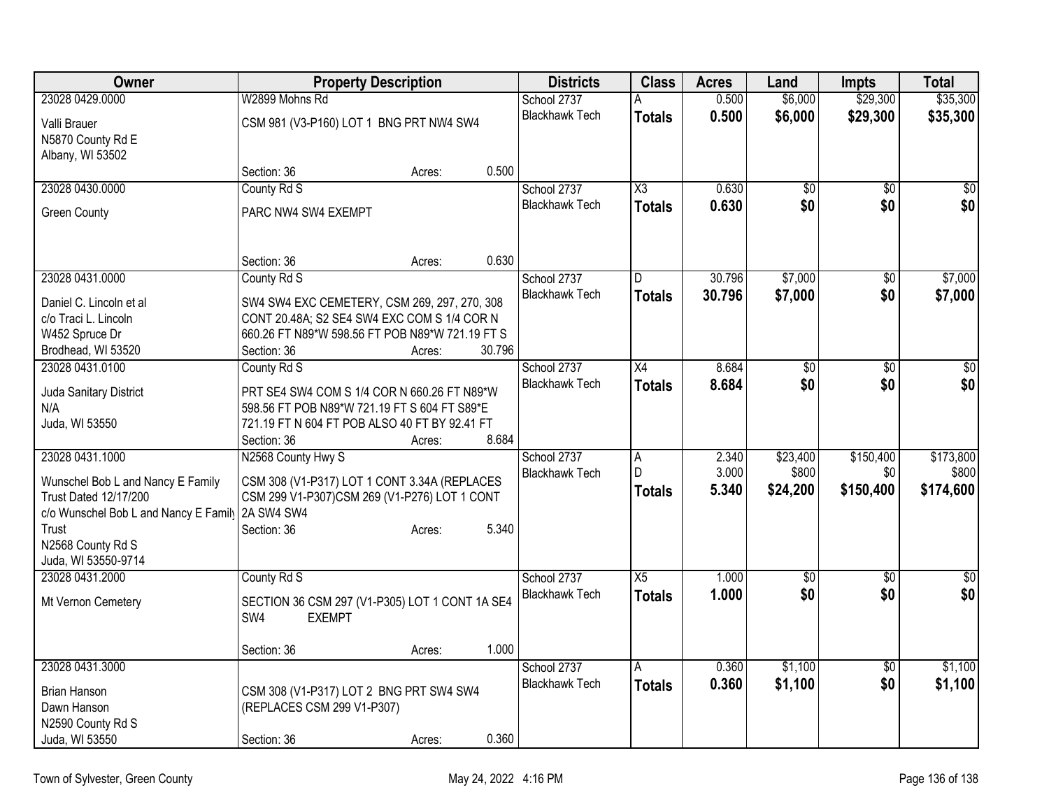| Owner | Property Description | Districts | Class | Acres | Land | Impts | Total |
|---|---|---|---|---|---|---|---|
| 23028 0429.0000<br>Valli Brauer<br>N5870 County Rd E<br>Albany, WI 53502 | W2899 Mohns Rd<br>CSM 981 (V3-P160) LOT 1 BNG PRT NW4 SW4<br>Section: 36 Acres: 0.500 | School 2737<br>Blackhawk Tech | A<br>**Totals** | 0.500<br>**0.500** | $6,000<br>**$6,000** | $29,300<br>**$29,300** | $35,300<br>**$35,300** |
| 23028 0430.0000<br>Green County | County Rd S<br>PARC NW4 SW4 EXEMPT<br>Section: 36 Acres: 0.630 | School 2737<br>Blackhawk Tech | X3<br>**Totals** | 0.630<br>**0.630** | $0<br>**$0** | $0<br>**$0** | $0<br>**$0** |
| 23028 0431.0000<br>Daniel C. Lincoln et al<br>c/o Traci L. Lincoln<br>W452 Spruce Dr<br>Brodhead, WI 53520 | County Rd S<br>SW4 SW4 EXC CEMETERY, CSM 269, 297, 270, 308 CONT 20.48A; S2 SE4 SW4 EXC COM S 1/4 COR N 660.26 FT N89*W 598.56 FT POB N89*W 721.19 FT S<br>Section: 36 Acres: 30.796 | School 2737<br>Blackhawk Tech | D<br>**Totals** | 30.796<br>**30.796** | $7,000<br>**$7,000** | $0<br>**$0** | $7,000<br>**$7,000** |
| 23028 0431.0100<br>Juda Sanitary District<br>N/A<br>Juda, WI 53550 | County Rd S<br>PRT SE4 SW4 COM S 1/4 COR N 660.26 FT N89*W 598.56 FT POB N89*W 721.19 FT S 604 FT S89*E 721.19 FT N 604 FT POB ALSO 40 FT BY 92.41 FT<br>Section: 36 Acres: 8.684 | School 2737<br>Blackhawk Tech | X4<br>**Totals** | 8.684<br>**8.684** | $0<br>**$0** | $0<br>**$0** | $0<br>**$0** |
| 23028 0431.1000<br>Wunschel Bob L and Nancy E Family Trust Dated 12/17/200<br>c/o Wunschel Bob L and Nancy E Family Trust<br>N2568 County Rd S<br>Juda, WI 53550-9714 | N2568 County Hwy S<br>CSM 308 (V1-P317) LOT 1 CONT 3.34A (REPLACES CSM 299 V1-P307)CSM 269 (V1-P276) LOT 1 CONT 2A SW4 SW4<br>Section: 36 Acres: 5.340 | School 2737<br>Blackhawk Tech | A<br>D<br>**Totals** | 2.340<br>3.000<br>**5.340** | $23,400<br>$800<br>**$24,200** | $150,400<br>$0<br>**$150,400** | $173,800<br>$800<br>**$174,600** |
| 23028 0431.2000<br>Mt Vernon Cemetery | County Rd S<br>SECTION 36 CSM 297 (V1-P305) LOT 1 CONT 1A SE4 SW4 EXEMPT<br>Section: 36 Acres: 1.000 | School 2737<br>Blackhawk Tech | X5<br>**Totals** | 1.000<br>**1.000** | $0<br>**$0** | $0<br>**$0** | $0<br>**$0** |
| 23028 0431.3000<br>Brian Hanson<br>Dawn Hanson<br>N2590 County Rd S<br>Juda, WI 53550 | CSM 308 (V1-P317) LOT 2 BNG PRT SW4 SW4 (REPLACES CSM 299 V1-P307)<br>Section: 36 Acres: 0.360 | School 2737<br>Blackhawk Tech | A<br>**Totals** | 0.360<br>**0.360** | $1,100<br>**$1,100** | $0<br>**$0** | $1,100<br>**$1,100** |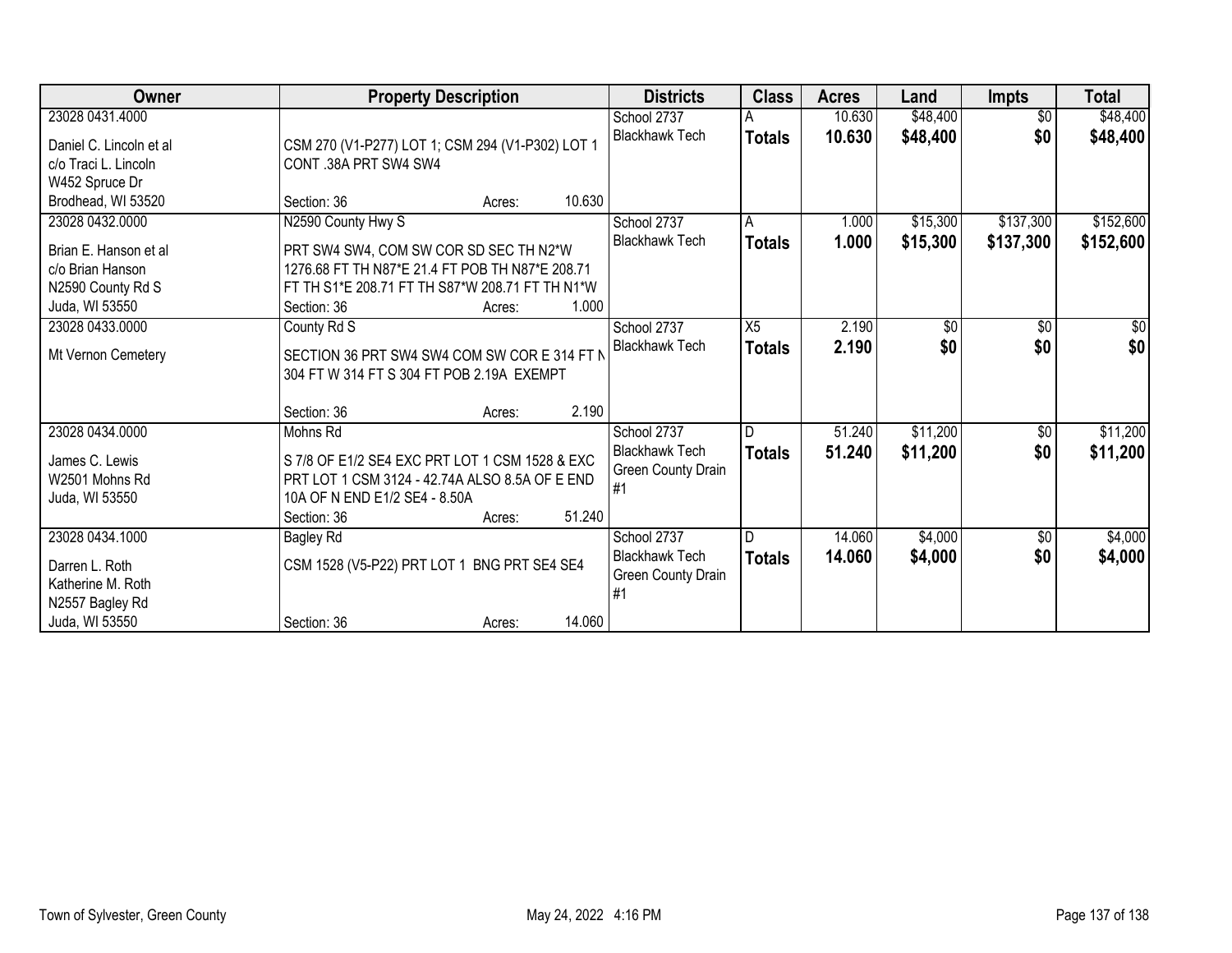| Owner | Property Description | Districts | Class | Acres | Land | Impts | Total |
|---|---|---|---|---|---|---|---|
| 23028 0431.4000<br>Daniel C. Lincoln et al<br>c/o Traci L. Lincoln<br>W452 Spruce Dr<br>Brodhead, WI 53520 | CSM 270 (V1-P277) LOT 1; CSM 294 (V1-P302) LOT 1 CONT .38A PRT SW4 SW4<br>Section: 36 Acres: 10.630 | School 2737<br>Blackhawk Tech | A<br>**Totals** | 10.630<br>**10.630** | $48,400<br>**$48,400** | $0<br>**$0** | $48,400<br>**$48,400** |
| 23028 0432.0000<br>Brian E. Hanson et al<br>c/o Brian Hanson<br>N2590 County Rd S<br>Juda, WI 53550 | N2590 County Hwy S<br>PRT SW4 SW4, COM SW COR SD SEC TH N2*W 1276.68 FT TH N87*E 21.4 FT POB TH N87*E 208.71 FT TH S1*E 208.71 FT TH S87*W 208.71 FT TH N1*W<br>Section: 36 Acres: 1.000 | School 2737<br>Blackhawk Tech | A<br>**Totals** | 1.000<br>**1.000** | $15,300<br>**$15,300** | $137,300<br>**$137,300** | $152,600<br>**$152,600** |
| 23028 0433.0000<br>Mt Vernon Cemetery | County Rd S<br>SECTION 36 PRT SW4 SW4 COM SW COR E 314 FT N 304 FT W 314 FT S 304 FT POB 2.19A EXEMPT<br>Section: 36 Acres: 2.190 | School 2737<br>Blackhawk Tech | X5<br>**Totals** | 2.190<br>**2.190** | $0<br>**$0** | $0<br>**$0** | $0<br>**$0** |
| 23028 0434.0000<br>James C. Lewis<br>W2501 Mohns Rd<br>Juda, WI 53550 | Mohns Rd<br>S 7/8 OF E1/2 SE4 EXC PRT LOT 1 CSM 1528 & EXC PRT LOT 1 CSM 3124 - 42.74A ALSO 8.5A OF E END 10A OF N END E1/2 SE4 - 8.50A<br>Section: 36 Acres: 51.240 | School 2737<br>Blackhawk Tech<br>Green County Drain #1 | D<br>**Totals** | 51.240<br>**51.240** | $11,200<br>**$11,200** | $0<br>**$0** | $11,200<br>**$11,200** |
| 23028 0434.1000<br>Darren L. Roth<br>Katherine M. Roth<br>N2557 Bagley Rd<br>Juda, WI 53550 | Bagley Rd<br>CSM 1528 (V5-P22) PRT LOT 1 BNG PRT SE4 SE4<br>Section: 36 Acres: 14.060 | School 2737<br>Blackhawk Tech<br>Green County Drain #1 | D<br>**Totals** | 14.060<br>**14.060** | $4,000<br>**$4,000** | $0<br>**$0** | $4,000<br>**$4,000** |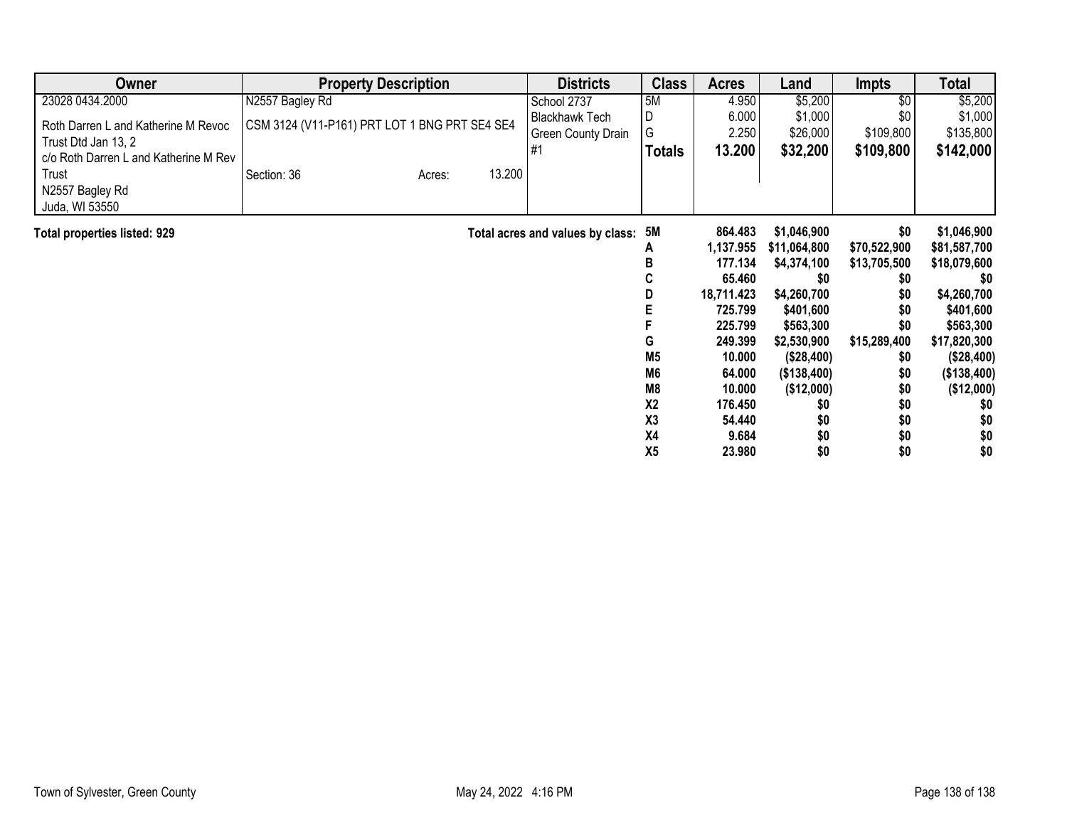| Owner | Property Description | | | Districts | Class | Acres | Land | Impts | Total |
|---|---|---|---|---|---|---|---|---|---|
| 23028 0434.2000 | N2557 Bagley Rd | | | School 2737 | 5M | 4.950 | $5,200 | $0 | $5,200 |
| Roth Darren L and Katherine M Revoc Trust Dtd Jan 13, 2 | CSM 3124 (V11-P161) PRT LOT 1 BNG PRT SE4 SE4 | | | Blackhawk Tech | D | 6.000 | $1,000 | $0 | $1,000 |
| c/o Roth Darren L and Katherine M Rev Trust | Section: 36 | Acres: | 13.200 | Green County Drain #1 | G | 2.250 | $26,000 | $109,800 | $135,800 |
| N2557 Bagley Rd | | | | | **Totals** | **13.200** | **$32,200** | **$109,800** | **$142,000** |
| Juda, WI 53550 | | | | | | | | | |

**Total properties listed: 929**

**Total acres and values by class:**

| Class | Acres | Land | Impts | Total |
|---|---|---|---|---|
| 5M | 864.483 | $1,046,900 | $0 | $1,046,900 |
| A | 1,137.955 | $11,064,800 | $70,522,900 | $81,587,700 |
| B | 177.134 | $4,374,100 | $13,705,500 | $18,079,600 |
| C | 65.460 | $0 | $0 | $0 |
| D | 18,711.423 | $4,260,700 | $0 | $4,260,700 |
| E | 725.799 | $401,600 | $0 | $401,600 |
| F | 225.799 | $563,300 | $0 | $563,300 |
| G | 249.399 | $2,530,900 | $15,289,400 | $17,820,300 |
| M5 | 10.000 | ($28,400) | $0 | ($28,400) |
| M6 | 64.000 | ($138,400) | $0 | ($138,400) |
| M8 | 10.000 | ($12,000) | $0 | ($12,000) |
| X2 | 176.450 | $0 | $0 | $0 |
| X3 | 54.440 | $0 | $0 | $0 |
| X4 | 9.684 | $0 | $0 | $0 |
| X5 | 23.980 | $0 | $0 | $0 |

Town of Sylvester, Green County May 24, 2022 4:16 PM